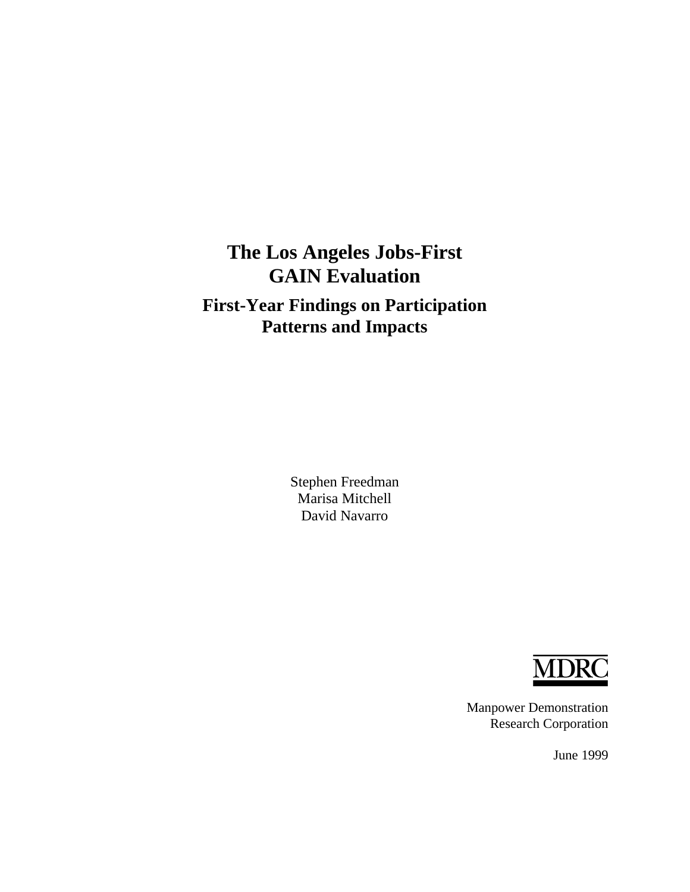# The Los Angeles Jobs-First GAIN Evaluation

## First-Year Findings on Participation Patterns and Impacts

Stephen Freedman
Marisa Mitchell
David Navarro

MDRC

Manpower Demonstration
Research Corporation

June 1999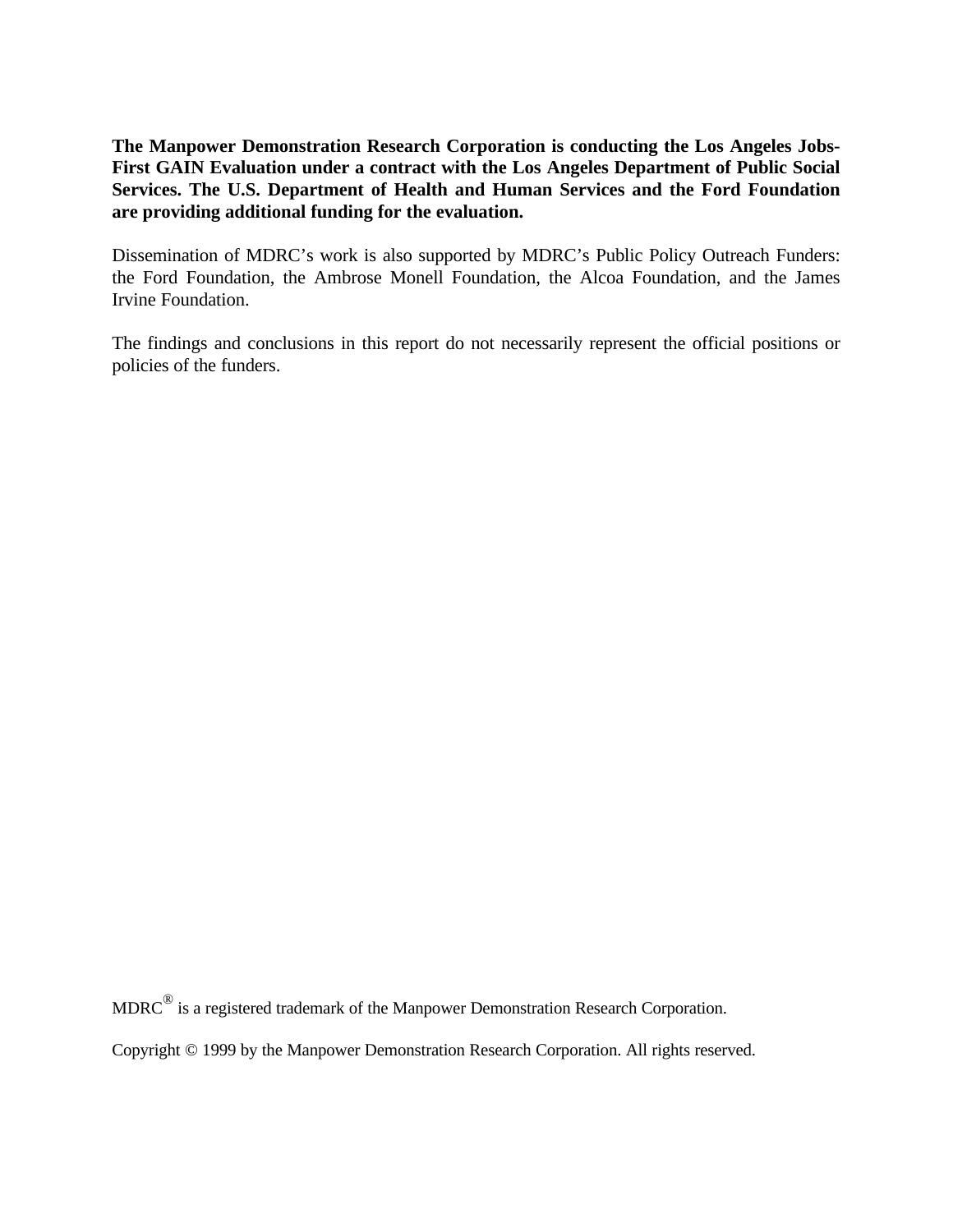**The Manpower Demonstration Research Corporation is conducting the Los Angeles Jobs-First GAIN Evaluation under a contract with the Los Angeles Department of Public Social Services. The U.S. Department of Health and Human Services and the Ford Foundation are providing additional funding for the evaluation.**

Dissemination of MDRC's work is also supported by MDRC's Public Policy Outreach Funders: the Ford Foundation, the Ambrose Monell Foundation, the Alcoa Foundation, and the James Irvine Foundation.

The findings and conclusions in this report do not necessarily represent the official positions or policies of the funders.

MDRC® is a registered trademark of the Manpower Demonstration Research Corporation.

Copyright © 1999 by the Manpower Demonstration Research Corporation. All rights reserved.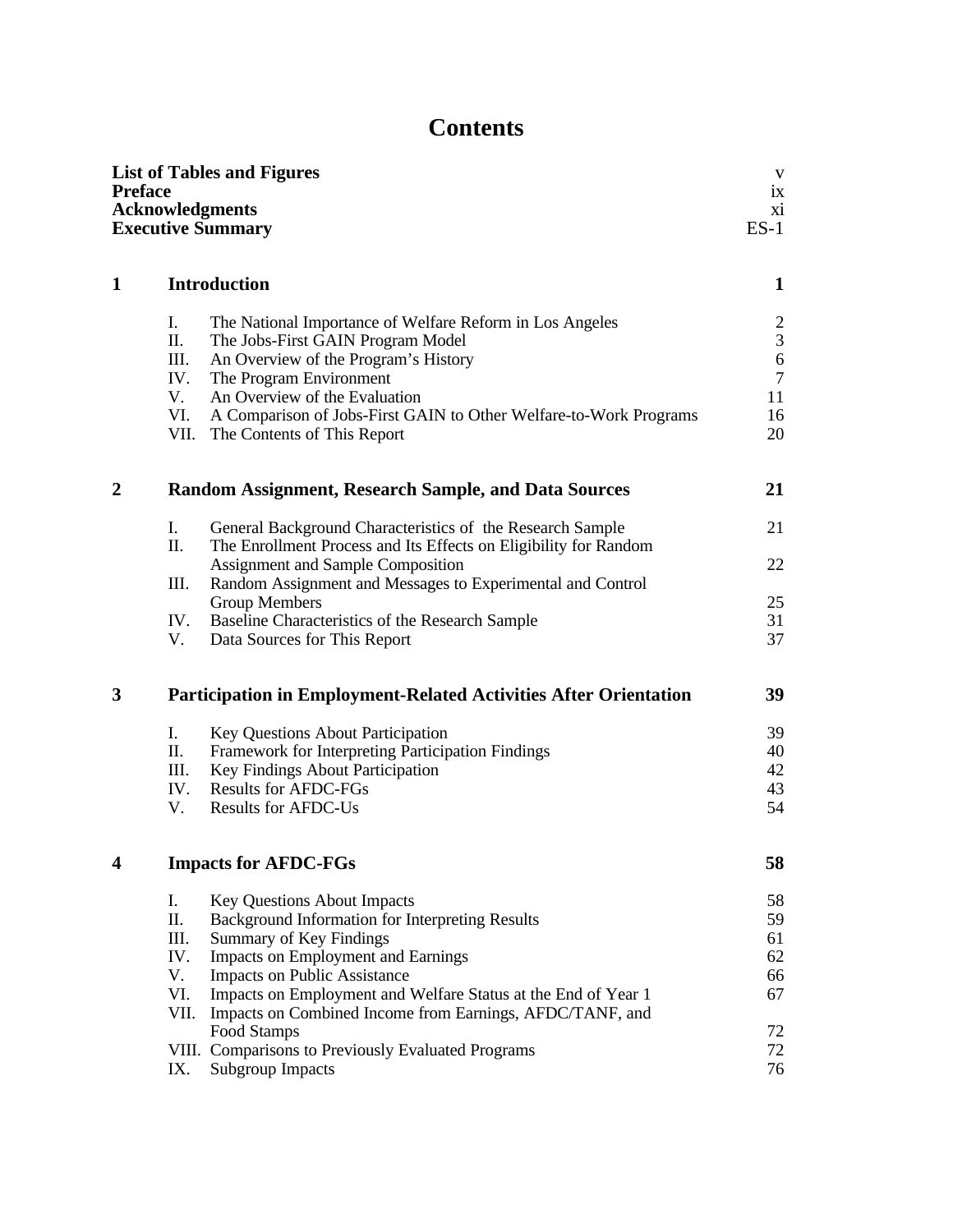# Contents

| | | |
|---|---|---|
| **List of Tables and Figures** | | v |
| **Preface** | | ix |
| **Acknowledgments** | | xi |
| **Executive Summary** | | ES-1 |
| | | |
| **1** | **Introduction** | **1** |
| | I. The National Importance of Welfare Reform in Los Angeles | 2 |
| | II. The Jobs-First GAIN Program Model | 3 |
| | III. An Overview of the Program's History | 6 |
| | IV. The Program Environment | 7 |
| | V. An Overview of the Evaluation | 11 |
| | VI. A Comparison of Jobs-First GAIN to Other Welfare-to-Work Programs | 16 |
| | VII. The Contents of This Report | 20 |
| | | |
| **2** | **Random Assignment, Research Sample, and Data Sources** | **21** |
| | I. General Background Characteristics of the Research Sample | 21 |
| | II. The Enrollment Process and Its Effects on Eligibility for Random Assignment and Sample Composition | 22 |
| | III. Random Assignment and Messages to Experimental and Control Group Members | 25 |
| | IV. Baseline Characteristics of the Research Sample | 31 |
| | V. Data Sources for This Report | 37 |
| | | |
| **3** | **Participation in Employment-Related Activities After Orientation** | **39** |
| | I. Key Questions About Participation | 39 |
| | II. Framework for Interpreting Participation Findings | 40 |
| | III. Key Findings About Participation | 42 |
| | IV. Results for AFDC-FGs | 43 |
| | V. Results for AFDC-Us | 54 |
| | | |
| **4** | **Impacts for AFDC-FGs** | **58** |
| | I. Key Questions About Impacts | 58 |
| | II. Background Information for Interpreting Results | 59 |
| | III. Summary of Key Findings | 61 |
| | IV. Impacts on Employment and Earnings | 62 |
| | V. Impacts on Public Assistance | 66 |
| | VI. Impacts on Employment and Welfare Status at the End of Year 1 | 67 |
| | VII. Impacts on Combined Income from Earnings, AFDC/TANF, and Food Stamps | 72 |
| | VIII. Comparisons to Previously Evaluated Programs | 72 |
| | IX. Subgroup Impacts | 76 |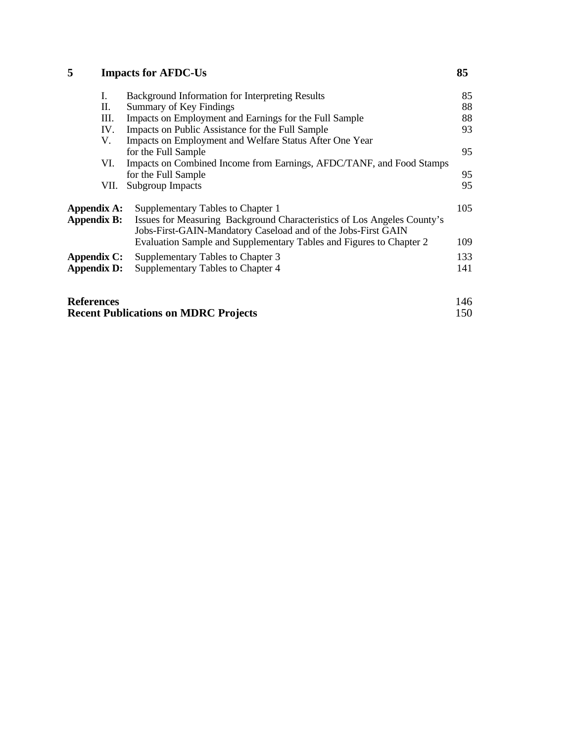| | | | |
|---|---|---|---|
| **5** | **Impacts for AFDC-Us** | | **85** |
| | I. | Background Information for Interpreting Results | 85 |
| | II. | Summary of Key Findings | 88 |
| | III. | Impacts on Employment and Earnings for the Full Sample | 88 |
| | IV. | Impacts on Public Assistance for the Full Sample | 93 |
| | V. | Impacts on Employment and Welfare Status After One Year for the Full Sample | 95 |
| | VI. | Impacts on Combined Income from Earnings, AFDC/TANF, and Food Stamps for the Full Sample | 95 |
| | VII. | Subgroup Impacts | 95 |

| | | |
|---|---|---|
| **Appendix A:** | Supplementary Tables to Chapter 1 | 105 |
| **Appendix B:** | Issues for Measuring Background Characteristics of Los Angeles County's Jobs-First-GAIN-Mandatory Caseload and of the Jobs-First GAIN Evaluation Sample and Supplementary Tables and Figures to Chapter 2 | 109 |
| **Appendix C:** | Supplementary Tables to Chapter 3 | 133 |
| **Appendix D:** | Supplementary Tables to Chapter 4 | 141 |

| | |
|---|---|
| **References** | 146 |
| **Recent Publications on MDRC Projects** | 150 |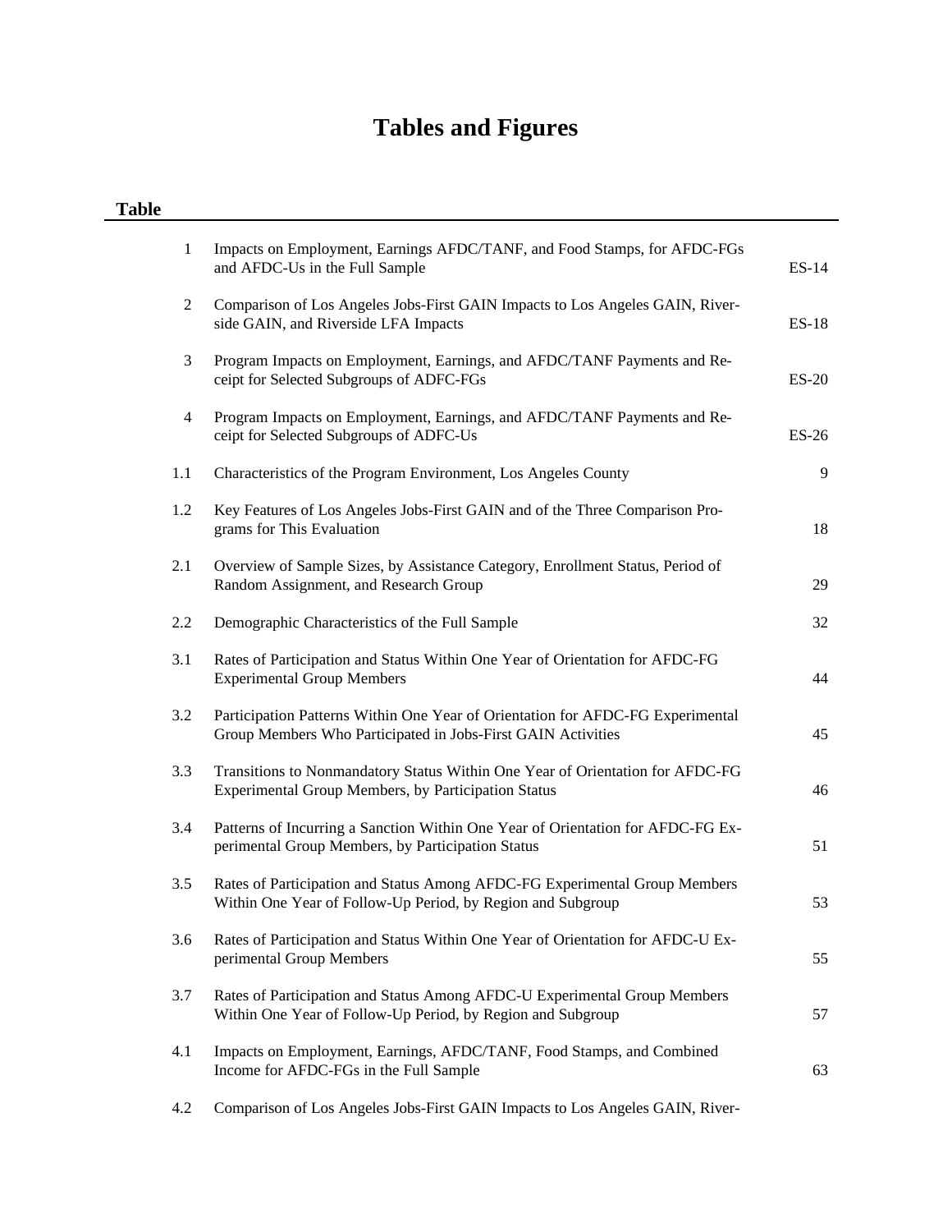# Tables and Figures

| Table | | |
|---|---|---|
| 1 | Impacts on Employment, Earnings AFDC/TANF, and Food Stamps, for AFDC-FGs and AFDC-Us in the Full Sample | ES-14 |
| 2 | Comparison of Los Angeles Jobs-First GAIN Impacts to Los Angeles GAIN, Riverside GAIN, and Riverside LFA Impacts | ES-18 |
| 3 | Program Impacts on Employment, Earnings, and AFDC/TANF Payments and Receipt for Selected Subgroups of ADFC-FGs | ES-20 |
| 4 | Program Impacts on Employment, Earnings, and AFDC/TANF Payments and Receipt for Selected Subgroups of ADFC-Us | ES-26 |
| 1.1 | Characteristics of the Program Environment, Los Angeles County | 9 |
| 1.2 | Key Features of Los Angeles Jobs-First GAIN and of the Three Comparison Programs for This Evaluation | 18 |
| 2.1 | Overview of Sample Sizes, by Assistance Category, Enrollment Status, Period of Random Assignment, and Research Group | 29 |
| 2.2 | Demographic Characteristics of the Full Sample | 32 |
| 3.1 | Rates of Participation and Status Within One Year of Orientation for AFDC-FG Experimental Group Members | 44 |
| 3.2 | Participation Patterns Within One Year of Orientation for AFDC-FG Experimental Group Members Who Participated in Jobs-First GAIN Activities | 45 |
| 3.3 | Transitions to Nonmandatory Status Within One Year of Orientation for AFDC-FG Experimental Group Members, by Participation Status | 46 |
| 3.4 | Patterns of Incurring a Sanction Within One Year of Orientation for AFDC-FG Experimental Group Members, by Participation Status | 51 |
| 3.5 | Rates of Participation and Status Among AFDC-FG Experimental Group Members Within One Year of Follow-Up Period, by Region and Subgroup | 53 |
| 3.6 | Rates of Participation and Status Within One Year of Orientation for AFDC-U Experimental Group Members | 55 |
| 3.7 | Rates of Participation and Status Among AFDC-U Experimental Group Members Within One Year of Follow-Up Period, by Region and Subgroup | 57 |
| 4.1 | Impacts on Employment, Earnings, AFDC/TANF, Food Stamps, and Combined Income for AFDC-FGs in the Full Sample | 63 |
| 4.2 | Comparison of Los Angeles Jobs-First GAIN Impacts to Los Angeles GAIN, River- | |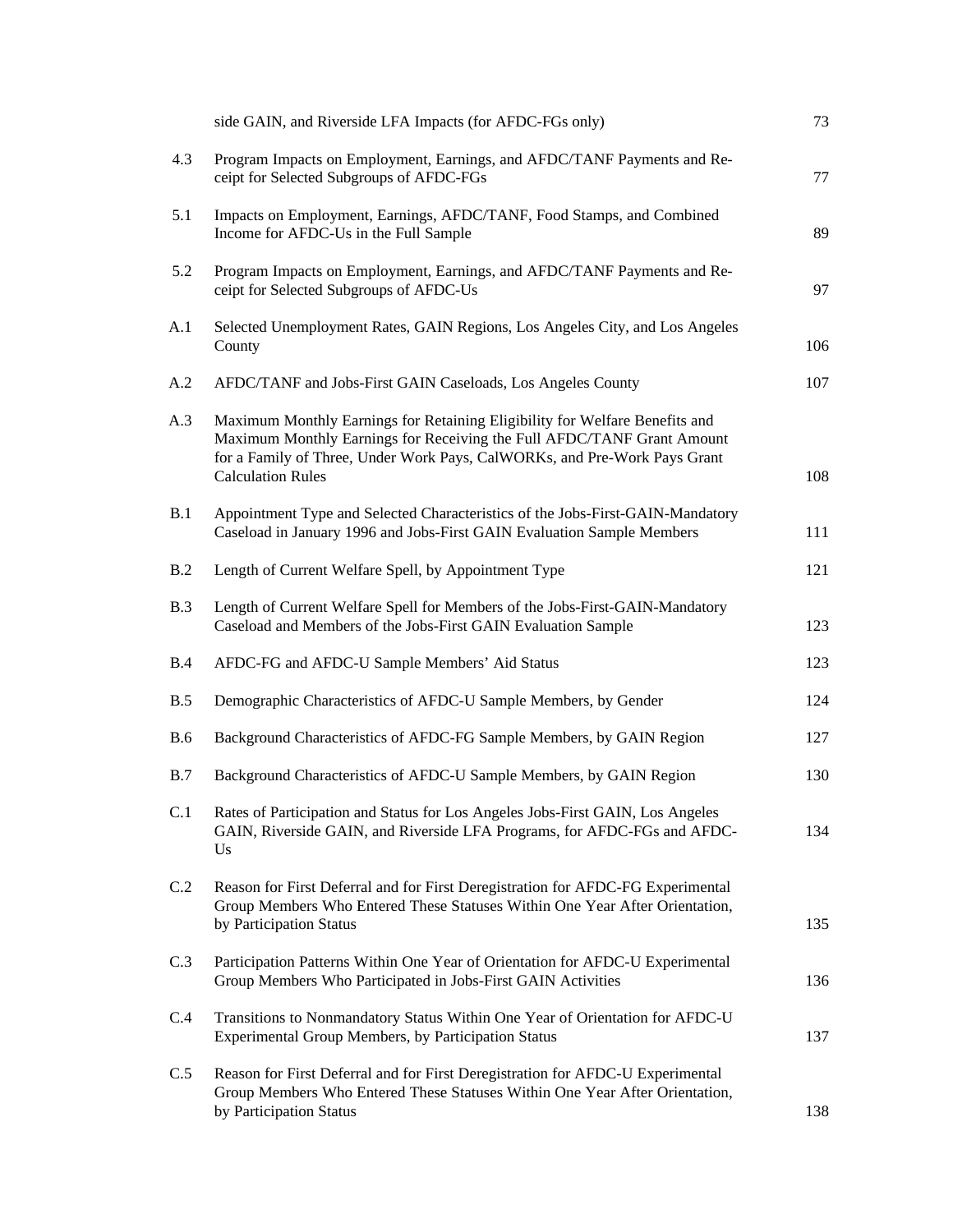| | | |
|---|---|---|
| | side GAIN, and Riverside LFA Impacts (for AFDC-FGs only) | 73 |
| 4.3 | Program Impacts on Employment, Earnings, and AFDC/TANF Payments and Receipt for Selected Subgroups of AFDC-FGs | 77 |
| 5.1 | Impacts on Employment, Earnings, AFDC/TANF, Food Stamps, and Combined Income for AFDC-Us in the Full Sample | 89 |
| 5.2 | Program Impacts on Employment, Earnings, and AFDC/TANF Payments and Receipt for Selected Subgroups of AFDC-Us | 97 |
| A.1 | Selected Unemployment Rates, GAIN Regions, Los Angeles City, and Los Angeles County | 106 |
| A.2 | AFDC/TANF and Jobs-First GAIN Caseloads, Los Angeles County | 107 |
| A.3 | Maximum Monthly Earnings for Retaining Eligibility for Welfare Benefits and Maximum Monthly Earnings for Receiving the Full AFDC/TANF Grant Amount for a Family of Three, Under Work Pays, CalWORKs, and Pre-Work Pays Grant Calculation Rules | 108 |
| B.1 | Appointment Type and Selected Characteristics of the Jobs-First-GAIN-Mandatory Caseload in January 1996 and Jobs-First GAIN Evaluation Sample Members | 111 |
| B.2 | Length of Current Welfare Spell, by Appointment Type | 121 |
| B.3 | Length of Current Welfare Spell for Members of the Jobs-First-GAIN-Mandatory Caseload and Members of the Jobs-First GAIN Evaluation Sample | 123 |
| B.4 | AFDC-FG and AFDC-U Sample Members' Aid Status | 123 |
| B.5 | Demographic Characteristics of AFDC-U Sample Members, by Gender | 124 |
| B.6 | Background Characteristics of AFDC-FG Sample Members, by GAIN Region | 127 |
| B.7 | Background Characteristics of AFDC-U Sample Members, by GAIN Region | 130 |
| C.1 | Rates of Participation and Status for Los Angeles Jobs-First GAIN, Los Angeles GAIN, Riverside GAIN, and Riverside LFA Programs, for AFDC-FGs and AFDC-Us | 134 |
| C.2 | Reason for First Deferral and for First Deregistration for AFDC-FG Experimental Group Members Who Entered These Statuses Within One Year After Orientation, by Participation Status | 135 |
| C.3 | Participation Patterns Within One Year of Orientation for AFDC-U Experimental Group Members Who Participated in Jobs-First GAIN Activities | 136 |
| C.4 | Transitions to Nonmandatory Status Within One Year of Orientation for AFDC-U Experimental Group Members, by Participation Status | 137 |
| C.5 | Reason for First Deferral and for First Deregistration for AFDC-U Experimental Group Members Who Entered These Statuses Within One Year After Orientation, by Participation Status | 138 |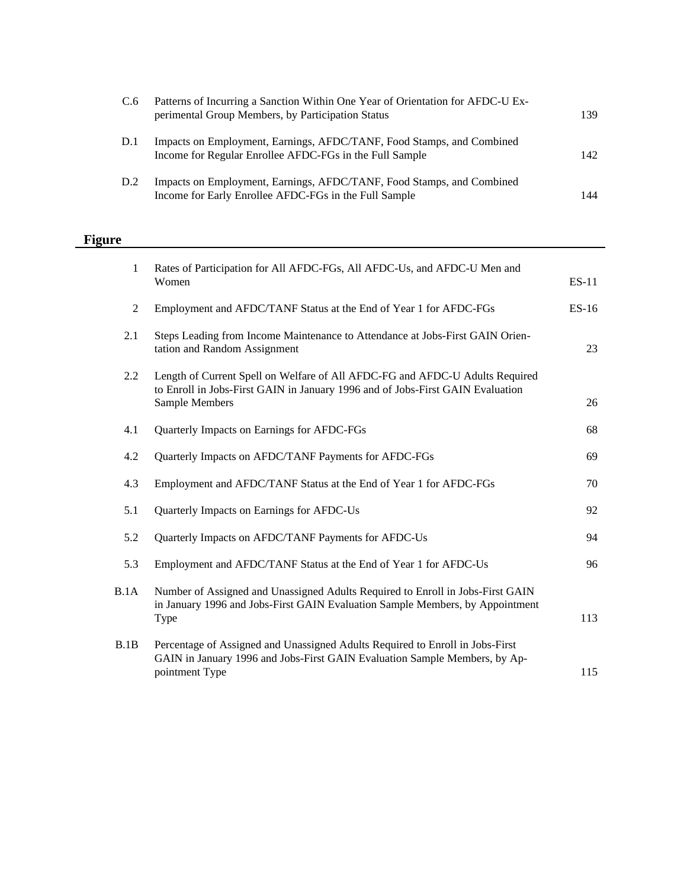| | | |
|---|---|---|
| C.6 | Patterns of Incurring a Sanction Within One Year of Orientation for AFDC-U Experimental Group Members, by Participation Status | 139 |
| D.1 | Impacts on Employment, Earnings, AFDC/TANF, Food Stamps, and Combined Income for Regular Enrollee AFDC-FGs in the Full Sample | 142 |
| D.2 | Impacts on Employment, Earnings, AFDC/TANF, Food Stamps, and Combined Income for Early Enrollee AFDC-FGs in the Full Sample | 144 |

## Figure

| | | |
|---|---|---|
| 1 | Rates of Participation for All AFDC-FGs, All AFDC-Us, and AFDC-U Men and Women | ES-11 |
| 2 | Employment and AFDC/TANF Status at the End of Year 1 for AFDC-FGs | ES-16 |
| 2.1 | Steps Leading from Income Maintenance to Attendance at Jobs-First GAIN Orientation and Random Assignment | 23 |
| 2.2 | Length of Current Spell on Welfare of All AFDC-FG and AFDC-U Adults Required to Enroll in Jobs-First GAIN in January 1996 and of Jobs-First GAIN Evaluation Sample Members | 26 |
| 4.1 | Quarterly Impacts on Earnings for AFDC-FGs | 68 |
| 4.2 | Quarterly Impacts on AFDC/TANF Payments for AFDC-FGs | 69 |
| 4.3 | Employment and AFDC/TANF Status at the End of Year 1 for AFDC-FGs | 70 |
| 5.1 | Quarterly Impacts on Earnings for AFDC-Us | 92 |
| 5.2 | Quarterly Impacts on AFDC/TANF Payments for AFDC-Us | 94 |
| 5.3 | Employment and AFDC/TANF Status at the End of Year 1 for AFDC-Us | 96 |
| B.1A | Number of Assigned and Unassigned Adults Required to Enroll in Jobs-First GAIN in January 1996 and Jobs-First GAIN Evaluation Sample Members, by Appointment Type | 113 |
| B.1B | Percentage of Assigned and Unassigned Adults Required to Enroll in Jobs-First GAIN in January 1996 and Jobs-First GAIN Evaluation Sample Members, by Appointment Type | 115 |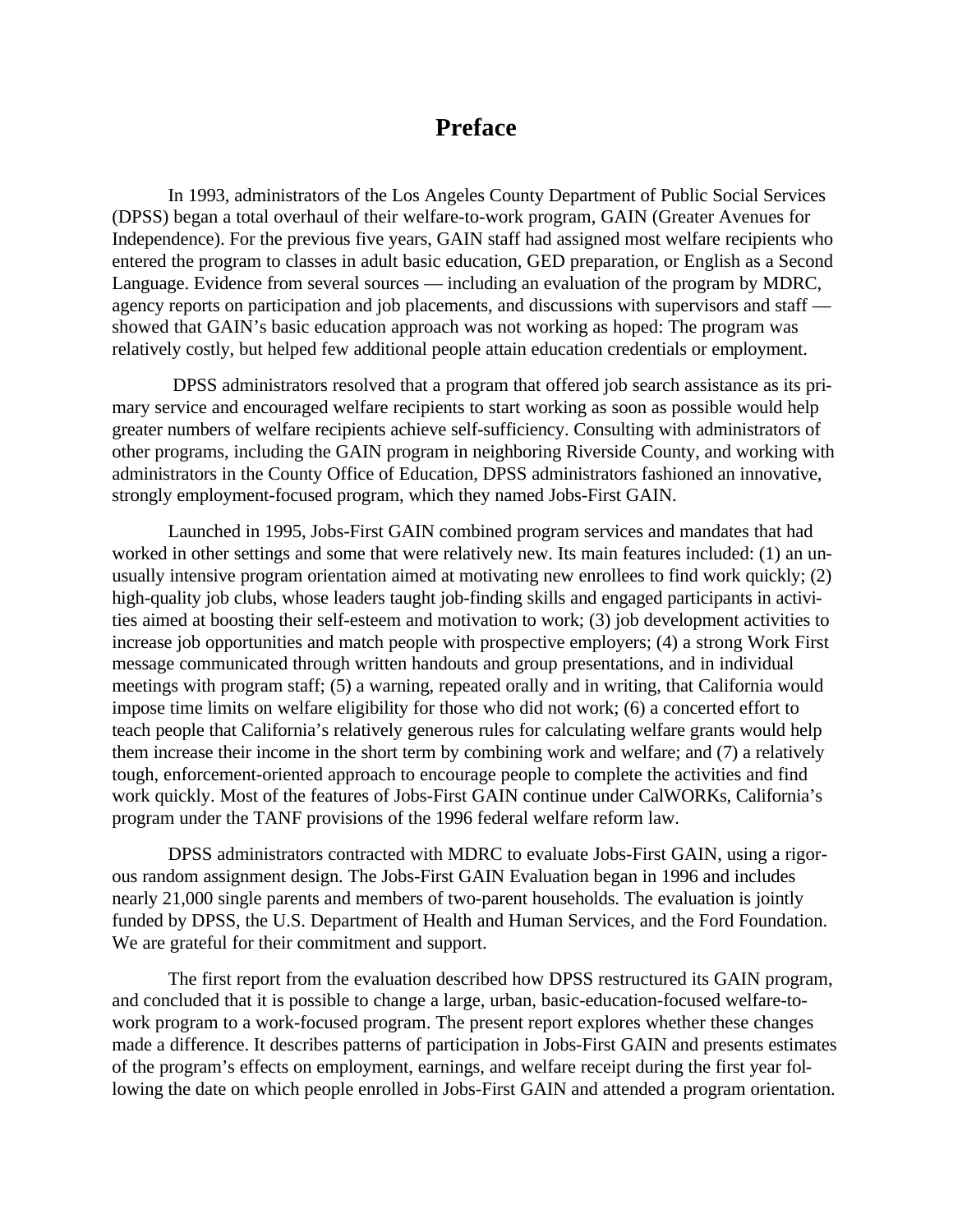# Preface

In 1993, administrators of the Los Angeles County Department of Public Social Services (DPSS) began a total overhaul of their welfare-to-work program, GAIN (Greater Avenues for Independence). For the previous five years, GAIN staff had assigned most welfare recipients who entered the program to classes in adult basic education, GED preparation, or English as a Second Language. Evidence from several sources — including an evaluation of the program by MDRC, agency reports on participation and job placements, and discussions with supervisors and staff — showed that GAIN's basic education approach was not working as hoped: The program was relatively costly, but helped few additional people attain education credentials or employment.

DPSS administrators resolved that a program that offered job search assistance as its primary service and encouraged welfare recipients to start working as soon as possible would help greater numbers of welfare recipients achieve self-sufficiency. Consulting with administrators of other programs, including the GAIN program in neighboring Riverside County, and working with administrators in the County Office of Education, DPSS administrators fashioned an innovative, strongly employment-focused program, which they named Jobs-First GAIN.

Launched in 1995, Jobs-First GAIN combined program services and mandates that had worked in other settings and some that were relatively new. Its main features included: (1) an unusually intensive program orientation aimed at motivating new enrollees to find work quickly; (2) high-quality job clubs, whose leaders taught job-finding skills and engaged participants in activities aimed at boosting their self-esteem and motivation to work; (3) job development activities to increase job opportunities and match people with prospective employers; (4) a strong Work First message communicated through written handouts and group presentations, and in individual meetings with program staff; (5) a warning, repeated orally and in writing, that California would impose time limits on welfare eligibility for those who did not work; (6) a concerted effort to teach people that California's relatively generous rules for calculating welfare grants would help them increase their income in the short term by combining work and welfare; and (7) a relatively tough, enforcement-oriented approach to encourage people to complete the activities and find work quickly. Most of the features of Jobs-First GAIN continue under CalWORKs, California's program under the TANF provisions of the 1996 federal welfare reform law.

DPSS administrators contracted with MDRC to evaluate Jobs-First GAIN, using a rigorous random assignment design. The Jobs-First GAIN Evaluation began in 1996 and includes nearly 21,000 single parents and members of two-parent households. The evaluation is jointly funded by DPSS, the U.S. Department of Health and Human Services, and the Ford Foundation. We are grateful for their commitment and support.

The first report from the evaluation described how DPSS restructured its GAIN program, and concluded that it is possible to change a large, urban, basic-education-focused welfare-to-work program to a work-focused program. The present report explores whether these changes made a difference. It describes patterns of participation in Jobs-First GAIN and presents estimates of the program's effects on employment, earnings, and welfare receipt during the first year following the date on which people enrolled in Jobs-First GAIN and attended a program orientation.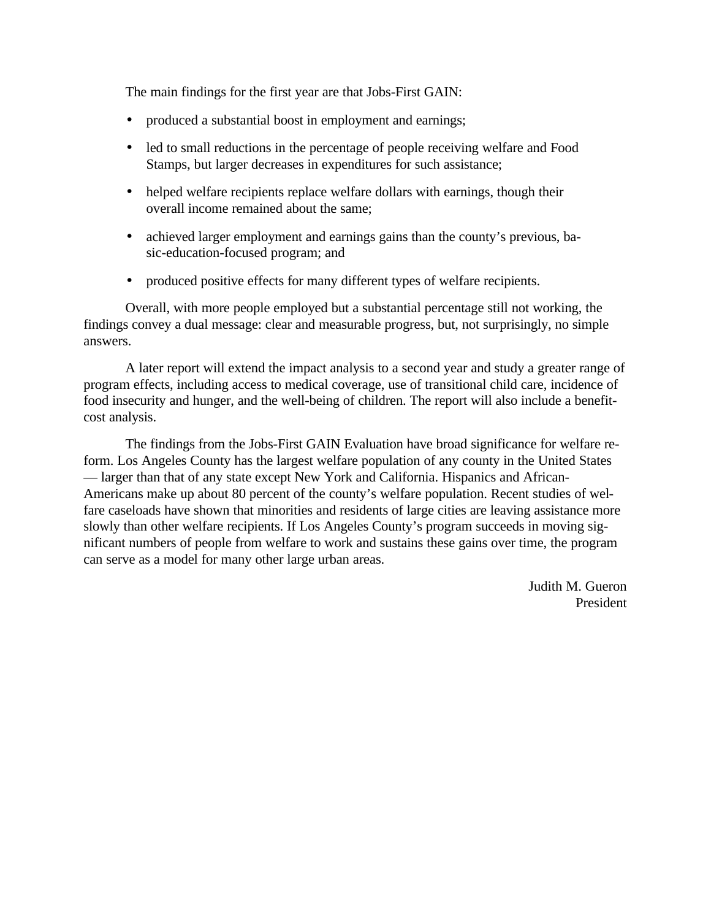The main findings for the first year are that Jobs-First GAIN:

- produced a substantial boost in employment and earnings;
- led to small reductions in the percentage of people receiving welfare and Food Stamps, but larger decreases in expenditures for such assistance;
- helped welfare recipients replace welfare dollars with earnings, though their overall income remained about the same;
- achieved larger employment and earnings gains than the county's previous, basic-education-focused program; and
- produced positive effects for many different types of welfare recipients.

Overall, with more people employed but a substantial percentage still not working, the findings convey a dual message: clear and measurable progress, but, not surprisingly, no simple answers.

A later report will extend the impact analysis to a second year and study a greater range of program effects, including access to medical coverage, use of transitional child care, incidence of food insecurity and hunger, and the well-being of children. The report will also include a benefit-cost analysis.

The findings from the Jobs-First GAIN Evaluation have broad significance for welfare reform. Los Angeles County has the largest welfare population of any county in the United States — larger than that of any state except New York and California. Hispanics and African-Americans make up about 80 percent of the county's welfare population. Recent studies of welfare caseloads have shown that minorities and residents of large cities are leaving assistance more slowly than other welfare recipients. If Los Angeles County's program succeeds in moving significant numbers of people from welfare to work and sustains these gains over time, the program can serve as a model for many other large urban areas.

Judith M. Gueron
President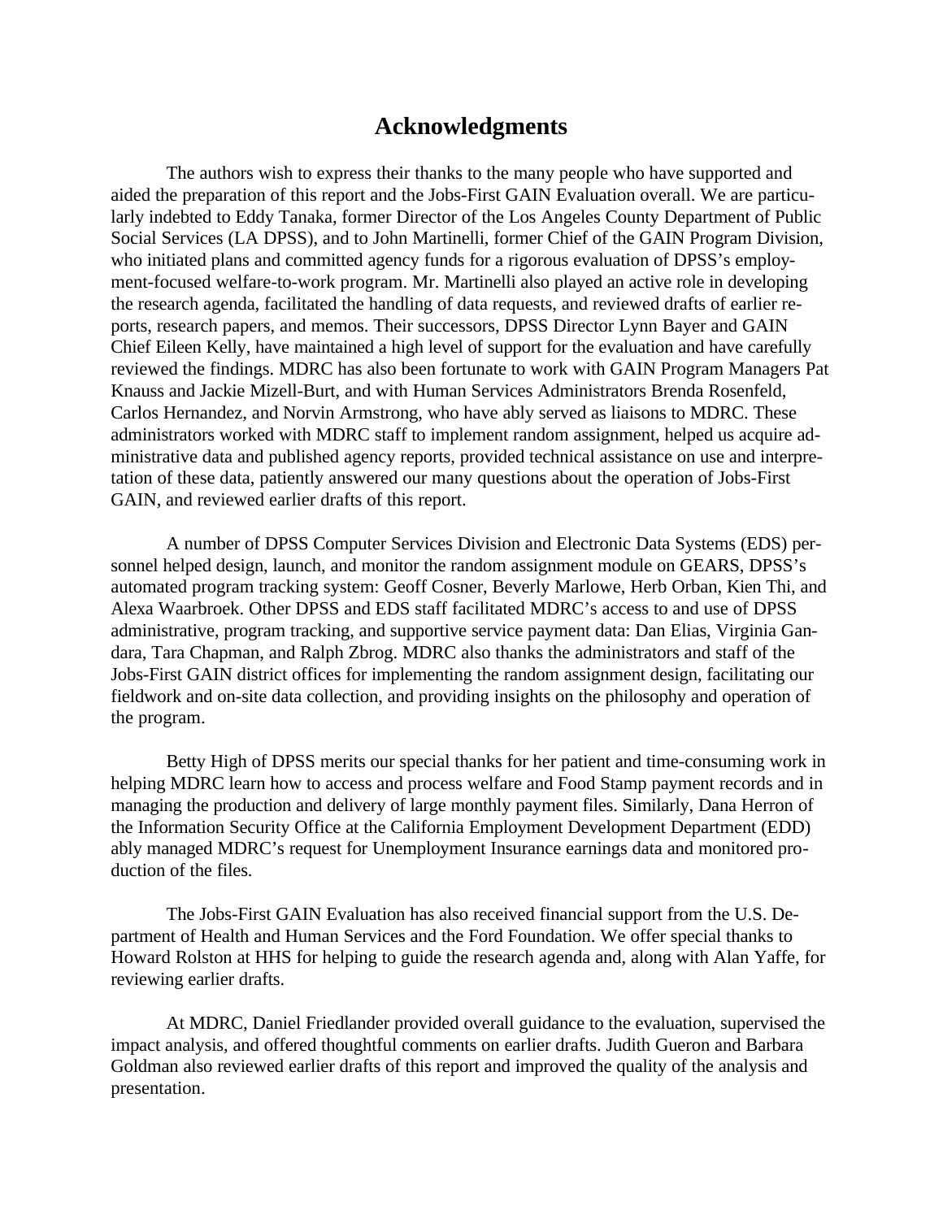# Acknowledgments

The authors wish to express their thanks to the many people who have supported and aided the preparation of this report and the Jobs-First GAIN Evaluation overall. We are particularly indebted to Eddy Tanaka, former Director of the Los Angeles County Department of Public Social Services (LA DPSS), and to John Martinelli, former Chief of the GAIN Program Division, who initiated plans and committed agency funds for a rigorous evaluation of DPSS's employment-focused welfare-to-work program. Mr. Martinelli also played an active role in developing the research agenda, facilitated the handling of data requests, and reviewed drafts of earlier reports, research papers, and memos. Their successors, DPSS Director Lynn Bayer and GAIN Chief Eileen Kelly, have maintained a high level of support for the evaluation and have carefully reviewed the findings. MDRC has also been fortunate to work with GAIN Program Managers Pat Knauss and Jackie Mizell-Burt, and with Human Services Administrators Brenda Rosenfeld, Carlos Hernandez, and Norvin Armstrong, who have ably served as liaisons to MDRC. These administrators worked with MDRC staff to implement random assignment, helped us acquire administrative data and published agency reports, provided technical assistance on use and interpretation of these data, patiently answered our many questions about the operation of Jobs-First GAIN, and reviewed earlier drafts of this report.

A number of DPSS Computer Services Division and Electronic Data Systems (EDS) personnel helped design, launch, and monitor the random assignment module on GEARS, DPSS's automated program tracking system: Geoff Cosner, Beverly Marlowe, Herb Orban, Kien Thi, and Alexa Waarbroek. Other DPSS and EDS staff facilitated MDRC's access to and use of DPSS administrative, program tracking, and supportive service payment data: Dan Elias, Virginia Gandara, Tara Chapman, and Ralph Zbrog. MDRC also thanks the administrators and staff of the Jobs-First GAIN district offices for implementing the random assignment design, facilitating our fieldwork and on-site data collection, and providing insights on the philosophy and operation of the program.

Betty High of DPSS merits our special thanks for her patient and time-consuming work in helping MDRC learn how to access and process welfare and Food Stamp payment records and in managing the production and delivery of large monthly payment files. Similarly, Dana Herron of the Information Security Office at the California Employment Development Department (EDD) ably managed MDRC's request for Unemployment Insurance earnings data and monitored production of the files.

The Jobs-First GAIN Evaluation has also received financial support from the U.S. Department of Health and Human Services and the Ford Foundation. We offer special thanks to Howard Rolston at HHS for helping to guide the research agenda and, along with Alan Yaffe, for reviewing earlier drafts.

At MDRC, Daniel Friedlander provided overall guidance to the evaluation, supervised the impact analysis, and offered thoughtful comments on earlier drafts. Judith Gueron and Barbara Goldman also reviewed earlier drafts of this report and improved the quality of the analysis and presentation.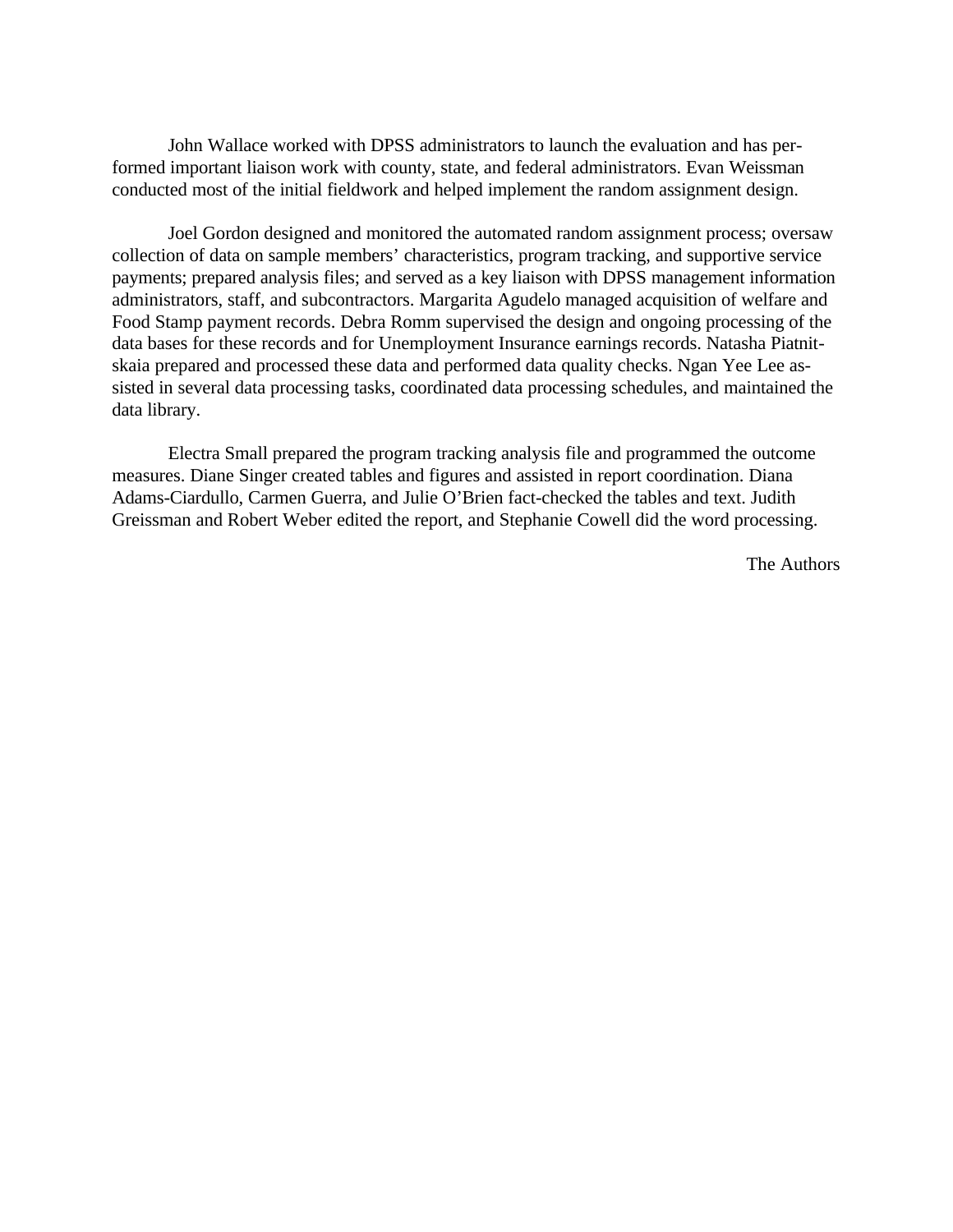John Wallace worked with DPSS administrators to launch the evaluation and has performed important liaison work with county, state, and federal administrators. Evan Weissman conducted most of the initial fieldwork and helped implement the random assignment design.

Joel Gordon designed and monitored the automated random assignment process; oversaw collection of data on sample members' characteristics, program tracking, and supportive service payments; prepared analysis files; and served as a key liaison with DPSS management information administrators, staff, and subcontractors. Margarita Agudelo managed acquisition of welfare and Food Stamp payment records. Debra Romm supervised the design and ongoing processing of the data bases for these records and for Unemployment Insurance earnings records. Natasha Piatnitskaia prepared and processed these data and performed data quality checks. Ngan Yee Lee assisted in several data processing tasks, coordinated data processing schedules, and maintained the data library.

Electra Small prepared the program tracking analysis file and programmed the outcome measures. Diane Singer created tables and figures and assisted in report coordination. Diana Adams-Ciardullo, Carmen Guerra, and Julie O'Brien fact-checked the tables and text. Judith Greissman and Robert Weber edited the report, and Stephanie Cowell did the word processing.

The Authors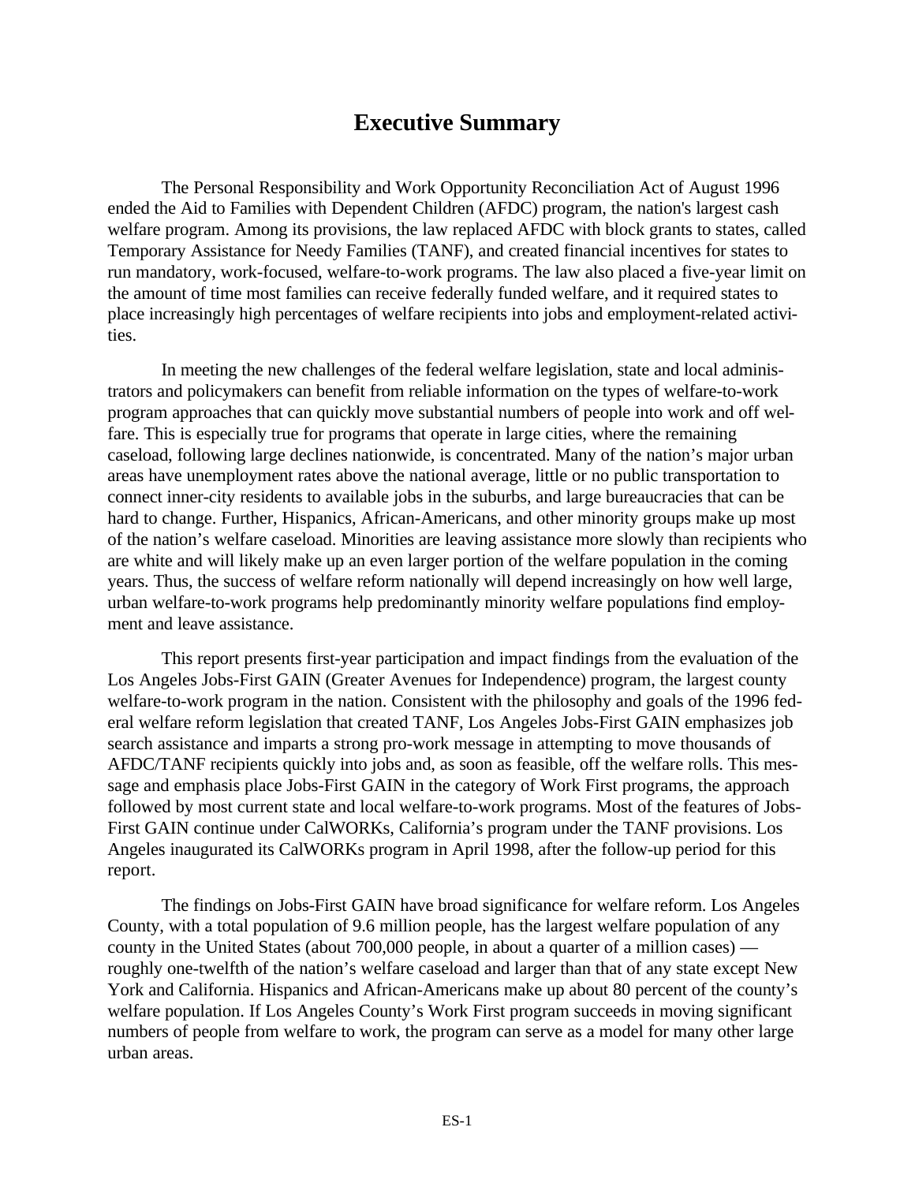# Executive Summary

The Personal Responsibility and Work Opportunity Reconciliation Act of August 1996 ended the Aid to Families with Dependent Children (AFDC) program, the nation's largest cash welfare program. Among its provisions, the law replaced AFDC with block grants to states, called Temporary Assistance for Needy Families (TANF), and created financial incentives for states to run mandatory, work-focused, welfare-to-work programs. The law also placed a five-year limit on the amount of time most families can receive federally funded welfare, and it required states to place increasingly high percentages of welfare recipients into jobs and employment-related activities.

In meeting the new challenges of the federal welfare legislation, state and local administrators and policymakers can benefit from reliable information on the types of welfare-to-work program approaches that can quickly move substantial numbers of people into work and off welfare. This is especially true for programs that operate in large cities, where the remaining caseload, following large declines nationwide, is concentrated. Many of the nation's major urban areas have unemployment rates above the national average, little or no public transportation to connect inner-city residents to available jobs in the suburbs, and large bureaucracies that can be hard to change. Further, Hispanics, African-Americans, and other minority groups make up most of the nation's welfare caseload. Minorities are leaving assistance more slowly than recipients who are white and will likely make up an even larger portion of the welfare population in the coming years. Thus, the success of welfare reform nationally will depend increasingly on how well large, urban welfare-to-work programs help predominantly minority welfare populations find employment and leave assistance.

This report presents first-year participation and impact findings from the evaluation of the Los Angeles Jobs-First GAIN (Greater Avenues for Independence) program, the largest county welfare-to-work program in the nation. Consistent with the philosophy and goals of the 1996 federal welfare reform legislation that created TANF, Los Angeles Jobs-First GAIN emphasizes job search assistance and imparts a strong pro-work message in attempting to move thousands of AFDC/TANF recipients quickly into jobs and, as soon as feasible, off the welfare rolls. This message and emphasis place Jobs-First GAIN in the category of Work First programs, the approach followed by most current state and local welfare-to-work programs. Most of the features of Jobs-First GAIN continue under CalWORKs, California's program under the TANF provisions. Los Angeles inaugurated its CalWORKs program in April 1998, after the follow-up period for this report.

The findings on Jobs-First GAIN have broad significance for welfare reform. Los Angeles County, with a total population of 9.6 million people, has the largest welfare population of any county in the United States (about 700,000 people, in about a quarter of a million cases) — roughly one-twelfth of the nation's welfare caseload and larger than that of any state except New York and California. Hispanics and African-Americans make up about 80 percent of the county's welfare population. If Los Angeles County's Work First program succeeds in moving significant numbers of people from welfare to work, the program can serve as a model for many other large urban areas.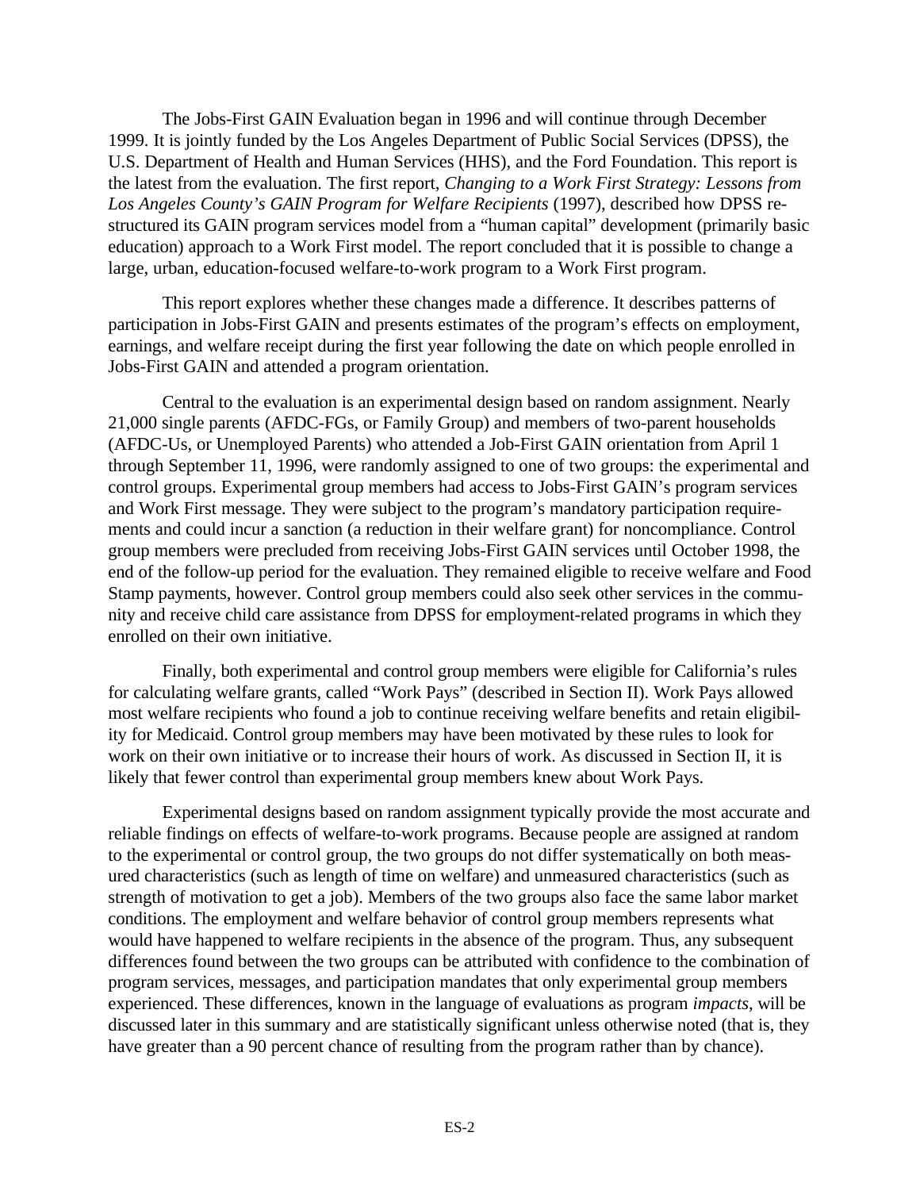The Jobs-First GAIN Evaluation began in 1996 and will continue through December 1999. It is jointly funded by the Los Angeles Department of Public Social Services (DPSS), the U.S. Department of Health and Human Services (HHS), and the Ford Foundation. This report is the latest from the evaluation. The first report, *Changing to a Work First Strategy: Lessons from Los Angeles County's GAIN Program for Welfare Recipients* (1997), described how DPSS restructured its GAIN program services model from a "human capital" development (primarily basic education) approach to a Work First model. The report concluded that it is possible to change a large, urban, education-focused welfare-to-work program to a Work First program.

This report explores whether these changes made a difference. It describes patterns of participation in Jobs-First GAIN and presents estimates of the program's effects on employment, earnings, and welfare receipt during the first year following the date on which people enrolled in Jobs-First GAIN and attended a program orientation.

Central to the evaluation is an experimental design based on random assignment. Nearly 21,000 single parents (AFDC-FGs, or Family Group) and members of two-parent households (AFDC-Us, or Unemployed Parents) who attended a Job-First GAIN orientation from April 1 through September 11, 1996, were randomly assigned to one of two groups: the experimental and control groups. Experimental group members had access to Jobs-First GAIN's program services and Work First message. They were subject to the program's mandatory participation requirements and could incur a sanction (a reduction in their welfare grant) for noncompliance. Control group members were precluded from receiving Jobs-First GAIN services until October 1998, the end of the follow-up period for the evaluation. They remained eligible to receive welfare and Food Stamp payments, however. Control group members could also seek other services in the community and receive child care assistance from DPSS for employment-related programs in which they enrolled on their own initiative.

Finally, both experimental and control group members were eligible for California's rules for calculating welfare grants, called "Work Pays" (described in Section II). Work Pays allowed most welfare recipients who found a job to continue receiving welfare benefits and retain eligibility for Medicaid. Control group members may have been motivated by these rules to look for work on their own initiative or to increase their hours of work. As discussed in Section II, it is likely that fewer control than experimental group members knew about Work Pays.

Experimental designs based on random assignment typically provide the most accurate and reliable findings on effects of welfare-to-work programs. Because people are assigned at random to the experimental or control group, the two groups do not differ systematically on both measured characteristics (such as length of time on welfare) and unmeasured characteristics (such as strength of motivation to get a job). Members of the two groups also face the same labor market conditions. The employment and welfare behavior of control group members represents what would have happened to welfare recipients in the absence of the program. Thus, any subsequent differences found between the two groups can be attributed with confidence to the combination of program services, messages, and participation mandates that only experimental group members experienced. These differences, known in the language of evaluations as program *impacts*, will be discussed later in this summary and are statistically significant unless otherwise noted (that is, they have greater than a 90 percent chance of resulting from the program rather than by chance).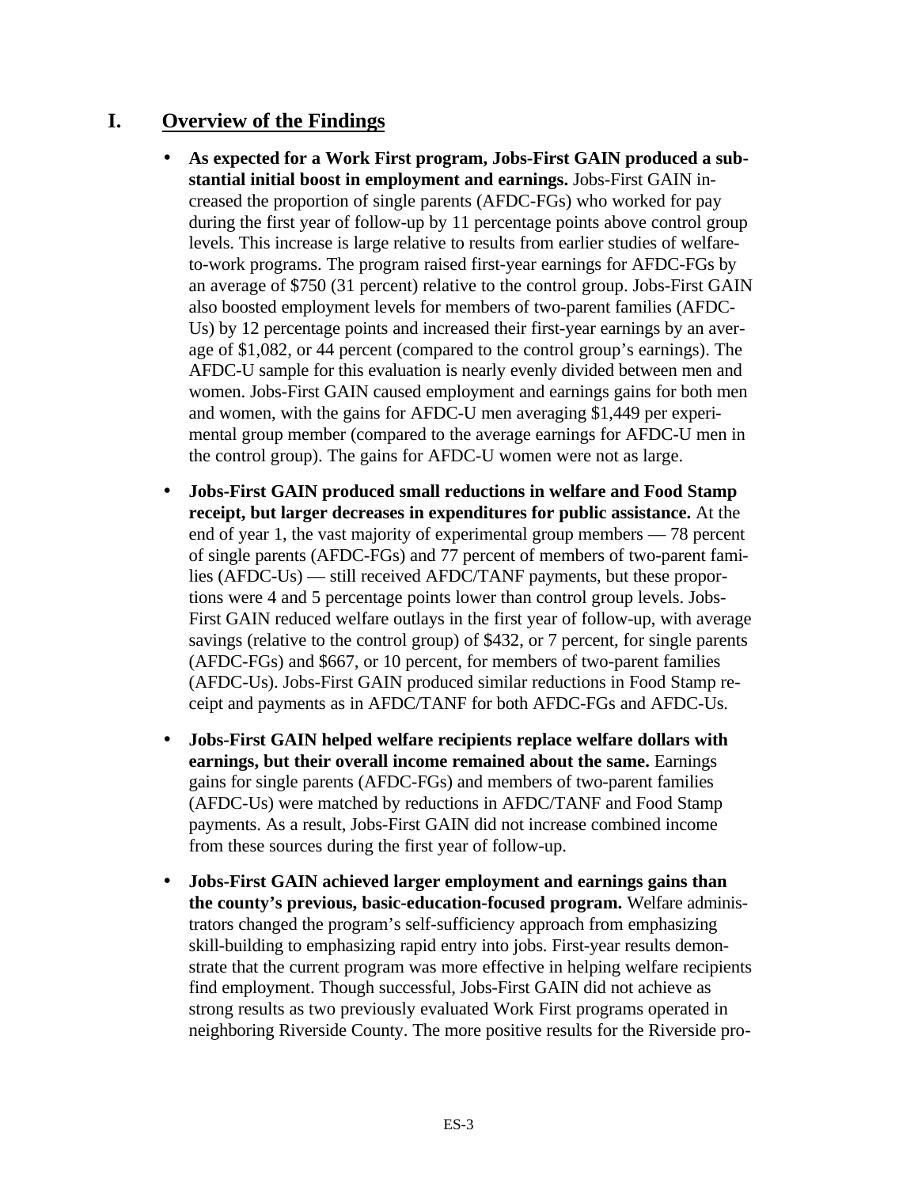## I. Overview of the Findings

- **As expected for a Work First program, Jobs-First GAIN produced a substantial initial boost in employment and earnings.** Jobs-First GAIN increased the proportion of single parents (AFDC-FGs) who worked for pay during the first year of follow-up by 11 percentage points above control group levels. This increase is large relative to results from earlier studies of welfare-to-work programs. The program raised first-year earnings for AFDC-FGs by an average of $750 (31 percent) relative to the control group. Jobs-First GAIN also boosted employment levels for members of two-parent families (AFDC-Us) by 12 percentage points and increased their first-year earnings by an average of $1,082, or 44 percent (compared to the control group's earnings). The AFDC-U sample for this evaluation is nearly evenly divided between men and women. Jobs-First GAIN caused employment and earnings gains for both men and women, with the gains for AFDC-U men averaging $1,449 per experimental group member (compared to the average earnings for AFDC-U men in the control group). The gains for AFDC-U women were not as large.

- **Jobs-First GAIN produced small reductions in welfare and Food Stamp receipt, but larger decreases in expenditures for public assistance.** At the end of year 1, the vast majority of experimental group members — 78 percent of single parents (AFDC-FGs) and 77 percent of members of two-parent families (AFDC-Us) — still received AFDC/TANF payments, but these proportions were 4 and 5 percentage points lower than control group levels. Jobs-First GAIN reduced welfare outlays in the first year of follow-up, with average savings (relative to the control group) of $432, or 7 percent, for single parents (AFDC-FGs) and $667, or 10 percent, for members of two-parent families (AFDC-Us). Jobs-First GAIN produced similar reductions in Food Stamp receipt and payments as in AFDC/TANF for both AFDC-FGs and AFDC-Us.

- **Jobs-First GAIN helped welfare recipients replace welfare dollars with earnings, but their overall income remained about the same.** Earnings gains for single parents (AFDC-FGs) and members of two-parent families (AFDC-Us) were matched by reductions in AFDC/TANF and Food Stamp payments. As a result, Jobs-First GAIN did not increase combined income from these sources during the first year of follow-up.

- **Jobs-First GAIN achieved larger employment and earnings gains than the county's previous, basic-education-focused program.** Welfare administrators changed the program's self-sufficiency approach from emphasizing skill-building to emphasizing rapid entry into jobs. First-year results demonstrate that the current program was more effective in helping welfare recipients find employment. Though successful, Jobs-First GAIN did not achieve as strong results as two previously evaluated Work First programs operated in neighboring Riverside County. The more positive results for the Riverside pro-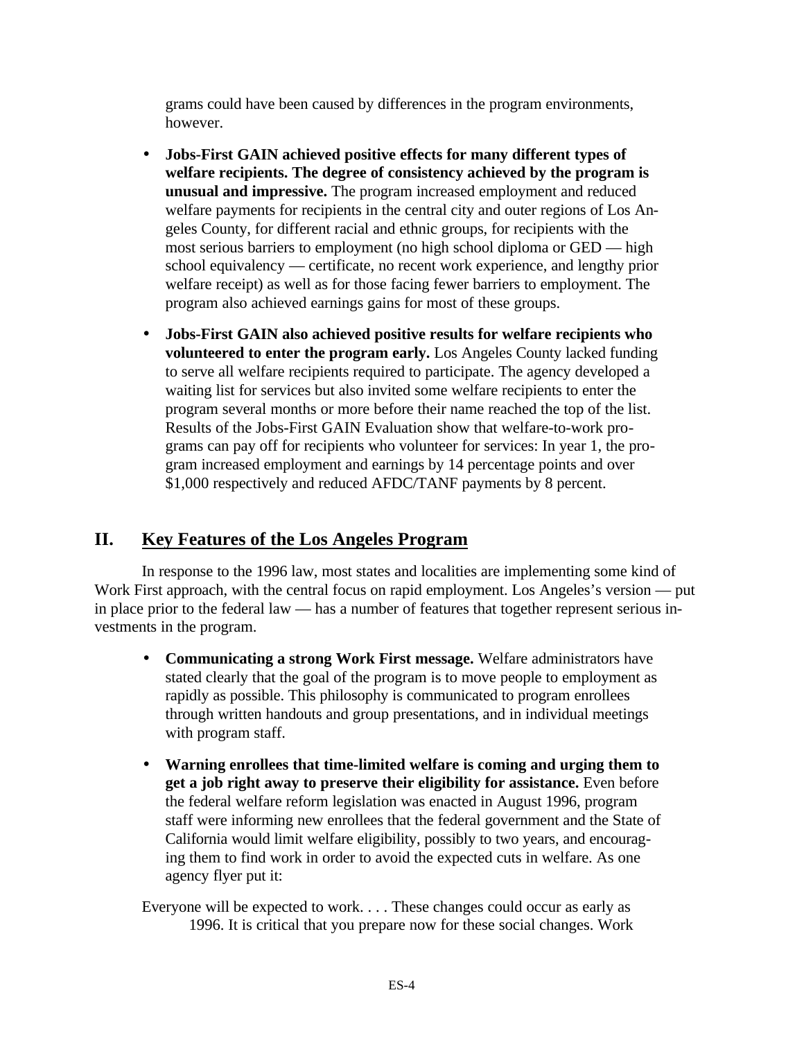grams could have been caused by differences in the program environments, however.

- **Jobs-First GAIN achieved positive effects for many different types of welfare recipients. The degree of consistency achieved by the program is unusual and impressive.** The program increased employment and reduced welfare payments for recipients in the central city and outer regions of Los Angeles County, for different racial and ethnic groups, for recipients with the most serious barriers to employment (no high school diploma or GED — high school equivalency — certificate, no recent work experience, and lengthy prior welfare receipt) as well as for those facing fewer barriers to employment. The program also achieved earnings gains for most of these groups.

- **Jobs-First GAIN also achieved positive results for welfare recipients who volunteered to enter the program early.** Los Angeles County lacked funding to serve all welfare recipients required to participate. The agency developed a waiting list for services but also invited some welfare recipients to enter the program several months or more before their name reached the top of the list. Results of the Jobs-First GAIN Evaluation show that welfare-to-work programs can pay off for recipients who volunteer for services: In year 1, the program increased employment and earnings by 14 percentage points and over $1,000 respectively and reduced AFDC/TANF payments by 8 percent.

## II. Key Features of the Los Angeles Program

In response to the 1996 law, most states and localities are implementing some kind of Work First approach, with the central focus on rapid employment. Los Angeles's version — put in place prior to the federal law — has a number of features that together represent serious investments in the program.

- **Communicating a strong Work First message.** Welfare administrators have stated clearly that the goal of the program is to move people to employment as rapidly as possible. This philosophy is communicated to program enrollees through written handouts and group presentations, and in individual meetings with program staff.

- **Warning enrollees that time-limited welfare is coming and urging them to get a job right away to preserve their eligibility for assistance.** Even before the federal welfare reform legislation was enacted in August 1996, program staff were informing new enrollees that the federal government and the State of California would limit welfare eligibility, possibly to two years, and encouraging them to find work in order to avoid the expected cuts in welfare. As one agency flyer put it:

> Everyone will be expected to work. . . . These changes could occur as early as 1996. It is critical that you prepare now for these social changes. Work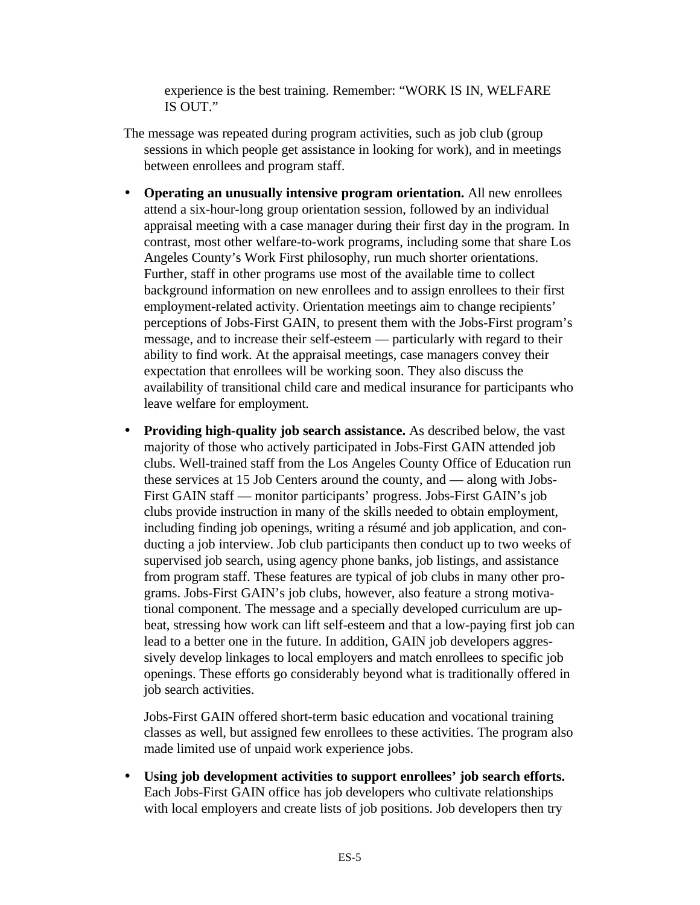experience is the best training. Remember: "WORK IS IN, WELFARE IS OUT."

The message was repeated during program activities, such as job club (group sessions in which people get assistance in looking for work), and in meetings between enrollees and program staff.

- **Operating an unusually intensive program orientation.** All new enrollees attend a six-hour-long group orientation session, followed by an individual appraisal meeting with a case manager during their first day in the program. In contrast, most other welfare-to-work programs, including some that share Los Angeles County's Work First philosophy, run much shorter orientations. Further, staff in other programs use most of the available time to collect background information on new enrollees and to assign enrollees to their first employment-related activity. Orientation meetings aim to change recipients' perceptions of Jobs-First GAIN, to present them with the Jobs-First program's message, and to increase their self-esteem — particularly with regard to their ability to find work. At the appraisal meetings, case managers convey their expectation that enrollees will be working soon. They also discuss the availability of transitional child care and medical insurance for participants who leave welfare for employment.

- **Providing high-quality job search assistance.** As described below, the vast majority of those who actively participated in Jobs-First GAIN attended job clubs. Well-trained staff from the Los Angeles County Office of Education run these services at 15 Job Centers around the county, and — along with Jobs-First GAIN staff — monitor participants' progress. Jobs-First GAIN's job clubs provide instruction in many of the skills needed to obtain employment, including finding job openings, writing a résumé and job application, and conducting a job interview. Job club participants then conduct up to two weeks of supervised job search, using agency phone banks, job listings, and assistance from program staff. These features are typical of job clubs in many other programs. Jobs-First GAIN's job clubs, however, also feature a strong motivational component. The message and a specially developed curriculum are upbeat, stressing how work can lift self-esteem and that a low-paying first job can lead to a better one in the future. In addition, GAIN job developers aggressively develop linkages to local employers and match enrollees to specific job openings. These efforts go considerably beyond what is traditionally offered in job search activities.

  Jobs-First GAIN offered short-term basic education and vocational training classes as well, but assigned few enrollees to these activities. The program also made limited use of unpaid work experience jobs.

- **Using job development activities to support enrollees' job search efforts.** Each Jobs-First GAIN office has job developers who cultivate relationships with local employers and create lists of job positions. Job developers then try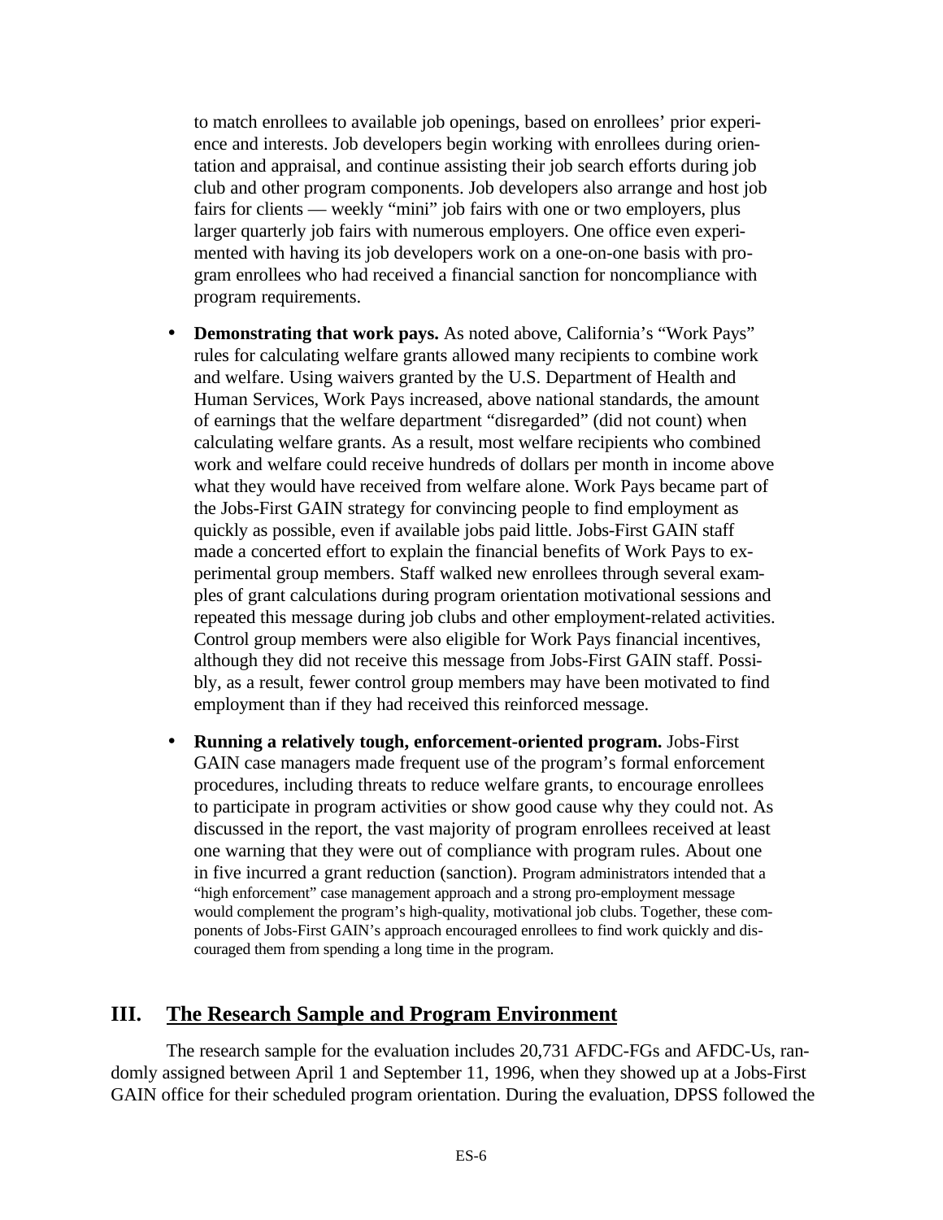to match enrollees to available job openings, based on enrollees' prior experience and interests. Job developers begin working with enrollees during orientation and appraisal, and continue assisting their job search efforts during job club and other program components. Job developers also arrange and host job fairs for clients — weekly "mini" job fairs with one or two employers, plus larger quarterly job fairs with numerous employers. One office even experimented with having its job developers work on a one-on-one basis with program enrollees who had received a financial sanction for noncompliance with program requirements.

- **Demonstrating that work pays.** As noted above, California's "Work Pays" rules for calculating welfare grants allowed many recipients to combine work and welfare. Using waivers granted by the U.S. Department of Health and Human Services, Work Pays increased, above national standards, the amount of earnings that the welfare department "disregarded" (did not count) when calculating welfare grants. As a result, most welfare recipients who combined work and welfare could receive hundreds of dollars per month in income above what they would have received from welfare alone. Work Pays became part of the Jobs-First GAIN strategy for convincing people to find employment as quickly as possible, even if available jobs paid little. Jobs-First GAIN staff made a concerted effort to explain the financial benefits of Work Pays to experimental group members. Staff walked new enrollees through several examples of grant calculations during program orientation motivational sessions and repeated this message during job clubs and other employment-related activities. Control group members were also eligible for Work Pays financial incentives, although they did not receive this message from Jobs-First GAIN staff. Possibly, as a result, fewer control group members may have been motivated to find employment than if they had received this reinforced message.

- **Running a relatively tough, enforcement-oriented program.** Jobs-First GAIN case managers made frequent use of the program's formal enforcement procedures, including threats to reduce welfare grants, to encourage enrollees to participate in program activities or show good cause why they could not. As discussed in the report, the vast majority of program enrollees received at least one warning that they were out of compliance with program rules. About one in five incurred a grant reduction (sanction). Program administrators intended that a "high enforcement" case management approach and a strong pro-employment message would complement the program's high-quality, motivational job clubs. Together, these components of Jobs-First GAIN's approach encouraged enrollees to find work quickly and discouraged them from spending a long time in the program.

## III. The Research Sample and Program Environment

The research sample for the evaluation includes 20,731 AFDC-FGs and AFDC-Us, randomly assigned between April 1 and September 11, 1996, when they showed up at a Jobs-First GAIN office for their scheduled program orientation. During the evaluation, DPSS followed the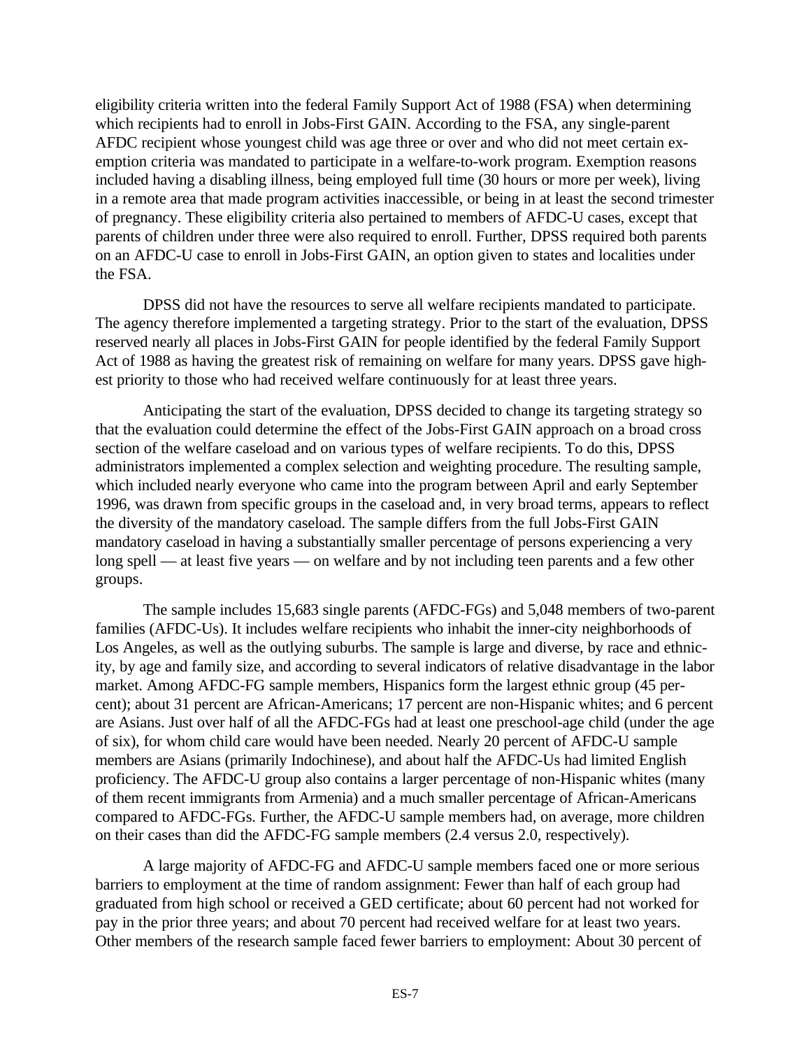eligibility criteria written into the federal Family Support Act of 1988 (FSA) when determining which recipients had to enroll in Jobs-First GAIN. According to the FSA, any single-parent AFDC recipient whose youngest child was age three or over and who did not meet certain exemption criteria was mandated to participate in a welfare-to-work program. Exemption reasons included having a disabling illness, being employed full time (30 hours or more per week), living in a remote area that made program activities inaccessible, or being in at least the second trimester of pregnancy. These eligibility criteria also pertained to members of AFDC-U cases, except that parents of children under three were also required to enroll. Further, DPSS required both parents on an AFDC-U case to enroll in Jobs-First GAIN, an option given to states and localities under the FSA.

DPSS did not have the resources to serve all welfare recipients mandated to participate. The agency therefore implemented a targeting strategy. Prior to the start of the evaluation, DPSS reserved nearly all places in Jobs-First GAIN for people identified by the federal Family Support Act of 1988 as having the greatest risk of remaining on welfare for many years. DPSS gave highest priority to those who had received welfare continuously for at least three years.

Anticipating the start of the evaluation, DPSS decided to change its targeting strategy so that the evaluation could determine the effect of the Jobs-First GAIN approach on a broad cross section of the welfare caseload and on various types of welfare recipients. To do this, DPSS administrators implemented a complex selection and weighting procedure. The resulting sample, which included nearly everyone who came into the program between April and early September 1996, was drawn from specific groups in the caseload and, in very broad terms, appears to reflect the diversity of the mandatory caseload. The sample differs from the full Jobs-First GAIN mandatory caseload in having a substantially smaller percentage of persons experiencing a very long spell — at least five years — on welfare and by not including teen parents and a few other groups.

The sample includes 15,683 single parents (AFDC-FGs) and 5,048 members of two-parent families (AFDC-Us). It includes welfare recipients who inhabit the inner-city neighborhoods of Los Angeles, as well as the outlying suburbs. The sample is large and diverse, by race and ethnicity, by age and family size, and according to several indicators of relative disadvantage in the labor market. Among AFDC-FG sample members, Hispanics form the largest ethnic group (45 percent); about 31 percent are African-Americans; 17 percent are non-Hispanic whites; and 6 percent are Asians. Just over half of all the AFDC-FGs had at least one preschool-age child (under the age of six), for whom child care would have been needed. Nearly 20 percent of AFDC-U sample members are Asians (primarily Indochinese), and about half the AFDC-Us had limited English proficiency. The AFDC-U group also contains a larger percentage of non-Hispanic whites (many of them recent immigrants from Armenia) and a much smaller percentage of African-Americans compared to AFDC-FGs. Further, the AFDC-U sample members had, on average, more children on their cases than did the AFDC-FG sample members (2.4 versus 2.0, respectively).

A large majority of AFDC-FG and AFDC-U sample members faced one or more serious barriers to employment at the time of random assignment: Fewer than half of each group had graduated from high school or received a GED certificate; about 60 percent had not worked for pay in the prior three years; and about 70 percent had received welfare for at least two years. Other members of the research sample faced fewer barriers to employment: About 30 percent of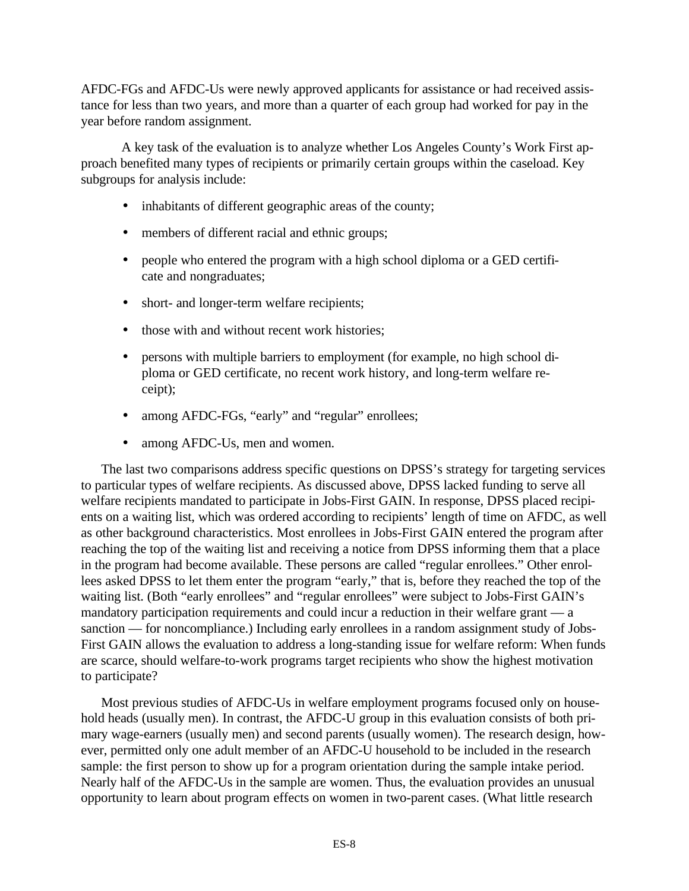AFDC-FGs and AFDC-Us were newly approved applicants for assistance or had received assistance for less than two years, and more than a quarter of each group had worked for pay in the year before random assignment.

A key task of the evaluation is to analyze whether Los Angeles County's Work First approach benefited many types of recipients or primarily certain groups within the caseload. Key subgroups for analysis include:

- inhabitants of different geographic areas of the county;
- members of different racial and ethnic groups;
- people who entered the program with a high school diploma or a GED certificate and nongraduates;
- short- and longer-term welfare recipients;
- those with and without recent work histories;
- persons with multiple barriers to employment (for example, no high school diploma or GED certificate, no recent work history, and long-term welfare receipt);
- among AFDC-FGs, "early" and "regular" enrollees;
- among AFDC-Us, men and women.

The last two comparisons address specific questions on DPSS's strategy for targeting services to particular types of welfare recipients. As discussed above, DPSS lacked funding to serve all welfare recipients mandated to participate in Jobs-First GAIN. In response, DPSS placed recipients on a waiting list, which was ordered according to recipients' length of time on AFDC, as well as other background characteristics. Most enrollees in Jobs-First GAIN entered the program after reaching the top of the waiting list and receiving a notice from DPSS informing them that a place in the program had become available. These persons are called "regular enrollees." Other enrollees asked DPSS to let them enter the program "early," that is, before they reached the top of the waiting list. (Both "early enrollees" and "regular enrollees" were subject to Jobs-First GAIN's mandatory participation requirements and could incur a reduction in their welfare grant — a sanction — for noncompliance.) Including early enrollees in a random assignment study of Jobs-First GAIN allows the evaluation to address a long-standing issue for welfare reform: When funds are scarce, should welfare-to-work programs target recipients who show the highest motivation to participate?

Most previous studies of AFDC-Us in welfare employment programs focused only on household heads (usually men). In contrast, the AFDC-U group in this evaluation consists of both primary wage-earners (usually men) and second parents (usually women). The research design, however, permitted only one adult member of an AFDC-U household to be included in the research sample: the first person to show up for a program orientation during the sample intake period. Nearly half of the AFDC-Us in the sample are women. Thus, the evaluation provides an unusual opportunity to learn about program effects on women in two-parent cases. (What little research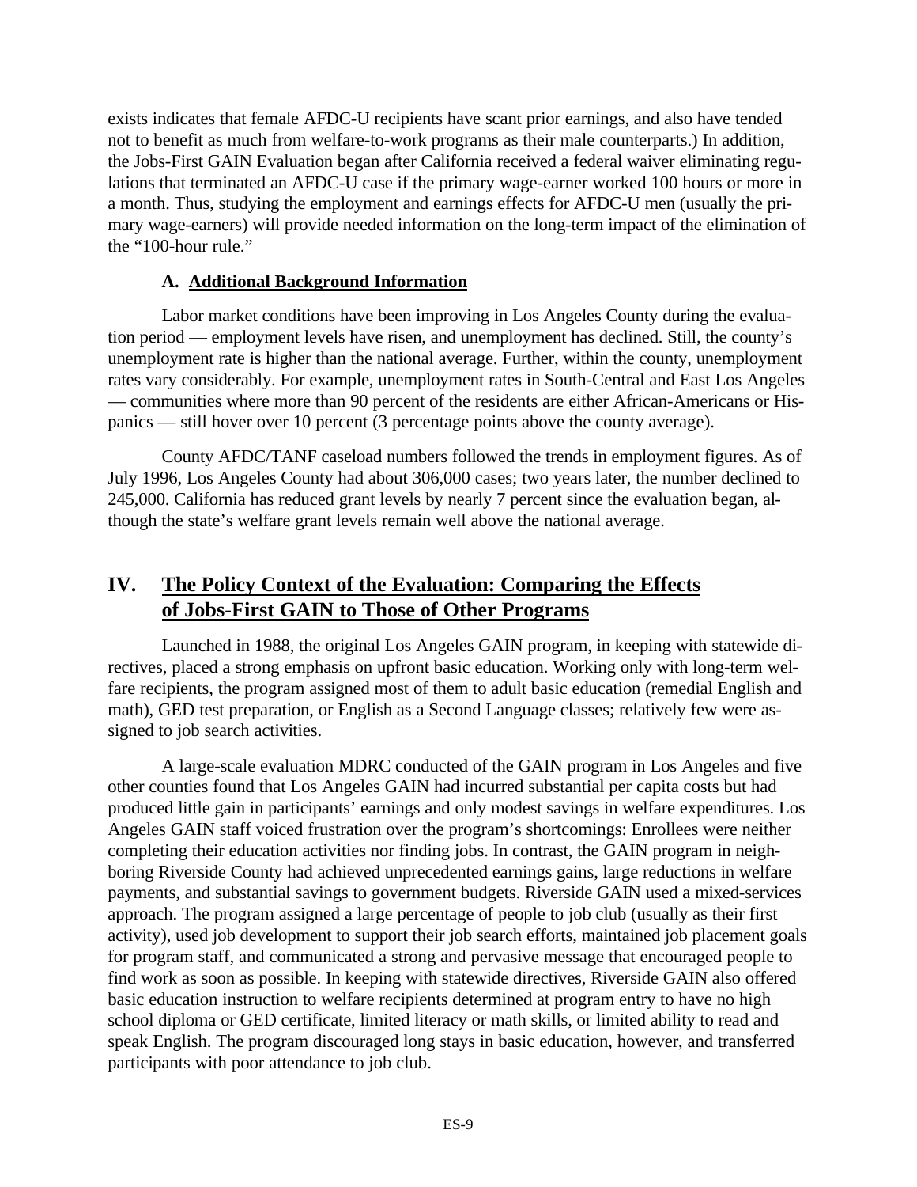exists indicates that female AFDC-U recipients have scant prior earnings, and also have tended not to benefit as much from welfare-to-work programs as their male counterparts.) In addition, the Jobs-First GAIN Evaluation began after California received a federal waiver eliminating regulations that terminated an AFDC-U case if the primary wage-earner worked 100 hours or more in a month. Thus, studying the employment and earnings effects for AFDC-U men (usually the primary wage-earners) will provide needed information on the long-term impact of the elimination of the "100-hour rule."

### A. **Additional Background Information**

Labor market conditions have been improving in Los Angeles County during the evaluation period — employment levels have risen, and unemployment has declined. Still, the county's unemployment rate is higher than the national average. Further, within the county, unemployment rates vary considerably. For example, unemployment rates in South-Central and East Los Angeles — communities where more than 90 percent of the residents are either African-Americans or Hispanics — still hover over 10 percent (3 percentage points above the county average).

County AFDC/TANF caseload numbers followed the trends in employment figures. As of July 1996, Los Angeles County had about 306,000 cases; two years later, the number declined to 245,000. California has reduced grant levels by nearly 7 percent since the evaluation began, although the state's welfare grant levels remain well above the national average.

## IV. The Policy Context of the Evaluation: Comparing the Effects of Jobs-First GAIN to Those of Other Programs

Launched in 1988, the original Los Angeles GAIN program, in keeping with statewide directives, placed a strong emphasis on upfront basic education. Working only with long-term welfare recipients, the program assigned most of them to adult basic education (remedial English and math), GED test preparation, or English as a Second Language classes; relatively few were assigned to job search activities.

A large-scale evaluation MDRC conducted of the GAIN program in Los Angeles and five other counties found that Los Angeles GAIN had incurred substantial per capita costs but had produced little gain in participants' earnings and only modest savings in welfare expenditures. Los Angeles GAIN staff voiced frustration over the program's shortcomings: Enrollees were neither completing their education activities nor finding jobs. In contrast, the GAIN program in neighboring Riverside County had achieved unprecedented earnings gains, large reductions in welfare payments, and substantial savings to government budgets. Riverside GAIN used a mixed-services approach. The program assigned a large percentage of people to job club (usually as their first activity), used job development to support their job search efforts, maintained job placement goals for program staff, and communicated a strong and pervasive message that encouraged people to find work as soon as possible. In keeping with statewide directives, Riverside GAIN also offered basic education instruction to welfare recipients determined at program entry to have no high school diploma or GED certificate, limited literacy or math skills, or limited ability to read and speak English. The program discouraged long stays in basic education, however, and transferred participants with poor attendance to job club.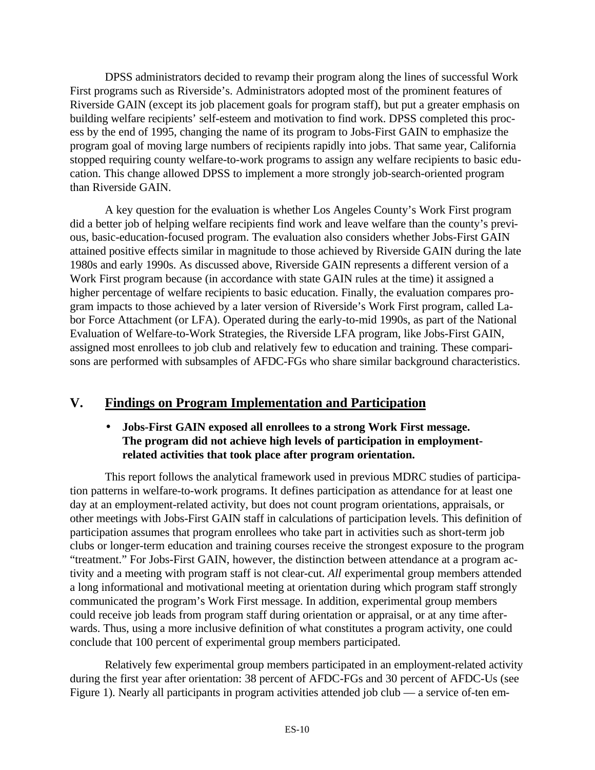DPSS administrators decided to revamp their program along the lines of successful Work First programs such as Riverside's. Administrators adopted most of the prominent features of Riverside GAIN (except its job placement goals for program staff), but put a greater emphasis on building welfare recipients' self-esteem and motivation to find work. DPSS completed this process by the end of 1995, changing the name of its program to Jobs-First GAIN to emphasize the program goal of moving large numbers of recipients rapidly into jobs. That same year, California stopped requiring county welfare-to-work programs to assign any welfare recipients to basic education. This change allowed DPSS to implement a more strongly job-search-oriented program than Riverside GAIN.

A key question for the evaluation is whether Los Angeles County's Work First program did a better job of helping welfare recipients find work and leave welfare than the county's previous, basic-education-focused program. The evaluation also considers whether Jobs-First GAIN attained positive effects similar in magnitude to those achieved by Riverside GAIN during the late 1980s and early 1990s. As discussed above, Riverside GAIN represents a different version of a Work First program because (in accordance with state GAIN rules at the time) it assigned a higher percentage of welfare recipients to basic education. Finally, the evaluation compares program impacts to those achieved by a later version of Riverside's Work First program, called Labor Force Attachment (or LFA). Operated during the early-to-mid 1990s, as part of the National Evaluation of Welfare-to-Work Strategies, the Riverside LFA program, like Jobs-First GAIN, assigned most enrollees to job club and relatively few to education and training. These comparisons are performed with subsamples of AFDC-FGs who share similar background characteristics.

## V. Findings on Program Implementation and Participation

- **Jobs-First GAIN exposed all enrollees to a strong Work First message. The program did not achieve high levels of participation in employment-related activities that took place after program orientation.**

This report follows the analytical framework used in previous MDRC studies of participation patterns in welfare-to-work programs. It defines participation as attendance for at least one day at an employment-related activity, but does not count program orientations, appraisals, or other meetings with Jobs-First GAIN staff in calculations of participation levels. This definition of participation assumes that program enrollees who take part in activities such as short-term job clubs or longer-term education and training courses receive the strongest exposure to the program "treatment." For Jobs-First GAIN, however, the distinction between attendance at a program activity and a meeting with program staff is not clear-cut. *All* experimental group members attended a long informational and motivational meeting at orientation during which program staff strongly communicated the program's Work First message. In addition, experimental group members could receive job leads from program staff during orientation or appraisal, or at any time afterwards. Thus, using a more inclusive definition of what constitutes a program activity, one could conclude that 100 percent of experimental group members participated.

Relatively few experimental group members participated in an employment-related activity during the first year after orientation: 38 percent of AFDC-FGs and 30 percent of AFDC-Us (see Figure 1). Nearly all participants in program activities attended job club — a service of-ten em-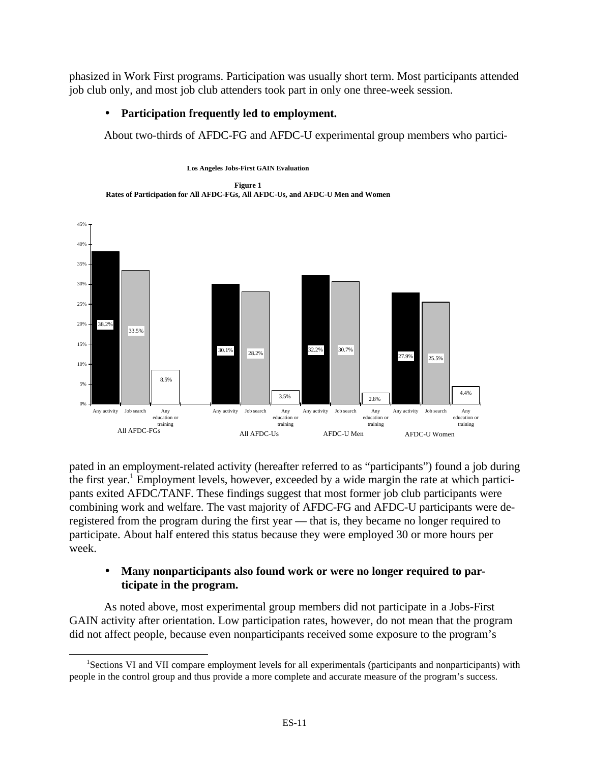phasized in Work First programs. Participation was usually short term. Most participants attended job club only, and most job club attenders took part in only one three-week session.

- **Participation frequently led to employment.**

About two-thirds of AFDC-FG and AFDC-U experimental group members who partici-

**Los Angeles Jobs-First GAIN Evaluation**

**Figure 1**
**Rates of Participation for All AFDC-FGs, All AFDC-Us, and AFDC-U Men and Women**

| | Any activity | Job search | Any education or training |
|---|---|---|---|
| All AFDC-FGs | 38.2% | 33.5% | 8.5% |
| All AFDC-Us | 30.1% | 28.2% | 3.5% |
| AFDC-U Men | 32.2% | 30.7% | 2.8% |
| AFDC-U Women | 27.9% | 25.5% | 4.4% |

pated in an employment-related activity (hereafter referred to as "participants") found a job during the first year.[1] Employment levels, however, exceeded by a wide margin the rate at which participants exited AFDC/TANF. These findings suggest that most former job club participants were combining work and welfare. The vast majority of AFDC-FG and AFDC-U participants were deregistered from the program during the first year — that is, they became no longer required to participate. About half entered this status because they were employed 30 or more hours per week.

- **Many nonparticipants also found work or were no longer required to participate in the program.**

As noted above, most experimental group members did not participate in a Jobs-First GAIN activity after orientation. Low participation rates, however, do not mean that the program did not affect people, because even nonparticipants received some exposure to the program's

[1] Sections VI and VII compare employment levels for all experimentals (participants and nonparticipants) with people in the control group and thus provide a more complete and accurate measure of the program's success.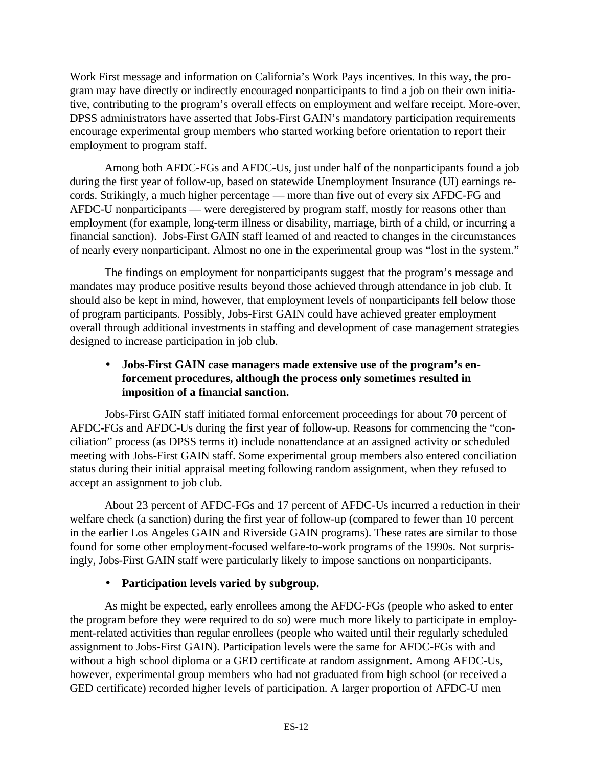Work First message and information on California's Work Pays incentives. In this way, the program may have directly or indirectly encouraged nonparticipants to find a job on their own initiative, contributing to the program's overall effects on employment and welfare receipt. More-over, DPSS administrators have asserted that Jobs-First GAIN's mandatory participation requirements encourage experimental group members who started working before orientation to report their employment to program staff.

Among both AFDC-FGs and AFDC-Us, just under half of the nonparticipants found a job during the first year of follow-up, based on statewide Unemployment Insurance (UI) earnings records. Strikingly, a much higher percentage — more than five out of every six AFDC-FG and AFDC-U nonparticipants — were deregistered by program staff, mostly for reasons other than employment (for example, long-term illness or disability, marriage, birth of a child, or incurring a financial sanction). Jobs-First GAIN staff learned of and reacted to changes in the circumstances of nearly every nonparticipant. Almost no one in the experimental group was "lost in the system."

The findings on employment for nonparticipants suggest that the program's message and mandates may produce positive results beyond those achieved through attendance in job club. It should also be kept in mind, however, that employment levels of nonparticipants fell below those of program participants. Possibly, Jobs-First GAIN could have achieved greater employment overall through additional investments in staffing and development of case management strategies designed to increase participation in job club.

- **Jobs-First GAIN case managers made extensive use of the program's enforcement procedures, although the process only sometimes resulted in imposition of a financial sanction.**

Jobs-First GAIN staff initiated formal enforcement proceedings for about 70 percent of AFDC-FGs and AFDC-Us during the first year of follow-up. Reasons for commencing the "conciliation" process (as DPSS terms it) include nonattendance at an assigned activity or scheduled meeting with Jobs-First GAIN staff. Some experimental group members also entered conciliation status during their initial appraisal meeting following random assignment, when they refused to accept an assignment to job club.

About 23 percent of AFDC-FGs and 17 percent of AFDC-Us incurred a reduction in their welfare check (a sanction) during the first year of follow-up (compared to fewer than 10 percent in the earlier Los Angeles GAIN and Riverside GAIN programs). These rates are similar to those found for some other employment-focused welfare-to-work programs of the 1990s. Not surprisingly, Jobs-First GAIN staff were particularly likely to impose sanctions on nonparticipants.

- **Participation levels varied by subgroup.**

As might be expected, early enrollees among the AFDC-FGs (people who asked to enter the program before they were required to do so) were much more likely to participate in employment-related activities than regular enrollees (people who waited until their regularly scheduled assignment to Jobs-First GAIN). Participation levels were the same for AFDC-FGs with and without a high school diploma or a GED certificate at random assignment. Among AFDC-Us, however, experimental group members who had not graduated from high school (or received a GED certificate) recorded higher levels of participation. A larger proportion of AFDC-U men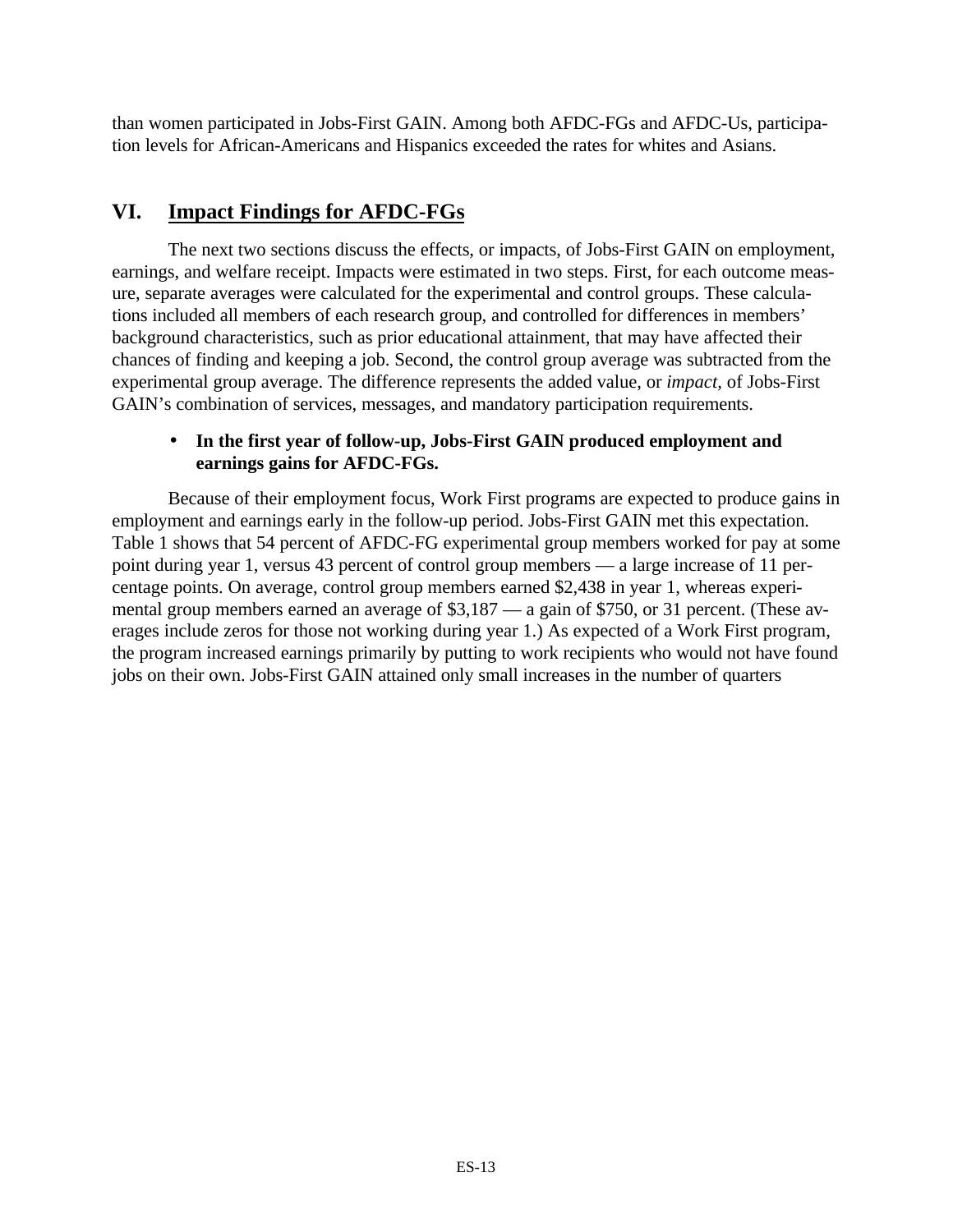than women participated in Jobs-First GAIN. Among both AFDC-FGs and AFDC-Us, participation levels for African-Americans and Hispanics exceeded the rates for whites and Asians.

## VI. Impact Findings for AFDC-FGs

The next two sections discuss the effects, or impacts, of Jobs-First GAIN on employment, earnings, and welfare receipt. Impacts were estimated in two steps. First, for each outcome measure, separate averages were calculated for the experimental and control groups. These calculations included all members of each research group, and controlled for differences in members' background characteristics, such as prior educational attainment, that may have affected their chances of finding and keeping a job. Second, the control group average was subtracted from the experimental group average. The difference represents the added value, or *impact,* of Jobs-First GAIN's combination of services, messages, and mandatory participation requirements.

- **In the first year of follow-up, Jobs-First GAIN produced employment and earnings gains for AFDC-FGs.**

Because of their employment focus, Work First programs are expected to produce gains in employment and earnings early in the follow-up period. Jobs-First GAIN met this expectation. Table 1 shows that 54 percent of AFDC-FG experimental group members worked for pay at some point during year 1, versus 43 percent of control group members — a large increase of 11 percentage points. On average, control group members earned $2,438 in year 1, whereas experimental group members earned an average of $3,187 — a gain of $750, or 31 percent. (These averages include zeros for those not working during year 1.) As expected of a Work First program, the program increased earnings primarily by putting to work recipients who would not have found jobs on their own. Jobs-First GAIN attained only small increases in the number of quarters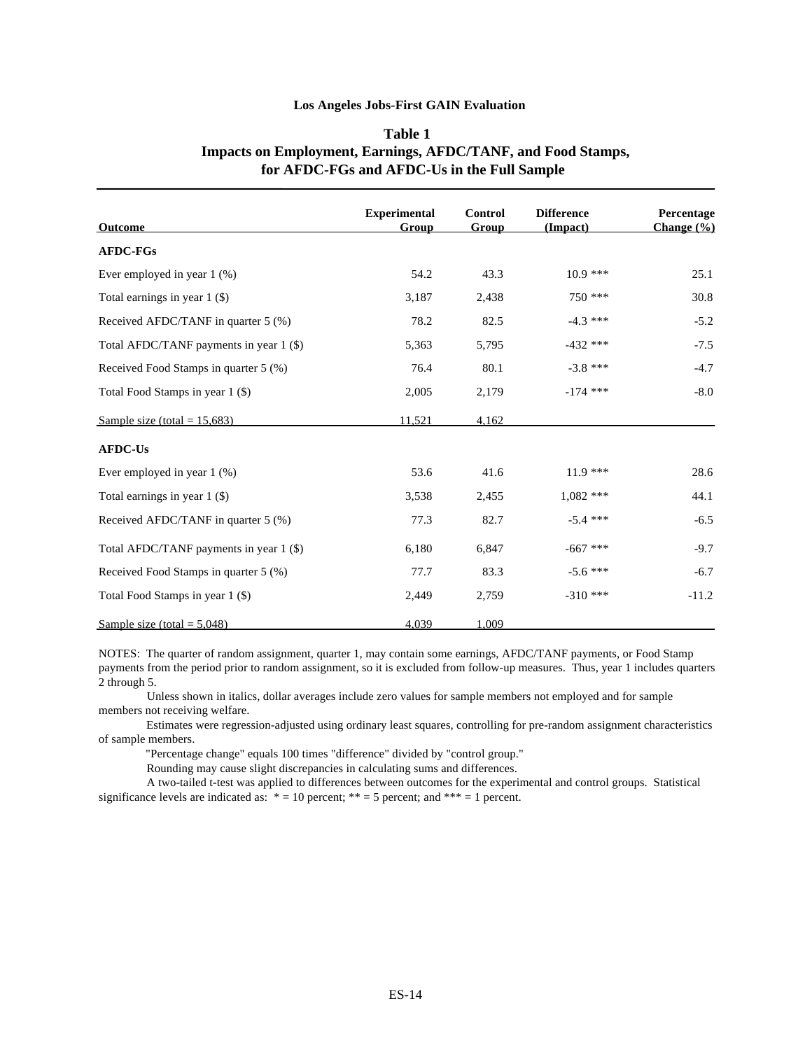**Los Angeles Jobs-First GAIN Evaluation**

**Table 1**

**Impacts on Employment, Earnings, AFDC/TANF, and Food Stamps, for AFDC-FGs and AFDC-Us in the Full Sample**

| Outcome | Experimental Group | Control Group | Difference (Impact) | Percentage Change (%) |
|---|---|---|---|---|
| **AFDC-FGs** | | | | |
| Ever employed in year 1 (%) | 54.2 | 43.3 | 10.9 *** | 25.1 |
| Total earnings in year 1 ($) | 3,187 | 2,438 | 750 *** | 30.8 |
| Received AFDC/TANF in quarter 5 (%) | 78.2 | 82.5 | -4.3 *** | -5.2 |
| Total AFDC/TANF payments in year 1 ($) | 5,363 | 5,795 | -432 *** | -7.5 |
| Received Food Stamps in quarter 5 (%) | 76.4 | 80.1 | -3.8 *** | -4.7 |
| Total Food Stamps in year 1 ($) | 2,005 | 2,179 | -174 *** | -8.0 |
| Sample size (total = 15,683) | 11,521 | 4,162 | | |
| **AFDC-Us** | | | | |
| Ever employed in year 1 (%) | 53.6 | 41.6 | 11.9 *** | 28.6 |
| Total earnings in year 1 ($) | 3,538 | 2,455 | 1,082 *** | 44.1 |
| Received AFDC/TANF in quarter 5 (%) | 77.3 | 82.7 | -5.4 *** | -6.5 |
| Total AFDC/TANF payments in year 1 ($) | 6,180 | 6,847 | -667 *** | -9.7 |
| Received Food Stamps in quarter 5 (%) | 77.7 | 83.3 | -5.6 *** | -6.7 |
| Total Food Stamps in year 1 ($) | 2,449 | 2,759 | -310 *** | -11.2 |
| Sample size (total = 5,048) | 4,039 | 1,009 | | |

NOTES: The quarter of random assignment, quarter 1, may contain some earnings, AFDC/TANF payments, or Food Stamp payments from the period prior to random assignment, so it is excluded from follow-up measures. Thus, year 1 includes quarters 2 through 5.

Unless shown in italics, dollar averages include zero values for sample members not employed and for sample members not receiving welfare.

Estimates were regression-adjusted using ordinary least squares, controlling for pre-random assignment characteristics of sample members.

"Percentage change" equals 100 times "difference" divided by "control group."

Rounding may cause slight discrepancies in calculating sums and differences.

A two-tailed t-test was applied to differences between outcomes for the experimental and control groups. Statistical significance levels are indicated as: * = 10 percent; ** = 5 percent; and *** = 1 percent.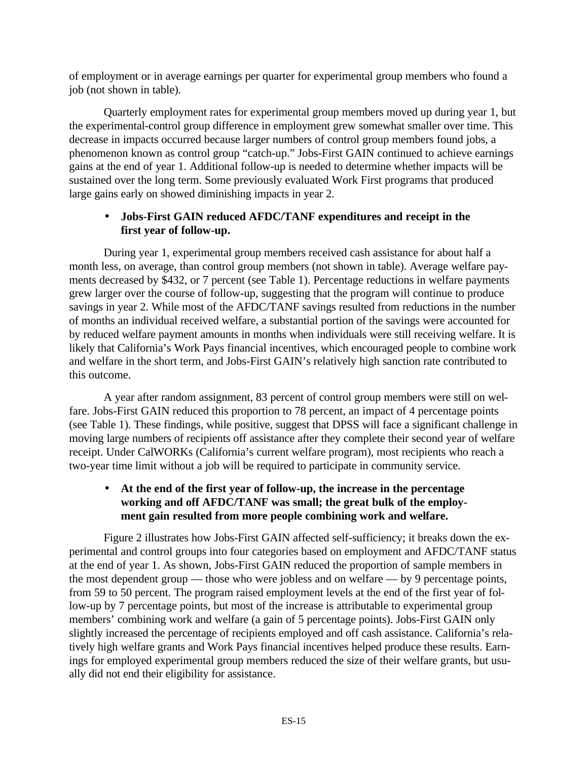of employment or in average earnings per quarter for experimental group members who found a job (not shown in table).

Quarterly employment rates for experimental group members moved up during year 1, but the experimental-control group difference in employment grew somewhat smaller over time. This decrease in impacts occurred because larger numbers of control group members found jobs, a phenomenon known as control group "catch-up." Jobs-First GAIN continued to achieve earnings gains at the end of year 1. Additional follow-up is needed to determine whether impacts will be sustained over the long term. Some previously evaluated Work First programs that produced large gains early on showed diminishing impacts in year 2.

- **Jobs-First GAIN reduced AFDC/TANF expenditures and receipt in the first year of follow-up.**

During year 1, experimental group members received cash assistance for about half a month less, on average, than control group members (not shown in table). Average welfare payments decreased by $432, or 7 percent (see Table 1). Percentage reductions in welfare payments grew larger over the course of follow-up, suggesting that the program will continue to produce savings in year 2. While most of the AFDC/TANF savings resulted from reductions in the number of months an individual received welfare, a substantial portion of the savings were accounted for by reduced welfare payment amounts in months when individuals were still receiving welfare. It is likely that California's Work Pays financial incentives, which encouraged people to combine work and welfare in the short term, and Jobs-First GAIN's relatively high sanction rate contributed to this outcome.

A year after random assignment, 83 percent of control group members were still on welfare. Jobs-First GAIN reduced this proportion to 78 percent, an impact of 4 percentage points (see Table 1). These findings, while positive, suggest that DPSS will face a significant challenge in moving large numbers of recipients off assistance after they complete their second year of welfare receipt. Under CalWORKs (California's current welfare program), most recipients who reach a two-year time limit without a job will be required to participate in community service.

- **At the end of the first year of follow-up, the increase in the percentage working and off AFDC/TANF was small; the great bulk of the employment gain resulted from more people combining work and welfare.**

Figure 2 illustrates how Jobs-First GAIN affected self-sufficiency; it breaks down the experimental and control groups into four categories based on employment and AFDC/TANF status at the end of year 1. As shown, Jobs-First GAIN reduced the proportion of sample members in the most dependent group — those who were jobless and on welfare — by 9 percentage points, from 59 to 50 percent. The program raised employment levels at the end of the first year of follow-up by 7 percentage points, but most of the increase is attributable to experimental group members' combining work and welfare (a gain of 5 percentage points). Jobs-First GAIN only slightly increased the percentage of recipients employed and off cash assistance. California's relatively high welfare grants and Work Pays financial incentives helped produce these results. Earnings for employed experimental group members reduced the size of their welfare grants, but usually did not end their eligibility for assistance.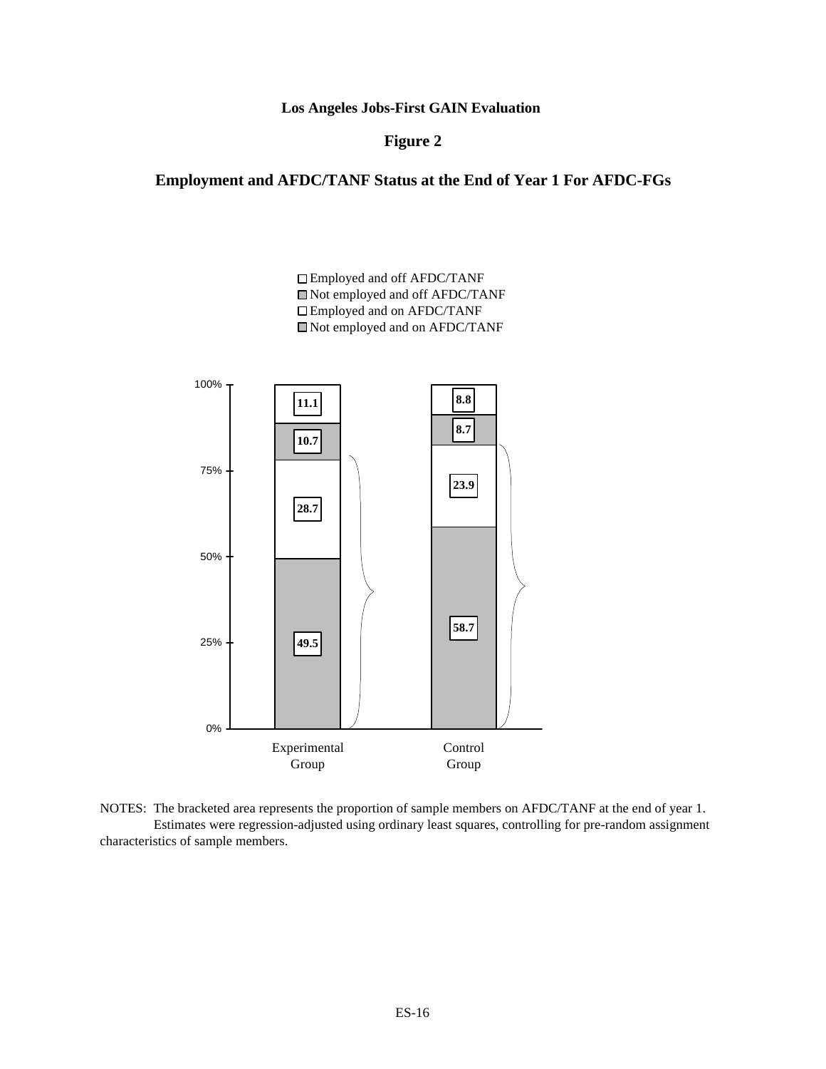**Los Angeles Jobs-First GAIN Evaluation**

**Figure 2**

**Employment and AFDC/TANF Status at the End of Year 1 For AFDC-FGs**

| | Experimental Group | Control Group |
|---|---|---|
| Employed and off AFDC/TANF | 11.1 | 8.8 |
| Not employed and off AFDC/TANF | 10.7 | 8.7 |
| Employed and on AFDC/TANF | 28.7 | 23.9 |
| Not employed and on AFDC/TANF | 49.5 | 58.7 |

NOTES: The bracketed area represents the proportion of sample members on AFDC/TANF at the end of year 1.
Estimates were regression-adjusted using ordinary least squares, controlling for pre-random assignment characteristics of sample members.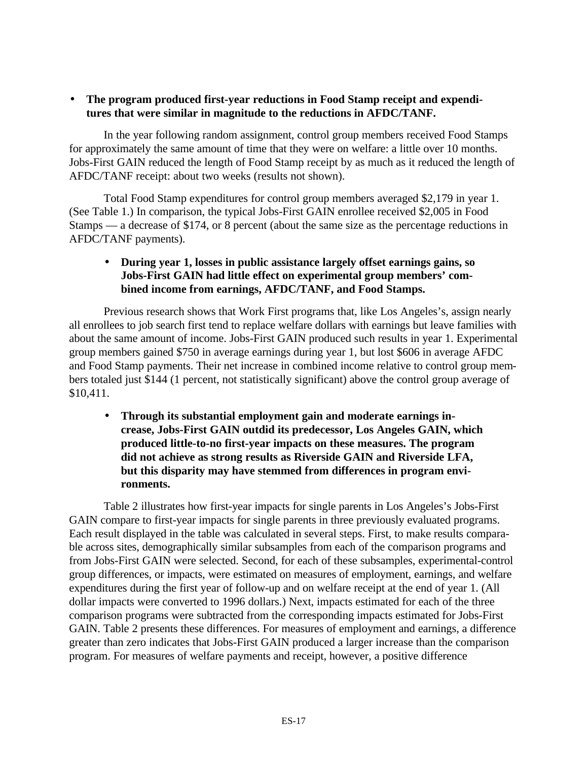- **The program produced first-year reductions in Food Stamp receipt and expenditures that were similar in magnitude to the reductions in AFDC/TANF.**

In the year following random assignment, control group members received Food Stamps for approximately the same amount of time that they were on welfare: a little over 10 months. Jobs-First GAIN reduced the length of Food Stamp receipt by as much as it reduced the length of AFDC/TANF receipt: about two weeks (results not shown).

Total Food Stamp expenditures for control group members averaged $2,179 in year 1. (See Table 1.) In comparison, the typical Jobs-First GAIN enrollee received $2,005 in Food Stamps — a decrease of $174, or 8 percent (about the same size as the percentage reductions in AFDC/TANF payments).

- **During year 1, losses in public assistance largely offset earnings gains, so Jobs-First GAIN had little effect on experimental group members' combined income from earnings, AFDC/TANF, and Food Stamps.**

Previous research shows that Work First programs that, like Los Angeles's, assign nearly all enrollees to job search first tend to replace welfare dollars with earnings but leave families with about the same amount of income. Jobs-First GAIN produced such results in year 1. Experimental group members gained $750 in average earnings during year 1, but lost $606 in average AFDC and Food Stamp payments. Their net increase in combined income relative to control group members totaled just $144 (1 percent, not statistically significant) above the control group average of $10,411.

- **Through its substantial employment gain and moderate earnings increase, Jobs-First GAIN outdid its predecessor, Los Angeles GAIN, which produced little-to-no first-year impacts on these measures. The program did not achieve as strong results as Riverside GAIN and Riverside LFA, but this disparity may have stemmed from differences in program environments.**

Table 2 illustrates how first-year impacts for single parents in Los Angeles's Jobs-First GAIN compare to first-year impacts for single parents in three previously evaluated programs. Each result displayed in the table was calculated in several steps. First, to make results comparable across sites, demographically similar subsamples from each of the comparison programs and from Jobs-First GAIN were selected. Second, for each of these subsamples, experimental-control group differences, or impacts, were estimated on measures of employment, earnings, and welfare expenditures during the first year of follow-up and on welfare receipt at the end of year 1. (All dollar impacts were converted to 1996 dollars.) Next, impacts estimated for each of the three comparison programs were subtracted from the corresponding impacts estimated for Jobs-First GAIN. Table 2 presents these differences. For measures of employment and earnings, a difference greater than zero indicates that Jobs-First GAIN produced a larger increase than the comparison program. For measures of welfare payments and receipt, however, a positive difference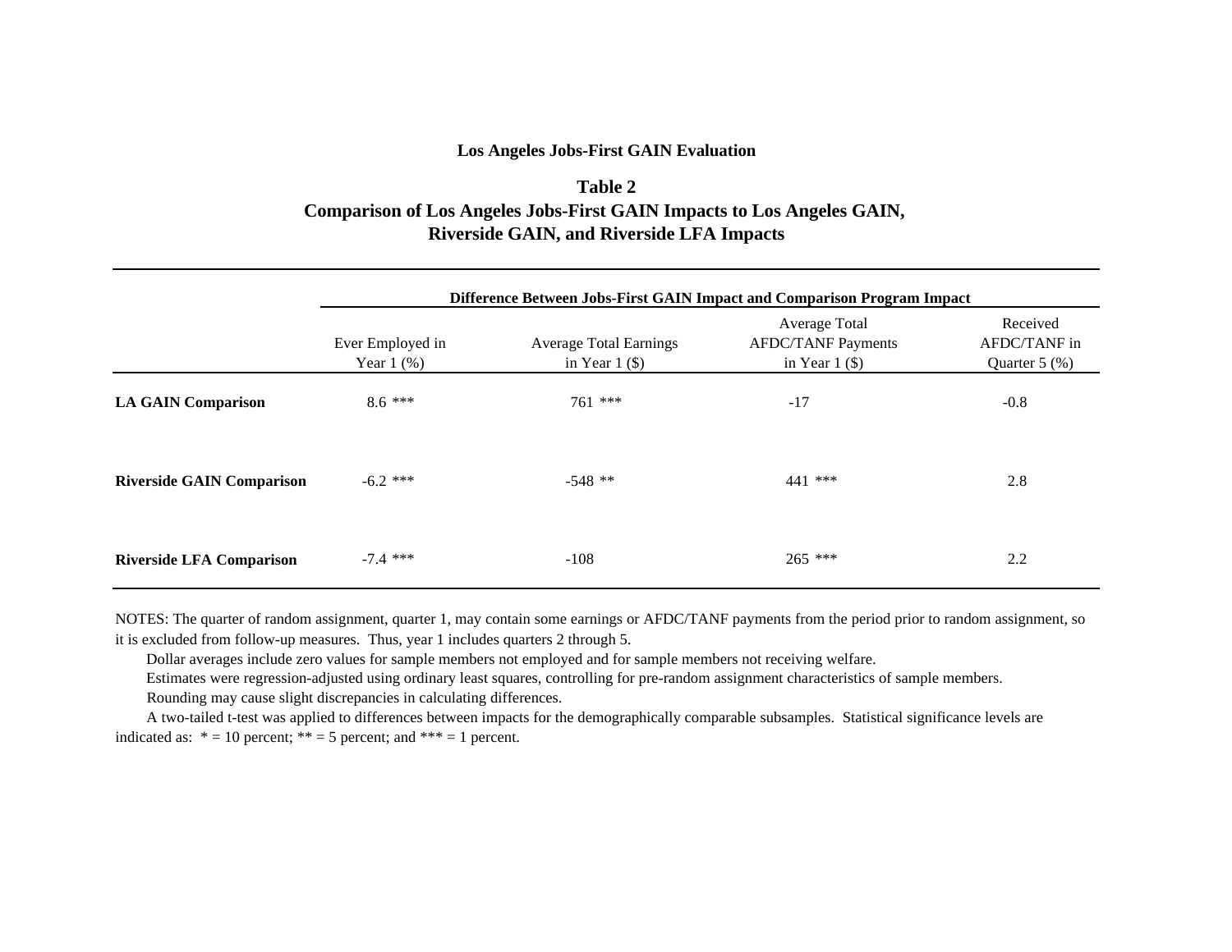**Los Angeles Jobs-First GAIN Evaluation**

**Table 2**

**Comparison of Los Angeles Jobs-First GAIN Impacts to Los Angeles GAIN, Riverside GAIN, and Riverside LFA Impacts**

| | Difference Between Jobs-First GAIN Impact and Comparison Program Impact | | | |
|---|---|---|---|---|
| | Ever Employed in Year 1 (%) | Average Total Earnings in Year 1 ($) | Average Total AFDC/TANF Payments in Year 1 ($) | Received AFDC/TANF in Quarter 5 (%) |
| **LA GAIN Comparison** | 8.6 *** | 761 *** | -17 | -0.8 |
| **Riverside GAIN Comparison** | -6.2 *** | -548 ** | 441 *** | 2.8 |
| **Riverside LFA Comparison** | -7.4 *** | -108 | 265 *** | 2.2 |

NOTES: The quarter of random assignment, quarter 1, may contain some earnings or AFDC/TANF payments from the period prior to random assignment, so it is excluded from follow-up measures. Thus, year 1 includes quarters 2 through 5.

Dollar averages include zero values for sample members not employed and for sample members not receiving welfare.

Estimates were regression-adjusted using ordinary least squares, controlling for pre-random assignment characteristics of sample members.

Rounding may cause slight discrepancies in calculating differences.

A two-tailed t-test was applied to differences between impacts for the demographically comparable subsamples. Statistical significance levels are indicated as: * = 10 percent; ** = 5 percent; and *** = 1 percent.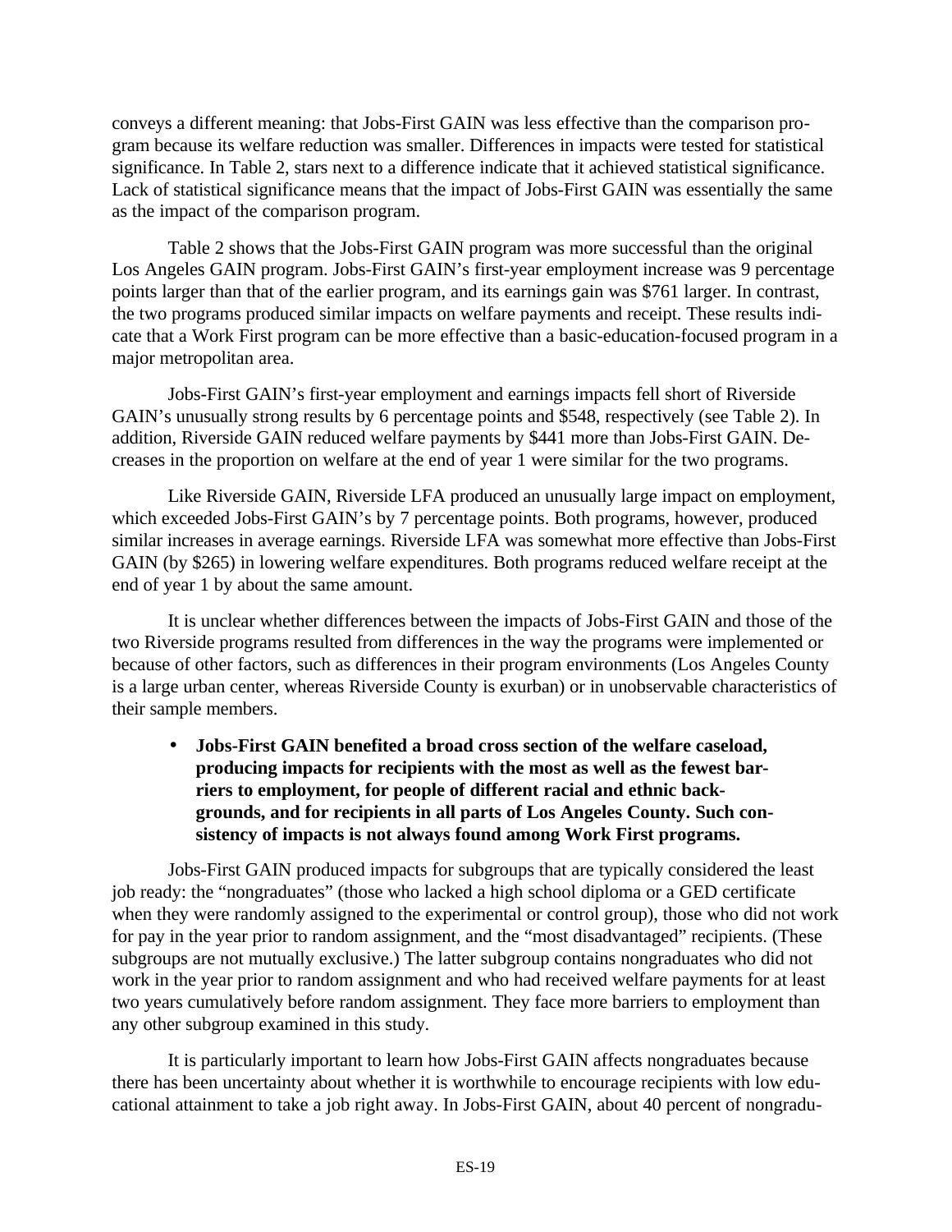conveys a different meaning: that Jobs-First GAIN was less effective than the comparison program because its welfare reduction was smaller. Differences in impacts were tested for statistical significance. In Table 2, stars next to a difference indicate that it achieved statistical significance. Lack of statistical significance means that the impact of Jobs-First GAIN was essentially the same as the impact of the comparison program.

Table 2 shows that the Jobs-First GAIN program was more successful than the original Los Angeles GAIN program. Jobs-First GAIN's first-year employment increase was 9 percentage points larger than that of the earlier program, and its earnings gain was $761 larger. In contrast, the two programs produced similar impacts on welfare payments and receipt. These results indicate that a Work First program can be more effective than a basic-education-focused program in a major metropolitan area.

Jobs-First GAIN's first-year employment and earnings impacts fell short of Riverside GAIN's unusually strong results by 6 percentage points and $548, respectively (see Table 2). In addition, Riverside GAIN reduced welfare payments by $441 more than Jobs-First GAIN. Decreases in the proportion on welfare at the end of year 1 were similar for the two programs.

Like Riverside GAIN, Riverside LFA produced an unusually large impact on employment, which exceeded Jobs-First GAIN's by 7 percentage points. Both programs, however, produced similar increases in average earnings. Riverside LFA was somewhat more effective than Jobs-First GAIN (by $265) in lowering welfare expenditures. Both programs reduced welfare receipt at the end of year 1 by about the same amount.

It is unclear whether differences between the impacts of Jobs-First GAIN and those of the two Riverside programs resulted from differences in the way the programs were implemented or because of other factors, such as differences in their program environments (Los Angeles County is a large urban center, whereas Riverside County is exurban) or in unobservable characteristics of their sample members.

- **Jobs-First GAIN benefited a broad cross section of the welfare caseload, producing impacts for recipients with the most as well as the fewest barriers to employment, for people of different racial and ethnic backgrounds, and for recipients in all parts of Los Angeles County. Such consistency of impacts is not always found among Work First programs.**

Jobs-First GAIN produced impacts for subgroups that are typically considered the least job ready: the "nongraduates" (those who lacked a high school diploma or a GED certificate when they were randomly assigned to the experimental or control group), those who did not work for pay in the year prior to random assignment, and the "most disadvantaged" recipients. (These subgroups are not mutually exclusive.) The latter subgroup contains nongraduates who did not work in the year prior to random assignment and who had received welfare payments for at least two years cumulatively before random assignment. They face more barriers to employment than any other subgroup examined in this study.

It is particularly important to learn how Jobs-First GAIN affects nongraduates because there has been uncertainty about whether it is worthwhile to encourage recipients with low educational attainment to take a job right away. In Jobs-First GAIN, about 40 percent of nongradu-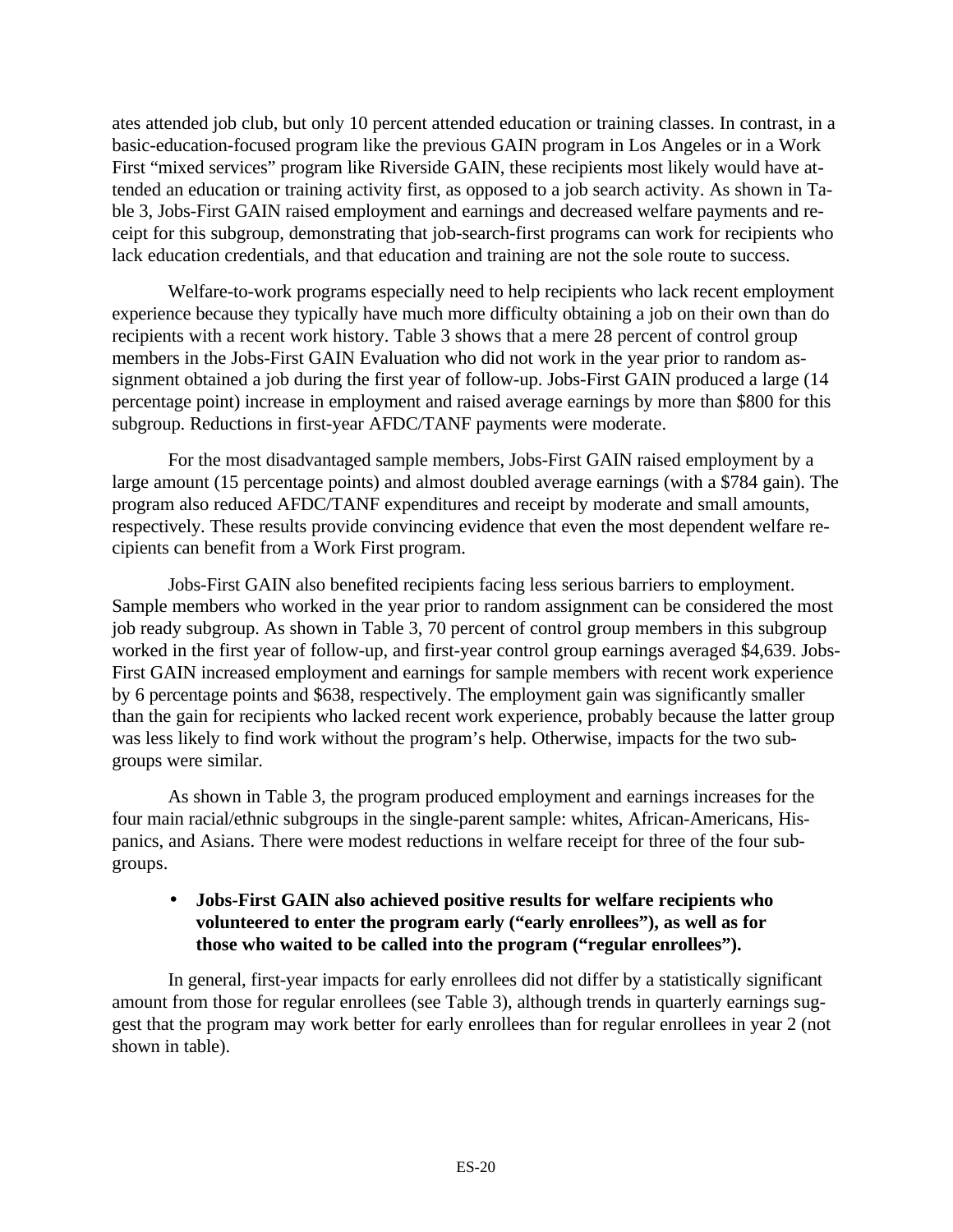ates attended job club, but only 10 percent attended education or training classes. In contrast, in a basic-education-focused program like the previous GAIN program in Los Angeles or in a Work First "mixed services" program like Riverside GAIN, these recipients most likely would have attended an education or training activity first, as opposed to a job search activity. As shown in Table 3, Jobs-First GAIN raised employment and earnings and decreased welfare payments and receipt for this subgroup, demonstrating that job-search-first programs can work for recipients who lack education credentials, and that education and training are not the sole route to success.

Welfare-to-work programs especially need to help recipients who lack recent employment experience because they typically have much more difficulty obtaining a job on their own than do recipients with a recent work history. Table 3 shows that a mere 28 percent of control group members in the Jobs-First GAIN Evaluation who did not work in the year prior to random assignment obtained a job during the first year of follow-up. Jobs-First GAIN produced a large (14 percentage point) increase in employment and raised average earnings by more than $800 for this subgroup. Reductions in first-year AFDC/TANF payments were moderate.

For the most disadvantaged sample members, Jobs-First GAIN raised employment by a large amount (15 percentage points) and almost doubled average earnings (with a $784 gain). The program also reduced AFDC/TANF expenditures and receipt by moderate and small amounts, respectively. These results provide convincing evidence that even the most dependent welfare recipients can benefit from a Work First program.

Jobs-First GAIN also benefited recipients facing less serious barriers to employment. Sample members who worked in the year prior to random assignment can be considered the most job ready subgroup. As shown in Table 3, 70 percent of control group members in this subgroup worked in the first year of follow-up, and first-year control group earnings averaged $4,639. Jobs-First GAIN increased employment and earnings for sample members with recent work experience by 6 percentage points and $638, respectively. The employment gain was significantly smaller than the gain for recipients who lacked recent work experience, probably because the latter group was less likely to find work without the program's help. Otherwise, impacts for the two subgroups were similar.

As shown in Table 3, the program produced employment and earnings increases for the four main racial/ethnic subgroups in the single-parent sample: whites, African-Americans, Hispanics, and Asians. There were modest reductions in welfare receipt for three of the four subgroups.

- **Jobs-First GAIN also achieved positive results for welfare recipients who volunteered to enter the program early ("early enrollees"), as well as for those who waited to be called into the program ("regular enrollees").**

In general, first-year impacts for early enrollees did not differ by a statistically significant amount from those for regular enrollees (see Table 3), although trends in quarterly earnings suggest that the program may work better for early enrollees than for regular enrollees in year 2 (not shown in table).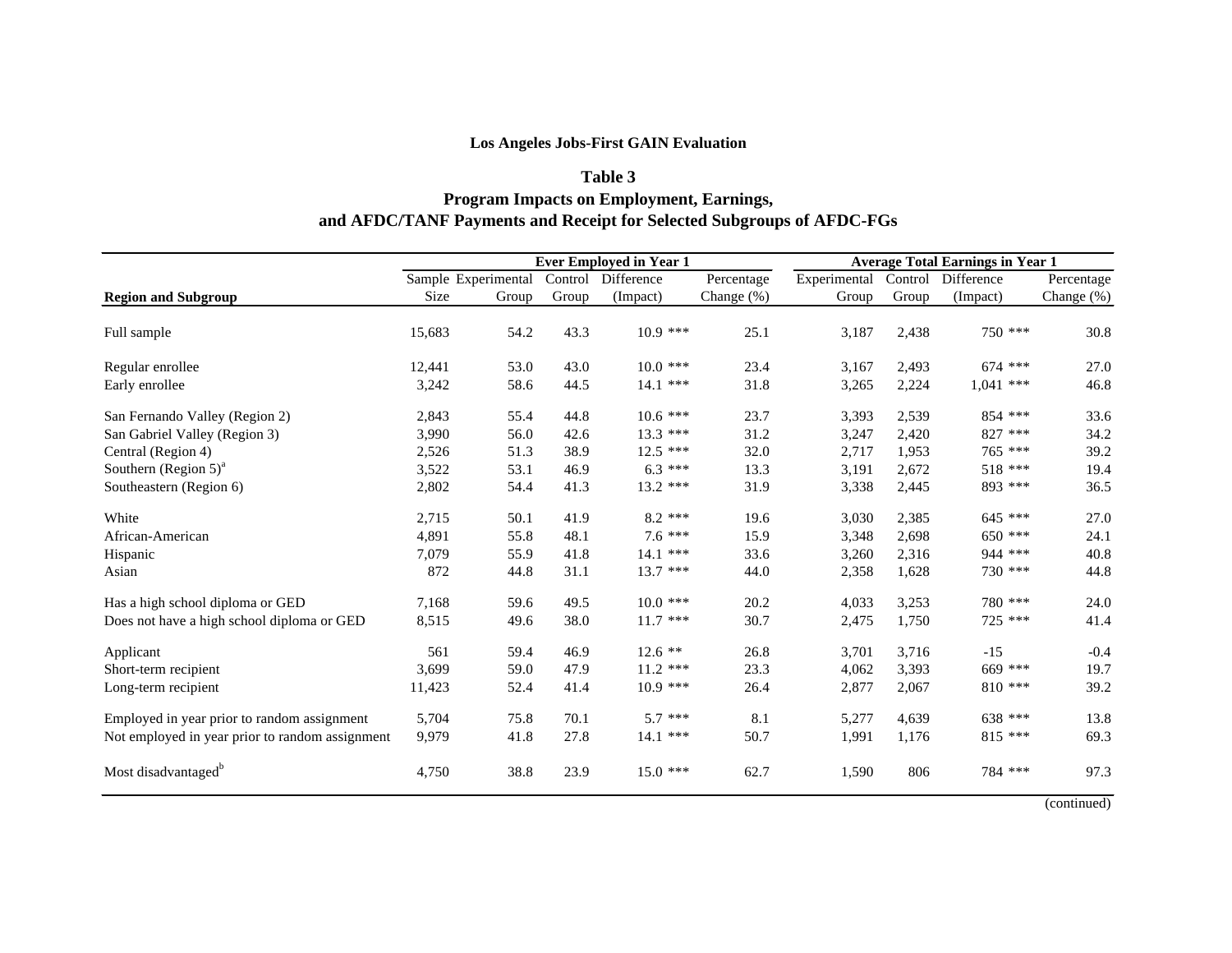**Los Angeles Jobs-First GAIN Evaluation**

**Table 3**

**Program Impacts on Employment, Earnings, and AFDC/TANF Payments and Receipt for Selected Subgroups of AFDC-FGs**

| | | Ever Employed in Year 1 | | | | Average Total Earnings in Year 1 | | | |
|---|---|---|---|---|---|---|---|---|---|
| **Region and Subgroup** | Sample Size | Experimental Group | Control Group | Difference (Impact) | Percentage Change (%) | Experimental Group | Control Group | Difference (Impact) | Percentage Change (%) |
| Full sample | 15,683 | 54.2 | 43.3 | 10.9 *** | 25.1 | 3,187 | 2,438 | 750 *** | 30.8 |
| Regular enrollee | 12,441 | 53.0 | 43.0 | 10.0 *** | 23.4 | 3,167 | 2,493 | 674 *** | 27.0 |
| Early enrollee | 3,242 | 58.6 | 44.5 | 14.1 *** | 31.8 | 3,265 | 2,224 | 1,041 *** | 46.8 |
| San Fernando Valley (Region 2) | 2,843 | 55.4 | 44.8 | 10.6 *** | 23.7 | 3,393 | 2,539 | 854 *** | 33.6 |
| San Gabriel Valley (Region 3) | 3,990 | 56.0 | 42.6 | 13.3 *** | 31.2 | 3,247 | 2,420 | 827 *** | 34.2 |
| Central (Region 4) | 2,526 | 51.3 | 38.9 | 12.5 *** | 32.0 | 2,717 | 1,953 | 765 *** | 39.2 |
| Southern (Region 5)[a] | 3,522 | 53.1 | 46.9 | 6.3 *** | 13.3 | 3,191 | 2,672 | 518 *** | 19.4 |
| Southeastern (Region 6) | 2,802 | 54.4 | 41.3 | 13.2 *** | 31.9 | 3,338 | 2,445 | 893 *** | 36.5 |
| White | 2,715 | 50.1 | 41.9 | 8.2 *** | 19.6 | 3,030 | 2,385 | 645 *** | 27.0 |
| African-American | 4,891 | 55.8 | 48.1 | 7.6 *** | 15.9 | 3,348 | 2,698 | 650 *** | 24.1 |
| Hispanic | 7,079 | 55.9 | 41.8 | 14.1 *** | 33.6 | 3,260 | 2,316 | 944 *** | 40.8 |
| Asian | 872 | 44.8 | 31.1 | 13.7 *** | 44.0 | 2,358 | 1,628 | 730 *** | 44.8 |
| Has a high school diploma or GED | 7,168 | 59.6 | 49.5 | 10.0 *** | 20.2 | 4,033 | 3,253 | 780 *** | 24.0 |
| Does not have a high school diploma or GED | 8,515 | 49.6 | 38.0 | 11.7 *** | 30.7 | 2,475 | 1,750 | 725 *** | 41.4 |
| Applicant | 561 | 59.4 | 46.9 | 12.6 ** | 26.8 | 3,701 | 3,716 | -15 | -0.4 |
| Short-term recipient | 3,699 | 59.0 | 47.9 | 11.2 *** | 23.3 | 4,062 | 3,393 | 669 *** | 19.7 |
| Long-term recipient | 11,423 | 52.4 | 41.4 | 10.9 *** | 26.4 | 2,877 | 2,067 | 810 *** | 39.2 |
| Employed in year prior to random assignment | 5,704 | 75.8 | 70.1 | 5.7 *** | 8.1 | 5,277 | 4,639 | 638 *** | 13.8 |
| Not employed in year prior to random assignment | 9,979 | 41.8 | 27.8 | 14.1 *** | 50.7 | 1,991 | 1,176 | 815 *** | 69.3 |
| Most disadvantaged[b] | 4,750 | 38.8 | 23.9 | 15.0 *** | 62.7 | 1,590 | 806 | 784 *** | 97.3 |

(continued)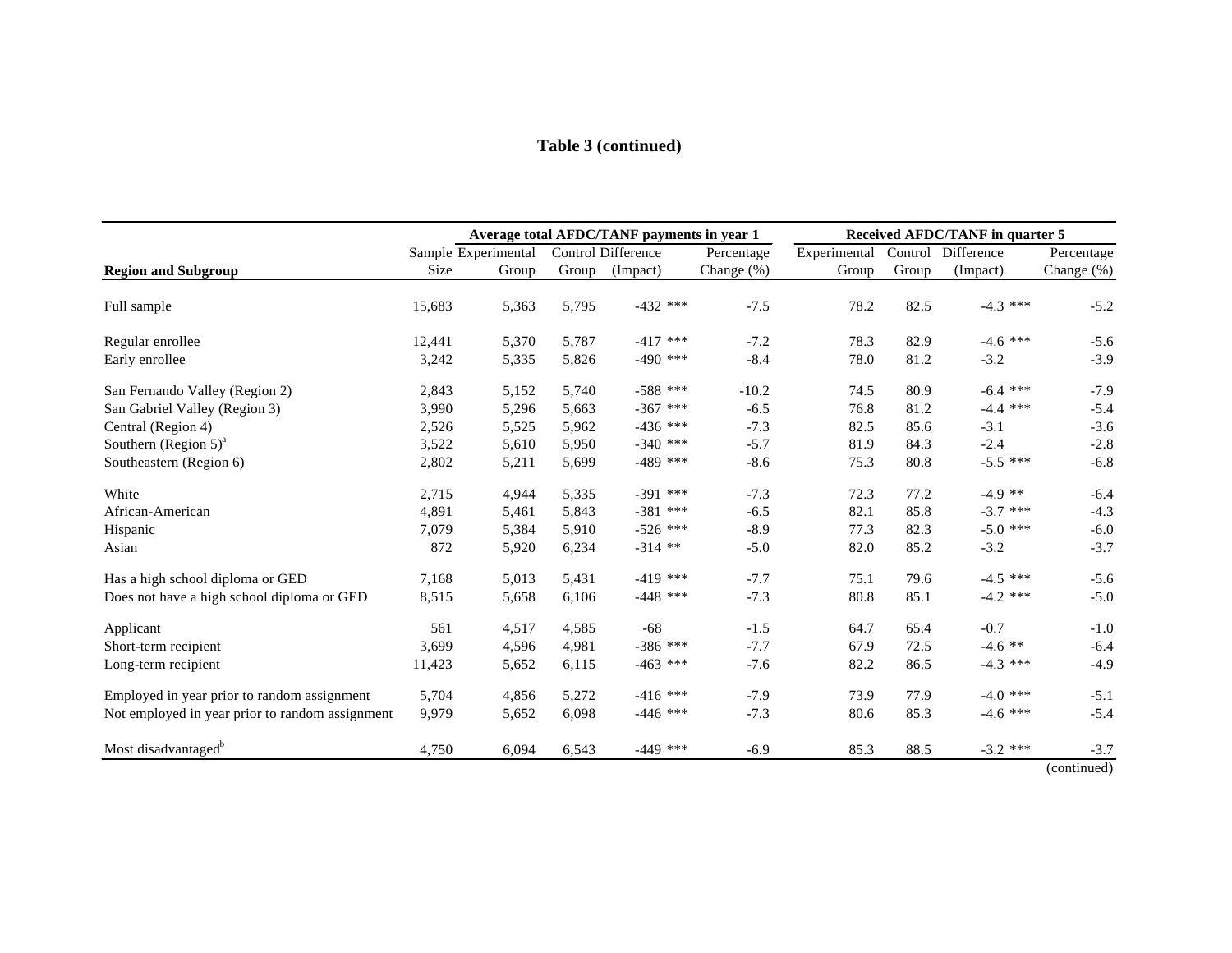**Table 3 (continued)**

| Region and Subgroup | Sample Size | Average total AFDC/TANF payments in year 1: Experimental Group | Control Group | Difference (Impact) | Percentage Change (%) | Received AFDC/TANF in quarter 5: Experimental Group | Control Group | Difference (Impact) | Percentage Change (%) |
|---|---|---|---|---|---|---|---|---|---|
| Full sample | 15,683 | 5,363 | 5,795 | -432 *** | -7.5 | 78.2 | 82.5 | -4.3 *** | -5.2 |
| Regular enrollee | 12,441 | 5,370 | 5,787 | -417 *** | -7.2 | 78.3 | 82.9 | -4.6 *** | -5.6 |
| Early enrollee | 3,242 | 5,335 | 5,826 | -490 *** | -8.4 | 78.0 | 81.2 | -3.2 | -3.9 |
| San Fernando Valley (Region 2) | 2,843 | 5,152 | 5,740 | -588 *** | -10.2 | 74.5 | 80.9 | -6.4 *** | -7.9 |
| San Gabriel Valley (Region 3) | 3,990 | 5,296 | 5,663 | -367 *** | -6.5 | 76.8 | 81.2 | -4.4 *** | -5.4 |
| Central (Region 4) | 2,526 | 5,525 | 5,962 | -436 *** | -7.3 | 82.5 | 85.6 | -3.1 | -3.6 |
| Southern (Region 5)[a] | 3,522 | 5,610 | 5,950 | -340 *** | -5.7 | 81.9 | 84.3 | -2.4 | -2.8 |
| Southeastern (Region 6) | 2,802 | 5,211 | 5,699 | -489 *** | -8.6 | 75.3 | 80.8 | -5.5 *** | -6.8 |
| White | 2,715 | 4,944 | 5,335 | -391 *** | -7.3 | 72.3 | 77.2 | -4.9 ** | -6.4 |
| African-American | 4,891 | 5,461 | 5,843 | -381 *** | -6.5 | 82.1 | 85.8 | -3.7 *** | -4.3 |
| Hispanic | 7,079 | 5,384 | 5,910 | -526 *** | -8.9 | 77.3 | 82.3 | -5.0 *** | -6.0 |
| Asian | 872 | 5,920 | 6,234 | -314 ** | -5.0 | 82.0 | 85.2 | -3.2 | -3.7 |
| Has a high school diploma or GED | 7,168 | 5,013 | 5,431 | -419 *** | -7.7 | 75.1 | 79.6 | -4.5 *** | -5.6 |
| Does not have a high school diploma or GED | 8,515 | 5,658 | 6,106 | -448 *** | -7.3 | 80.8 | 85.1 | -4.2 *** | -5.0 |
| Applicant | 561 | 4,517 | 4,585 | -68 | -1.5 | 64.7 | 65.4 | -0.7 | -1.0 |
| Short-term recipient | 3,699 | 4,596 | 4,981 | -386 *** | -7.7 | 67.9 | 72.5 | -4.6 ** | -6.4 |
| Long-term recipient | 11,423 | 5,652 | 6,115 | -463 *** | -7.6 | 82.2 | 86.5 | -4.3 *** | -4.9 |
| Employed in year prior to random assignment | 5,704 | 4,856 | 5,272 | -416 *** | -7.9 | 73.9 | 77.9 | -4.0 *** | -5.1 |
| Not employed in year prior to random assignment | 9,979 | 5,652 | 6,098 | -446 *** | -7.3 | 80.6 | 85.3 | -4.6 *** | -5.4 |
| Most disadvantaged[b] | 4,750 | 6,094 | 6,543 | -449 *** | -6.9 | 85.3 | 88.5 | -3.2 *** | -3.7 |

(continued)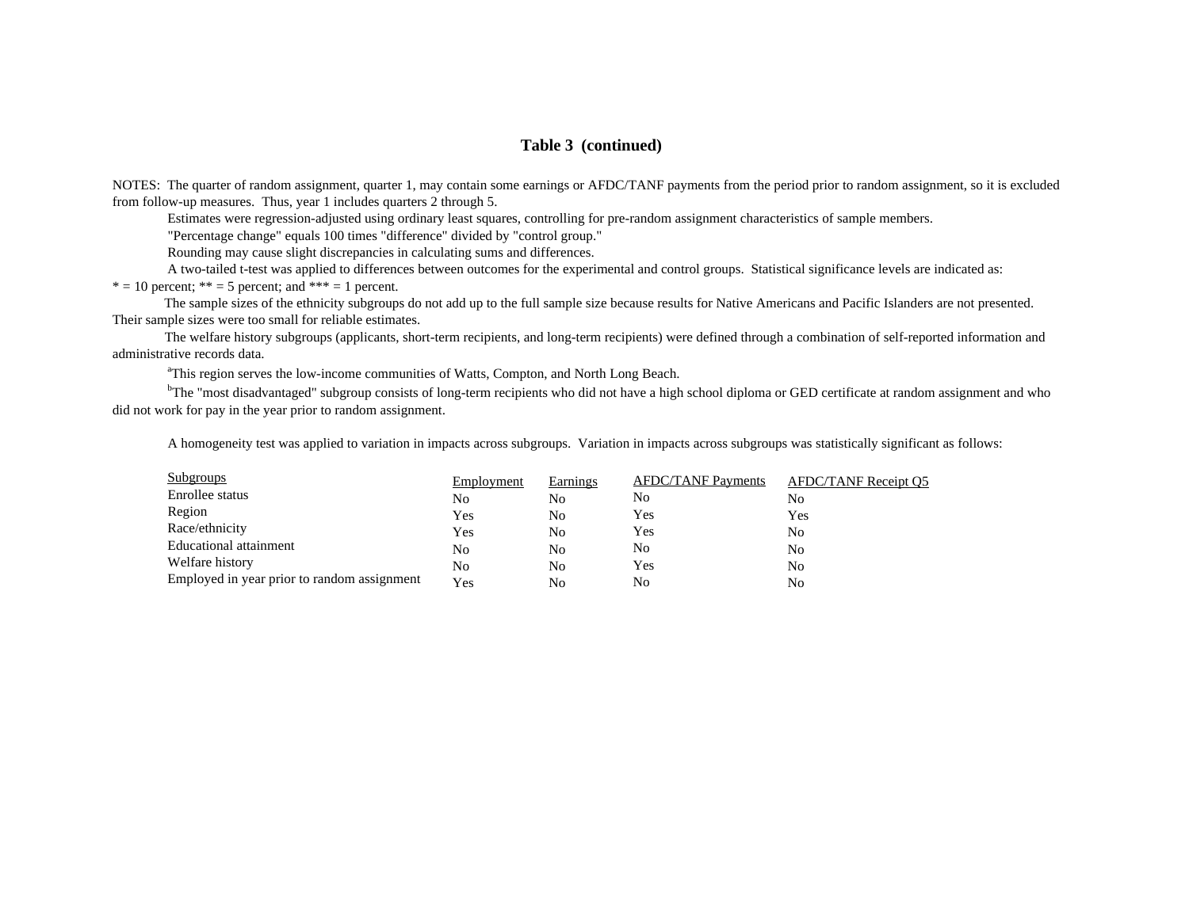# Table 3 (continued)

NOTES: The quarter of random assignment, quarter 1, may contain some earnings or AFDC/TANF payments from the period prior to random assignment, so it is excluded from follow-up measures. Thus, year 1 includes quarters 2 through 5.

Estimates were regression-adjusted using ordinary least squares, controlling for pre-random assignment characteristics of sample members.

"Percentage change" equals 100 times "difference" divided by "control group."

Rounding may cause slight discrepancies in calculating sums and differences.

A two-tailed t-test was applied to differences between outcomes for the experimental and control groups. Statistical significance levels are indicated as: * = 10 percent; ** = 5 percent; and *** = 1 percent.

The sample sizes of the ethnicity subgroups do not add up to the full sample size because results for Native Americans and Pacific Islanders are not presented. Their sample sizes were too small for reliable estimates.

The welfare history subgroups (applicants, short-term recipients, and long-term recipients) were defined through a combination of self-reported information and administrative records data.

[a]This region serves the low-income communities of Watts, Compton, and North Long Beach.

[b]The "most disadvantaged" subgroup consists of long-term recipients who did not have a high school diploma or GED certificate at random assignment and who did not work for pay in the year prior to random assignment.

A homogeneity test was applied to variation in impacts across subgroups. Variation in impacts across subgroups was statistically significant as follows:

| Subgroups | Employment | Earnings | AFDC/TANF Payments | AFDC/TANF Receipt Q5 |
|---|---|---|---|---|
| Enrollee status | No | No | No | No |
| Region | Yes | No | Yes | Yes |
| Race/ethnicity | Yes | No | Yes | No |
| Educational attainment | No | No | No | No |
| Welfare history | No | No | Yes | No |
| Employed in year prior to random assignment | Yes | No | No | No |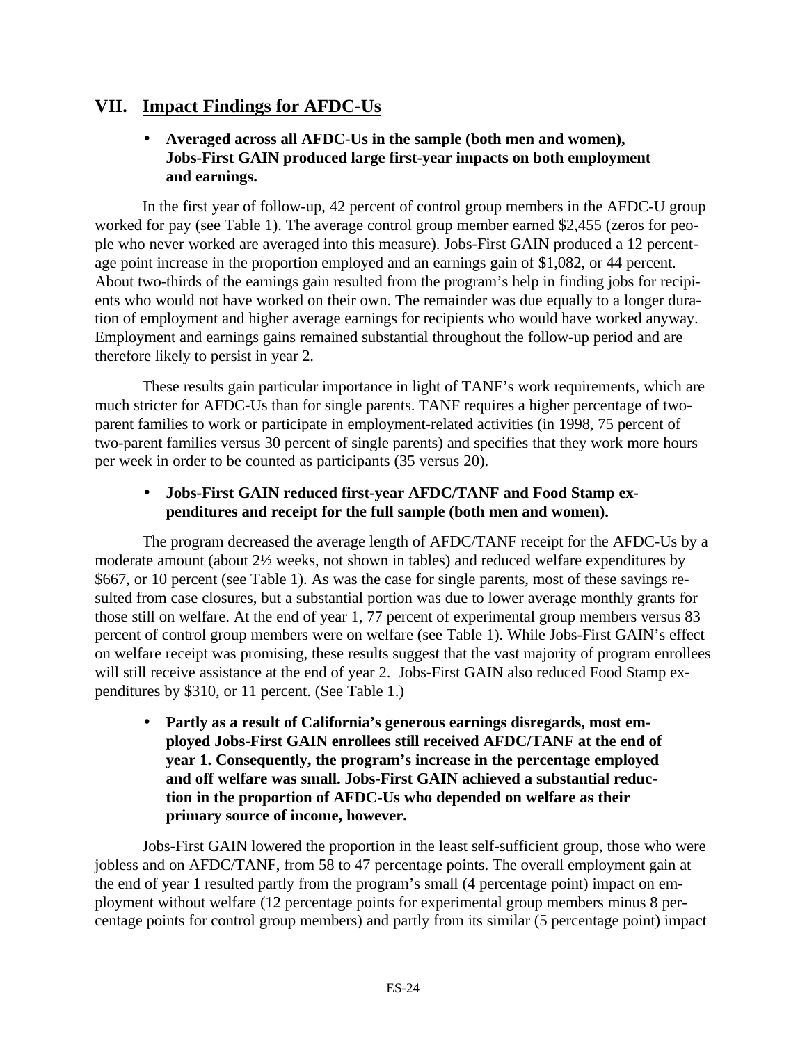## VII. Impact Findings for AFDC-Us

- **Averaged across all AFDC-Us in the sample (both men and women), Jobs-First GAIN produced large first-year impacts on both employment and earnings.**

In the first year of follow-up, 42 percent of control group members in the AFDC-U group worked for pay (see Table 1). The average control group member earned $2,455 (zeros for people who never worked are averaged into this measure). Jobs-First GAIN produced a 12 percentage point increase in the proportion employed and an earnings gain of $1,082, or 44 percent. About two-thirds of the earnings gain resulted from the program's help in finding jobs for recipients who would not have worked on their own. The remainder was due equally to a longer duration of employment and higher average earnings for recipients who would have worked anyway. Employment and earnings gains remained substantial throughout the follow-up period and are therefore likely to persist in year 2.

These results gain particular importance in light of TANF's work requirements, which are much stricter for AFDC-Us than for single parents. TANF requires a higher percentage of two-parent families to work or participate in employment-related activities (in 1998, 75 percent of two-parent families versus 30 percent of single parents) and specifies that they work more hours per week in order to be counted as participants (35 versus 20).

- **Jobs-First GAIN reduced first-year AFDC/TANF and Food Stamp expenditures and receipt for the full sample (both men and women).**

The program decreased the average length of AFDC/TANF receipt for the AFDC-Us by a moderate amount (about 2½ weeks, not shown in tables) and reduced welfare expenditures by $667, or 10 percent (see Table 1). As was the case for single parents, most of these savings resulted from case closures, but a substantial portion was due to lower average monthly grants for those still on welfare. At the end of year 1, 77 percent of experimental group members versus 83 percent of control group members were on welfare (see Table 1). While Jobs-First GAIN's effect on welfare receipt was promising, these results suggest that the vast majority of program enrollees will still receive assistance at the end of year 2. Jobs-First GAIN also reduced Food Stamp expenditures by $310, or 11 percent. (See Table 1.)

- **Partly as a result of California's generous earnings disregards, most employed Jobs-First GAIN enrollees still received AFDC/TANF at the end of year 1. Consequently, the program's increase in the percentage employed and off welfare was small. Jobs-First GAIN achieved a substantial reduction in the proportion of AFDC-Us who depended on welfare as their primary source of income, however.**

Jobs-First GAIN lowered the proportion in the least self-sufficient group, those who were jobless and on AFDC/TANF, from 58 to 47 percentage points. The overall employment gain at the end of year 1 resulted partly from the program's small (4 percentage point) impact on employment without welfare (12 percentage points for experimental group members minus 8 percentage points for control group members) and partly from its similar (5 percentage point) impact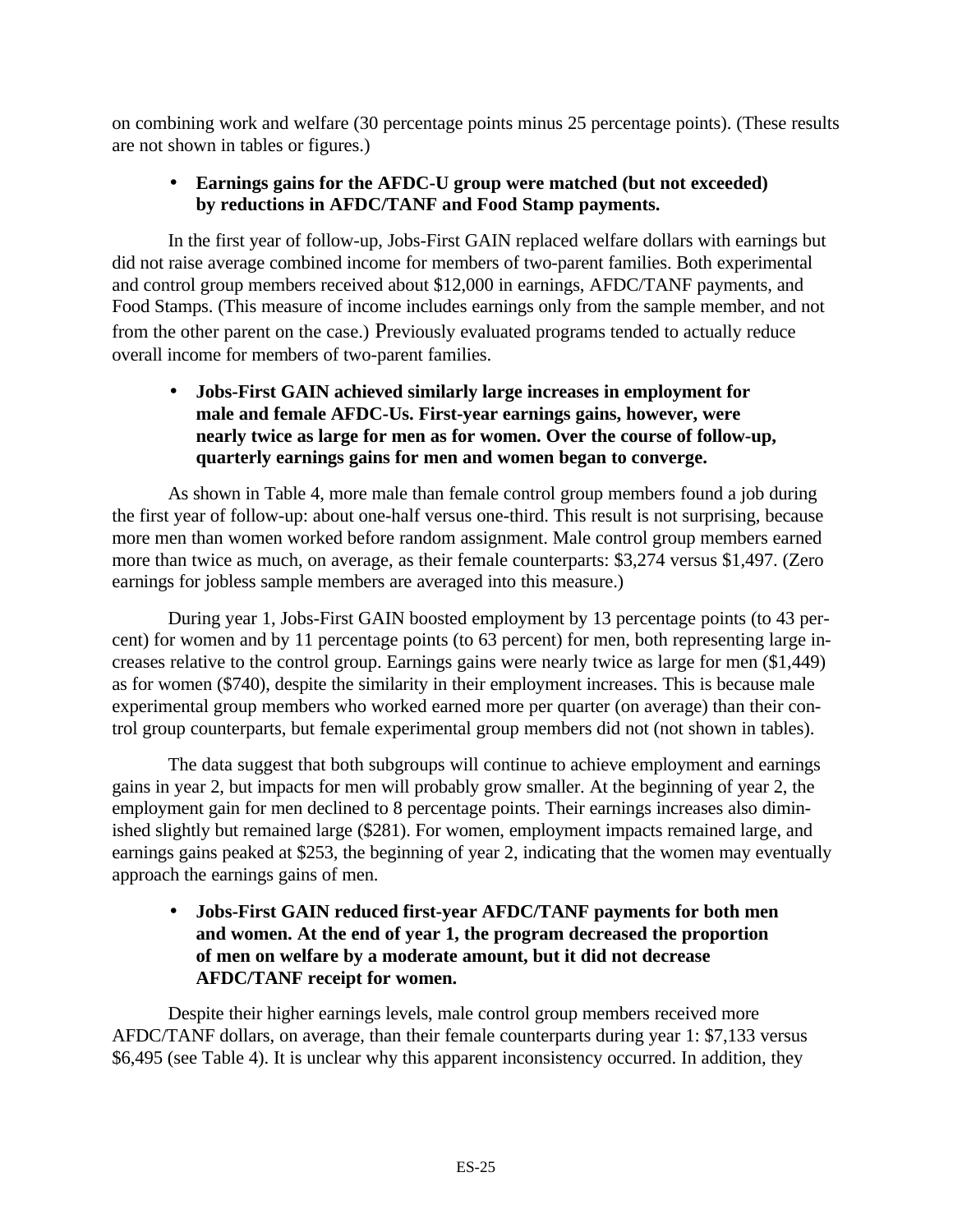on combining work and welfare (30 percentage points minus 25 percentage points). (These results are not shown in tables or figures.)

- **Earnings gains for the AFDC-U group were matched (but not exceeded) by reductions in AFDC/TANF and Food Stamp payments.**

In the first year of follow-up, Jobs-First GAIN replaced welfare dollars with earnings but did not raise average combined income for members of two-parent families. Both experimental and control group members received about $12,000 in earnings, AFDC/TANF payments, and Food Stamps. (This measure of income includes earnings only from the sample member, and not from the other parent on the case.) Previously evaluated programs tended to actually reduce overall income for members of two-parent families.

- **Jobs-First GAIN achieved similarly large increases in employment for male and female AFDC-Us. First-year earnings gains, however, were nearly twice as large for men as for women. Over the course of follow-up, quarterly earnings gains for men and women began to converge.**

As shown in Table 4, more male than female control group members found a job during the first year of follow-up: about one-half versus one-third. This result is not surprising, because more men than women worked before random assignment. Male control group members earned more than twice as much, on average, as their female counterparts: $3,274 versus $1,497. (Zero earnings for jobless sample members are averaged into this measure.)

During year 1, Jobs-First GAIN boosted employment by 13 percentage points (to 43 percent) for women and by 11 percentage points (to 63 percent) for men, both representing large increases relative to the control group. Earnings gains were nearly twice as large for men ($1,449) as for women ($740), despite the similarity in their employment increases. This is because male experimental group members who worked earned more per quarter (on average) than their control group counterparts, but female experimental group members did not (not shown in tables).

The data suggest that both subgroups will continue to achieve employment and earnings gains in year 2, but impacts for men will probably grow smaller. At the beginning of year 2, the employment gain for men declined to 8 percentage points. Their earnings increases also diminished slightly but remained large ($281). For women, employment impacts remained large, and earnings gains peaked at $253, the beginning of year 2, indicating that the women may eventually approach the earnings gains of men.

- **Jobs-First GAIN reduced first-year AFDC/TANF payments for both men and women. At the end of year 1, the program decreased the proportion of men on welfare by a moderate amount, but it did not decrease AFDC/TANF receipt for women.**

Despite their higher earnings levels, male control group members received more AFDC/TANF dollars, on average, than their female counterparts during year 1: $7,133 versus $6,495 (see Table 4). It is unclear why this apparent inconsistency occurred. In addition, they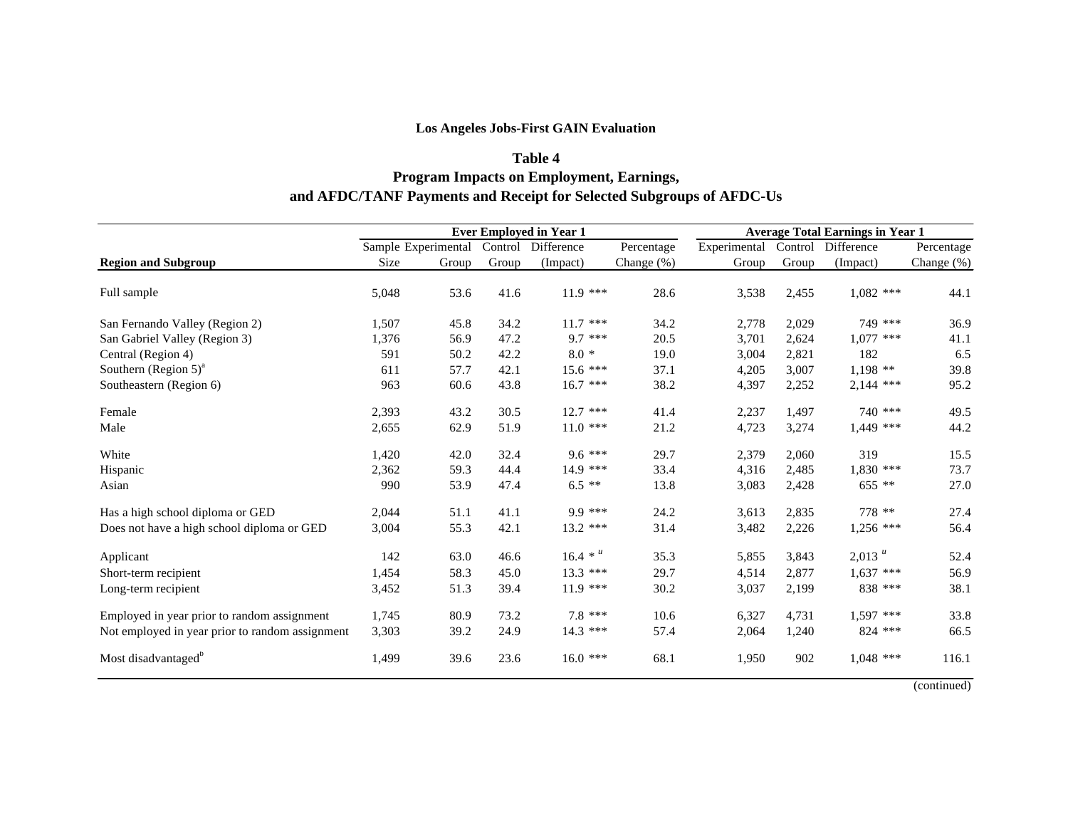**Los Angeles Jobs-First GAIN Evaluation**

**Table 4**

**Program Impacts on Employment, Earnings, and AFDC/TANF Payments and Receipt for Selected Subgroups of AFDC-Us**

| | Ever Employed in Year 1 | | | | | Average Total Earnings in Year 1 | | | |
|---|---|---|---|---|---|---|---|---|---|
| **Region and Subgroup** | Sample Size | Experimental Group | Control Group | Difference (Impact) | Percentage Change (%) | Experimental Group | Control Group | Difference (Impact) | Percentage Change (%) |
| Full sample | 5,048 | 53.6 | 41.6 | 11.9 *** | 28.6 | 3,538 | 2,455 | 1,082 *** | 44.1 |
| San Fernando Valley (Region 2) | 1,507 | 45.8 | 34.2 | 11.7 *** | 34.2 | 2,778 | 2,029 | 749 *** | 36.9 |
| San Gabriel Valley (Region 3) | 1,376 | 56.9 | 47.2 | 9.7 *** | 20.5 | 3,701 | 2,624 | 1,077 *** | 41.1 |
| Central (Region 4) | 591 | 50.2 | 42.2 | 8.0 * | 19.0 | 3,004 | 2,821 | 182 | 6.5 |
| Southern (Region 5)[a] | 611 | 57.7 | 42.1 | 15.6 *** | 37.1 | 4,205 | 3,007 | 1,198 ** | 39.8 |
| Southeastern (Region 6) | 963 | 60.6 | 43.8 | 16.7 *** | 38.2 | 4,397 | 2,252 | 2,144 *** | 95.2 |
| Female | 2,393 | 43.2 | 30.5 | 12.7 *** | 41.4 | 2,237 | 1,497 | 740 *** | 49.5 |
| Male | 2,655 | 62.9 | 51.9 | 11.0 *** | 21.2 | 4,723 | 3,274 | 1,449 *** | 44.2 |
| White | 1,420 | 42.0 | 32.4 | 9.6 *** | 29.7 | 2,379 | 2,060 | 319 | 15.5 |
| Hispanic | 2,362 | 59.3 | 44.4 | 14.9 *** | 33.4 | 4,316 | 2,485 | 1,830 *** | 73.7 |
| Asian | 990 | 53.9 | 47.4 | 6.5 ** | 13.8 | 3,083 | 2,428 | 655 ** | 27.0 |
| Has a high school diploma or GED | 2,044 | 51.1 | 41.1 | 9.9 *** | 24.2 | 3,613 | 2,835 | 778 ** | 27.4 |
| Does not have a high school diploma or GED | 3,004 | 55.3 | 42.1 | 13.2 *** | 31.4 | 3,482 | 2,226 | 1,256 *** | 56.4 |
| Applicant | 142 | 63.0 | 46.6 | 16.4 * [u] | 35.3 | 5,855 | 3,843 | 2,013 [u] | 52.4 |
| Short-term recipient | 1,454 | 58.3 | 45.0 | 13.3 *** | 29.7 | 4,514 | 2,877 | 1,637 *** | 56.9 |
| Long-term recipient | 3,452 | 51.3 | 39.4 | 11.9 *** | 30.2 | 3,037 | 2,199 | 838 *** | 38.1 |
| Employed in year prior to random assignment | 1,745 | 80.9 | 73.2 | 7.8 *** | 10.6 | 6,327 | 4,731 | 1,597 *** | 33.8 |
| Not employed in year prior to random assignment | 3,303 | 39.2 | 24.9 | 14.3 *** | 57.4 | 2,064 | 1,240 | 824 *** | 66.5 |
| Most disadvantaged[b] | 1,499 | 39.6 | 23.6 | 16.0 *** | 68.1 | 1,950 | 902 | 1,048 *** | 116.1 |

(continued)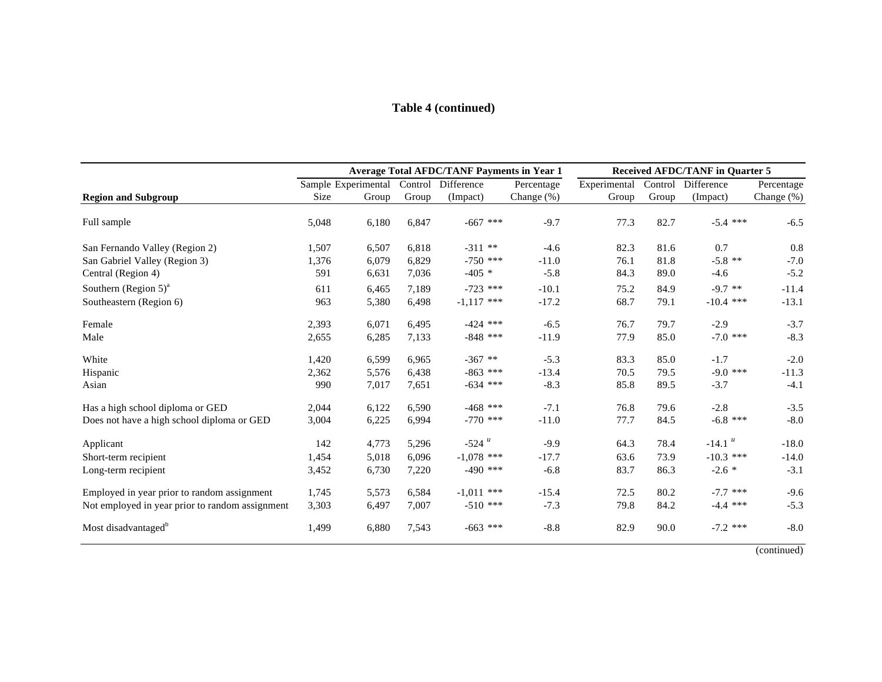**Table 4 (continued)**

| Region and Subgroup | Sample Size | Average Total AFDC/TANF Payments in Year 1: Experimental Group | Control Group | Difference (Impact) | Percentage Change (%) | Received AFDC/TANF in Quarter 5: Experimental Group | Control Group | Difference (Impact) | Percentage Change (%) |
|---|---|---|---|---|---|---|---|---|---|
| Full sample | 5,048 | 6,180 | 6,847 | -667 *** | -9.7 | 77.3 | 82.7 | -5.4 *** | -6.5 |
| San Fernando Valley (Region 2) | 1,507 | 6,507 | 6,818 | -311 ** | -4.6 | 82.3 | 81.6 | 0.7 | 0.8 |
| San Gabriel Valley (Region 3) | 1,376 | 6,079 | 6,829 | -750 *** | -11.0 | 76.1 | 81.8 | -5.8 ** | -7.0 |
| Central (Region 4) | 591 | 6,631 | 7,036 | -405 * | -5.8 | 84.3 | 89.0 | -4.6 | -5.2 |
| Southern (Region 5)[a] | 611 | 6,465 | 7,189 | -723 *** | -10.1 | 75.2 | 84.9 | -9.7 ** | -11.4 |
| Southeastern (Region 6) | 963 | 5,380 | 6,498 | -1,117 *** | -17.2 | 68.7 | 79.1 | -10.4 *** | -13.1 |
| Female | 2,393 | 6,071 | 6,495 | -424 *** | -6.5 | 76.7 | 79.7 | -2.9 | -3.7 |
| Male | 2,655 | 6,285 | 7,133 | -848 *** | -11.9 | 77.9 | 85.0 | -7.0 *** | -8.3 |
| White | 1,420 | 6,599 | 6,965 | -367 ** | -5.3 | 83.3 | 85.0 | -1.7 | -2.0 |
| Hispanic | 2,362 | 5,576 | 6,438 | -863 *** | -13.4 | 70.5 | 79.5 | -9.0 *** | -11.3 |
| Asian | 990 | 7,017 | 7,651 | -634 *** | -8.3 | 85.8 | 89.5 | -3.7 | -4.1 |
| Has a high school diploma or GED | 2,044 | 6,122 | 6,590 | -468 *** | -7.1 | 76.8 | 79.6 | -2.8 | -3.5 |
| Does not have a high school diploma or GED | 3,004 | 6,225 | 6,994 | -770 *** | -11.0 | 77.7 | 84.5 | -6.8 *** | -8.0 |
| Applicant | 142 | 4,773 | 5,296 | -524 [u] | -9.9 | 64.3 | 78.4 | -14.1 [u] | -18.0 |
| Short-term recipient | 1,454 | 5,018 | 6,096 | -1,078 *** | -17.7 | 63.6 | 73.9 | -10.3 *** | -14.0 |
| Long-term recipient | 3,452 | 6,730 | 7,220 | -490 *** | -6.8 | 83.7 | 86.3 | -2.6 * | -3.1 |
| Employed in year prior to random assignment | 1,745 | 5,573 | 6,584 | -1,011 *** | -15.4 | 72.5 | 80.2 | -7.7 *** | -9.6 |
| Not employed in year prior to random assignment | 3,303 | 6,497 | 7,007 | -510 *** | -7.3 | 79.8 | 84.2 | -4.4 *** | -5.3 |
| Most disadvantaged[b] | 1,499 | 6,880 | 7,543 | -663 *** | -8.8 | 82.9 | 90.0 | -7.2 *** | -8.0 |

(continued)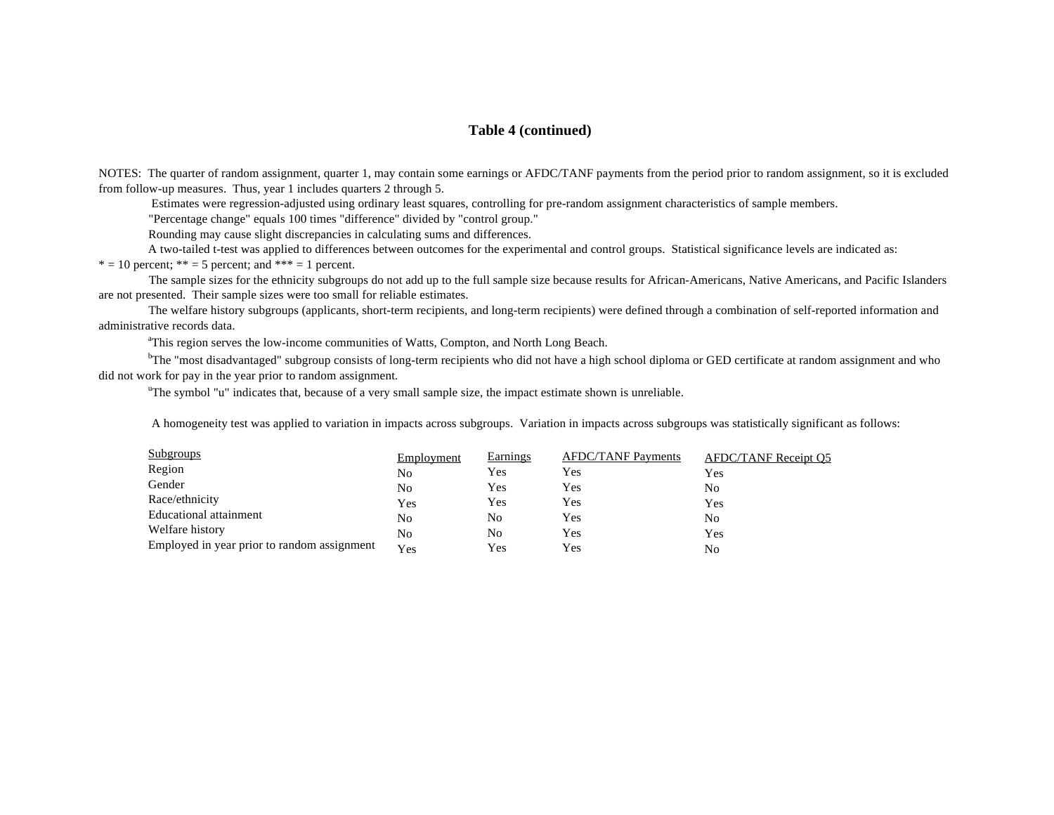## Table 4 (continued)

NOTES: The quarter of random assignment, quarter 1, may contain some earnings or AFDC/TANF payments from the period prior to random assignment, so it is excluded from follow-up measures. Thus, year 1 includes quarters 2 through 5.

Estimates were regression-adjusted using ordinary least squares, controlling for pre-random assignment characteristics of sample members.

"Percentage change" equals 100 times "difference" divided by "control group."

Rounding may cause slight discrepancies in calculating sums and differences.

A two-tailed t-test was applied to differences between outcomes for the experimental and control groups. Statistical significance levels are indicated as: * = 10 percent; ** = 5 percent; and *** = 1 percent.

The sample sizes for the ethnicity subgroups do not add up to the full sample size because results for African-Americans, Native Americans, and Pacific Islanders are not presented. Their sample sizes were too small for reliable estimates.

The welfare history subgroups (applicants, short-term recipients, and long-term recipients) were defined through a combination of self-reported information and administrative records data.

[a]This region serves the low-income communities of Watts, Compton, and North Long Beach.

[b]The "most disadvantaged" subgroup consists of long-term recipients who did not have a high school diploma or GED certificate at random assignment and who did not work for pay in the year prior to random assignment.

[u]The symbol "u" indicates that, because of a very small sample size, the impact estimate shown is unreliable.

A homogeneity test was applied to variation in impacts across subgroups. Variation in impacts across subgroups was statistically significant as follows:

| Subgroups | Employment | Earnings | AFDC/TANF Payments | AFDC/TANF Receipt Q5 |
|---|---|---|---|---|
| Region | No | Yes | Yes | Yes |
| Gender | No | Yes | Yes | No |
| Race/ethnicity | Yes | Yes | Yes | Yes |
| Educational attainment | No | No | Yes | No |
| Welfare history | No | No | Yes | Yes |
| Employed in year prior to random assignment | Yes | Yes | Yes | No |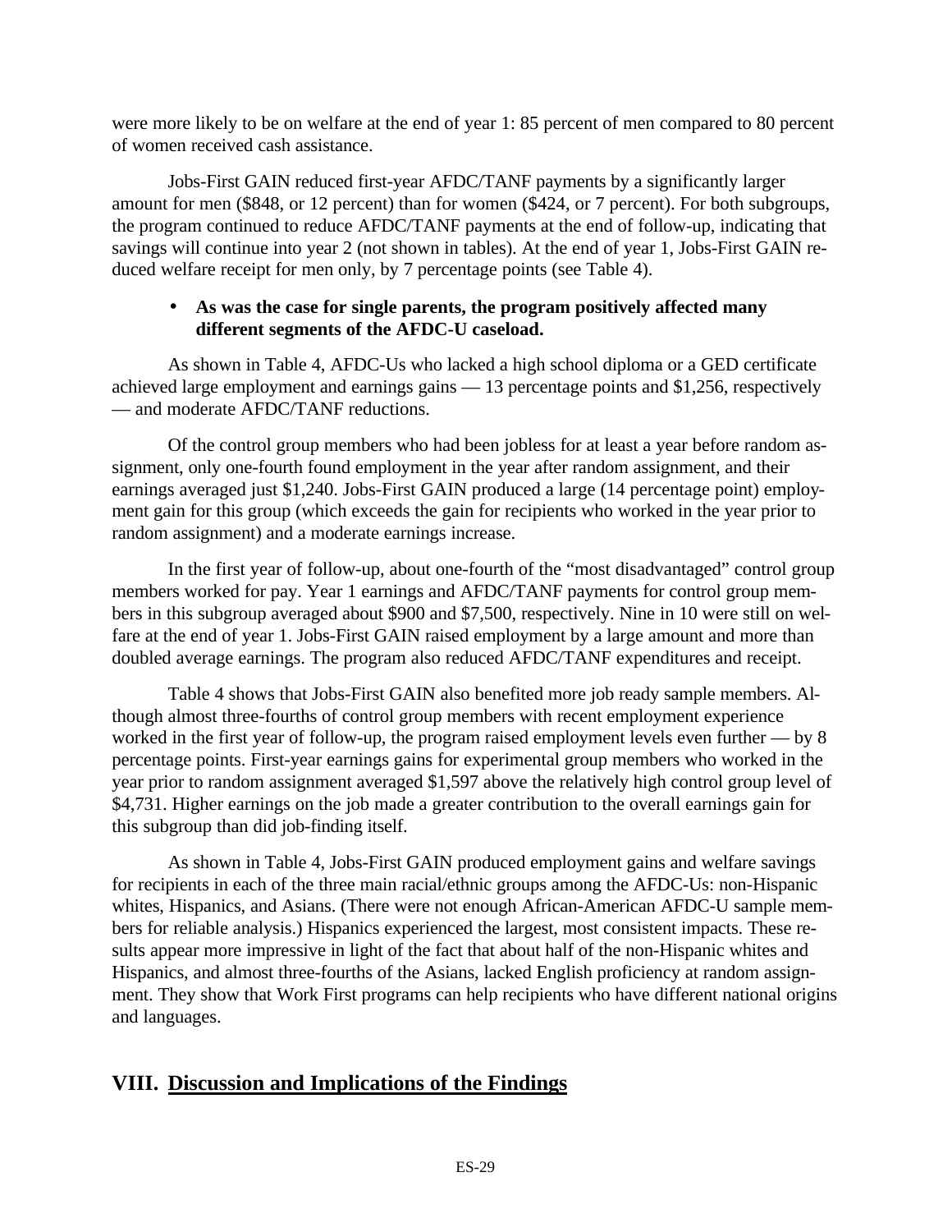were more likely to be on welfare at the end of year 1: 85 percent of men compared to 80 percent of women received cash assistance.

Jobs-First GAIN reduced first-year AFDC/TANF payments by a significantly larger amount for men ($848, or 12 percent) than for women ($424, or 7 percent). For both subgroups, the program continued to reduce AFDC/TANF payments at the end of follow-up, indicating that savings will continue into year 2 (not shown in tables). At the end of year 1, Jobs-First GAIN reduced welfare receipt for men only, by 7 percentage points (see Table 4).

- **As was the case for single parents, the program positively affected many different segments of the AFDC-U caseload.**

As shown in Table 4, AFDC-Us who lacked a high school diploma or a GED certificate achieved large employment and earnings gains — 13 percentage points and $1,256, respectively — and moderate AFDC/TANF reductions.

Of the control group members who had been jobless for at least a year before random assignment, only one-fourth found employment in the year after random assignment, and their earnings averaged just $1,240. Jobs-First GAIN produced a large (14 percentage point) employment gain for this group (which exceeds the gain for recipients who worked in the year prior to random assignment) and a moderate earnings increase.

In the first year of follow-up, about one-fourth of the "most disadvantaged" control group members worked for pay. Year 1 earnings and AFDC/TANF payments for control group members in this subgroup averaged about $900 and $7,500, respectively. Nine in 10 were still on welfare at the end of year 1. Jobs-First GAIN raised employment by a large amount and more than doubled average earnings. The program also reduced AFDC/TANF expenditures and receipt.

Table 4 shows that Jobs-First GAIN also benefited more job ready sample members. Although almost three-fourths of control group members with recent employment experience worked in the first year of follow-up, the program raised employment levels even further — by 8 percentage points. First-year earnings gains for experimental group members who worked in the year prior to random assignment averaged $1,597 above the relatively high control group level of $4,731. Higher earnings on the job made a greater contribution to the overall earnings gain for this subgroup than did job-finding itself.

As shown in Table 4, Jobs-First GAIN produced employment gains and welfare savings for recipients in each of the three main racial/ethnic groups among the AFDC-Us: non-Hispanic whites, Hispanics, and Asians. (There were not enough African-American AFDC-U sample members for reliable analysis.) Hispanics experienced the largest, most consistent impacts. These results appear more impressive in light of the fact that about half of the non-Hispanic whites and Hispanics, and almost three-fourths of the Asians, lacked English proficiency at random assignment. They show that Work First programs can help recipients who have different national origins and languages.

## VIII. Discussion and Implications of the Findings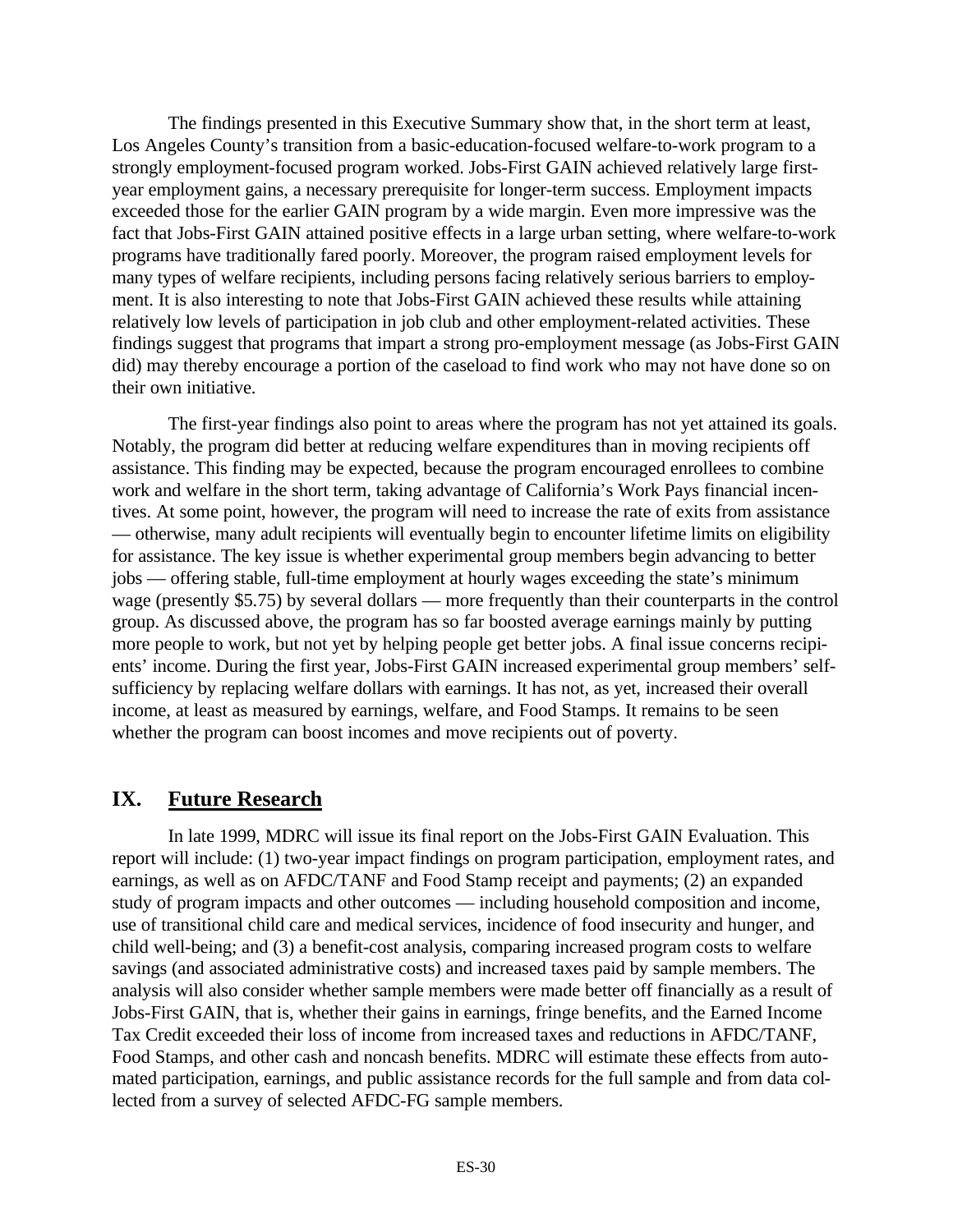The findings presented in this Executive Summary show that, in the short term at least, Los Angeles County's transition from a basic-education-focused welfare-to-work program to a strongly employment-focused program worked. Jobs-First GAIN achieved relatively large first-year employment gains, a necessary prerequisite for longer-term success. Employment impacts exceeded those for the earlier GAIN program by a wide margin. Even more impressive was the fact that Jobs-First GAIN attained positive effects in a large urban setting, where welfare-to-work programs have traditionally fared poorly. Moreover, the program raised employment levels for many types of welfare recipients, including persons facing relatively serious barriers to employment. It is also interesting to note that Jobs-First GAIN achieved these results while attaining relatively low levels of participation in job club and other employment-related activities. These findings suggest that programs that impart a strong pro-employment message (as Jobs-First GAIN did) may thereby encourage a portion of the caseload to find work who may not have done so on their own initiative.

The first-year findings also point to areas where the program has not yet attained its goals. Notably, the program did better at reducing welfare expenditures than in moving recipients off assistance. This finding may be expected, because the program encouraged enrollees to combine work and welfare in the short term, taking advantage of California's Work Pays financial incentives. At some point, however, the program will need to increase the rate of exits from assistance — otherwise, many adult recipients will eventually begin to encounter lifetime limits on eligibility for assistance. The key issue is whether experimental group members begin advancing to better jobs — offering stable, full-time employment at hourly wages exceeding the state's minimum wage (presently $5.75) by several dollars — more frequently than their counterparts in the control group. As discussed above, the program has so far boosted average earnings mainly by putting more people to work, but not yet by helping people get better jobs. A final issue concerns recipients' income. During the first year, Jobs-First GAIN increased experimental group members' self-sufficiency by replacing welfare dollars with earnings. It has not, as yet, increased their overall income, at least as measured by earnings, welfare, and Food Stamps. It remains to be seen whether the program can boost incomes and move recipients out of poverty.

## IX. Future Research

In late 1999, MDRC will issue its final report on the Jobs-First GAIN Evaluation. This report will include: (1) two-year impact findings on program participation, employment rates, and earnings, as well as on AFDC/TANF and Food Stamp receipt and payments; (2) an expanded study of program impacts and other outcomes — including household composition and income, use of transitional child care and medical services, incidence of food insecurity and hunger, and child well-being; and (3) a benefit-cost analysis, comparing increased program costs to welfare savings (and associated administrative costs) and increased taxes paid by sample members. The analysis will also consider whether sample members were made better off financially as a result of Jobs-First GAIN, that is, whether their gains in earnings, fringe benefits, and the Earned Income Tax Credit exceeded their loss of income from increased taxes and reductions in AFDC/TANF, Food Stamps, and other cash and noncash benefits. MDRC will estimate these effects from automated participation, earnings, and public assistance records for the full sample and from data collected from a survey of selected AFDC-FG sample members.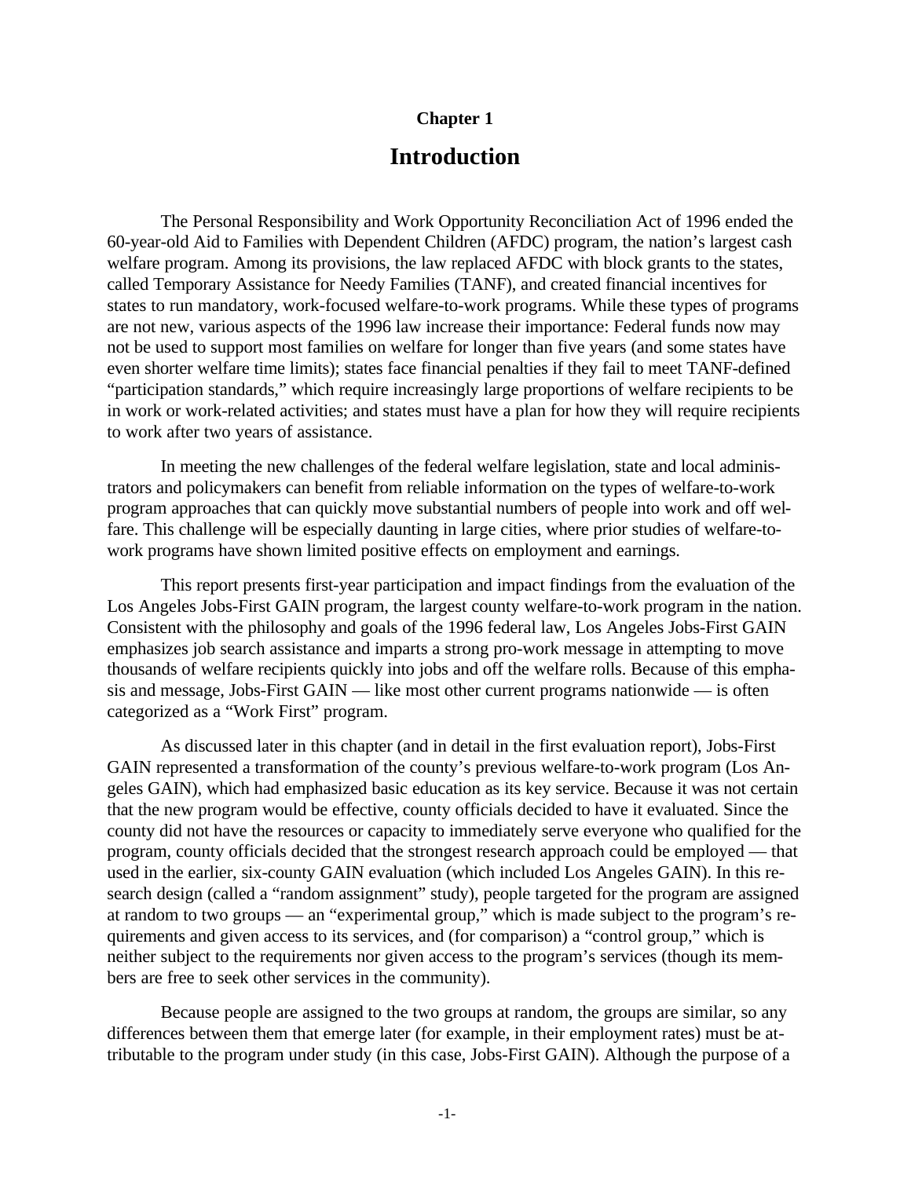**Chapter 1**

# Introduction

The Personal Responsibility and Work Opportunity Reconciliation Act of 1996 ended the 60-year-old Aid to Families with Dependent Children (AFDC) program, the nation's largest cash welfare program. Among its provisions, the law replaced AFDC with block grants to the states, called Temporary Assistance for Needy Families (TANF), and created financial incentives for states to run mandatory, work-focused welfare-to-work programs. While these types of programs are not new, various aspects of the 1996 law increase their importance: Federal funds now may not be used to support most families on welfare for longer than five years (and some states have even shorter welfare time limits); states face financial penalties if they fail to meet TANF-defined "participation standards," which require increasingly large proportions of welfare recipients to be in work or work-related activities; and states must have a plan for how they will require recipients to work after two years of assistance.

In meeting the new challenges of the federal welfare legislation, state and local administrators and policymakers can benefit from reliable information on the types of welfare-to-work program approaches that can quickly move substantial numbers of people into work and off welfare. This challenge will be especially daunting in large cities, where prior studies of welfare-to-work programs have shown limited positive effects on employment and earnings.

This report presents first-year participation and impact findings from the evaluation of the Los Angeles Jobs-First GAIN program, the largest county welfare-to-work program in the nation. Consistent with the philosophy and goals of the 1996 federal law, Los Angeles Jobs-First GAIN emphasizes job search assistance and imparts a strong pro-work message in attempting to move thousands of welfare recipients quickly into jobs and off the welfare rolls. Because of this emphasis and message, Jobs-First GAIN — like most other current programs nationwide — is often categorized as a "Work First" program.

As discussed later in this chapter (and in detail in the first evaluation report), Jobs-First GAIN represented a transformation of the county's previous welfare-to-work program (Los Angeles GAIN), which had emphasized basic education as its key service. Because it was not certain that the new program would be effective, county officials decided to have it evaluated. Since the county did not have the resources or capacity to immediately serve everyone who qualified for the program, county officials decided that the strongest research approach could be employed — that used in the earlier, six-county GAIN evaluation (which included Los Angeles GAIN). In this research design (called a "random assignment" study), people targeted for the program are assigned at random to two groups — an "experimental group," which is made subject to the program's requirements and given access to its services, and (for comparison) a "control group," which is neither subject to the requirements nor given access to the program's services (though its members are free to seek other services in the community).

Because people are assigned to the two groups at random, the groups are similar, so any differences between them that emerge later (for example, in their employment rates) must be attributable to the program under study (in this case, Jobs-First GAIN). Although the purpose of a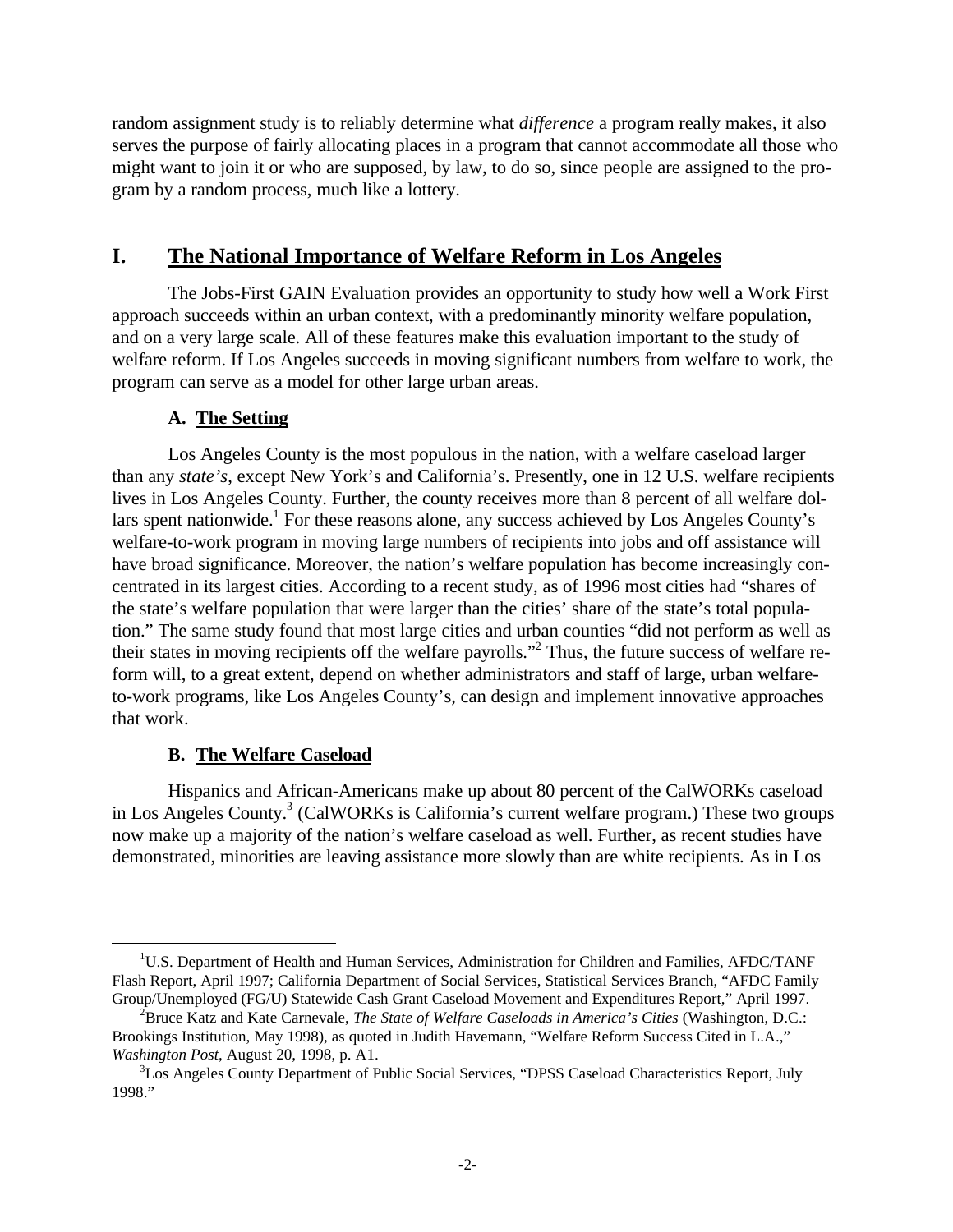random assignment study is to reliably determine what *difference* a program really makes, it also serves the purpose of fairly allocating places in a program that cannot accommodate all those who might want to join it or who are supposed, by law, to do so, since people are assigned to the program by a random process, much like a lottery.

## I. The National Importance of Welfare Reform in Los Angeles

The Jobs-First GAIN Evaluation provides an opportunity to study how well a Work First approach succeeds within an urban context, with a predominantly minority welfare population, and on a very large scale. All of these features make this evaluation important to the study of welfare reform. If Los Angeles succeeds in moving significant numbers from welfare to work, the program can serve as a model for other large urban areas.

### A. The Setting

Los Angeles County is the most populous in the nation, with a welfare caseload larger than any *state's*, except New York's and California's. Presently, one in 12 U.S. welfare recipients lives in Los Angeles County. Further, the county receives more than 8 percent of all welfare dollars spent nationwide.[1] For these reasons alone, any success achieved by Los Angeles County's welfare-to-work program in moving large numbers of recipients into jobs and off assistance will have broad significance. Moreover, the nation's welfare population has become increasingly concentrated in its largest cities. According to a recent study, as of 1996 most cities had "shares of the state's welfare population that were larger than the cities' share of the state's total population." The same study found that most large cities and urban counties "did not perform as well as their states in moving recipients off the welfare payrolls."[2] Thus, the future success of welfare reform will, to a great extent, depend on whether administrators and staff of large, urban welfare-to-work programs, like Los Angeles County's, can design and implement innovative approaches that work.

### B. The Welfare Caseload

Hispanics and African-Americans make up about 80 percent of the CalWORKs caseload in Los Angeles County.[3] (CalWORKs is California's current welfare program.) These two groups now make up a majority of the nation's welfare caseload as well. Further, as recent studies have demonstrated, minorities are leaving assistance more slowly than are white recipients. As in Los

---

[1] U.S. Department of Health and Human Services, Administration for Children and Families, AFDC/TANF Flash Report, April 1997; California Department of Social Services, Statistical Services Branch, "AFDC Family Group/Unemployed (FG/U) Statewide Cash Grant Caseload Movement and Expenditures Report," April 1997.

[2] Bruce Katz and Kate Carnevale, *The State of Welfare Caseloads in America's Cities* (Washington, D.C.: Brookings Institution, May 1998), as quoted in Judith Havemann, "Welfare Reform Success Cited in L.A.," *Washington Post*, August 20, 1998, p. A1.

[3] Los Angeles County Department of Public Social Services, "DPSS Caseload Characteristics Report, July 1998."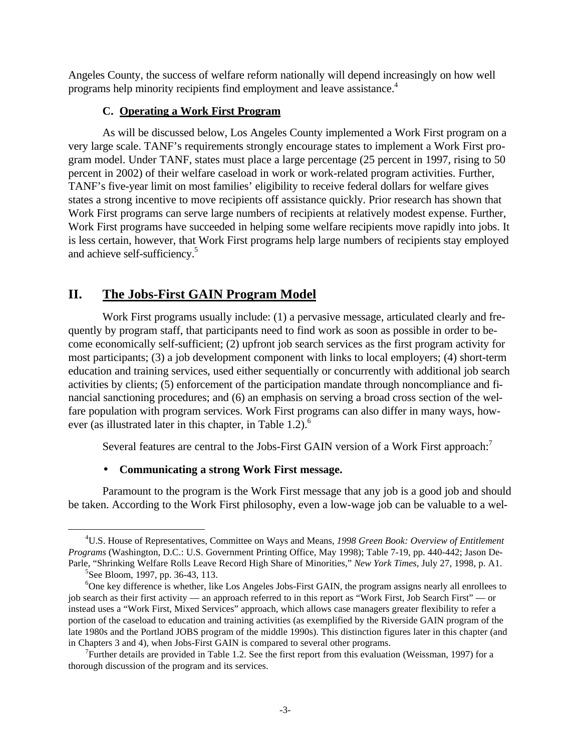Angeles County, the success of welfare reform nationally will depend increasingly on how well programs help minority recipients find employment and leave assistance.[4]

### C. Operating a Work First Program

As will be discussed below, Los Angeles County implemented a Work First program on a very large scale. TANF's requirements strongly encourage states to implement a Work First program model. Under TANF, states must place a large percentage (25 percent in 1997, rising to 50 percent in 2002) of their welfare caseload in work or work-related program activities. Further, TANF's five-year limit on most families' eligibility to receive federal dollars for welfare gives states a strong incentive to move recipients off assistance quickly. Prior research has shown that Work First programs can serve large numbers of recipients at relatively modest expense. Further, Work First programs have succeeded in helping some welfare recipients move rapidly into jobs. It is less certain, however, that Work First programs help large numbers of recipients stay employed and achieve self-sufficiency.[5]

## II. The Jobs-First GAIN Program Model

Work First programs usually include: (1) a pervasive message, articulated clearly and frequently by program staff, that participants need to find work as soon as possible in order to become economically self-sufficient; (2) upfront job search services as the first program activity for most participants; (3) a job development component with links to local employers; (4) short-term education and training services, used either sequentially or concurrently with additional job search activities by clients; (5) enforcement of the participation mandate through noncompliance and financial sanctioning procedures; and (6) an emphasis on serving a broad cross section of the welfare population with program services. Work First programs can also differ in many ways, however (as illustrated later in this chapter, in Table 1.2).[6]

Several features are central to the Jobs-First GAIN version of a Work First approach:[7]

- **Communicating a strong Work First message.**

Paramount to the program is the Work First message that any job is a good job and should be taken. According to the Work First philosophy, even a low-wage job can be valuable to a wel-

---

[4]U.S. House of Representatives, Committee on Ways and Means, *1998 Green Book: Overview of Entitlement Programs* (Washington, D.C.: U.S. Government Printing Office, May 1998); Table 7-19, pp. 440-442; Jason DeParle, "Shrinking Welfare Rolls Leave Record High Share of Minorities," *New York Times*, July 27, 1998, p. A1.

[5]See Bloom, 1997, pp. 36-43, 113.

[6]One key difference is whether, like Los Angeles Jobs-First GAIN, the program assigns nearly all enrollees to job search as their first activity — an approach referred to in this report as "Work First, Job Search First" — or instead uses a "Work First, Mixed Services" approach, which allows case managers greater flexibility to refer a portion of the caseload to education and training activities (as exemplified by the Riverside GAIN program of the late 1980s and the Portland JOBS program of the middle 1990s). This distinction figures later in this chapter (and in Chapters 3 and 4), when Jobs-First GAIN is compared to several other programs.

[7]Further details are provided in Table 1.2. See the first report from this evaluation (Weissman, 1997) for a thorough discussion of the program and its services.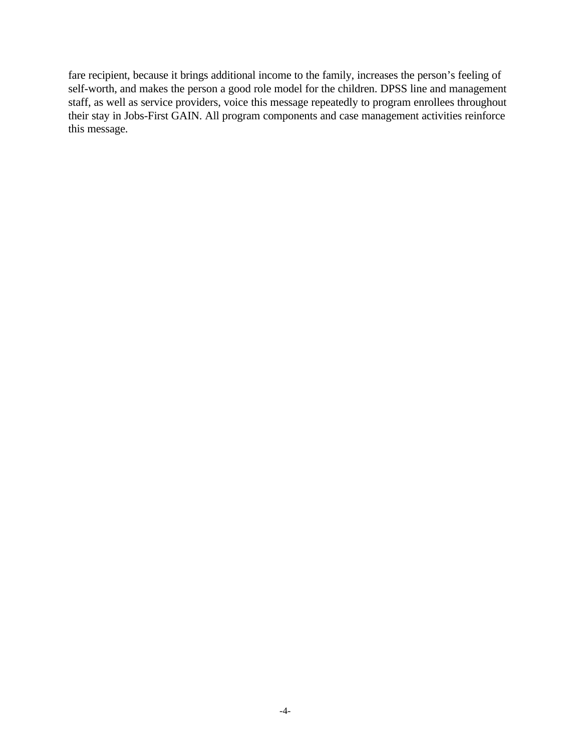fare recipient, because it brings additional income to the family, increases the person's feeling of self-worth, and makes the person a good role model for the children. DPSS line and management staff, as well as service providers, voice this message repeatedly to program enrollees throughout their stay in Jobs-First GAIN. All program components and case management activities reinforce this message.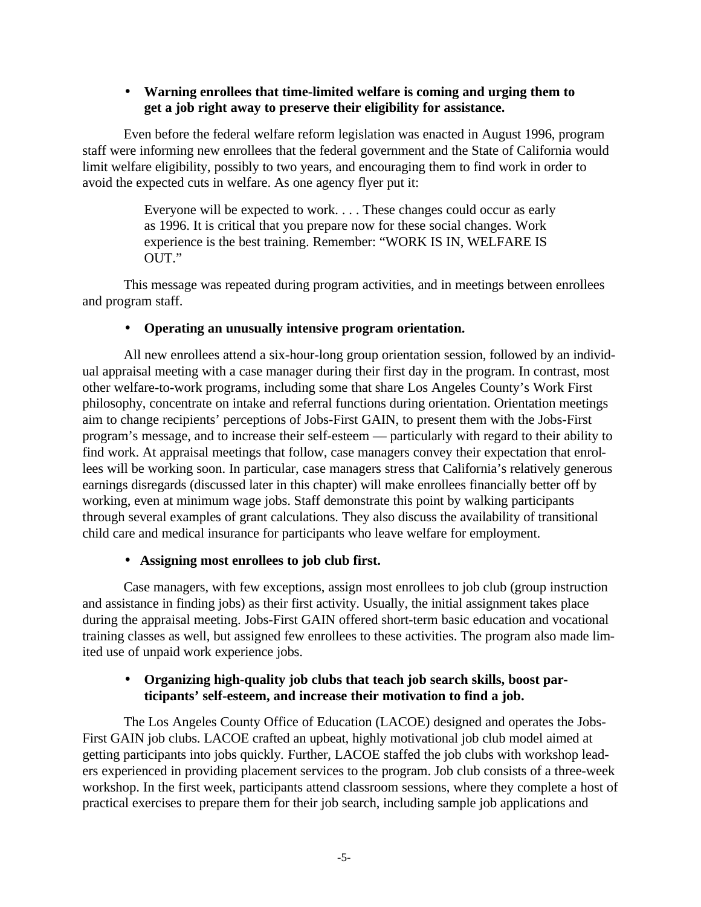- **Warning enrollees that time-limited welfare is coming and urging them to get a job right away to preserve their eligibility for assistance.**

Even before the federal welfare reform legislation was enacted in August 1996, program staff were informing new enrollees that the federal government and the State of California would limit welfare eligibility, possibly to two years, and encouraging them to find work in order to avoid the expected cuts in welfare. As one agency flyer put it:

> Everyone will be expected to work. . . . These changes could occur as early as 1996. It is critical that you prepare now for these social changes. Work experience is the best training. Remember: "WORK IS IN, WELFARE IS OUT."

This message was repeated during program activities, and in meetings between enrollees and program staff.

- **Operating an unusually intensive program orientation.**

All new enrollees attend a six-hour-long group orientation session, followed by an individual appraisal meeting with a case manager during their first day in the program. In contrast, most other welfare-to-work programs, including some that share Los Angeles County's Work First philosophy, concentrate on intake and referral functions during orientation. Orientation meetings aim to change recipients' perceptions of Jobs-First GAIN, to present them with the Jobs-First program's message, and to increase their self-esteem — particularly with regard to their ability to find work. At appraisal meetings that follow, case managers convey their expectation that enrollees will be working soon. In particular, case managers stress that California's relatively generous earnings disregards (discussed later in this chapter) will make enrollees financially better off by working, even at minimum wage jobs. Staff demonstrate this point by walking participants through several examples of grant calculations. They also discuss the availability of transitional child care and medical insurance for participants who leave welfare for employment.

- **Assigning most enrollees to job club first.**

Case managers, with few exceptions, assign most enrollees to job club (group instruction and assistance in finding jobs) as their first activity. Usually, the initial assignment takes place during the appraisal meeting. Jobs-First GAIN offered short-term basic education and vocational training classes as well, but assigned few enrollees to these activities. The program also made limited use of unpaid work experience jobs.

- **Organizing high-quality job clubs that teach job search skills, boost participants' self-esteem, and increase their motivation to find a job.**

The Los Angeles County Office of Education (LACOE) designed and operates the Jobs-First GAIN job clubs. LACOE crafted an upbeat, highly motivational job club model aimed at getting participants into jobs quickly. Further, LACOE staffed the job clubs with workshop leaders experienced in providing placement services to the program. Job club consists of a three-week workshop. In the first week, participants attend classroom sessions, where they complete a host of practical exercises to prepare them for their job search, including sample job applications and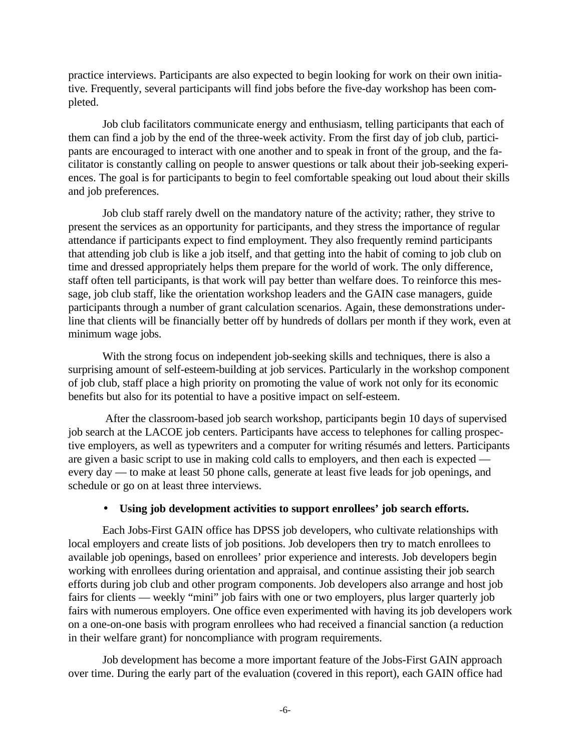practice interviews. Participants are also expected to begin looking for work on their own initiative. Frequently, several participants will find jobs before the five-day workshop has been completed.

Job club facilitators communicate energy and enthusiasm, telling participants that each of them can find a job by the end of the three-week activity. From the first day of job club, participants are encouraged to interact with one another and to speak in front of the group, and the facilitator is constantly calling on people to answer questions or talk about their job-seeking experiences. The goal is for participants to begin to feel comfortable speaking out loud about their skills and job preferences.

Job club staff rarely dwell on the mandatory nature of the activity; rather, they strive to present the services as an opportunity for participants, and they stress the importance of regular attendance if participants expect to find employment. They also frequently remind participants that attending job club is like a job itself, and that getting into the habit of coming to job club on time and dressed appropriately helps them prepare for the world of work. The only difference, staff often tell participants, is that work will pay better than welfare does. To reinforce this message, job club staff, like the orientation workshop leaders and the GAIN case managers, guide participants through a number of grant calculation scenarios. Again, these demonstrations underline that clients will be financially better off by hundreds of dollars per month if they work, even at minimum wage jobs.

With the strong focus on independent job-seeking skills and techniques, there is also a surprising amount of self-esteem-building at job services. Particularly in the workshop component of job club, staff place a high priority on promoting the value of work not only for its economic benefits but also for its potential to have a positive impact on self-esteem.

After the classroom-based job search workshop, participants begin 10 days of supervised job search at the LACOE job centers. Participants have access to telephones for calling prospective employers, as well as typewriters and a computer for writing résumés and letters. Participants are given a basic script to use in making cold calls to employers, and then each is expected — every day — to make at least 50 phone calls, generate at least five leads for job openings, and schedule or go on at least three interviews.

- **Using job development activities to support enrollees' job search efforts.**

Each Jobs-First GAIN office has DPSS job developers, who cultivate relationships with local employers and create lists of job positions. Job developers then try to match enrollees to available job openings, based on enrollees' prior experience and interests. Job developers begin working with enrollees during orientation and appraisal, and continue assisting their job search efforts during job club and other program components. Job developers also arrange and host job fairs for clients — weekly "mini" job fairs with one or two employers, plus larger quarterly job fairs with numerous employers. One office even experimented with having its job developers work on a one-on-one basis with program enrollees who had received a financial sanction (a reduction in their welfare grant) for noncompliance with program requirements.

Job development has become a more important feature of the Jobs-First GAIN approach over time. During the early part of the evaluation (covered in this report), each GAIN office had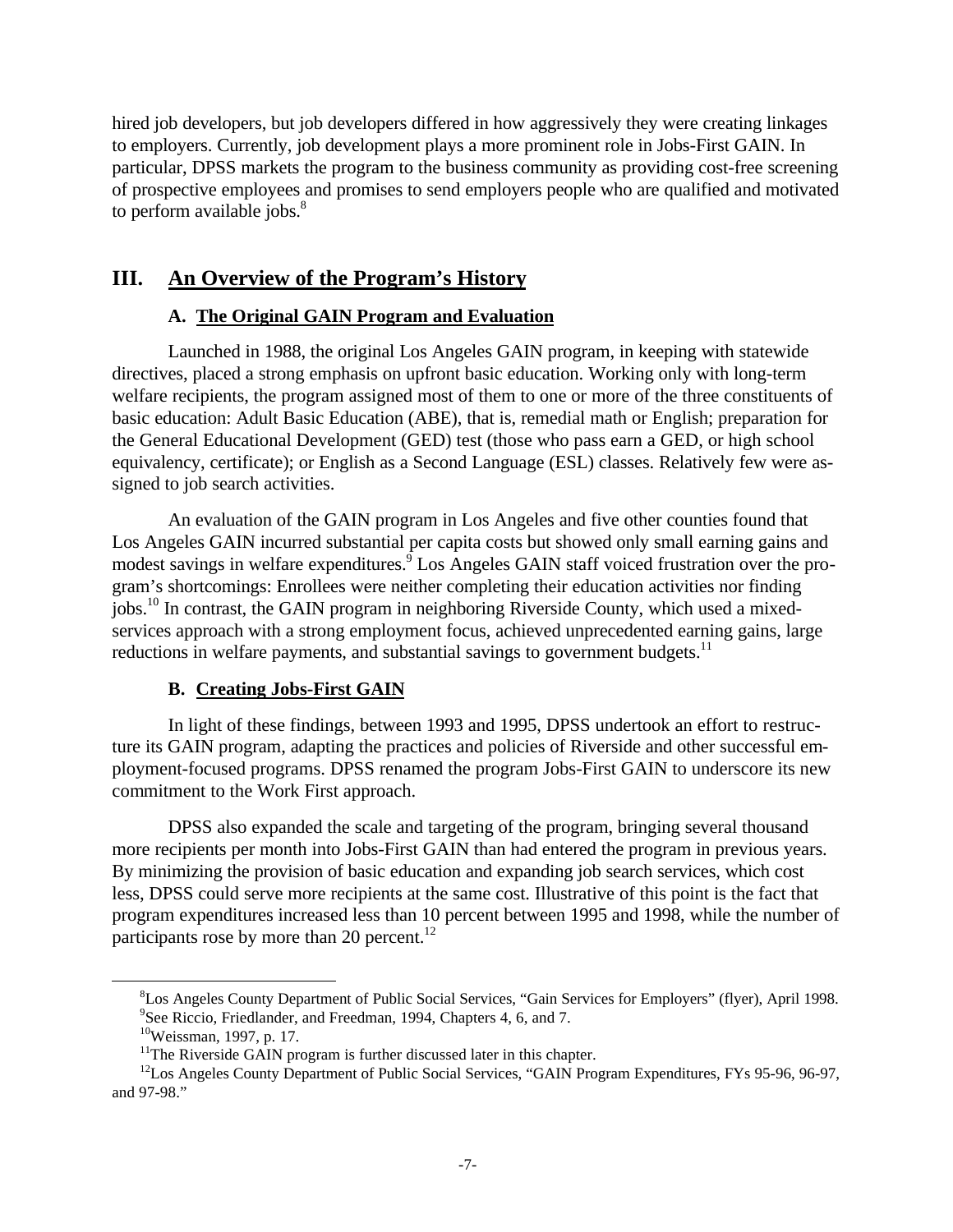hired job developers, but job developers differed in how aggressively they were creating linkages to employers. Currently, job development plays a more prominent role in Jobs-First GAIN. In particular, DPSS markets the program to the business community as providing cost-free screening of prospective employees and promises to send employers people who are qualified and motivated to perform available jobs.[8]

## III. An Overview of the Program's History

### A. The Original GAIN Program and Evaluation

Launched in 1988, the original Los Angeles GAIN program, in keeping with statewide directives, placed a strong emphasis on upfront basic education. Working only with long-term welfare recipients, the program assigned most of them to one or more of the three constituents of basic education: Adult Basic Education (ABE), that is, remedial math or English; preparation for the General Educational Development (GED) test (those who pass earn a GED, or high school equivalency, certificate); or English as a Second Language (ESL) classes. Relatively few were assigned to job search activities.

An evaluation of the GAIN program in Los Angeles and five other counties found that Los Angeles GAIN incurred substantial per capita costs but showed only small earning gains and modest savings in welfare expenditures.[9] Los Angeles GAIN staff voiced frustration over the program's shortcomings: Enrollees were neither completing their education activities nor finding jobs.[10] In contrast, the GAIN program in neighboring Riverside County, which used a mixed-services approach with a strong employment focus, achieved unprecedented earning gains, large reductions in welfare payments, and substantial savings to government budgets.[11]

### B. Creating Jobs-First GAIN

In light of these findings, between 1993 and 1995, DPSS undertook an effort to restructure its GAIN program, adapting the practices and policies of Riverside and other successful employment-focused programs. DPSS renamed the program Jobs-First GAIN to underscore its new commitment to the Work First approach.

DPSS also expanded the scale and targeting of the program, bringing several thousand more recipients per month into Jobs-First GAIN than had entered the program in previous years. By minimizing the provision of basic education and expanding job search services, which cost less, DPSS could serve more recipients at the same cost. Illustrative of this point is the fact that program expenditures increased less than 10 percent between 1995 and 1998, while the number of participants rose by more than 20 percent.[12]

---

[8]Los Angeles County Department of Public Social Services, "Gain Services for Employers" (flyer), April 1998.
[9]See Riccio, Friedlander, and Freedman, 1994, Chapters 4, 6, and 7.
[10]Weissman, 1997, p. 17.
[11]The Riverside GAIN program is further discussed later in this chapter.
[12]Los Angeles County Department of Public Social Services, "GAIN Program Expenditures, FYs 95-96, 96-97, and 97-98."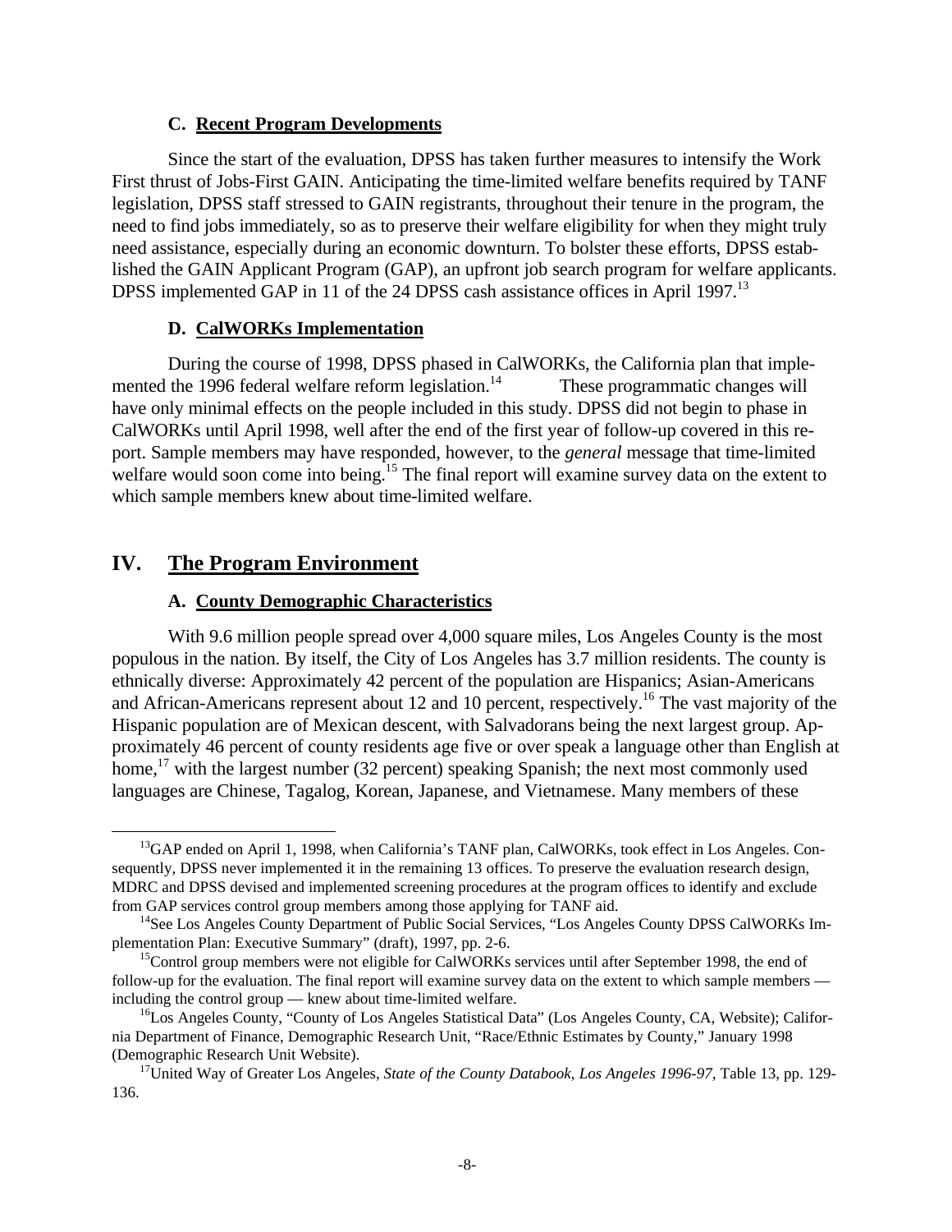### C. Recent Program Developments

Since the start of the evaluation, DPSS has taken further measures to intensify the Work First thrust of Jobs-First GAIN. Anticipating the time-limited welfare benefits required by TANF legislation, DPSS staff stressed to GAIN registrants, throughout their tenure in the program, the need to find jobs immediately, so as to preserve their welfare eligibility for when they might truly need assistance, especially during an economic downturn. To bolster these efforts, DPSS established the GAIN Applicant Program (GAP), an upfront job search program for welfare applicants. DPSS implemented GAP in 11 of the 24 DPSS cash assistance offices in April 1997.[13]

### D. CalWORKs Implementation

During the course of 1998, DPSS phased in CalWORKs, the California plan that implemented the 1996 federal welfare reform legislation.[14] These programmatic changes will have only minimal effects on the people included in this study. DPSS did not begin to phase in CalWORKs until April 1998, well after the end of the first year of follow-up covered in this report. Sample members may have responded, however, to the *general* message that time-limited welfare would soon come into being.[15] The final report will examine survey data on the extent to which sample members knew about time-limited welfare.

## IV. The Program Environment

### A. County Demographic Characteristics

With 9.6 million people spread over 4,000 square miles, Los Angeles County is the most populous in the nation. By itself, the City of Los Angeles has 3.7 million residents. The county is ethnically diverse: Approximately 42 percent of the population are Hispanics; Asian-Americans and African-Americans represent about 12 and 10 percent, respectively.[16] The vast majority of the Hispanic population are of Mexican descent, with Salvadorans being the next largest group. Approximately 46 percent of county residents age five or over speak a language other than English at home,[17] with the largest number (32 percent) speaking Spanish; the next most commonly used languages are Chinese, Tagalog, Korean, Japanese, and Vietnamese. Many members of these

---

[13]GAP ended on April 1, 1998, when California's TANF plan, CalWORKs, took effect in Los Angeles. Consequently, DPSS never implemented it in the remaining 13 offices. To preserve the evaluation research design, MDRC and DPSS devised and implemented screening procedures at the program offices to identify and exclude from GAP services control group members among those applying for TANF aid.

[14]See Los Angeles County Department of Public Social Services, "Los Angeles County DPSS CalWORKs Implementation Plan: Executive Summary" (draft), 1997, pp. 2-6.

[15]Control group members were not eligible for CalWORKs services until after September 1998, the end of follow-up for the evaluation. The final report will examine survey data on the extent to which sample members — including the control group — knew about time-limited welfare.

[16]Los Angeles County, "County of Los Angeles Statistical Data" (Los Angeles County, CA, Website); California Department of Finance, Demographic Research Unit, "Race/Ethnic Estimates by County," January 1998 (Demographic Research Unit Website).

[17]United Way of Greater Los Angeles, *State of the County Databook, Los Angeles 1996-97*, Table 13, pp. 129-136.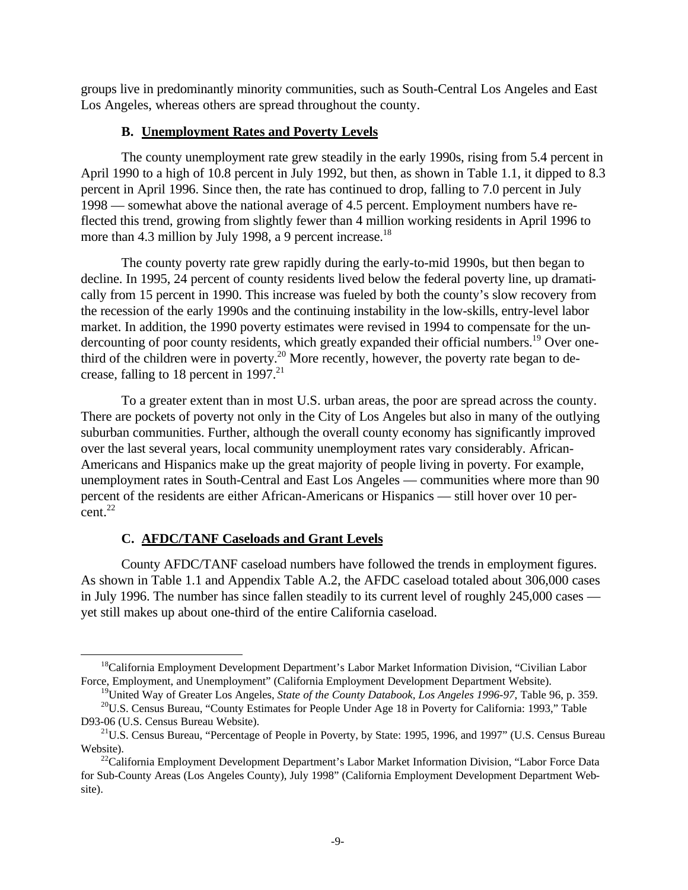groups live in predominantly minority communities, such as South-Central Los Angeles and East Los Angeles, whereas others are spread throughout the county.

### B. Unemployment Rates and Poverty Levels

The county unemployment rate grew steadily in the early 1990s, rising from 5.4 percent in April 1990 to a high of 10.8 percent in July 1992, but then, as shown in Table 1.1, it dipped to 8.3 percent in April 1996. Since then, the rate has continued to drop, falling to 7.0 percent in July 1998 — somewhat above the national average of 4.5 percent. Employment numbers have reflected this trend, growing from slightly fewer than 4 million working residents in April 1996 to more than 4.3 million by July 1998, a 9 percent increase.[18]

The county poverty rate grew rapidly during the early-to-mid 1990s, but then began to decline. In 1995, 24 percent of county residents lived below the federal poverty line, up dramatically from 15 percent in 1990. This increase was fueled by both the county's slow recovery from the recession of the early 1990s and the continuing instability in the low-skills, entry-level labor market. In addition, the 1990 poverty estimates were revised in 1994 to compensate for the undercounting of poor county residents, which greatly expanded their official numbers.[19] Over one-third of the children were in poverty.[20] More recently, however, the poverty rate began to decrease, falling to 18 percent in 1997.[21]

To a greater extent than in most U.S. urban areas, the poor are spread across the county. There are pockets of poverty not only in the City of Los Angeles but also in many of the outlying suburban communities. Further, although the overall county economy has significantly improved over the last several years, local community unemployment rates vary considerably. African-Americans and Hispanics make up the great majority of people living in poverty. For example, unemployment rates in South-Central and East Los Angeles — communities where more than 90 percent of the residents are either African-Americans or Hispanics — still hover over 10 percent.[22]

### C. AFDC/TANF Caseloads and Grant Levels

County AFDC/TANF caseload numbers have followed the trends in employment figures. As shown in Table 1.1 and Appendix Table A.2, the AFDC caseload totaled about 306,000 cases in July 1996. The number has since fallen steadily to its current level of roughly 245,000 cases — yet still makes up about one-third of the entire California caseload.

---

[18] California Employment Development Department's Labor Market Information Division, "Civilian Labor Force, Employment, and Unemployment" (California Employment Development Department Website).

[19] United Way of Greater Los Angeles, *State of the County Databook, Los Angeles 1996-97*, Table 96, p. 359.

[20] U.S. Census Bureau, "County Estimates for People Under Age 18 in Poverty for California: 1993," Table D93-06 (U.S. Census Bureau Website).

[21] U.S. Census Bureau, "Percentage of People in Poverty, by State: 1995, 1996, and 1997" (U.S. Census Bureau Website).

[22] California Employment Development Department's Labor Market Information Division, "Labor Force Data for Sub-County Areas (Los Angeles County), July 1998" (California Employment Development Department Website).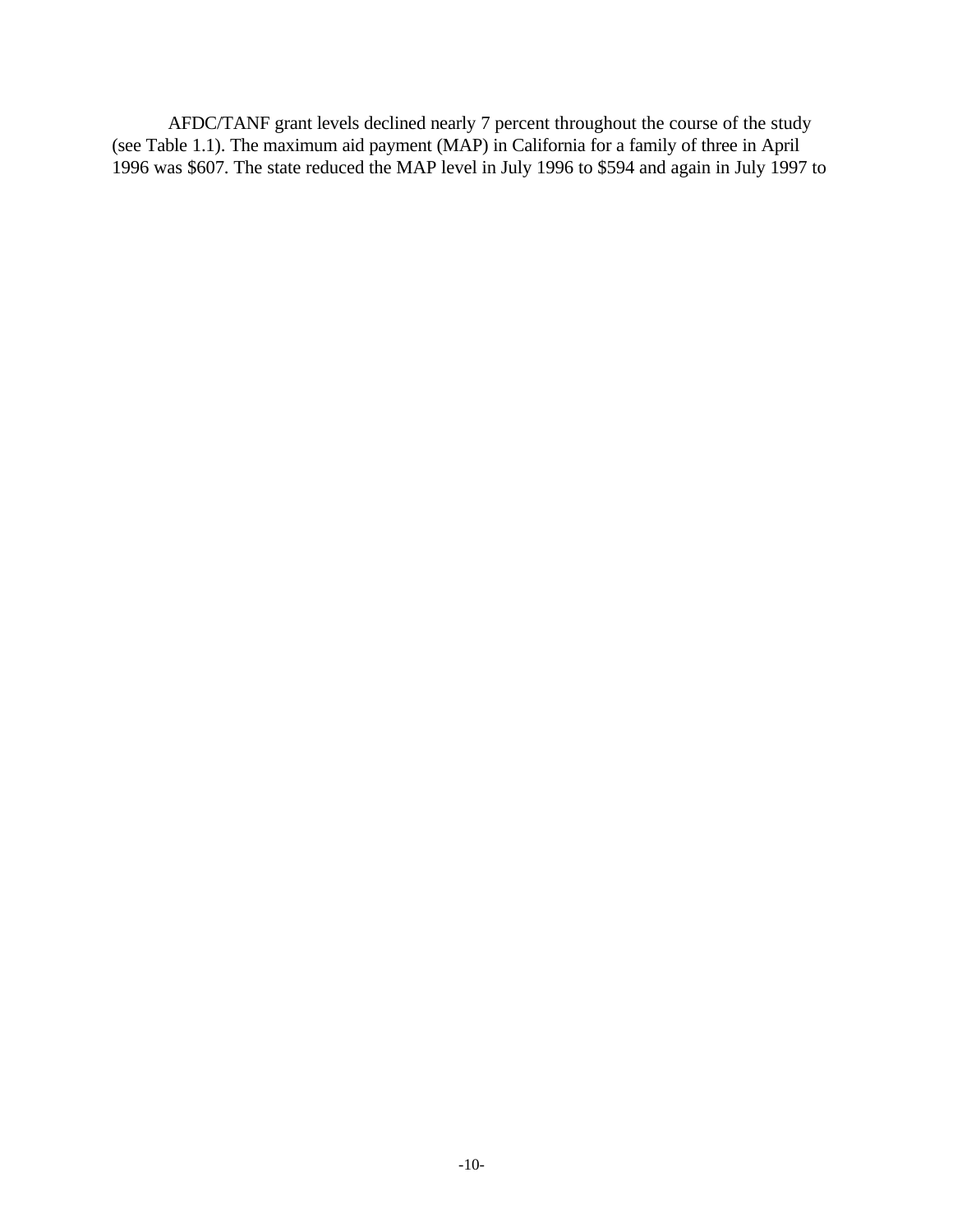AFDC/TANF grant levels declined nearly 7 percent throughout the course of the study (see Table 1.1). The maximum aid payment (MAP) in California for a family of three in April 1996 was $607. The state reduced the MAP level in July 1996 to $594 and again in July 1997 to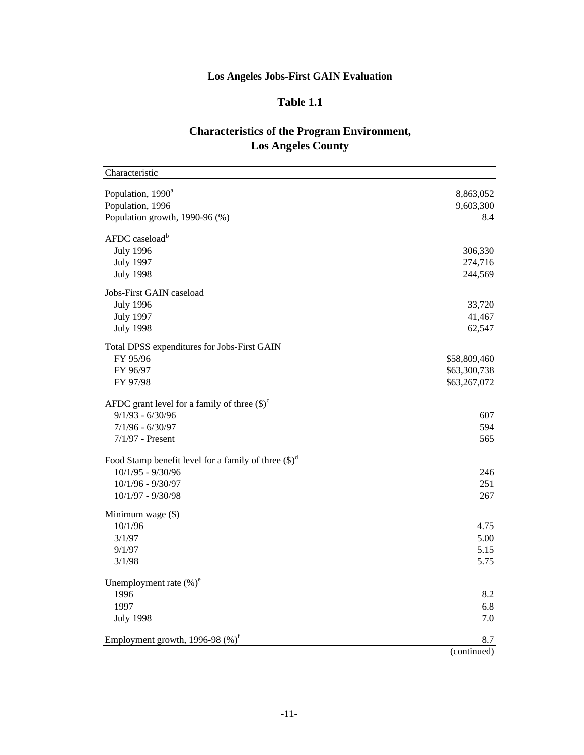**Los Angeles Jobs-First GAIN Evaluation**

**Table 1.1**

**Characteristics of the Program Environment, Los Angeles County**

| Characteristic | |
|---|---|
| Population, 1990[a] | 8,863,052 |
| Population, 1996 | 9,603,300 |
| Population growth, 1990-96 (%) | 8.4 |
| AFDC caseload[b] | |
| July 1996 | 306,330 |
| July 1997 | 274,716 |
| July 1998 | 244,569 |
| Jobs-First GAIN caseload | |
| July 1996 | 33,720 |
| July 1997 | 41,467 |
| July 1998 | 62,547 |
| Total DPSS expenditures for Jobs-First GAIN | |
| FY 95/96 | $58,809,460 |
| FY 96/97 | $63,300,738 |
| FY 97/98 | $63,267,072 |
| AFDC grant level for a family of three ($)[c] | |
| 9/1/93 - 6/30/96 | 607 |
| 7/1/96 - 6/30/97 | 594 |
| 7/1/97 - Present | 565 |
| Food Stamp benefit level for a family of three ($)[d] | |
| 10/1/95 - 9/30/96 | 246 |
| 10/1/96 - 9/30/97 | 251 |
| 10/1/97 - 9/30/98 | 267 |
| Minimum wage ($) | |
| 10/1/96 | 4.75 |
| 3/1/97 | 5.00 |
| 9/1/97 | 5.15 |
| 3/1/98 | 5.75 |
| Unemployment rate (%)[e] | |
| 1996 | 8.2 |
| 1997 | 6.8 |
| July 1998 | 7.0 |
| Employment growth, 1996-98 (%)[f] | 8.7 |

(continued)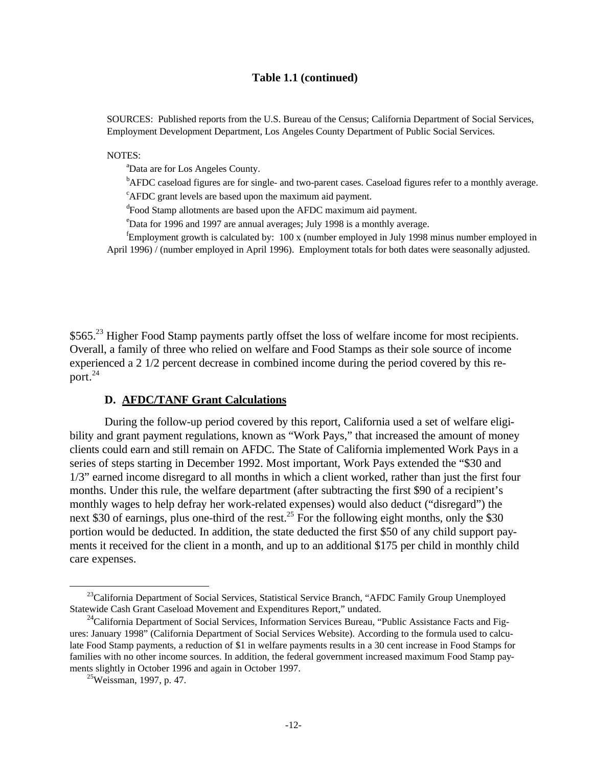**Table 1.1 (continued)**

SOURCES: Published reports from the U.S. Bureau of the Census; California Department of Social Services, Employment Development Department, Los Angeles County Department of Public Social Services.

NOTES:

[a]Data are for Los Angeles County.

[b]AFDC caseload figures are for single- and two-parent cases. Caseload figures refer to a monthly average.

[c]AFDC grant levels are based upon the maximum aid payment.

[d]Food Stamp allotments are based upon the AFDC maximum aid payment.

[e]Data for 1996 and 1997 are annual averages; July 1998 is a monthly average.

[f]Employment growth is calculated by: 100 x (number employed in July 1998 minus number employed in April 1996) / (number employed in April 1996). Employment totals for both dates were seasonally adjusted.

$565.[23] Higher Food Stamp payments partly offset the loss of welfare income for most recipients. Overall, a family of three who relied on welfare and Food Stamps as their sole source of income experienced a 2 1/2 percent decrease in combined income during the period covered by this report.[24]

### D. AFDC/TANF Grant Calculations

During the follow-up period covered by this report, California used a set of welfare eligibility and grant payment regulations, known as "Work Pays," that increased the amount of money clients could earn and still remain on AFDC. The State of California implemented Work Pays in a series of steps starting in December 1992. Most important, Work Pays extended the "$30 and 1/3" earned income disregard to all months in which a client worked, rather than just the first four months. Under this rule, the welfare department (after subtracting the first $90 of a recipient's monthly wages to help defray her work-related expenses) would also deduct ("disregard") the next $30 of earnings, plus one-third of the rest.[25] For the following eight months, only the $30 portion would be deducted. In addition, the state deducted the first $50 of any child support payments it received for the client in a month, and up to an additional $175 per child in monthly child care expenses.

---

[23]California Department of Social Services, Statistical Service Branch, "AFDC Family Group Unemployed Statewide Cash Grant Caseload Movement and Expenditures Report," undated.

[24]California Department of Social Services, Information Services Bureau, "Public Assistance Facts and Figures: January 1998" (California Department of Social Services Website). According to the formula used to calculate Food Stamp payments, a reduction of $1 in welfare payments results in a 30 cent increase in Food Stamps for families with no other income sources. In addition, the federal government increased maximum Food Stamp payments slightly in October 1996 and again in October 1997.

[25]Weissman, 1997, p. 47.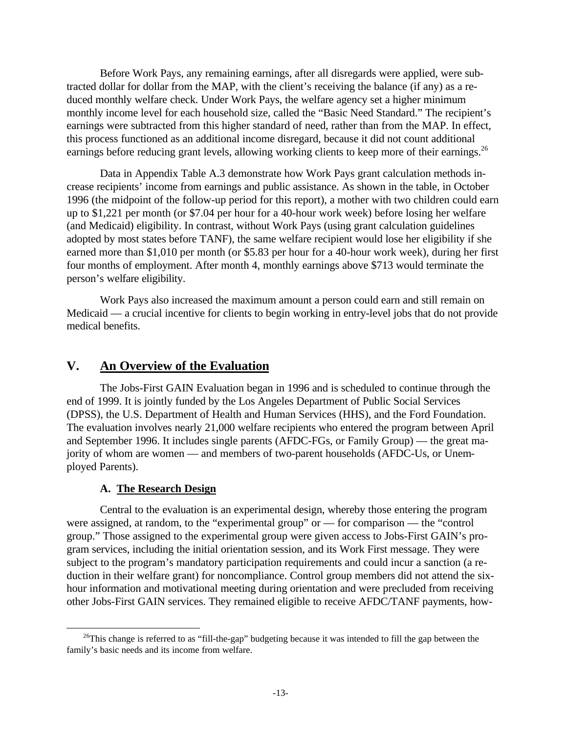Before Work Pays, any remaining earnings, after all disregards were applied, were subtracted dollar for dollar from the MAP, with the client's receiving the balance (if any) as a reduced monthly welfare check. Under Work Pays, the welfare agency set a higher minimum monthly income level for each household size, called the "Basic Need Standard." The recipient's earnings were subtracted from this higher standard of need, rather than from the MAP. In effect, this process functioned as an additional income disregard, because it did not count additional earnings before reducing grant levels, allowing working clients to keep more of their earnings.[26]

Data in Appendix Table A.3 demonstrate how Work Pays grant calculation methods increase recipients' income from earnings and public assistance. As shown in the table, in October 1996 (the midpoint of the follow-up period for this report), a mother with two children could earn up to $1,221 per month (or $7.04 per hour for a 40-hour work week) before losing her welfare (and Medicaid) eligibility. In contrast, without Work Pays (using grant calculation guidelines adopted by most states before TANF), the same welfare recipient would lose her eligibility if she earned more than $1,010 per month (or $5.83 per hour for a 40-hour work week), during her first four months of employment. After month 4, monthly earnings above $713 would terminate the person's welfare eligibility.

Work Pays also increased the maximum amount a person could earn and still remain on Medicaid — a crucial incentive for clients to begin working in entry-level jobs that do not provide medical benefits.

## V. An Overview of the Evaluation

The Jobs-First GAIN Evaluation began in 1996 and is scheduled to continue through the end of 1999. It is jointly funded by the Los Angeles Department of Public Social Services (DPSS), the U.S. Department of Health and Human Services (HHS), and the Ford Foundation. The evaluation involves nearly 21,000 welfare recipients who entered the program between April and September 1996. It includes single parents (AFDC-FGs, or Family Group) — the great majority of whom are women — and members of two-parent households (AFDC-Us, or Unemployed Parents).

### A. The Research Design

Central to the evaluation is an experimental design, whereby those entering the program were assigned, at random, to the "experimental group" or — for comparison — the "control group." Those assigned to the experimental group were given access to Jobs-First GAIN's program services, including the initial orientation session, and its Work First message. They were subject to the program's mandatory participation requirements and could incur a sanction (a reduction in their welfare grant) for noncompliance. Control group members did not attend the six-hour information and motivational meeting during orientation and were precluded from receiving other Jobs-First GAIN services. They remained eligible to receive AFDC/TANF payments, how-

[26]This change is referred to as "fill-the-gap" budgeting because it was intended to fill the gap between the family's basic needs and its income from welfare.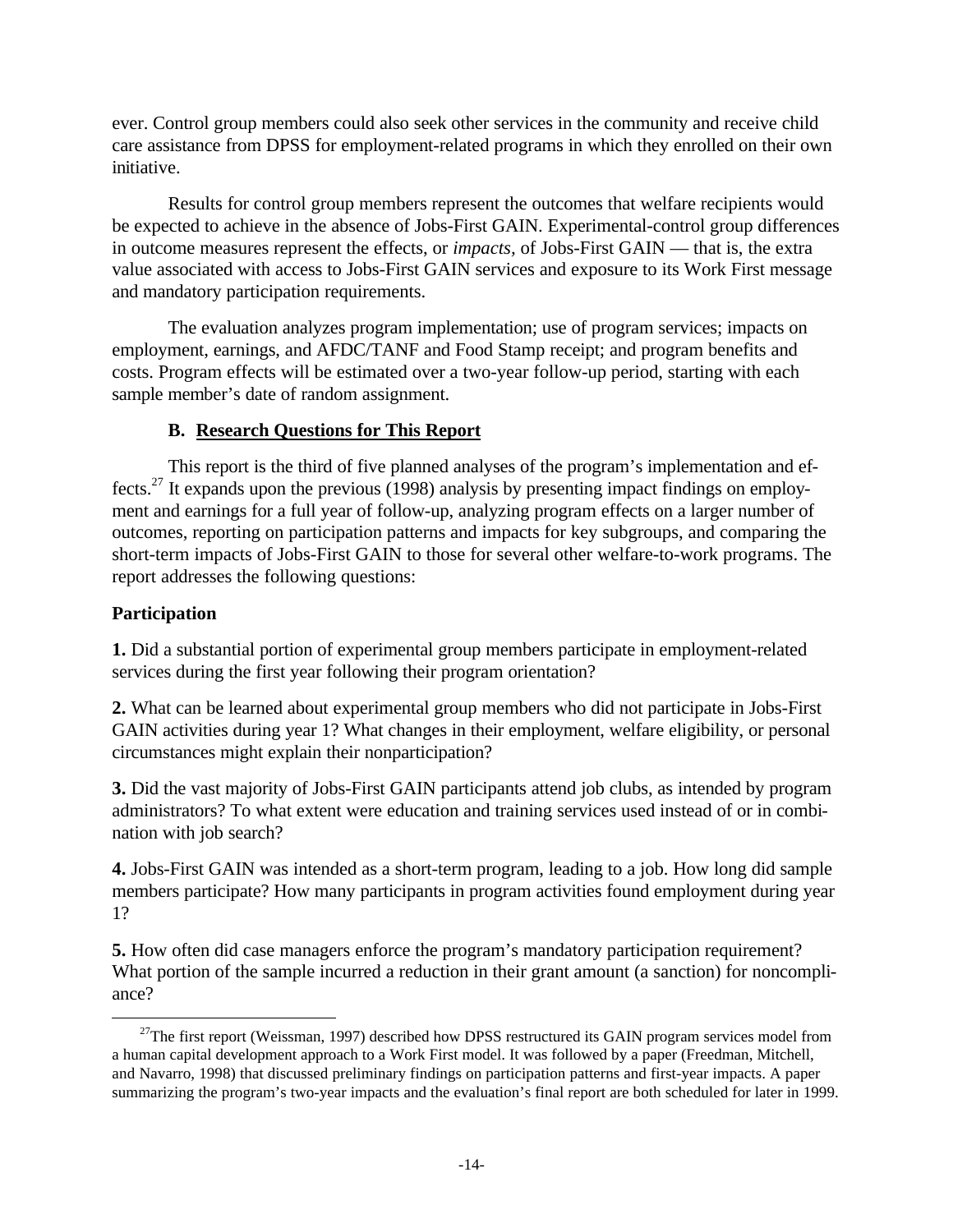ever. Control group members could also seek other services in the community and receive child care assistance from DPSS for employment-related programs in which they enrolled on their own initiative.

Results for control group members represent the outcomes that welfare recipients would be expected to achieve in the absence of Jobs-First GAIN. Experimental-control group differences in outcome measures represent the effects, or *impacts,* of Jobs-First GAIN — that is, the extra value associated with access to Jobs-First GAIN services and exposure to its Work First message and mandatory participation requirements.

The evaluation analyzes program implementation; use of program services; impacts on employment, earnings, and AFDC/TANF and Food Stamp receipt; and program benefits and costs. Program effects will be estimated over a two-year follow-up period, starting with each sample member's date of random assignment.

## B. Research Questions for This Report

This report is the third of five planned analyses of the program's implementation and effects.[27] It expands upon the previous (1998) analysis by presenting impact findings on employment and earnings for a full year of follow-up, analyzing program effects on a larger number of outcomes, reporting on participation patterns and impacts for key subgroups, and comparing the short-term impacts of Jobs-First GAIN to those for several other welfare-to-work programs. The report addresses the following questions:

### Participation

**1.** Did a substantial portion of experimental group members participate in employment-related services during the first year following their program orientation?

**2.** What can be learned about experimental group members who did not participate in Jobs-First GAIN activities during year 1? What changes in their employment, welfare eligibility, or personal circumstances might explain their nonparticipation?

**3.** Did the vast majority of Jobs-First GAIN participants attend job clubs, as intended by program administrators? To what extent were education and training services used instead of or in combination with job search?

**4.** Jobs-First GAIN was intended as a short-term program, leading to a job. How long did sample members participate? How many participants in program activities found employment during year 1?

**5.** How often did case managers enforce the program's mandatory participation requirement? What portion of the sample incurred a reduction in their grant amount (a sanction) for noncompliance?

---

[27]The first report (Weissman, 1997) described how DPSS restructured its GAIN program services model from a human capital development approach to a Work First model. It was followed by a paper (Freedman, Mitchell, and Navarro, 1998) that discussed preliminary findings on participation patterns and first-year impacts. A paper summarizing the program's two-year impacts and the evaluation's final report are both scheduled for later in 1999.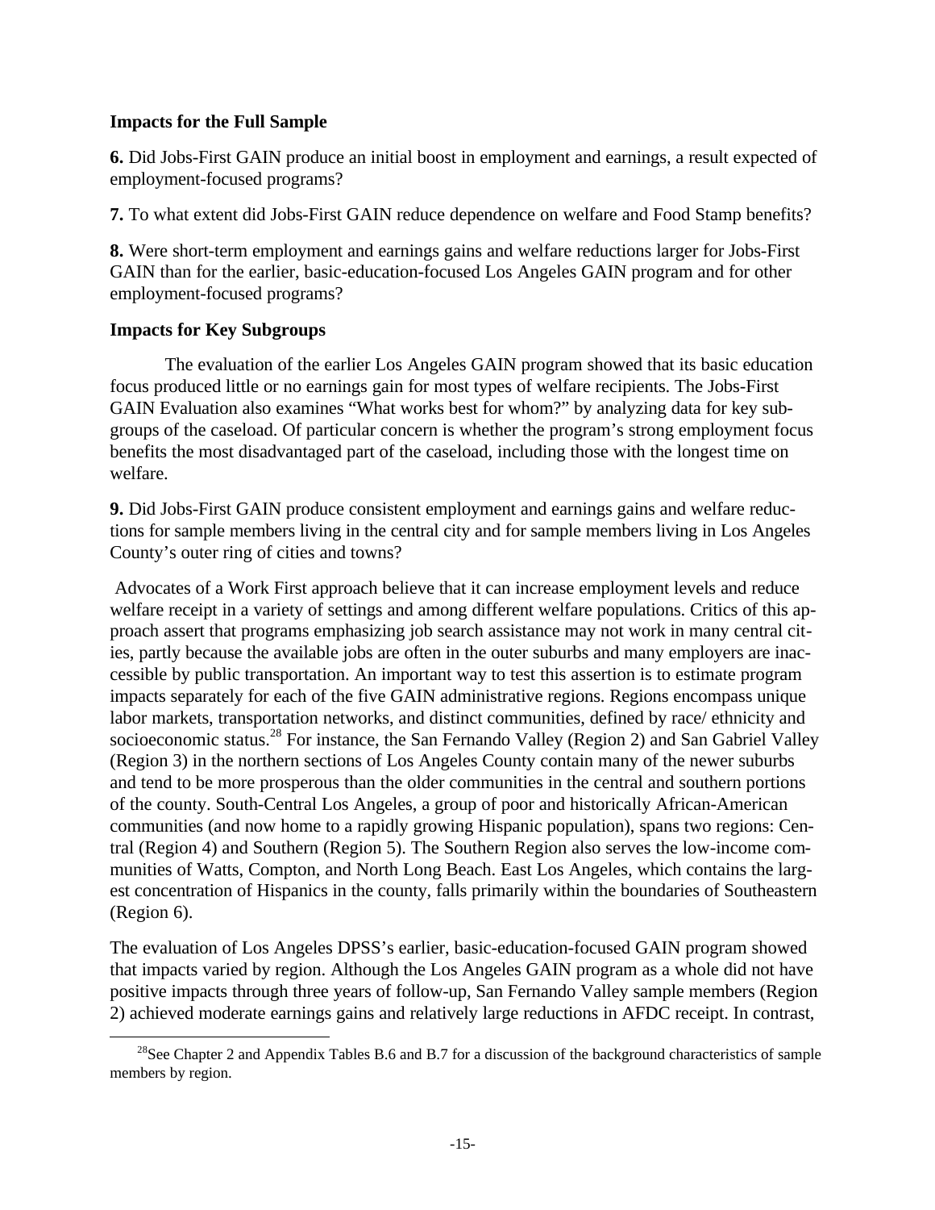### Impacts for the Full Sample

**6.** Did Jobs-First GAIN produce an initial boost in employment and earnings, a result expected of employment-focused programs?

**7.** To what extent did Jobs-First GAIN reduce dependence on welfare and Food Stamp benefits?

**8.** Were short-term employment and earnings gains and welfare reductions larger for Jobs-First GAIN than for the earlier, basic-education-focused Los Angeles GAIN program and for other employment-focused programs?

### Impacts for Key Subgroups

The evaluation of the earlier Los Angeles GAIN program showed that its basic education focus produced little or no earnings gain for most types of welfare recipients. The Jobs-First GAIN Evaluation also examines "What works best for whom?" by analyzing data for key subgroups of the caseload. Of particular concern is whether the program's strong employment focus benefits the most disadvantaged part of the caseload, including those with the longest time on welfare.

**9.** Did Jobs-First GAIN produce consistent employment and earnings gains and welfare reductions for sample members living in the central city and for sample members living in Los Angeles County's outer ring of cities and towns?

Advocates of a Work First approach believe that it can increase employment levels and reduce welfare receipt in a variety of settings and among different welfare populations. Critics of this approach assert that programs emphasizing job search assistance may not work in many central cities, partly because the available jobs are often in the outer suburbs and many employers are inaccessible by public transportation. An important way to test this assertion is to estimate program impacts separately for each of the five GAIN administrative regions. Regions encompass unique labor markets, transportation networks, and distinct communities, defined by race/ ethnicity and socioeconomic status.[28] For instance, the San Fernando Valley (Region 2) and San Gabriel Valley (Region 3) in the northern sections of Los Angeles County contain many of the newer suburbs and tend to be more prosperous than the older communities in the central and southern portions of the county. South-Central Los Angeles, a group of poor and historically African-American communities (and now home to a rapidly growing Hispanic population), spans two regions: Central (Region 4) and Southern (Region 5). The Southern Region also serves the low-income communities of Watts, Compton, and North Long Beach. East Los Angeles, which contains the largest concentration of Hispanics in the county, falls primarily within the boundaries of Southeastern (Region 6).

The evaluation of Los Angeles DPSS's earlier, basic-education-focused GAIN program showed that impacts varied by region. Although the Los Angeles GAIN program as a whole did not have positive impacts through three years of follow-up, San Fernando Valley sample members (Region 2) achieved moderate earnings gains and relatively large reductions in AFDC receipt. In contrast,

[28]See Chapter 2 and Appendix Tables B.6 and B.7 for a discussion of the background characteristics of sample members by region.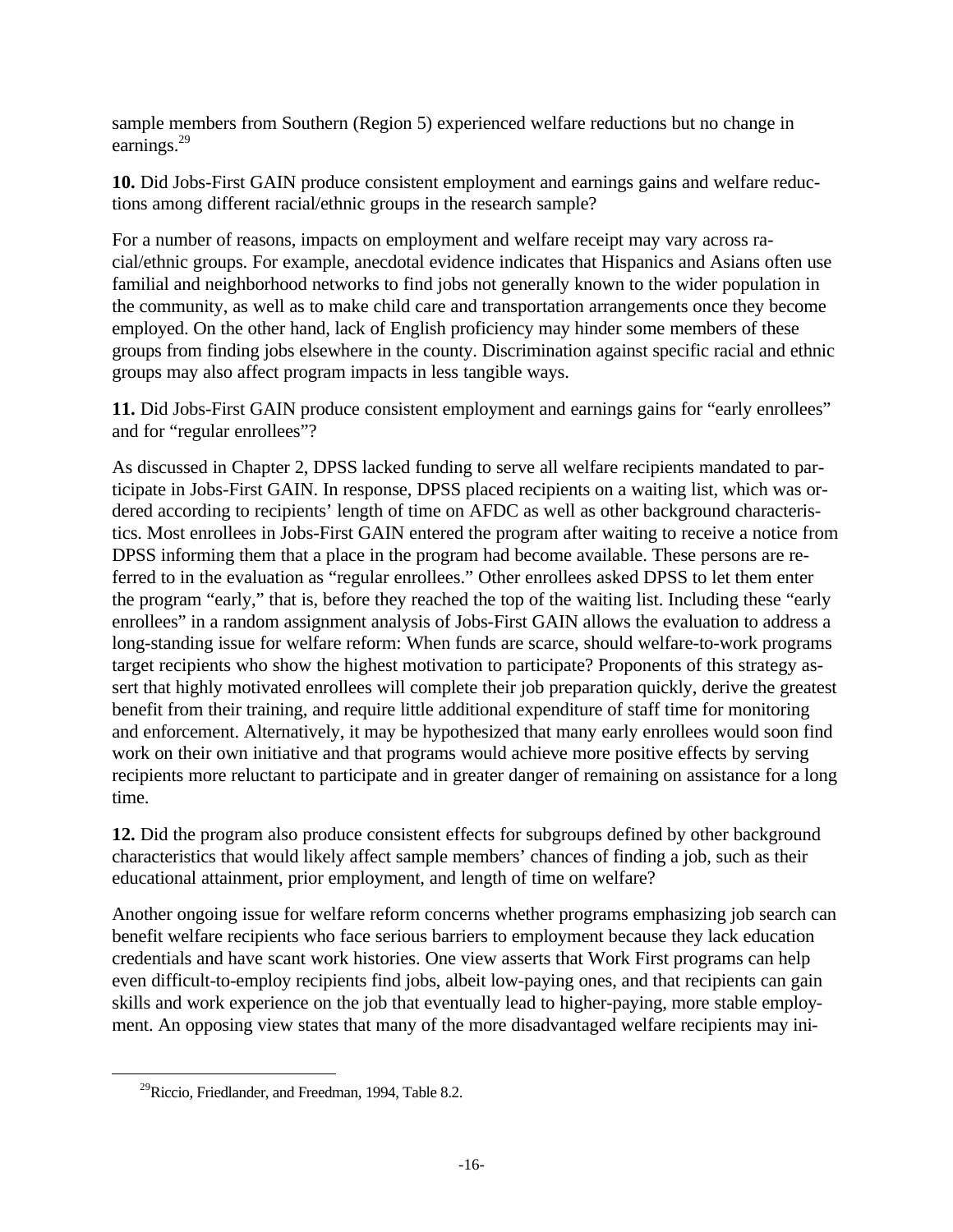sample members from Southern (Region 5) experienced welfare reductions but no change in earnings.[29]

**10.** Did Jobs-First GAIN produce consistent employment and earnings gains and welfare reductions among different racial/ethnic groups in the research sample?

For a number of reasons, impacts on employment and welfare receipt may vary across racial/ethnic groups. For example, anecdotal evidence indicates that Hispanics and Asians often use familial and neighborhood networks to find jobs not generally known to the wider population in the community, as well as to make child care and transportation arrangements once they become employed. On the other hand, lack of English proficiency may hinder some members of these groups from finding jobs elsewhere in the county. Discrimination against specific racial and ethnic groups may also affect program impacts in less tangible ways.

**11.** Did Jobs-First GAIN produce consistent employment and earnings gains for "early enrollees" and for "regular enrollees"?

As discussed in Chapter 2, DPSS lacked funding to serve all welfare recipients mandated to participate in Jobs-First GAIN. In response, DPSS placed recipients on a waiting list, which was ordered according to recipients' length of time on AFDC as well as other background characteristics. Most enrollees in Jobs-First GAIN entered the program after waiting to receive a notice from DPSS informing them that a place in the program had become available. These persons are referred to in the evaluation as "regular enrollees." Other enrollees asked DPSS to let them enter the program "early," that is, before they reached the top of the waiting list. Including these "early enrollees" in a random assignment analysis of Jobs-First GAIN allows the evaluation to address a long-standing issue for welfare reform: When funds are scarce, should welfare-to-work programs target recipients who show the highest motivation to participate? Proponents of this strategy assert that highly motivated enrollees will complete their job preparation quickly, derive the greatest benefit from their training, and require little additional expenditure of staff time for monitoring and enforcement. Alternatively, it may be hypothesized that many early enrollees would soon find work on their own initiative and that programs would achieve more positive effects by serving recipients more reluctant to participate and in greater danger of remaining on assistance for a long time.

**12.** Did the program also produce consistent effects for subgroups defined by other background characteristics that would likely affect sample members' chances of finding a job, such as their educational attainment, prior employment, and length of time on welfare?

Another ongoing issue for welfare reform concerns whether programs emphasizing job search can benefit welfare recipients who face serious barriers to employment because they lack education credentials and have scant work histories. One view asserts that Work First programs can help even difficult-to-employ recipients find jobs, albeit low-paying ones, and that recipients can gain skills and work experience on the job that eventually lead to higher-paying, more stable employment. An opposing view states that many of the more disadvantaged welfare recipients may ini-

[29]Riccio, Friedlander, and Freedman, 1994, Table 8.2.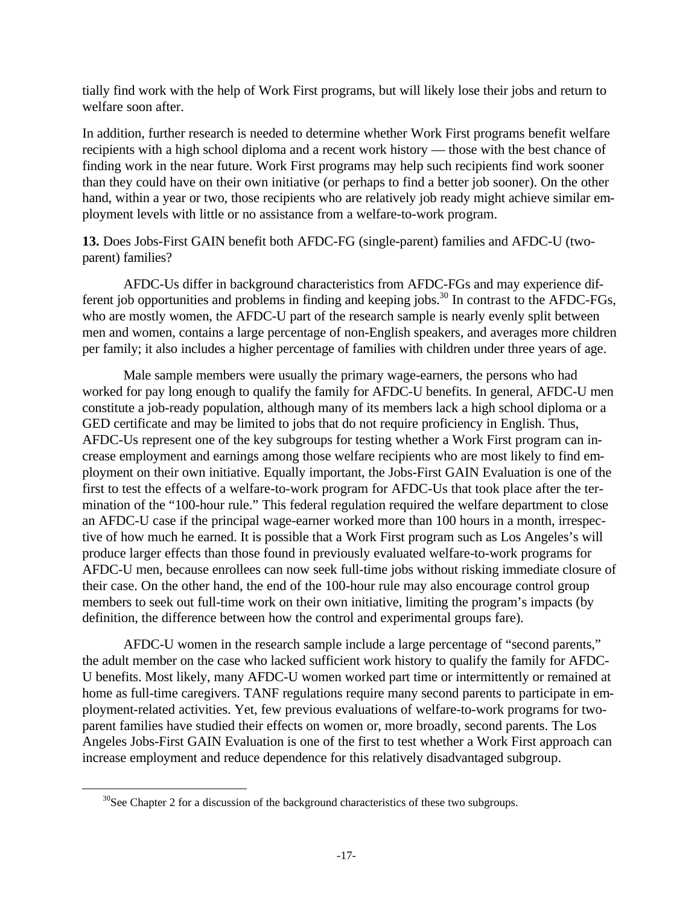tially find work with the help of Work First programs, but will likely lose their jobs and return to welfare soon after.

In addition, further research is needed to determine whether Work First programs benefit welfare recipients with a high school diploma and a recent work history — those with the best chance of finding work in the near future. Work First programs may help such recipients find work sooner than they could have on their own initiative (or perhaps to find a better job sooner). On the other hand, within a year or two, those recipients who are relatively job ready might achieve similar employment levels with little or no assistance from a welfare-to-work program.

**13.** Does Jobs-First GAIN benefit both AFDC-FG (single-parent) families and AFDC-U (two-parent) families?

AFDC-Us differ in background characteristics from AFDC-FGs and may experience different job opportunities and problems in finding and keeping jobs.[30] In contrast to the AFDC-FGs, who are mostly women, the AFDC-U part of the research sample is nearly evenly split between men and women, contains a large percentage of non-English speakers, and averages more children per family; it also includes a higher percentage of families with children under three years of age.

Male sample members were usually the primary wage-earners, the persons who had worked for pay long enough to qualify the family for AFDC-U benefits. In general, AFDC-U men constitute a job-ready population, although many of its members lack a high school diploma or a GED certificate and may be limited to jobs that do not require proficiency in English. Thus, AFDC-Us represent one of the key subgroups for testing whether a Work First program can increase employment and earnings among those welfare recipients who are most likely to find employment on their own initiative. Equally important, the Jobs-First GAIN Evaluation is one of the first to test the effects of a welfare-to-work program for AFDC-Us that took place after the termination of the "100-hour rule." This federal regulation required the welfare department to close an AFDC-U case if the principal wage-earner worked more than 100 hours in a month, irrespective of how much he earned. It is possible that a Work First program such as Los Angeles's will produce larger effects than those found in previously evaluated welfare-to-work programs for AFDC-U men, because enrollees can now seek full-time jobs without risking immediate closure of their case. On the other hand, the end of the 100-hour rule may also encourage control group members to seek out full-time work on their own initiative, limiting the program's impacts (by definition, the difference between how the control and experimental groups fare).

AFDC-U women in the research sample include a large percentage of "second parents," the adult member on the case who lacked sufficient work history to qualify the family for AFDC-U benefits. Most likely, many AFDC-U women worked part time or intermittently or remained at home as full-time caregivers. TANF regulations require many second parents to participate in employment-related activities. Yet, few previous evaluations of welfare-to-work programs for two-parent families have studied their effects on women or, more broadly, second parents. The Los Angeles Jobs-First GAIN Evaluation is one of the first to test whether a Work First approach can increase employment and reduce dependence for this relatively disadvantaged subgroup.

[30]See Chapter 2 for a discussion of the background characteristics of these two subgroups.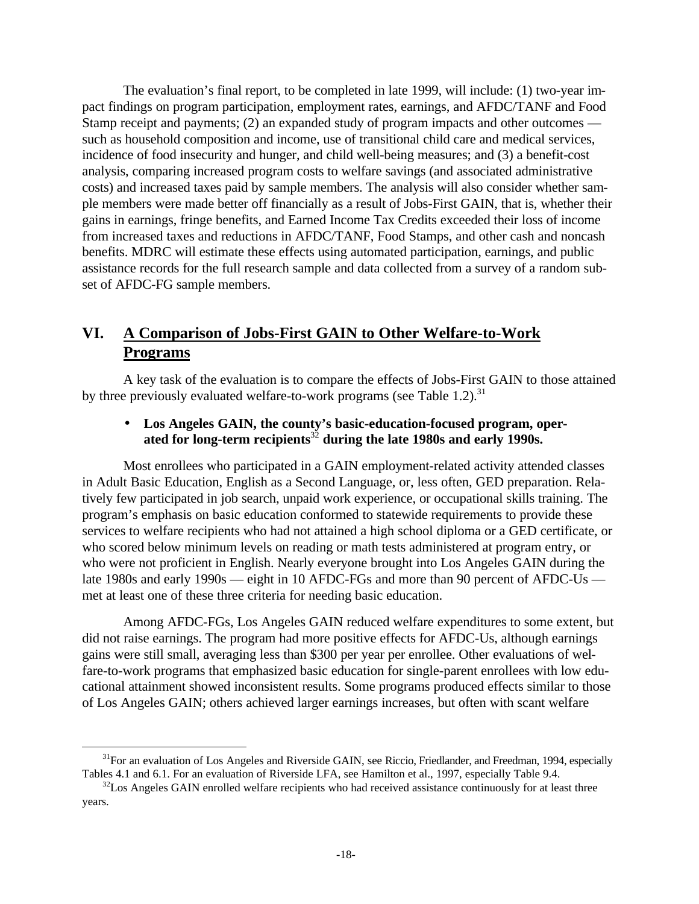The evaluation's final report, to be completed in late 1999, will include: (1) two-year impact findings on program participation, employment rates, earnings, and AFDC/TANF and Food Stamp receipt and payments; (2) an expanded study of program impacts and other outcomes — such as household composition and income, use of transitional child care and medical services, incidence of food insecurity and hunger, and child well-being measures; and (3) a benefit-cost analysis, comparing increased program costs to welfare savings (and associated administrative costs) and increased taxes paid by sample members. The analysis will also consider whether sample members were made better off financially as a result of Jobs-First GAIN, that is, whether their gains in earnings, fringe benefits, and Earned Income Tax Credits exceeded their loss of income from increased taxes and reductions in AFDC/TANF, Food Stamps, and other cash and noncash benefits. MDRC will estimate these effects using automated participation, earnings, and public assistance records for the full research sample and data collected from a survey of a random subset of AFDC-FG sample members.

## VI. A Comparison of Jobs-First GAIN to Other Welfare-to-Work Programs

A key task of the evaluation is to compare the effects of Jobs-First GAIN to those attained by three previously evaluated welfare-to-work programs (see Table 1.2).[31]

- **Los Angeles GAIN, the county's basic-education-focused program, operated for long-term recipients[32] during the late 1980s and early 1990s.**

Most enrollees who participated in a GAIN employment-related activity attended classes in Adult Basic Education, English as a Second Language, or, less often, GED preparation. Relatively few participated in job search, unpaid work experience, or occupational skills training. The program's emphasis on basic education conformed to statewide requirements to provide these services to welfare recipients who had not attained a high school diploma or a GED certificate, or who scored below minimum levels on reading or math tests administered at program entry, or who were not proficient in English. Nearly everyone brought into Los Angeles GAIN during the late 1980s and early 1990s — eight in 10 AFDC-FGs and more than 90 percent of AFDC-Us — met at least one of these three criteria for needing basic education.

Among AFDC-FGs, Los Angeles GAIN reduced welfare expenditures to some extent, but did not raise earnings. The program had more positive effects for AFDC-Us, although earnings gains were still small, averaging less than $300 per year per enrollee. Other evaluations of welfare-to-work programs that emphasized basic education for single-parent enrollees with low educational attainment showed inconsistent results. Some programs produced effects similar to those of Los Angeles GAIN; others achieved larger earnings increases, but often with scant welfare

---

[31] For an evaluation of Los Angeles and Riverside GAIN, see Riccio, Friedlander, and Freedman, 1994, especially Tables 4.1 and 6.1. For an evaluation of Riverside LFA, see Hamilton et al., 1997, especially Table 9.4.

[32] Los Angeles GAIN enrolled welfare recipients who had received assistance continuously for at least three years.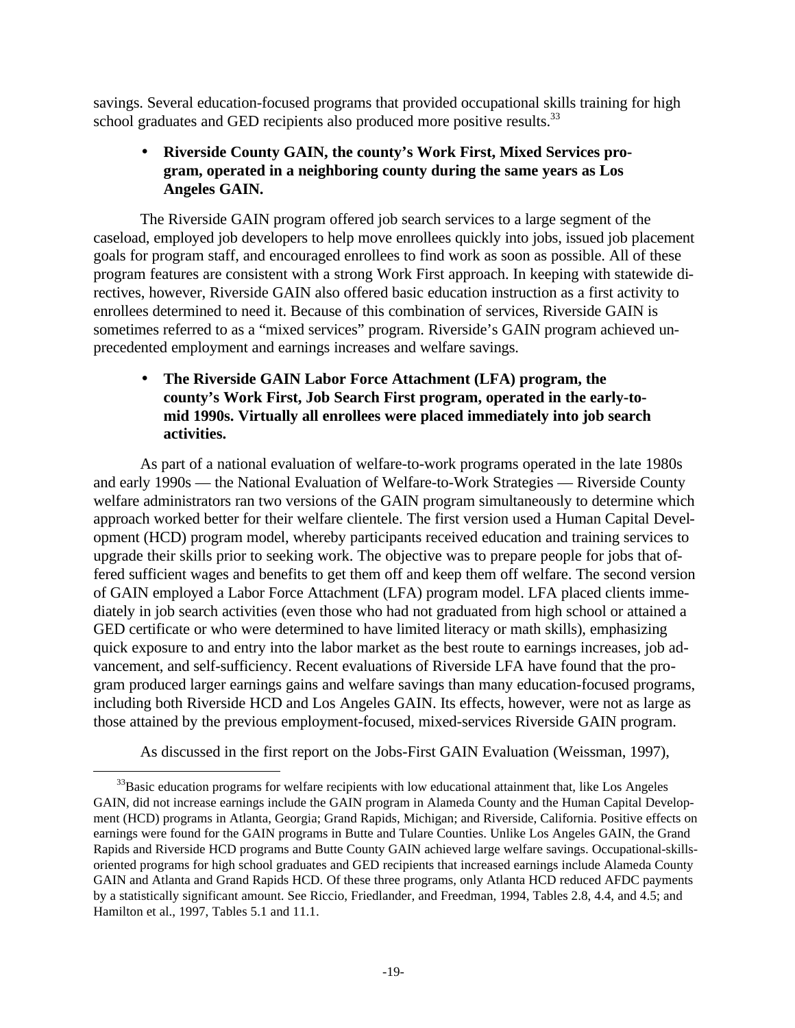savings. Several education-focused programs that provided occupational skills training for high school graduates and GED recipients also produced more positive results.[33]

- **Riverside County GAIN, the county's Work First, Mixed Services program, operated in a neighboring county during the same years as Los Angeles GAIN.**

The Riverside GAIN program offered job search services to a large segment of the caseload, employed job developers to help move enrollees quickly into jobs, issued job placement goals for program staff, and encouraged enrollees to find work as soon as possible. All of these program features are consistent with a strong Work First approach. In keeping with statewide directives, however, Riverside GAIN also offered basic education instruction as a first activity to enrollees determined to need it. Because of this combination of services, Riverside GAIN is sometimes referred to as a "mixed services" program. Riverside's GAIN program achieved unprecedented employment and earnings increases and welfare savings.

- **The Riverside GAIN Labor Force Attachment (LFA) program, the county's Work First, Job Search First program, operated in the early-to-mid 1990s. Virtually all enrollees were placed immediately into job search activities.**

As part of a national evaluation of welfare-to-work programs operated in the late 1980s and early 1990s — the National Evaluation of Welfare-to-Work Strategies — Riverside County welfare administrators ran two versions of the GAIN program simultaneously to determine which approach worked better for their welfare clientele. The first version used a Human Capital Development (HCD) program model, whereby participants received education and training services to upgrade their skills prior to seeking work. The objective was to prepare people for jobs that offered sufficient wages and benefits to get them off and keep them off welfare. The second version of GAIN employed a Labor Force Attachment (LFA) program model. LFA placed clients immediately in job search activities (even those who had not graduated from high school or attained a GED certificate or who were determined to have limited literacy or math skills), emphasizing quick exposure to and entry into the labor market as the best route to earnings increases, job advancement, and self-sufficiency. Recent evaluations of Riverside LFA have found that the program produced larger earnings gains and welfare savings than many education-focused programs, including both Riverside HCD and Los Angeles GAIN. Its effects, however, were not as large as those attained by the previous employment-focused, mixed-services Riverside GAIN program.

As discussed in the first report on the Jobs-First GAIN Evaluation (Weissman, 1997),

[33] Basic education programs for welfare recipients with low educational attainment that, like Los Angeles GAIN, did not increase earnings include the GAIN program in Alameda County and the Human Capital Development (HCD) programs in Atlanta, Georgia; Grand Rapids, Michigan; and Riverside, California. Positive effects on earnings were found for the GAIN programs in Butte and Tulare Counties. Unlike Los Angeles GAIN, the Grand Rapids and Riverside HCD programs and Butte County GAIN achieved large welfare savings. Occupational-skills-oriented programs for high school graduates and GED recipients that increased earnings include Alameda County GAIN and Atlanta and Grand Rapids HCD. Of these three programs, only Atlanta HCD reduced AFDC payments by a statistically significant amount. See Riccio, Friedlander, and Freedman, 1994, Tables 2.8, 4.4, and 4.5; and Hamilton et al., 1997, Tables 5.1 and 11.1.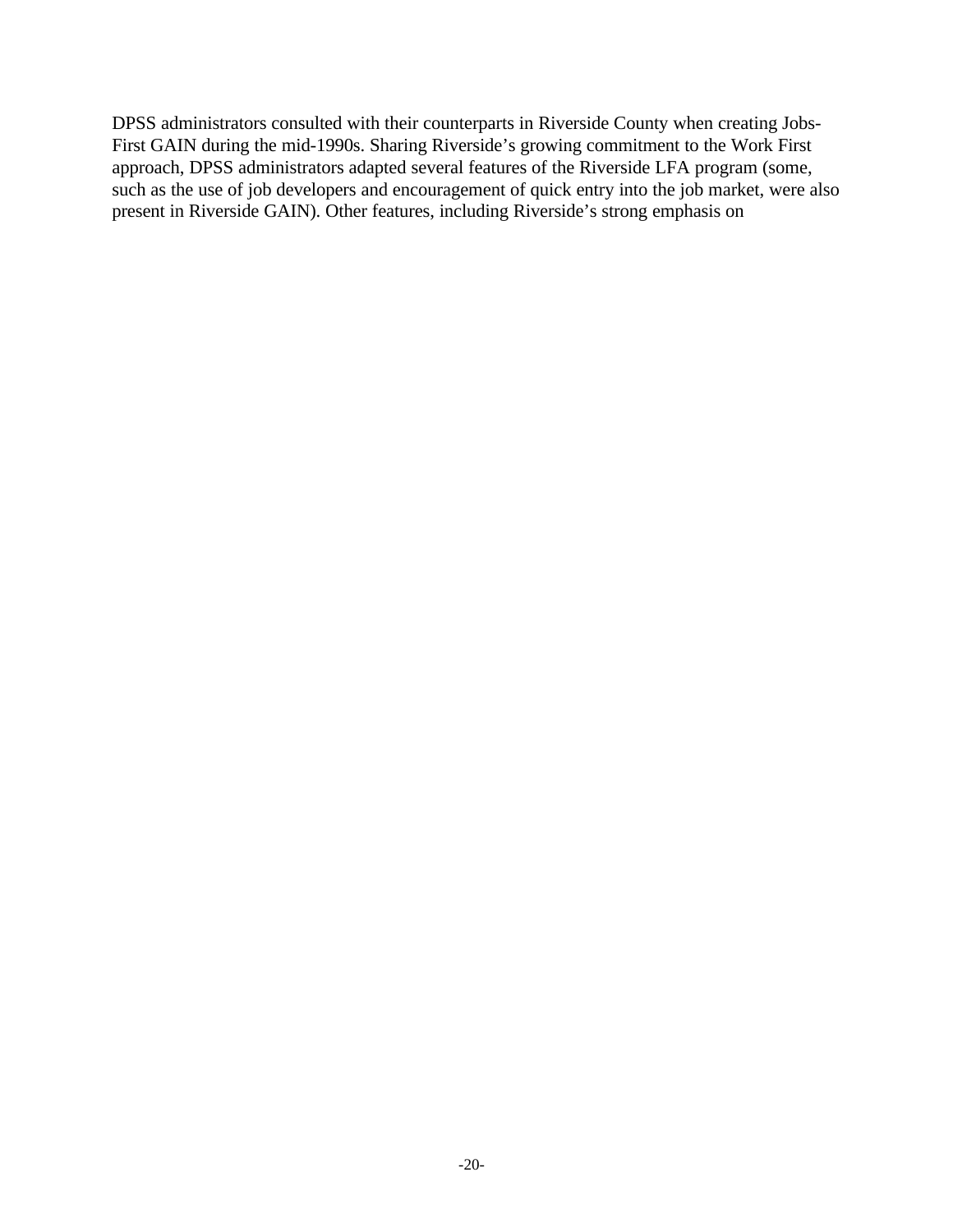DPSS administrators consulted with their counterparts in Riverside County when creating Jobs-First GAIN during the mid-1990s. Sharing Riverside's growing commitment to the Work First approach, DPSS administrators adapted several features of the Riverside LFA program (some, such as the use of job developers and encouragement of quick entry into the job market, were also present in Riverside GAIN). Other features, including Riverside's strong emphasis on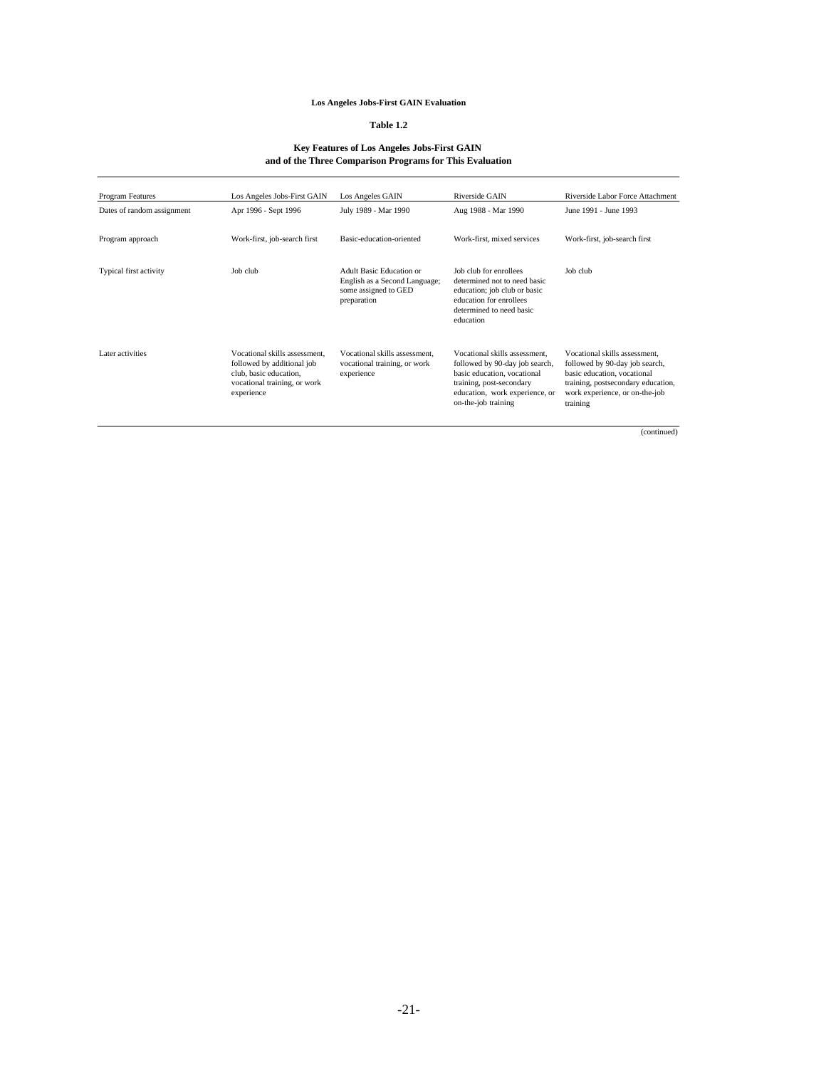**Los Angeles Jobs-First GAIN Evaluation**

**Table 1.2**

**Key Features of Los Angeles Jobs-First GAIN and of the Three Comparison Programs for This Evaluation**

| Program Features | Los Angeles Jobs-First GAIN | Los Angeles GAIN | Riverside GAIN | Riverside Labor Force Attachment |
|---|---|---|---|---|
| Dates of random assignment | Apr 1996 - Sept 1996 | July 1989 - Mar 1990 | Aug 1988 - Mar 1990 | June 1991 - June 1993 |
| Program approach | Work-first, job-search first | Basic-education-oriented | Work-first, mixed services | Work-first, job-search first |
| Typical first activity | Job club | Adult Basic Education or English as a Second Language; some assigned to GED preparation | Job club for enrollees determined not to need basic education; job club or basic education for enrollees determined to need basic education | Job club |
| Later activities | Vocational skills assessment, followed by additional job club, basic education, vocational training, or work experience | Vocational skills assessment, vocational training, or work experience | Vocational skills assessment, followed by 90-day job search, basic education, vocational training, post-secondary education, work experience, or on-the-job training | Vocational skills assessment, followed by 90-day job search, basic education, vocational training, postsecondary education, work experience, or on-the-job training |

(continued)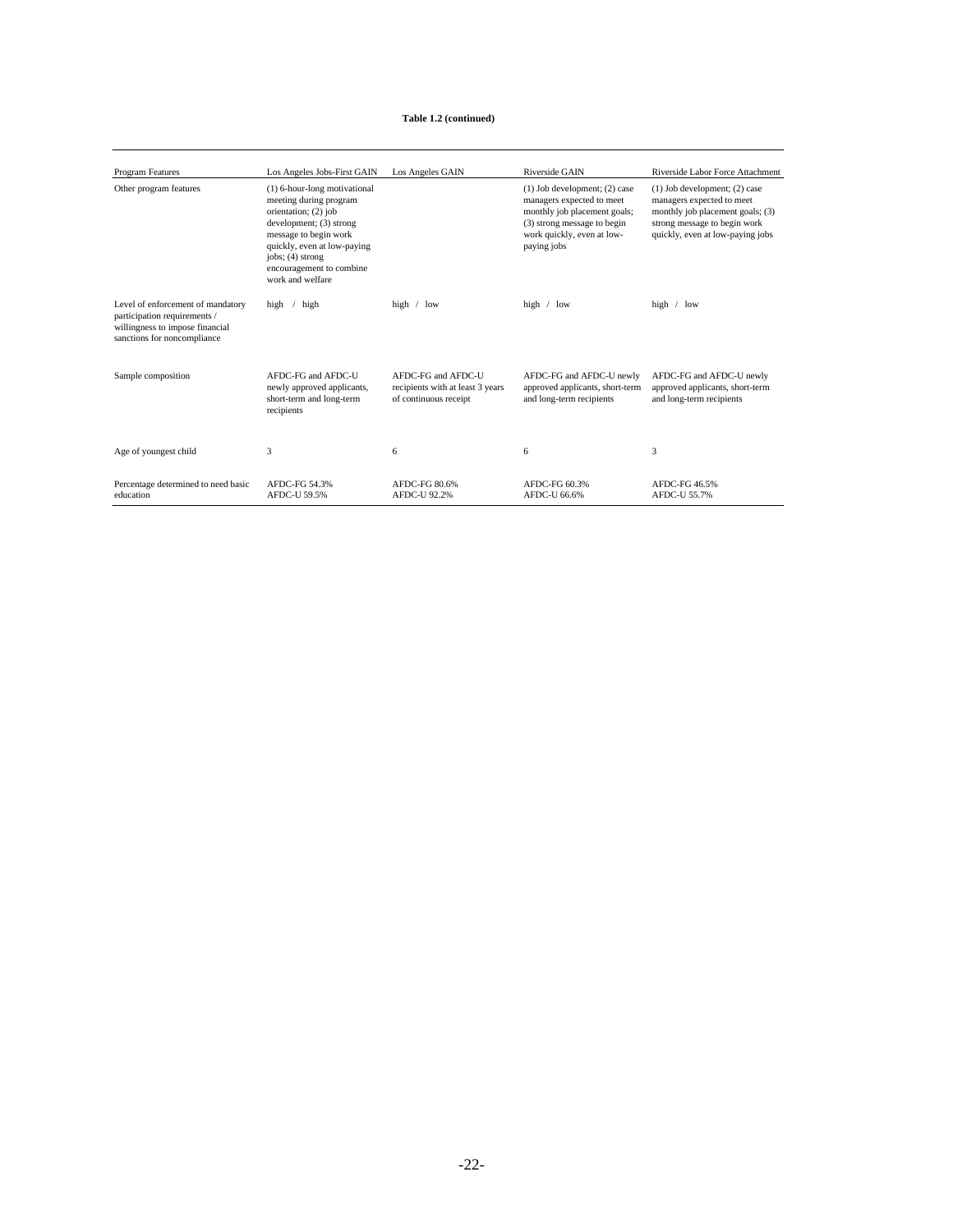**Table 1.2 (continued)**

| Program Features | Los Angeles Jobs-First GAIN | Los Angeles GAIN | Riverside GAIN | Riverside Labor Force Attachment |
|---|---|---|---|---|
| Other program features | (1) 6-hour-long motivational meeting during program orientation; (2) job development; (3) strong message to begin work quickly, even at low-paying jobs; (4) strong encouragement to combine work and welfare | | (1) Job development; (2) case managers expected to meet monthly job placement goals; (3) strong message to begin work quickly, even at low-paying jobs | (1) Job development; (2) case managers expected to meet monthly job placement goals; (3) strong message to begin work quickly, even at low-paying jobs |
| Level of enforcement of mandatory participation requirements / willingness to impose financial sanctions for noncompliance | high / high | high / low | high / low | high / low |
| Sample composition | AFDC-FG and AFDC-U newly approved applicants, short-term and long-term recipients | AFDC-FG and AFDC-U recipients with at least 3 years of continuous receipt | AFDC-FG and AFDC-U newly approved applicants, short-term and long-term recipients | AFDC-FG and AFDC-U newly approved applicants, short-term and long-term recipients |
| Age of youngest child | 3 | 6 | 6 | 3 |
| Percentage determined to need basic education | AFDC-FG 54.3%<br>AFDC-U 59.5% | AFDC-FG 80.6%<br>AFDC-U 92.2% | AFDC-FG 60.3%<br>AFDC-U 66.6% | AFDC-FG 46.5%<br>AFDC-U 55.7% |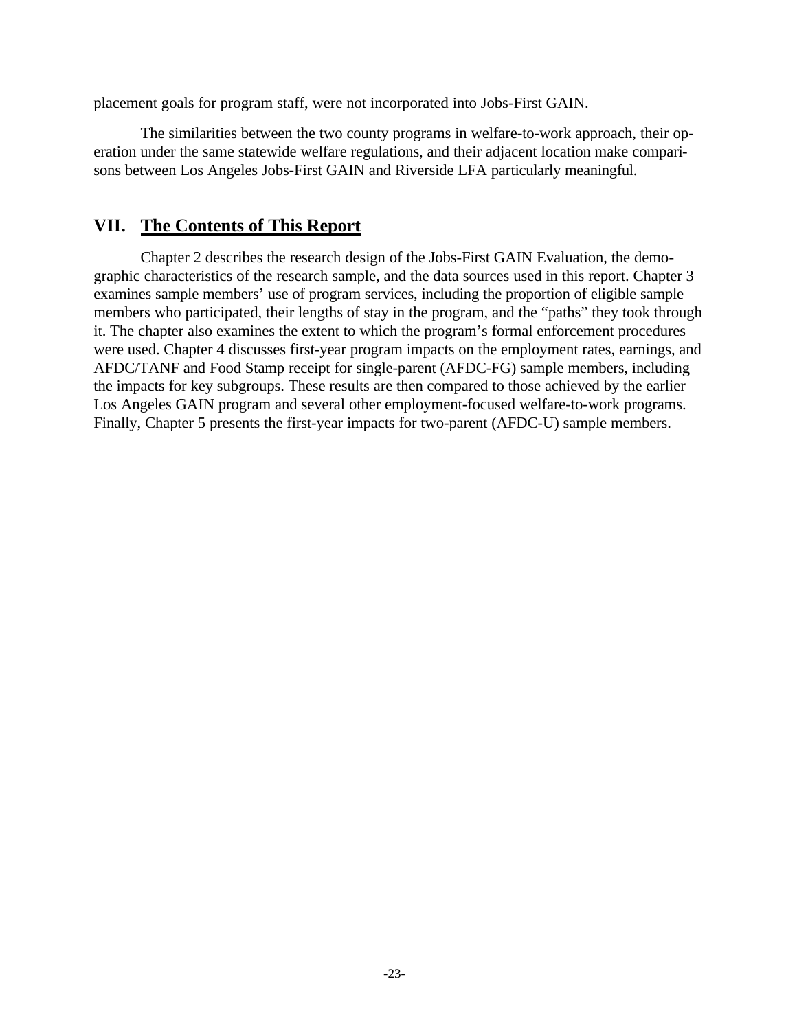placement goals for program staff, were not incorporated into Jobs-First GAIN.

The similarities between the two county programs in welfare-to-work approach, their operation under the same statewide welfare regulations, and their adjacent location make comparisons between Los Angeles Jobs-First GAIN and Riverside LFA particularly meaningful.

## VII. The Contents of This Report

Chapter 2 describes the research design of the Jobs-First GAIN Evaluation, the demographic characteristics of the research sample, and the data sources used in this report. Chapter 3 examines sample members' use of program services, including the proportion of eligible sample members who participated, their lengths of stay in the program, and the "paths" they took through it. The chapter also examines the extent to which the program's formal enforcement procedures were used. Chapter 4 discusses first-year program impacts on the employment rates, earnings, and AFDC/TANF and Food Stamp receipt for single-parent (AFDC-FG) sample members, including the impacts for key subgroups. These results are then compared to those achieved by the earlier Los Angeles GAIN program and several other employment-focused welfare-to-work programs. Finally, Chapter 5 presents the first-year impacts for two-parent (AFDC-U) sample members.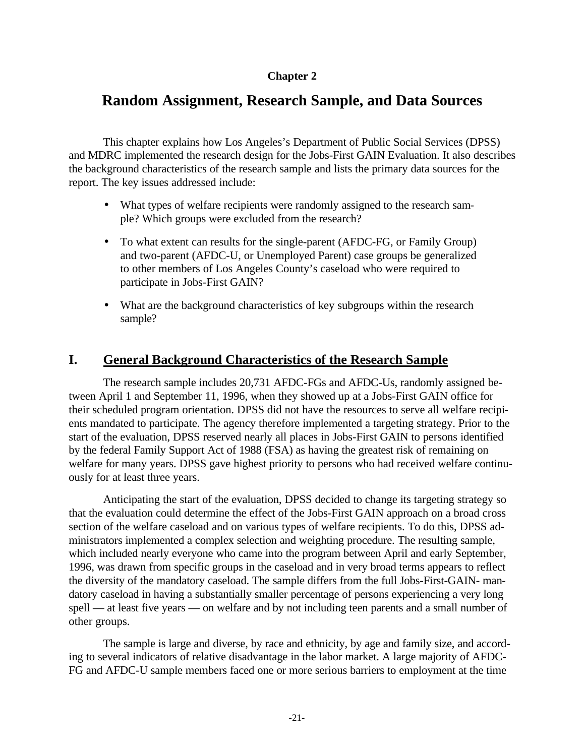**Chapter 2**

# Random Assignment, Research Sample, and Data Sources

This chapter explains how Los Angeles's Department of Public Social Services (DPSS) and MDRC implemented the research design for the Jobs-First GAIN Evaluation. It also describes the background characteristics of the research sample and lists the primary data sources for the report. The key issues addressed include:

- What types of welfare recipients were randomly assigned to the research sample? Which groups were excluded from the research?
- To what extent can results for the single-parent (AFDC-FG, or Family Group) and two-parent (AFDC-U, or Unemployed Parent) case groups be generalized to other members of Los Angeles County's caseload who were required to participate in Jobs-First GAIN?
- What are the background characteristics of key subgroups within the research sample?

## I. General Background Characteristics of the Research Sample

The research sample includes 20,731 AFDC-FGs and AFDC-Us, randomly assigned between April 1 and September 11, 1996, when they showed up at a Jobs-First GAIN office for their scheduled program orientation. DPSS did not have the resources to serve all welfare recipients mandated to participate. The agency therefore implemented a targeting strategy. Prior to the start of the evaluation, DPSS reserved nearly all places in Jobs-First GAIN to persons identified by the federal Family Support Act of 1988 (FSA) as having the greatest risk of remaining on welfare for many years. DPSS gave highest priority to persons who had received welfare continuously for at least three years.

Anticipating the start of the evaluation, DPSS decided to change its targeting strategy so that the evaluation could determine the effect of the Jobs-First GAIN approach on a broad cross section of the welfare caseload and on various types of welfare recipients. To do this, DPSS administrators implemented a complex selection and weighting procedure. The resulting sample, which included nearly everyone who came into the program between April and early September, 1996, was drawn from specific groups in the caseload and in very broad terms appears to reflect the diversity of the mandatory caseload. The sample differs from the full Jobs-First-GAIN- mandatory caseload in having a substantially smaller percentage of persons experiencing a very long spell — at least five years — on welfare and by not including teen parents and a small number of other groups.

The sample is large and diverse, by race and ethnicity, by age and family size, and according to several indicators of relative disadvantage in the labor market. A large majority of AFDC-FG and AFDC-U sample members faced one or more serious barriers to employment at the time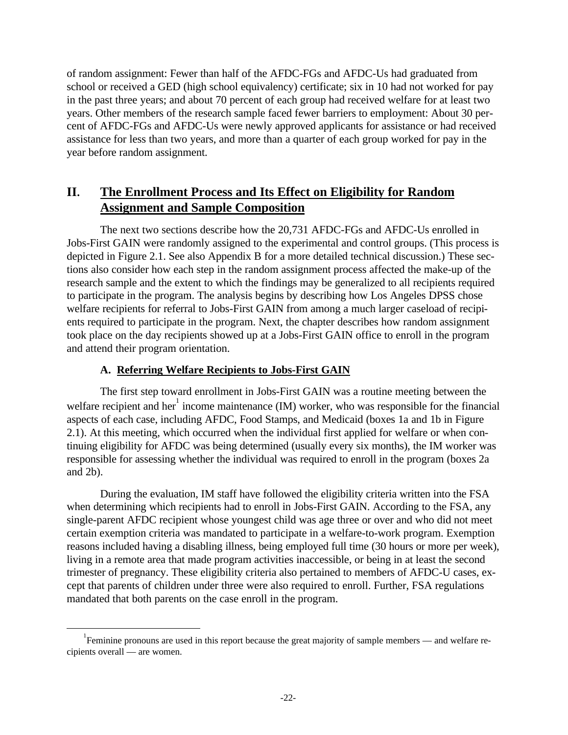of random assignment: Fewer than half of the AFDC-FGs and AFDC-Us had graduated from school or received a GED (high school equivalency) certificate; six in 10 had not worked for pay in the past three years; and about 70 percent of each group had received welfare for at least two years. Other members of the research sample faced fewer barriers to employment: About 30 percent of AFDC-FGs and AFDC-Us were newly approved applicants for assistance or had received assistance for less than two years, and more than a quarter of each group worked for pay in the year before random assignment.

## II. The Enrollment Process and Its Effect on Eligibility for Random Assignment and Sample Composition

The next two sections describe how the 20,731 AFDC-FGs and AFDC-Us enrolled in Jobs-First GAIN were randomly assigned to the experimental and control groups. (This process is depicted in Figure 2.1. See also Appendix B for a more detailed technical discussion.) These sections also consider how each step in the random assignment process affected the make-up of the research sample and the extent to which the findings may be generalized to all recipients required to participate in the program. The analysis begins by describing how Los Angeles DPSS chose welfare recipients for referral to Jobs-First GAIN from among a much larger caseload of recipients required to participate in the program. Next, the chapter describes how random assignment took place on the day recipients showed up at a Jobs-First GAIN office to enroll in the program and attend their program orientation.

### A. Referring Welfare Recipients to Jobs-First GAIN

The first step toward enrollment in Jobs-First GAIN was a routine meeting between the welfare recipient and her[1] income maintenance (IM) worker, who was responsible for the financial aspects of each case, including AFDC, Food Stamps, and Medicaid (boxes 1a and 1b in Figure 2.1). At this meeting, which occurred when the individual first applied for welfare or when continuing eligibility for AFDC was being determined (usually every six months), the IM worker was responsible for assessing whether the individual was required to enroll in the program (boxes 2a and 2b).

During the evaluation, IM staff have followed the eligibility criteria written into the FSA when determining which recipients had to enroll in Jobs-First GAIN. According to the FSA, any single-parent AFDC recipient whose youngest child was age three or over and who did not meet certain exemption criteria was mandated to participate in a welfare-to-work program. Exemption reasons included having a disabling illness, being employed full time (30 hours or more per week), living in a remote area that made program activities inaccessible, or being in at least the second trimester of pregnancy. These eligibility criteria also pertained to members of AFDC-U cases, except that parents of children under three were also required to enroll. Further, FSA regulations mandated that both parents on the case enroll in the program.

[1] Feminine pronouns are used in this report because the great majority of sample members — and welfare recipients overall — are women.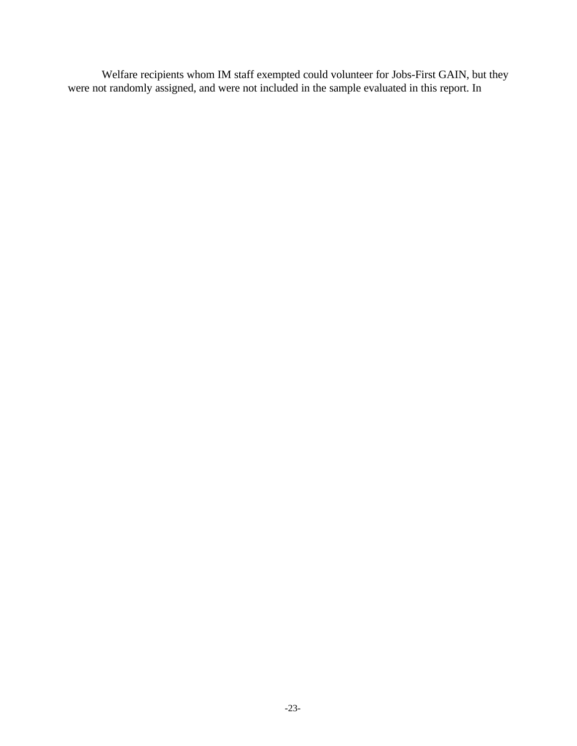Welfare recipients whom IM staff exempted could volunteer for Jobs-First GAIN, but they were not randomly assigned, and were not included in the sample evaluated in this report. In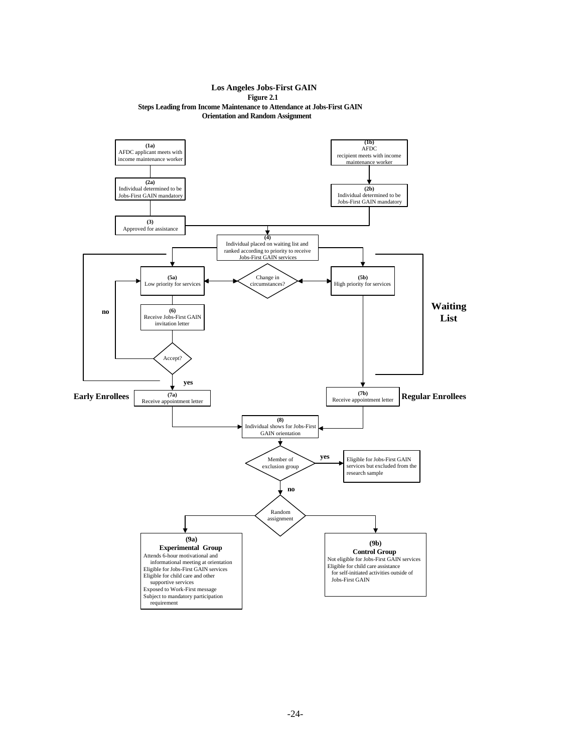**Los Angeles Jobs-First GAIN**

**Figure 2.1**

**Steps Leading from Income Maintenance to Attendance at Jobs-First GAIN Orientation and Random Assignment**

**(1a)** AFDC applicant meets with income maintenance worker

**(2a)** Individual determined to be Jobs-First GAIN mandatory

**(3)** Approved for assistance

**(1b)** AFDC recipient meets with income maintenance worker

**(2b)** Individual determined to be Jobs-First GAIN mandatory

**(4)** Individual placed on waiting list and ranked according to priority to receive Jobs-First GAIN services

**Waiting List**

**(5a)** Low priority for services

Change in circumstances?

**(5b)** High priority for services

**(6)** Receive Jobs-First GAIN invitation letter

Accept?

no

yes

**Early Enrollees**

**(7a)** Receive appointment letter

**(7b)** Receive appointment letter

**Regular Enrollees**

**(8)** Individual shows for Jobs-First GAIN orientation

Member of exclusion group

yes

Eligible for Jobs-First GAIN services but excluded from the research sample

no

Random assignment

**(9a)**
**Experimental Group**
Attends 6-hour motivational and informational meeting at orientation
Eligible for Jobs-First GAIN services
Eligible for child care and other supportive services
Exposed to Work-First message
Subject to mandatory participation requirement

**(9b)**
**Control Group**
Not eligible for Jobs-First GAIN services
Eligible for child care assistance for self-initiated activities outside of Jobs-First GAIN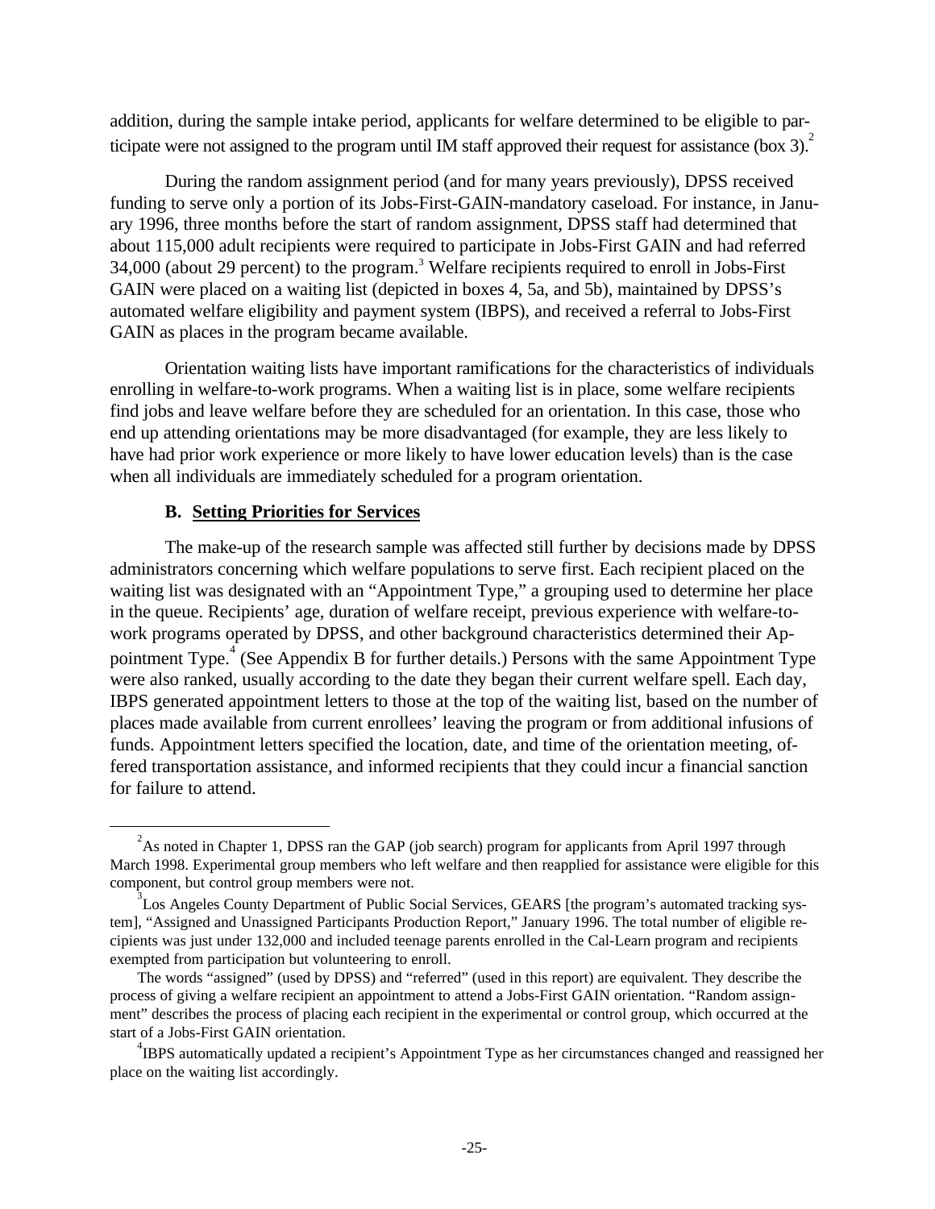addition, during the sample intake period, applicants for welfare determined to be eligible to participate were not assigned to the program until IM staff approved their request for assistance (box 3).[2]

During the random assignment period (and for many years previously), DPSS received funding to serve only a portion of its Jobs-First-GAIN-mandatory caseload. For instance, in January 1996, three months before the start of random assignment, DPSS staff had determined that about 115,000 adult recipients were required to participate in Jobs-First GAIN and had referred 34,000 (about 29 percent) to the program.[3] Welfare recipients required to enroll in Jobs-First GAIN were placed on a waiting list (depicted in boxes 4, 5a, and 5b), maintained by DPSS's automated welfare eligibility and payment system (IBPS), and received a referral to Jobs-First GAIN as places in the program became available.

Orientation waiting lists have important ramifications for the characteristics of individuals enrolling in welfare-to-work programs. When a waiting list is in place, some welfare recipients find jobs and leave welfare before they are scheduled for an orientation. In this case, those who end up attending orientations may be more disadvantaged (for example, they are less likely to have had prior work experience or more likely to have lower education levels) than is the case when all individuals are immediately scheduled for a program orientation.

### B. Setting Priorities for Services

The make-up of the research sample was affected still further by decisions made by DPSS administrators concerning which welfare populations to serve first. Each recipient placed on the waiting list was designated with an "Appointment Type," a grouping used to determine her place in the queue. Recipients' age, duration of welfare receipt, previous experience with welfare-to-work programs operated by DPSS, and other background characteristics determined their Appointment Type.[4] (See Appendix B for further details.) Persons with the same Appointment Type were also ranked, usually according to the date they began their current welfare spell. Each day, IBPS generated appointment letters to those at the top of the waiting list, based on the number of places made available from current enrollees' leaving the program or from additional infusions of funds. Appointment letters specified the location, date, and time of the orientation meeting, offered transportation assistance, and informed recipients that they could incur a financial sanction for failure to attend.

---

[2] As noted in Chapter 1, DPSS ran the GAP (job search) program for applicants from April 1997 through March 1998. Experimental group members who left welfare and then reapplied for assistance were eligible for this component, but control group members were not.

[3] Los Angeles County Department of Public Social Services, GEARS [the program's automated tracking system], "Assigned and Unassigned Participants Production Report," January 1996. The total number of eligible recipients was just under 132,000 and included teenage parents enrolled in the Cal-Learn program and recipients exempted from participation but volunteering to enroll.

The words "assigned" (used by DPSS) and "referred" (used in this report) are equivalent. They describe the process of giving a welfare recipient an appointment to attend a Jobs-First GAIN orientation. "Random assignment" describes the process of placing each recipient in the experimental or control group, which occurred at the start of a Jobs-First GAIN orientation.

[4] IBPS automatically updated a recipient's Appointment Type as her circumstances changed and reassigned her place on the waiting list accordingly.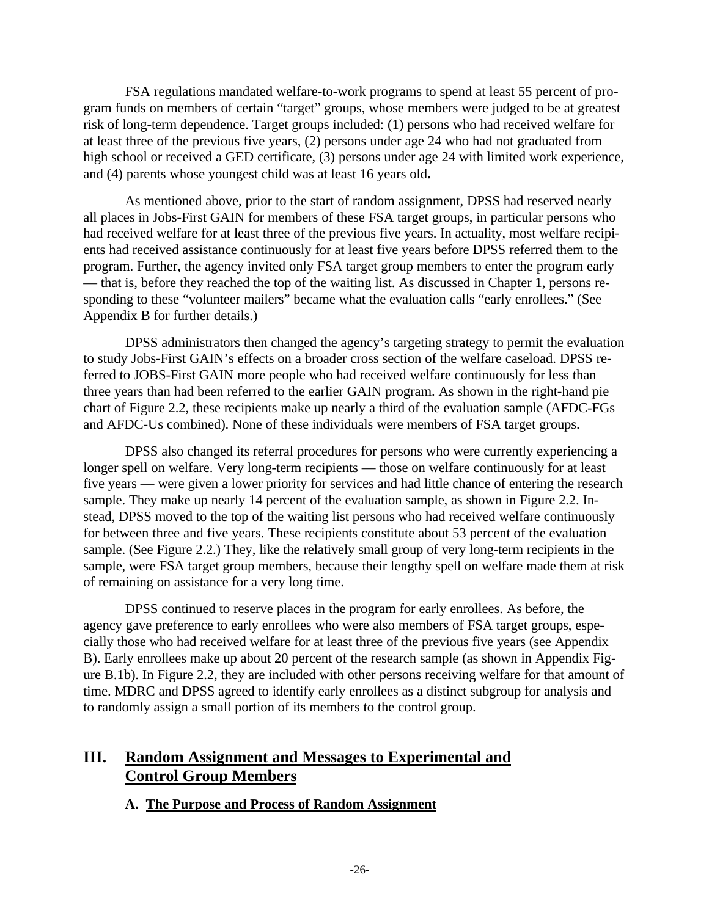FSA regulations mandated welfare-to-work programs to spend at least 55 percent of program funds on members of certain "target" groups, whose members were judged to be at greatest risk of long-term dependence. Target groups included: (1) persons who had received welfare for at least three of the previous five years, (2) persons under age 24 who had not graduated from high school or received a GED certificate, (3) persons under age 24 with limited work experience, and (4) parents whose youngest child was at least 16 years old**.**

As mentioned above, prior to the start of random assignment, DPSS had reserved nearly all places in Jobs-First GAIN for members of these FSA target groups, in particular persons who had received welfare for at least three of the previous five years. In actuality, most welfare recipients had received assistance continuously for at least five years before DPSS referred them to the program. Further, the agency invited only FSA target group members to enter the program early — that is, before they reached the top of the waiting list. As discussed in Chapter 1, persons responding to these "volunteer mailers" became what the evaluation calls "early enrollees." (See Appendix B for further details.)

DPSS administrators then changed the agency's targeting strategy to permit the evaluation to study Jobs-First GAIN's effects on a broader cross section of the welfare caseload. DPSS referred to JOBS-First GAIN more people who had received welfare continuously for less than three years than had been referred to the earlier GAIN program. As shown in the right-hand pie chart of Figure 2.2, these recipients make up nearly a third of the evaluation sample (AFDC-FGs and AFDC-Us combined). None of these individuals were members of FSA target groups.

DPSS also changed its referral procedures for persons who were currently experiencing a longer spell on welfare. Very long-term recipients — those on welfare continuously for at least five years — were given a lower priority for services and had little chance of entering the research sample. They make up nearly 14 percent of the evaluation sample, as shown in Figure 2.2. Instead, DPSS moved to the top of the waiting list persons who had received welfare continuously for between three and five years. These recipients constitute about 53 percent of the evaluation sample. (See Figure 2.2.) They, like the relatively small group of very long-term recipients in the sample, were FSA target group members, because their lengthy spell on welfare made them at risk of remaining on assistance for a very long time.

DPSS continued to reserve places in the program for early enrollees. As before, the agency gave preference to early enrollees who were also members of FSA target groups, especially those who had received welfare for at least three of the previous five years (see Appendix B). Early enrollees make up about 20 percent of the research sample (as shown in Appendix Figure B.1b). In Figure 2.2, they are included with other persons receiving welfare for that amount of time. MDRC and DPSS agreed to identify early enrollees as a distinct subgroup for analysis and to randomly assign a small portion of its members to the control group.

## III. Random Assignment and Messages to Experimental and Control Group Members

### A. The Purpose and Process of Random Assignment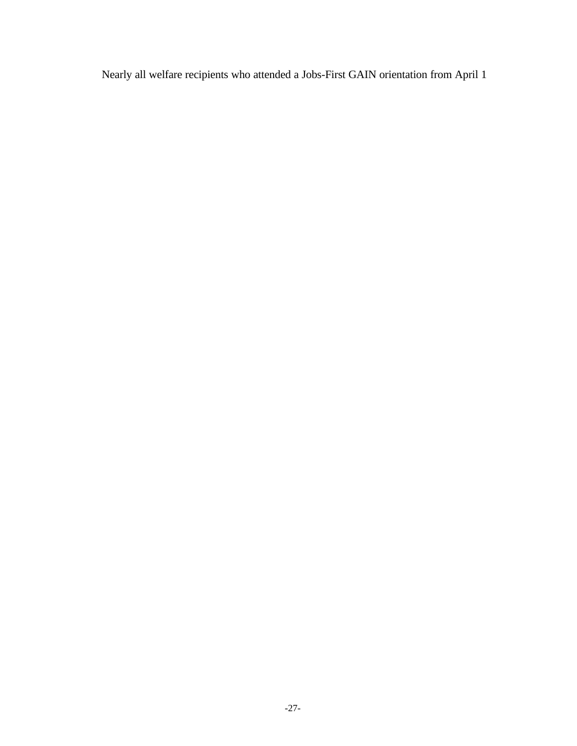Nearly all welfare recipients who attended a Jobs-First GAIN orientation from April 1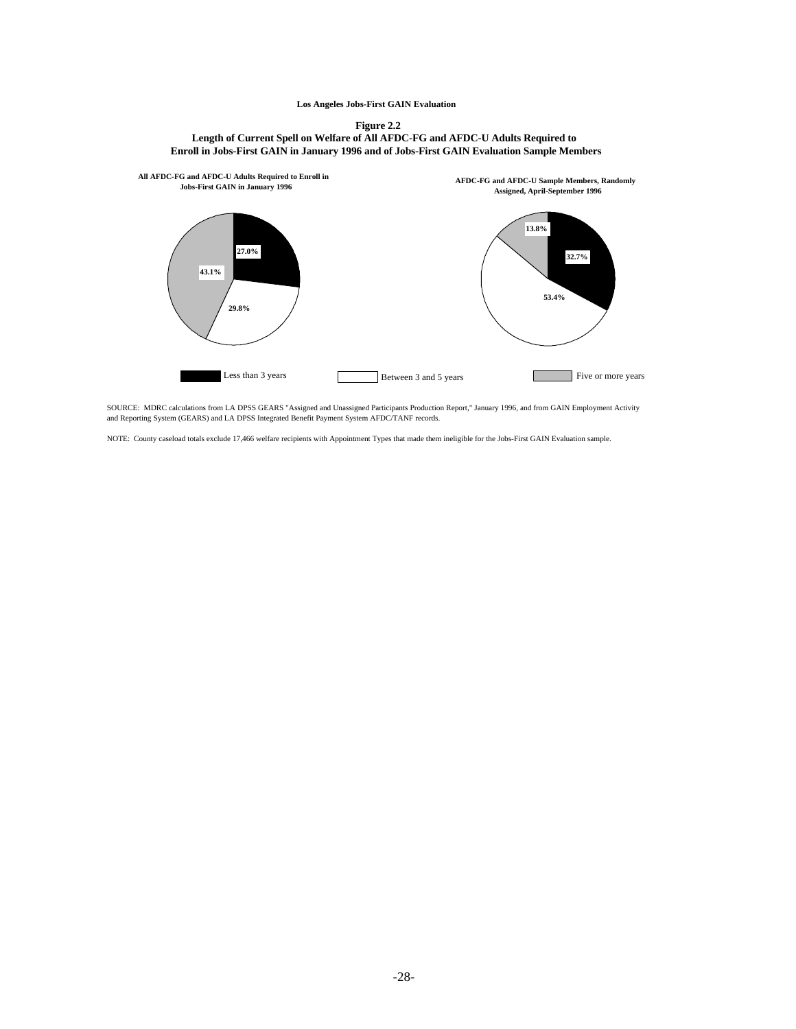**Los Angeles Jobs-First GAIN Evaluation**

**Figure 2.2**

**Length of Current Spell on Welfare of All AFDC-FG and AFDC-U Adults Required to Enroll in Jobs-First GAIN in January 1996 and of Jobs-First GAIN Evaluation Sample Members**

**All AFDC-FG and AFDC-U Adults Required to Enroll in Jobs-First GAIN in January 1996**

| Length of current spell | Percent |
|---|---|
| Less than 3 years | 27.0% |
| Between 3 and 5 years | 29.8% |
| Five or more years | 43.1% |

**AFDC-FG and AFDC-U Sample Members, Randomly Assigned, April-September 1996**

| Length of current spell | Percent |
|---|---|
| Less than 3 years | 32.7% |
| Between 3 and 5 years | 53.4% |
| Five or more years | 13.8% |

SOURCE: MDRC calculations from LA DPSS GEARS "Assigned and Unassigned Participants Production Report," January 1996, and from GAIN Employment Activity and Reporting System (GEARS) and LA DPSS Integrated Benefit Payment System AFDC/TANF records.

NOTE: County caseload totals exclude 17,466 welfare recipients with Appointment Types that made them ineligible for the Jobs-First GAIN Evaluation sample.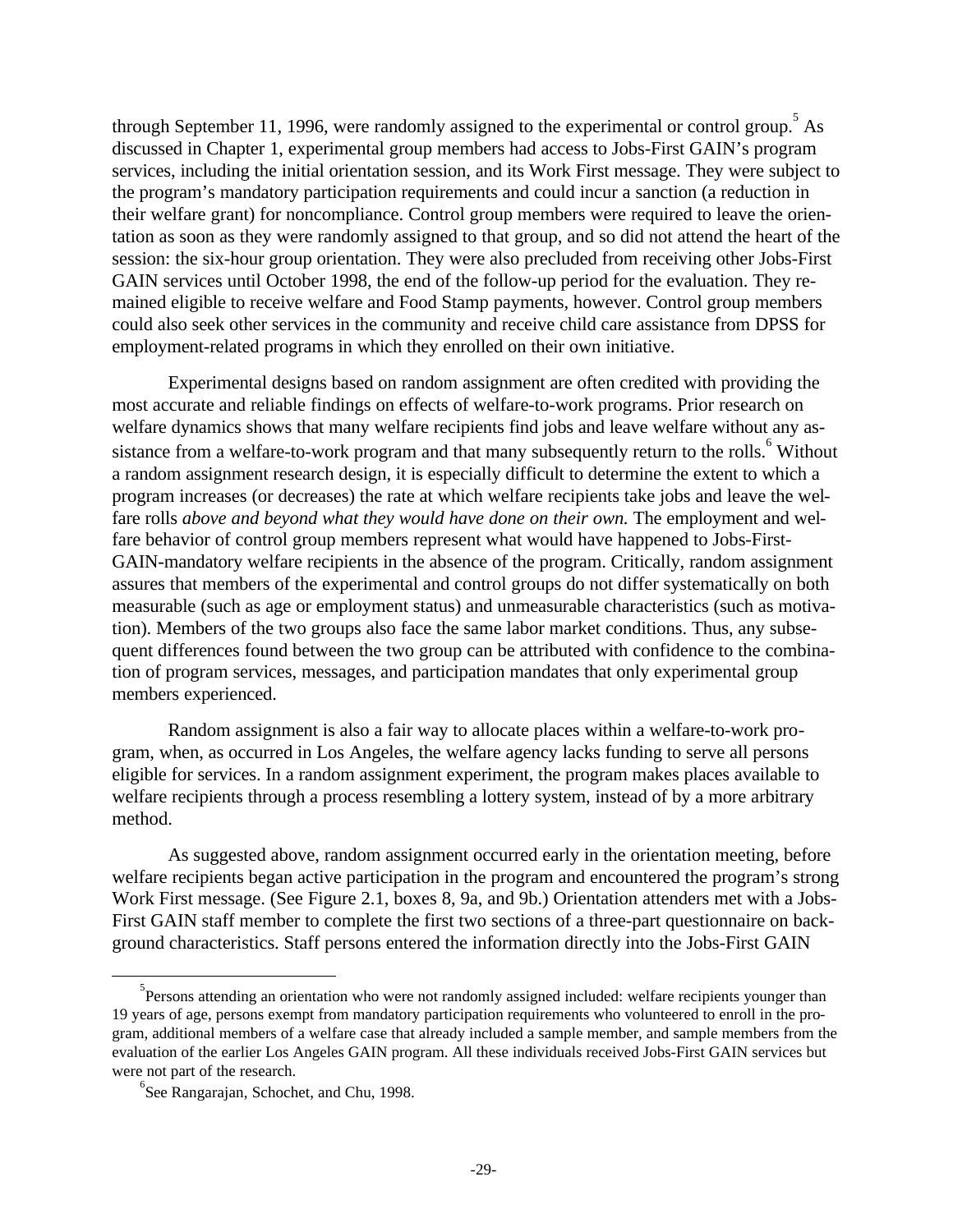through September 11, 1996, were randomly assigned to the experimental or control group.[5] As discussed in Chapter 1, experimental group members had access to Jobs-First GAIN's program services, including the initial orientation session, and its Work First message. They were subject to the program's mandatory participation requirements and could incur a sanction (a reduction in their welfare grant) for noncompliance. Control group members were required to leave the orientation as soon as they were randomly assigned to that group, and so did not attend the heart of the session: the six-hour group orientation. They were also precluded from receiving other Jobs-First GAIN services until October 1998, the end of the follow-up period for the evaluation. They remained eligible to receive welfare and Food Stamp payments, however. Control group members could also seek other services in the community and receive child care assistance from DPSS for employment-related programs in which they enrolled on their own initiative.

Experimental designs based on random assignment are often credited with providing the most accurate and reliable findings on effects of welfare-to-work programs. Prior research on welfare dynamics shows that many welfare recipients find jobs and leave welfare without any assistance from a welfare-to-work program and that many subsequently return to the rolls.[6] Without a random assignment research design, it is especially difficult to determine the extent to which a program increases (or decreases) the rate at which welfare recipients take jobs and leave the welfare rolls *above and beyond what they would have done on their own.* The employment and welfare behavior of control group members represent what would have happened to Jobs-First-GAIN-mandatory welfare recipients in the absence of the program. Critically, random assignment assures that members of the experimental and control groups do not differ systematically on both measurable (such as age or employment status) and unmeasurable characteristics (such as motivation). Members of the two groups also face the same labor market conditions. Thus, any subsequent differences found between the two group can be attributed with confidence to the combination of program services, messages, and participation mandates that only experimental group members experienced.

Random assignment is also a fair way to allocate places within a welfare-to-work program, when, as occurred in Los Angeles, the welfare agency lacks funding to serve all persons eligible for services. In a random assignment experiment, the program makes places available to welfare recipients through a process resembling a lottery system, instead of by a more arbitrary method.

As suggested above, random assignment occurred early in the orientation meeting, before welfare recipients began active participation in the program and encountered the program's strong Work First message. (See Figure 2.1, boxes 8, 9a, and 9b.) Orientation attenders met with a Jobs-First GAIN staff member to complete the first two sections of a three-part questionnaire on background characteristics. Staff persons entered the information directly into the Jobs-First GAIN

---

[5] Persons attending an orientation who were not randomly assigned included: welfare recipients younger than 19 years of age, persons exempt from mandatory participation requirements who volunteered to enroll in the program, additional members of a welfare case that already included a sample member, and sample members from the evaluation of the earlier Los Angeles GAIN program. All these individuals received Jobs-First GAIN services but were not part of the research.

[6] See Rangarajan, Schochet, and Chu, 1998.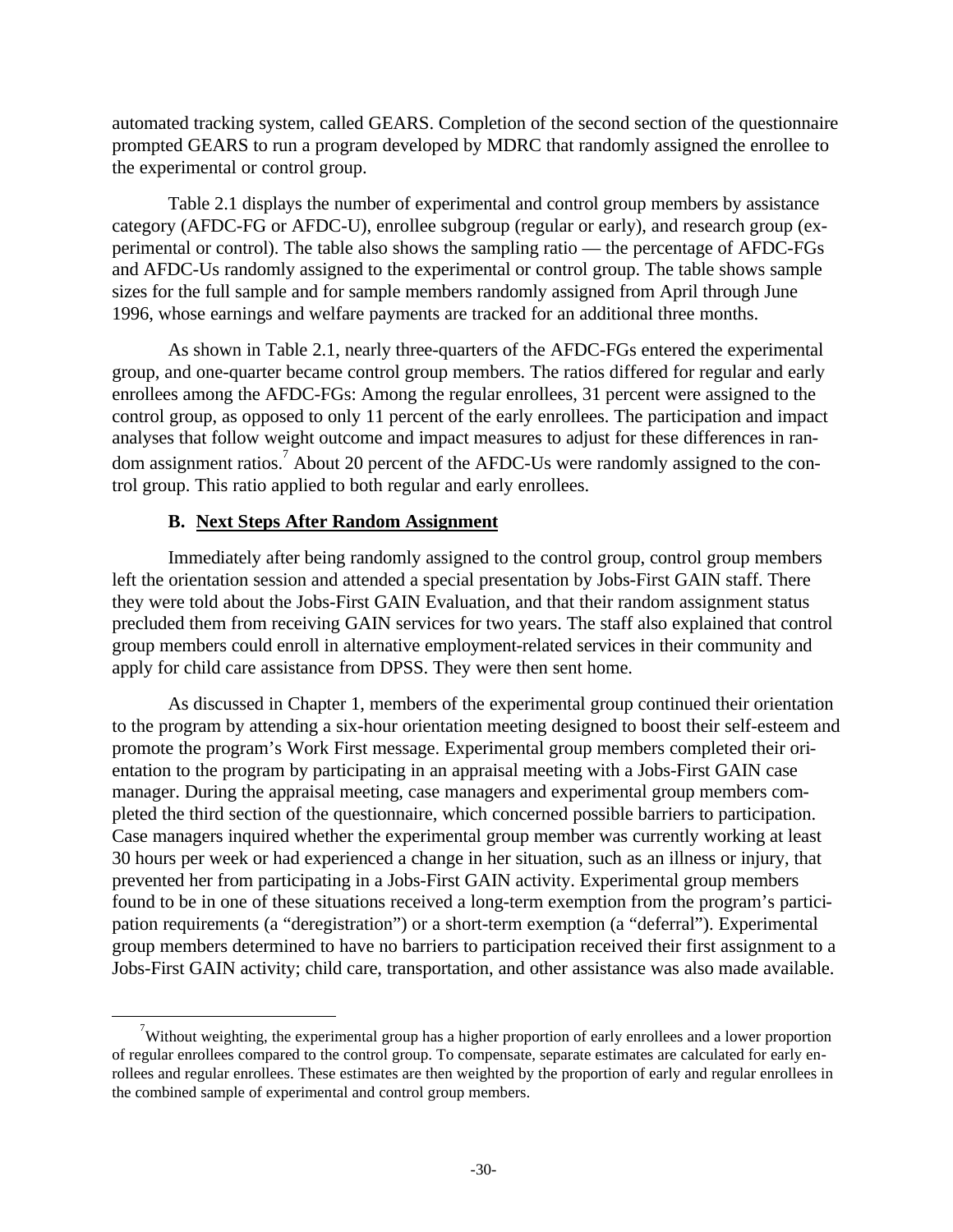automated tracking system, called GEARS. Completion of the second section of the questionnaire prompted GEARS to run a program developed by MDRC that randomly assigned the enrollee to the experimental or control group.

Table 2.1 displays the number of experimental and control group members by assistance category (AFDC-FG or AFDC-U), enrollee subgroup (regular or early), and research group (experimental or control). The table also shows the sampling ratio — the percentage of AFDC-FGs and AFDC-Us randomly assigned to the experimental or control group. The table shows sample sizes for the full sample and for sample members randomly assigned from April through June 1996, whose earnings and welfare payments are tracked for an additional three months.

As shown in Table 2.1, nearly three-quarters of the AFDC-FGs entered the experimental group, and one-quarter became control group members. The ratios differed for regular and early enrollees among the AFDC-FGs: Among the regular enrollees, 31 percent were assigned to the control group, as opposed to only 11 percent of the early enrollees. The participation and impact analyses that follow weight outcome and impact measures to adjust for these differences in random assignment ratios.[7] About 20 percent of the AFDC-Us were randomly assigned to the control group. This ratio applied to both regular and early enrollees.

### B. Next Steps After Random Assignment

Immediately after being randomly assigned to the control group, control group members left the orientation session and attended a special presentation by Jobs-First GAIN staff. There they were told about the Jobs-First GAIN Evaluation, and that their random assignment status precluded them from receiving GAIN services for two years. The staff also explained that control group members could enroll in alternative employment-related services in their community and apply for child care assistance from DPSS. They were then sent home.

As discussed in Chapter 1, members of the experimental group continued their orientation to the program by attending a six-hour orientation meeting designed to boost their self-esteem and promote the program's Work First message. Experimental group members completed their orientation to the program by participating in an appraisal meeting with a Jobs-First GAIN case manager. During the appraisal meeting, case managers and experimental group members completed the third section of the questionnaire, which concerned possible barriers to participation. Case managers inquired whether the experimental group member was currently working at least 30 hours per week or had experienced a change in her situation, such as an illness or injury, that prevented her from participating in a Jobs-First GAIN activity. Experimental group members found to be in one of these situations received a long-term exemption from the program's participation requirements (a "deregistration") or a short-term exemption (a "deferral"). Experimental group members determined to have no barriers to participation received their first assignment to a Jobs-First GAIN activity; child care, transportation, and other assistance was also made available.

---

[7] Without weighting, the experimental group has a higher proportion of early enrollees and a lower proportion of regular enrollees compared to the control group. To compensate, separate estimates are calculated for early enrollees and regular enrollees. These estimates are then weighted by the proportion of early and regular enrollees in the combined sample of experimental and control group members.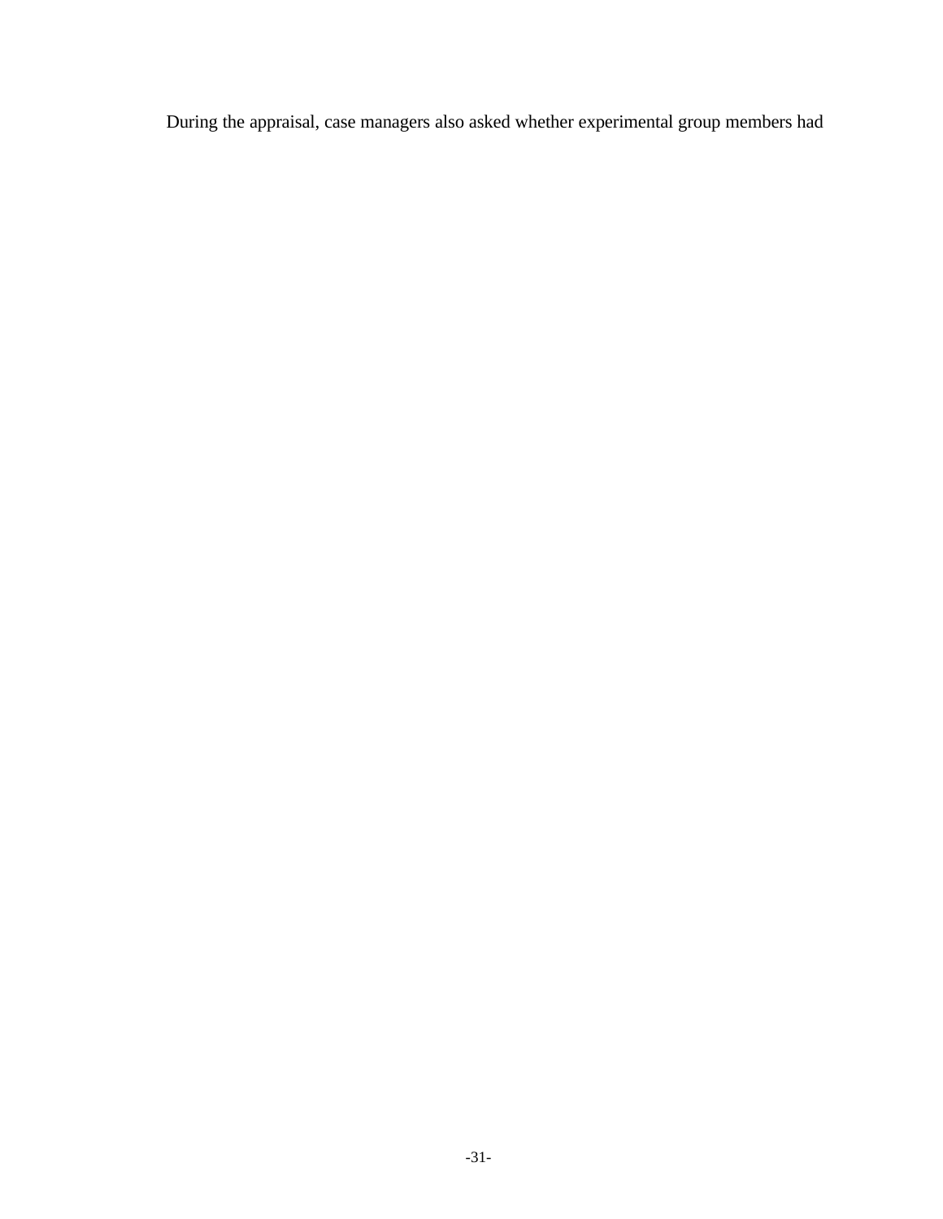During the appraisal, case managers also asked whether experimental group members had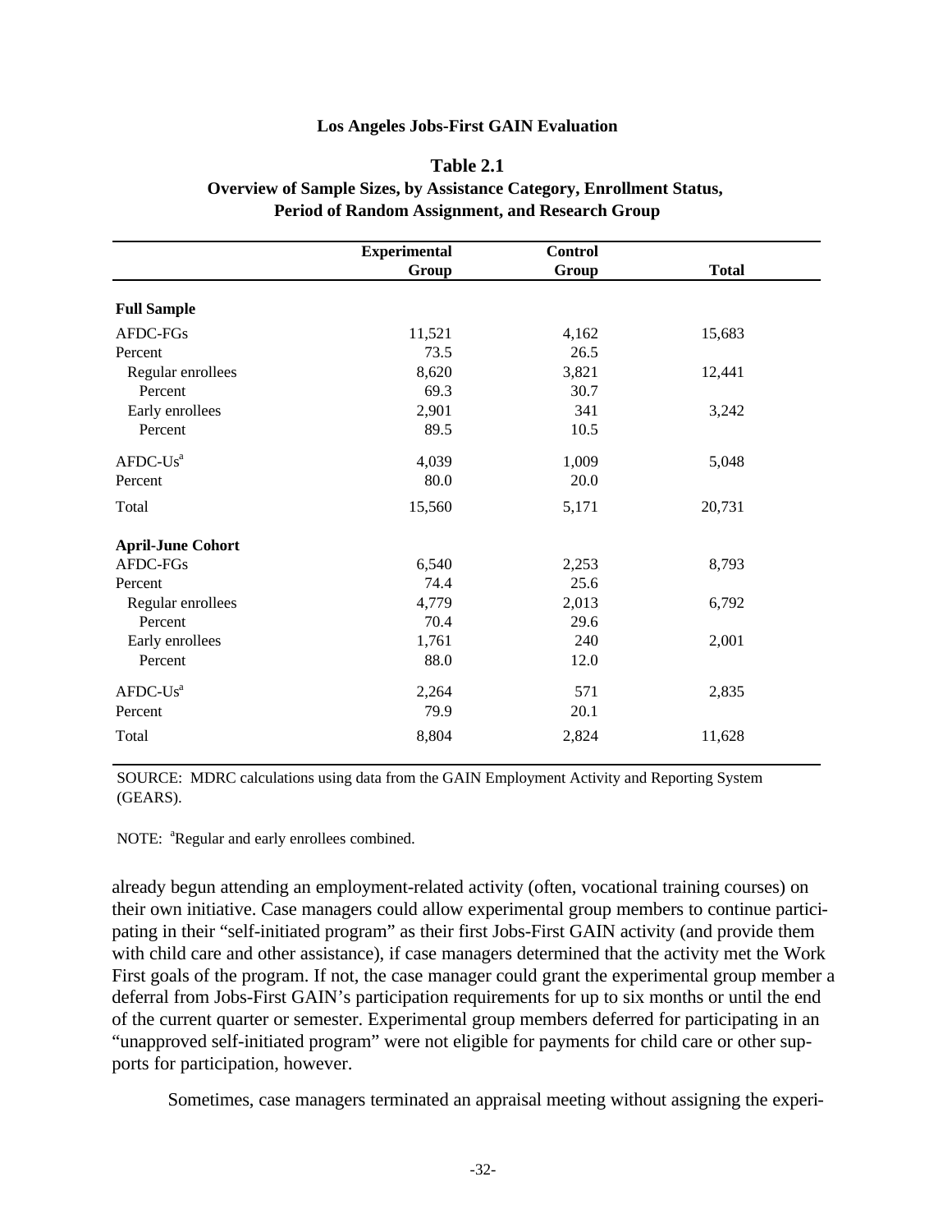**Los Angeles Jobs-First GAIN Evaluation**

**Table 2.1**

**Overview of Sample Sizes, by Assistance Category, Enrollment Status, Period of Random Assignment, and Research Group**

| | Experimental Group | Control Group | Total |
|---|---|---|---|
| **Full Sample** | | | |
| AFDC-FGs | 11,521 | 4,162 | 15,683 |
| Percent | 73.5 | 26.5 | |
| Regular enrollees | 8,620 | 3,821 | 12,441 |
| Percent | 69.3 | 30.7 | |
| Early enrollees | 2,901 | 341 | 3,242 |
| Percent | 89.5 | 10.5 | |
| AFDC-Us[a] | 4,039 | 1,009 | 5,048 |
| Percent | 80.0 | 20.0 | |
| Total | 15,560 | 5,171 | 20,731 |
| **April-June Cohort** | | | |
| AFDC-FGs | 6,540 | 2,253 | 8,793 |
| Percent | 74.4 | 25.6 | |
| Regular enrollees | 4,779 | 2,013 | 6,792 |
| Percent | 70.4 | 29.6 | |
| Early enrollees | 1,761 | 240 | 2,001 |
| Percent | 88.0 | 12.0 | |
| AFDC-Us[a] | 2,264 | 571 | 2,835 |
| Percent | 79.9 | 20.1 | |
| Total | 8,804 | 2,824 | 11,628 |

SOURCE: MDRC calculations using data from the GAIN Employment Activity and Reporting System (GEARS).

NOTE: [a]Regular and early enrollees combined.

already begun attending an employment-related activity (often, vocational training courses) on their own initiative. Case managers could allow experimental group members to continue participating in their "self-initiated program" as their first Jobs-First GAIN activity (and provide them with child care and other assistance), if case managers determined that the activity met the Work First goals of the program. If not, the case manager could grant the experimental group member a deferral from Jobs-First GAIN's participation requirements for up to six months or until the end of the current quarter or semester. Experimental group members deferred for participating in an "unapproved self-initiated program" were not eligible for payments for child care or other supports for participation, however.

Sometimes, case managers terminated an appraisal meeting without assigning the experi-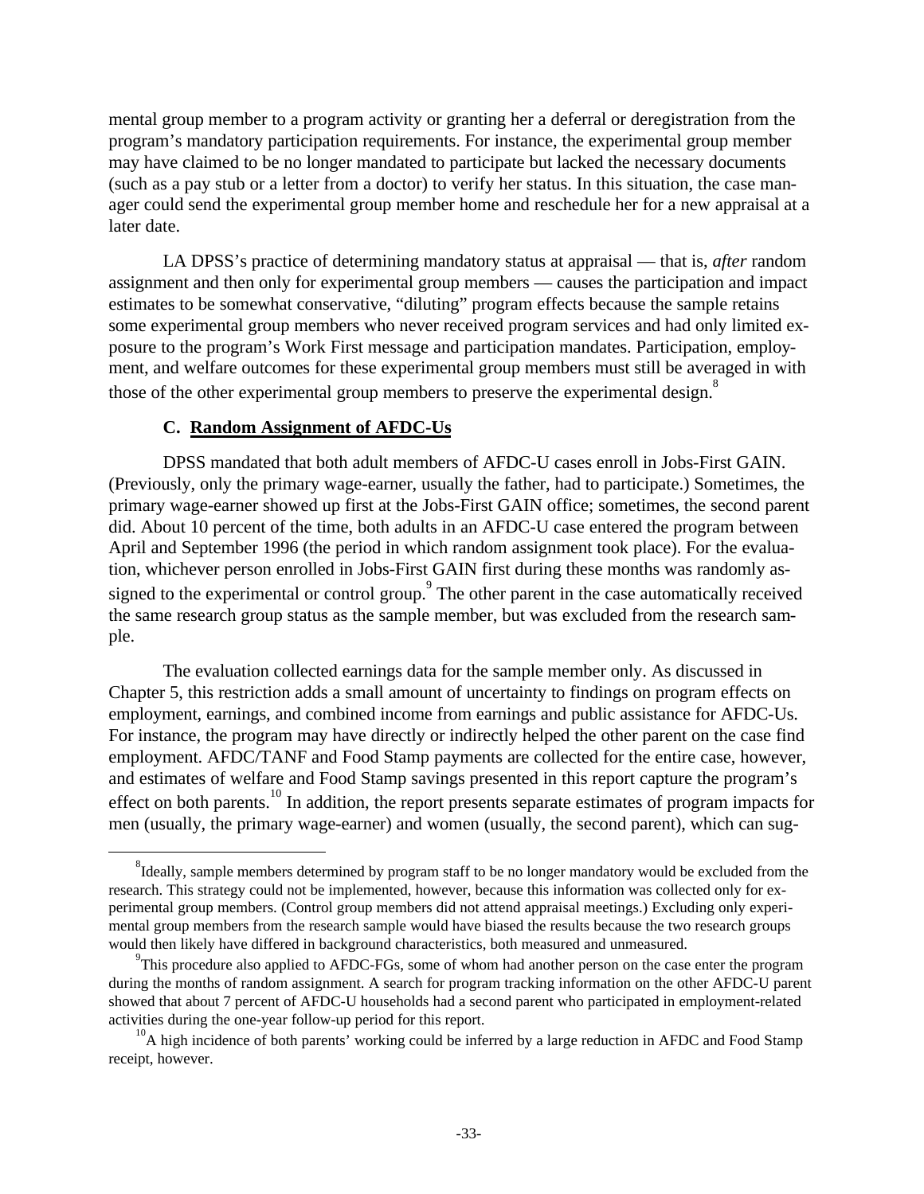mental group member to a program activity or granting her a deferral or deregistration from the program's mandatory participation requirements. For instance, the experimental group member may have claimed to be no longer mandated to participate but lacked the necessary documents (such as a pay stub or a letter from a doctor) to verify her status. In this situation, the case manager could send the experimental group member home and reschedule her for a new appraisal at a later date.

LA DPSS's practice of determining mandatory status at appraisal — that is, *after* random assignment and then only for experimental group members — causes the participation and impact estimates to be somewhat conservative, "diluting" program effects because the sample retains some experimental group members who never received program services and had only limited exposure to the program's Work First message and participation mandates. Participation, employment, and welfare outcomes for these experimental group members must still be averaged in with those of the other experimental group members to preserve the experimental design.[8]

### C. Random Assignment of AFDC-Us

DPSS mandated that both adult members of AFDC-U cases enroll in Jobs-First GAIN. (Previously, only the primary wage-earner, usually the father, had to participate.) Sometimes, the primary wage-earner showed up first at the Jobs-First GAIN office; sometimes, the second parent did. About 10 percent of the time, both adults in an AFDC-U case entered the program between April and September 1996 (the period in which random assignment took place). For the evaluation, whichever person enrolled in Jobs-First GAIN first during these months was randomly assigned to the experimental or control group.[9] The other parent in the case automatically received the same research group status as the sample member, but was excluded from the research sample.

The evaluation collected earnings data for the sample member only. As discussed in Chapter 5, this restriction adds a small amount of uncertainty to findings on program effects on employment, earnings, and combined income from earnings and public assistance for AFDC-Us. For instance, the program may have directly or indirectly helped the other parent on the case find employment. AFDC/TANF and Food Stamp payments are collected for the entire case, however, and estimates of welfare and Food Stamp savings presented in this report capture the program's effect on both parents.[10] In addition, the report presents separate estimates of program impacts for men (usually, the primary wage-earner) and women (usually, the second parent), which can sug-

[8]Ideally, sample members determined by program staff to be no longer mandatory would be excluded from the research. This strategy could not be implemented, however, because this information was collected only for experimental group members. (Control group members did not attend appraisal meetings.) Excluding only experimental group members from the research sample would have biased the results because the two research groups would then likely have differed in background characteristics, both measured and unmeasured.

[9]This procedure also applied to AFDC-FGs, some of whom had another person on the case enter the program during the months of random assignment. A search for program tracking information on the other AFDC-U parent showed that about 7 percent of AFDC-U households had a second parent who participated in employment-related activities during the one-year follow-up period for this report.

[10]A high incidence of both parents' working could be inferred by a large reduction in AFDC and Food Stamp receipt, however.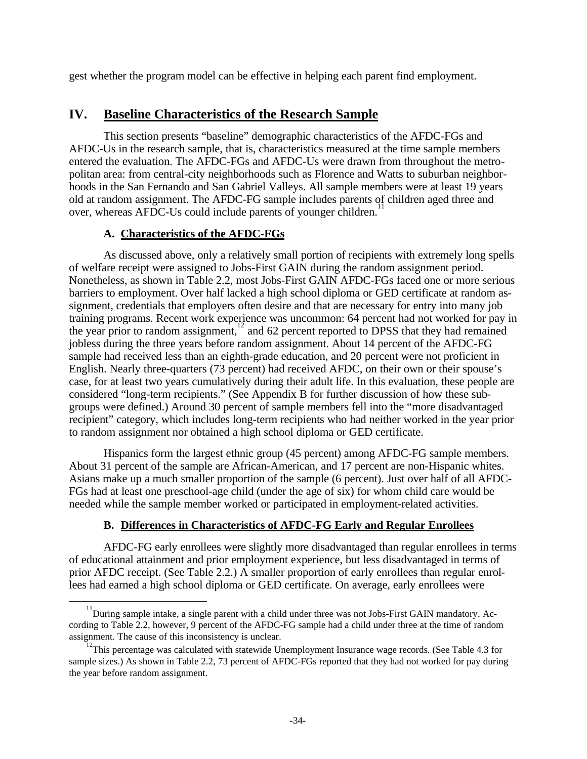gest whether the program model can be effective in helping each parent find employment.

## IV. Baseline Characteristics of the Research Sample

This section presents "baseline" demographic characteristics of the AFDC-FGs and AFDC-Us in the research sample, that is, characteristics measured at the time sample members entered the evaluation. The AFDC-FGs and AFDC-Us were drawn from throughout the metropolitan area: from central-city neighborhoods such as Florence and Watts to suburban neighborhoods in the San Fernando and San Gabriel Valleys. All sample members were at least 19 years old at random assignment. The AFDC-FG sample includes parents of children aged three and over, whereas AFDC-Us could include parents of younger children.[11]

### A. Characteristics of the AFDC-FGs

As discussed above, only a relatively small portion of recipients with extremely long spells of welfare receipt were assigned to Jobs-First GAIN during the random assignment period. Nonetheless, as shown in Table 2.2, most Jobs-First GAIN AFDC-FGs faced one or more serious barriers to employment. Over half lacked a high school diploma or GED certificate at random assignment, credentials that employers often desire and that are necessary for entry into many job training programs. Recent work experience was uncommon: 64 percent had not worked for pay in the year prior to random assignment,[12] and 62 percent reported to DPSS that they had remained jobless during the three years before random assignment. About 14 percent of the AFDC-FG sample had received less than an eighth-grade education, and 20 percent were not proficient in English. Nearly three-quarters (73 percent) had received AFDC, on their own or their spouse's case, for at least two years cumulatively during their adult life. In this evaluation, these people are considered "long-term recipients." (See Appendix B for further discussion of how these subgroups were defined.) Around 30 percent of sample members fell into the "more disadvantaged recipient" category, which includes long-term recipients who had neither worked in the year prior to random assignment nor obtained a high school diploma or GED certificate.

Hispanics form the largest ethnic group (45 percent) among AFDC-FG sample members. About 31 percent of the sample are African-American, and 17 percent are non-Hispanic whites. Asians make up a much smaller proportion of the sample (6 percent). Just over half of all AFDC-FGs had at least one preschool-age child (under the age of six) for whom child care would be needed while the sample member worked or participated in employment-related activities.

### B. Differences in Characteristics of AFDC-FG Early and Regular Enrollees

AFDC-FG early enrollees were slightly more disadvantaged than regular enrollees in terms of educational attainment and prior employment experience, but less disadvantaged in terms of prior AFDC receipt. (See Table 2.2.) A smaller proportion of early enrollees than regular enrollees had earned a high school diploma or GED certificate. On average, early enrollees were

---

[11] During sample intake, a single parent with a child under three was not Jobs-First GAIN mandatory. According to Table 2.2, however, 9 percent of the AFDC-FG sample had a child under three at the time of random assignment. The cause of this inconsistency is unclear.

[12] This percentage was calculated with statewide Unemployment Insurance wage records. (See Table 4.3 for sample sizes.) As shown in Table 2.2, 73 percent of AFDC-FGs reported that they had not worked for pay during the year before random assignment.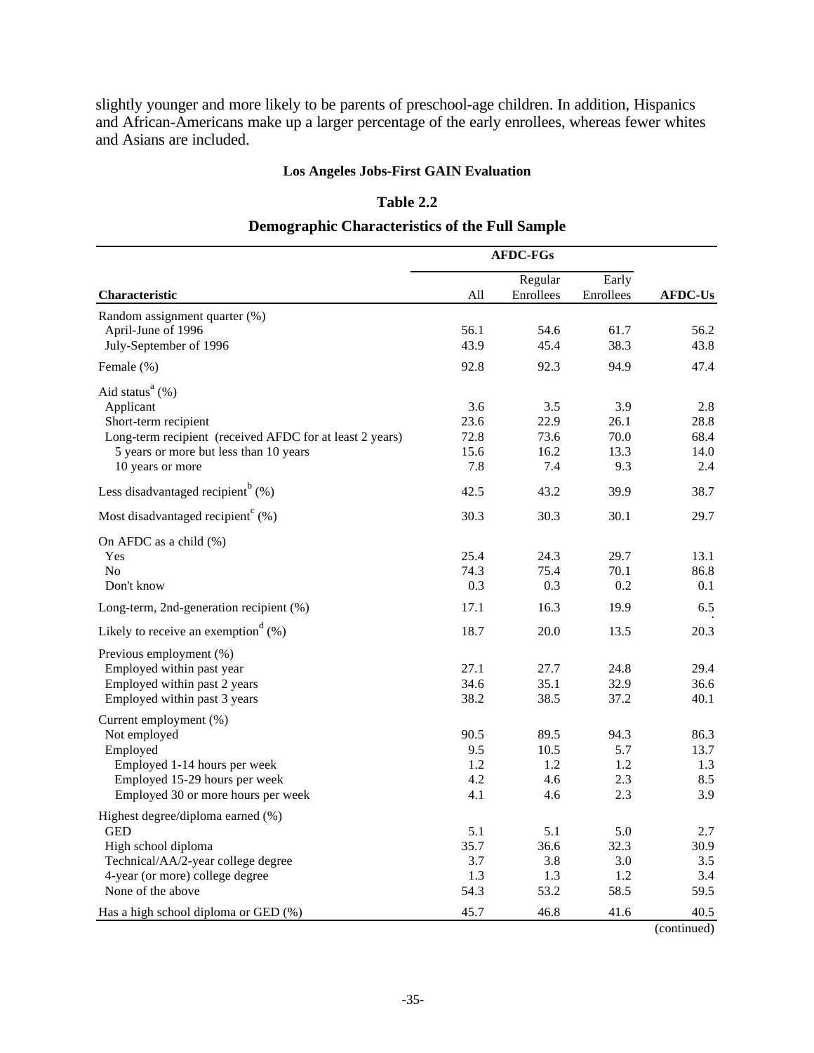slightly younger and more likely to be parents of preschool-age children. In addition, Hispanics and African-Americans make up a larger percentage of the early enrollees, whereas fewer whites and Asians are included.

**Los Angeles Jobs-First GAIN Evaluation**

**Table 2.2**

**Demographic Characteristics of the Full Sample**

| | AFDC-FGs | | | |
|---|---|---|---|---|
| **Characteristic** | All | Regular Enrollees | Early Enrollees | **AFDC-Us** |
| Random assignment quarter (%) | | | | |
| April-June of 1996 | 56.1 | 54.6 | 61.7 | 56.2 |
| July-September of 1996 | 43.9 | 45.4 | 38.3 | 43.8 |
| Female (%) | 92.8 | 92.3 | 94.9 | 47.4 |
| Aid status[a] (%) | | | | |
| Applicant | 3.6 | 3.5 | 3.9 | 2.8 |
| Short-term recipient | 23.6 | 22.9 | 26.1 | 28.8 |
| Long-term recipient (received AFDC for at least 2 years) | 72.8 | 73.6 | 70.0 | 68.4 |
| 5 years or more but less than 10 years | 15.6 | 16.2 | 13.3 | 14.0 |
| 10 years or more | 7.8 | 7.4 | 9.3 | 2.4 |
| Less disadvantaged recipient[b] (%) | 42.5 | 43.2 | 39.9 | 38.7 |
| Most disadvantaged recipient[c] (%) | 30.3 | 30.3 | 30.1 | 29.7 |
| On AFDC as a child (%) | | | | |
| Yes | 25.4 | 24.3 | 29.7 | 13.1 |
| No | 74.3 | 75.4 | 70.1 | 86.8 |
| Don't know | 0.3 | 0.3 | 0.2 | 0.1 |
| Long-term, 2nd-generation recipient (%) | 17.1 | 16.3 | 19.9 | 6.5 |
| Likely to receive an exemption[d] (%) | 18.7 | 20.0 | 13.5 | 20.3 |
| Previous employment (%) | | | | |
| Employed within past year | 27.1 | 27.7 | 24.8 | 29.4 |
| Employed within past 2 years | 34.6 | 35.1 | 32.9 | 36.6 |
| Employed within past 3 years | 38.2 | 38.5 | 37.2 | 40.1 |
| Current employment (%) | | | | |
| Not employed | 90.5 | 89.5 | 94.3 | 86.3 |
| Employed | 9.5 | 10.5 | 5.7 | 13.7 |
| Employed 1-14 hours per week | 1.2 | 1.2 | 1.2 | 1.3 |
| Employed 15-29 hours per week | 4.2 | 4.6 | 2.3 | 8.5 |
| Employed 30 or more hours per week | 4.1 | 4.6 | 2.3 | 3.9 |
| Highest degree/diploma earned (%) | | | | |
| GED | 5.1 | 5.1 | 5.0 | 2.7 |
| High school diploma | 35.7 | 36.6 | 32.3 | 30.9 |
| Technical/AA/2-year college degree | 3.7 | 3.8 | 3.0 | 3.5 |
| 4-year (or more) college degree | 1.3 | 1.3 | 1.2 | 3.4 |
| None of the above | 54.3 | 53.2 | 58.5 | 59.5 |
| Has a high school diploma or GED (%) | 45.7 | 46.8 | 41.6 | 40.5 |

(continued)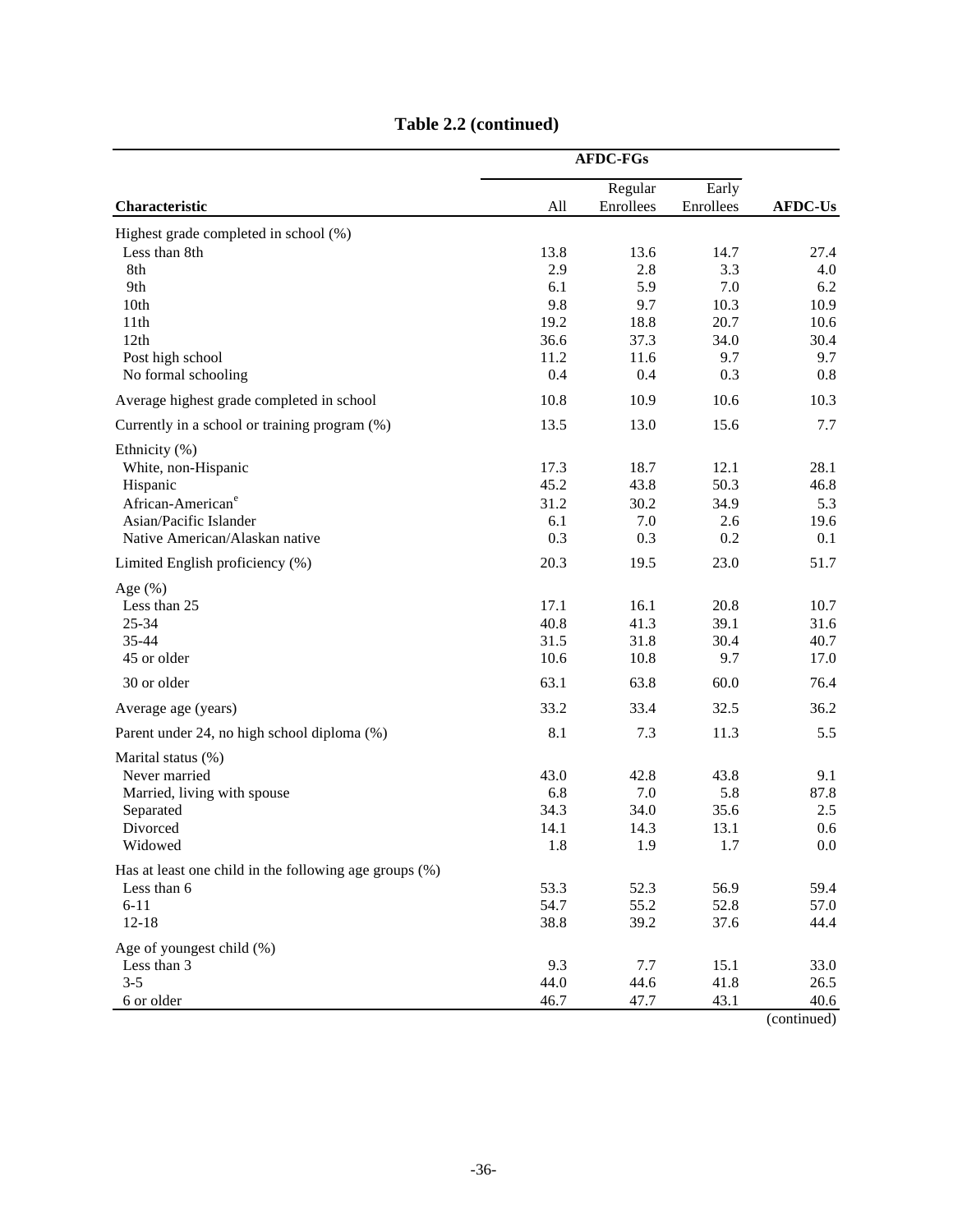**Table 2.2 (continued)**

| Characteristic | AFDC-FGs | | | AFDC-Us |
|---|---|---|---|---|
| | All | Regular Enrollees | Early Enrollees | |
| Highest grade completed in school (%) | | | | |
| Less than 8th | 13.8 | 13.6 | 14.7 | 27.4 |
| 8th | 2.9 | 2.8 | 3.3 | 4.0 |
| 9th | 6.1 | 5.9 | 7.0 | 6.2 |
| 10th | 9.8 | 9.7 | 10.3 | 10.9 |
| 11th | 19.2 | 18.8 | 20.7 | 10.6 |
| 12th | 36.6 | 37.3 | 34.0 | 30.4 |
| Post high school | 11.2 | 11.6 | 9.7 | 9.7 |
| No formal schooling | 0.4 | 0.4 | 0.3 | 0.8 |
| Average highest grade completed in school | 10.8 | 10.9 | 10.6 | 10.3 |
| Currently in a school or training program (%) | 13.5 | 13.0 | 15.6 | 7.7 |
| Ethnicity (%) | | | | |
| White, non-Hispanic | 17.3 | 18.7 | 12.1 | 28.1 |
| Hispanic | 45.2 | 43.8 | 50.3 | 46.8 |
| African-American[e] | 31.2 | 30.2 | 34.9 | 5.3 |
| Asian/Pacific Islander | 6.1 | 7.0 | 2.6 | 19.6 |
| Native American/Alaskan native | 0.3 | 0.3 | 0.2 | 0.1 |
| Limited English proficiency (%) | 20.3 | 19.5 | 23.0 | 51.7 |
| Age (%) | | | | |
| Less than 25 | 17.1 | 16.1 | 20.8 | 10.7 |
| 25-34 | 40.8 | 41.3 | 39.1 | 31.6 |
| 35-44 | 31.5 | 31.8 | 30.4 | 40.7 |
| 45 or older | 10.6 | 10.8 | 9.7 | 17.0 |
| 30 or older | 63.1 | 63.8 | 60.0 | 76.4 |
| Average age (years) | 33.2 | 33.4 | 32.5 | 36.2 |
| Parent under 24, no high school diploma (%) | 8.1 | 7.3 | 11.3 | 5.5 |
| Marital status (%) | | | | |
| Never married | 43.0 | 42.8 | 43.8 | 9.1 |
| Married, living with spouse | 6.8 | 7.0 | 5.8 | 87.8 |
| Separated | 34.3 | 34.0 | 35.6 | 2.5 |
| Divorced | 14.1 | 14.3 | 13.1 | 0.6 |
| Widowed | 1.8 | 1.9 | 1.7 | 0.0 |
| Has at least one child in the following age groups (%) | | | | |
| Less than 6 | 53.3 | 52.3 | 56.9 | 59.4 |
| 6-11 | 54.7 | 55.2 | 52.8 | 57.0 |
| 12-18 | 38.8 | 39.2 | 37.6 | 44.4 |
| Age of youngest child (%) | | | | |
| Less than 3 | 9.3 | 7.7 | 15.1 | 33.0 |
| 3-5 | 44.0 | 44.6 | 41.8 | 26.5 |
| 6 or older | 46.7 | 47.7 | 43.1 | 40.6 |

(continued)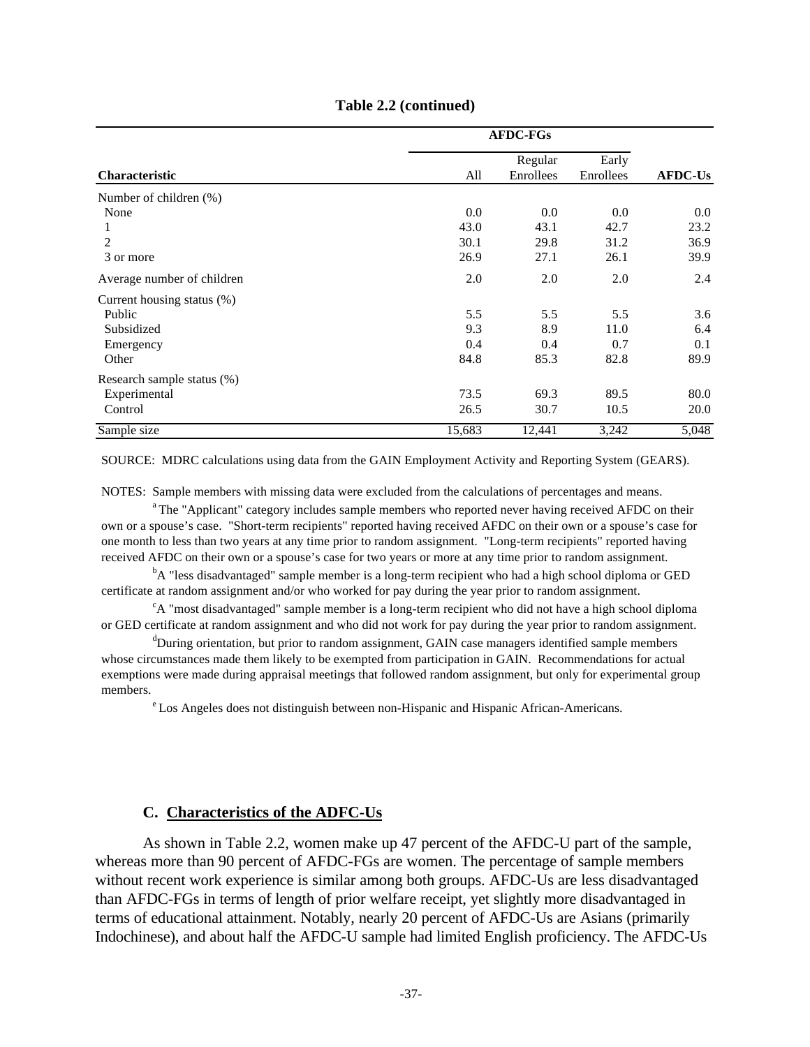**Table 2.2 (continued)**

| Characteristic | AFDC-FGs All | AFDC-FGs Regular Enrollees | AFDC-FGs Early Enrollees | AFDC-Us |
|---|---|---|---|---|
| Number of children (%) | | | | |
| None | 0.0 | 0.0 | 0.0 | 0.0 |
| 1 | 43.0 | 43.1 | 42.7 | 23.2 |
| 2 | 30.1 | 29.8 | 31.2 | 36.9 |
| 3 or more | 26.9 | 27.1 | 26.1 | 39.9 |
| Average number of children | 2.0 | 2.0 | 2.0 | 2.4 |
| Current housing status (%) | | | | |
| Public | 5.5 | 5.5 | 5.5 | 3.6 |
| Subsidized | 9.3 | 8.9 | 11.0 | 6.4 |
| Emergency | 0.4 | 0.4 | 0.7 | 0.1 |
| Other | 84.8 | 85.3 | 82.8 | 89.9 |
| Research sample status (%) | | | | |
| Experimental | 73.5 | 69.3 | 89.5 | 80.0 |
| Control | 26.5 | 30.7 | 10.5 | 20.0 |
| Sample size | 15,683 | 12,441 | 3,242 | 5,048 |

SOURCE: MDRC calculations using data from the GAIN Employment Activity and Reporting System (GEARS).

NOTES: Sample members with missing data were excluded from the calculations of percentages and means.

[a] The "Applicant" category includes sample members who reported never having received AFDC on their own or a spouse's case. "Short-term recipients" reported having received AFDC on their own or a spouse's case for one month to less than two years at any time prior to random assignment. "Long-term recipients" reported having received AFDC on their own or a spouse's case for two years or more at any time prior to random assignment.

[b] A "less disadvantaged" sample member is a long-term recipient who had a high school diploma or GED certificate at random assignment and/or who worked for pay during the year prior to random assignment.

[c] A "most disadvantaged" sample member is a long-term recipient who did not have a high school diploma or GED certificate at random assignment and who did not work for pay during the year prior to random assignment.

[d] During orientation, but prior to random assignment, GAIN case managers identified sample members whose circumstances made them likely to be exempted from participation in GAIN. Recommendations for actual exemptions were made during appraisal meetings that followed random assignment, but only for experimental group members.

[e] Los Angeles does not distinguish between non-Hispanic and Hispanic African-Americans.

### C. Characteristics of the ADFC-Us

As shown in Table 2.2, women make up 47 percent of the AFDC-U part of the sample, whereas more than 90 percent of AFDC-FGs are women. The percentage of sample members without recent work experience is similar among both groups. AFDC-Us are less disadvantaged than AFDC-FGs in terms of length of prior welfare receipt, yet slightly more disadvantaged in terms of educational attainment. Notably, nearly 20 percent of AFDC-Us are Asians (primarily Indochinese), and about half the AFDC-U sample had limited English proficiency. The AFDC-Us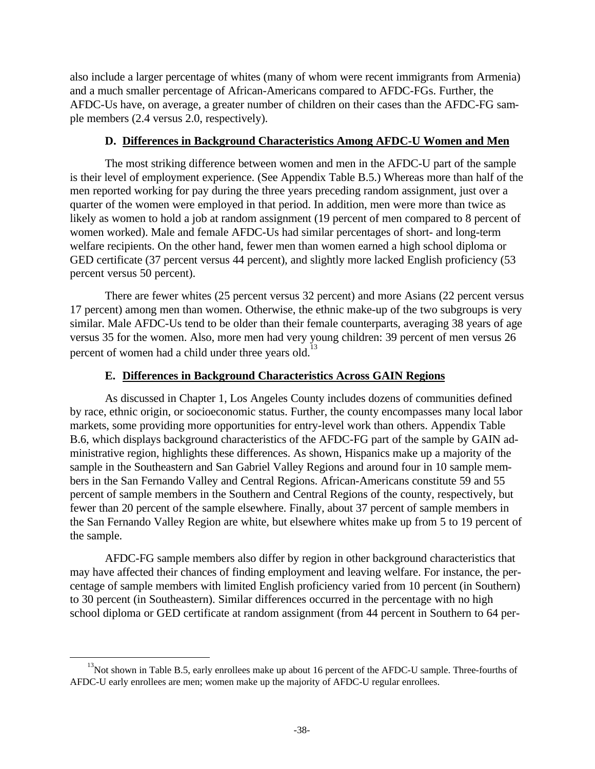also include a larger percentage of whites (many of whom were recent immigrants from Armenia) and a much smaller percentage of African-Americans compared to AFDC-FGs. Further, the AFDC-Us have, on average, a greater number of children on their cases than the AFDC-FG sample members (2.4 versus 2.0, respectively).

### D. Differences in Background Characteristics Among AFDC-U Women and Men

The most striking difference between women and men in the AFDC-U part of the sample is their level of employment experience. (See Appendix Table B.5.) Whereas more than half of the men reported working for pay during the three years preceding random assignment, just over a quarter of the women were employed in that period. In addition, men were more than twice as likely as women to hold a job at random assignment (19 percent of men compared to 8 percent of women worked). Male and female AFDC-Us had similar percentages of short- and long-term welfare recipients. On the other hand, fewer men than women earned a high school diploma or GED certificate (37 percent versus 44 percent), and slightly more lacked English proficiency (53 percent versus 50 percent).

There are fewer whites (25 percent versus 32 percent) and more Asians (22 percent versus 17 percent) among men than women. Otherwise, the ethnic make-up of the two subgroups is very similar. Male AFDC-Us tend to be older than their female counterparts, averaging 38 years of age versus 35 for the women. Also, more men had very young children: 39 percent of men versus 26 percent of women had a child under three years old.[13]

### E. Differences in Background Characteristics Across GAIN Regions

As discussed in Chapter 1, Los Angeles County includes dozens of communities defined by race, ethnic origin, or socioeconomic status. Further, the county encompasses many local labor markets, some providing more opportunities for entry-level work than others. Appendix Table B.6, which displays background characteristics of the AFDC-FG part of the sample by GAIN administrative region, highlights these differences. As shown, Hispanics make up a majority of the sample in the Southeastern and San Gabriel Valley Regions and around four in 10 sample members in the San Fernando Valley and Central Regions. African-Americans constitute 59 and 55 percent of sample members in the Southern and Central Regions of the county, respectively, but fewer than 20 percent of the sample elsewhere. Finally, about 37 percent of sample members in the San Fernando Valley Region are white, but elsewhere whites make up from 5 to 19 percent of the sample.

AFDC-FG sample members also differ by region in other background characteristics that may have affected their chances of finding employment and leaving welfare. For instance, the percentage of sample members with limited English proficiency varied from 10 percent (in Southern) to 30 percent (in Southeastern). Similar differences occurred in the percentage with no high school diploma or GED certificate at random assignment (from 44 percent in Southern to 64 per-

[13] Not shown in Table B.5, early enrollees make up about 16 percent of the AFDC-U sample. Three-fourths of AFDC-U early enrollees are men; women make up the majority of AFDC-U regular enrollees.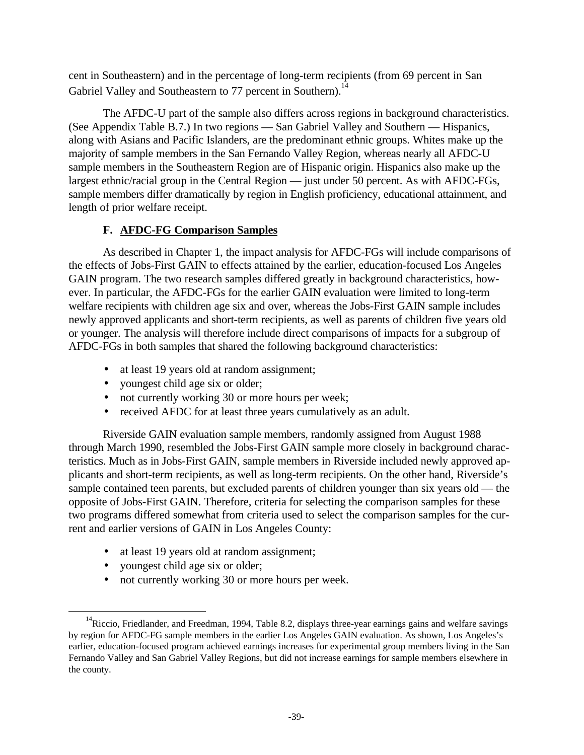cent in Southeastern) and in the percentage of long-term recipients (from 69 percent in San Gabriel Valley and Southeastern to 77 percent in Southern).[14]

The AFDC-U part of the sample also differs across regions in background characteristics. (See Appendix Table B.7.) In two regions — San Gabriel Valley and Southern — Hispanics, along with Asians and Pacific Islanders, are the predominant ethnic groups. Whites make up the majority of sample members in the San Fernando Valley Region, whereas nearly all AFDC-U sample members in the Southeastern Region are of Hispanic origin. Hispanics also make up the largest ethnic/racial group in the Central Region — just under 50 percent. As with AFDC-FGs, sample members differ dramatically by region in English proficiency, educational attainment, and length of prior welfare receipt.

### F. AFDC-FG Comparison Samples

As described in Chapter 1, the impact analysis for AFDC-FGs will include comparisons of the effects of Jobs-First GAIN to effects attained by the earlier, education-focused Los Angeles GAIN program. The two research samples differed greatly in background characteristics, however. In particular, the AFDC-FGs for the earlier GAIN evaluation were limited to long-term welfare recipients with children age six and over, whereas the Jobs-First GAIN sample includes newly approved applicants and short-term recipients, as well as parents of children five years old or younger. The analysis will therefore include direct comparisons of impacts for a subgroup of AFDC-FGs in both samples that shared the following background characteristics:

- at least 19 years old at random assignment;
- youngest child age six or older;
- not currently working 30 or more hours per week;
- received AFDC for at least three years cumulatively as an adult.

Riverside GAIN evaluation sample members, randomly assigned from August 1988 through March 1990, resembled the Jobs-First GAIN sample more closely in background characteristics. Much as in Jobs-First GAIN, sample members in Riverside included newly approved applicants and short-term recipients, as well as long-term recipients. On the other hand, Riverside's sample contained teen parents, but excluded parents of children younger than six years old — the opposite of Jobs-First GAIN. Therefore, criteria for selecting the comparison samples for these two programs differed somewhat from criteria used to select the comparison samples for the current and earlier versions of GAIN in Los Angeles County:

- at least 19 years old at random assignment;
- youngest child age six or older;
- not currently working 30 or more hours per week.

[14]Riccio, Friedlander, and Freedman, 1994, Table 8.2, displays three-year earnings gains and welfare savings by region for AFDC-FG sample members in the earlier Los Angeles GAIN evaluation. As shown, Los Angeles's earlier, education-focused program achieved earnings increases for experimental group members living in the San Fernando Valley and San Gabriel Valley Regions, but did not increase earnings for sample members elsewhere in the county.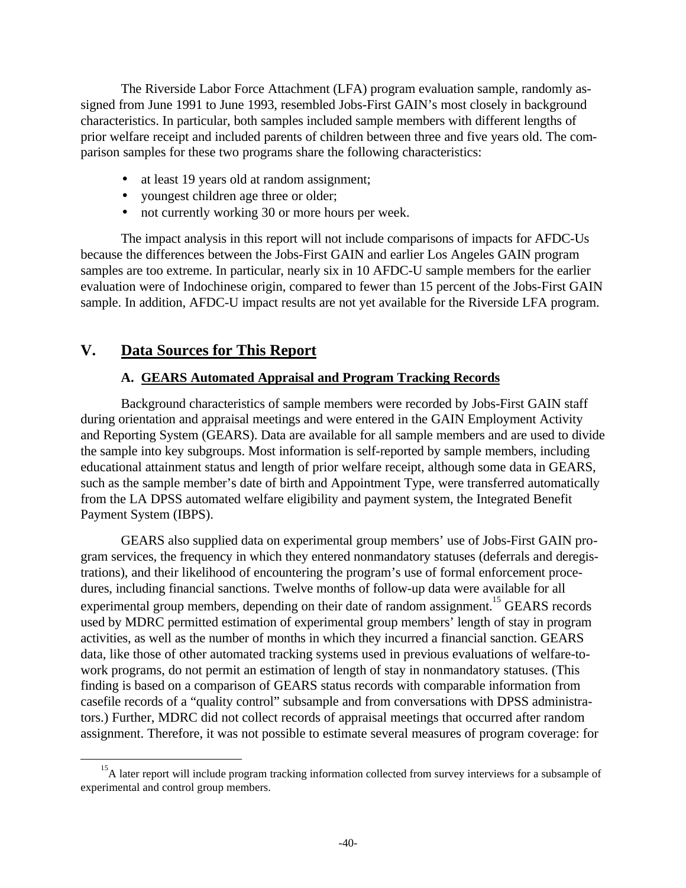The Riverside Labor Force Attachment (LFA) program evaluation sample, randomly assigned from June 1991 to June 1993, resembled Jobs-First GAIN's most closely in background characteristics. In particular, both samples included sample members with different lengths of prior welfare receipt and included parents of children between three and five years old. The comparison samples for these two programs share the following characteristics:

- at least 19 years old at random assignment;
- youngest children age three or older;
- not currently working 30 or more hours per week.

The impact analysis in this report will not include comparisons of impacts for AFDC-Us because the differences between the Jobs-First GAIN and earlier Los Angeles GAIN program samples are too extreme. In particular, nearly six in 10 AFDC-U sample members for the earlier evaluation were of Indochinese origin, compared to fewer than 15 percent of the Jobs-First GAIN sample. In addition, AFDC-U impact results are not yet available for the Riverside LFA program.

## V. Data Sources for This Report

### A. GEARS Automated Appraisal and Program Tracking Records

Background characteristics of sample members were recorded by Jobs-First GAIN staff during orientation and appraisal meetings and were entered in the GAIN Employment Activity and Reporting System (GEARS). Data are available for all sample members and are used to divide the sample into key subgroups. Most information is self-reported by sample members, including educational attainment status and length of prior welfare receipt, although some data in GEARS, such as the sample member's date of birth and Appointment Type, were transferred automatically from the LA DPSS automated welfare eligibility and payment system, the Integrated Benefit Payment System (IBPS).

GEARS also supplied data on experimental group members' use of Jobs-First GAIN program services, the frequency in which they entered nonmandatory statuses (deferrals and deregistrations), and their likelihood of encountering the program's use of formal enforcement procedures, including financial sanctions. Twelve months of follow-up data were available for all experimental group members, depending on their date of random assignment.[15] GEARS records used by MDRC permitted estimation of experimental group members' length of stay in program activities, as well as the number of months in which they incurred a financial sanction. GEARS data, like those of other automated tracking systems used in previous evaluations of welfare-to-work programs, do not permit an estimation of length of stay in nonmandatory statuses. (This finding is based on a comparison of GEARS status records with comparable information from casefile records of a "quality control" subsample and from conversations with DPSS administrators.) Further, MDRC did not collect records of appraisal meetings that occurred after random assignment. Therefore, it was not possible to estimate several measures of program coverage: for

[15] A later report will include program tracking information collected from survey interviews for a subsample of experimental and control group members.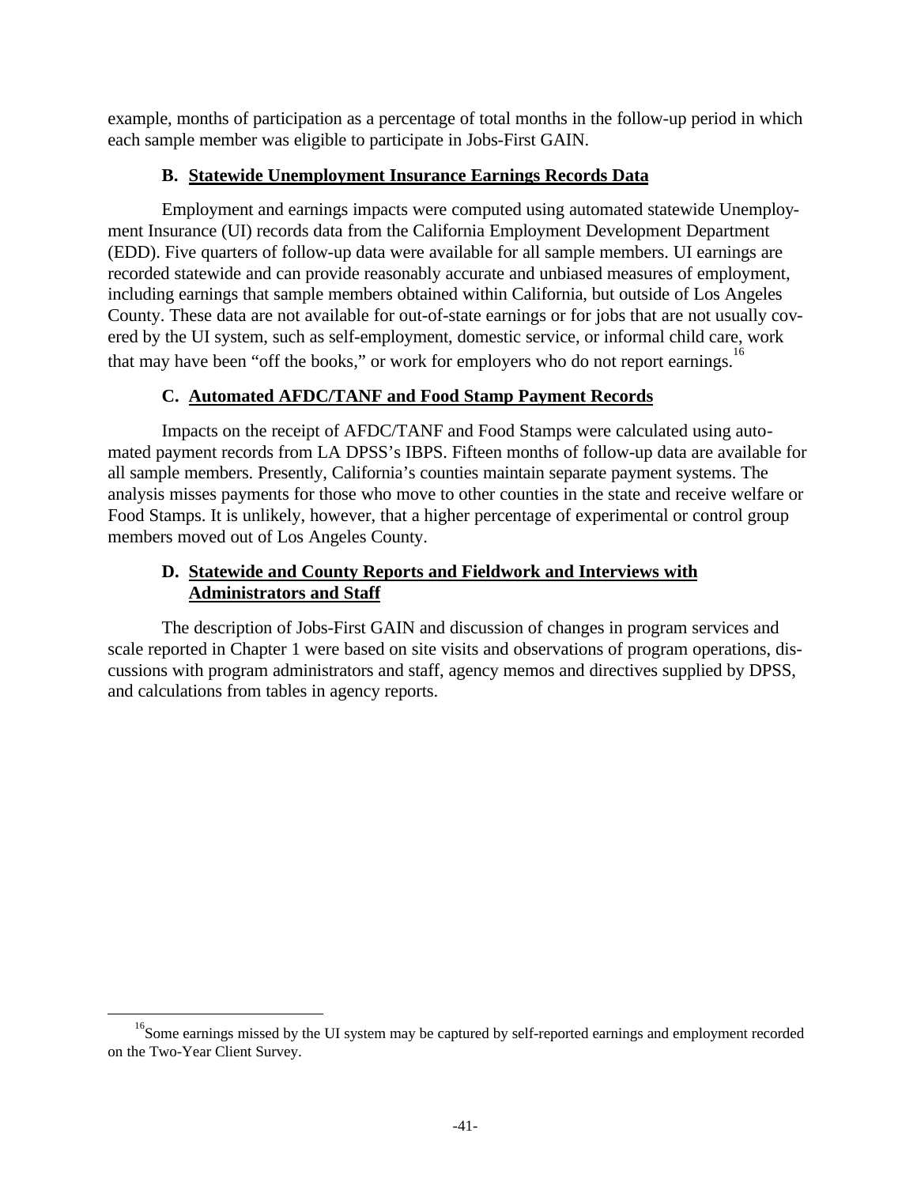example, months of participation as a percentage of total months in the follow-up period in which each sample member was eligible to participate in Jobs-First GAIN.

### B. Statewide Unemployment Insurance Earnings Records Data

Employment and earnings impacts were computed using automated statewide Unemployment Insurance (UI) records data from the California Employment Development Department (EDD). Five quarters of follow-up data were available for all sample members. UI earnings are recorded statewide and can provide reasonably accurate and unbiased measures of employment, including earnings that sample members obtained within California, but outside of Los Angeles County. These data are not available for out-of-state earnings or for jobs that are not usually covered by the UI system, such as self-employment, domestic service, or informal child care, work that may have been "off the books," or work for employers who do not report earnings.[16]

### C. Automated AFDC/TANF and Food Stamp Payment Records

Impacts on the receipt of AFDC/TANF and Food Stamps were calculated using automated payment records from LA DPSS's IBPS. Fifteen months of follow-up data are available for all sample members. Presently, California's counties maintain separate payment systems. The analysis misses payments for those who move to other counties in the state and receive welfare or Food Stamps. It is unlikely, however, that a higher percentage of experimental or control group members moved out of Los Angeles County.

### D. Statewide and County Reports and Fieldwork and Interviews with Administrators and Staff

The description of Jobs-First GAIN and discussion of changes in program services and scale reported in Chapter 1 were based on site visits and observations of program operations, discussions with program administrators and staff, agency memos and directives supplied by DPSS, and calculations from tables in agency reports.

---

[16]Some earnings missed by the UI system may be captured by self-reported earnings and employment recorded on the Two-Year Client Survey.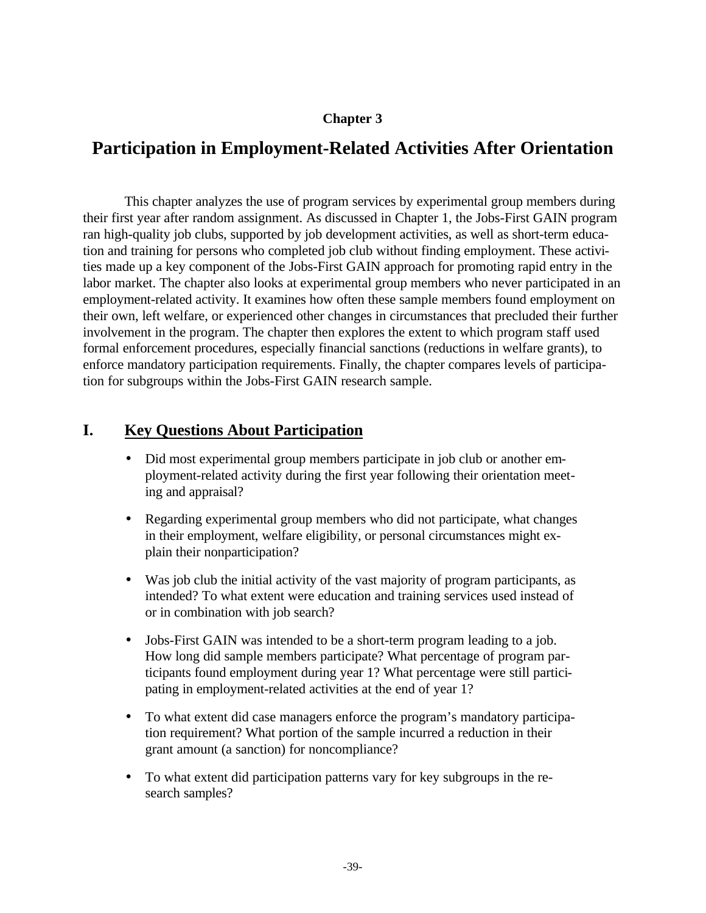Chapter 3

# Participation in Employment-Related Activities After Orientation

This chapter analyzes the use of program services by experimental group members during their first year after random assignment. As discussed in Chapter 1, the Jobs-First GAIN program ran high-quality job clubs, supported by job development activities, as well as short-term education and training for persons who completed job club without finding employment. These activities made up a key component of the Jobs-First GAIN approach for promoting rapid entry in the labor market. The chapter also looks at experimental group members who never participated in an employment-related activity. It examines how often these sample members found employment on their own, left welfare, or experienced other changes in circumstances that precluded their further involvement in the program. The chapter then explores the extent to which program staff used formal enforcement procedures, especially financial sanctions (reductions in welfare grants), to enforce mandatory participation requirements. Finally, the chapter compares levels of participation for subgroups within the Jobs-First GAIN research sample.

## I. Key Questions About Participation

- Did most experimental group members participate in job club or another employment-related activity during the first year following their orientation meeting and appraisal?
- Regarding experimental group members who did not participate, what changes in their employment, welfare eligibility, or personal circumstances might explain their nonparticipation?
- Was job club the initial activity of the vast majority of program participants, as intended? To what extent were education and training services used instead of or in combination with job search?
- Jobs-First GAIN was intended to be a short-term program leading to a job. How long did sample members participate? What percentage of program participants found employment during year 1? What percentage were still participating in employment-related activities at the end of year 1?
- To what extent did case managers enforce the program's mandatory participation requirement? What portion of the sample incurred a reduction in their grant amount (a sanction) for noncompliance?
- To what extent did participation patterns vary for key subgroups in the research samples?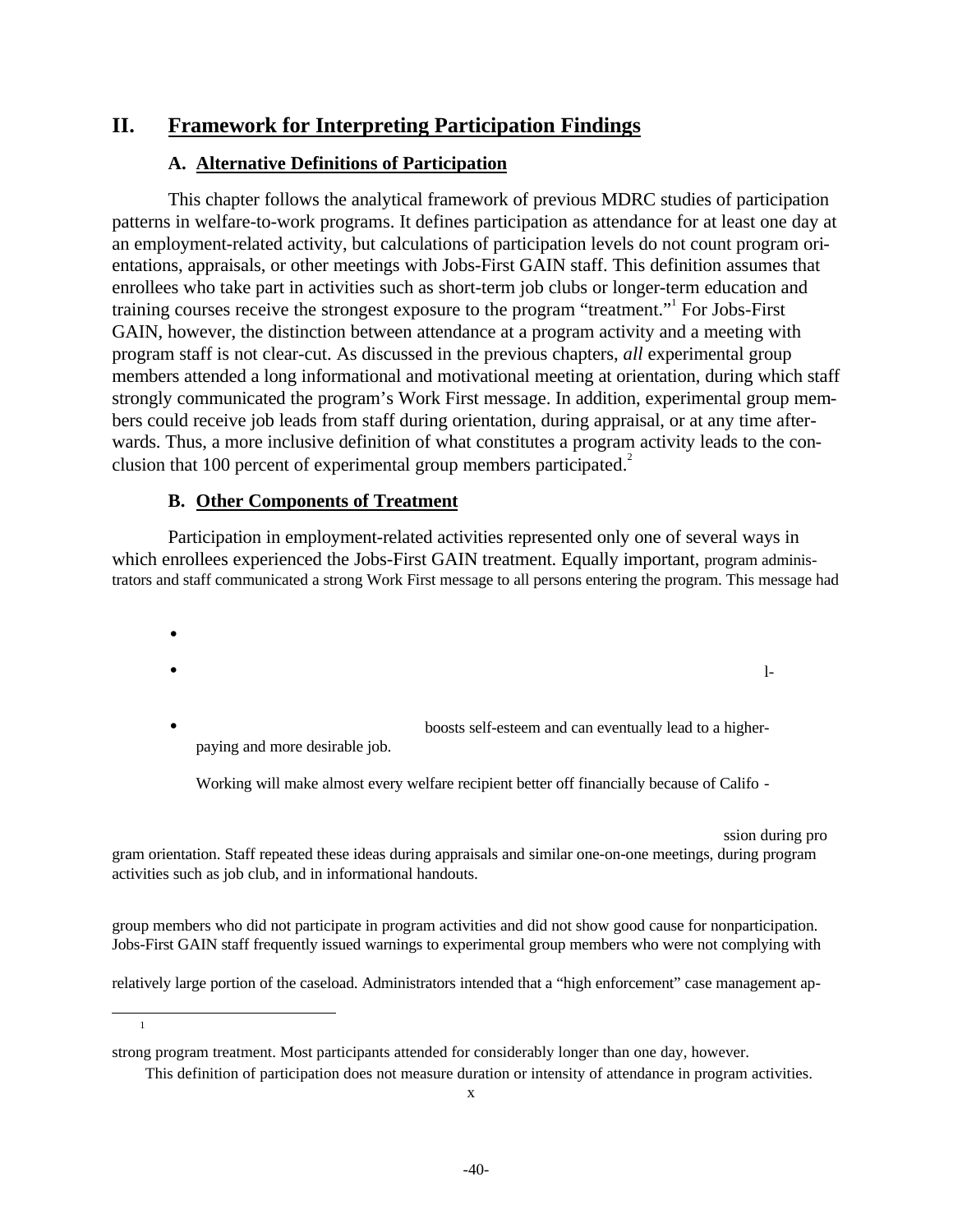## II. Framework for Interpreting Participation Findings

### A. Alternative Definitions of Participation

This chapter follows the analytical framework of previous MDRC studies of participation patterns in welfare-to-work programs. It defines participation as attendance for at least one day at an employment-related activity, but calculations of participation levels do not count program orientations, appraisals, or other meetings with Jobs-First GAIN staff. This definition assumes that enrollees who take part in activities such as short-term job clubs or longer-term education and training courses receive the strongest exposure to the program "treatment."[1] For Jobs-First GAIN, however, the distinction between attendance at a program activity and a meeting with program staff is not clear-cut. As discussed in the previous chapters, *all* experimental group members attended a long informational and motivational meeting at orientation, during which staff strongly communicated the program's Work First message. In addition, experimental group members could receive job leads from staff during orientation, during appraisal, or at any time afterwards. Thus, a more inclusive definition of what constitutes a program activity leads to the conclusion that 100 percent of experimental group members participated.[2]

### B. Other Components of Treatment

Participation in employment-related activities represented only one of several ways in which enrollees experienced the Jobs-First GAIN treatment. Equally important, program administrators and staff communicated a strong Work First message to all persons entering the program. This message had

- 
- l-
- boosts self-esteem and can eventually lead to a higher-paying and more desirable job.

Working will make almost every welfare recipient better off financially because of Califo -

ssion during pro gram orientation. Staff repeated these ideas during appraisals and similar one-on-one meetings, during program activities such as job club, and in informational handouts.

group members who did not participate in program activities and did not show good cause for nonparticipation. Jobs-First GAIN staff frequently issued warnings to experimental group members who were not complying with

relatively large portion of the caseload. Administrators intended that a "high enforcement" case management ap-

---

1

strong program treatment. Most participants attended for considerably longer than one day, however.

This definition of participation does not measure duration or intensity of attendance in program activities.

x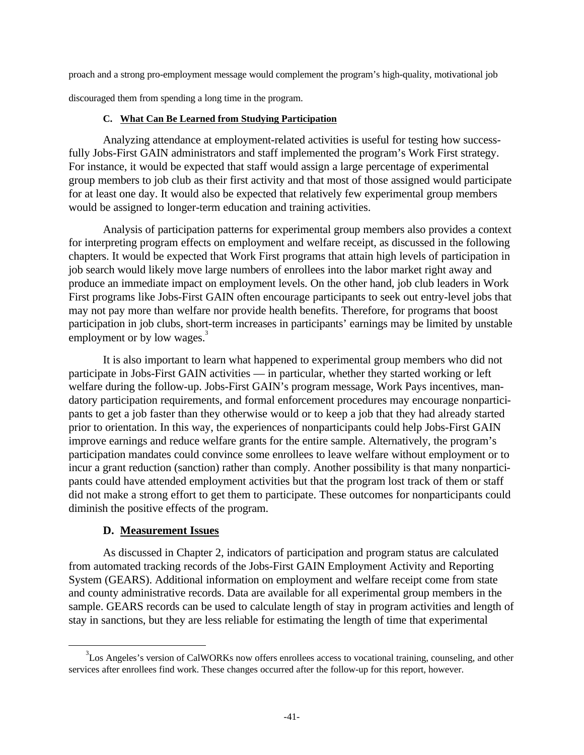proach and a strong pro-employment message would complement the program's high-quality, motivational job

discouraged them from spending a long time in the program.

### C. What Can Be Learned from Studying Participation

Analyzing attendance at employment-related activities is useful for testing how successfully Jobs-First GAIN administrators and staff implemented the program's Work First strategy. For instance, it would be expected that staff would assign a large percentage of experimental group members to job club as their first activity and that most of those assigned would participate for at least one day. It would also be expected that relatively few experimental group members would be assigned to longer-term education and training activities.

Analysis of participation patterns for experimental group members also provides a context for interpreting program effects on employment and welfare receipt, as discussed in the following chapters. It would be expected that Work First programs that attain high levels of participation in job search would likely move large numbers of enrollees into the labor market right away and produce an immediate impact on employment levels. On the other hand, job club leaders in Work First programs like Jobs-First GAIN often encourage participants to seek out entry-level jobs that may not pay more than welfare nor provide health benefits. Therefore, for programs that boost participation in job clubs, short-term increases in participants' earnings may be limited by unstable employment or by low wages.[3]

It is also important to learn what happened to experimental group members who did not participate in Jobs-First GAIN activities — in particular, whether they started working or left welfare during the follow-up. Jobs-First GAIN's program message, Work Pays incentives, mandatory participation requirements, and formal enforcement procedures may encourage nonparticipants to get a job faster than they otherwise would or to keep a job that they had already started prior to orientation. In this way, the experiences of nonparticipants could help Jobs-First GAIN improve earnings and reduce welfare grants for the entire sample. Alternatively, the program's participation mandates could convince some enrollees to leave welfare without employment or to incur a grant reduction (sanction) rather than comply. Another possibility is that many nonparticipants could have attended employment activities but that the program lost track of them or staff did not make a strong effort to get them to participate. These outcomes for nonparticipants could diminish the positive effects of the program.

### D. Measurement Issues

As discussed in Chapter 2, indicators of participation and program status are calculated from automated tracking records of the Jobs-First GAIN Employment Activity and Reporting System (GEARS). Additional information on employment and welfare receipt come from state and county administrative records. Data are available for all experimental group members in the sample. GEARS records can be used to calculate length of stay in program activities and length of stay in sanctions, but they are less reliable for estimating the length of time that experimental

[3] Los Angeles's version of CalWORKs now offers enrollees access to vocational training, counseling, and other services after enrollees find work. These changes occurred after the follow-up for this report, however.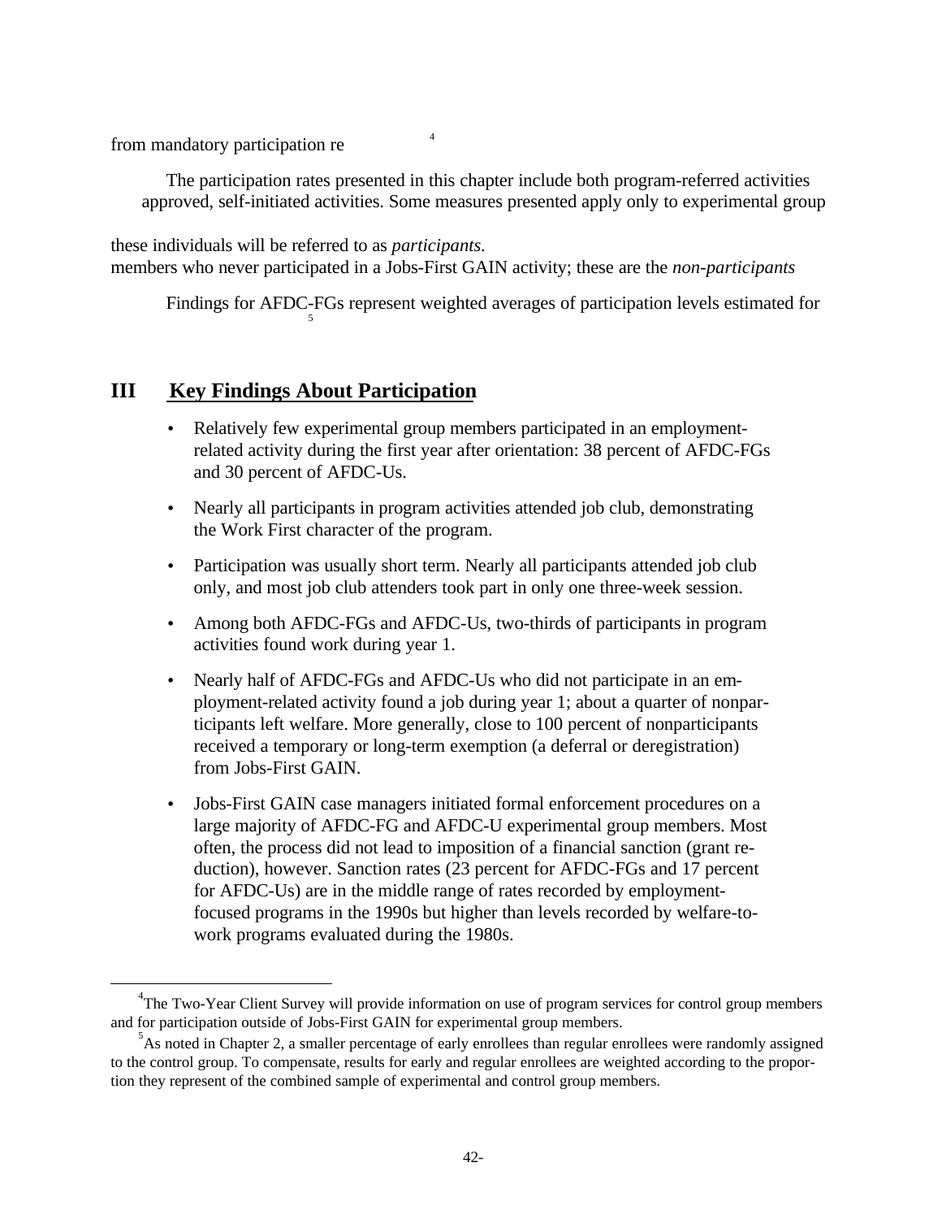from mandatory participation re [4]

The participation rates presented in this chapter include both program-referred activities approved, self-initiated activities. Some measures presented apply only to experimental group

these individuals will be referred to as *participants*.
members who never participated in a Jobs-First GAIN activity; these are the *non-participants*

Findings for AFDC-FGs represent weighted averages of participation levels estimated for [5]

## III Key Findings About Participation

- Relatively few experimental group members participated in an employment-related activity during the first year after orientation: 38 percent of AFDC-FGs and 30 percent of AFDC-Us.
- Nearly all participants in program activities attended job club, demonstrating the Work First character of the program.
- Participation was usually short term. Nearly all participants attended job club only, and most job club attenders took part in only one three-week session.
- Among both AFDC-FGs and AFDC-Us, two-thirds of participants in program activities found work during year 1.
- Nearly half of AFDC-FGs and AFDC-Us who did not participate in an employment-related activity found a job during year 1; about a quarter of nonparticipants left welfare. More generally, close to 100 percent of nonparticipants received a temporary or long-term exemption (a deferral or deregistration) from Jobs-First GAIN.
- Jobs-First GAIN case managers initiated formal enforcement procedures on a large majority of AFDC-FG and AFDC-U experimental group members. Most often, the process did not lead to imposition of a financial sanction (grant reduction), however. Sanction rates (23 percent for AFDC-FGs and 17 percent for AFDC-Us) are in the middle range of rates recorded by employment-focused programs in the 1990s but higher than levels recorded by welfare-to-work programs evaluated during the 1980s.

---

[4] The Two-Year Client Survey will provide information on use of program services for control group members and for participation outside of Jobs-First GAIN for experimental group members.

[5] As noted in Chapter 2, a smaller percentage of early enrollees than regular enrollees were randomly assigned to the control group. To compensate, results for early and regular enrollees are weighted according to the proportion they represent of the combined sample of experimental and control group members.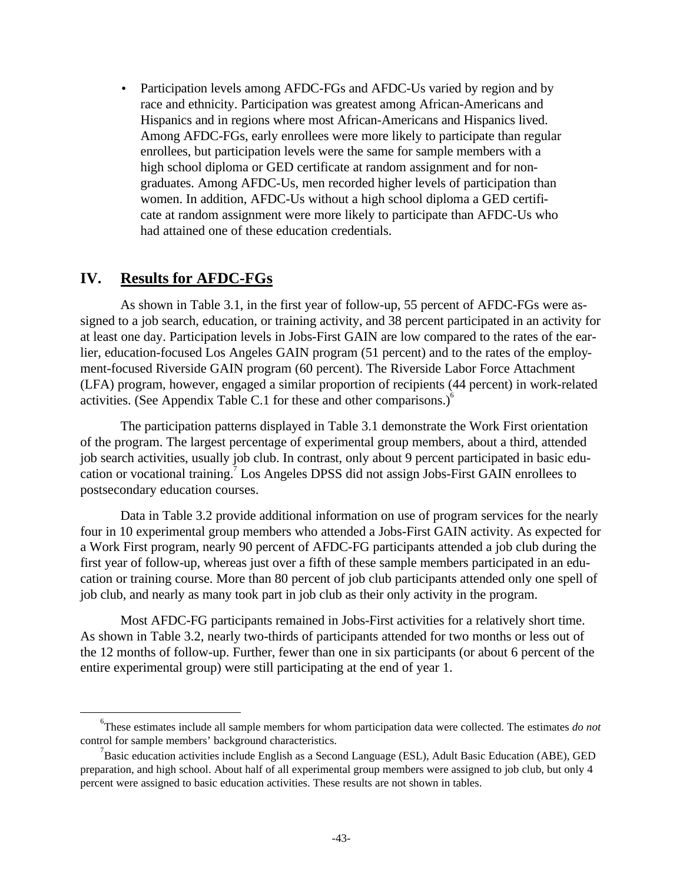- Participation levels among AFDC-FGs and AFDC-Us varied by region and by race and ethnicity. Participation was greatest among African-Americans and Hispanics and in regions where most African-Americans and Hispanics lived. Among AFDC-FGs, early enrollees were more likely to participate than regular enrollees, but participation levels were the same for sample members with a high school diploma or GED certificate at random assignment and for non-graduates. Among AFDC-Us, men recorded higher levels of participation than women. In addition, AFDC-Us without a high school diploma a GED certificate at random assignment were more likely to participate than AFDC-Us who had attained one of these education credentials.

## IV. Results for AFDC-FGs

As shown in Table 3.1, in the first year of follow-up, 55 percent of AFDC-FGs were assigned to a job search, education, or training activity, and 38 percent participated in an activity for at least one day. Participation levels in Jobs-First GAIN are low compared to the rates of the earlier, education-focused Los Angeles GAIN program (51 percent) and to the rates of the employment-focused Riverside GAIN program (60 percent). The Riverside Labor Force Attachment (LFA) program, however, engaged a similar proportion of recipients (44 percent) in work-related activities. (See Appendix Table C.1 for these and other comparisons.)[6]

The participation patterns displayed in Table 3.1 demonstrate the Work First orientation of the program. The largest percentage of experimental group members, about a third, attended job search activities, usually job club. In contrast, only about 9 percent participated in basic education or vocational training.[7] Los Angeles DPSS did not assign Jobs-First GAIN enrollees to postsecondary education courses.

Data in Table 3.2 provide additional information on use of program services for the nearly four in 10 experimental group members who attended a Jobs-First GAIN activity. As expected for a Work First program, nearly 90 percent of AFDC-FG participants attended a job club during the first year of follow-up, whereas just over a fifth of these sample members participated in an education or training course. More than 80 percent of job club participants attended only one spell of job club, and nearly as many took part in job club as their only activity in the program.

Most AFDC-FG participants remained in Jobs-First activities for a relatively short time. As shown in Table 3.2, nearly two-thirds of participants attended for two months or less out of the 12 months of follow-up. Further, fewer than one in six participants (or about 6 percent of the entire experimental group) were still participating at the end of year 1.

---

[6]These estimates include all sample members for whom participation data were collected. The estimates *do not* control for sample members' background characteristics.

[7]Basic education activities include English as a Second Language (ESL), Adult Basic Education (ABE), GED preparation, and high school. About half of all experimental group members were assigned to job club, but only 4 percent were assigned to basic education activities. These results are not shown in tables.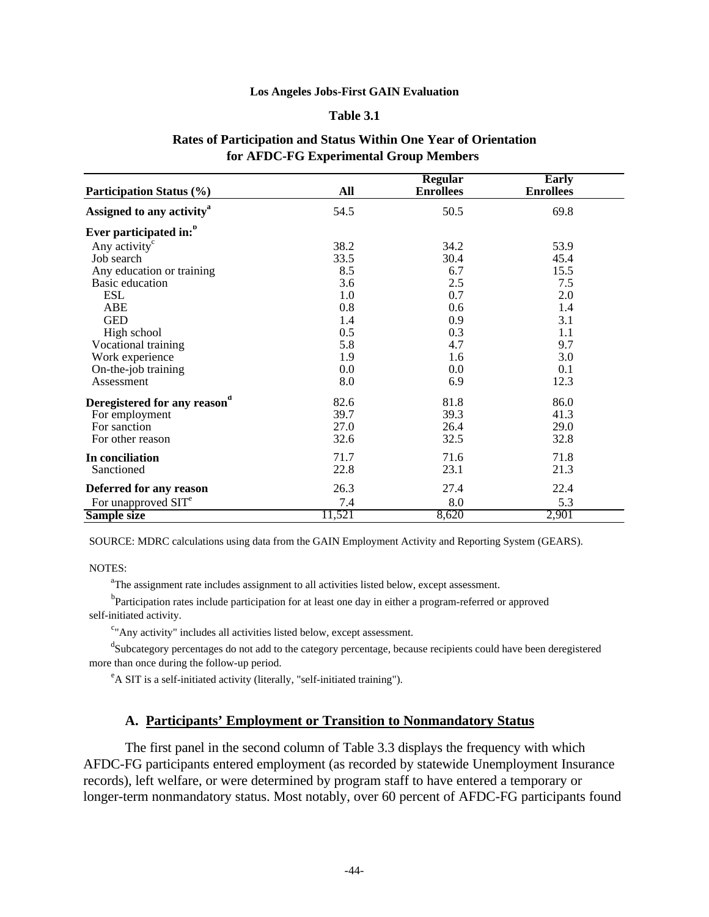**Los Angeles Jobs-First GAIN Evaluation**

**Table 3.1**

**Rates of Participation and Status Within One Year of Orientation for AFDC-FG Experimental Group Members**

| Participation Status (%) | All | Regular Enrollees | Early Enrollees |
|---|---|---|---|
| **Assigned to any activity**[a] | 54.5 | 50.5 | 69.8 |
| **Ever participated in:**[b] | | | |
| Any activity[c] | 38.2 | 34.2 | 53.9 |
| Job search | 33.5 | 30.4 | 45.4 |
| Any education or training | 8.5 | 6.7 | 15.5 |
| Basic education | 3.6 | 2.5 | 7.5 |
| ESL | 1.0 | 0.7 | 2.0 |
| ABE | 0.8 | 0.6 | 1.4 |
| GED | 1.4 | 0.9 | 3.1 |
| High school | 0.5 | 0.3 | 1.1 |
| Vocational training | 5.8 | 4.7 | 9.7 |
| Work experience | 1.9 | 1.6 | 3.0 |
| On-the-job training | 0.0 | 0.0 | 0.1 |
| Assessment | 8.0 | 6.9 | 12.3 |
| **Deregistered for any reason**[d] | 82.6 | 81.8 | 86.0 |
| For employment | 39.7 | 39.3 | 41.3 |
| For sanction | 27.0 | 26.4 | 29.0 |
| For other reason | 32.6 | 32.5 | 32.8 |
| **In conciliation** | 71.7 | 71.6 | 71.8 |
| Sanctioned | 22.8 | 23.1 | 21.3 |
| **Deferred for any reason** | 26.3 | 27.4 | 22.4 |
| For unapproved SIT[e] | 7.4 | 8.0 | 5.3 |
| **Sample size** | 11,521 | 8,620 | 2,901 |

SOURCE: MDRC calculations using data from the GAIN Employment Activity and Reporting System (GEARS).

NOTES:

[a]The assignment rate includes assignment to all activities listed below, except assessment.

[b]Participation rates include participation for at least one day in either a program-referred or approved self-initiated activity.

[c]"Any activity" includes all activities listed below, except assessment.

[d]Subcategory percentages do not add to the category percentage, because recipients could have been deregistered more than once during the follow-up period.

[e]A SIT is a self-initiated activity (literally, "self-initiated training").

### A. Participants' Employment or Transition to Nonmandatory Status

The first panel in the second column of Table 3.3 displays the frequency with which AFDC-FG participants entered employment (as recorded by statewide Unemployment Insurance records), left welfare, or were determined by program staff to have entered a temporary or longer-term nonmandatory status. Most notably, over 60 percent of AFDC-FG participants found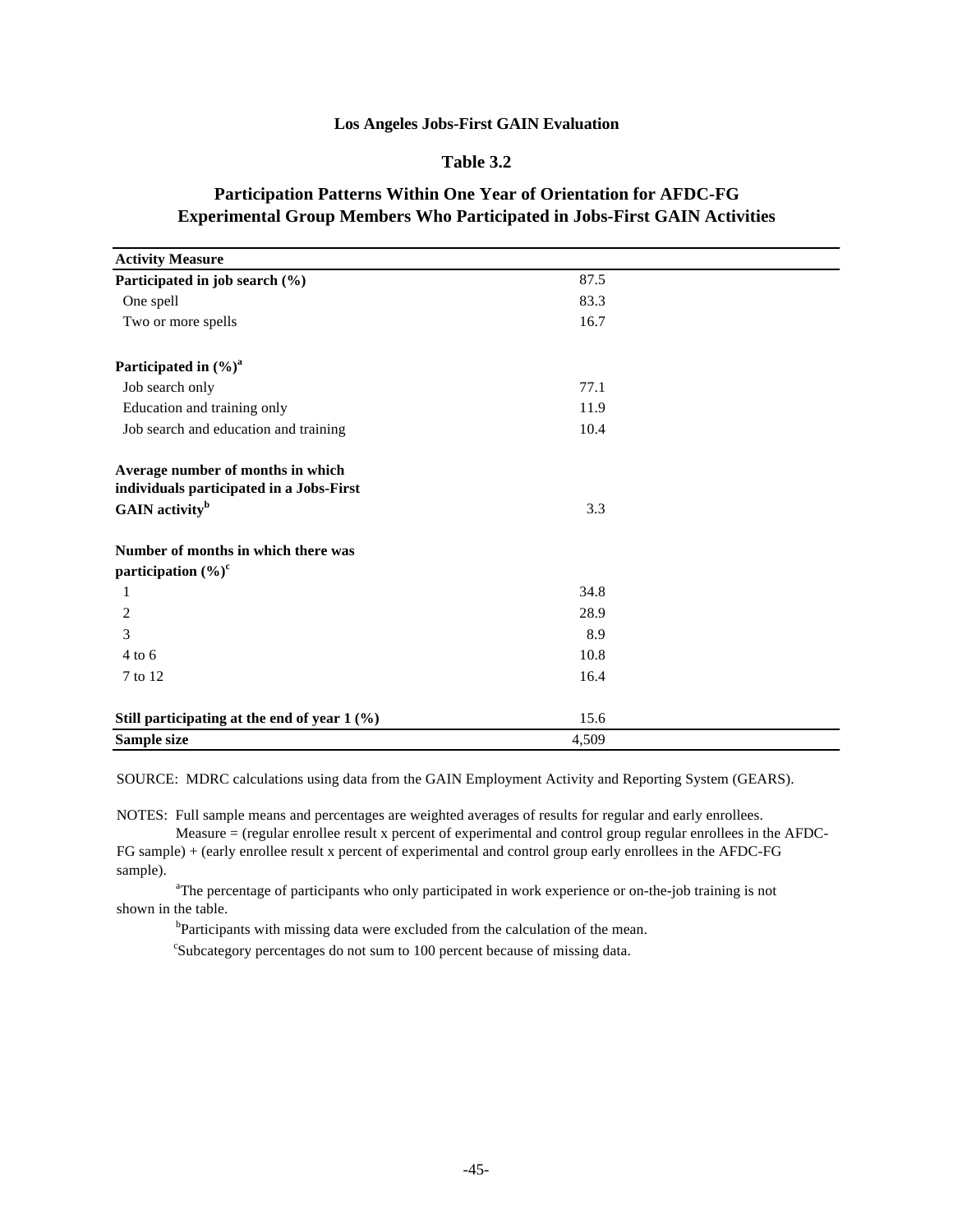**Los Angeles Jobs-First GAIN Evaluation**

**Table 3.2**

**Participation Patterns Within One Year of Orientation for AFDC-FG Experimental Group Members Who Participated in Jobs-First GAIN Activities**

| Activity Measure | |
|---|---|
| **Participated in job search (%)** | 87.5 |
| One spell | 83.3 |
| Two or more spells | 16.7 |
| | |
| **Participated in (%)[a]** | |
| Job search only | 77.1 |
| Education and training only | 11.9 |
| Job search and education and training | 10.4 |
| | |
| **Average number of months in which individuals participated in a Jobs-First GAIN activity[b]** | 3.3 |
| | |
| **Number of months in which there was participation (%)[c]** | |
| 1 | 34.8 |
| 2 | 28.9 |
| 3 | 8.9 |
| 4 to 6 | 10.8 |
| 7 to 12 | 16.4 |
| | |
| **Still participating at the end of year 1 (%)** | 15.6 |
| **Sample size** | 4,509 |

SOURCE: MDRC calculations using data from the GAIN Employment Activity and Reporting System (GEARS).

NOTES: Full sample means and percentages are weighted averages of results for regular and early enrollees.

Measure = (regular enrollee result x percent of experimental and control group regular enrollees in the AFDC-FG sample) + (early enrollee result x percent of experimental and control group early enrollees in the AFDC-FG sample).

[a]The percentage of participants who only participated in work experience or on-the-job training is not shown in the table.

[b]Participants with missing data were excluded from the calculation of the mean.

[c]Subcategory percentages do not sum to 100 percent because of missing data.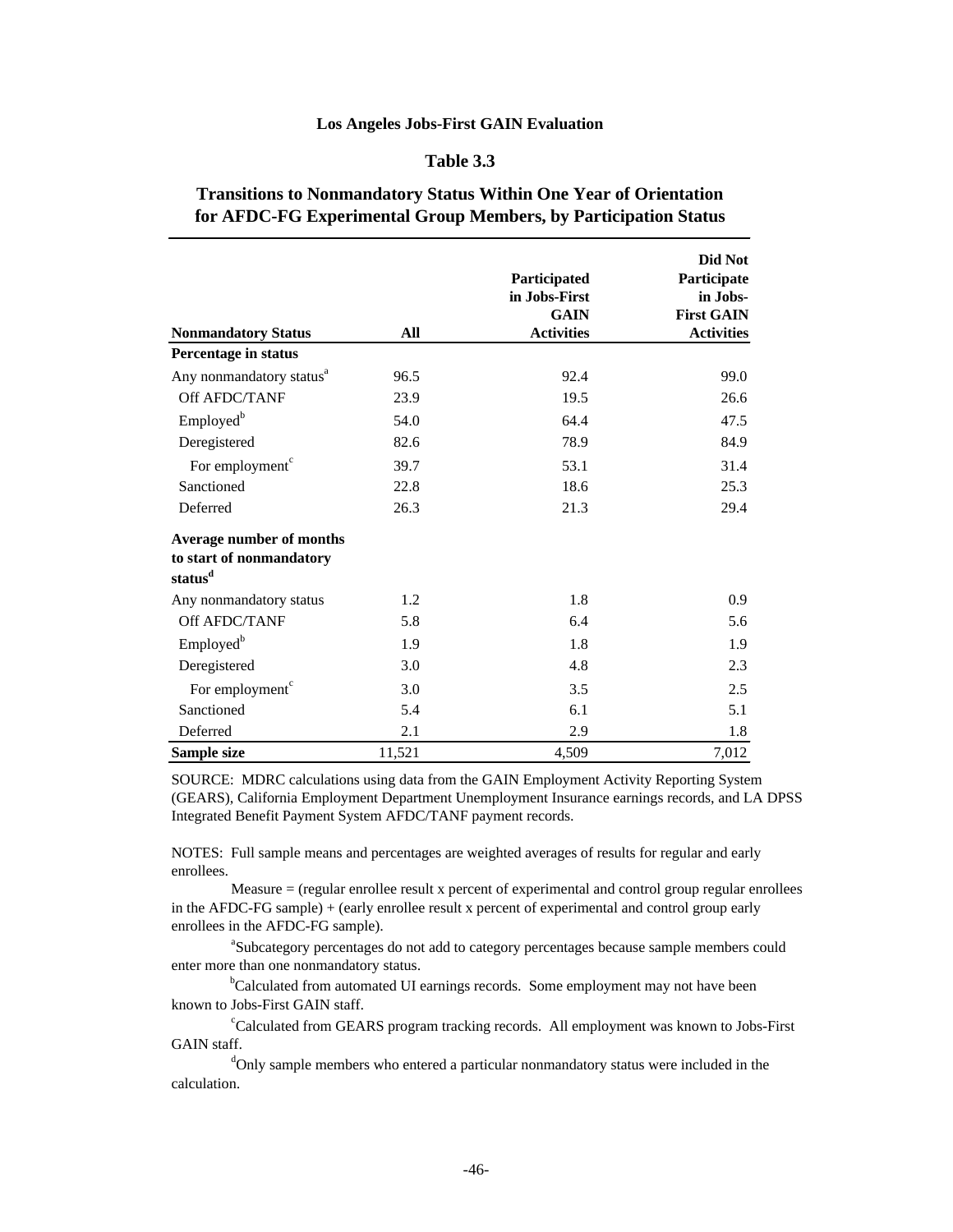**Los Angeles Jobs-First GAIN Evaluation**

**Table 3.3**

**Transitions to Nonmandatory Status Within One Year of Orientation for AFDC-FG Experimental Group Members, by Participation Status**

| Nonmandatory Status | All | Participated in Jobs-First GAIN Activities | Did Not Participate in Jobs-First GAIN Activities |
|---|---|---|---|
| **Percentage in status** | | | |
| Any nonmandatory status[a] | 96.5 | 92.4 | 99.0 |
| Off AFDC/TANF | 23.9 | 19.5 | 26.6 |
| Employed[b] | 54.0 | 64.4 | 47.5 |
| Deregistered | 82.6 | 78.9 | 84.9 |
| For employment[c] | 39.7 | 53.1 | 31.4 |
| Sanctioned | 22.8 | 18.6 | 25.3 |
| Deferred | 26.3 | 21.3 | 29.4 |
| **Average number of months to start of nonmandatory status[d]** | | | |
| Any nonmandatory status | 1.2 | 1.8 | 0.9 |
| Off AFDC/TANF | 5.8 | 6.4 | 5.6 |
| Employed[b] | 1.9 | 1.8 | 1.9 |
| Deregistered | 3.0 | 4.8 | 2.3 |
| For employment[c] | 3.0 | 3.5 | 2.5 |
| Sanctioned | 5.4 | 6.1 | 5.1 |
| Deferred | 2.1 | 2.9 | 1.8 |
| **Sample size** | 11,521 | 4,509 | 7,012 |

SOURCE: MDRC calculations using data from the GAIN Employment Activity Reporting System (GEARS), California Employment Department Unemployment Insurance earnings records, and LA DPSS Integrated Benefit Payment System AFDC/TANF payment records.

NOTES: Full sample means and percentages are weighted averages of results for regular and early enrollees.

Measure = (regular enrollee result x percent of experimental and control group regular enrollees in the AFDC-FG sample) + (early enrollee result x percent of experimental and control group early enrollees in the AFDC-FG sample).

[a]Subcategory percentages do not add to category percentages because sample members could enter more than one nonmandatory status.

[b]Calculated from automated UI earnings records. Some employment may not have been known to Jobs-First GAIN staff.

[c]Calculated from GEARS program tracking records. All employment was known to Jobs-First GAIN staff.

[d]Only sample members who entered a particular nonmandatory status were included in the calculation.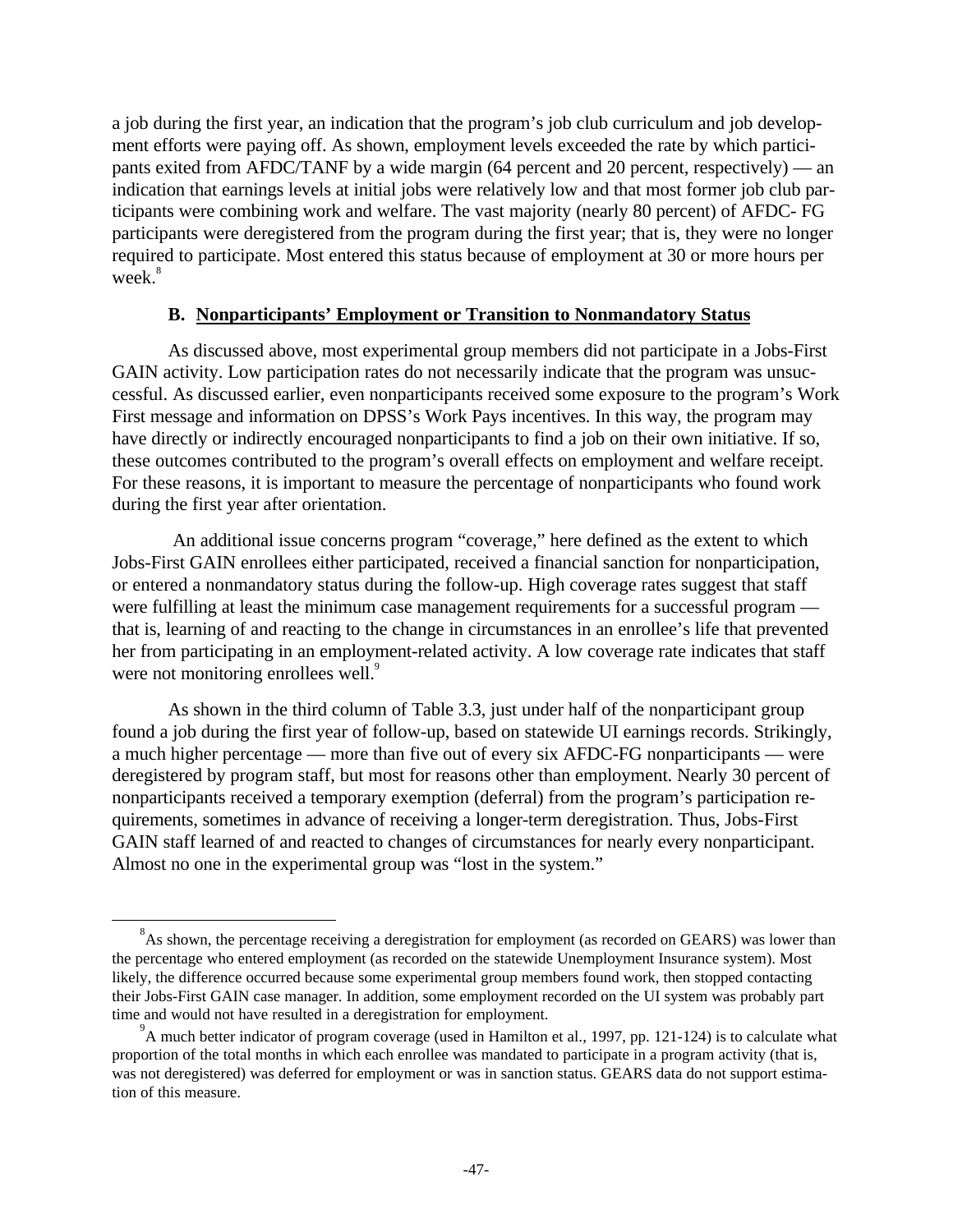a job during the first year, an indication that the program's job club curriculum and job development efforts were paying off. As shown, employment levels exceeded the rate by which participants exited from AFDC/TANF by a wide margin (64 percent and 20 percent, respectively) — an indication that earnings levels at initial jobs were relatively low and that most former job club participants were combining work and welfare. The vast majority (nearly 80 percent) of AFDC- FG participants were deregistered from the program during the first year; that is, they were no longer required to participate. Most entered this status because of employment at 30 or more hours per week.[8]

### B. Nonparticipants' Employment or Transition to Nonmandatory Status

As discussed above, most experimental group members did not participate in a Jobs-First GAIN activity. Low participation rates do not necessarily indicate that the program was unsuccessful. As discussed earlier, even nonparticipants received some exposure to the program's Work First message and information on DPSS's Work Pays incentives. In this way, the program may have directly or indirectly encouraged nonparticipants to find a job on their own initiative. If so, these outcomes contributed to the program's overall effects on employment and welfare receipt. For these reasons, it is important to measure the percentage of nonparticipants who found work during the first year after orientation.

An additional issue concerns program "coverage," here defined as the extent to which Jobs-First GAIN enrollees either participated, received a financial sanction for nonparticipation, or entered a nonmandatory status during the follow-up. High coverage rates suggest that staff were fulfilling at least the minimum case management requirements for a successful program — that is, learning of and reacting to the change in circumstances in an enrollee's life that prevented her from participating in an employment-related activity. A low coverage rate indicates that staff were not monitoring enrollees well.[9]

As shown in the third column of Table 3.3, just under half of the nonparticipant group found a job during the first year of follow-up, based on statewide UI earnings records. Strikingly, a much higher percentage — more than five out of every six AFDC-FG nonparticipants — were deregistered by program staff, but most for reasons other than employment. Nearly 30 percent of nonparticipants received a temporary exemption (deferral) from the program's participation requirements, sometimes in advance of receiving a longer-term deregistration. Thus, Jobs-First GAIN staff learned of and reacted to changes of circumstances for nearly every nonparticipant. Almost no one in the experimental group was "lost in the system."

---

[8]As shown, the percentage receiving a deregistration for employment (as recorded on GEARS) was lower than the percentage who entered employment (as recorded on the statewide Unemployment Insurance system). Most likely, the difference occurred because some experimental group members found work, then stopped contacting their Jobs-First GAIN case manager. In addition, some employment recorded on the UI system was probably part time and would not have resulted in a deregistration for employment.

[9]A much better indicator of program coverage (used in Hamilton et al., 1997, pp. 121-124) is to calculate what proportion of the total months in which each enrollee was mandated to participate in a program activity (that is, was not deregistered) was deferred for employment or was in sanction status. GEARS data do not support estimation of this measure.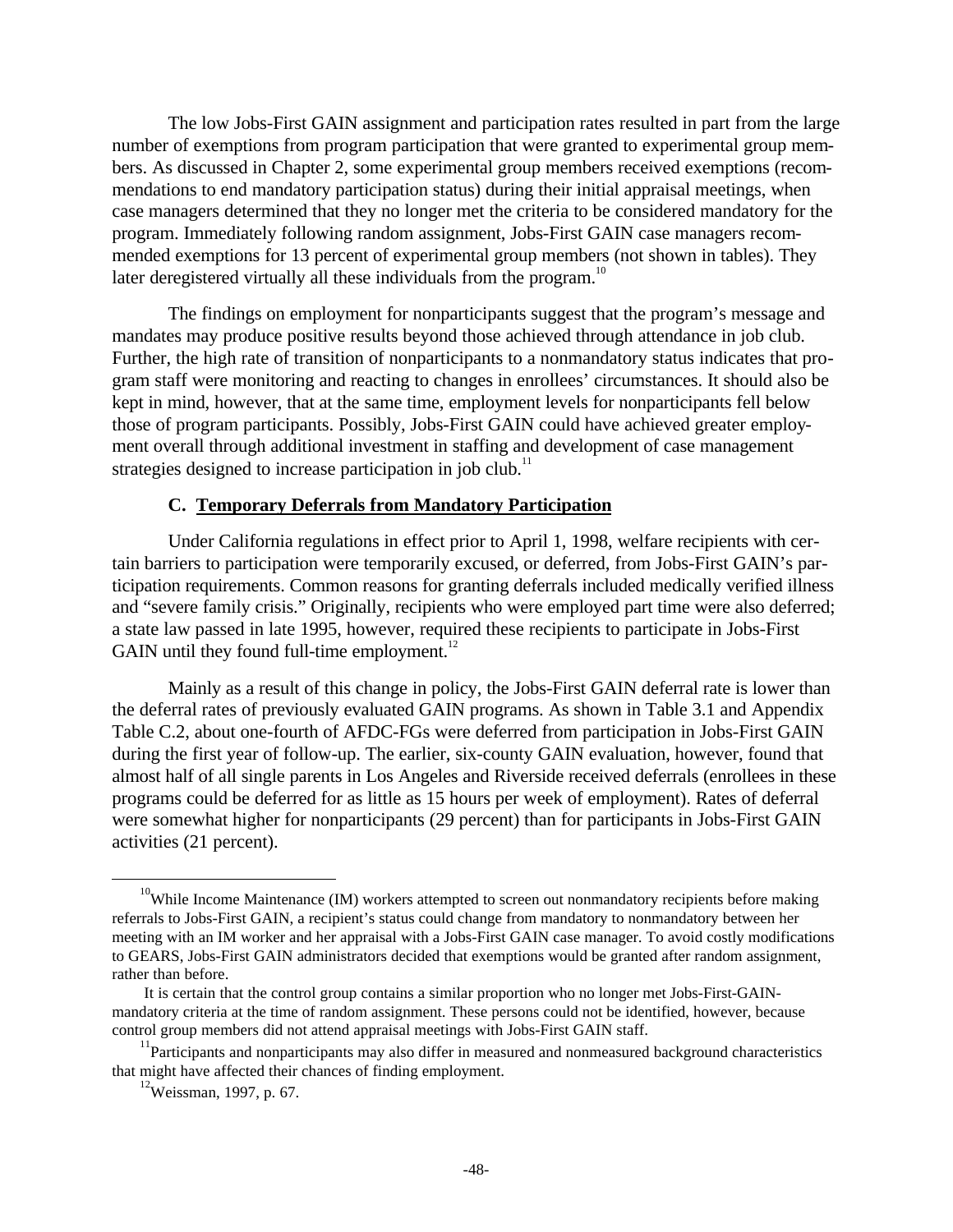The low Jobs-First GAIN assignment and participation rates resulted in part from the large number of exemptions from program participation that were granted to experimental group members. As discussed in Chapter 2, some experimental group members received exemptions (recommendations to end mandatory participation status) during their initial appraisal meetings, when case managers determined that they no longer met the criteria to be considered mandatory for the program. Immediately following random assignment, Jobs-First GAIN case managers recommended exemptions for 13 percent of experimental group members (not shown in tables). They later deregistered virtually all these individuals from the program.[10]

The findings on employment for nonparticipants suggest that the program's message and mandates may produce positive results beyond those achieved through attendance in job club. Further, the high rate of transition of nonparticipants to a nonmandatory status indicates that program staff were monitoring and reacting to changes in enrollees' circumstances. It should also be kept in mind, however, that at the same time, employment levels for nonparticipants fell below those of program participants. Possibly, Jobs-First GAIN could have achieved greater employment overall through additional investment in staffing and development of case management strategies designed to increase participation in job club.[11]

### C. Temporary Deferrals from Mandatory Participation

Under California regulations in effect prior to April 1, 1998, welfare recipients with certain barriers to participation were temporarily excused, or deferred, from Jobs-First GAIN's participation requirements. Common reasons for granting deferrals included medically verified illness and "severe family crisis." Originally, recipients who were employed part time were also deferred; a state law passed in late 1995, however, required these recipients to participate in Jobs-First GAIN until they found full-time employment.[12]

Mainly as a result of this change in policy, the Jobs-First GAIN deferral rate is lower than the deferral rates of previously evaluated GAIN programs. As shown in Table 3.1 and Appendix Table C.2, about one-fourth of AFDC-FGs were deferred from participation in Jobs-First GAIN during the first year of follow-up. The earlier, six-county GAIN evaluation, however, found that almost half of all single parents in Los Angeles and Riverside received deferrals (enrollees in these programs could be deferred for as little as 15 hours per week of employment). Rates of deferral were somewhat higher for nonparticipants (29 percent) than for participants in Jobs-First GAIN activities (21 percent).

---

[10] While Income Maintenance (IM) workers attempted to screen out nonmandatory recipients before making referrals to Jobs-First GAIN, a recipient's status could change from mandatory to nonmandatory between her meeting with an IM worker and her appraisal with a Jobs-First GAIN case manager. To avoid costly modifications to GEARS, Jobs-First GAIN administrators decided that exemptions would be granted after random assignment, rather than before.

It is certain that the control group contains a similar proportion who no longer met Jobs-First-GAIN-mandatory criteria at the time of random assignment. These persons could not be identified, however, because control group members did not attend appraisal meetings with Jobs-First GAIN staff.

[11] Participants and nonparticipants may also differ in measured and nonmeasured background characteristics that might have affected their chances of finding employment.

[12] Weissman, 1997, p. 67.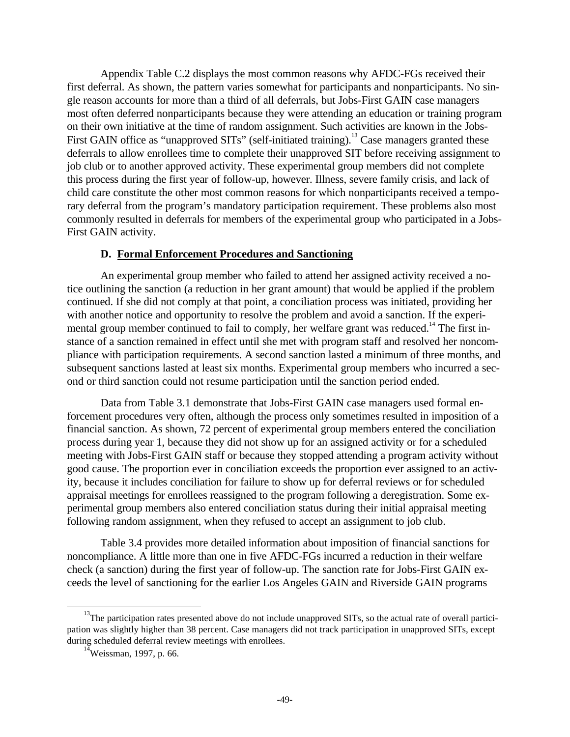Appendix Table C.2 displays the most common reasons why AFDC-FGs received their first deferral. As shown, the pattern varies somewhat for participants and nonparticipants. No single reason accounts for more than a third of all deferrals, but Jobs-First GAIN case managers most often deferred nonparticipants because they were attending an education or training program on their own initiative at the time of random assignment. Such activities are known in the Jobs-First GAIN office as "unapproved SITs" (self-initiated training).[13] Case managers granted these deferrals to allow enrollees time to complete their unapproved SIT before receiving assignment to job club or to another approved activity. These experimental group members did not complete this process during the first year of follow-up, however. Illness, severe family crisis, and lack of child care constitute the other most common reasons for which nonparticipants received a temporary deferral from the program's mandatory participation requirement. These problems also most commonly resulted in deferrals for members of the experimental group who participated in a Jobs-First GAIN activity.

### D. Formal Enforcement Procedures and Sanctioning

An experimental group member who failed to attend her assigned activity received a notice outlining the sanction (a reduction in her grant amount) that would be applied if the problem continued. If she did not comply at that point, a conciliation process was initiated, providing her with another notice and opportunity to resolve the problem and avoid a sanction. If the experimental group member continued to fail to comply, her welfare grant was reduced.[14] The first instance of a sanction remained in effect until she met with program staff and resolved her noncompliance with participation requirements. A second sanction lasted a minimum of three months, and subsequent sanctions lasted at least six months. Experimental group members who incurred a second or third sanction could not resume participation until the sanction period ended.

Data from Table 3.1 demonstrate that Jobs-First GAIN case managers used formal enforcement procedures very often, although the process only sometimes resulted in imposition of a financial sanction. As shown, 72 percent of experimental group members entered the conciliation process during year 1, because they did not show up for an assigned activity or for a scheduled meeting with Jobs-First GAIN staff or because they stopped attending a program activity without good cause. The proportion ever in conciliation exceeds the proportion ever assigned to an activity, because it includes conciliation for failure to show up for deferral reviews or for scheduled appraisal meetings for enrollees reassigned to the program following a deregistration. Some experimental group members also entered conciliation status during their initial appraisal meeting following random assignment, when they refused to accept an assignment to job club.

Table 3.4 provides more detailed information about imposition of financial sanctions for noncompliance. A little more than one in five AFDC-FGs incurred a reduction in their welfare check (a sanction) during the first year of follow-up. The sanction rate for Jobs-First GAIN exceeds the level of sanctioning for the earlier Los Angeles GAIN and Riverside GAIN programs

---

[13] The participation rates presented above do not include unapproved SITs, so the actual rate of overall participation was slightly higher than 38 percent. Case managers did not track participation in unapproved SITs, except during scheduled deferral review meetings with enrollees.

[14] Weissman, 1997, p. 66.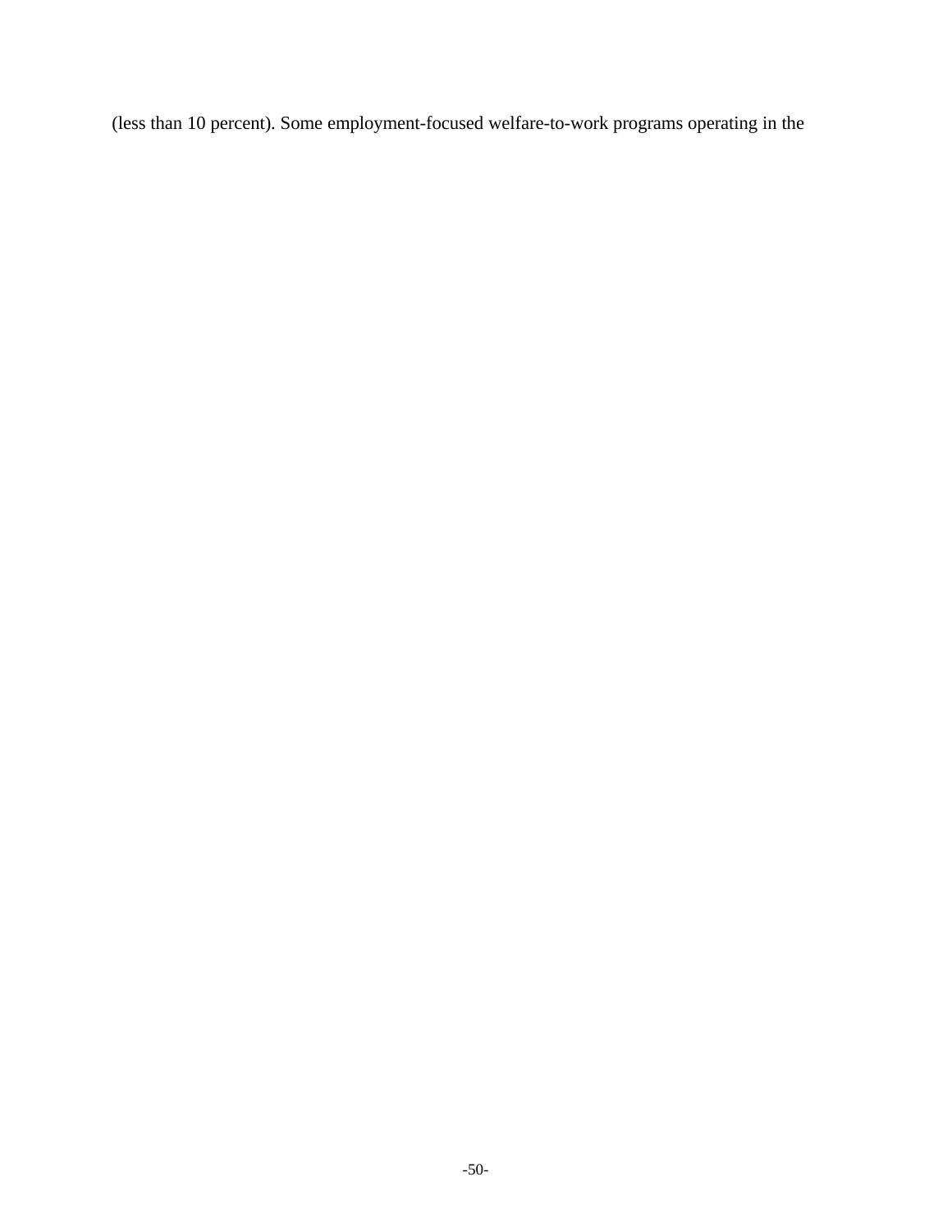(less than 10 percent). Some employment-focused welfare-to-work programs operating in the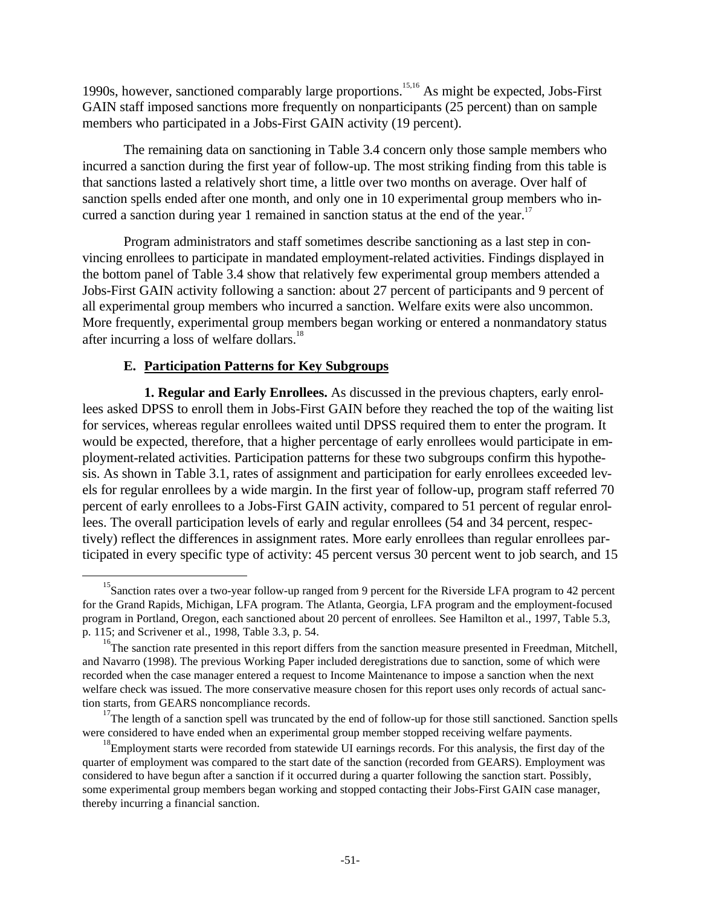1990s, however, sanctioned comparably large proportions.[15,16] As might be expected, Jobs-First GAIN staff imposed sanctions more frequently on nonparticipants (25 percent) than on sample members who participated in a Jobs-First GAIN activity (19 percent).

The remaining data on sanctioning in Table 3.4 concern only those sample members who incurred a sanction during the first year of follow-up. The most striking finding from this table is that sanctions lasted a relatively short time, a little over two months on average. Over half of sanction spells ended after one month, and only one in 10 experimental group members who incurred a sanction during year 1 remained in sanction status at the end of the year.[17]

Program administrators and staff sometimes describe sanctioning as a last step in convincing enrollees to participate in mandated employment-related activities. Findings displayed in the bottom panel of Table 3.4 show that relatively few experimental group members attended a Jobs-First GAIN activity following a sanction: about 27 percent of participants and 9 percent of all experimental group members who incurred a sanction. Welfare exits were also uncommon. More frequently, experimental group members began working or entered a nonmandatory status after incurring a loss of welfare dollars.[18]

### E. Participation Patterns for Key Subgroups

**1. Regular and Early Enrollees.** As discussed in the previous chapters, early enrollees asked DPSS to enroll them in Jobs-First GAIN before they reached the top of the waiting list for services, whereas regular enrollees waited until DPSS required them to enter the program. It would be expected, therefore, that a higher percentage of early enrollees would participate in employment-related activities. Participation patterns for these two subgroups confirm this hypothesis. As shown in Table 3.1, rates of assignment and participation for early enrollees exceeded levels for regular enrollees by a wide margin. In the first year of follow-up, program staff referred 70 percent of early enrollees to a Jobs-First GAIN activity, compared to 51 percent of regular enrollees. The overall participation levels of early and regular enrollees (54 and 34 percent, respectively) reflect the differences in assignment rates. More early enrollees than regular enrollees participated in every specific type of activity: 45 percent versus 30 percent went to job search, and 15

---

[15] Sanction rates over a two-year follow-up ranged from 9 percent for the Riverside LFA program to 42 percent for the Grand Rapids, Michigan, LFA program. The Atlanta, Georgia, LFA program and the employment-focused program in Portland, Oregon, each sanctioned about 20 percent of enrollees. See Hamilton et al., 1997, Table 5.3, p. 115; and Scrivener et al., 1998, Table 3.3, p. 54.

[16] The sanction rate presented in this report differs from the sanction measure presented in Freedman, Mitchell, and Navarro (1998). The previous Working Paper included deregistrations due to sanction, some of which were recorded when the case manager entered a request to Income Maintenance to impose a sanction when the next welfare check was issued. The more conservative measure chosen for this report uses only records of actual sanction starts, from GEARS noncompliance records.

[17] The length of a sanction spell was truncated by the end of follow-up for those still sanctioned. Sanction spells were considered to have ended when an experimental group member stopped receiving welfare payments.

[18] Employment starts were recorded from statewide UI earnings records. For this analysis, the first day of the quarter of employment was compared to the start date of the sanction (recorded from GEARS). Employment was considered to have begun after a sanction if it occurred during a quarter following the sanction start. Possibly, some experimental group members began working and stopped contacting their Jobs-First GAIN case manager, thereby incurring a financial sanction.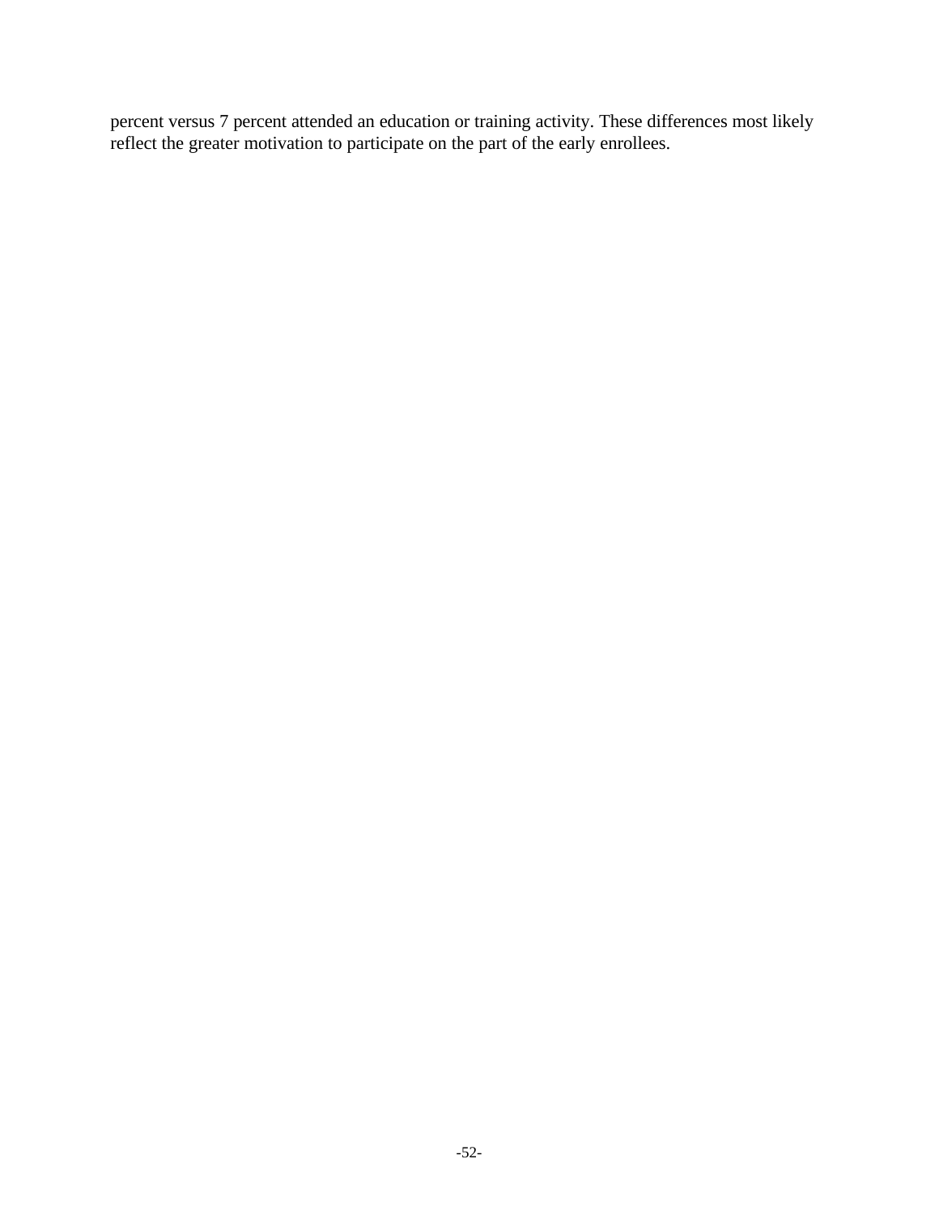percent versus 7 percent attended an education or training activity. These differences most likely reflect the greater motivation to participate on the part of the early enrollees.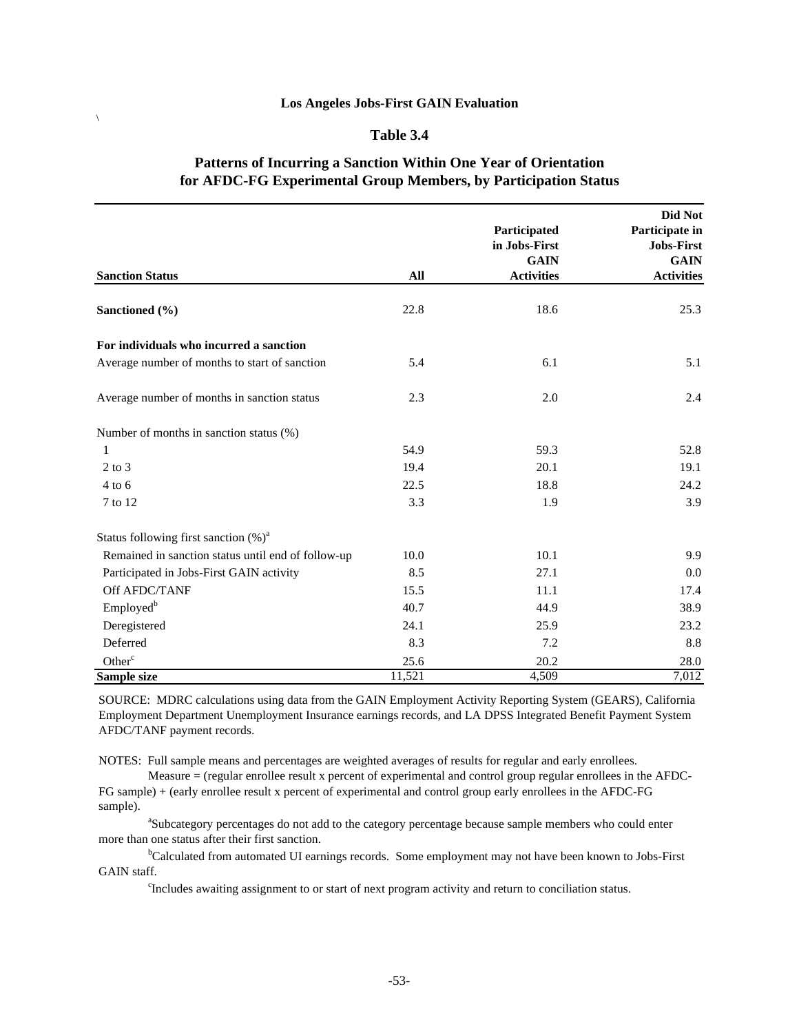Los Angeles Jobs-First GAIN Evaluation

## Table 3.4

## Patterns of Incurring a Sanction Within One Year of Orientation for AFDC-FG Experimental Group Members, by Participation Status

| Sanction Status | All | Participated in Jobs-First GAIN Activities | Did Not Participate in Jobs-First GAIN Activities |
|---|---|---|---|
| **Sanctioned (%)** | 22.8 | 18.6 | 25.3 |
| **For individuals who incurred a sanction** | | | |
| Average number of months to start of sanction | 5.4 | 6.1 | 5.1 |
| Average number of months in sanction status | 2.3 | 2.0 | 2.4 |
| Number of months in sanction status (%) | | | |
| 1 | 54.9 | 59.3 | 52.8 |
| 2 to 3 | 19.4 | 20.1 | 19.1 |
| 4 to 6 | 22.5 | 18.8 | 24.2 |
| 7 to 12 | 3.3 | 1.9 | 3.9 |
| Status following first sanction (%)[a] | | | |
| Remained in sanction status until end of follow-up | 10.0 | 10.1 | 9.9 |
| Participated in Jobs-First GAIN activity | 8.5 | 27.1 | 0.0 |
| Off AFDC/TANF | 15.5 | 11.1 | 17.4 |
| Employed[b] | 40.7 | 44.9 | 38.9 |
| Deregistered | 24.1 | 25.9 | 23.2 |
| Deferred | 8.3 | 7.2 | 8.8 |
| Other[c] | 25.6 | 20.2 | 28.0 |
| **Sample size** | 11,521 | 4,509 | 7,012 |

SOURCE: MDRC calculations using data from the GAIN Employment Activity Reporting System (GEARS), California Employment Department Unemployment Insurance earnings records, and LA DPSS Integrated Benefit Payment System AFDC/TANF payment records.

NOTES: Full sample means and percentages are weighted averages of results for regular and early enrollees.

Measure = (regular enrollee result x percent of experimental and control group regular enrollees in the AFDC-FG sample) + (early enrollee result x percent of experimental and control group early enrollees in the AFDC-FG sample).

[a]Subcategory percentages do not add to the category percentage because sample members who could enter more than one status after their first sanction.

[b]Calculated from automated UI earnings records. Some employment may not have been known to Jobs-First GAIN staff.

[c]Includes awaiting assignment to or start of next program activity and return to conciliation status.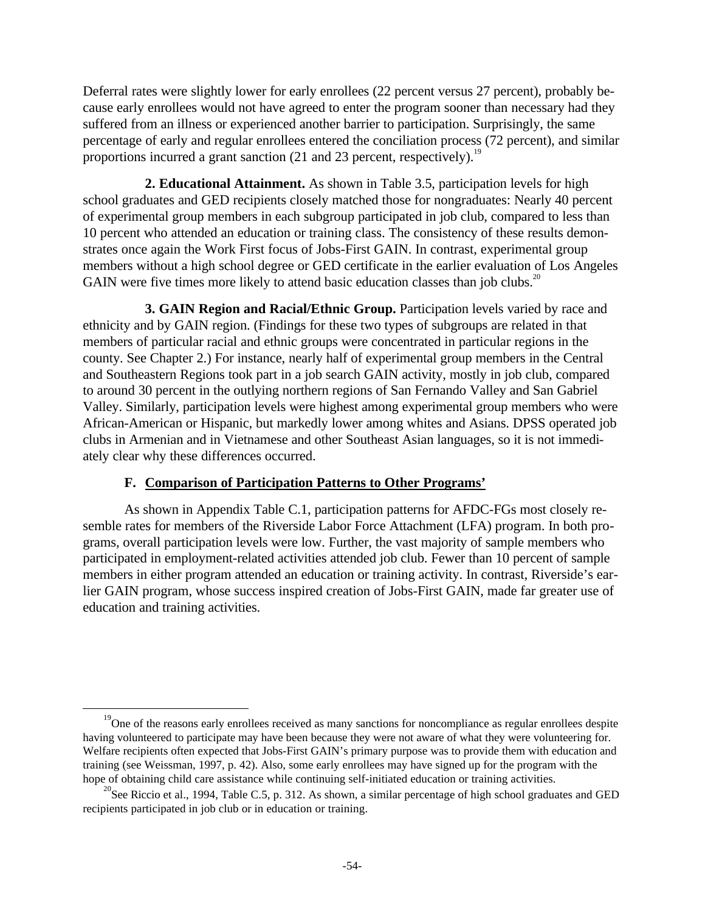Deferral rates were slightly lower for early enrollees (22 percent versus 27 percent), probably because early enrollees would not have agreed to enter the program sooner than necessary had they suffered from an illness or experienced another barrier to participation. Surprisingly, the same percentage of early and regular enrollees entered the conciliation process (72 percent), and similar proportions incurred a grant sanction (21 and 23 percent, respectively).[19]

**2. Educational Attainment.** As shown in Table 3.5, participation levels for high school graduates and GED recipients closely matched those for nongraduates: Nearly 40 percent of experimental group members in each subgroup participated in job club, compared to less than 10 percent who attended an education or training class. The consistency of these results demonstrates once again the Work First focus of Jobs-First GAIN. In contrast, experimental group members without a high school degree or GED certificate in the earlier evaluation of Los Angeles GAIN were five times more likely to attend basic education classes than job clubs.[20]

**3. GAIN Region and Racial/Ethnic Group.** Participation levels varied by race and ethnicity and by GAIN region. (Findings for these two types of subgroups are related in that members of particular racial and ethnic groups were concentrated in particular regions in the county. See Chapter 2.) For instance, nearly half of experimental group members in the Central and Southeastern Regions took part in a job search GAIN activity, mostly in job club, compared to around 30 percent in the outlying northern regions of San Fernando Valley and San Gabriel Valley. Similarly, participation levels were highest among experimental group members who were African-American or Hispanic, but markedly lower among whites and Asians. DPSS operated job clubs in Armenian and in Vietnamese and other Southeast Asian languages, so it is not immediately clear why these differences occurred.

### F. Comparison of Participation Patterns to Other Programs'

As shown in Appendix Table C.1, participation patterns for AFDC-FGs most closely resemble rates for members of the Riverside Labor Force Attachment (LFA) program. In both programs, overall participation levels were low. Further, the vast majority of sample members who participated in employment-related activities attended job club. Fewer than 10 percent of sample members in either program attended an education or training activity. In contrast, Riverside's earlier GAIN program, whose success inspired creation of Jobs-First GAIN, made far greater use of education and training activities.

---

[19] One of the reasons early enrollees received as many sanctions for noncompliance as regular enrollees despite having volunteered to participate may have been because they were not aware of what they were volunteering for. Welfare recipients often expected that Jobs-First GAIN's primary purpose was to provide them with education and training (see Weissman, 1997, p. 42). Also, some early enrollees may have signed up for the program with the hope of obtaining child care assistance while continuing self-initiated education or training activities.

[20] See Riccio et al., 1994, Table C.5, p. 312. As shown, a similar percentage of high school graduates and GED recipients participated in job club or in education or training.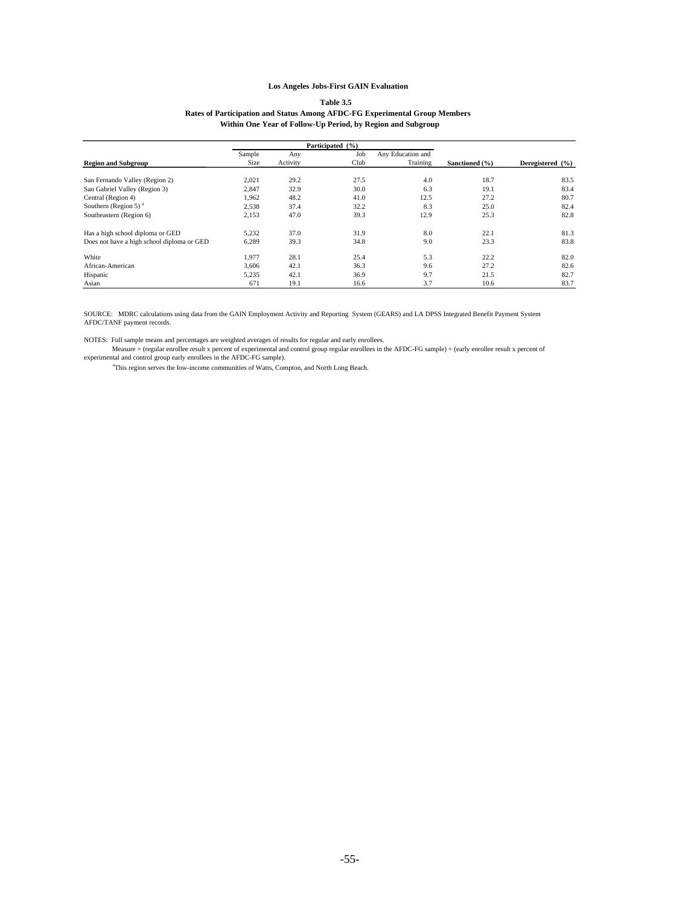**Los Angeles Jobs-First GAIN Evaluation**

**Table 3.5**

**Rates of Participation and Status Among AFDC-FG Experimental Group Members Within One Year of Follow-Up Period, by Region and Subgroup**

| | | Participated (%) | | | | |
|---|---|---|---|---|---|---|
| **Region and Subgroup** | Sample Size | Any Activity | Job Club | Any Education and Training | **Sanctioned (%)** | **Deregistered (%)** |
| San Fernando Valley (Region 2) | 2,021 | 29.2 | 27.5 | 4.0 | 18.7 | 83.5 |
| San Gabriel Valley (Region 3) | 2,847 | 32.9 | 30.0 | 6.3 | 19.1 | 83.4 |
| Central (Region 4) | 1,962 | 48.2 | 41.0 | 12.5 | 27.2 | 80.7 |
| Southern (Region 5) [a] | 2,538 | 37.4 | 32.2 | 8.3 | 25.0 | 82.4 |
| Southeastern (Region 6) | 2,153 | 47.0 | 39.3 | 12.9 | 25.3 | 82.8 |
| Has a high school diploma or GED | 5,232 | 37.0 | 31.9 | 8.0 | 22.1 | 81.3 |
| Does not have a high school diploma or GED | 6,289 | 39.3 | 34.8 | 9.0 | 23.3 | 83.8 |
| White | 1,977 | 28.1 | 25.4 | 5.3 | 22.2 | 82.0 |
| African-American | 3,606 | 42.1 | 36.3 | 9.6 | 27.2 | 82.6 |
| Hispanic | 5,235 | 42.1 | 36.9 | 9.7 | 21.5 | 82.7 |
| Asian | 671 | 19.1 | 16.6 | 3.7 | 10.6 | 83.7 |

SOURCE: MDRC calculations using data from the GAIN Employment Activity and Reporting System (GEARS) and LA DPSS Integrated Benefit Payment System AFDC/TANF payment records.

NOTES: Full sample means and percentages are weighted averages of results for regular and early enrollees.

Measure = (regular enrollee result x percent of experimental and control group regular enrollees in the AFDC-FG sample) + (early enrollee result x percent of experimental and control group early enrollees in the AFDC-FG sample).

[a]This region serves the low-income communities of Watts, Compton, and North Long Beach.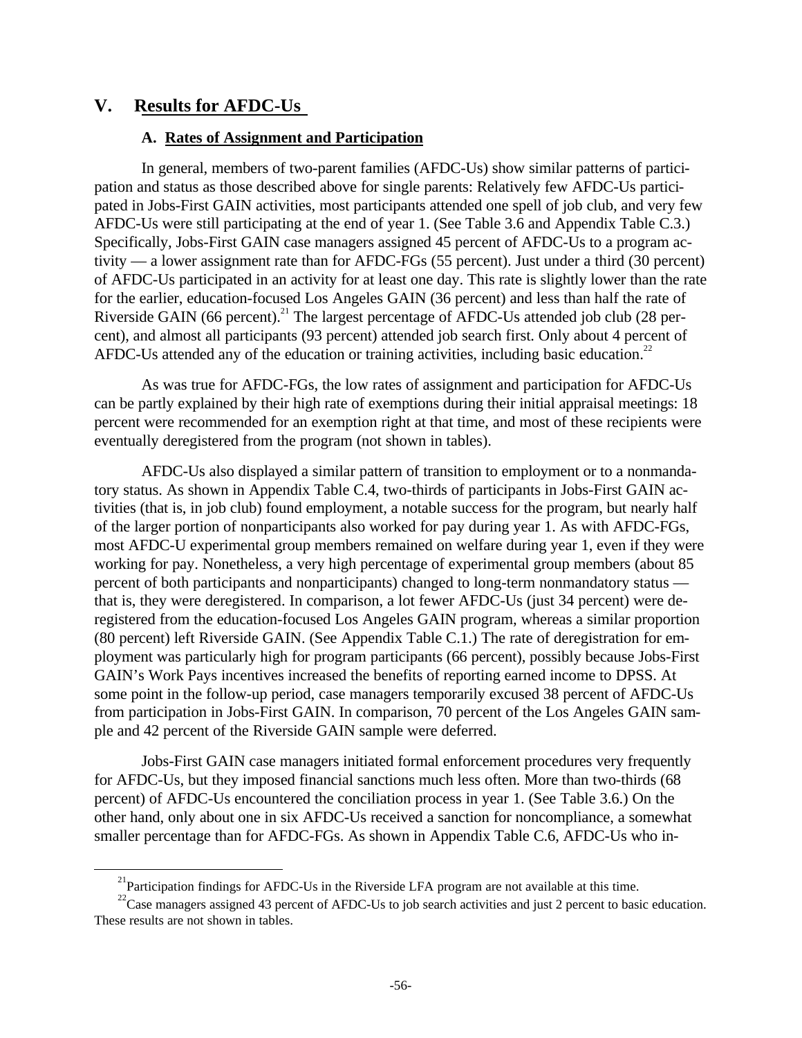# V. Results for AFDC-Us

## A. Rates of Assignment and Participation

In general, members of two-parent families (AFDC-Us) show similar patterns of participation and status as those described above for single parents: Relatively few AFDC-Us participated in Jobs-First GAIN activities, most participants attended one spell of job club, and very few AFDC-Us were still participating at the end of year 1. (See Table 3.6 and Appendix Table C.3.) Specifically, Jobs-First GAIN case managers assigned 45 percent of AFDC-Us to a program activity — a lower assignment rate than for AFDC-FGs (55 percent). Just under a third (30 percent) of AFDC-Us participated in an activity for at least one day. This rate is slightly lower than the rate for the earlier, education-focused Los Angeles GAIN (36 percent) and less than half the rate of Riverside GAIN (66 percent).[21] The largest percentage of AFDC-Us attended job club (28 percent), and almost all participants (93 percent) attended job search first. Only about 4 percent of AFDC-Us attended any of the education or training activities, including basic education.[22]

As was true for AFDC-FGs, the low rates of assignment and participation for AFDC-Us can be partly explained by their high rate of exemptions during their initial appraisal meetings: 18 percent were recommended for an exemption right at that time, and most of these recipients were eventually deregistered from the program (not shown in tables).

AFDC-Us also displayed a similar pattern of transition to employment or to a nonmandatory status. As shown in Appendix Table C.4, two-thirds of participants in Jobs-First GAIN activities (that is, in job club) found employment, a notable success for the program, but nearly half of the larger portion of nonparticipants also worked for pay during year 1. As with AFDC-FGs, most AFDC-U experimental group members remained on welfare during year 1, even if they were working for pay. Nonetheless, a very high percentage of experimental group members (about 85 percent of both participants and nonparticipants) changed to long-term nonmandatory status — that is, they were deregistered. In comparison, a lot fewer AFDC-Us (just 34 percent) were deregistered from the education-focused Los Angeles GAIN program, whereas a similar proportion (80 percent) left Riverside GAIN. (See Appendix Table C.1.) The rate of deregistration for employment was particularly high for program participants (66 percent), possibly because Jobs-First GAIN's Work Pays incentives increased the benefits of reporting earned income to DPSS. At some point in the follow-up period, case managers temporarily excused 38 percent of AFDC-Us from participation in Jobs-First GAIN. In comparison, 70 percent of the Los Angeles GAIN sample and 42 percent of the Riverside GAIN sample were deferred.

Jobs-First GAIN case managers initiated formal enforcement procedures very frequently for AFDC-Us, but they imposed financial sanctions much less often. More than two-thirds (68 percent) of AFDC-Us encountered the conciliation process in year 1. (See Table 3.6.) On the other hand, only about one in six AFDC-Us received a sanction for noncompliance, a somewhat smaller percentage than for AFDC-FGs. As shown in Appendix Table C.6, AFDC-Us who in-

---

[21] Participation findings for AFDC-Us in the Riverside LFA program are not available at this time.

[22] Case managers assigned 43 percent of AFDC-Us to job search activities and just 2 percent to basic education. These results are not shown in tables.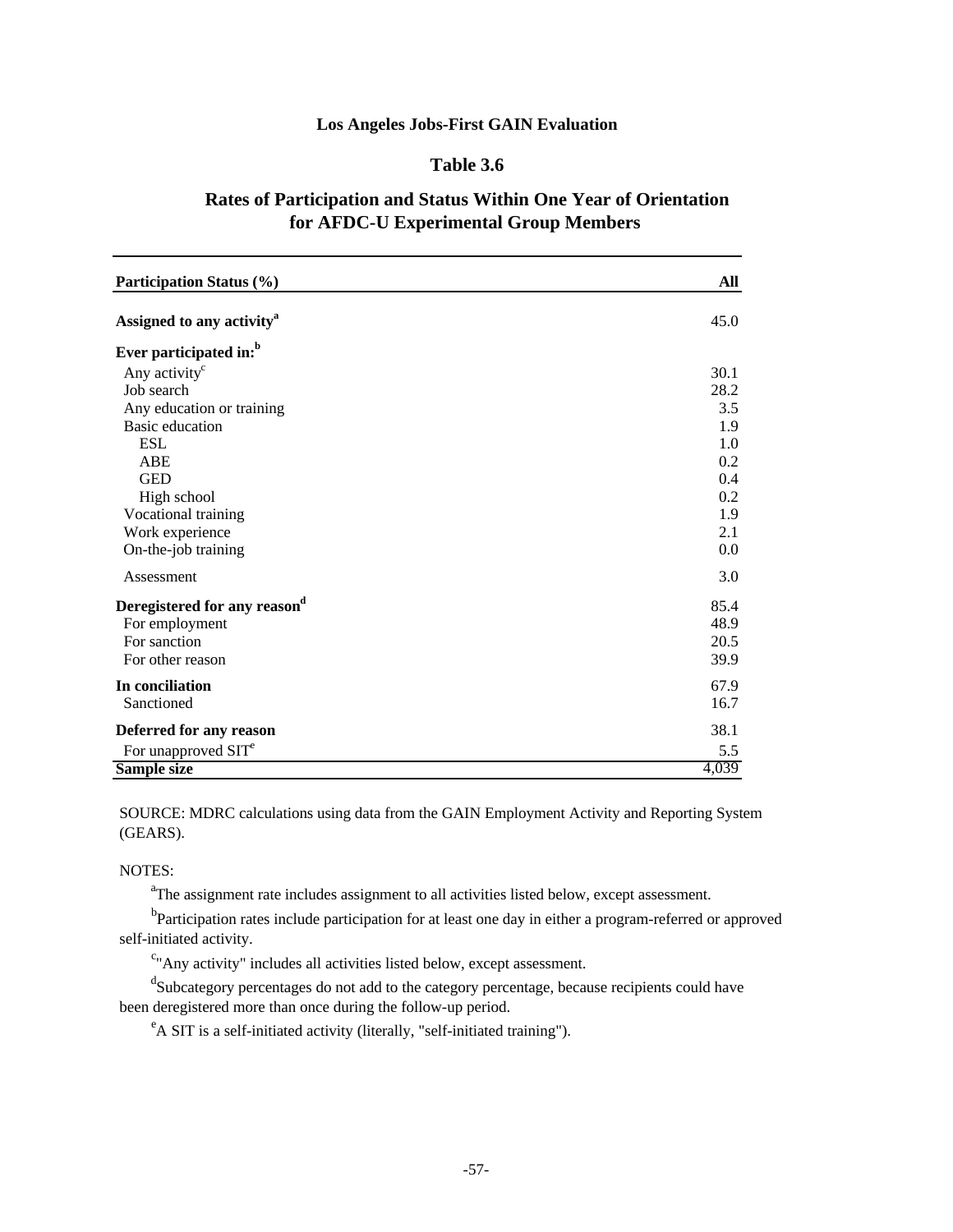**Los Angeles Jobs-First GAIN Evaluation**

**Table 3.6**

**Rates of Participation and Status Within One Year of Orientation for AFDC-U Experimental Group Members**

| Participation Status (%) | All |
|---|---|
| **Assigned to any activity**[a] | 45.0 |
| **Ever participated in:**[b] | |
| Any activity[c] | 30.1 |
| Job search | 28.2 |
| Any education or training | 3.5 |
| Basic education | 1.9 |
| ESL | 1.0 |
| ABE | 0.2 |
| GED | 0.4 |
| High school | 0.2 |
| Vocational training | 1.9 |
| Work experience | 2.1 |
| On-the-job training | 0.0 |
| Assessment | 3.0 |
| **Deregistered for any reason**[d] | 85.4 |
| For employment | 48.9 |
| For sanction | 20.5 |
| For other reason | 39.9 |
| **In conciliation** | 67.9 |
| Sanctioned | 16.7 |
| **Deferred for any reason** | 38.1 |
| For unapproved SIT[e] | 5.5 |
| **Sample size** | 4,039 |

SOURCE: MDRC calculations using data from the GAIN Employment Activity and Reporting System (GEARS).

NOTES:

[a]The assignment rate includes assignment to all activities listed below, except assessment.

[b]Participation rates include participation for at least one day in either a program-referred or approved self-initiated activity.

[c]"Any activity" includes all activities listed below, except assessment.

[d]Subcategory percentages do not add to the category percentage, because recipients could have been deregistered more than once during the follow-up period.

[e]A SIT is a self-initiated activity (literally, "self-initiated training").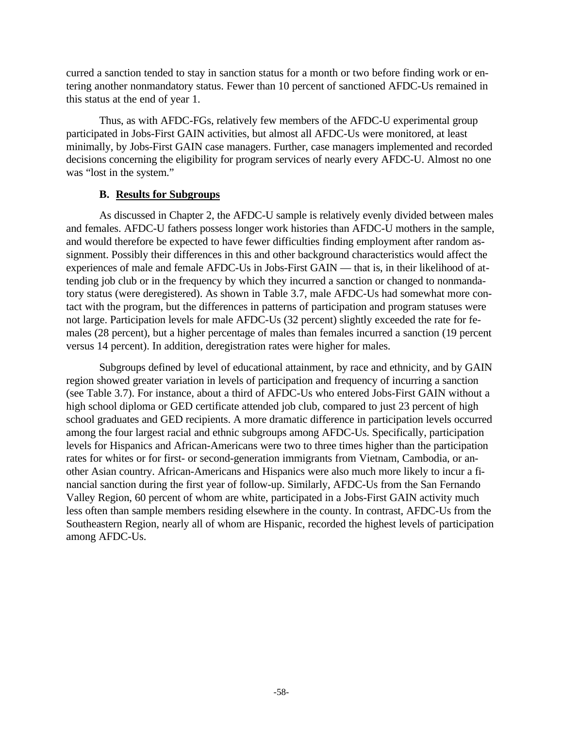curred a sanction tended to stay in sanction status for a month or two before finding work or entering another nonmandatory status. Fewer than 10 percent of sanctioned AFDC-Us remained in this status at the end of year 1.

Thus, as with AFDC-FGs, relatively few members of the AFDC-U experimental group participated in Jobs-First GAIN activities, but almost all AFDC-Us were monitored, at least minimally, by Jobs-First GAIN case managers. Further, case managers implemented and recorded decisions concerning the eligibility for program services of nearly every AFDC-U. Almost no one was "lost in the system."

### B. Results for Subgroups

As discussed in Chapter 2, the AFDC-U sample is relatively evenly divided between males and females. AFDC-U fathers possess longer work histories than AFDC-U mothers in the sample, and would therefore be expected to have fewer difficulties finding employment after random assignment. Possibly their differences in this and other background characteristics would affect the experiences of male and female AFDC-Us in Jobs-First GAIN — that is, in their likelihood of attending job club or in the frequency by which they incurred a sanction or changed to nonmandatory status (were deregistered). As shown in Table 3.7, male AFDC-Us had somewhat more contact with the program, but the differences in patterns of participation and program statuses were not large. Participation levels for male AFDC-Us (32 percent) slightly exceeded the rate for females (28 percent), but a higher percentage of males than females incurred a sanction (19 percent versus 14 percent). In addition, deregistration rates were higher for males.

Subgroups defined by level of educational attainment, by race and ethnicity, and by GAIN region showed greater variation in levels of participation and frequency of incurring a sanction (see Table 3.7). For instance, about a third of AFDC-Us who entered Jobs-First GAIN without a high school diploma or GED certificate attended job club, compared to just 23 percent of high school graduates and GED recipients. A more dramatic difference in participation levels occurred among the four largest racial and ethnic subgroups among AFDC-Us. Specifically, participation levels for Hispanics and African-Americans were two to three times higher than the participation rates for whites or for first- or second-generation immigrants from Vietnam, Cambodia, or another Asian country. African-Americans and Hispanics were also much more likely to incur a financial sanction during the first year of follow-up. Similarly, AFDC-Us from the San Fernando Valley Region, 60 percent of whom are white, participated in a Jobs-First GAIN activity much less often than sample members residing elsewhere in the county. In contrast, AFDC-Us from the Southeastern Region, nearly all of whom are Hispanic, recorded the highest levels of participation among AFDC-Us.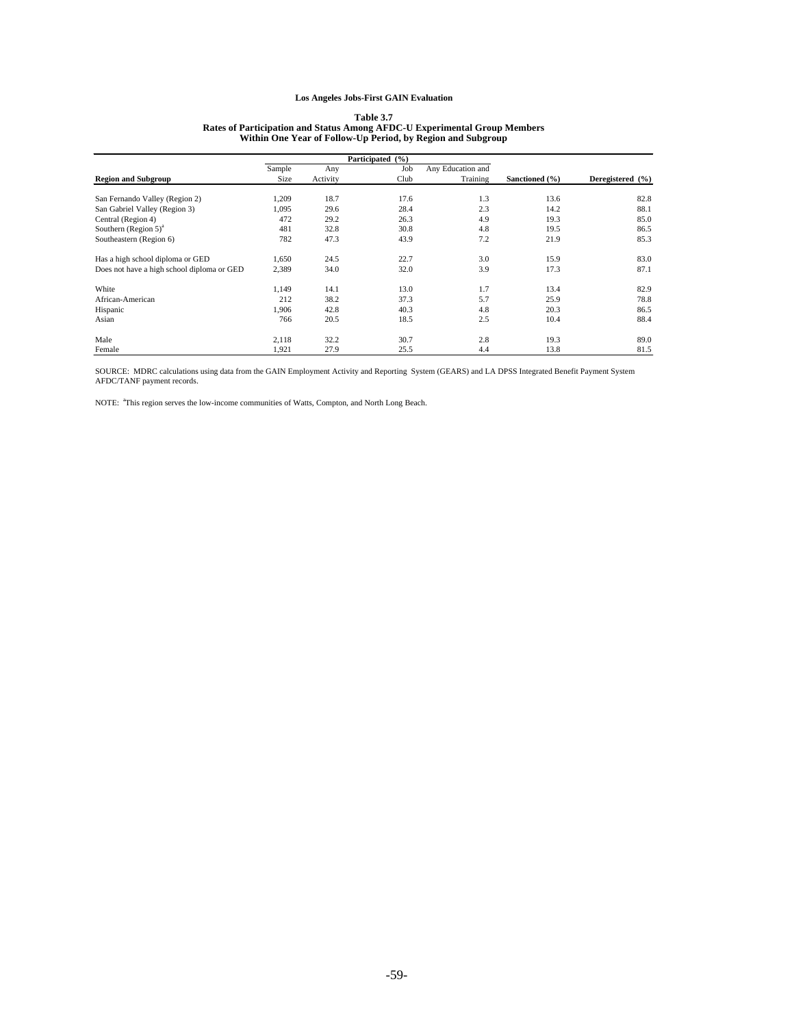**Los Angeles Jobs-First GAIN Evaluation**

**Table 3.7**
**Rates of Participation and Status Among AFDC-U Experimental Group Members Within One Year of Follow-Up Period, by Region and Subgroup**

| | | Participated (%) | | | | |
|---|---|---|---|---|---|---|
| **Region and Subgroup** | Sample Size | Any Activity | Job Club | Any Education and Training | **Sanctioned (%)** | **Deregistered (%)** |
| San Fernando Valley (Region 2) | 1,209 | 18.7 | 17.6 | 1.3 | 13.6 | 82.8 |
| San Gabriel Valley (Region 3) | 1,095 | 29.6 | 28.4 | 2.3 | 14.2 | 88.1 |
| Central (Region 4) | 472 | 29.2 | 26.3 | 4.9 | 19.3 | 85.0 |
| Southern (Region 5)[a] | 481 | 32.8 | 30.8 | 4.8 | 19.5 | 86.5 |
| Southeastern (Region 6) | 782 | 47.3 | 43.9 | 7.2 | 21.9 | 85.3 |
| Has a high school diploma or GED | 1,650 | 24.5 | 22.7 | 3.0 | 15.9 | 83.0 |
| Does not have a high school diploma or GED | 2,389 | 34.0 | 32.0 | 3.9 | 17.3 | 87.1 |
| White | 1,149 | 14.1 | 13.0 | 1.7 | 13.4 | 82.9 |
| African-American | 212 | 38.2 | 37.3 | 5.7 | 25.9 | 78.8 |
| Hispanic | 1,906 | 42.8 | 40.3 | 4.8 | 20.3 | 86.5 |
| Asian | 766 | 20.5 | 18.5 | 2.5 | 10.4 | 88.4 |
| Male | 2,118 | 32.2 | 30.7 | 2.8 | 19.3 | 89.0 |
| Female | 1,921 | 27.9 | 25.5 | 4.4 | 13.8 | 81.5 |

SOURCE: MDRC calculations using data from the GAIN Employment Activity and Reporting System (GEARS) and LA DPSS Integrated Benefit Payment System AFDC/TANF payment records.

NOTE: [a]This region serves the low-income communities of Watts, Compton, and North Long Beach.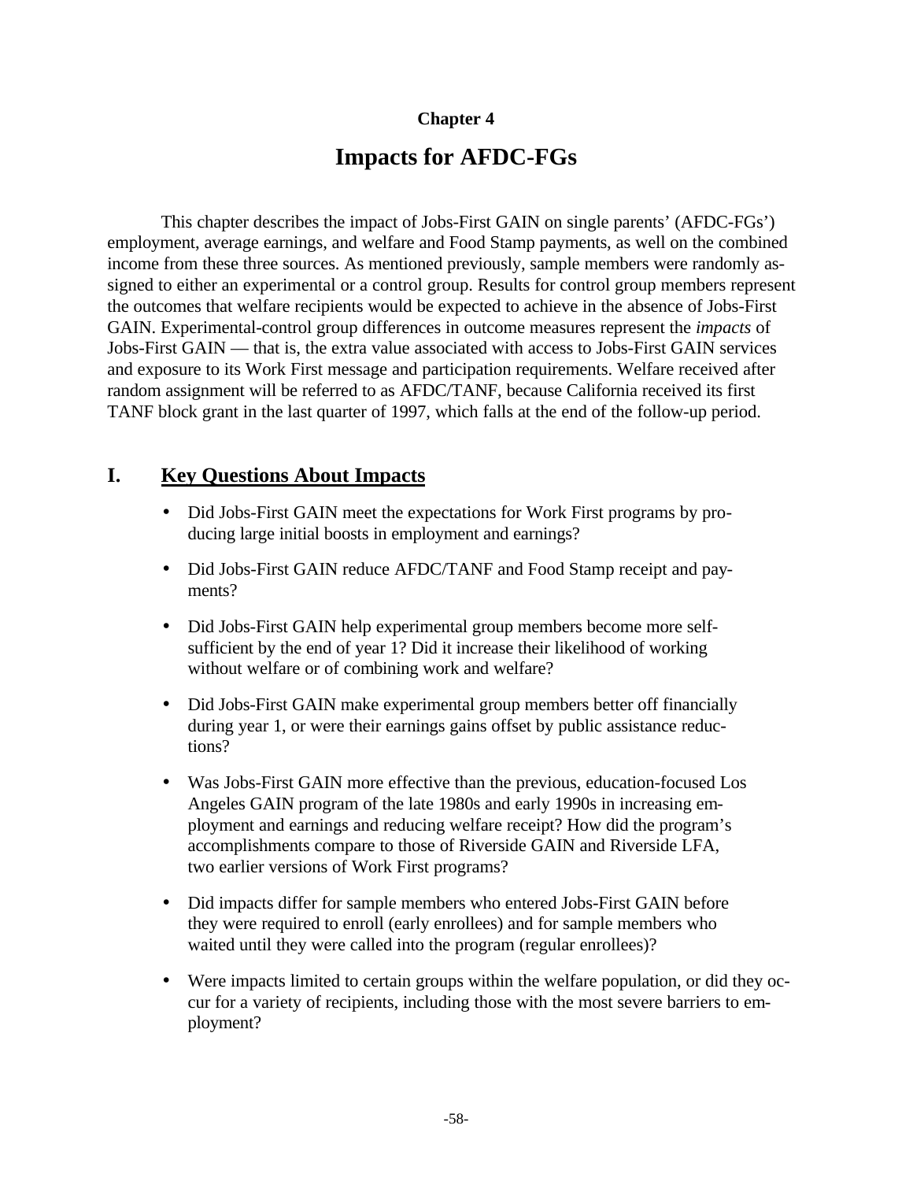**Chapter 4**

# Impacts for AFDC-FGs

This chapter describes the impact of Jobs-First GAIN on single parents' (AFDC-FGs') employment, average earnings, and welfare and Food Stamp payments, as well on the combined income from these three sources. As mentioned previously, sample members were randomly assigned to either an experimental or a control group. Results for control group members represent the outcomes that welfare recipients would be expected to achieve in the absence of Jobs-First GAIN. Experimental-control group differences in outcome measures represent the *impacts* of Jobs-First GAIN — that is, the extra value associated with access to Jobs-First GAIN services and exposure to its Work First message and participation requirements. Welfare received after random assignment will be referred to as AFDC/TANF, because California received its first TANF block grant in the last quarter of 1997, which falls at the end of the follow-up period.

## I. Key Questions About Impacts

- Did Jobs-First GAIN meet the expectations for Work First programs by producing large initial boosts in employment and earnings?
- Did Jobs-First GAIN reduce AFDC/TANF and Food Stamp receipt and payments?
- Did Jobs-First GAIN help experimental group members become more self-sufficient by the end of year 1? Did it increase their likelihood of working without welfare or of combining work and welfare?
- Did Jobs-First GAIN make experimental group members better off financially during year 1, or were their earnings gains offset by public assistance reductions?
- Was Jobs-First GAIN more effective than the previous, education-focused Los Angeles GAIN program of the late 1980s and early 1990s in increasing employment and earnings and reducing welfare receipt? How did the program's accomplishments compare to those of Riverside GAIN and Riverside LFA, two earlier versions of Work First programs?
- Did impacts differ for sample members who entered Jobs-First GAIN before they were required to enroll (early enrollees) and for sample members who waited until they were called into the program (regular enrollees)?
- Were impacts limited to certain groups within the welfare population, or did they occur for a variety of recipients, including those with the most severe barriers to employment?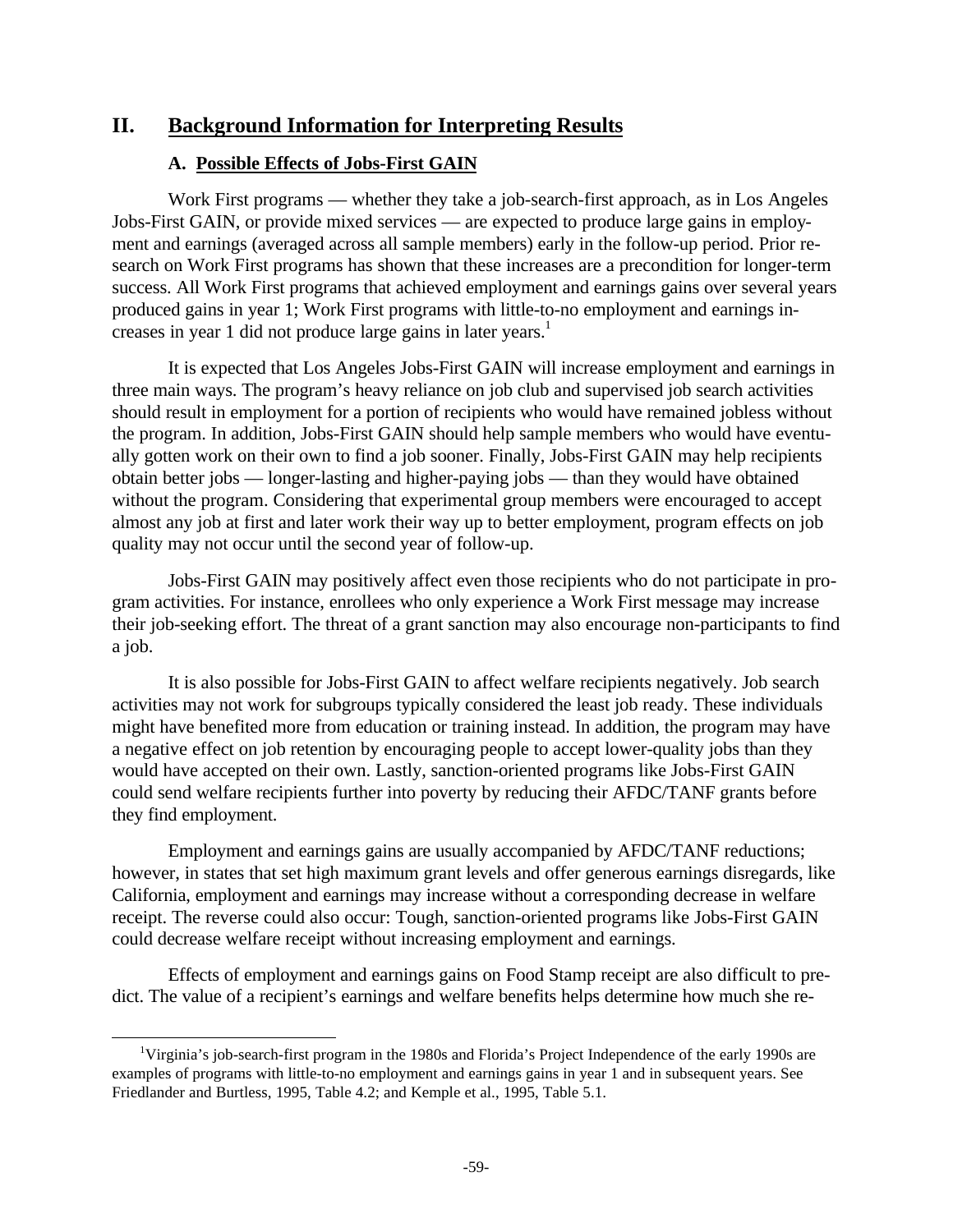## II. Background Information for Interpreting Results

### A. Possible Effects of Jobs-First GAIN

Work First programs — whether they take a job-search-first approach, as in Los Angeles Jobs-First GAIN, or provide mixed services — are expected to produce large gains in employment and earnings (averaged across all sample members) early in the follow-up period. Prior research on Work First programs has shown that these increases are a precondition for longer-term success. All Work First programs that achieved employment and earnings gains over several years produced gains in year 1; Work First programs with little-to-no employment and earnings increases in year 1 did not produce large gains in later years.[1]

It is expected that Los Angeles Jobs-First GAIN will increase employment and earnings in three main ways. The program's heavy reliance on job club and supervised job search activities should result in employment for a portion of recipients who would have remained jobless without the program. In addition, Jobs-First GAIN should help sample members who would have eventually gotten work on their own to find a job sooner. Finally, Jobs-First GAIN may help recipients obtain better jobs — longer-lasting and higher-paying jobs — than they would have obtained without the program. Considering that experimental group members were encouraged to accept almost any job at first and later work their way up to better employment, program effects on job quality may not occur until the second year of follow-up.

Jobs-First GAIN may positively affect even those recipients who do not participate in program activities. For instance, enrollees who only experience a Work First message may increase their job-seeking effort. The threat of a grant sanction may also encourage non-participants to find a job.

It is also possible for Jobs-First GAIN to affect welfare recipients negatively. Job search activities may not work for subgroups typically considered the least job ready. These individuals might have benefited more from education or training instead. In addition, the program may have a negative effect on job retention by encouraging people to accept lower-quality jobs than they would have accepted on their own. Lastly, sanction-oriented programs like Jobs-First GAIN could send welfare recipients further into poverty by reducing their AFDC/TANF grants before they find employment.

Employment and earnings gains are usually accompanied by AFDC/TANF reductions; however, in states that set high maximum grant levels and offer generous earnings disregards, like California, employment and earnings may increase without a corresponding decrease in welfare receipt. The reverse could also occur: Tough, sanction-oriented programs like Jobs-First GAIN could decrease welfare receipt without increasing employment and earnings.

Effects of employment and earnings gains on Food Stamp receipt are also difficult to predict. The value of a recipient's earnings and welfare benefits helps determine how much she re-

[1] Virginia's job-search-first program in the 1980s and Florida's Project Independence of the early 1990s are examples of programs with little-to-no employment and earnings gains in year 1 and in subsequent years. See Friedlander and Burtless, 1995, Table 4.2; and Kemple et al., 1995, Table 5.1.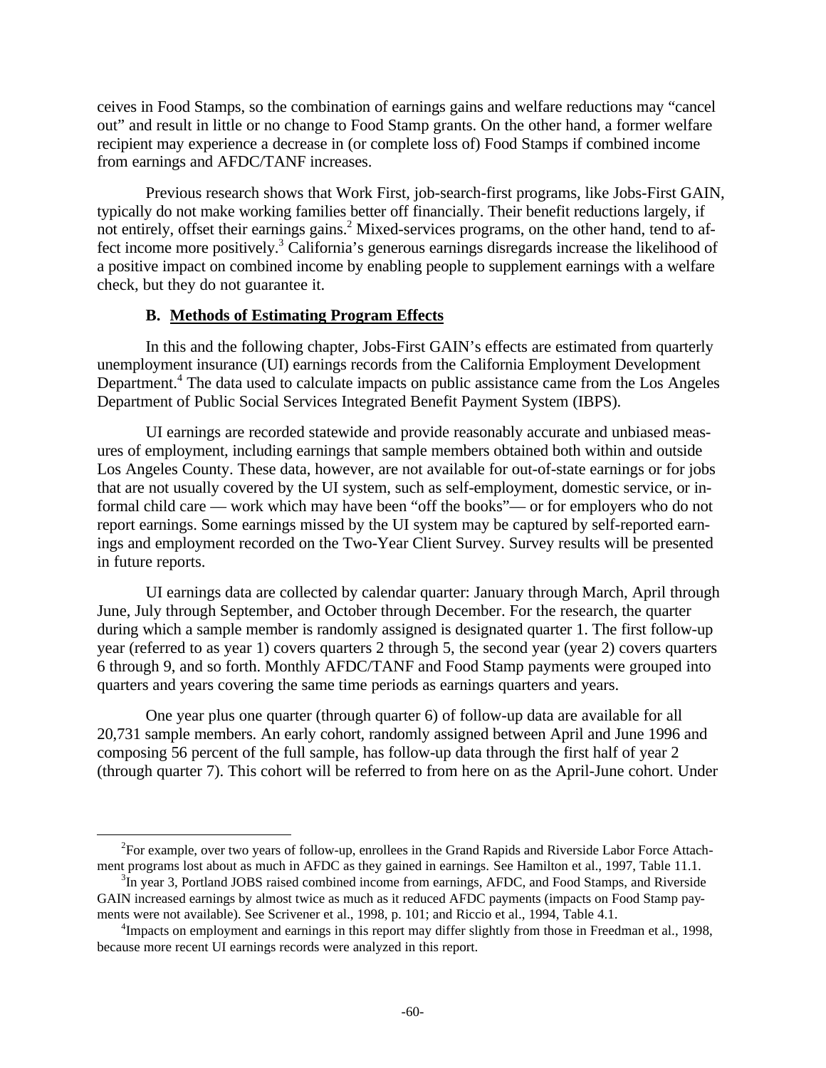ceives in Food Stamps, so the combination of earnings gains and welfare reductions may "cancel out" and result in little or no change to Food Stamp grants. On the other hand, a former welfare recipient may experience a decrease in (or complete loss of) Food Stamps if combined income from earnings and AFDC/TANF increases.

Previous research shows that Work First, job-search-first programs, like Jobs-First GAIN, typically do not make working families better off financially. Their benefit reductions largely, if not entirely, offset their earnings gains.[2] Mixed-services programs, on the other hand, tend to affect income more positively.[3] California's generous earnings disregards increase the likelihood of a positive impact on combined income by enabling people to supplement earnings with a welfare check, but they do not guarantee it.

### B. Methods of Estimating Program Effects

In this and the following chapter, Jobs-First GAIN's effects are estimated from quarterly unemployment insurance (UI) earnings records from the California Employment Development Department.[4] The data used to calculate impacts on public assistance came from the Los Angeles Department of Public Social Services Integrated Benefit Payment System (IBPS).

UI earnings are recorded statewide and provide reasonably accurate and unbiased measures of employment, including earnings that sample members obtained both within and outside Los Angeles County. These data, however, are not available for out-of-state earnings or for jobs that are not usually covered by the UI system, such as self-employment, domestic service, or informal child care — work which may have been "off the books"— or for employers who do not report earnings. Some earnings missed by the UI system may be captured by self-reported earnings and employment recorded on the Two-Year Client Survey. Survey results will be presented in future reports.

UI earnings data are collected by calendar quarter: January through March, April through June, July through September, and October through December. For the research, the quarter during which a sample member is randomly assigned is designated quarter 1. The first follow-up year (referred to as year 1) covers quarters 2 through 5, the second year (year 2) covers quarters 6 through 9, and so forth. Monthly AFDC/TANF and Food Stamp payments were grouped into quarters and years covering the same time periods as earnings quarters and years.

One year plus one quarter (through quarter 6) of follow-up data are available for all 20,731 sample members. An early cohort, randomly assigned between April and June 1996 and composing 56 percent of the full sample, has follow-up data through the first half of year 2 (through quarter 7). This cohort will be referred to from here on as the April-June cohort. Under

---

[2] For example, over two years of follow-up, enrollees in the Grand Rapids and Riverside Labor Force Attachment programs lost about as much in AFDC as they gained in earnings. See Hamilton et al., 1997, Table 11.1.

[3] In year 3, Portland JOBS raised combined income from earnings, AFDC, and Food Stamps, and Riverside GAIN increased earnings by almost twice as much as it reduced AFDC payments (impacts on Food Stamp payments were not available). See Scrivener et al., 1998, p. 101; and Riccio et al., 1994, Table 4.1.

[4] Impacts on employment and earnings in this report may differ slightly from those in Freedman et al., 1998, because more recent UI earnings records were analyzed in this report.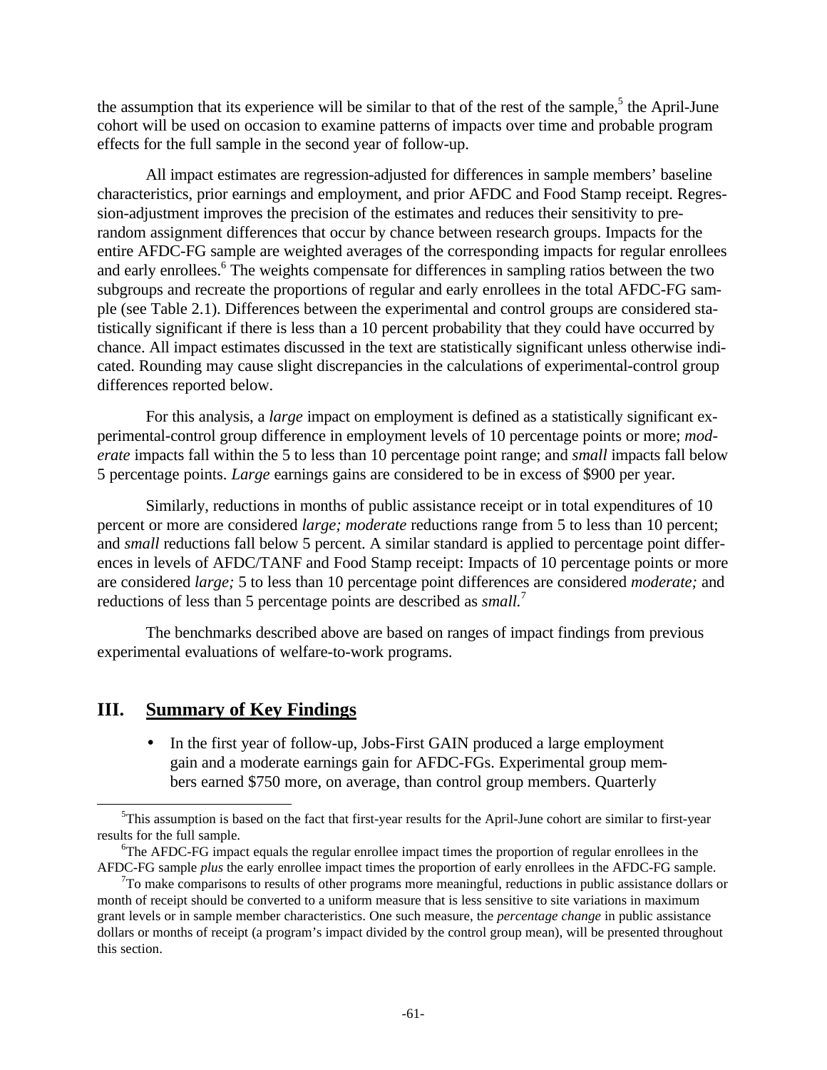the assumption that its experience will be similar to that of the rest of the sample,[5] the April-June cohort will be used on occasion to examine patterns of impacts over time and probable program effects for the full sample in the second year of follow-up.

All impact estimates are regression-adjusted for differences in sample members' baseline characteristics, prior earnings and employment, and prior AFDC and Food Stamp receipt. Regression-adjustment improves the precision of the estimates and reduces their sensitivity to pre-random assignment differences that occur by chance between research groups. Impacts for the entire AFDC-FG sample are weighted averages of the corresponding impacts for regular enrollees and early enrollees.[6] The weights compensate for differences in sampling ratios between the two subgroups and recreate the proportions of regular and early enrollees in the total AFDC-FG sample (see Table 2.1). Differences between the experimental and control groups are considered statistically significant if there is less than a 10 percent probability that they could have occurred by chance. All impact estimates discussed in the text are statistically significant unless otherwise indicated. Rounding may cause slight discrepancies in the calculations of experimental-control group differences reported below.

For this analysis, a *large* impact on employment is defined as a statistically significant experimental-control group difference in employment levels of 10 percentage points or more; *moderate* impacts fall within the 5 to less than 10 percentage point range; and *small* impacts fall below 5 percentage points. *Large* earnings gains are considered to be in excess of $900 per year.

Similarly, reductions in months of public assistance receipt or in total expenditures of 10 percent or more are considered *large; moderate* reductions range from 5 to less than 10 percent; and *small* reductions fall below 5 percent. A similar standard is applied to percentage point differences in levels of AFDC/TANF and Food Stamp receipt: Impacts of 10 percentage points or more are considered *large;* 5 to less than 10 percentage point differences are considered *moderate;* and reductions of less than 5 percentage points are described as *small.*[7]

The benchmarks described above are based on ranges of impact findings from previous experimental evaluations of welfare-to-work programs.

## III. Summary of Key Findings

- In the first year of follow-up, Jobs-First GAIN produced a large employment gain and a moderate earnings gain for AFDC-FGs. Experimental group members earned $750 more, on average, than control group members. Quarterly

---

[5]This assumption is based on the fact that first-year results for the April-June cohort are similar to first-year results for the full sample.

[6]The AFDC-FG impact equals the regular enrollee impact times the proportion of regular enrollees in the AFDC-FG sample *plus* the early enrollee impact times the proportion of early enrollees in the AFDC-FG sample.

[7]To make comparisons to results of other programs more meaningful, reductions in public assistance dollars or month of receipt should be converted to a uniform measure that is less sensitive to site variations in maximum grant levels or in sample member characteristics. One such measure, the *percentage change* in public assistance dollars or months of receipt (a program's impact divided by the control group mean), will be presented throughout this section.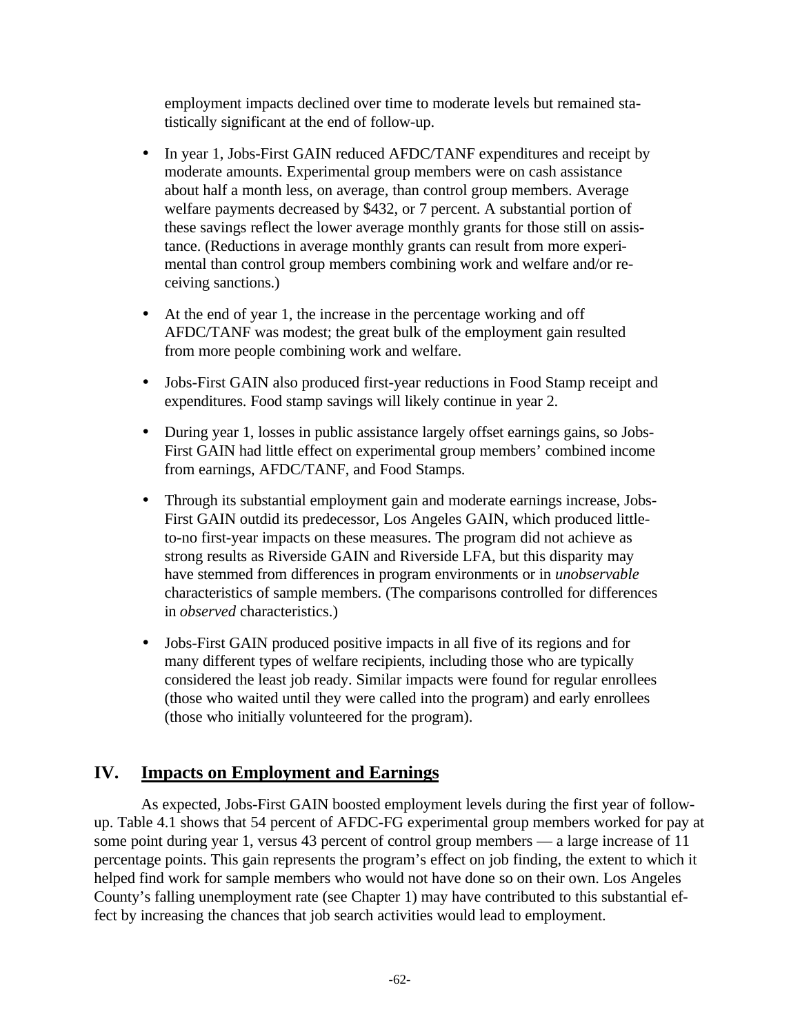employment impacts declined over time to moderate levels but remained statistically significant at the end of follow-up.

- In year 1, Jobs-First GAIN reduced AFDC/TANF expenditures and receipt by moderate amounts. Experimental group members were on cash assistance about half a month less, on average, than control group members. Average welfare payments decreased by $432, or 7 percent. A substantial portion of these savings reflect the lower average monthly grants for those still on assistance. (Reductions in average monthly grants can result from more experimental than control group members combining work and welfare and/or receiving sanctions.)

- At the end of year 1, the increase in the percentage working and off AFDC/TANF was modest; the great bulk of the employment gain resulted from more people combining work and welfare.

- Jobs-First GAIN also produced first-year reductions in Food Stamp receipt and expenditures. Food stamp savings will likely continue in year 2.

- During year 1, losses in public assistance largely offset earnings gains, so Jobs-First GAIN had little effect on experimental group members' combined income from earnings, AFDC/TANF, and Food Stamps.

- Through its substantial employment gain and moderate earnings increase, Jobs-First GAIN outdid its predecessor, Los Angeles GAIN, which produced little-to-no first-year impacts on these measures. The program did not achieve as strong results as Riverside GAIN and Riverside LFA, but this disparity may have stemmed from differences in program environments or in *unobservable* characteristics of sample members. (The comparisons controlled for differences in *observed* characteristics.)

- Jobs-First GAIN produced positive impacts in all five of its regions and for many different types of welfare recipients, including those who are typically considered the least job ready. Similar impacts were found for regular enrollees (those who waited until they were called into the program) and early enrollees (those who initially volunteered for the program).

## IV. Impacts on Employment and Earnings

As expected, Jobs-First GAIN boosted employment levels during the first year of follow-up. Table 4.1 shows that 54 percent of AFDC-FG experimental group members worked for pay at some point during year 1, versus 43 percent of control group members — a large increase of 11 percentage points. This gain represents the program's effect on job finding, the extent to which it helped find work for sample members who would not have done so on their own. Los Angeles County's falling unemployment rate (see Chapter 1) may have contributed to this substantial effect by increasing the chances that job search activities would lead to employment.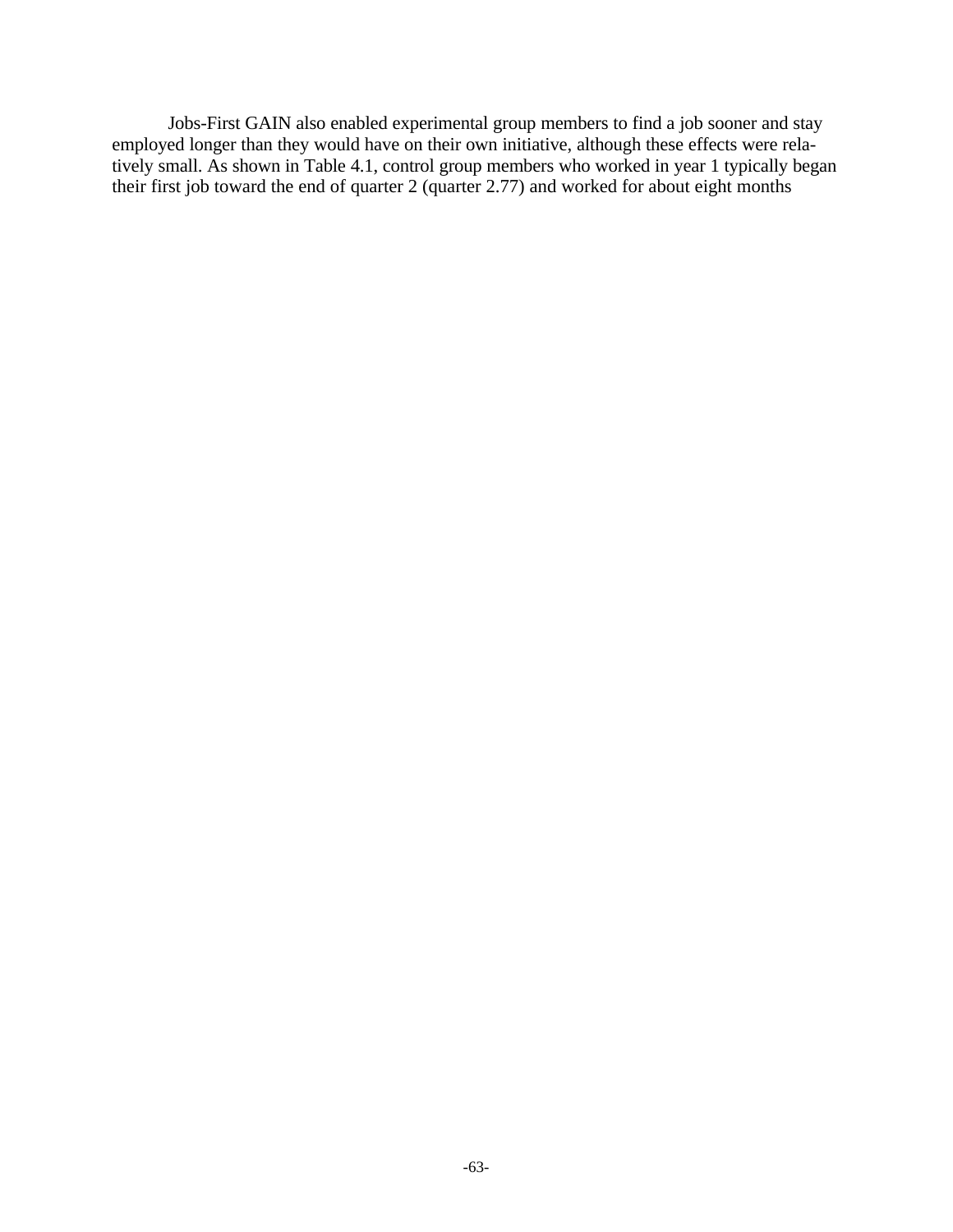Jobs-First GAIN also enabled experimental group members to find a job sooner and stay employed longer than they would have on their own initiative, although these effects were relatively small. As shown in Table 4.1, control group members who worked in year 1 typically began their first job toward the end of quarter 2 (quarter 2.77) and worked for about eight months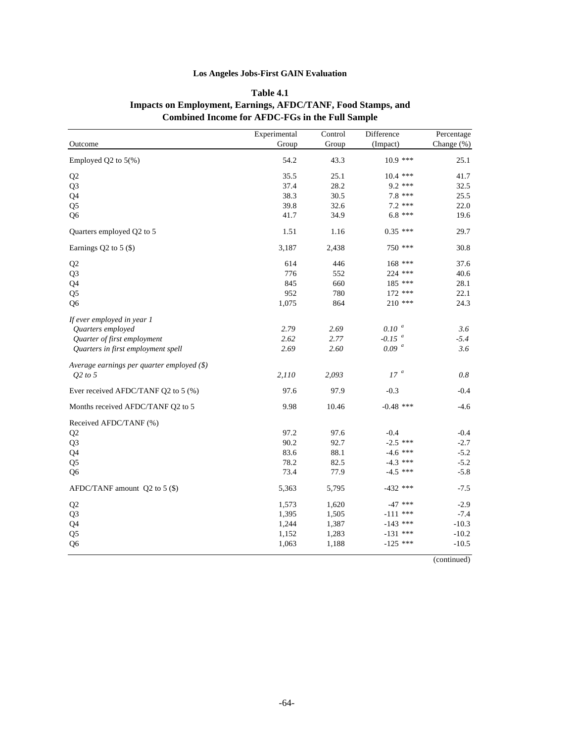**Los Angeles Jobs-First GAIN Evaluation**

**Table 4.1**
**Impacts on Employment, Earnings, AFDC/TANF, Food Stamps, and Combined Income for AFDC-FGs in the Full Sample**

| Outcome | Experimental Group | Control Group | Difference (Impact) | Percentage Change (%) |
|---|---|---|---|---|
| Employed Q2 to 5(%) | 54.2 | 43.3 | 10.9 *** | 25.1 |
| Q2 | 35.5 | 25.1 | 10.4 *** | 41.7 |
| Q3 | 37.4 | 28.2 | 9.2 *** | 32.5 |
| Q4 | 38.3 | 30.5 | 7.8 *** | 25.5 |
| Q5 | 39.8 | 32.6 | 7.2 *** | 22.0 |
| Q6 | 41.7 | 34.9 | 6.8 *** | 19.6 |
| Quarters employed Q2 to 5 | 1.51 | 1.16 | 0.35 *** | 29.7 |
| Earnings Q2 to 5 ($) | 3,187 | 2,438 | 750 *** | 30.8 |
| Q2 | 614 | 446 | 168 *** | 37.6 |
| Q3 | 776 | 552 | 224 *** | 40.6 |
| Q4 | 845 | 660 | 185 *** | 28.1 |
| Q5 | 952 | 780 | 172 *** | 22.1 |
| Q6 | 1,075 | 864 | 210 *** | 24.3 |
| *If ever employed in year 1* | | | | |
| *Quarters employed* | *2.79* | *2.69* | *0.10* [a] | *3.6* |
| *Quarter of first employment* | *2.62* | *2.77* | *-0.15* [a] | *-5.4* |
| *Quarters in first employment spell* | *2.69* | *2.60* | *0.09* [a] | *3.6* |
| *Average earnings per quarter employed ($)* | | | | |
| *Q2 to 5* | *2,110* | *2,093* | *17* [a] | *0.8* |
| Ever received AFDC/TANF Q2 to 5 (%) | 97.6 | 97.9 | -0.3 | -0.4 |
| Months received AFDC/TANF Q2 to 5 | 9.98 | 10.46 | -0.48 *** | -4.6 |
| Received AFDC/TANF (%) | | | | |
| Q2 | 97.2 | 97.6 | -0.4 | -0.4 |
| Q3 | 90.2 | 92.7 | -2.5 *** | -2.7 |
| Q4 | 83.6 | 88.1 | -4.6 *** | -5.2 |
| Q5 | 78.2 | 82.5 | -4.3 *** | -5.2 |
| Q6 | 73.4 | 77.9 | -4.5 *** | -5.8 |
| AFDC/TANF amount Q2 to 5 ($) | 5,363 | 5,795 | -432 *** | -7.5 |
| Q2 | 1,573 | 1,620 | -47 *** | -2.9 |
| Q3 | 1,395 | 1,505 | -111 *** | -7.4 |
| Q4 | 1,244 | 1,387 | -143 *** | -10.3 |
| Q5 | 1,152 | 1,283 | -131 *** | -10.2 |
| Q6 | 1,063 | 1,188 | -125 *** | -10.5 |

(continued)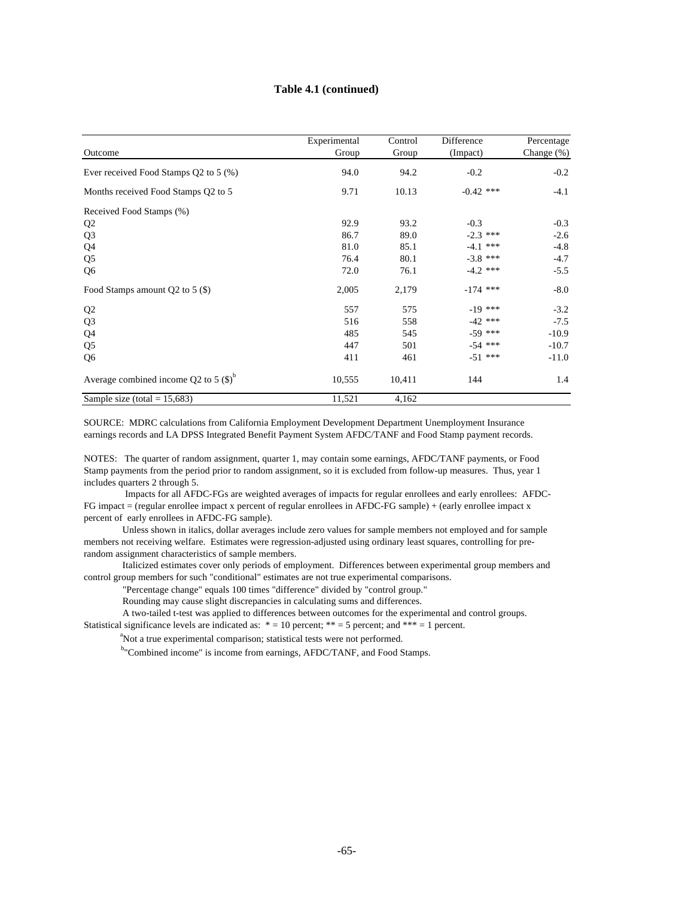**Table 4.1 (continued)**

| Outcome | Experimental Group | Control Group | Difference (Impact) | Percentage Change (%) |
|---|---|---|---|---|
| Ever received Food Stamps Q2 to 5 (%) | 94.0 | 94.2 | -0.2 | -0.2 |
| Months received Food Stamps Q2 to 5 | 9.71 | 10.13 | -0.42 *** | -4.1 |
| Received Food Stamps (%) | | | | |
| Q2 | 92.9 | 93.2 | -0.3 | -0.3 |
| Q3 | 86.7 | 89.0 | -2.3 *** | -2.6 |
| Q4 | 81.0 | 85.1 | -4.1 *** | -4.8 |
| Q5 | 76.4 | 80.1 | -3.8 *** | -4.7 |
| Q6 | 72.0 | 76.1 | -4.2 *** | -5.5 |
| Food Stamps amount Q2 to 5 ($) | 2,005 | 2,179 | -174 *** | -8.0 |
| Q2 | 557 | 575 | -19 *** | -3.2 |
| Q3 | 516 | 558 | -42 *** | -7.5 |
| Q4 | 485 | 545 | -59 *** | -10.9 |
| Q5 | 447 | 501 | -54 *** | -10.7 |
| Q6 | 411 | 461 | -51 *** | -11.0 |
| Average combined income Q2 to 5 ($)[b] | 10,555 | 10,411 | 144 | 1.4 |
| Sample size (total = 15,683) | 11,521 | 4,162 | | |

SOURCE: MDRC calculations from California Employment Development Department Unemployment Insurance earnings records and LA DPSS Integrated Benefit Payment System AFDC/TANF and Food Stamp payment records.

NOTES: The quarter of random assignment, quarter 1, may contain some earnings, AFDC/TANF payments, or Food Stamp payments from the period prior to random assignment, so it is excluded from follow-up measures. Thus, year 1 includes quarters 2 through 5.

Impacts for all AFDC-FGs are weighted averages of impacts for regular enrollees and early enrollees: AFDC-FG impact = (regular enrollee impact x percent of regular enrollees in AFDC-FG sample) + (early enrollee impact x percent of early enrollees in AFDC-FG sample).

Unless shown in italics, dollar averages include zero values for sample members not employed and for sample members not receiving welfare. Estimates were regression-adjusted using ordinary least squares, controlling for pre-random assignment characteristics of sample members.

Italicized estimates cover only periods of employment. Differences between experimental group members and control group members for such "conditional" estimates are not true experimental comparisons.

"Percentage change" equals 100 times "difference" divided by "control group."

Rounding may cause slight discrepancies in calculating sums and differences.

A two-tailed t-test was applied to differences between outcomes for the experimental and control groups. Statistical significance levels are indicated as: * = 10 percent; ** = 5 percent; and *** = 1 percent.

[a]Not a true experimental comparison; statistical tests were not performed.

[b]"Combined income" is income from earnings, AFDC/TANF, and Food Stamps.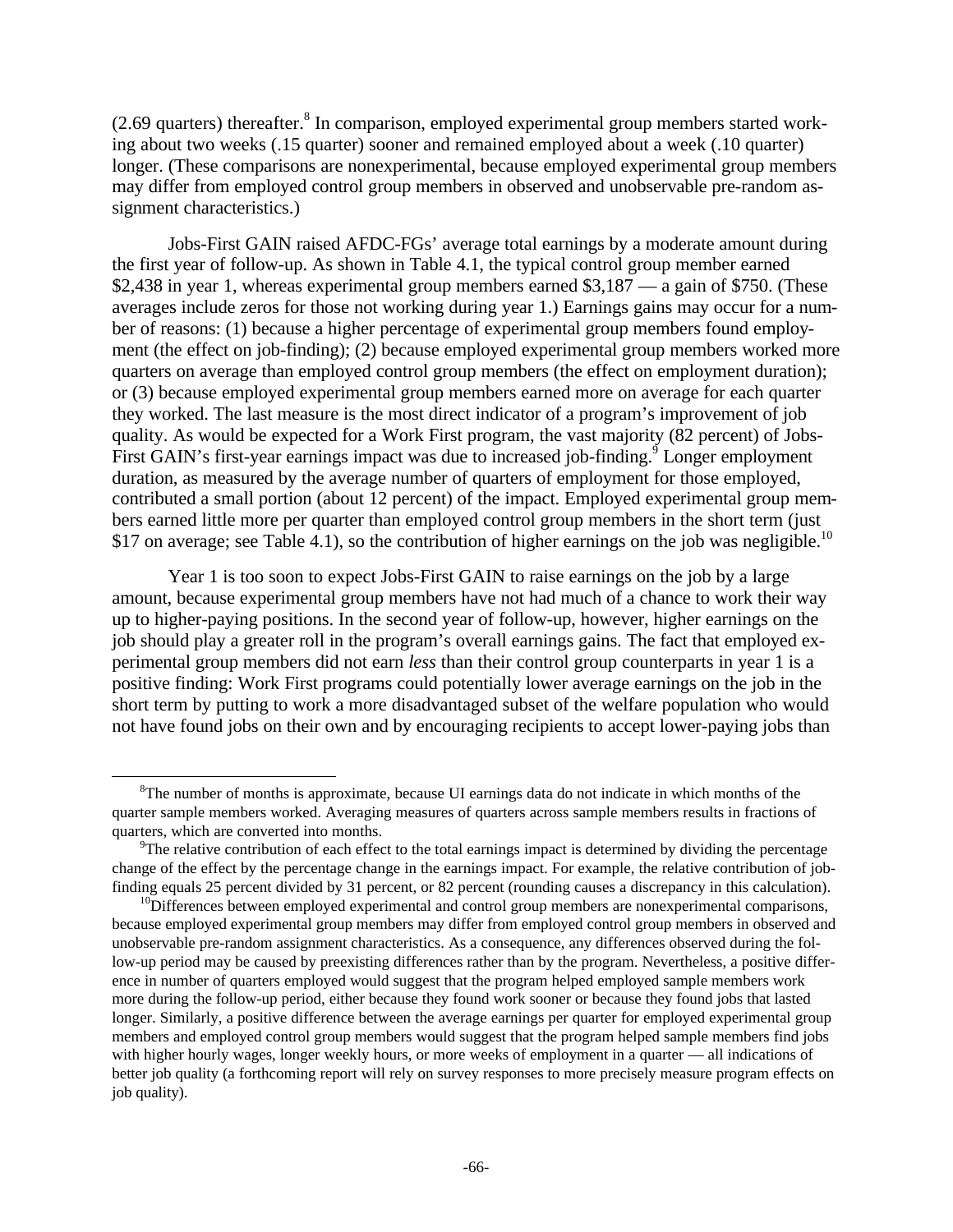(2.69 quarters) thereafter.[8] In comparison, employed experimental group members started working about two weeks (.15 quarter) sooner and remained employed about a week (.10 quarter) longer. (These comparisons are nonexperimental, because employed experimental group members may differ from employed control group members in observed and unobservable pre-random assignment characteristics.)

Jobs-First GAIN raised AFDC-FGs' average total earnings by a moderate amount during the first year of follow-up. As shown in Table 4.1, the typical control group member earned \$2,438 in year 1, whereas experimental group members earned \$3,187 — a gain of \$750. (These averages include zeros for those not working during year 1.) Earnings gains may occur for a number of reasons: (1) because a higher percentage of experimental group members found employment (the effect on job-finding); (2) because employed experimental group members worked more quarters on average than employed control group members (the effect on employment duration); or (3) because employed experimental group members earned more on average for each quarter they worked. The last measure is the most direct indicator of a program's improvement of job quality. As would be expected for a Work First program, the vast majority (82 percent) of Jobs-First GAIN's first-year earnings impact was due to increased job-finding.[9] Longer employment duration, as measured by the average number of quarters of employment for those employed, contributed a small portion (about 12 percent) of the impact. Employed experimental group members earned little more per quarter than employed control group members in the short term (just \$17 on average; see Table 4.1), so the contribution of higher earnings on the job was negligible.[10]

Year 1 is too soon to expect Jobs-First GAIN to raise earnings on the job by a large amount, because experimental group members have not had much of a chance to work their way up to higher-paying positions. In the second year of follow-up, however, higher earnings on the job should play a greater roll in the program's overall earnings gains. The fact that employed experimental group members did not earn *less* than their control group counterparts in year 1 is a positive finding: Work First programs could potentially lower average earnings on the job in the short term by putting to work a more disadvantaged subset of the welfare population who would not have found jobs on their own and by encouraging recipients to accept lower-paying jobs than

---

[8]The number of months is approximate, because UI earnings data do not indicate in which months of the quarter sample members worked. Averaging measures of quarters across sample members results in fractions of quarters, which are converted into months.

[9]The relative contribution of each effect to the total earnings impact is determined by dividing the percentage change of the effect by the percentage change in the earnings impact. For example, the relative contribution of job-finding equals 25 percent divided by 31 percent, or 82 percent (rounding causes a discrepancy in this calculation).

[10]Differences between employed experimental and control group members are nonexperimental comparisons, because employed experimental group members may differ from employed control group members in observed and unobservable pre-random assignment characteristics. As a consequence, any differences observed during the follow-up period may be caused by preexisting differences rather than by the program. Nevertheless, a positive difference in number of quarters employed would suggest that the program helped employed sample members work more during the follow-up period, either because they found work sooner or because they found jobs that lasted longer. Similarly, a positive difference between the average earnings per quarter for employed experimental group members and employed control group members would suggest that the program helped sample members find jobs with higher hourly wages, longer weekly hours, or more weeks of employment in a quarter — all indications of better job quality (a forthcoming report will rely on survey responses to more precisely measure program effects on job quality).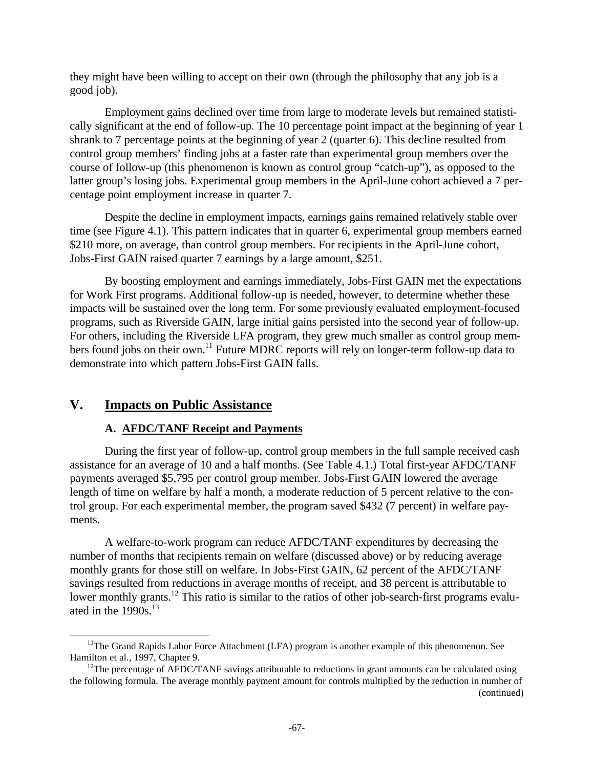they might have been willing to accept on their own (through the philosophy that any job is a good job).

Employment gains declined over time from large to moderate levels but remained statistically significant at the end of follow-up. The 10 percentage point impact at the beginning of year 1 shrank to 7 percentage points at the beginning of year 2 (quarter 6). This decline resulted from control group members' finding jobs at a faster rate than experimental group members over the course of follow-up (this phenomenon is known as control group "catch-up"), as opposed to the latter group's losing jobs. Experimental group members in the April-June cohort achieved a 7 percentage point employment increase in quarter 7.

Despite the decline in employment impacts, earnings gains remained relatively stable over time (see Figure 4.1). This pattern indicates that in quarter 6, experimental group members earned $210 more, on average, than control group members. For recipients in the April-June cohort, Jobs-First GAIN raised quarter 7 earnings by a large amount, $251.

By boosting employment and earnings immediately, Jobs-First GAIN met the expectations for Work First programs. Additional follow-up is needed, however, to determine whether these impacts will be sustained over the long term. For some previously evaluated employment-focused programs, such as Riverside GAIN, large initial gains persisted into the second year of follow-up. For others, including the Riverside LFA program, they grew much smaller as control group members found jobs on their own.[11] Future MDRC reports will rely on longer-term follow-up data to demonstrate into which pattern Jobs-First GAIN falls.

## V. Impacts on Public Assistance

### A. AFDC/TANF Receipt and Payments

During the first year of follow-up, control group members in the full sample received cash assistance for an average of 10 and a half months. (See Table 4.1.) Total first-year AFDC/TANF payments averaged $5,795 per control group member. Jobs-First GAIN lowered the average length of time on welfare by half a month, a moderate reduction of 5 percent relative to the control group. For each experimental member, the program saved $432 (7 percent) in welfare payments.

A welfare-to-work program can reduce AFDC/TANF expenditures by decreasing the number of months that recipients remain on welfare (discussed above) or by reducing average monthly grants for those still on welfare. In Jobs-First GAIN, 62 percent of the AFDC/TANF savings resulted from reductions in average months of receipt, and 38 percent is attributable to lower monthly grants.[12] This ratio is similar to the ratios of other job-search-first programs evaluated in the 1990s.[13]

---

[11]The Grand Rapids Labor Force Attachment (LFA) program is another example of this phenomenon. See Hamilton et al., 1997, Chapter 9.

[12]The percentage of AFDC/TANF savings attributable to reductions in grant amounts can be calculated using the following formula. The average monthly payment amount for controls multiplied by the reduction in number of (continued)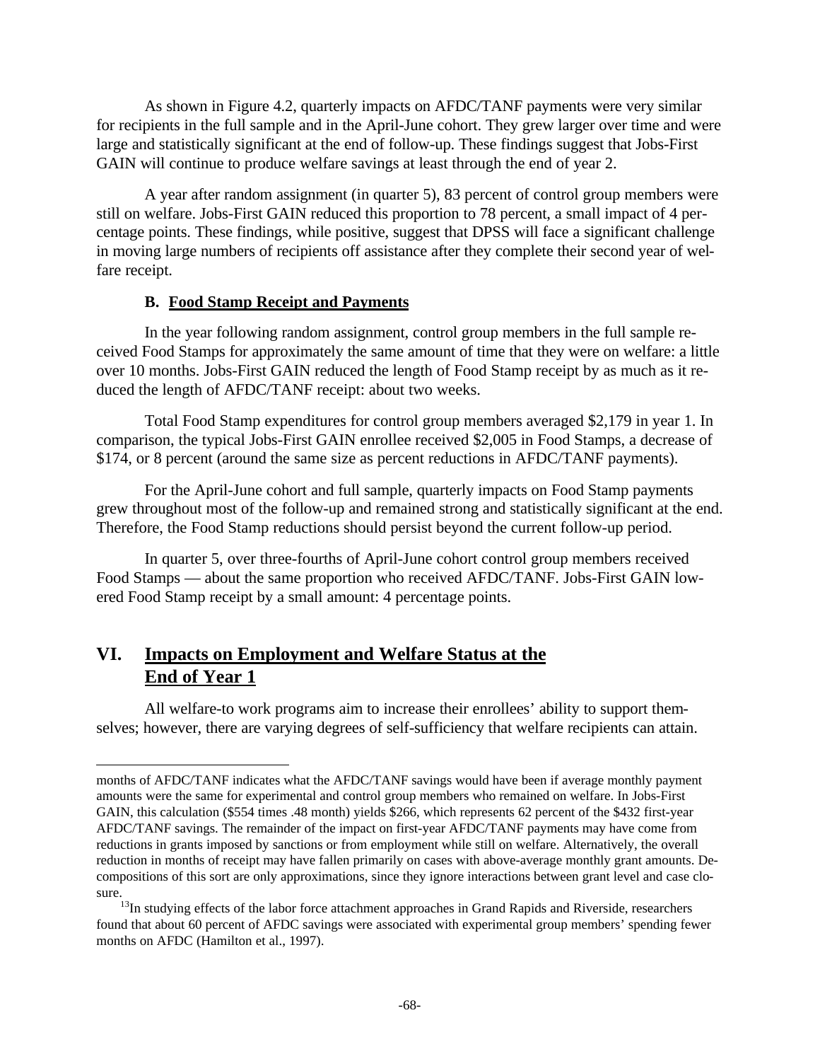As shown in Figure 4.2, quarterly impacts on AFDC/TANF payments were very similar for recipients in the full sample and in the April-June cohort. They grew larger over time and were large and statistically significant at the end of follow-up. These findings suggest that Jobs-First GAIN will continue to produce welfare savings at least through the end of year 2.

A year after random assignment (in quarter 5), 83 percent of control group members were still on welfare. Jobs-First GAIN reduced this proportion to 78 percent, a small impact of 4 percentage points. These findings, while positive, suggest that DPSS will face a significant challenge in moving large numbers of recipients off assistance after they complete their second year of welfare receipt.

### B. Food Stamp Receipt and Payments

In the year following random assignment, control group members in the full sample received Food Stamps for approximately the same amount of time that they were on welfare: a little over 10 months. Jobs-First GAIN reduced the length of Food Stamp receipt by as much as it reduced the length of AFDC/TANF receipt: about two weeks.

Total Food Stamp expenditures for control group members averaged $2,179 in year 1. In comparison, the typical Jobs-First GAIN enrollee received $2,005 in Food Stamps, a decrease of $174, or 8 percent (around the same size as percent reductions in AFDC/TANF payments).

For the April-June cohort and full sample, quarterly impacts on Food Stamp payments grew throughout most of the follow-up and remained strong and statistically significant at the end. Therefore, the Food Stamp reductions should persist beyond the current follow-up period.

In quarter 5, over three-fourths of April-June cohort control group members received Food Stamps — about the same proportion who received AFDC/TANF. Jobs-First GAIN lowered Food Stamp receipt by a small amount: 4 percentage points.

## VI. Impacts on Employment and Welfare Status at the End of Year 1

All welfare-to work programs aim to increase their enrollees' ability to support themselves; however, there are varying degrees of self-sufficiency that welfare recipients can attain.

---

months of AFDC/TANF indicates what the AFDC/TANF savings would have been if average monthly payment amounts were the same for experimental and control group members who remained on welfare. In Jobs-First GAIN, this calculation ($554 times .48 month) yields $266, which represents 62 percent of the $432 first-year AFDC/TANF savings. The remainder of the impact on first-year AFDC/TANF payments may have come from reductions in grants imposed by sanctions or from employment while still on welfare. Alternatively, the overall reduction in months of receipt may have fallen primarily on cases with above-average monthly grant amounts. Decompositions of this sort are only approximations, since they ignore interactions between grant level and case closure.

[13]In studying effects of the labor force attachment approaches in Grand Rapids and Riverside, researchers found that about 60 percent of AFDC savings were associated with experimental group members' spending fewer months on AFDC (Hamilton et al., 1997).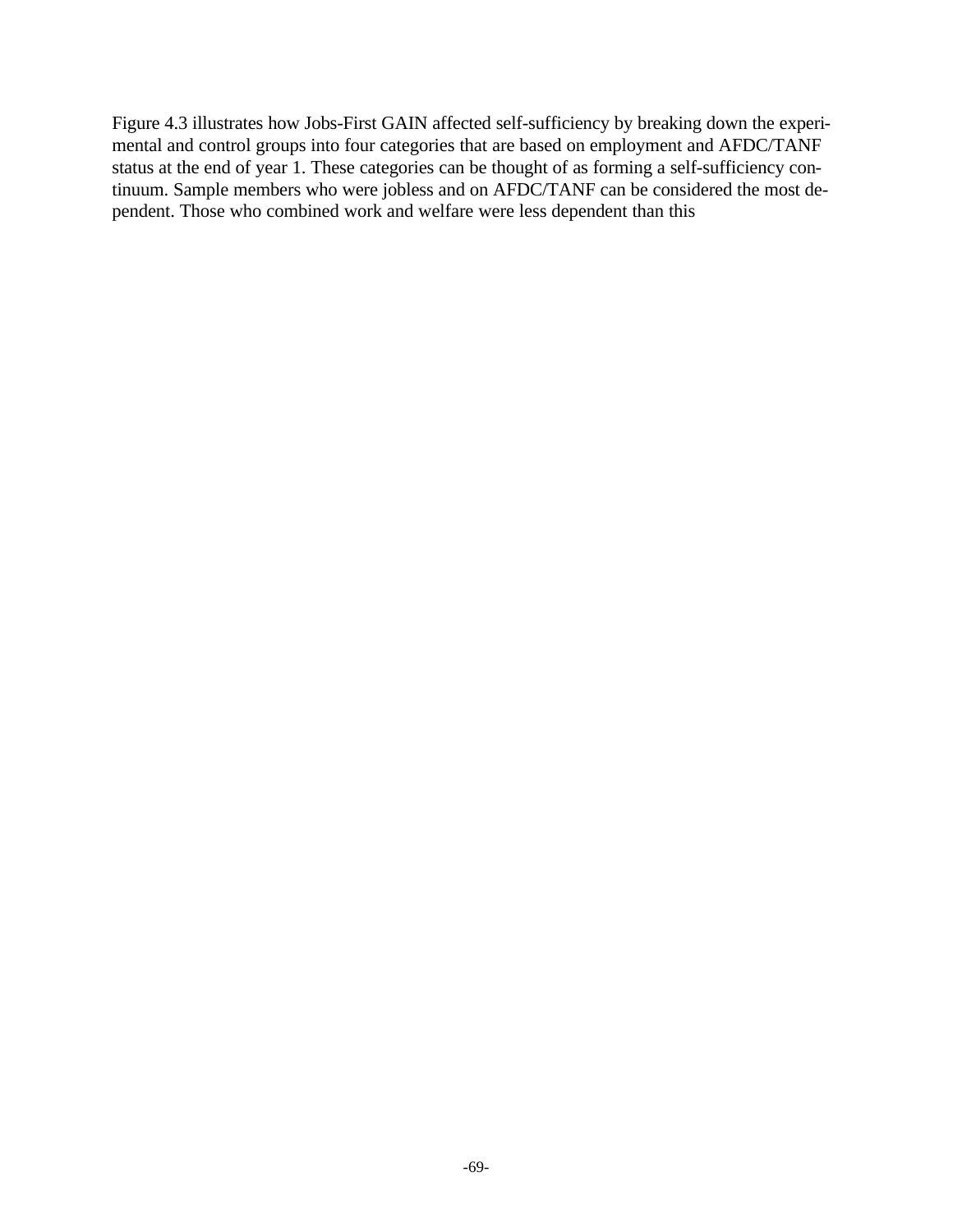Figure 4.3 illustrates how Jobs-First GAIN affected self-sufficiency by breaking down the experimental and control groups into four categories that are based on employment and AFDC/TANF status at the end of year 1. These categories can be thought of as forming a self-sufficiency continuum. Sample members who were jobless and on AFDC/TANF can be considered the most dependent. Those who combined work and welfare were less dependent than this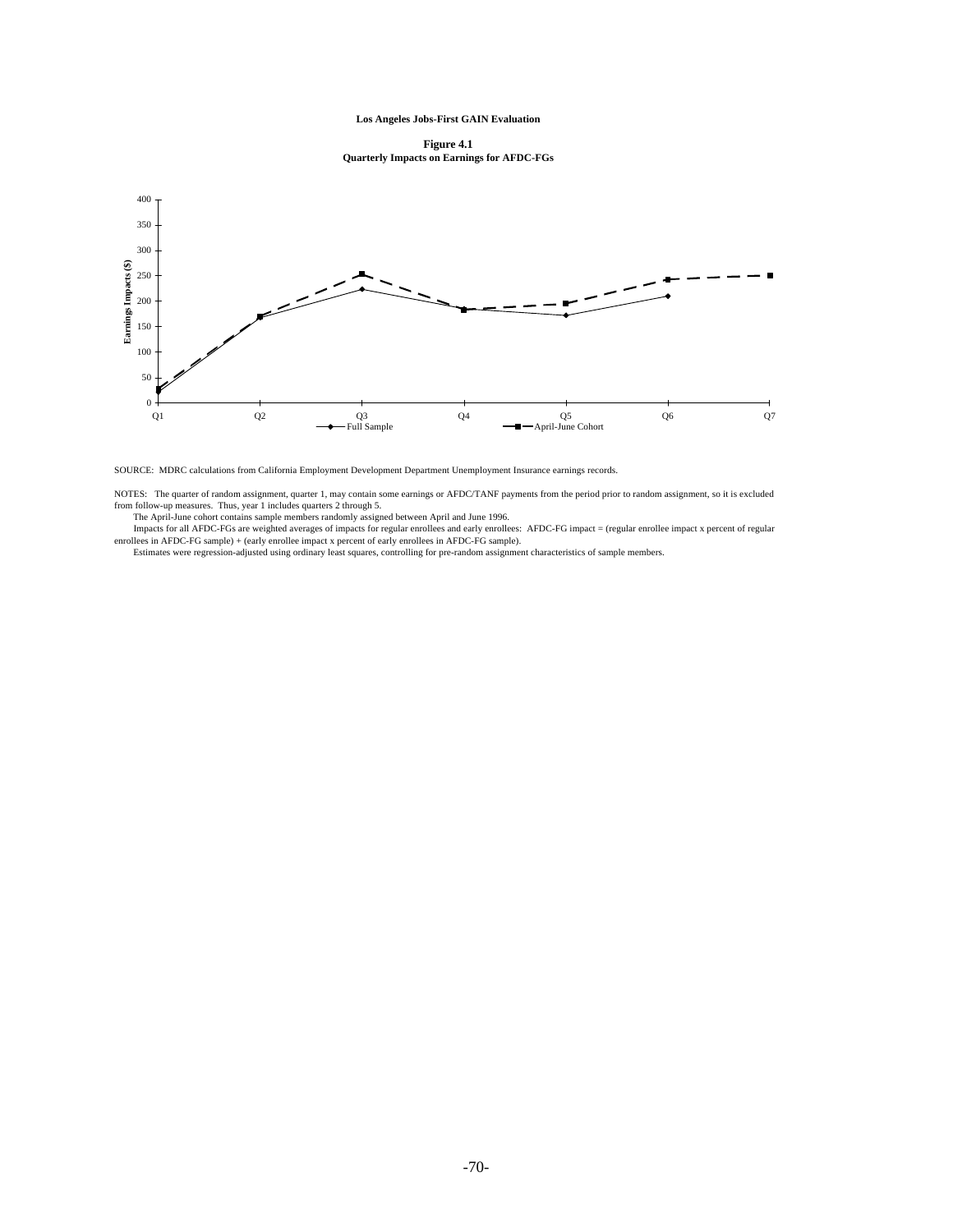**Los Angeles Jobs-First GAIN Evaluation**

**Figure 4.1**
**Quarterly Impacts on Earnings for AFDC-FGs**

SOURCE: MDRC calculations from California Employment Development Department Unemployment Insurance earnings records.

NOTES: The quarter of random assignment, quarter 1, may contain some earnings or AFDC/TANF payments from the period prior to random assignment, so it is excluded from follow-up measures. Thus, year 1 includes quarters 2 through 5.

The April-June cohort contains sample members randomly assigned between April and June 1996.

Impacts for all AFDC-FGs are weighted averages of impacts for regular enrollees and early enrollees: AFDC-FG impact = (regular enrollee impact x percent of regular enrollees in AFDC-FG sample) + (early enrollee impact x percent of early enrollees in AFDC-FG sample).

Estimates were regression-adjusted using ordinary least squares, controlling for pre-random assignment characteristics of sample members.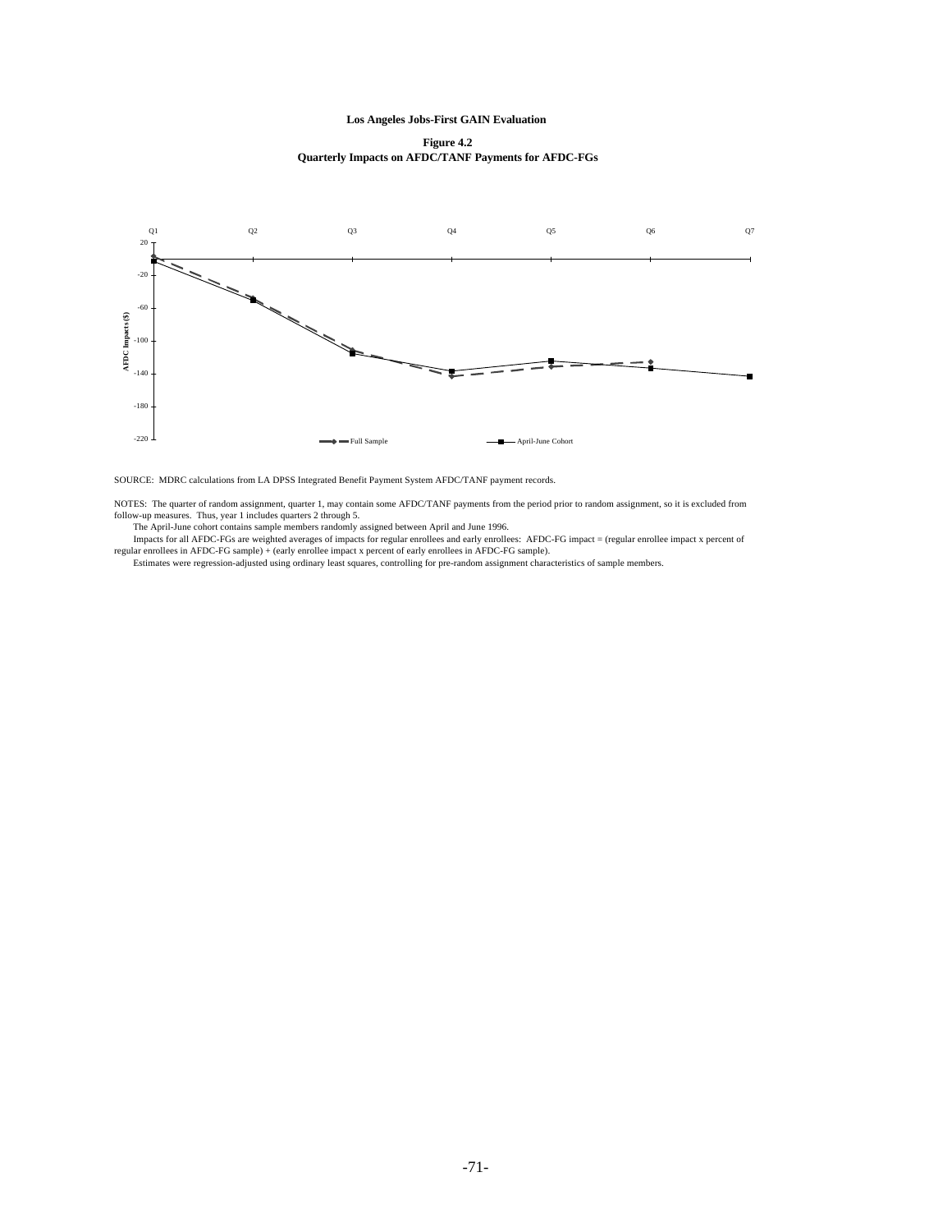**Los Angeles Jobs-First GAIN Evaluation**

**Figure 4.2**
**Quarterly Impacts on AFDC/TANF Payments for AFDC-FGs**

SOURCE: MDRC calculations from LA DPSS Integrated Benefit Payment System AFDC/TANF payment records.

NOTES: The quarter of random assignment, quarter 1, may contain some AFDC/TANF payments from the period prior to random assignment, so it is excluded from follow-up measures. Thus, year 1 includes quarters 2 through 5.

The April-June cohort contains sample members randomly assigned between April and June 1996.

Impacts for all AFDC-FGs are weighted averages of impacts for regular enrollees and early enrollees: AFDC-FG impact = (regular enrollee impact x percent of regular enrollees in AFDC-FG sample) + (early enrollee impact x percent of early enrollees in AFDC-FG sample).

Estimates were regression-adjusted using ordinary least squares, controlling for pre-random assignment characteristics of sample members.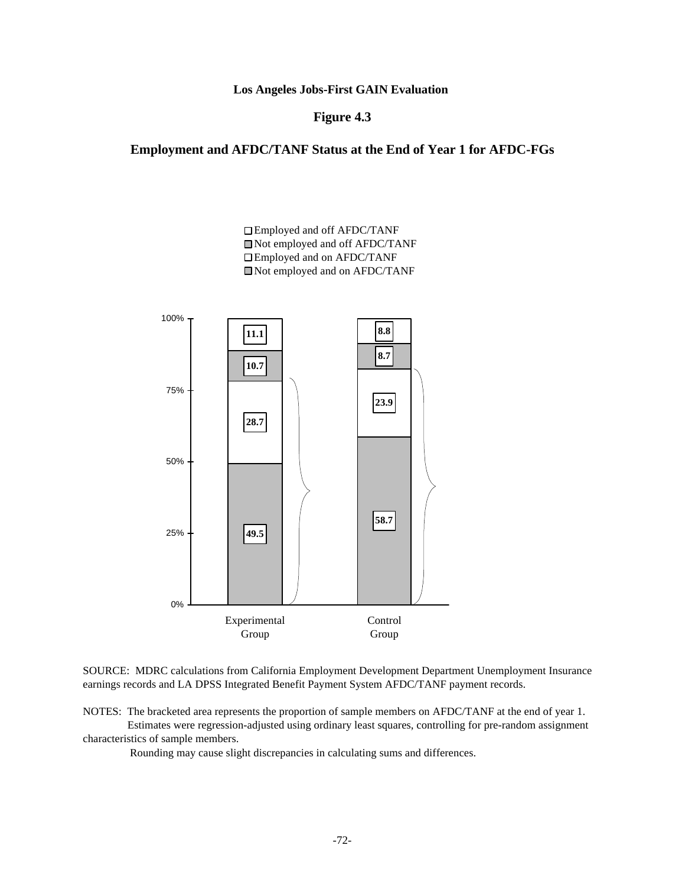**Los Angeles Jobs-First GAIN Evaluation**

**Figure 4.3**

**Employment and AFDC/TANF Status at the End of Year 1 for AFDC-FGs**

| | Experimental Group | Control Group |
|---|---|---|
| Employed and off AFDC/TANF | 11.1 | 8.8 |
| Not employed and off AFDC/TANF | 10.7 | 8.7 |
| Employed and on AFDC/TANF | 28.7 | 23.9 |
| Not employed and on AFDC/TANF | 49.5 | 58.7 |

SOURCE: MDRC calculations from California Employment Development Department Unemployment Insurance earnings records and LA DPSS Integrated Benefit Payment System AFDC/TANF payment records.

NOTES: The bracketed area represents the proportion of sample members on AFDC/TANF at the end of year 1.

Estimates were regression-adjusted using ordinary least squares, controlling for pre-random assignment characteristics of sample members.

Rounding may cause slight discrepancies in calculating sums and differences.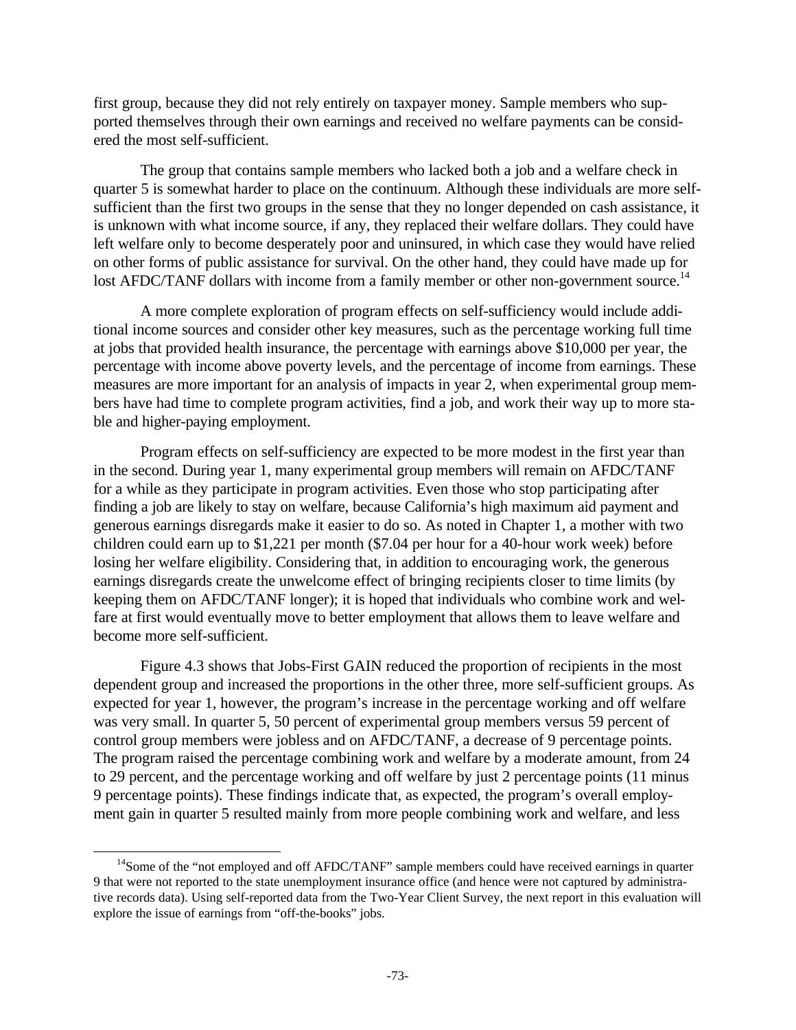first group, because they did not rely entirely on taxpayer money. Sample members who supported themselves through their own earnings and received no welfare payments can be considered the most self-sufficient.

The group that contains sample members who lacked both a job and a welfare check in quarter 5 is somewhat harder to place on the continuum. Although these individuals are more self-sufficient than the first two groups in the sense that they no longer depended on cash assistance, it is unknown with what income source, if any, they replaced their welfare dollars. They could have left welfare only to become desperately poor and uninsured, in which case they would have relied on other forms of public assistance for survival. On the other hand, they could have made up for lost AFDC/TANF dollars with income from a family member or other non-government source.[14]

A more complete exploration of program effects on self-sufficiency would include additional income sources and consider other key measures, such as the percentage working full time at jobs that provided health insurance, the percentage with earnings above $10,000 per year, the percentage with income above poverty levels, and the percentage of income from earnings. These measures are more important for an analysis of impacts in year 2, when experimental group members have had time to complete program activities, find a job, and work their way up to more stable and higher-paying employment.

Program effects on self-sufficiency are expected to be more modest in the first year than in the second. During year 1, many experimental group members will remain on AFDC/TANF for a while as they participate in program activities. Even those who stop participating after finding a job are likely to stay on welfare, because California's high maximum aid payment and generous earnings disregards make it easier to do so. As noted in Chapter 1, a mother with two children could earn up to $1,221 per month ($7.04 per hour for a 40-hour work week) before losing her welfare eligibility. Considering that, in addition to encouraging work, the generous earnings disregards create the unwelcome effect of bringing recipients closer to time limits (by keeping them on AFDC/TANF longer); it is hoped that individuals who combine work and welfare at first would eventually move to better employment that allows them to leave welfare and become more self-sufficient.

Figure 4.3 shows that Jobs-First GAIN reduced the proportion of recipients in the most dependent group and increased the proportions in the other three, more self-sufficient groups. As expected for year 1, however, the program's increase in the percentage working and off welfare was very small. In quarter 5, 50 percent of experimental group members versus 59 percent of control group members were jobless and on AFDC/TANF, a decrease of 9 percentage points. The program raised the percentage combining work and welfare by a moderate amount, from 24 to 29 percent, and the percentage working and off welfare by just 2 percentage points (11 minus 9 percentage points). These findings indicate that, as expected, the program's overall employment gain in quarter 5 resulted mainly from more people combining work and welfare, and less

---

[14]Some of the "not employed and off AFDC/TANF" sample members could have received earnings in quarter 9 that were not reported to the state unemployment insurance office (and hence were not captured by administrative records data). Using self-reported data from the Two-Year Client Survey, the next report in this evaluation will explore the issue of earnings from "off-the-books" jobs.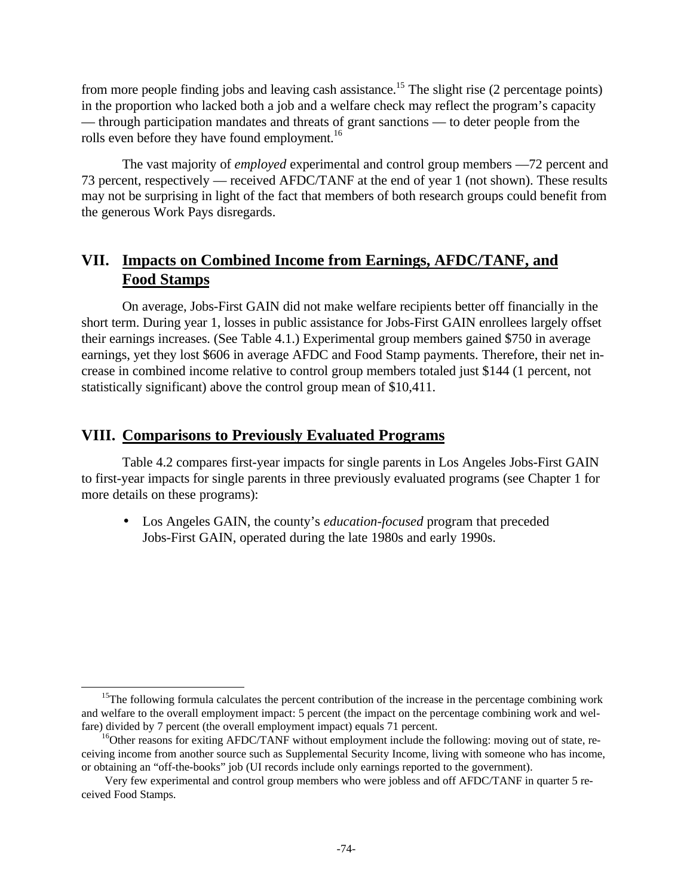from more people finding jobs and leaving cash assistance.[15] The slight rise (2 percentage points) in the proportion who lacked both a job and a welfare check may reflect the program's capacity — through participation mandates and threats of grant sanctions — to deter people from the rolls even before they have found employment.[16]

The vast majority of *employed* experimental and control group members —72 percent and 73 percent, respectively — received AFDC/TANF at the end of year 1 (not shown). These results may not be surprising in light of the fact that members of both research groups could benefit from the generous Work Pays disregards.

## VII. Impacts on Combined Income from Earnings, AFDC/TANF, and Food Stamps

On average, Jobs-First GAIN did not make welfare recipients better off financially in the short term. During year 1, losses in public assistance for Jobs-First GAIN enrollees largely offset their earnings increases. (See Table 4.1.) Experimental group members gained $750 in average earnings, yet they lost $606 in average AFDC and Food Stamp payments. Therefore, their net increase in combined income relative to control group members totaled just $144 (1 percent, not statistically significant) above the control group mean of $10,411.

## VIII. Comparisons to Previously Evaluated Programs

Table 4.2 compares first-year impacts for single parents in Los Angeles Jobs-First GAIN to first-year impacts for single parents in three previously evaluated programs (see Chapter 1 for more details on these programs):

- Los Angeles GAIN, the county's *education-focused* program that preceded Jobs-First GAIN, operated during the late 1980s and early 1990s.

---

[15] The following formula calculates the percent contribution of the increase in the percentage combining work and welfare to the overall employment impact: 5 percent (the impact on the percentage combining work and welfare) divided by 7 percent (the overall employment impact) equals 71 percent.

[16] Other reasons for exiting AFDC/TANF without employment include the following: moving out of state, receiving income from another source such as Supplemental Security Income, living with someone who has income, or obtaining an "off-the-books" job (UI records include only earnings reported to the government).

Very few experimental and control group members who were jobless and off AFDC/TANF in quarter 5 received Food Stamps.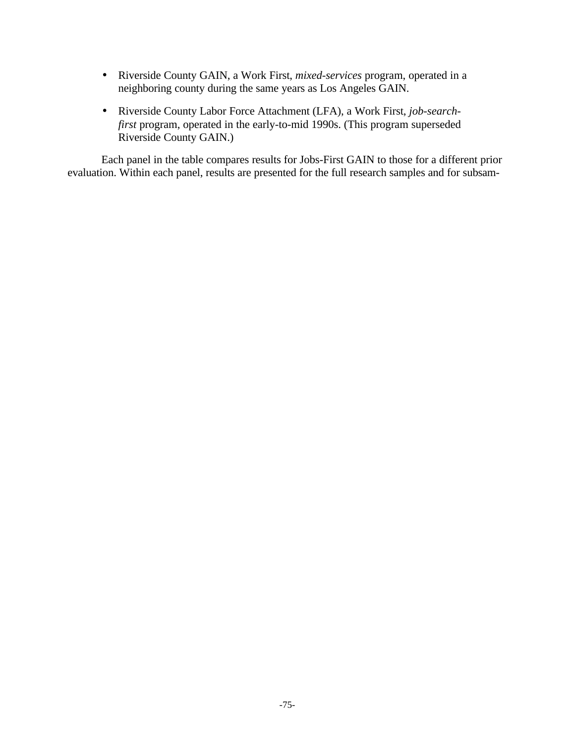- Riverside County GAIN, a Work First, *mixed-services* program, operated in a neighboring county during the same years as Los Angeles GAIN.

- Riverside County Labor Force Attachment (LFA), a Work First, *job-search-first* program, operated in the early-to-mid 1990s. (This program superseded Riverside County GAIN.)

Each panel in the table compares results for Jobs-First GAIN to those for a different prior evaluation. Within each panel, results are presented for the full research samples and for subsam-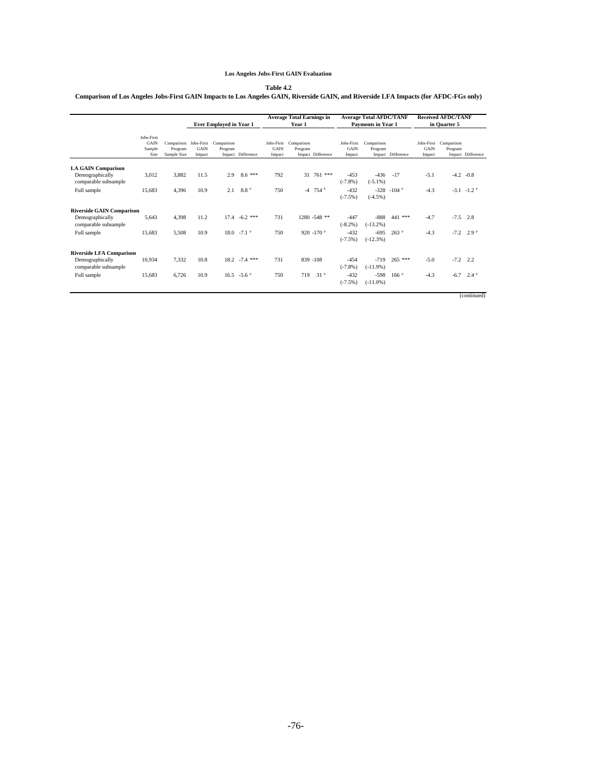Los Angeles Jobs-First GAIN Evaluation

**Table 4.2**

**Comparison of Los Angeles Jobs-First GAIN Impacts to Los Angeles GAIN, Riverside GAIN, and Riverside LFA Impacts (for AFDC-FGs only)**

| | | | Ever Employed in Year 1 | | | Average Total Earnings in Year 1 | | | Average Total AFDC/TANF Payments in Year 1 | | | Received AFDC/TANF in Quarter 5 | | |
|---|---|---|---|---|---|---|---|---|---|---|---|---|---|---|
| | Jobs-First GAIN Sample Size | Comparison Program Sample Size | Jobs-First GAIN Impact | Comparison Program Impact | Difference | Jobs-First GAIN Impact | Comparison Program Impact | Difference | Jobs-First GAIN Impact | Comparison Program Impact | Difference | Jobs-First GAIN Impact | Comparison Program Impact | Difference |
| **LA GAIN Comparison** | | | | | | | | | | | | | | |
| Demographically comparable subsample | 3,012 | 3,882 | 11.5 | 2.9 | 8.6 *** | 792 | 31 | 761 *** | -453 (-7.8%) | -436 (-5.1%) | -17 | -5.1 | -4.2 | -0.8 |
| Full sample | 15,683 | 4,396 | 10.9 | 2.1 | 8.8 [a] | 750 | -4 | 754 [a] | -432 (-7.5%) | -328 (-4.5%) | -104 [a] | -4.3 | -3.1 | -1.2 [a] |
| **Riverside GAIN Comparison** | | | | | | | | | | | | | | |
| Demographically comparable subsample | 5,643 | 4,398 | 11.2 | 17.4 | -6.2 *** | 731 | 1280 | -548 ** | -447 (-8.2%) | -888 (-13.2%) | 441 *** | -4.7 | -7.5 | 2.8 |
| Full sample | 15,683 | 5,508 | 10.9 | 18.0 | -7.1 [a] | 750 | 920 | -170 [a] | -432 (-7.5%) | -695 (-12.3%) | 263 [a] | -4.3 | -7.2 | 2.9 [a] |
| **Riverside LFA Comparison** | | | | | | | | | | | | | | |
| Demographically comparable subsample | 10,934 | 7,332 | 10.8 | 18.2 | -7.4 *** | 731 | 839 | -108 | -454 (-7.8%) | -719 (-11.9%) | 265 *** | -5.0 | -7.2 | 2.2 |
| Full sample | 15,683 | 6,726 | 10.9 | 16.5 | -5.6 [a] | 750 | 719 | 31 [a] | -432 (-7.5%) | -598 (-11.0%) | 166 [a] | -4.3 | -6.7 | 2.4 [a] |

(continued)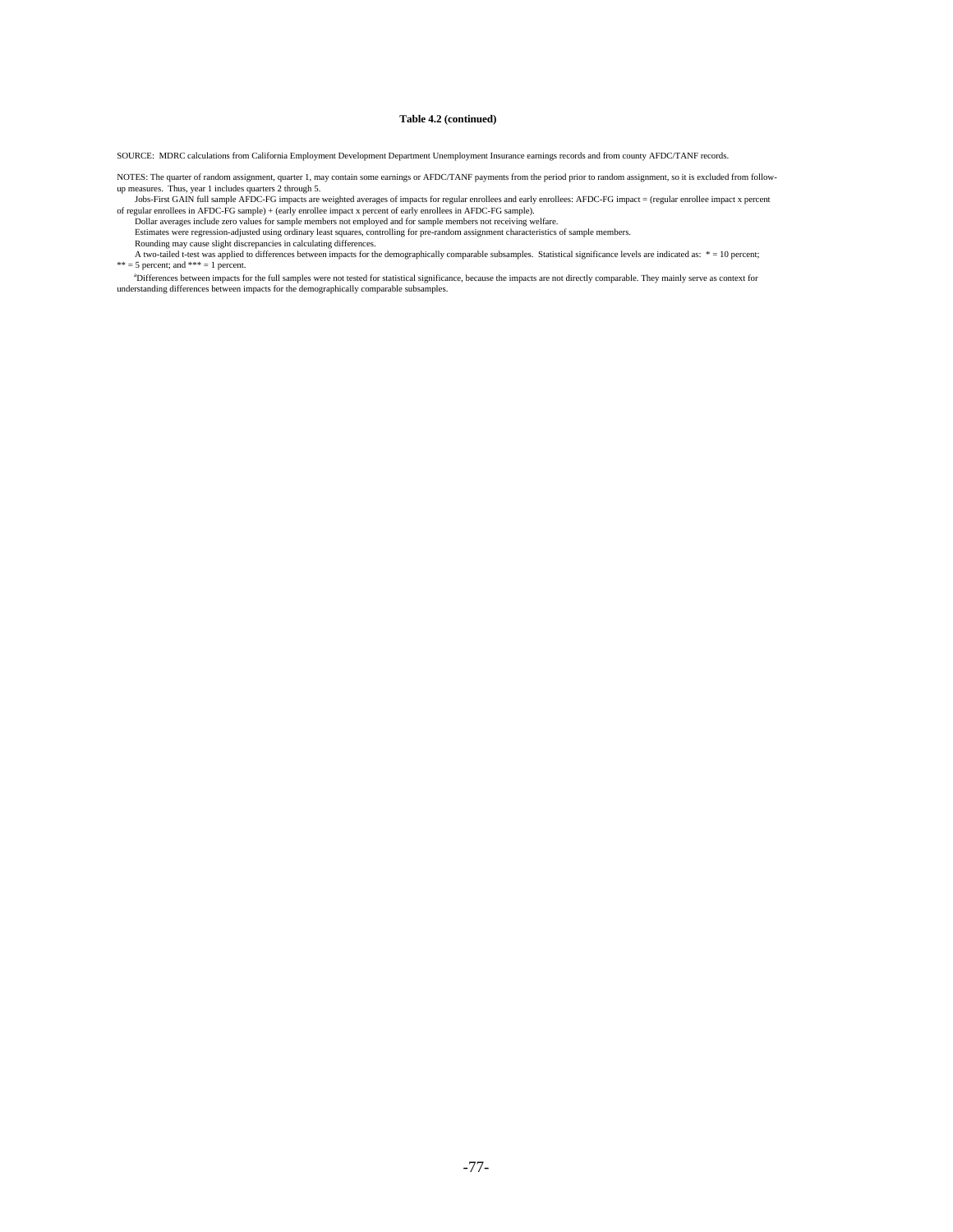**Table 4.2 (continued)**

SOURCE: MDRC calculations from California Employment Development Department Unemployment Insurance earnings records and from county AFDC/TANF records.

NOTES: The quarter of random assignment, quarter 1, may contain some earnings or AFDC/TANF payments from the period prior to random assignment, so it is excluded from follow-up measures. Thus, year 1 includes quarters 2 through 5.

Jobs-First GAIN full sample AFDC-FG impacts are weighted averages of impacts for regular enrollees and early enrollees: AFDC-FG impact = (regular enrollee impact x percent of regular enrollees in AFDC-FG sample) + (early enrollee impact x percent of early enrollees in AFDC-FG sample).

Dollar averages include zero values for sample members not employed and for sample members not receiving welfare.

Estimates were regression-adjusted using ordinary least squares, controlling for pre-random assignment characteristics of sample members.

Rounding may cause slight discrepancies in calculating differences.

A two-tailed t-test was applied to differences between impacts for the demographically comparable subsamples. Statistical significance levels are indicated as: * = 10 percent; ** = 5 percent; and *** = 1 percent.

[a]Differences between impacts for the full samples were not tested for statistical significance, because the impacts are not directly comparable. They mainly serve as context for understanding differences between impacts for the demographically comparable subsamples.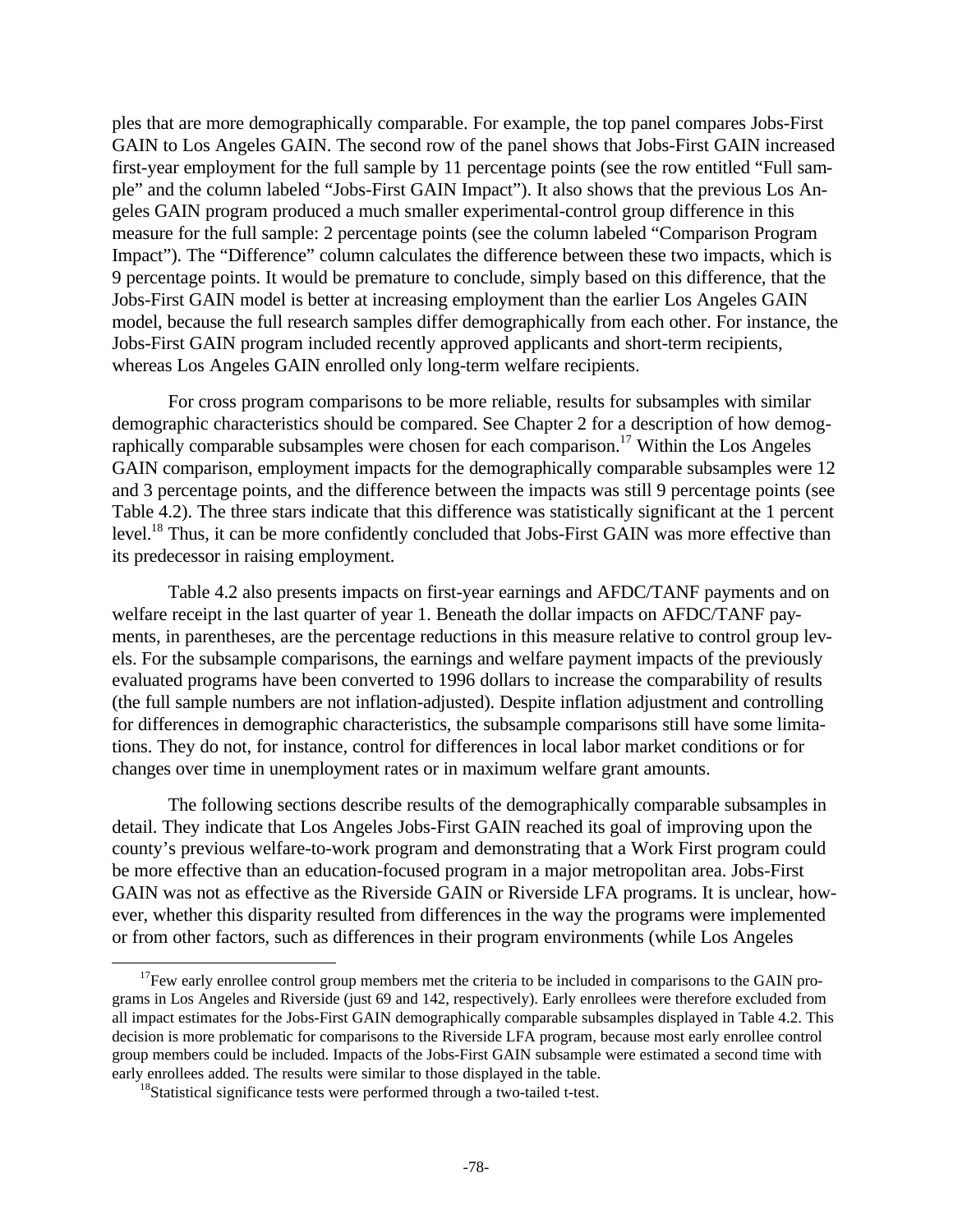ples that are more demographically comparable. For example, the top panel compares Jobs-First GAIN to Los Angeles GAIN. The second row of the panel shows that Jobs-First GAIN increased first-year employment for the full sample by 11 percentage points (see the row entitled "Full sample" and the column labeled "Jobs-First GAIN Impact"). It also shows that the previous Los Angeles GAIN program produced a much smaller experimental-control group difference in this measure for the full sample: 2 percentage points (see the column labeled "Comparison Program Impact"). The "Difference" column calculates the difference between these two impacts, which is 9 percentage points. It would be premature to conclude, simply based on this difference, that the Jobs-First GAIN model is better at increasing employment than the earlier Los Angeles GAIN model, because the full research samples differ demographically from each other. For instance, the Jobs-First GAIN program included recently approved applicants and short-term recipients, whereas Los Angeles GAIN enrolled only long-term welfare recipients.

For cross program comparisons to be more reliable, results for subsamples with similar demographic characteristics should be compared. See Chapter 2 for a description of how demographically comparable subsamples were chosen for each comparison.[17] Within the Los Angeles GAIN comparison, employment impacts for the demographically comparable subsamples were 12 and 3 percentage points, and the difference between the impacts was still 9 percentage points (see Table 4.2). The three stars indicate that this difference was statistically significant at the 1 percent level.[18] Thus, it can be more confidently concluded that Jobs-First GAIN was more effective than its predecessor in raising employment.

Table 4.2 also presents impacts on first-year earnings and AFDC/TANF payments and on welfare receipt in the last quarter of year 1. Beneath the dollar impacts on AFDC/TANF payments, in parentheses, are the percentage reductions in this measure relative to control group levels. For the subsample comparisons, the earnings and welfare payment impacts of the previously evaluated programs have been converted to 1996 dollars to increase the comparability of results (the full sample numbers are not inflation-adjusted). Despite inflation adjustment and controlling for differences in demographic characteristics, the subsample comparisons still have some limitations. They do not, for instance, control for differences in local labor market conditions or for changes over time in unemployment rates or in maximum welfare grant amounts.

The following sections describe results of the demographically comparable subsamples in detail. They indicate that Los Angeles Jobs-First GAIN reached its goal of improving upon the county's previous welfare-to-work program and demonstrating that a Work First program could be more effective than an education-focused program in a major metropolitan area. Jobs-First GAIN was not as effective as the Riverside GAIN or Riverside LFA programs. It is unclear, however, whether this disparity resulted from differences in the way the programs were implemented or from other factors, such as differences in their program environments (while Los Angeles

[17] Few early enrollee control group members met the criteria to be included in comparisons to the GAIN programs in Los Angeles and Riverside (just 69 and 142, respectively). Early enrollees were therefore excluded from all impact estimates for the Jobs-First GAIN demographically comparable subsamples displayed in Table 4.2. This decision is more problematic for comparisons to the Riverside LFA program, because most early enrollee control group members could be included. Impacts of the Jobs-First GAIN subsample were estimated a second time with early enrollees added. The results were similar to those displayed in the table.

[18] Statistical significance tests were performed through a two-tailed t-test.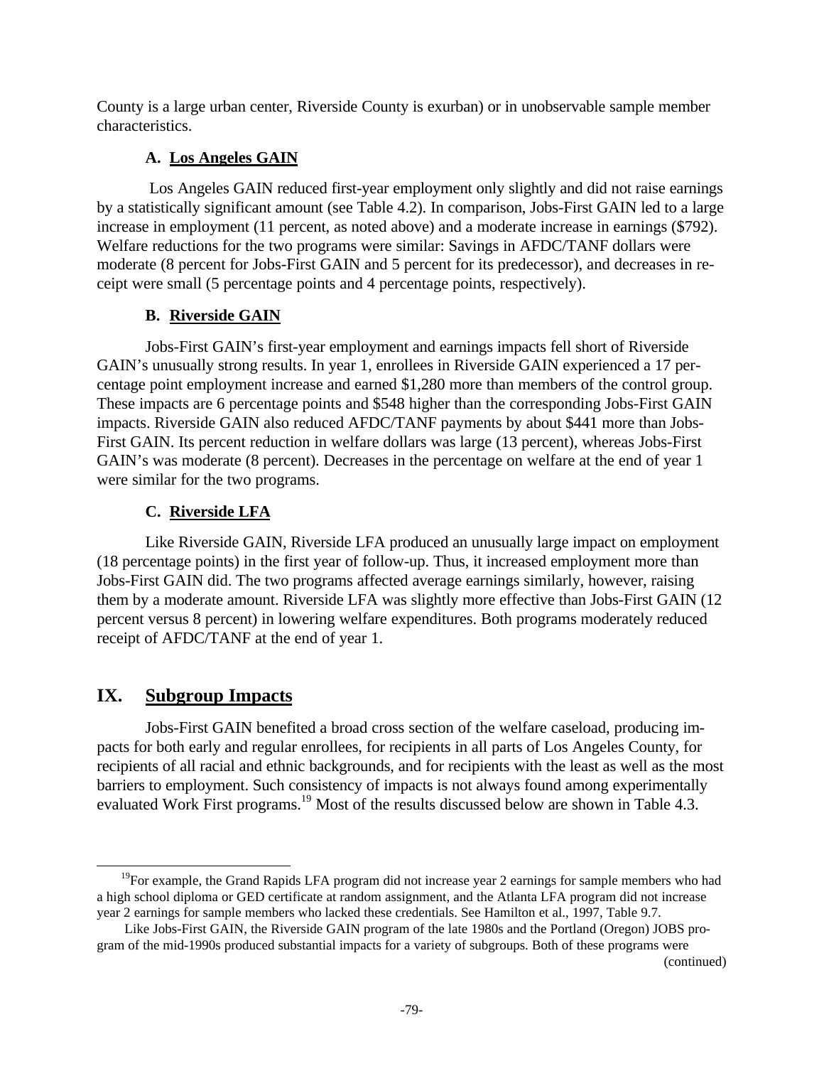County is a large urban center, Riverside County is exurban) or in unobservable sample member characteristics.

### A. Los Angeles GAIN

Los Angeles GAIN reduced first-year employment only slightly and did not raise earnings by a statistically significant amount (see Table 4.2). In comparison, Jobs-First GAIN led to a large increase in employment (11 percent, as noted above) and a moderate increase in earnings ($792). Welfare reductions for the two programs were similar: Savings in AFDC/TANF dollars were moderate (8 percent for Jobs-First GAIN and 5 percent for its predecessor), and decreases in receipt were small (5 percentage points and 4 percentage points, respectively).

### B. Riverside GAIN

Jobs-First GAIN's first-year employment and earnings impacts fell short of Riverside GAIN's unusually strong results. In year 1, enrollees in Riverside GAIN experienced a 17 percentage point employment increase and earned $1,280 more than members of the control group. These impacts are 6 percentage points and $548 higher than the corresponding Jobs-First GAIN impacts. Riverside GAIN also reduced AFDC/TANF payments by about $441 more than Jobs-First GAIN. Its percent reduction in welfare dollars was large (13 percent), whereas Jobs-First GAIN's was moderate (8 percent). Decreases in the percentage on welfare at the end of year 1 were similar for the two programs.

### C. Riverside LFA

Like Riverside GAIN, Riverside LFA produced an unusually large impact on employment (18 percentage points) in the first year of follow-up. Thus, it increased employment more than Jobs-First GAIN did. The two programs affected average earnings similarly, however, raising them by a moderate amount. Riverside LFA was slightly more effective than Jobs-First GAIN (12 percent versus 8 percent) in lowering welfare expenditures. Both programs moderately reduced receipt of AFDC/TANF at the end of year 1.

## IX. Subgroup Impacts

Jobs-First GAIN benefited a broad cross section of the welfare caseload, producing impacts for both early and regular enrollees, for recipients in all parts of Los Angeles County, for recipients of all racial and ethnic backgrounds, and for recipients with the least as well as the most barriers to employment. Such consistency of impacts is not always found among experimentally evaluated Work First programs.[19] Most of the results discussed below are shown in Table 4.3.

---

[19]For example, the Grand Rapids LFA program did not increase year 2 earnings for sample members who had a high school diploma or GED certificate at random assignment, and the Atlanta LFA program did not increase year 2 earnings for sample members who lacked these credentials. See Hamilton et al., 1997, Table 9.7.

Like Jobs-First GAIN, the Riverside GAIN program of the late 1980s and the Portland (Oregon) JOBS program of the mid-1990s produced substantial impacts for a variety of subgroups. Both of these programs were (continued)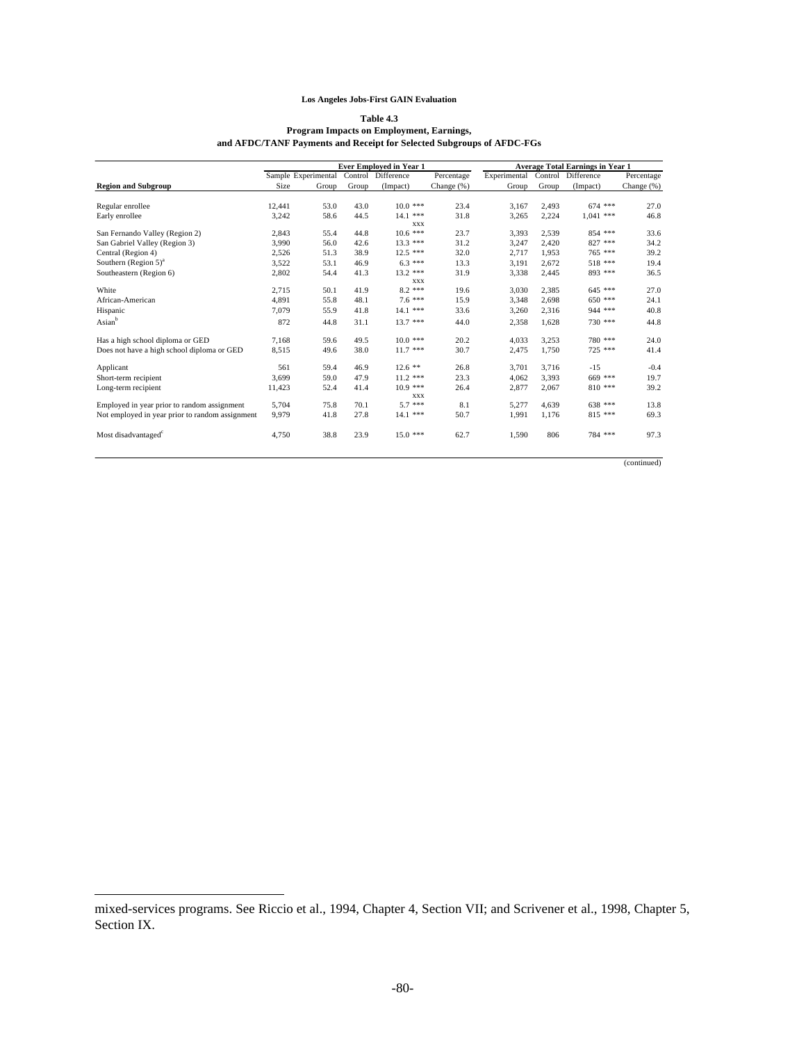**Los Angeles Jobs-First GAIN Evaluation**

**Table 4.3**
**Program Impacts on Employment, Earnings,**
**and AFDC/TANF Payments and Receipt for Selected Subgroups of AFDC-FGs**

| | | Ever Employed in Year 1 | | | | Average Total Earnings in Year 1 | | | |
|---|---|---|---|---|---|---|---|---|---|
| **Region and Subgroup** | Sample Size | Experimental Group | Control Group | Difference (Impact) | Percentage Change (%) | Experimental Group | Control Group | Difference (Impact) | Percentage Change (%) |
| Regular enrollee | 12,441 | 53.0 | 43.0 | 10.0 *** | 23.4 | 3,167 | 2,493 | 674 *** | 27.0 |
| Early enrollee | 3,242 | 58.6 | 44.5 | 14.1 *** xxx | 31.8 | 3,265 | 2,224 | 1,041 *** | 46.8 |
| San Fernando Valley (Region 2) | 2,843 | 55.4 | 44.8 | 10.6 *** | 23.7 | 3,393 | 2,539 | 854 *** | 33.6 |
| San Gabriel Valley (Region 3) | 3,990 | 56.0 | 42.6 | 13.3 *** | 31.2 | 3,247 | 2,420 | 827 *** | 34.2 |
| Central (Region 4) | 2,526 | 51.3 | 38.9 | 12.5 *** | 32.0 | 2,717 | 1,953 | 765 *** | 39.2 |
| Southern (Region 5)[a] | 3,522 | 53.1 | 46.9 | 6.3 *** | 13.3 | 3,191 | 2,672 | 518 *** | 19.4 |
| Southeastern (Region 6) | 2,802 | 54.4 | 41.3 | 13.2 *** xxx | 31.9 | 3,338 | 2,445 | 893 *** | 36.5 |
| White | 2,715 | 50.1 | 41.9 | 8.2 *** | 19.6 | 3,030 | 2,385 | 645 *** | 27.0 |
| African-American | 4,891 | 55.8 | 48.1 | 7.6 *** | 15.9 | 3,348 | 2,698 | 650 *** | 24.1 |
| Hispanic | 7,079 | 55.9 | 41.8 | 14.1 *** | 33.6 | 3,260 | 2,316 | 944 *** | 40.8 |
| Asian[b] | 872 | 44.8 | 31.1 | 13.7 *** | 44.0 | 2,358 | 1,628 | 730 *** | 44.8 |
| Has a high school diploma or GED | 7,168 | 59.6 | 49.5 | 10.0 *** | 20.2 | 4,033 | 3,253 | 780 *** | 24.0 |
| Does not have a high school diploma or GED | 8,515 | 49.6 | 38.0 | 11.7 *** | 30.7 | 2,475 | 1,750 | 725 *** | 41.4 |
| Applicant | 561 | 59.4 | 46.9 | 12.6 ** | 26.8 | 3,701 | 3,716 | -15 | -0.4 |
| Short-term recipient | 3,699 | 59.0 | 47.9 | 11.2 *** | 23.3 | 4,062 | 3,393 | 669 *** | 19.7 |
| Long-term recipient | 11,423 | 52.4 | 41.4 | 10.9 *** xxx | 26.4 | 2,877 | 2,067 | 810 *** | 39.2 |
| Employed in year prior to random assignment | 5,704 | 75.8 | 70.1 | 5.7 *** | 8.1 | 5,277 | 4,639 | 638 *** | 13.8 |
| Not employed in year prior to random assignment | 9,979 | 41.8 | 27.8 | 14.1 *** | 50.7 | 1,991 | 1,176 | 815 *** | 69.3 |
| Most disadvantaged[c] | 4,750 | 38.8 | 23.9 | 15.0 *** | 62.7 | 1,590 | 806 | 784 *** | 97.3 |

(continued)

mixed-services programs. See Riccio et al., 1994, Chapter 4, Section VII; and Scrivener et al., 1998, Chapter 5, Section IX.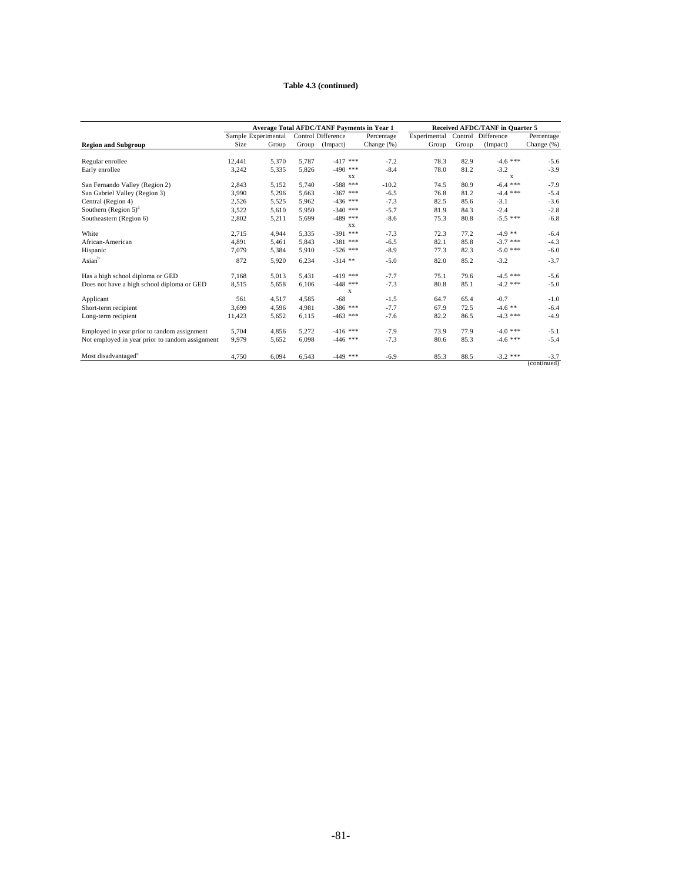**Table 4.3 (continued)**

| Region and Subgroup | Sample Size | Average Total AFDC/TANF Payments in Year 1 | | | | Received AFDC/TANF in Quarter 5 | | | |
|---|---|---|---|---|---|---|---|---|---|
| | | Experimental Group | Control Group | Difference (Impact) | Percentage Change (%) | Experimental Group | Control Group | Difference (Impact) | Percentage Change (%) |
| Regular enrollee | 12,441 | 5,370 | 5,787 | -417 *** | -7.2 | 78.3 | 82.9 | -4.6 *** | -5.6 |
| Early enrollee | 3,242 | 5,335 | 5,826 | -490 *** xx | -8.4 | 78.0 | 81.2 | -3.2 x | -3.9 |
| San Fernando Valley (Region 2) | 2,843 | 5,152 | 5,740 | -588 *** | -10.2 | 74.5 | 80.9 | -6.4 *** | -7.9 |
| San Gabriel Valley (Region 3) | 3,990 | 5,296 | 5,663 | -367 *** | -6.5 | 76.8 | 81.2 | -4.4 *** | -5.4 |
| Central (Region 4) | 2,526 | 5,525 | 5,962 | -436 *** | -7.3 | 82.5 | 85.6 | -3.1 | -3.6 |
| Southern (Region 5)[a] | 3,522 | 5,610 | 5,950 | -340 *** | -5.7 | 81.9 | 84.3 | -2.4 | -2.8 |
| Southeastern (Region 6) | 2,802 | 5,211 | 5,699 | -489 *** xx | -8.6 | 75.3 | 80.8 | -5.5 *** | -6.8 |
| White | 2,715 | 4,944 | 5,335 | -391 *** | -7.3 | 72.3 | 77.2 | -4.9 ** | -6.4 |
| African-American | 4,891 | 5,461 | 5,843 | -381 *** | -6.5 | 82.1 | 85.8 | -3.7 *** | -4.3 |
| Hispanic | 7,079 | 5,384 | 5,910 | -526 *** | -8.9 | 77.3 | 82.3 | -5.0 *** | -6.0 |
| Asian[b] | 872 | 5,920 | 6,234 | -314 ** | -5.0 | 82.0 | 85.2 | -3.2 | -3.7 |
| Has a high school diploma or GED | 7,168 | 5,013 | 5,431 | -419 *** | -7.7 | 75.1 | 79.6 | -4.5 *** | -5.6 |
| Does not have a high school diploma or GED | 8,515 | 5,658 | 6,106 | -448 *** x | -7.3 | 80.8 | 85.1 | -4.2 *** | -5.0 |
| Applicant | 561 | 4,517 | 4,585 | -68 | -1.5 | 64.7 | 65.4 | -0.7 | -1.0 |
| Short-term recipient | 3,699 | 4,596 | 4,981 | -386 *** | -7.7 | 67.9 | 72.5 | -4.6 ** | -6.4 |
| Long-term recipient | 11,423 | 5,652 | 6,115 | -463 *** | -7.6 | 82.2 | 86.5 | -4.3 *** | -4.9 |
| Employed in year prior to random assignment | 5,704 | 4,856 | 5,272 | -416 *** | -7.9 | 73.9 | 77.9 | -4.0 *** | -5.1 |
| Not employed in year prior to random assignment | 9,979 | 5,652 | 6,098 | -446 *** | -7.3 | 80.6 | 85.3 | -4.6 *** | -5.4 |
| Most disadvantaged[c] | 4,750 | 6,094 | 6,543 | -449 *** | -6.9 | 85.3 | 88.5 | -3.2 *** | -3.7 |

(continued)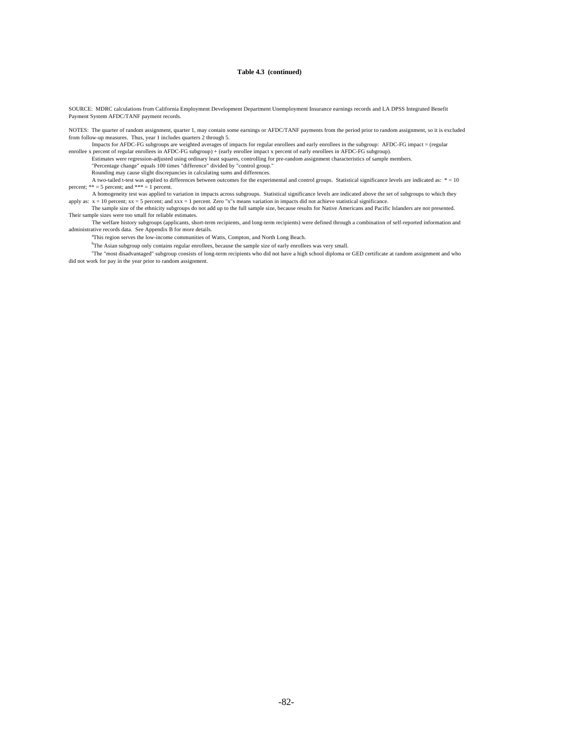**Table 4.3 (continued)**

SOURCE: MDRC calculations from California Employment Development Department Unemployment Insurance earnings records and LA DPSS Integrated Benefit Payment System AFDC/TANF payment records.

NOTES: The quarter of random assignment, quarter 1, may contain some earnings or AFDC/TANF payments from the period prior to random assignment, so it is excluded from follow-up measures. Thus, year 1 includes quarters 2 through 5.

Impacts for AFDC-FG subgroups are weighted averages of impacts for regular enrollees and early enrollees in the subgroup: AFDC-FG impact = (regular enrollee x percent of regular enrollees in AFDC-FG subgroup) + (early enrollee impact x percent of early enrollees in AFDC-FG subgroup).

Estimates were regression-adjusted using ordinary least squares, controlling for pre-random assignment characteristics of sample members.

"Percentage change" equals 100 times "difference" divided by "control group."

Rounding may cause slight discrepancies in calculating sums and differences.

A two-tailed t-test was applied to differences between outcomes for the experimental and control groups. Statistical significance levels are indicated as: * = 10 percent; ** = 5 percent; and *** = 1 percent.

A homogeneity test was applied to variation in impacts across subgroups. Statistical significance levels are indicated above the set of subgroups to which they apply as: x = 10 percent; xx = 5 percent; and xxx = 1 percent. Zero "x"s means variation in impacts did not achieve statistical significance.

The sample size of the ethnicity subgroups do not add up to the full sample size, because results for Native Americans and Pacific Islanders are not presented. Their sample sizes were too small for reliable estimates.

The welfare history subgroups (applicants, short-term recipients, and long-term recipients) were defined through a combination of self-reported information and administrative records data. See Appendix B for more details.

[a]This region serves the low-income communities of Watts, Compton, and North Long Beach.

[b]The Asian subgroup only contains regular enrollees, because the sample size of early enrollees was very small.

[c]The "most disadvantaged" subgroup consists of long-term recipients who did not have a high school diploma or GED certificate at random assignment and who did not work for pay in the year prior to random assignment.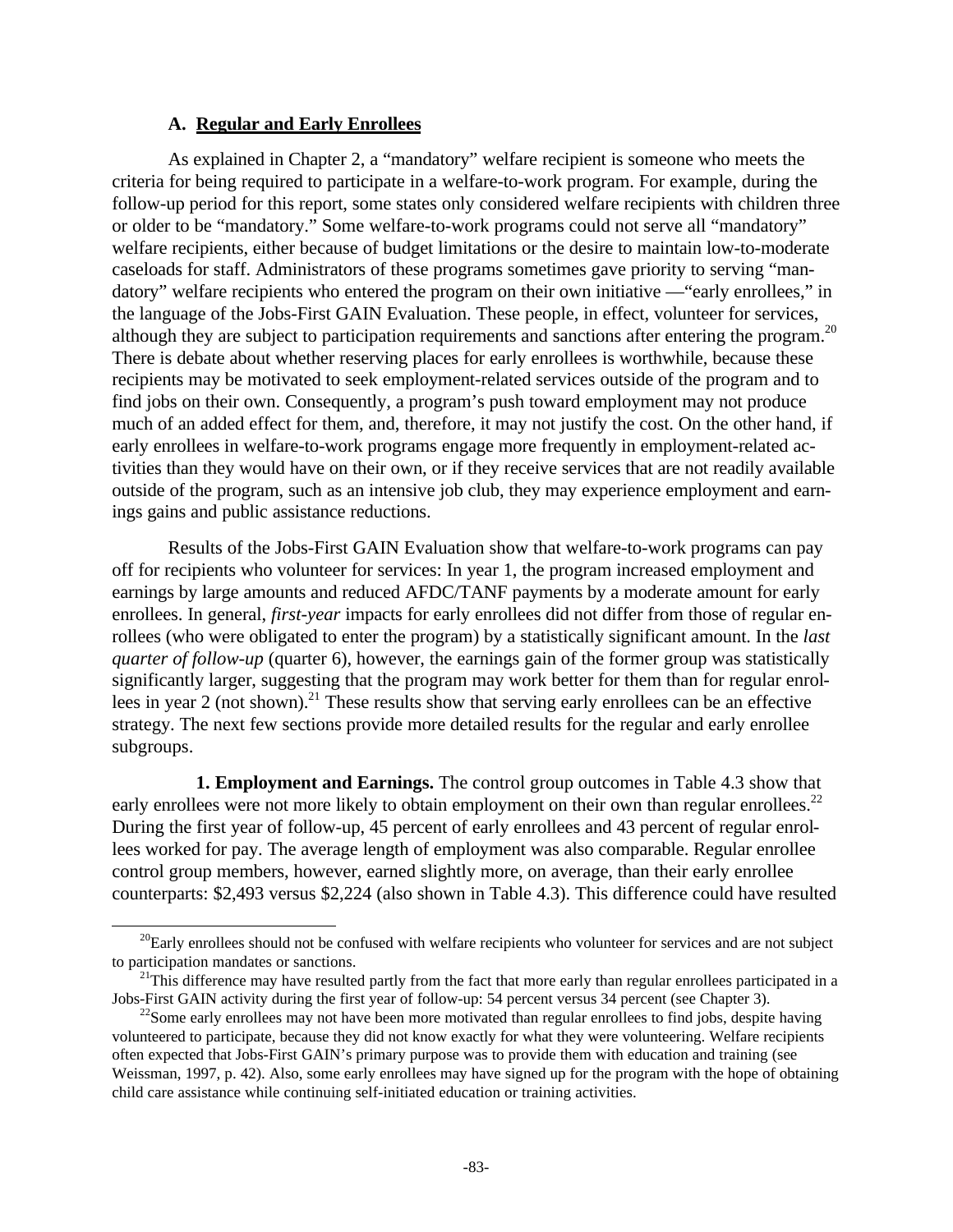### A. Regular and Early Enrollees

As explained in Chapter 2, a "mandatory" welfare recipient is someone who meets the criteria for being required to participate in a welfare-to-work program. For example, during the follow-up period for this report, some states only considered welfare recipients with children three or older to be "mandatory." Some welfare-to-work programs could not serve all "mandatory" welfare recipients, either because of budget limitations or the desire to maintain low-to-moderate caseloads for staff. Administrators of these programs sometimes gave priority to serving "mandatory" welfare recipients who entered the program on their own initiative —"early enrollees," in the language of the Jobs-First GAIN Evaluation. These people, in effect, volunteer for services, although they are subject to participation requirements and sanctions after entering the program.[20] There is debate about whether reserving places for early enrollees is worthwhile, because these recipients may be motivated to seek employment-related services outside of the program and to find jobs on their own. Consequently, a program's push toward employment may not produce much of an added effect for them, and, therefore, it may not justify the cost. On the other hand, if early enrollees in welfare-to-work programs engage more frequently in employment-related activities than they would have on their own, or if they receive services that are not readily available outside of the program, such as an intensive job club, they may experience employment and earnings gains and public assistance reductions.

Results of the Jobs-First GAIN Evaluation show that welfare-to-work programs can pay off for recipients who volunteer for services: In year 1, the program increased employment and earnings by large amounts and reduced AFDC/TANF payments by a moderate amount for early enrollees. In general, *first-year* impacts for early enrollees did not differ from those of regular enrollees (who were obligated to enter the program) by a statistically significant amount. In the *last quarter of follow-up* (quarter 6), however, the earnings gain of the former group was statistically significantly larger, suggesting that the program may work better for them than for regular enrollees in year 2 (not shown).[21] These results show that serving early enrollees can be an effective strategy. The next few sections provide more detailed results for the regular and early enrollee subgroups.

**1. Employment and Earnings.** The control group outcomes in Table 4.3 show that early enrollees were not more likely to obtain employment on their own than regular enrollees.[22] During the first year of follow-up, 45 percent of early enrollees and 43 percent of regular enrollees worked for pay. The average length of employment was also comparable. Regular enrollee control group members, however, earned slightly more, on average, than their early enrollee counterparts: $2,493 versus $2,224 (also shown in Table 4.3). This difference could have resulted

---

[20] Early enrollees should not be confused with welfare recipients who volunteer for services and are not subject to participation mandates or sanctions.

[21] This difference may have resulted partly from the fact that more early than regular enrollees participated in a Jobs-First GAIN activity during the first year of follow-up: 54 percent versus 34 percent (see Chapter 3).

[22] Some early enrollees may not have been more motivated than regular enrollees to find jobs, despite having volunteered to participate, because they did not know exactly for what they were volunteering. Welfare recipients often expected that Jobs-First GAIN's primary purpose was to provide them with education and training (see Weissman, 1997, p. 42). Also, some early enrollees may have signed up for the program with the hope of obtaining child care assistance while continuing self-initiated education or training activities.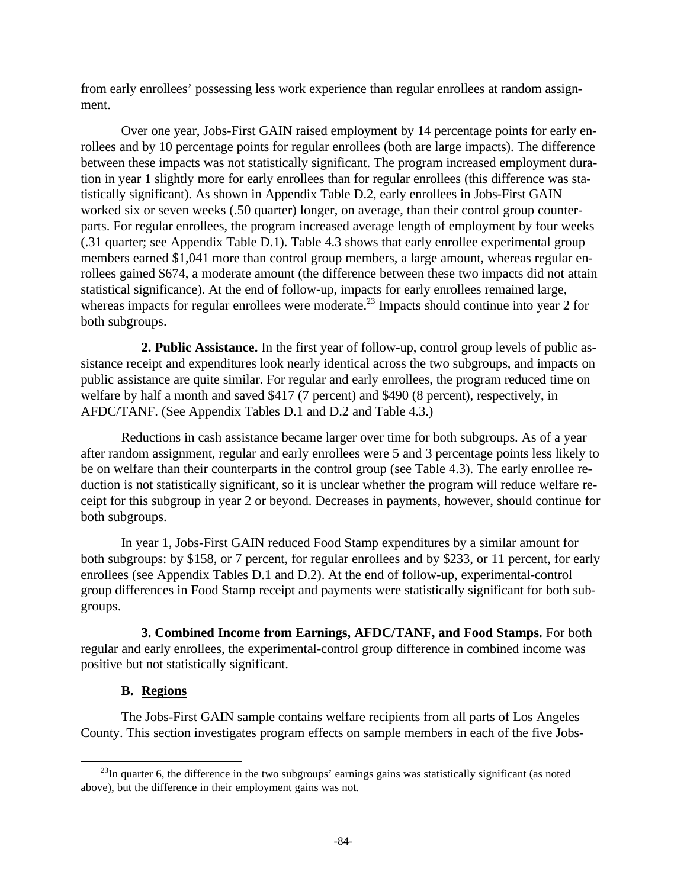from early enrollees' possessing less work experience than regular enrollees at random assignment.

Over one year, Jobs-First GAIN raised employment by 14 percentage points for early enrollees and by 10 percentage points for regular enrollees (both are large impacts). The difference between these impacts was not statistically significant. The program increased employment duration in year 1 slightly more for early enrollees than for regular enrollees (this difference was statistically significant). As shown in Appendix Table D.2, early enrollees in Jobs-First GAIN worked six or seven weeks (.50 quarter) longer, on average, than their control group counterparts. For regular enrollees, the program increased average length of employment by four weeks (.31 quarter; see Appendix Table D.1). Table 4.3 shows that early enrollee experimental group members earned $1,041 more than control group members, a large amount, whereas regular enrollees gained $674, a moderate amount (the difference between these two impacts did not attain statistical significance). At the end of follow-up, impacts for early enrollees remained large, whereas impacts for regular enrollees were moderate.[23] Impacts should continue into year 2 for both subgroups.

**2. Public Assistance.** In the first year of follow-up, control group levels of public assistance receipt and expenditures look nearly identical across the two subgroups, and impacts on public assistance are quite similar. For regular and early enrollees, the program reduced time on welfare by half a month and saved $417 (7 percent) and $490 (8 percent), respectively, in AFDC/TANF. (See Appendix Tables D.1 and D.2 and Table 4.3.)

Reductions in cash assistance became larger over time for both subgroups. As of a year after random assignment, regular and early enrollees were 5 and 3 percentage points less likely to be on welfare than their counterparts in the control group (see Table 4.3). The early enrollee reduction is not statistically significant, so it is unclear whether the program will reduce welfare receipt for this subgroup in year 2 or beyond. Decreases in payments, however, should continue for both subgroups.

In year 1, Jobs-First GAIN reduced Food Stamp expenditures by a similar amount for both subgroups: by $158, or 7 percent, for regular enrollees and by $233, or 11 percent, for early enrollees (see Appendix Tables D.1 and D.2). At the end of follow-up, experimental-control group differences in Food Stamp receipt and payments were statistically significant for both subgroups.

**3. Combined Income from Earnings, AFDC/TANF, and Food Stamps.** For both regular and early enrollees, the experimental-control group difference in combined income was positive but not statistically significant.

## B. Regions

The Jobs-First GAIN sample contains welfare recipients from all parts of Los Angeles County. This section investigates program effects on sample members in each of the five Jobs-

[23] In quarter 6, the difference in the two subgroups' earnings gains was statistically significant (as noted above), but the difference in their employment gains was not.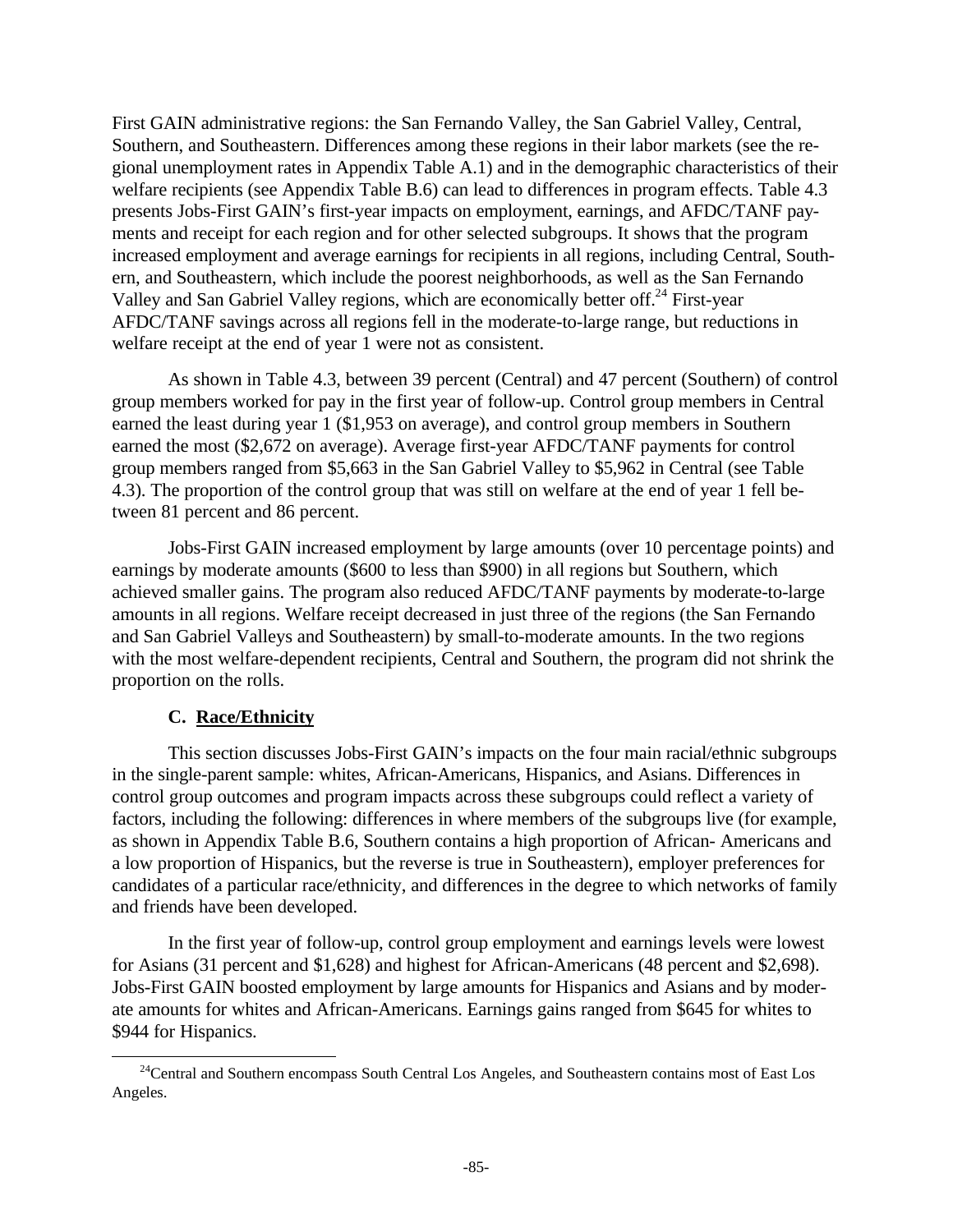First GAIN administrative regions: the San Fernando Valley, the San Gabriel Valley, Central, Southern, and Southeastern. Differences among these regions in their labor markets (see the regional unemployment rates in Appendix Table A.1) and in the demographic characteristics of their welfare recipients (see Appendix Table B.6) can lead to differences in program effects. Table 4.3 presents Jobs-First GAIN's first-year impacts on employment, earnings, and AFDC/TANF payments and receipt for each region and for other selected subgroups. It shows that the program increased employment and average earnings for recipients in all regions, including Central, Southern, and Southeastern, which include the poorest neighborhoods, as well as the San Fernando Valley and San Gabriel Valley regions, which are economically better off.[24] First-year AFDC/TANF savings across all regions fell in the moderate-to-large range, but reductions in welfare receipt at the end of year 1 were not as consistent.

As shown in Table 4.3, between 39 percent (Central) and 47 percent (Southern) of control group members worked for pay in the first year of follow-up. Control group members in Central earned the least during year 1 ($1,953 on average), and control group members in Southern earned the most ($2,672 on average). Average first-year AFDC/TANF payments for control group members ranged from $5,663 in the San Gabriel Valley to $5,962 in Central (see Table 4.3). The proportion of the control group that was still on welfare at the end of year 1 fell between 81 percent and 86 percent.

Jobs-First GAIN increased employment by large amounts (over 10 percentage points) and earnings by moderate amounts ($600 to less than $900) in all regions but Southern, which achieved smaller gains. The program also reduced AFDC/TANF payments by moderate-to-large amounts in all regions. Welfare receipt decreased in just three of the regions (the San Fernando and San Gabriel Valleys and Southeastern) by small-to-moderate amounts. In the two regions with the most welfare-dependent recipients, Central and Southern, the program did not shrink the proportion on the rolls.

### C. Race/Ethnicity

This section discusses Jobs-First GAIN's impacts on the four main racial/ethnic subgroups in the single-parent sample: whites, African-Americans, Hispanics, and Asians. Differences in control group outcomes and program impacts across these subgroups could reflect a variety of factors, including the following: differences in where members of the subgroups live (for example, as shown in Appendix Table B.6, Southern contains a high proportion of African- Americans and a low proportion of Hispanics, but the reverse is true in Southeastern), employer preferences for candidates of a particular race/ethnicity, and differences in the degree to which networks of family and friends have been developed.

In the first year of follow-up, control group employment and earnings levels were lowest for Asians (31 percent and $1,628) and highest for African-Americans (48 percent and $2,698). Jobs-First GAIN boosted employment by large amounts for Hispanics and Asians and by moderate amounts for whites and African-Americans. Earnings gains ranged from $645 for whites to $944 for Hispanics.

---

[24]Central and Southern encompass South Central Los Angeles, and Southeastern contains most of East Los Angeles.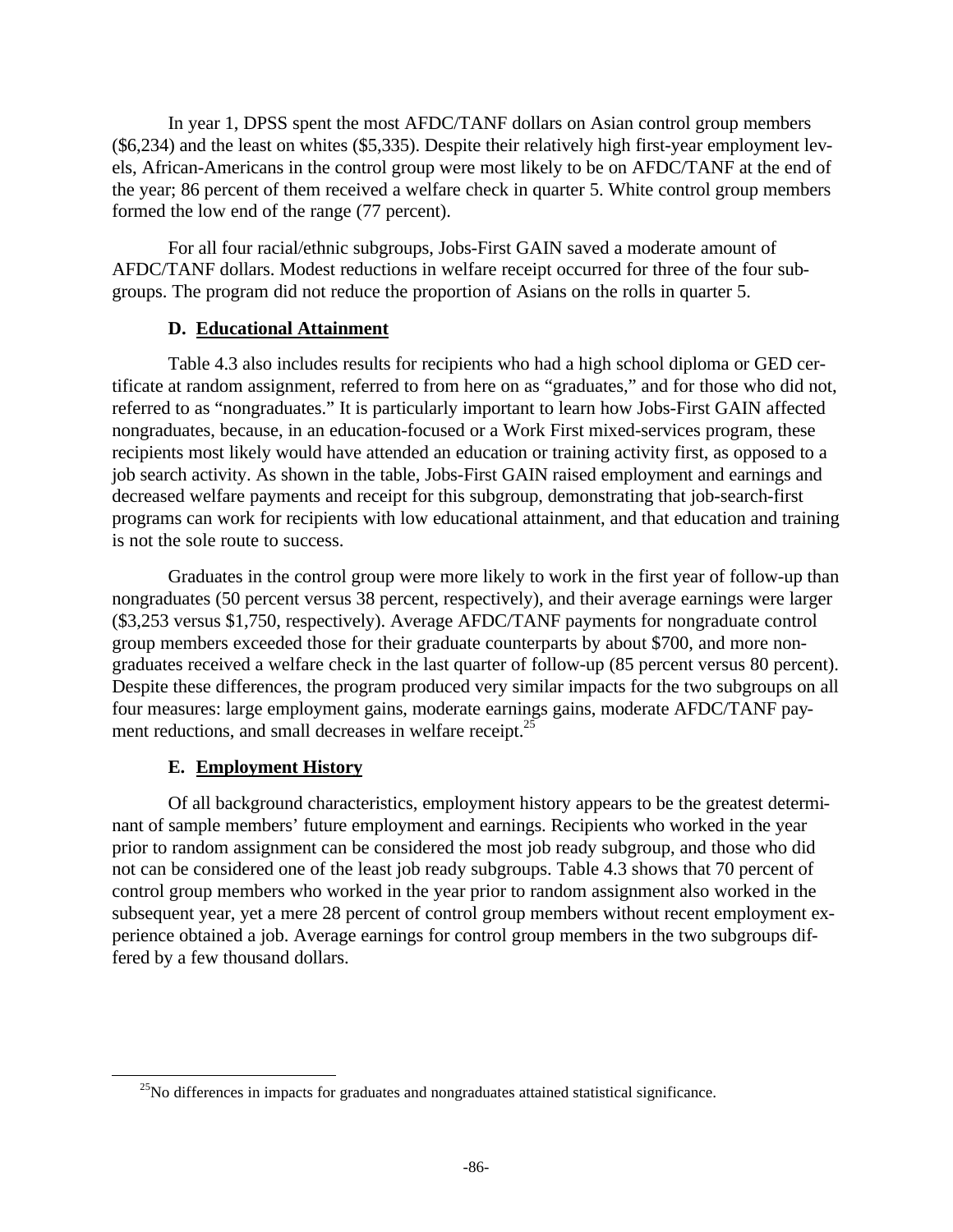In year 1, DPSS spent the most AFDC/TANF dollars on Asian control group members ($6,234) and the least on whites ($5,335). Despite their relatively high first-year employment levels, African-Americans in the control group were most likely to be on AFDC/TANF at the end of the year; 86 percent of them received a welfare check in quarter 5. White control group members formed the low end of the range (77 percent).

For all four racial/ethnic subgroups, Jobs-First GAIN saved a moderate amount of AFDC/TANF dollars. Modest reductions in welfare receipt occurred for three of the four subgroups. The program did not reduce the proportion of Asians on the rolls in quarter 5.

### D. Educational Attainment

Table 4.3 also includes results for recipients who had a high school diploma or GED certificate at random assignment, referred to from here on as "graduates," and for those who did not, referred to as "nongraduates." It is particularly important to learn how Jobs-First GAIN affected nongraduates, because, in an education-focused or a Work First mixed-services program, these recipients most likely would have attended an education or training activity first, as opposed to a job search activity. As shown in the table, Jobs-First GAIN raised employment and earnings and decreased welfare payments and receipt for this subgroup, demonstrating that job-search-first programs can work for recipients with low educational attainment, and that education and training is not the sole route to success.

Graduates in the control group were more likely to work in the first year of follow-up than nongraduates (50 percent versus 38 percent, respectively), and their average earnings were larger ($3,253 versus $1,750, respectively). Average AFDC/TANF payments for nongraduate control group members exceeded those for their graduate counterparts by about $700, and more nongraduates received a welfare check in the last quarter of follow-up (85 percent versus 80 percent). Despite these differences, the program produced very similar impacts for the two subgroups on all four measures: large employment gains, moderate earnings gains, moderate AFDC/TANF payment reductions, and small decreases in welfare receipt.[25]

### E. Employment History

Of all background characteristics, employment history appears to be the greatest determinant of sample members' future employment and earnings. Recipients who worked in the year prior to random assignment can be considered the most job ready subgroup, and those who did not can be considered one of the least job ready subgroups. Table 4.3 shows that 70 percent of control group members who worked in the year prior to random assignment also worked in the subsequent year, yet a mere 28 percent of control group members without recent employment experience obtained a job. Average earnings for control group members in the two subgroups differed by a few thousand dollars.

---

[25]No differences in impacts for graduates and nongraduates attained statistical significance.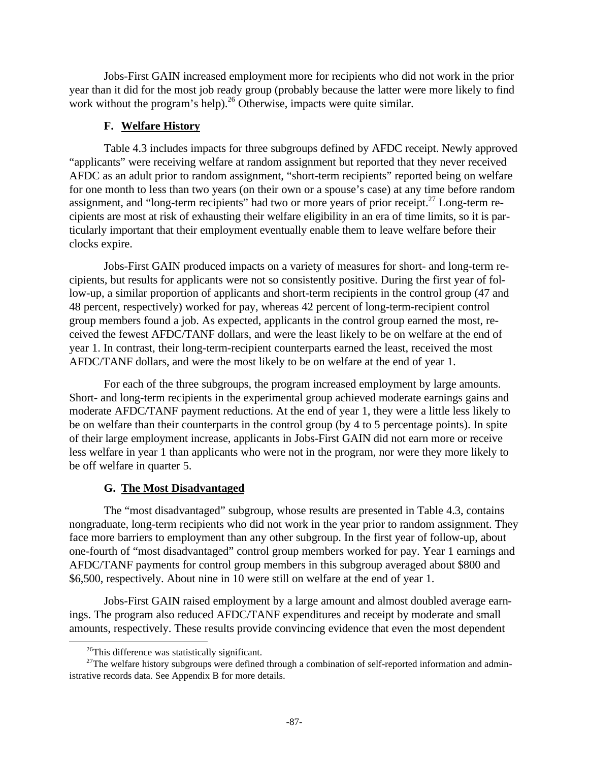Jobs-First GAIN increased employment more for recipients who did not work in the prior year than it did for the most job ready group (probably because the latter were more likely to find work without the program's help).[26] Otherwise, impacts were quite similar.

### F. Welfare History

Table 4.3 includes impacts for three subgroups defined by AFDC receipt. Newly approved "applicants" were receiving welfare at random assignment but reported that they never received AFDC as an adult prior to random assignment, "short-term recipients" reported being on welfare for one month to less than two years (on their own or a spouse's case) at any time before random assignment, and "long-term recipients" had two or more years of prior receipt.[27] Long-term recipients are most at risk of exhausting their welfare eligibility in an era of time limits, so it is particularly important that their employment eventually enable them to leave welfare before their clocks expire.

Jobs-First GAIN produced impacts on a variety of measures for short- and long-term recipients, but results for applicants were not so consistently positive. During the first year of follow-up, a similar proportion of applicants and short-term recipients in the control group (47 and 48 percent, respectively) worked for pay, whereas 42 percent of long-term-recipient control group members found a job. As expected, applicants in the control group earned the most, received the fewest AFDC/TANF dollars, and were the least likely to be on welfare at the end of year 1. In contrast, their long-term-recipient counterparts earned the least, received the most AFDC/TANF dollars, and were the most likely to be on welfare at the end of year 1.

For each of the three subgroups, the program increased employment by large amounts. Short- and long-term recipients in the experimental group achieved moderate earnings gains and moderate AFDC/TANF payment reductions. At the end of year 1, they were a little less likely to be on welfare than their counterparts in the control group (by 4 to 5 percentage points). In spite of their large employment increase, applicants in Jobs-First GAIN did not earn more or receive less welfare in year 1 than applicants who were not in the program, nor were they more likely to be off welfare in quarter 5.

### G. The Most Disadvantaged

The "most disadvantaged" subgroup, whose results are presented in Table 4.3, contains nongraduate, long-term recipients who did not work in the year prior to random assignment. They face more barriers to employment than any other subgroup. In the first year of follow-up, about one-fourth of "most disadvantaged" control group members worked for pay. Year 1 earnings and AFDC/TANF payments for control group members in this subgroup averaged about $800 and $6,500, respectively. About nine in 10 were still on welfare at the end of year 1.

Jobs-First GAIN raised employment by a large amount and almost doubled average earnings. The program also reduced AFDC/TANF expenditures and receipt by moderate and small amounts, respectively. These results provide convincing evidence that even the most dependent

---

[26] This difference was statistically significant.

[27] The welfare history subgroups were defined through a combination of self-reported information and administrative records data. See Appendix B for more details.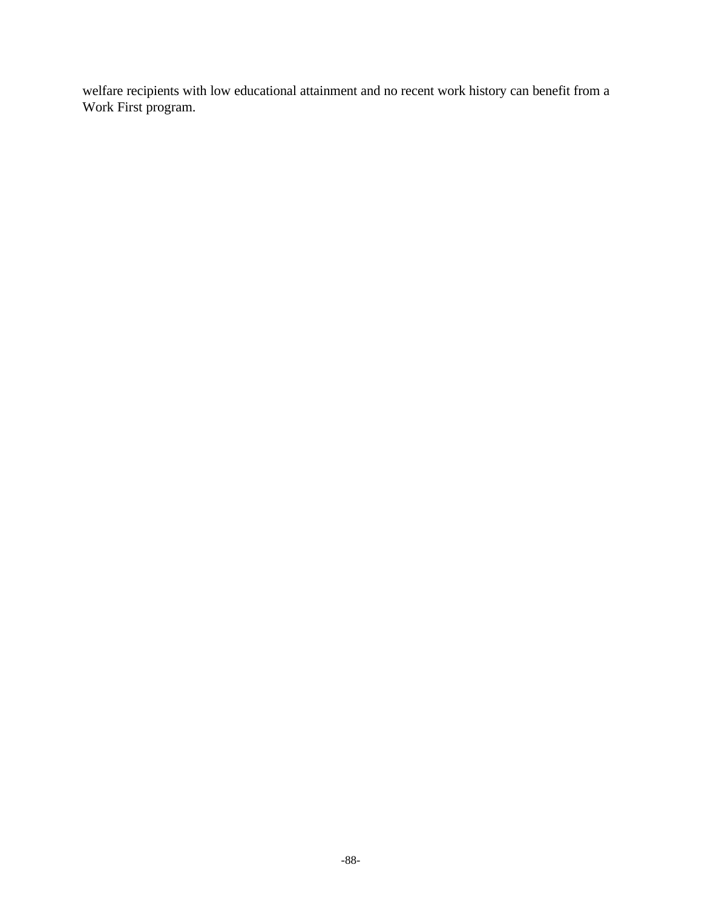welfare recipients with low educational attainment and no recent work history can benefit from a Work First program.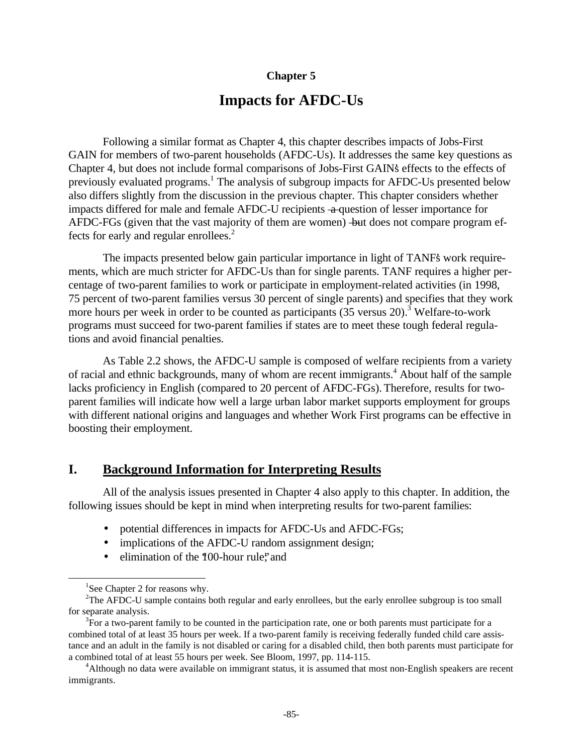**Chapter 5**

# Impacts for AFDC-Us

Following a similar format as Chapter 4, this chapter describes impacts of Jobs-First GAIN for members of two-parent households (AFDC-Us). It addresses the same key questions as Chapter 4, but does not include formal comparisons of Jobs-First GAIN's effects to the effects of previously evaluated programs.[1] The analysis of subgroup impacts for AFDC-Us presented below also differs slightly from the discussion in the previous chapter. This chapter considers whether impacts differed for male and female AFDC-U recipients – a question of lesser importance for AFDC-FGs (given that the vast majority of them are women) – but does not compare program effects for early and regular enrollees.[2]

The impacts presented below gain particular importance in light of TANF's work requirements, which are much stricter for AFDC-Us than for single parents. TANF requires a higher percentage of two-parent families to work or participate in employment-related activities (in 1998, 75 percent of two-parent families versus 30 percent of single parents) and specifies that they work more hours per week in order to be counted as participants (35 versus 20).[3] Welfare-to-work programs must succeed for two-parent families if states are to meet these tough federal regulations and avoid financial penalties.

As Table 2.2 shows, the AFDC-U sample is composed of welfare recipients from a variety of racial and ethnic backgrounds, many of whom are recent immigrants.[4] About half of the sample lacks proficiency in English (compared to 20 percent of AFDC-FGs). Therefore, results for two-parent families will indicate how well a large urban labor market supports employment for groups with different national origins and languages and whether Work First programs can be effective in boosting their employment.

## I. Background Information for Interpreting Results

All of the analysis issues presented in Chapter 4 also apply to this chapter. In addition, the following issues should be kept in mind when interpreting results for two-parent families:

- potential differences in impacts for AFDC-Us and AFDC-FGs;
- implications of the AFDC-U random assignment design;
- elimination of the "100-hour rule;" and

---

[1]See Chapter 2 for reasons why.

[2]The AFDC-U sample contains both regular and early enrollees, but the early enrollee subgroup is too small for separate analysis.

[3]For a two-parent family to be counted in the participation rate, one or both parents must participate for a combined total of at least 35 hours per week. If a two-parent family is receiving federally funded child care assistance and an adult in the family is not disabled or caring for a disabled child, then both parents must participate for a combined total of at least 55 hours per week. See Bloom, 1997, pp. 114-115.

[4]Although no data were available on immigrant status, it is assumed that most non-English speakers are recent immigrants.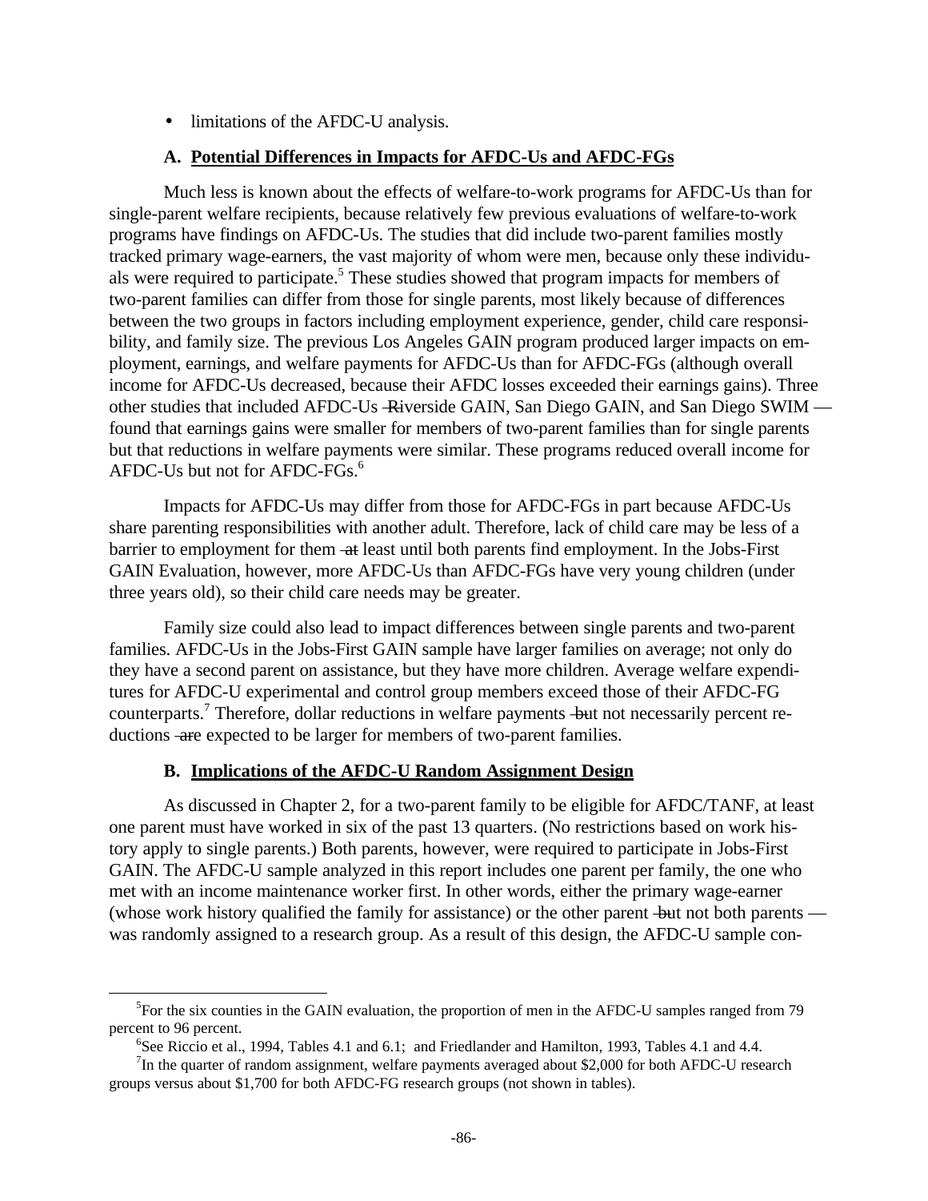- limitations of the AFDC-U analysis.

### A. Potential Differences in Impacts for AFDC-Us and AFDC-FGs

Much less is known about the effects of welfare-to-work programs for AFDC-Us than for single-parent welfare recipients, because relatively few previous evaluations of welfare-to-work programs have findings on AFDC-Us. The studies that did include two-parent families mostly tracked primary wage-earners, the vast majority of whom were men, because only these individuals were required to participate.[5] These studies showed that program impacts for members of two-parent families can differ from those for single parents, most likely because of differences between the two groups in factors including employment experience, gender, child care responsibility, and family size. The previous Los Angeles GAIN program produced larger impacts on employment, earnings, and welfare payments for AFDC-Us than for AFDC-FGs (although overall income for AFDC-Us decreased, because their AFDC losses exceeded their earnings gains). Three other studies that included AFDC-Us — Riverside GAIN, San Diego GAIN, and San Diego SWIM — found that earnings gains were smaller for members of two-parent families than for single parents but that reductions in welfare payments were similar. These programs reduced overall income for AFDC-Us but not for AFDC-FGs.[6]

Impacts for AFDC-Us may differ from those for AFDC-FGs in part because AFDC-Us share parenting responsibilities with another adult. Therefore, lack of child care may be less of a barrier to employment for them — at least until both parents find employment. In the Jobs-First GAIN Evaluation, however, more AFDC-Us than AFDC-FGs have very young children (under three years old), so their child care needs may be greater.

Family size could also lead to impact differences between single parents and two-parent families. AFDC-Us in the Jobs-First GAIN sample have larger families on average; not only do they have a second parent on assistance, but they have more children. Average welfare expenditures for AFDC-U experimental and control group members exceed those of their AFDC-FG counterparts.[7] Therefore, dollar reductions in welfare payments — but not necessarily percent reductions — are expected to be larger for members of two-parent families.

### B. Implications of the AFDC-U Random Assignment Design

As discussed in Chapter 2, for a two-parent family to be eligible for AFDC/TANF, at least one parent must have worked in six of the past 13 quarters. (No restrictions based on work history apply to single parents.) Both parents, however, were required to participate in Jobs-First GAIN. The AFDC-U sample analyzed in this report includes one parent per family, the one who met with an income maintenance worker first. In other words, either the primary wage-earner (whose work history qualified the family for assistance) or the other parent — but not both parents — was randomly assigned to a research group. As a result of this design, the AFDC-U sample con-

---

[5] For the six counties in the GAIN evaluation, the proportion of men in the AFDC-U samples ranged from 79 percent to 96 percent.

[6] See Riccio et al., 1994, Tables 4.1 and 6.1; and Friedlander and Hamilton, 1993, Tables 4.1 and 4.4.

[7] In the quarter of random assignment, welfare payments averaged about $2,000 for both AFDC-U research groups versus about $1,700 for both AFDC-FG research groups (not shown in tables).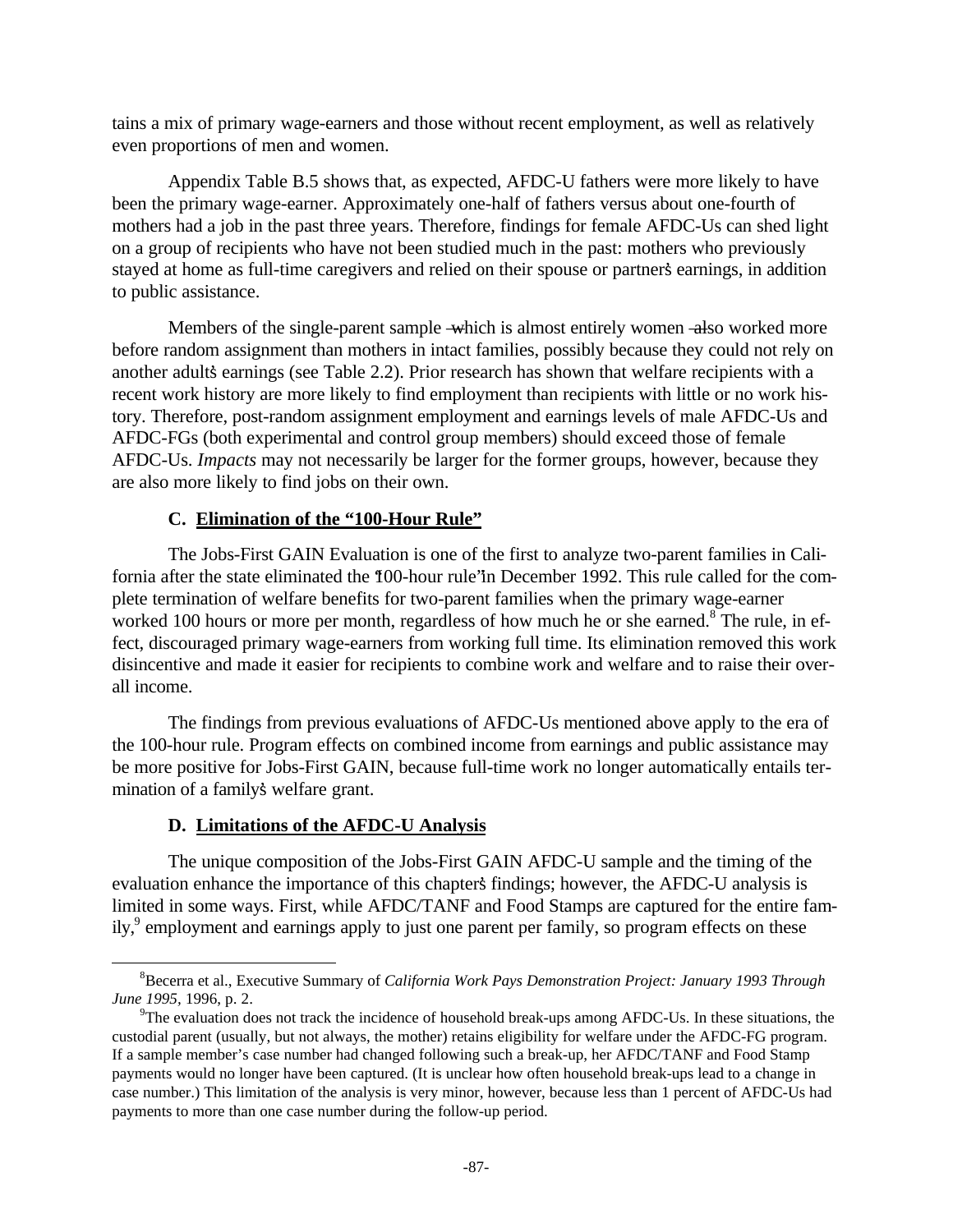tains a mix of primary wage-earners and those without recent employment, as well as relatively even proportions of men and women.

Appendix Table B.5 shows that, as expected, AFDC-U fathers were more likely to have been the primary wage-earner. Approximately one-half of fathers versus about one-fourth of mothers had a job in the past three years. Therefore, findings for female AFDC-Us can shed light on a group of recipients who have not been studied much in the past: mothers who previously stayed at home as full-time caregivers and relied on their spouse or partner's earnings, in addition to public assistance.

Members of the single-parent sample — which is almost entirely women — also worked more before random assignment than mothers in intact families, possibly because they could not rely on another adult's earnings (see Table 2.2). Prior research has shown that welfare recipients with a recent work history are more likely to find employment than recipients with little or no work history. Therefore, post-random assignment employment and earnings levels of male AFDC-Us and AFDC-FGs (both experimental and control group members) should exceed those of female AFDC-Us. *Impacts* may not necessarily be larger for the former groups, however, because they are also more likely to find jobs on their own.

### C. Elimination of the "100-Hour Rule"

The Jobs-First GAIN Evaluation is one of the first to analyze two-parent families in California after the state eliminated the "100-hour rule" in December 1992. This rule called for the complete termination of welfare benefits for two-parent families when the primary wage-earner worked 100 hours or more per month, regardless of how much he or she earned.[8] The rule, in effect, discouraged primary wage-earners from working full time. Its elimination removed this work disincentive and made it easier for recipients to combine work and welfare and to raise their overall income.

The findings from previous evaluations of AFDC-Us mentioned above apply to the era of the 100-hour rule. Program effects on combined income from earnings and public assistance may be more positive for Jobs-First GAIN, because full-time work no longer automatically entails termination of a family's welfare grant.

### D. Limitations of the AFDC-U Analysis

The unique composition of the Jobs-First GAIN AFDC-U sample and the timing of the evaluation enhance the importance of this chapter's findings; however, the AFDC-U analysis is limited in some ways. First, while AFDC/TANF and Food Stamps are captured for the entire family,[9] employment and earnings apply to just one parent per family, so program effects on these

---

[8]Becerra et al., Executive Summary of *California Work Pays Demonstration Project: January 1993 Through June 1995*, 1996, p. 2.

[9]The evaluation does not track the incidence of household break-ups among AFDC-Us. In these situations, the custodial parent (usually, but not always, the mother) retains eligibility for welfare under the AFDC-FG program. If a sample member's case number had changed following such a break-up, her AFDC/TANF and Food Stamp payments would no longer have been captured. (It is unclear how often household break-ups lead to a change in case number.) This limitation of the analysis is very minor, however, because less than 1 percent of AFDC-Us had payments to more than one case number during the follow-up period.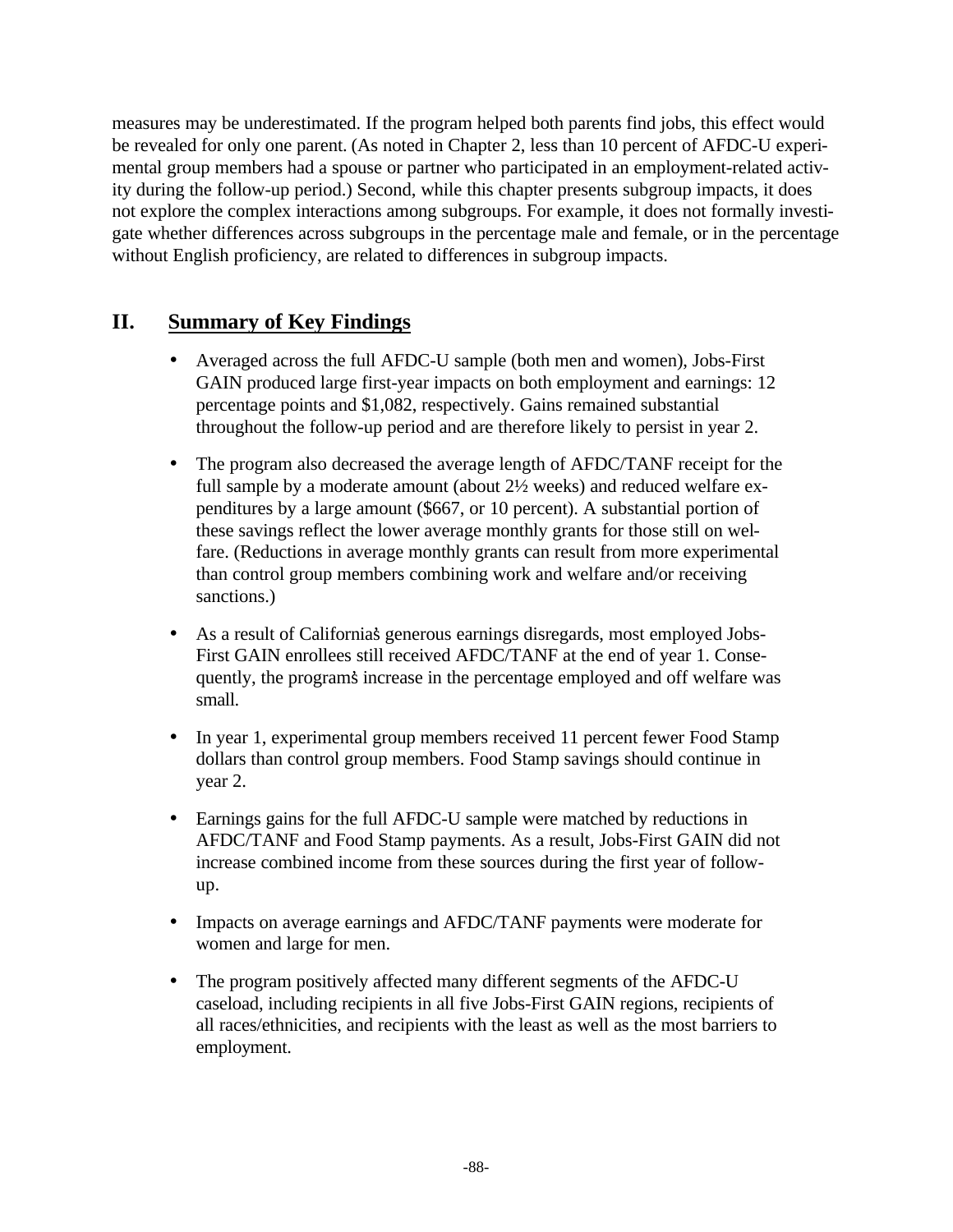measures may be underestimated. If the program helped both parents find jobs, this effect would be revealed for only one parent. (As noted in Chapter 2, less than 10 percent of AFDC-U experimental group members had a spouse or partner who participated in an employment-related activity during the follow-up period.) Second, while this chapter presents subgroup impacts, it does not explore the complex interactions among subgroups. For example, it does not formally investigate whether differences across subgroups in the percentage male and female, or in the percentage without English proficiency, are related to differences in subgroup impacts.

## II. Summary of Key Findings

- Averaged across the full AFDC-U sample (both men and women), Jobs-First GAIN produced large first-year impacts on both employment and earnings: 12 percentage points and $1,082, respectively. Gains remained substantial throughout the follow-up period and are therefore likely to persist in year 2.

- The program also decreased the average length of AFDC/TANF receipt for the full sample by a moderate amount (about 2½ weeks) and reduced welfare expenditures by a large amount ($667, or 10 percent). A substantial portion of these savings reflect the lower average monthly grants for those still on welfare. (Reductions in average monthly grants can result from more experimental than control group members combining work and welfare and/or receiving sanctions.)

- As a result of California's generous earnings disregards, most employed Jobs-First GAIN enrollees still received AFDC/TANF at the end of year 1. Consequently, the program's increase in the percentage employed and off welfare was small.

- In year 1, experimental group members received 11 percent fewer Food Stamp dollars than control group members. Food Stamp savings should continue in year 2.

- Earnings gains for the full AFDC-U sample were matched by reductions in AFDC/TANF and Food Stamp payments. As a result, Jobs-First GAIN did not increase combined income from these sources during the first year of follow-up.

- Impacts on average earnings and AFDC/TANF payments were moderate for women and large for men.

- The program positively affected many different segments of the AFDC-U caseload, including recipients in all five Jobs-First GAIN regions, recipients of all races/ethnicities, and recipients with the least as well as the most barriers to employment.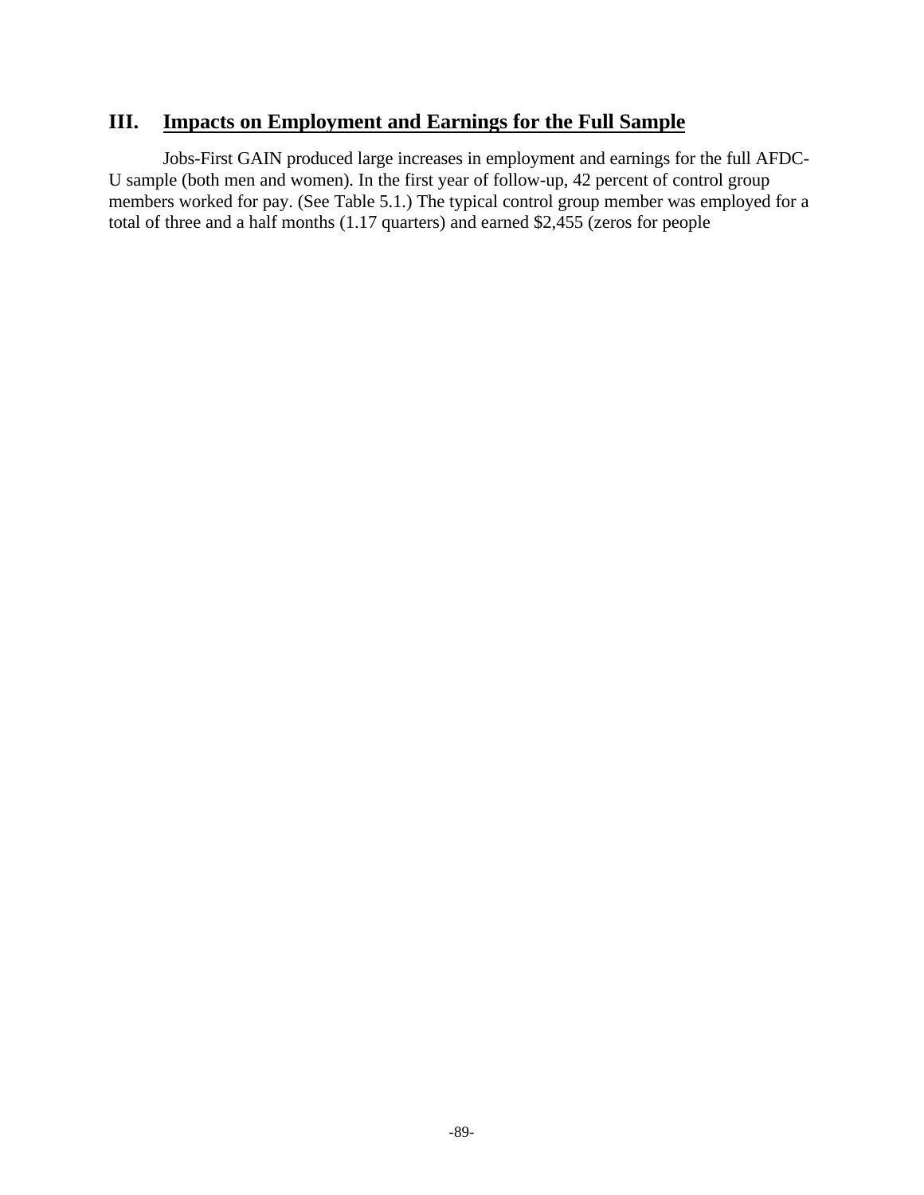## III. Impacts on Employment and Earnings for the Full Sample

Jobs-First GAIN produced large increases in employment and earnings for the full AFDC-U sample (both men and women). In the first year of follow-up, 42 percent of control group members worked for pay. (See Table 5.1.) The typical control group member was employed for a total of three and a half months (1.17 quarters) and earned $2,455 (zeros for people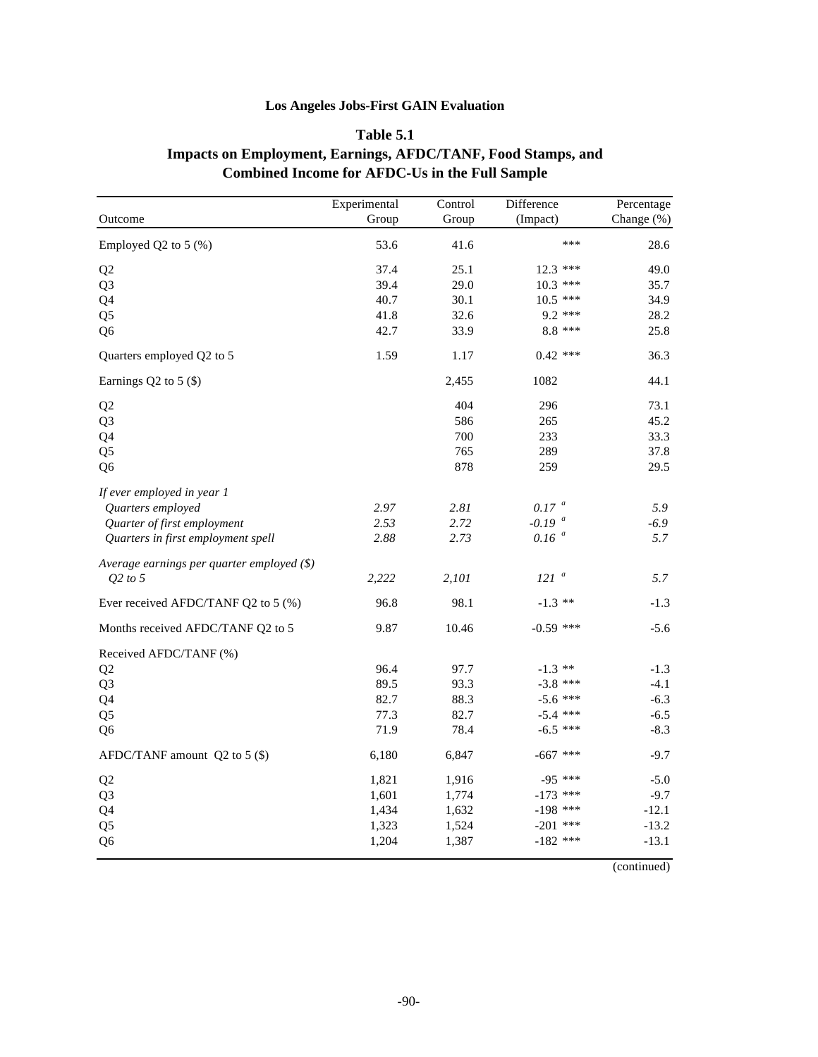**Los Angeles Jobs-First GAIN Evaluation**

**Table 5.1**

**Impacts on Employment, Earnings, AFDC/TANF, Food Stamps, and Combined Income for AFDC-Us in the Full Sample**

| Outcome | Experimental Group | Control Group | Difference (Impact) | Percentage Change (%) |
|---|---|---|---|---|
| Employed Q2 to 5 (%) | 53.6 | 41.6 | *** | 28.6 |
| Q2 | 37.4 | 25.1 | 12.3 *** | 49.0 |
| Q3 | 39.4 | 29.0 | 10.3 *** | 35.7 |
| Q4 | 40.7 | 30.1 | 10.5 *** | 34.9 |
| Q5 | 41.8 | 32.6 | 9.2 *** | 28.2 |
| Q6 | 42.7 | 33.9 | 8.8 *** | 25.8 |
| Quarters employed Q2 to 5 | 1.59 | 1.17 | 0.42 *** | 36.3 |
| Earnings Q2 to 5 ($) | | 2,455 | 1082 | 44.1 |
| Q2 | | 404 | 296 | 73.1 |
| Q3 | | 586 | 265 | 45.2 |
| Q4 | | 700 | 233 | 33.3 |
| Q5 | | 765 | 289 | 37.8 |
| Q6 | | 878 | 259 | 29.5 |
| *If ever employed in year 1* | | | | |
| *Quarters employed* | *2.97* | *2.81* | *0.17* [a] | *5.9* |
| *Quarter of first employment* | *2.53* | *2.72* | *-0.19* [a] | *-6.9* |
| *Quarters in first employment spell* | *2.88* | *2.73* | *0.16* [a] | *5.7* |
| *Average earnings per quarter employed ($)* | | | | |
| *Q2 to 5* | *2,222* | *2,101* | *121* [a] | *5.7* |
| Ever received AFDC/TANF Q2 to 5 (%) | 96.8 | 98.1 | -1.3 ** | -1.3 |
| Months received AFDC/TANF Q2 to 5 | 9.87 | 10.46 | -0.59 *** | -5.6 |
| Received AFDC/TANF (%) | | | | |
| Q2 | 96.4 | 97.7 | -1.3 ** | -1.3 |
| Q3 | 89.5 | 93.3 | -3.8 *** | -4.1 |
| Q4 | 82.7 | 88.3 | -5.6 *** | -6.3 |
| Q5 | 77.3 | 82.7 | -5.4 *** | -6.5 |
| Q6 | 71.9 | 78.4 | -6.5 *** | -8.3 |
| AFDC/TANF amount Q2 to 5 ($) | 6,180 | 6,847 | -667 *** | -9.7 |
| Q2 | 1,821 | 1,916 | -95 *** | -5.0 |
| Q3 | 1,601 | 1,774 | -173 *** | -9.7 |
| Q4 | 1,434 | 1,632 | -198 *** | -12.1 |
| Q5 | 1,323 | 1,524 | -201 *** | -13.2 |
| Q6 | 1,204 | 1,387 | -182 *** | -13.1 |

(continued)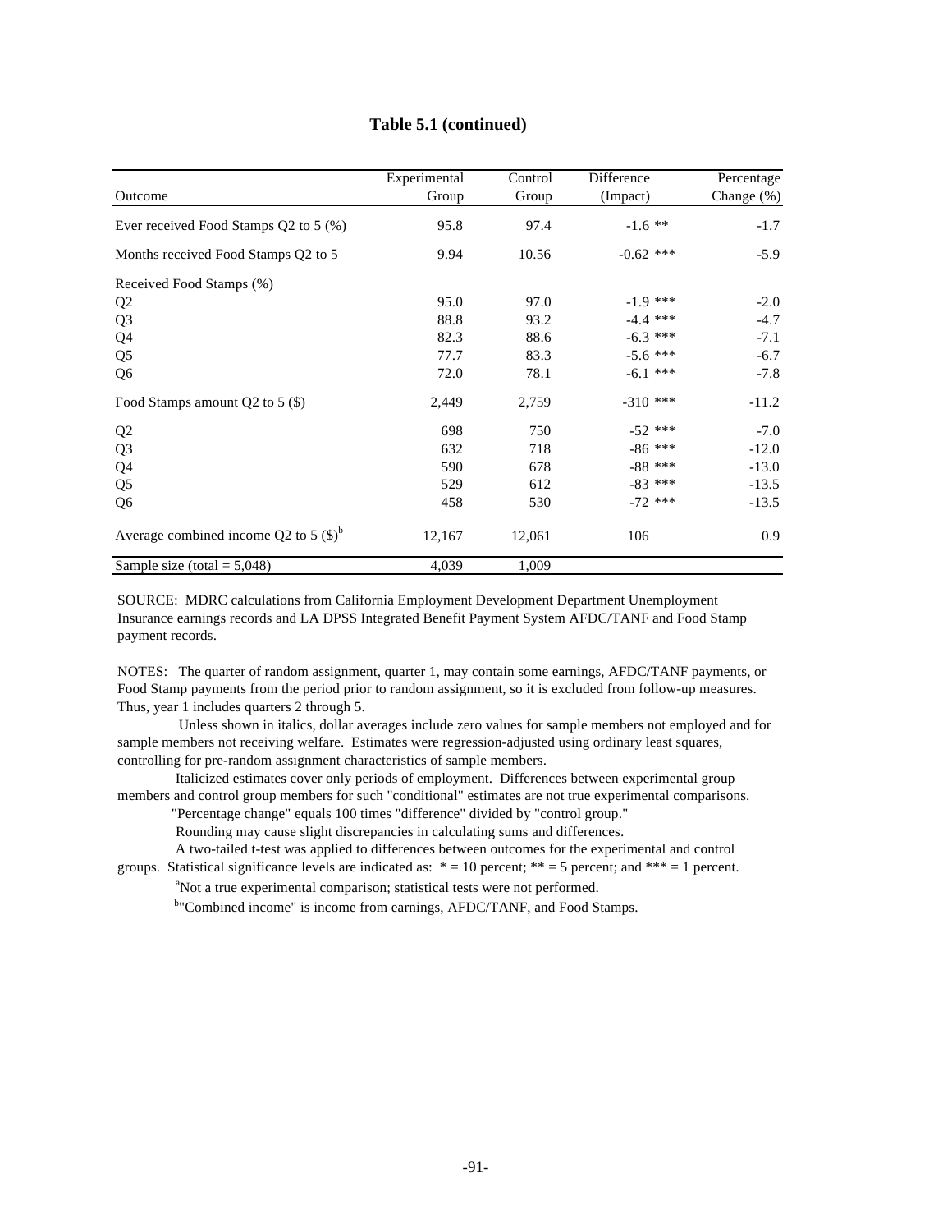**Table 5.1 (continued)**

| Outcome | Experimental Group | Control Group | Difference (Impact) | Percentage Change (%) |
|---|---|---|---|---|
| Ever received Food Stamps Q2 to 5 (%) | 95.8 | 97.4 | -1.6 ** | -1.7 |
| Months received Food Stamps Q2 to 5 | 9.94 | 10.56 | -0.62 *** | -5.9 |
| Received Food Stamps (%) | | | | |
| Q2 | 95.0 | 97.0 | -1.9 *** | -2.0 |
| Q3 | 88.8 | 93.2 | -4.4 *** | -4.7 |
| Q4 | 82.3 | 88.6 | -6.3 *** | -7.1 |
| Q5 | 77.7 | 83.3 | -5.6 *** | -6.7 |
| Q6 | 72.0 | 78.1 | -6.1 *** | -7.8 |
| Food Stamps amount Q2 to 5 ($) | 2,449 | 2,759 | -310 *** | -11.2 |
| Q2 | 698 | 750 | -52 *** | -7.0 |
| Q3 | 632 | 718 | -86 *** | -12.0 |
| Q4 | 590 | 678 | -88 *** | -13.0 |
| Q5 | 529 | 612 | -83 *** | -13.5 |
| Q6 | 458 | 530 | -72 *** | -13.5 |
| Average combined income Q2 to 5 ($)[b] | 12,167 | 12,061 | 106 | 0.9 |
| Sample size (total = 5,048) | 4,039 | 1,009 | | |

SOURCE: MDRC calculations from California Employment Development Department Unemployment Insurance earnings records and LA DPSS Integrated Benefit Payment System AFDC/TANF and Food Stamp payment records.

NOTES: The quarter of random assignment, quarter 1, may contain some earnings, AFDC/TANF payments, or Food Stamp payments from the period prior to random assignment, so it is excluded from follow-up measures. Thus, year 1 includes quarters 2 through 5.

Unless shown in italics, dollar averages include zero values for sample members not employed and for sample members not receiving welfare. Estimates were regression-adjusted using ordinary least squares, controlling for pre-random assignment characteristics of sample members.

Italicized estimates cover only periods of employment. Differences between experimental group members and control group members for such "conditional" estimates are not true experimental comparisons.

"Percentage change" equals 100 times "difference" divided by "control group."

Rounding may cause slight discrepancies in calculating sums and differences.

A two-tailed t-test was applied to differences between outcomes for the experimental and control groups. Statistical significance levels are indicated as: * = 10 percent; ** = 5 percent; and *** = 1 percent.

[a]Not a true experimental comparison; statistical tests were not performed.

[b]"Combined income" is income from earnings, AFDC/TANF, and Food Stamps.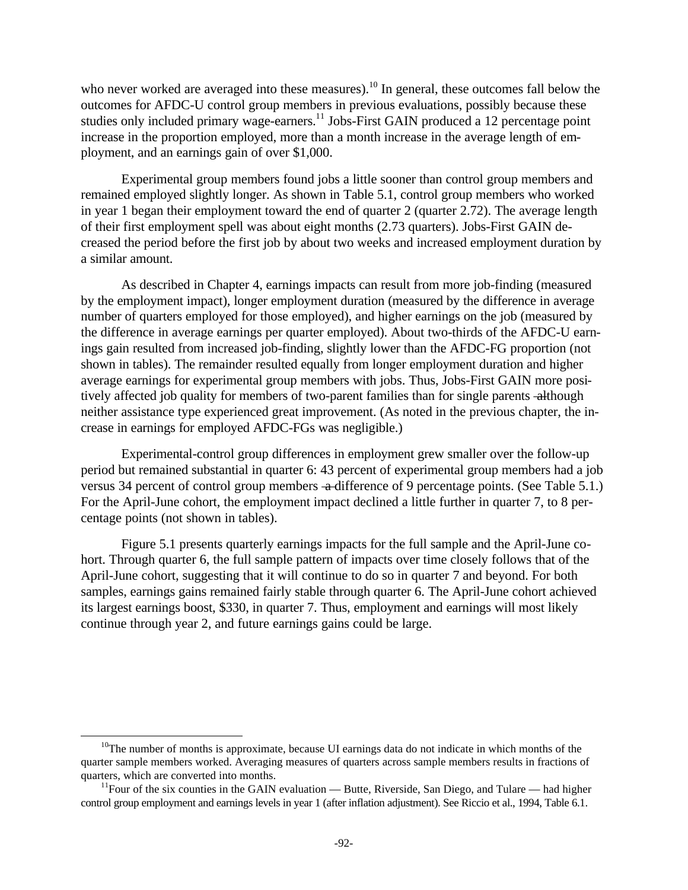who never worked are averaged into these measures).[10] In general, these outcomes fall below the outcomes for AFDC-U control group members in previous evaluations, possibly because these studies only included primary wage-earners.[11] Jobs-First GAIN produced a 12 percentage point increase in the proportion employed, more than a month increase in the average length of employment, and an earnings gain of over $1,000.

Experimental group members found jobs a little sooner than control group members and remained employed slightly longer. As shown in Table 5.1, control group members who worked in year 1 began their employment toward the end of quarter 2 (quarter 2.72). The average length of their first employment spell was about eight months (2.73 quarters). Jobs-First GAIN decreased the period before the first job by about two weeks and increased employment duration by a similar amount.

As described in Chapter 4, earnings impacts can result from more job-finding (measured by the employment impact), longer employment duration (measured by the difference in average number of quarters employed for those employed), and higher earnings on the job (measured by the difference in average earnings per quarter employed). About two-thirds of the AFDC-U earnings gain resulted from increased job-finding, slightly lower than the AFDC-FG proportion (not shown in tables). The remainder resulted equally from longer employment duration and higher average earnings for experimental group members with jobs. Thus, Jobs-First GAIN more positively affected job quality for members of two-parent families than for single parents — although neither assistance type experienced great improvement. (As noted in the previous chapter, the increase in earnings for employed AFDC-FGs was negligible.)

Experimental-control group differences in employment grew smaller over the follow-up period but remained substantial in quarter 6: 43 percent of experimental group members had a job versus 34 percent of control group members — a difference of 9 percentage points. (See Table 5.1.) For the April-June cohort, the employment impact declined a little further in quarter 7, to 8 percentage points (not shown in tables).

Figure 5.1 presents quarterly earnings impacts for the full sample and the April-June cohort. Through quarter 6, the full sample pattern of impacts over time closely follows that of the April-June cohort, suggesting that it will continue to do so in quarter 7 and beyond. For both samples, earnings gains remained fairly stable through quarter 6. The April-June cohort achieved its largest earnings boost, $330, in quarter 7. Thus, employment and earnings will most likely continue through year 2, and future earnings gains could be large.

---

[10] The number of months is approximate, because UI earnings data do not indicate in which months of the quarter sample members worked. Averaging measures of quarters across sample members results in fractions of quarters, which are converted into months.

[11] Four of the six counties in the GAIN evaluation — Butte, Riverside, San Diego, and Tulare — had higher control group employment and earnings levels in year 1 (after inflation adjustment). See Riccio et al., 1994, Table 6.1.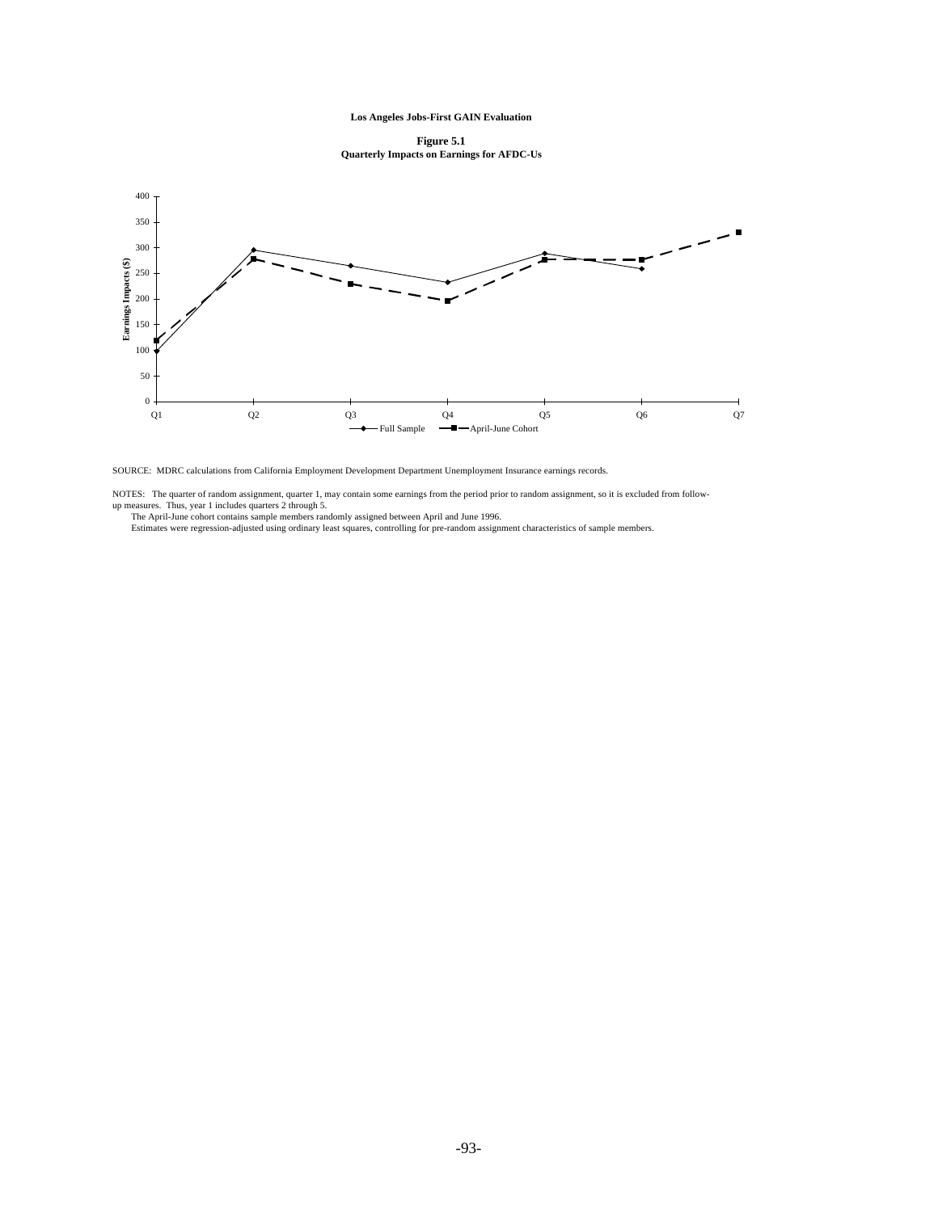**Los Angeles Jobs-First GAIN Evaluation**

**Figure 5.1**
**Quarterly Impacts on Earnings for AFDC-Us**

SOURCE: MDRC calculations from California Employment Development Department Unemployment Insurance earnings records.

NOTES: The quarter of random assignment, quarter 1, may contain some earnings from the period prior to random assignment, so it is excluded from follow-up measures. Thus, year 1 includes quarters 2 through 5.

The April-June cohort contains sample members randomly assigned between April and June 1996.

Estimates were regression-adjusted using ordinary least squares, controlling for pre-random assignment characteristics of sample members.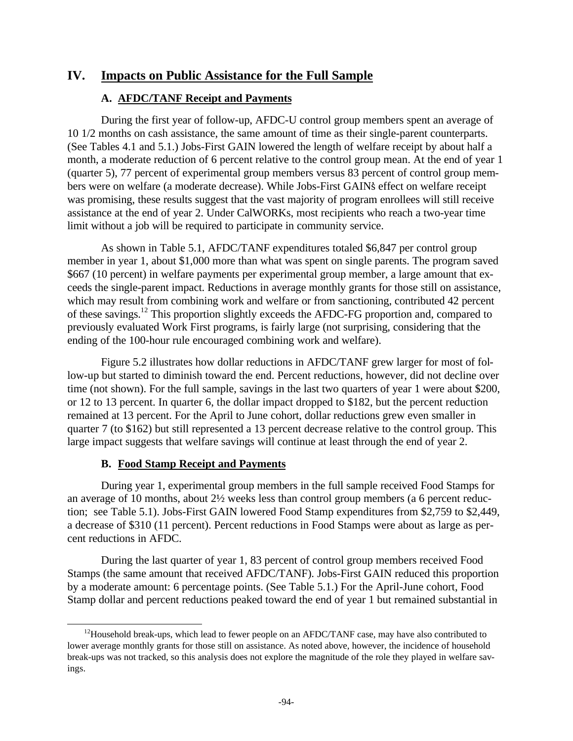## IV. Impacts on Public Assistance for the Full Sample

### A. AFDC/TANF Receipt and Payments

During the first year of follow-up, AFDC-U control group members spent an average of 10 1/2 months on cash assistance, the same amount of time as their single-parent counterparts. (See Tables 4.1 and 5.1.) Jobs-First GAIN lowered the length of welfare receipt by about half a month, a moderate reduction of 6 percent relative to the control group mean. At the end of year 1 (quarter 5), 77 percent of experimental group members versus 83 percent of control group members were on welfare (a moderate decrease). While Jobs-First GAIN's effect on welfare receipt was promising, these results suggest that the vast majority of program enrollees will still receive assistance at the end of year 2. Under CalWORKs, most recipients who reach a two-year time limit without a job will be required to participate in community service.

As shown in Table 5.1, AFDC/TANF expenditures totaled $6,847 per control group member in year 1, about $1,000 more than what was spent on single parents. The program saved $667 (10 percent) in welfare payments per experimental group member, a large amount that exceeds the single-parent impact. Reductions in average monthly grants for those still on assistance, which may result from combining work and welfare or from sanctioning, contributed 42 percent of these savings.[12] This proportion slightly exceeds the AFDC-FG proportion and, compared to previously evaluated Work First programs, is fairly large (not surprising, considering that the ending of the 100-hour rule encouraged combining work and welfare).

Figure 5.2 illustrates how dollar reductions in AFDC/TANF grew larger for most of follow-up but started to diminish toward the end. Percent reductions, however, did not decline over time (not shown). For the full sample, savings in the last two quarters of year 1 were about $200, or 12 to 13 percent. In quarter 6, the dollar impact dropped to $182, but the percent reduction remained at 13 percent. For the April to June cohort, dollar reductions grew even smaller in quarter 7 (to $162) but still represented a 13 percent decrease relative to the control group. This large impact suggests that welfare savings will continue at least through the end of year 2.

### B. Food Stamp Receipt and Payments

During year 1, experimental group members in the full sample received Food Stamps for an average of 10 months, about 2½ weeks less than control group members (a 6 percent reduction; see Table 5.1). Jobs-First GAIN lowered Food Stamp expenditures from $2,759 to $2,449, a decrease of $310 (11 percent). Percent reductions in Food Stamps were about as large as percent reductions in AFDC.

During the last quarter of year 1, 83 percent of control group members received Food Stamps (the same amount that received AFDC/TANF). Jobs-First GAIN reduced this proportion by a moderate amount: 6 percentage points. (See Table 5.1.) For the April-June cohort, Food Stamp dollar and percent reductions peaked toward the end of year 1 but remained substantial in

---

[12]Household break-ups, which lead to fewer people on an AFDC/TANF case, may have also contributed to lower average monthly grants for those still on assistance. As noted above, however, the incidence of household break-ups was not tracked, so this analysis does not explore the magnitude of the role they played in welfare savings.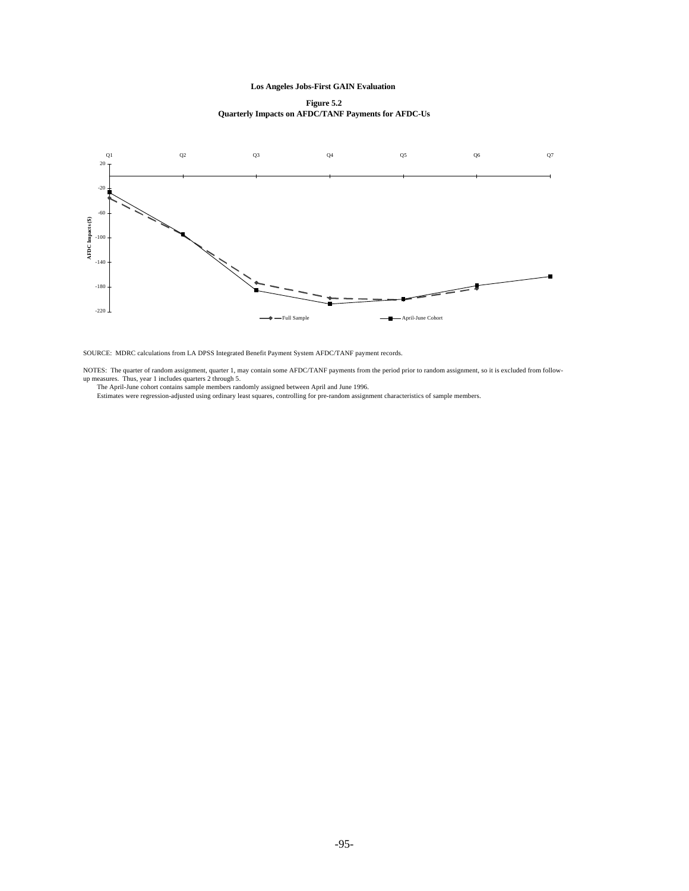**Los Angeles Jobs-First GAIN Evaluation**

**Figure 5.2**

**Quarterly Impacts on AFDC/TANF Payments for AFDC-Us**

SOURCE: MDRC calculations from LA DPSS Integrated Benefit Payment System AFDC/TANF payment records.

NOTES: The quarter of random assignment, quarter 1, may contain some AFDC/TANF payments from the period prior to random assignment, so it is excluded from follow-up measures. Thus, year 1 includes quarters 2 through 5.

The April-June cohort contains sample members randomly assigned between April and June 1996.

Estimates were regression-adjusted using ordinary least squares, controlling for pre-random assignment characteristics of sample members.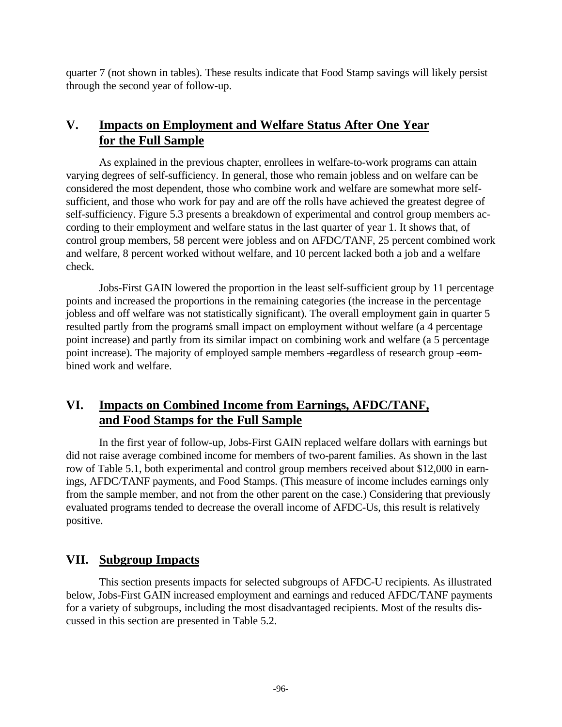quarter 7 (not shown in tables). These results indicate that Food Stamp savings will likely persist through the second year of follow-up.

## V. Impacts on Employment and Welfare Status After One Year for the Full Sample

As explained in the previous chapter, enrollees in welfare-to-work programs can attain varying degrees of self-sufficiency. In general, those who remain jobless and on welfare can be considered the most dependent, those who combine work and welfare are somewhat more self-sufficient, and those who work for pay and are off the rolls have achieved the greatest degree of self-sufficiency. Figure 5.3 presents a breakdown of experimental and control group members according to their employment and welfare status in the last quarter of year 1. It shows that, of control group members, 58 percent were jobless and on AFDC/TANF, 25 percent combined work and welfare, 8 percent worked without welfare, and 10 percent lacked both a job and a welfare check.

Jobs-First GAIN lowered the proportion in the least self-sufficient group by 11 percentage points and increased the proportions in the remaining categories (the increase in the percentage jobless and off welfare was not statistically significant). The overall employment gain in quarter 5 resulted partly from the program's small impact on employment without welfare (a 4 percentage point increase) and partly from its similar impact on combining work and welfare (a 5 percentage point increase). The majority of employed sample members – regardless of research group – combined work and welfare.

## VI. Impacts on Combined Income from Earnings, AFDC/TANF, and Food Stamps for the Full Sample

In the first year of follow-up, Jobs-First GAIN replaced welfare dollars with earnings but did not raise average combined income for members of two-parent families. As shown in the last row of Table 5.1, both experimental and control group members received about $12,000 in earnings, AFDC/TANF payments, and Food Stamps. (This measure of income includes earnings only from the sample member, and not from the other parent on the case.) Considering that previously evaluated programs tended to decrease the overall income of AFDC-Us, this result is relatively positive.

## VII. Subgroup Impacts

This section presents impacts for selected subgroups of AFDC-U recipients. As illustrated below, Jobs-First GAIN increased employment and earnings and reduced AFDC/TANF payments for a variety of subgroups, including the most disadvantaged recipients. Most of the results discussed in this section are presented in Table 5.2.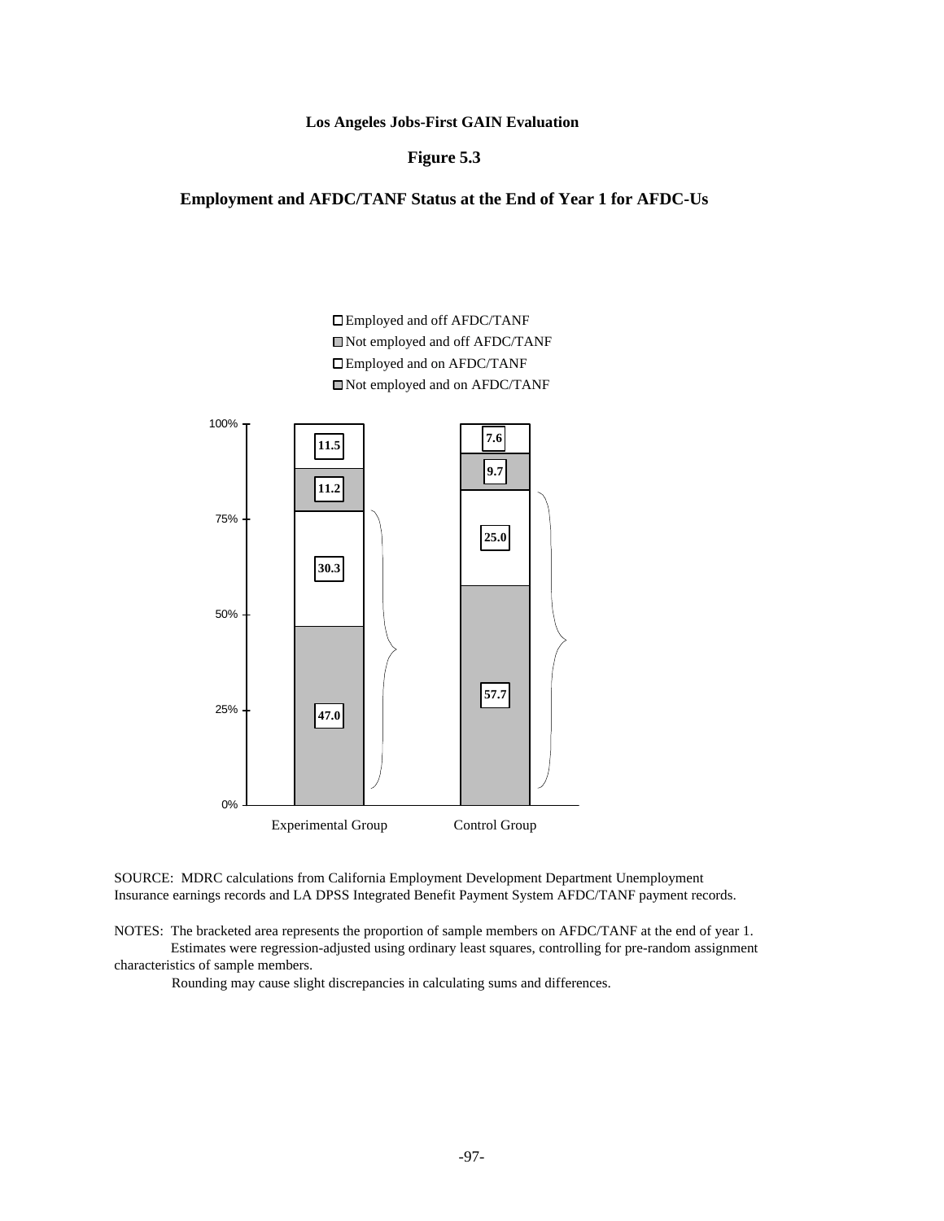**Los Angeles Jobs-First GAIN Evaluation**

**Figure 5.3**

**Employment and AFDC/TANF Status at the End of Year 1 for AFDC-Us**

| | Experimental Group | Control Group |
|---|---|---|
| Employed and off AFDC/TANF | 11.5 | 7.6 |
| Not employed and off AFDC/TANF | 11.2 | 9.7 |
| Employed and on AFDC/TANF | 30.3 | 25.0 |
| Not employed and on AFDC/TANF | 47.0 | 57.7 |

SOURCE: MDRC calculations from California Employment Development Department Unemployment Insurance earnings records and LA DPSS Integrated Benefit Payment System AFDC/TANF payment records.

NOTES: The bracketed area represents the proportion of sample members on AFDC/TANF at the end of year 1.

Estimates were regression-adjusted using ordinary least squares, controlling for pre-random assignment characteristics of sample members.

Rounding may cause slight discrepancies in calculating sums and differences.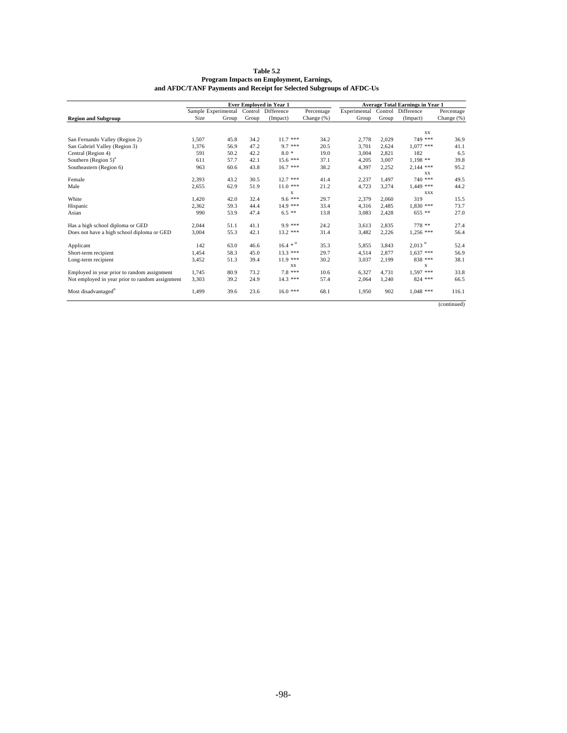**Table 5.2**
**Program Impacts on Employment, Earnings,**
**and AFDC/TANF Payments and Receipt for Selected Subgroups of AFDC-Us**

| Region and Subgroup | Sample Size | Ever Employed in Year 1: Experimental Group | Control Group | Difference (Impact) | Percentage Change (%) | Average Total Earnings in Year 1: Experimental Group | Control Group | Difference (Impact) | Percentage Change (%) |
|---|---|---|---|---|---|---|---|---|---|
| | | | | | | | | xx | |
| San Fernando Valley (Region 2) | 1,507 | 45.8 | 34.2 | 11.7 *** | 34.2 | 2,778 | 2,029 | 749 *** | 36.9 |
| San Gabriel Valley (Region 3) | 1,376 | 56.9 | 47.2 | 9.7 *** | 20.5 | 3,701 | 2,624 | 1,077 *** | 41.1 |
| Central (Region 4) | 591 | 50.2 | 42.2 | 8.0 * | 19.0 | 3,004 | 2,821 | 182 | 6.5 |
| Southern (Region 5)[a] | 611 | 57.7 | 42.1 | 15.6 *** | 37.1 | 4,205 | 3,007 | 1,198 ** | 39.8 |
| Southeastern (Region 6) | 963 | 60.6 | 43.8 | 16.7 *** | 38.2 | 4,397 | 2,252 | 2,144 *** | 95.2 |
| | | | | | | | | xx | |
| Female | 2,393 | 43.2 | 30.5 | 12.7 *** | 41.4 | 2,237 | 1,497 | 740 *** | 49.5 |
| Male | 2,655 | 62.9 | 51.9 | 11.0 *** | 21.2 | 4,723 | 3,274 | 1,449 *** | 44.2 |
| | | | | x | | | | xxx | |
| White | 1,420 | 42.0 | 32.4 | 9.6 *** | 29.7 | 2,379 | 2,060 | 319 | 15.5 |
| Hispanic | 2,362 | 59.3 | 44.4 | 14.9 *** | 33.4 | 4,316 | 2,485 | 1,830 *** | 73.7 |
| Asian | 990 | 53.9 | 47.4 | 6.5 ** | 13.8 | 3,083 | 2,428 | 655 ** | 27.0 |
| Has a high school diploma or GED | 2,044 | 51.1 | 41.1 | 9.9 *** | 24.2 | 3,613 | 2,835 | 778 ** | 27.4 |
| Does not have a high school diploma or GED | 3,004 | 55.3 | 42.1 | 13.2 *** | 31.4 | 3,482 | 2,226 | 1,256 *** | 56.4 |
| Applicant | 142 | 63.0 | 46.6 | 16.4 * [a] | 35.3 | 5,855 | 3,843 | 2,013 [a] | 52.4 |
| Short-term recipient | 1,454 | 58.3 | 45.0 | 13.3 *** | 29.7 | 4,514 | 2,877 | 1,637 *** | 56.9 |
| Long-term recipient | 3,452 | 51.3 | 39.4 | 11.9 *** | 30.2 | 3,037 | 2,199 | 838 *** | 38.1 |
| | | | | xx | | | | x | |
| Employed in year prior to random assignment | 1,745 | 80.9 | 73.2 | 7.8 *** | 10.6 | 6,327 | 4,731 | 1,597 *** | 33.8 |
| Not employed in year prior to random assignment | 3,303 | 39.2 | 24.9 | 14.3 *** | 57.4 | 2,064 | 1,240 | 824 *** | 66.5 |
| Most disadvantaged[b] | 1,499 | 39.6 | 23.6 | 16.0 *** | 68.1 | 1,950 | 902 | 1,048 *** | 116.1 |

(continued)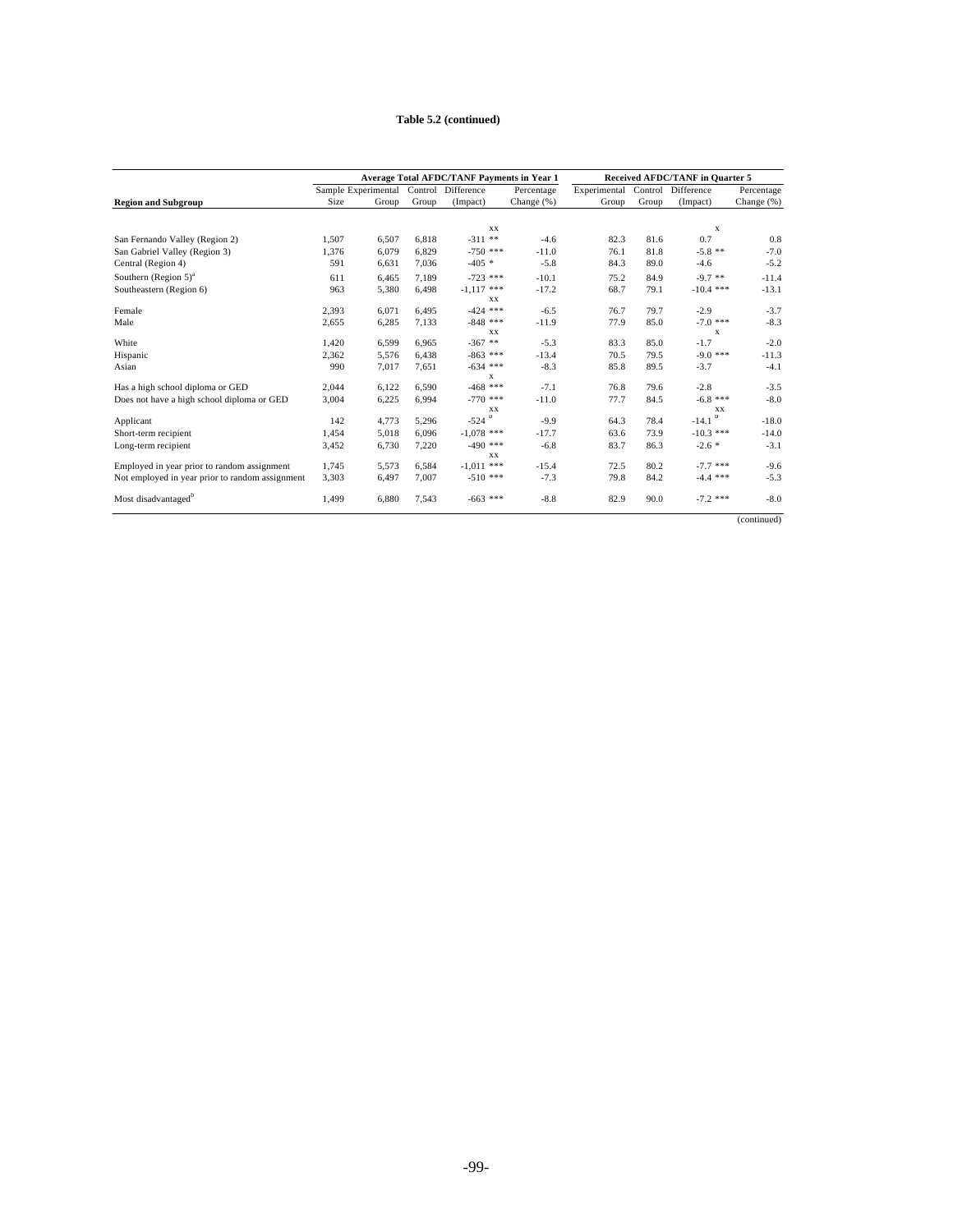**Table 5.2 (continued)**

| | Average Total AFDC/TANF Payments in Year 1 | | | | | Received AFDC/TANF in Quarter 5 | | | |
|---|---|---|---|---|---|---|---|---|---|
| Region and Subgroup | Sample Size | Experimental Group | Control Group | Difference (Impact) | Percentage Change (%) | Experimental Group | Control Group | Difference (Impact) | Percentage Change (%) |
| | | | | xx | | | | x | |
| San Fernando Valley (Region 2) | 1,507 | 6,507 | 6,818 | -311 ** | -4.6 | 82.3 | 81.6 | 0.7 | 0.8 |
| San Gabriel Valley (Region 3) | 1,376 | 6,079 | 6,829 | -750 *** | -11.0 | 76.1 | 81.8 | -5.8 ** | -7.0 |
| Central (Region 4) | 591 | 6,631 | 7,036 | -405 * | -5.8 | 84.3 | 89.0 | -4.6 | -5.2 |
| Southern (Region 5)[a] | 611 | 6,465 | 7,189 | -723 *** | -10.1 | 75.2 | 84.9 | -9.7 ** | -11.4 |
| Southeastern (Region 6) | 963 | 5,380 | 6,498 | -1,117 *** | -17.2 | 68.7 | 79.1 | -10.4 *** | -13.1 |
| | | | | xx | | | | | |
| Female | 2,393 | 6,071 | 6,495 | -424 *** | -6.5 | 76.7 | 79.7 | -2.9 | -3.7 |
| Male | 2,655 | 6,285 | 7,133 | -848 *** | -11.9 | 77.9 | 85.0 | -7.0 *** | -8.3 |
| | | | | xx | | | | x | |
| White | 1,420 | 6,599 | 6,965 | -367 ** | -5.3 | 83.3 | 85.0 | -1.7 | -2.0 |
| Hispanic | 2,362 | 5,576 | 6,438 | -863 *** | -13.4 | 70.5 | 79.5 | -9.0 *** | -11.3 |
| Asian | 990 | 7,017 | 7,651 | -634 *** | -8.3 | 85.8 | 89.5 | -3.7 | -4.1 |
| | | | | x | | | | | |
| Has a high school diploma or GED | 2,044 | 6,122 | 6,590 | -468 *** | -7.1 | 76.8 | 79.6 | -2.8 | -3.5 |
| Does not have a high school diploma or GED | 3,004 | 6,225 | 6,994 | -770 *** | -11.0 | 77.7 | 84.5 | -6.8 *** | -8.0 |
| | | | | xx | | | | xx | |
| Applicant | 142 | 4,773 | 5,296 | -524 [a] | -9.9 | 64.3 | 78.4 | -14.1 [a] | -18.0 |
| Short-term recipient | 1,454 | 5,018 | 6,096 | -1,078 *** | -17.7 | 63.6 | 73.9 | -10.3 *** | -14.0 |
| Long-term recipient | 3,452 | 6,730 | 7,220 | -490 *** | -6.8 | 83.7 | 86.3 | -2.6 * | -3.1 |
| | | | | xx | | | | | |
| Employed in year prior to random assignment | 1,745 | 5,573 | 6,584 | -1,011 *** | -15.4 | 72.5 | 80.2 | -7.7 *** | -9.6 |
| Not employed in year prior to random assignment | 3,303 | 6,497 | 7,007 | -510 *** | -7.3 | 79.8 | 84.2 | -4.4 *** | -5.3 |
| Most disadvantaged[b] | 1,499 | 6,880 | 7,543 | -663 *** | -8.8 | 82.9 | 90.0 | -7.2 *** | -8.0 |

(continued)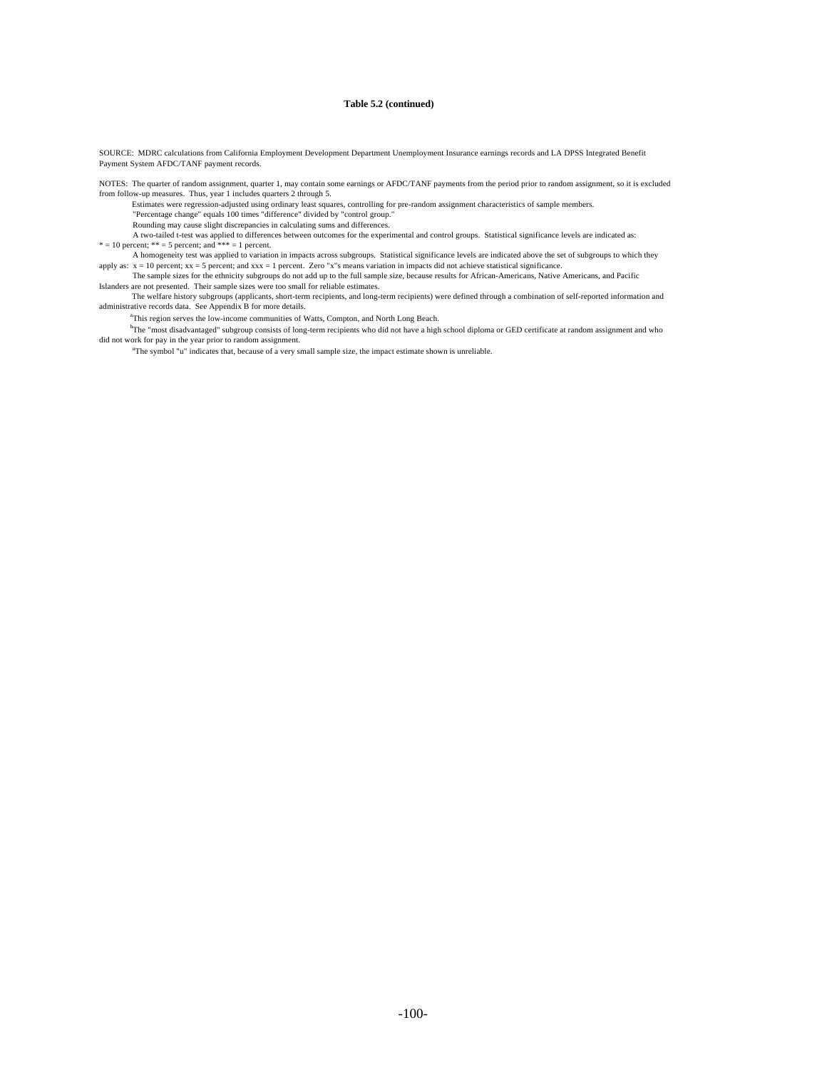**Table 5.2 (continued)**

SOURCE: MDRC calculations from California Employment Development Department Unemployment Insurance earnings records and LA DPSS Integrated Benefit Payment System AFDC/TANF payment records.

NOTES: The quarter of random assignment, quarter 1, may contain some earnings or AFDC/TANF payments from the period prior to random assignment, so it is excluded from follow-up measures. Thus, year 1 includes quarters 2 through 5.

Estimates were regression-adjusted using ordinary least squares, controlling for pre-random assignment characteristics of sample members.

"Percentage change" equals 100 times "difference" divided by "control group."

Rounding may cause slight discrepancies in calculating sums and differences.

A two-tailed t-test was applied to differences between outcomes for the experimental and control groups. Statistical significance levels are indicated as: * = 10 percent; ** = 5 percent; and *** = 1 percent.

A homogeneity test was applied to variation in impacts across subgroups. Statistical significance levels are indicated above the set of subgroups to which they apply as: x = 10 percent; xx = 5 percent; and xxx = 1 percent. Zero "x"s means variation in impacts did not achieve statistical significance.

The sample sizes for the ethnicity subgroups do not add up to the full sample size, because results for African-Americans, Native Americans, and Pacific Islanders are not presented. Their sample sizes were too small for reliable estimates.

The welfare history subgroups (applicants, short-term recipients, and long-term recipients) were defined through a combination of self-reported information and administrative records data. See Appendix B for more details.

[a]This region serves the low-income communities of Watts, Compton, and North Long Beach.

[b]The "most disadvantaged" subgroup consists of long-term recipients who did not have a high school diploma or GED certificate at random assignment and who did not work for pay in the year prior to random assignment.

[u]The symbol "u" indicates that, because of a very small sample size, the impact estimate shown is unreliable.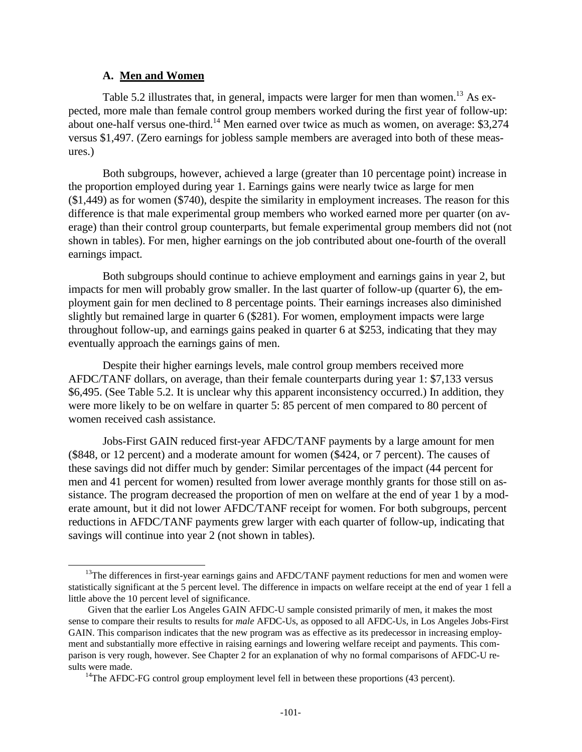### A. Men and Women

Table 5.2 illustrates that, in general, impacts were larger for men than women.[13] As expected, more male than female control group members worked during the first year of follow-up: about one-half versus one-third.[14] Men earned over twice as much as women, on average: $3,274 versus $1,497. (Zero earnings for jobless sample members are averaged into both of these measures.)

Both subgroups, however, achieved a large (greater than 10 percentage point) increase in the proportion employed during year 1. Earnings gains were nearly twice as large for men ($1,449) as for women ($740), despite the similarity in employment increases. The reason for this difference is that male experimental group members who worked earned more per quarter (on average) than their control group counterparts, but female experimental group members did not (not shown in tables). For men, higher earnings on the job contributed about one-fourth of the overall earnings impact.

Both subgroups should continue to achieve employment and earnings gains in year 2, but impacts for men will probably grow smaller. In the last quarter of follow-up (quarter 6), the employment gain for men declined to 8 percentage points. Their earnings increases also diminished slightly but remained large in quarter 6 ($281). For women, employment impacts were large throughout follow-up, and earnings gains peaked in quarter 6 at $253, indicating that they may eventually approach the earnings gains of men.

Despite their higher earnings levels, male control group members received more AFDC/TANF dollars, on average, than their female counterparts during year 1: $7,133 versus $6,495. (See Table 5.2. It is unclear why this apparent inconsistency occurred.) In addition, they were more likely to be on welfare in quarter 5: 85 percent of men compared to 80 percent of women received cash assistance.

Jobs-First GAIN reduced first-year AFDC/TANF payments by a large amount for men ($848, or 12 percent) and a moderate amount for women ($424, or 7 percent). The causes of these savings did not differ much by gender: Similar percentages of the impact (44 percent for men and 41 percent for women) resulted from lower average monthly grants for those still on assistance. The program decreased the proportion of men on welfare at the end of year 1 by a moderate amount, but it did not lower AFDC/TANF receipt for women. For both subgroups, percent reductions in AFDC/TANF payments grew larger with each quarter of follow-up, indicating that savings will continue into year 2 (not shown in tables).

---

[13]The differences in first-year earnings gains and AFDC/TANF payment reductions for men and women were statistically significant at the 5 percent level. The difference in impacts on welfare receipt at the end of year 1 fell a little above the 10 percent level of significance.

Given that the earlier Los Angeles GAIN AFDC-U sample consisted primarily of men, it makes the most sense to compare their results to results for *male* AFDC-Us, as opposed to all AFDC-Us, in Los Angeles Jobs-First GAIN. This comparison indicates that the new program was as effective as its predecessor in increasing employment and substantially more effective in raising earnings and lowering welfare receipt and payments. This comparison is very rough, however. See Chapter 2 for an explanation of why no formal comparisons of AFDC-U results were made.

[14]The AFDC-FG control group employment level fell in between these proportions (43 percent).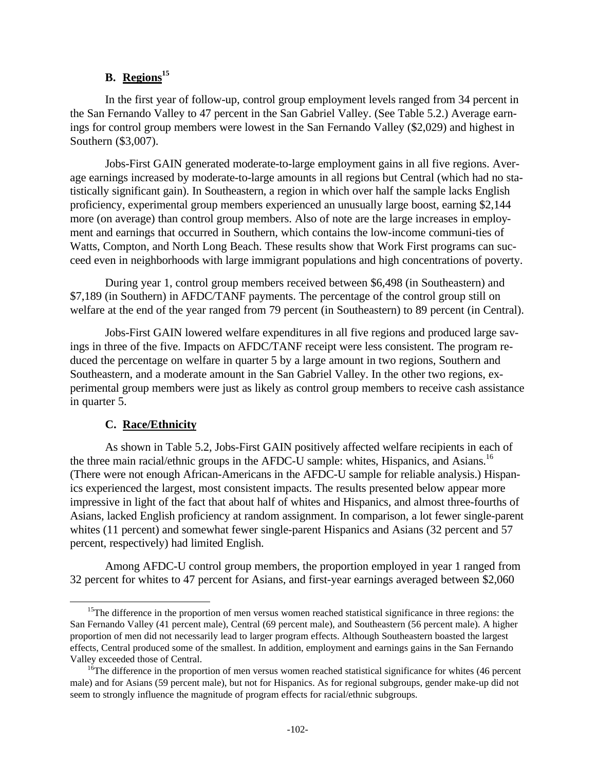### B. Regions[15]

In the first year of follow-up, control group employment levels ranged from 34 percent in the San Fernando Valley to 47 percent in the San Gabriel Valley. (See Table 5.2.) Average earnings for control group members were lowest in the San Fernando Valley ($2,029) and highest in Southern ($3,007).

Jobs-First GAIN generated moderate-to-large employment gains in all five regions. Average earnings increased by moderate-to-large amounts in all regions but Central (which had no statistically significant gain). In Southeastern, a region in which over half the sample lacks English proficiency, experimental group members experienced an unusually large boost, earning $2,144 more (on average) than control group members. Also of note are the large increases in employment and earnings that occurred in Southern, which contains the low-income communi-ties of Watts, Compton, and North Long Beach. These results show that Work First programs can succeed even in neighborhoods with large immigrant populations and high concentrations of poverty.

During year 1, control group members received between $6,498 (in Southeastern) and $7,189 (in Southern) in AFDC/TANF payments. The percentage of the control group still on welfare at the end of the year ranged from 79 percent (in Southeastern) to 89 percent (in Central).

Jobs-First GAIN lowered welfare expenditures in all five regions and produced large savings in three of the five. Impacts on AFDC/TANF receipt were less consistent. The program reduced the percentage on welfare in quarter 5 by a large amount in two regions, Southern and Southeastern, and a moderate amount in the San Gabriel Valley. In the other two regions, experimental group members were just as likely as control group members to receive cash assistance in quarter 5.

### C. Race/Ethnicity

As shown in Table 5.2, Jobs-First GAIN positively affected welfare recipients in each of the three main racial/ethnic groups in the AFDC-U sample: whites, Hispanics, and Asians.[16] (There were not enough African-Americans in the AFDC-U sample for reliable analysis.) Hispanics experienced the largest, most consistent impacts. The results presented below appear more impressive in light of the fact that about half of whites and Hispanics, and almost three-fourths of Asians, lacked English proficiency at random assignment. In comparison, a lot fewer single-parent whites (11 percent) and somewhat fewer single-parent Hispanics and Asians (32 percent and 57 percent, respectively) had limited English.

Among AFDC-U control group members, the proportion employed in year 1 ranged from 32 percent for whites to 47 percent for Asians, and first-year earnings averaged between $2,060

---

[15]The difference in the proportion of men versus women reached statistical significance in three regions: the San Fernando Valley (41 percent male), Central (69 percent male), and Southeastern (56 percent male). A higher proportion of men did not necessarily lead to larger program effects. Although Southeastern boasted the largest effects, Central produced some of the smallest. In addition, employment and earnings gains in the San Fernando Valley exceeded those of Central.

[16]The difference in the proportion of men versus women reached statistical significance for whites (46 percent male) and for Asians (59 percent male), but not for Hispanics. As for regional subgroups, gender make-up did not seem to strongly influence the magnitude of program effects for racial/ethnic subgroups.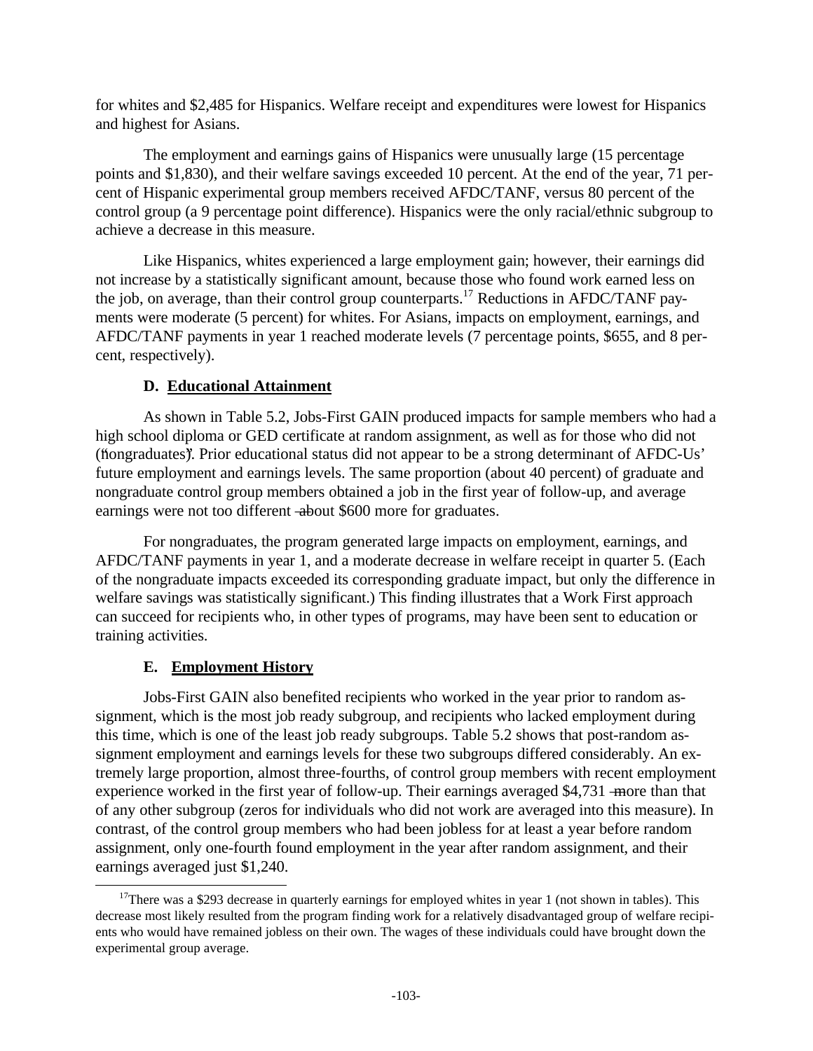for whites and $2,485 for Hispanics. Welfare receipt and expenditures were lowest for Hispanics and highest for Asians.

The employment and earnings gains of Hispanics were unusually large (15 percentage points and $1,830), and their welfare savings exceeded 10 percent. At the end of the year, 71 percent of Hispanic experimental group members received AFDC/TANF, versus 80 percent of the control group (a 9 percentage point difference). Hispanics were the only racial/ethnic subgroup to achieve a decrease in this measure.

Like Hispanics, whites experienced a large employment gain; however, their earnings did not increase by a statistically significant amount, because those who found work earned less on the job, on average, than their control group counterparts.[17] Reductions in AFDC/TANF payments were moderate (5 percent) for whites. For Asians, impacts on employment, earnings, and AFDC/TANF payments in year 1 reached moderate levels (7 percentage points, $655, and 8 percent, respectively).

### D. Educational Attainment

As shown in Table 5.2, Jobs-First GAIN produced impacts for sample members who had a high school diploma or GED certificate at random assignment, as well as for those who did not ("nongraduates"). Prior educational status did not appear to be a strong determinant of AFDC-Us' future employment and earnings levels. The same proportion (about 40 percent) of graduate and nongraduate control group members obtained a job in the first year of follow-up, and average earnings were not too different — about $600 more for graduates.

For nongraduates, the program generated large impacts on employment, earnings, and AFDC/TANF payments in year 1, and a moderate decrease in welfare receipt in quarter 5. (Each of the nongraduate impacts exceeded its corresponding graduate impact, but only the difference in welfare savings was statistically significant.) This finding illustrates that a Work First approach can succeed for recipients who, in other types of programs, may have been sent to education or training activities.

### E. Employment History

Jobs-First GAIN also benefited recipients who worked in the year prior to random assignment, which is the most job ready subgroup, and recipients who lacked employment during this time, which is one of the least job ready subgroups. Table 5.2 shows that post-random assignment employment and earnings levels for these two subgroups differed considerably. An extremely large proportion, almost three-fourths, of control group members with recent employment experience worked in the first year of follow-up. Their earnings averaged $4,731 — more than that of any other subgroup (zeros for individuals who did not work are averaged into this measure). In contrast, of the control group members who had been jobless for at least a year before random assignment, only one-fourth found employment in the year after random assignment, and their earnings averaged just $1,240.

[17]There was a $293 decrease in quarterly earnings for employed whites in year 1 (not shown in tables). This decrease most likely resulted from the program finding work for a relatively disadvantaged group of welfare recipients who would have remained jobless on their own. The wages of these individuals could have brought down the experimental group average.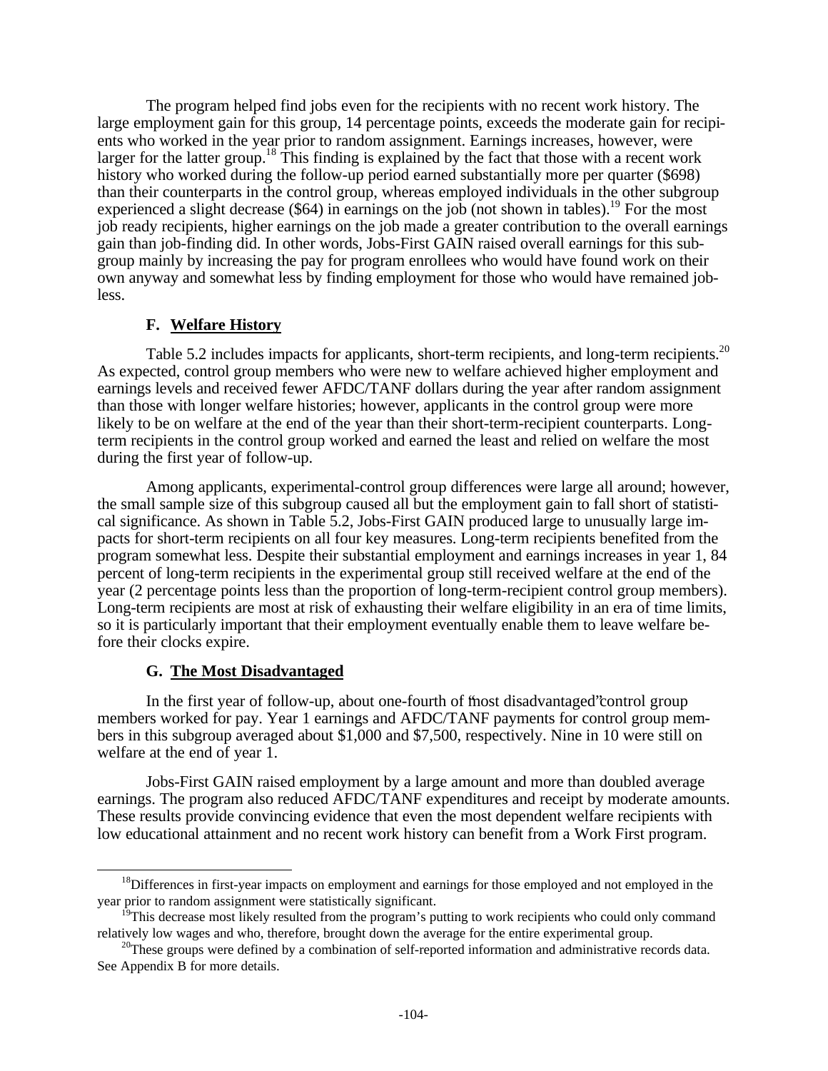The program helped find jobs even for the recipients with no recent work history. The large employment gain for this group, 14 percentage points, exceeds the moderate gain for recipients who worked in the year prior to random assignment. Earnings increases, however, were larger for the latter group.[18] This finding is explained by the fact that those with a recent work history who worked during the follow-up period earned substantially more per quarter ($698) than their counterparts in the control group, whereas employed individuals in the other subgroup experienced a slight decrease ($64) in earnings on the job (not shown in tables).[19] For the most job ready recipients, higher earnings on the job made a greater contribution to the overall earnings gain than job-finding did. In other words, Jobs-First GAIN raised overall earnings for this subgroup mainly by increasing the pay for program enrollees who would have found work on their own anyway and somewhat less by finding employment for those who would have remained jobless.

### F. Welfare History

Table 5.2 includes impacts for applicants, short-term recipients, and long-term recipients.[20] As expected, control group members who were new to welfare achieved higher employment and earnings levels and received fewer AFDC/TANF dollars during the year after random assignment than those with longer welfare histories; however, applicants in the control group were more likely to be on welfare at the end of the year than their short-term-recipient counterparts. Long-term recipients in the control group worked and earned the least and relied on welfare the most during the first year of follow-up.

Among applicants, experimental-control group differences were large all around; however, the small sample size of this subgroup caused all but the employment gain to fall short of statistical significance. As shown in Table 5.2, Jobs-First GAIN produced large to unusually large impacts for short-term recipients on all four key measures. Long-term recipients benefited from the program somewhat less. Despite their substantial employment and earnings increases in year 1, 84 percent of long-term recipients in the experimental group still received welfare at the end of the year (2 percentage points less than the proportion of long-term-recipient control group members). Long-term recipients are most at risk of exhausting their welfare eligibility in an era of time limits, so it is particularly important that their employment eventually enable them to leave welfare before their clocks expire.

### G. The Most Disadvantaged

In the first year of follow-up, about one-fourth of "most disadvantaged" control group members worked for pay. Year 1 earnings and AFDC/TANF payments for control group members in this subgroup averaged about $1,000 and $7,500, respectively. Nine in 10 were still on welfare at the end of year 1.

Jobs-First GAIN raised employment by a large amount and more than doubled average earnings. The program also reduced AFDC/TANF expenditures and receipt by moderate amounts. These results provide convincing evidence that even the most dependent welfare recipients with low educational attainment and no recent work history can benefit from a Work First program.

---

[18] Differences in first-year impacts on employment and earnings for those employed and not employed in the year prior to random assignment were statistically significant.

[19] This decrease most likely resulted from the program's putting to work recipients who could only command relatively low wages and who, therefore, brought down the average for the entire experimental group.

[20] These groups were defined by a combination of self-reported information and administrative records data. See Appendix B for more details.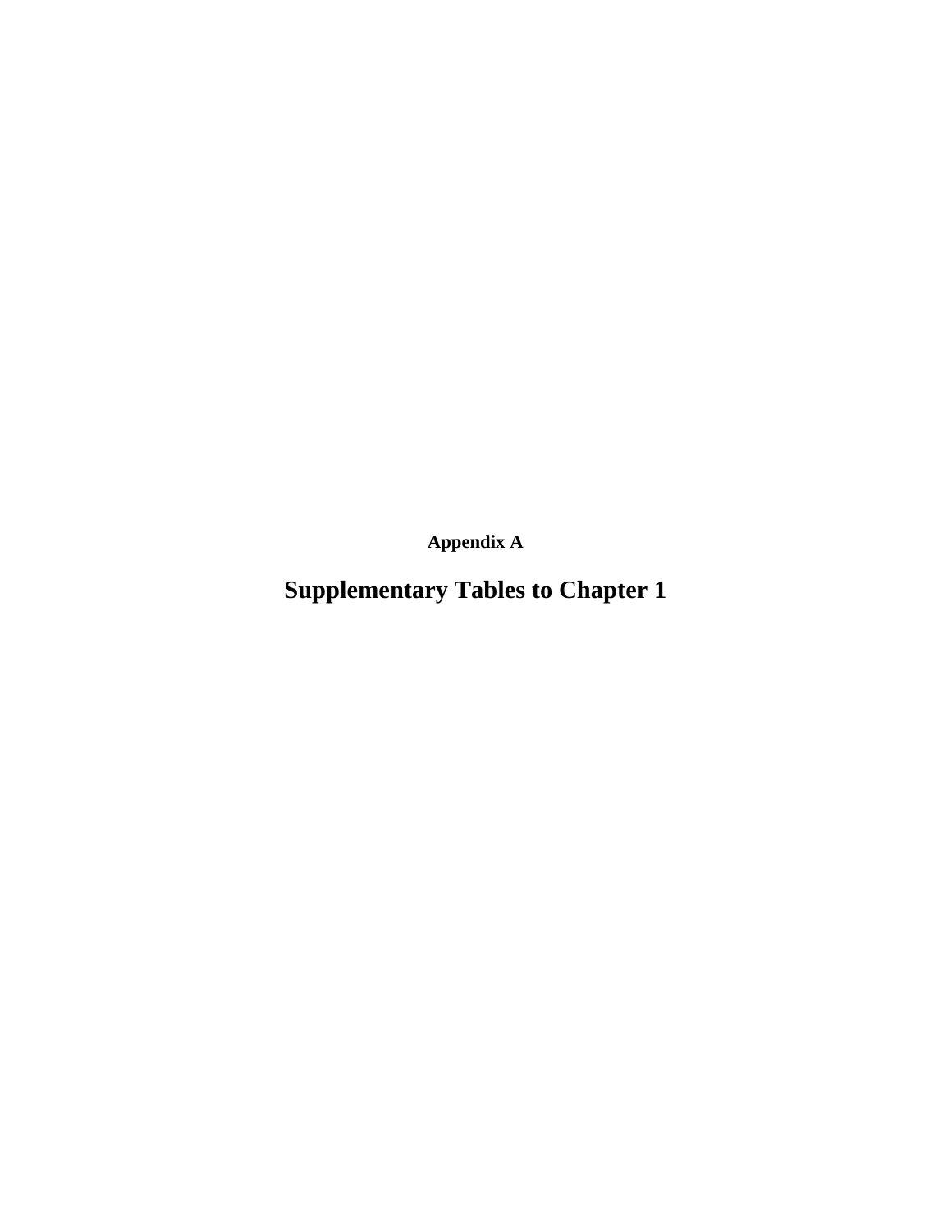**Appendix A**

# Supplementary Tables to Chapter 1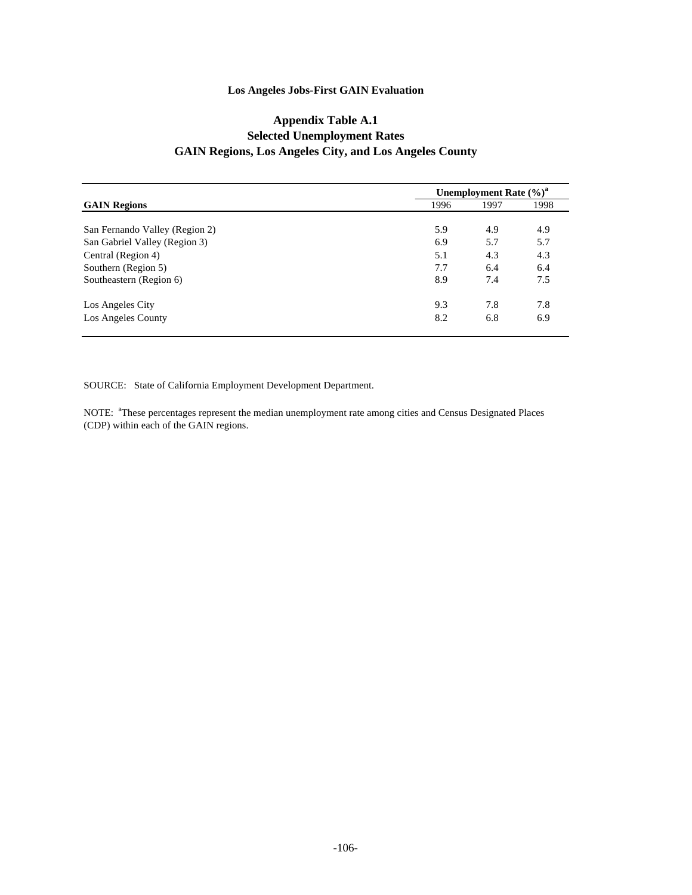**Los Angeles Jobs-First GAIN Evaluation**

## Appendix Table A.1
## Selected Unemployment Rates
## GAIN Regions, Los Angeles City, and Los Angeles County

| | Unemployment Rate (%)[a] | | |
|---|---|---|---|
| **GAIN Regions** | 1996 | 1997 | 1998 |
| San Fernando Valley (Region 2) | 5.9 | 4.9 | 4.9 |
| San Gabriel Valley (Region 3) | 6.9 | 5.7 | 5.7 |
| Central (Region 4) | 5.1 | 4.3 | 4.3 |
| Southern (Region 5) | 7.7 | 6.4 | 6.4 |
| Southeastern (Region 6) | 8.9 | 7.4 | 7.5 |
| Los Angeles City | 9.3 | 7.8 | 7.8 |
| Los Angeles County | 8.2 | 6.8 | 6.9 |

SOURCE: State of California Employment Development Department.

NOTE: [a]These percentages represent the median unemployment rate among cities and Census Designated Places (CDP) within each of the GAIN regions.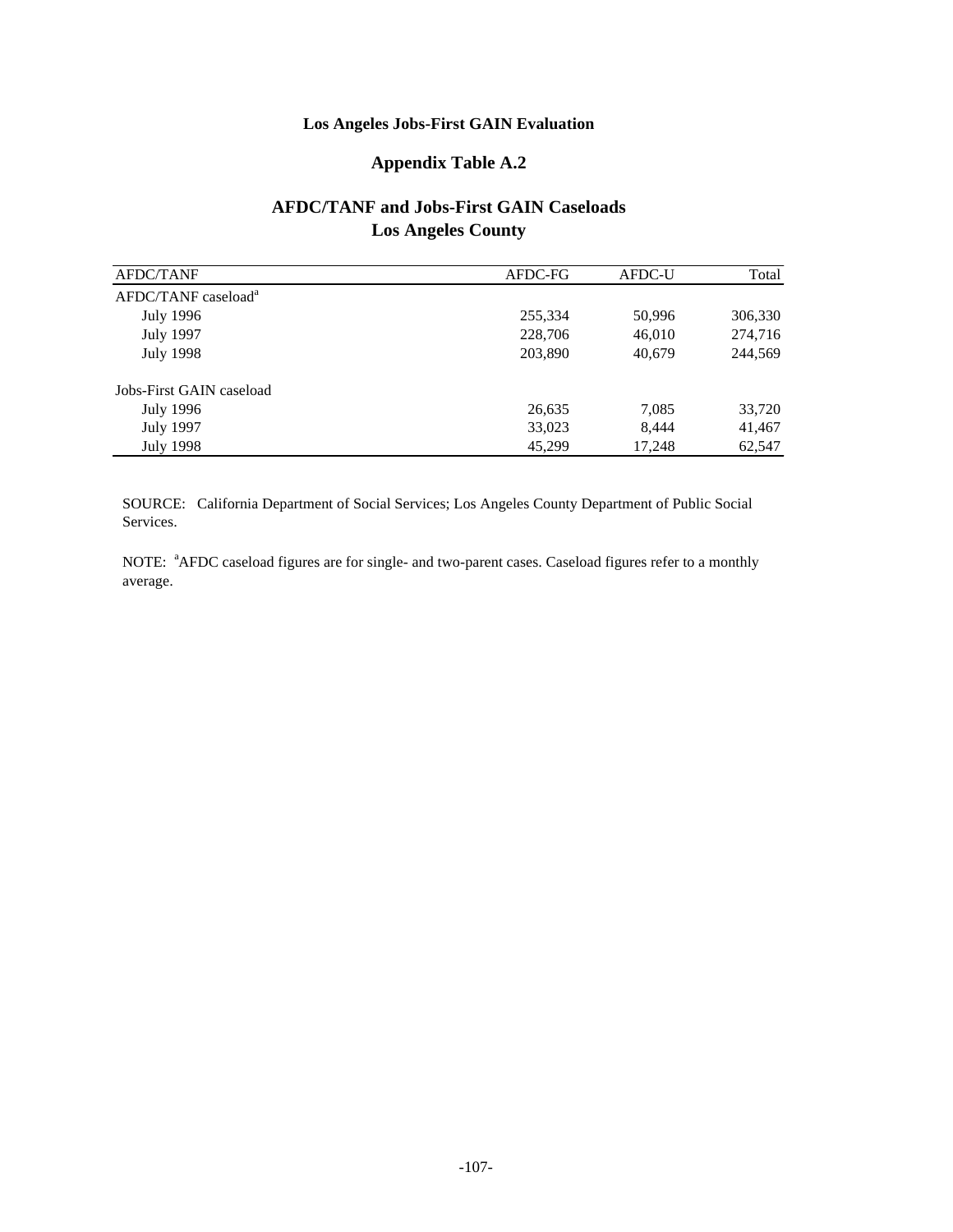**Los Angeles Jobs-First GAIN Evaluation**

## Appendix Table A.2

## AFDC/TANF and Jobs-First GAIN Caseloads
## Los Angeles County

| AFDC/TANF | AFDC-FG | AFDC-U | Total |
|---|---|---|---|
| AFDC/TANF caseload[a] | | | |
| July 1996 | 255,334 | 50,996 | 306,330 |
| July 1997 | 228,706 | 46,010 | 274,716 |
| July 1998 | 203,890 | 40,679 | 244,569 |
| | | | |
| Jobs-First GAIN caseload | | | |
| July 1996 | 26,635 | 7,085 | 33,720 |
| July 1997 | 33,023 | 8,444 | 41,467 |
| July 1998 | 45,299 | 17,248 | 62,547 |

SOURCE: California Department of Social Services; Los Angeles County Department of Public Social Services.

NOTE: [a]AFDC caseload figures are for single- and two-parent cases. Caseload figures refer to a monthly average.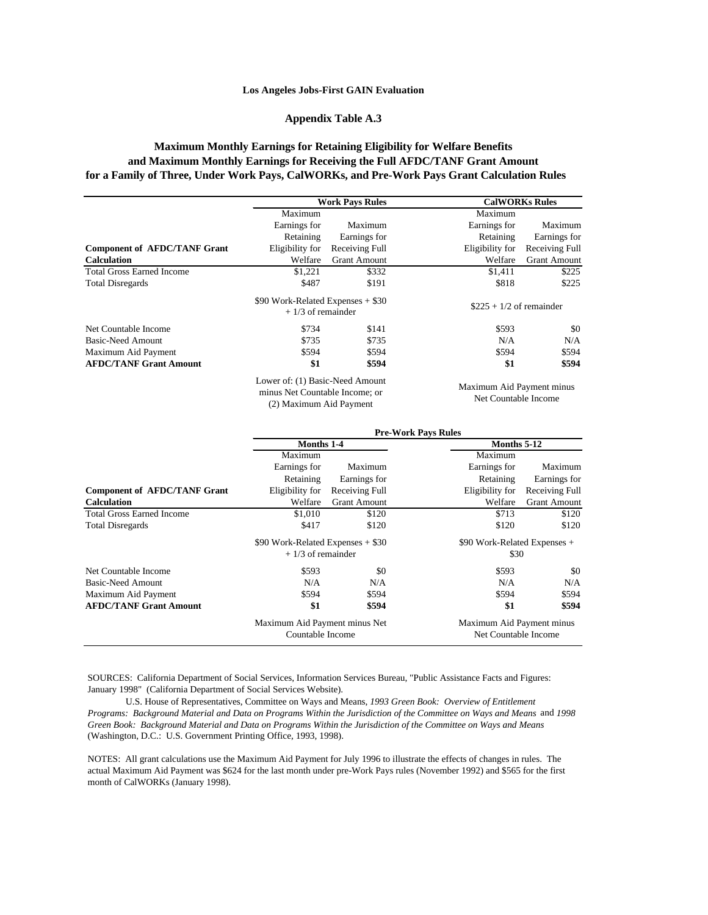**Los Angeles Jobs-First GAIN Evaluation**

**Appendix Table A.3**

**Maximum Monthly Earnings for Retaining Eligibility for Welfare Benefits and Maximum Monthly Earnings for Receiving the Full AFDC/TANF Grant Amount for a Family of Three, Under Work Pays, CalWORKs, and Pre-Work Pays Grant Calculation Rules**

| | Work Pays Rules | | CalWORKs Rules | |
|---|---|---|---|---|
| **Component of AFDC/TANF Grant Calculation** | Maximum Earnings for Retaining Eligibility for Welfare | Maximum Earnings for Receiving Full Grant Amount | Maximum Earnings for Retaining Eligibility for Welfare | Maximum Earnings for Receiving Full Grant Amount |
| Total Gross Earned Income | $1,221 | $332 | $1,411 | $225 |
| Total Disregards | $487 | $191 | $818 | $225 |
| | $90 Work-Related Expenses + $30 + 1/3 of remainder | | $225 + 1/2 of remainder | |
| Net Countable Income | $734 | $141 | $593 | $0 |
| Basic-Need Amount | $735 | $735 | N/A | N/A |
| Maximum Aid Payment | $594 | $594 | $594 | $594 |
| **AFDC/TANF Grant Amount** | **$1** | **$594** | **$1** | **$594** |
| | Lower of: (1) Basic-Need Amount minus Net Countable Income; or (2) Maximum Aid Payment | | Maximum Aid Payment minus Net Countable Income | |

| | Pre-Work Pays Rules | | | |
|---|---|---|---|---|
| | Months 1-4 | | Months 5-12 | |
| **Component of AFDC/TANF Grant Calculation** | Maximum Earnings for Retaining Eligibility for Welfare | Maximum Earnings for Receiving Full Grant Amount | Maximum Earnings for Retaining Eligibility for Welfare | Maximum Earnings for Receiving Full Grant Amount |
| Total Gross Earned Income | $1,010 | $120 | $713 | $120 |
| Total Disregards | $417 | $120 | $120 | $120 |
| | $90 Work-Related Expenses + $30 + 1/3 of remainder | | $90 Work-Related Expenses + $30 | |
| Net Countable Income | $593 | $0 | $593 | $0 |
| Basic-Need Amount | N/A | N/A | N/A | N/A |
| Maximum Aid Payment | $594 | $594 | $594 | $594 |
| **AFDC/TANF Grant Amount** | **$1** | **$594** | **$1** | **$594** |
| | Maximum Aid Payment minus Net Countable Income | | Maximum Aid Payment minus Net Countable Income | |

SOURCES: California Department of Social Services, Information Services Bureau, "Public Assistance Facts and Figures: January 1998" (California Department of Social Services Website).

U.S. House of Representatives, Committee on Ways and Means, *1993 Green Book: Overview of Entitlement Programs: Background Material and Data on Programs Within the Jurisdiction of the Committee on Ways and Means* and *1998 Green Book: Background Material and Data on Programs Within the Jurisdiction of the Committee on Ways and Means* (Washington, D.C.: U.S. Government Printing Office, 1993, 1998).

NOTES: All grant calculations use the Maximum Aid Payment for July 1996 to illustrate the effects of changes in rules. The actual Maximum Aid Payment was $624 for the last month under pre-Work Pays rules (November 1992) and $565 for the first month of CalWORKs (January 1998).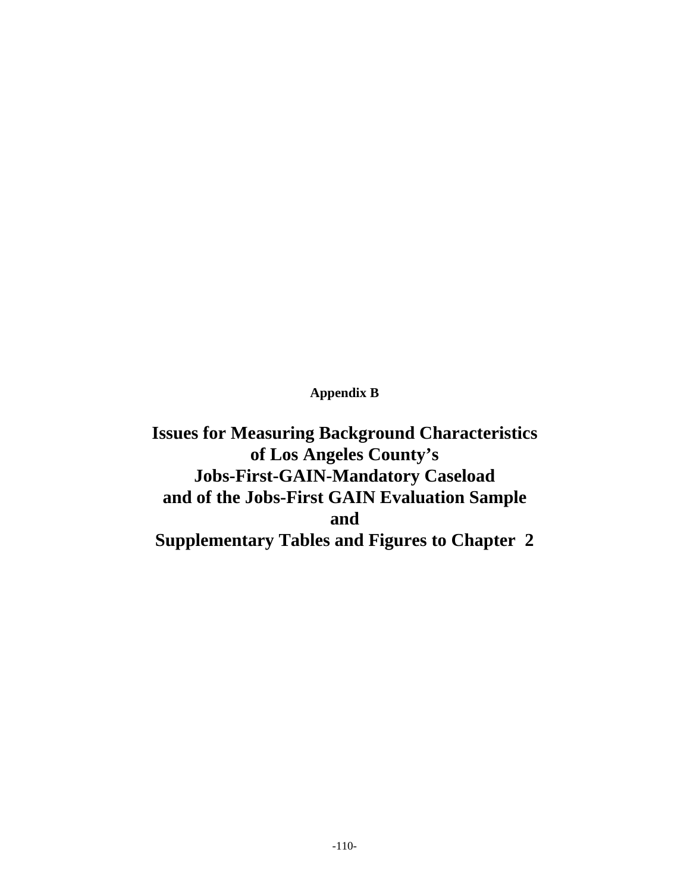**Appendix B**

# Issues for Measuring Background Characteristics of Los Angeles County's Jobs-First-GAIN-Mandatory Caseload and of the Jobs-First GAIN Evaluation Sample and Supplementary Tables and Figures to Chapter 2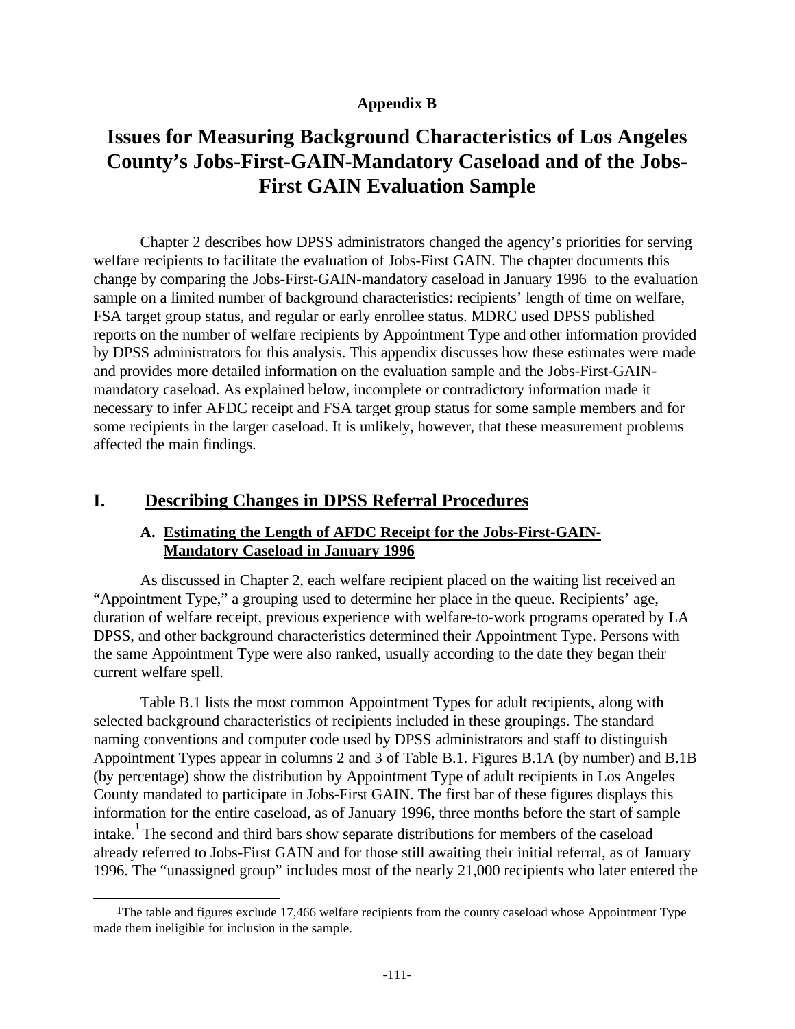**Appendix B**

# Issues for Measuring Background Characteristics of Los Angeles County's Jobs-First-GAIN-Mandatory Caseload and of the Jobs-First GAIN Evaluation Sample

Chapter 2 describes how DPSS administrators changed the agency's priorities for serving welfare recipients to facilitate the evaluation of Jobs-First GAIN. The chapter documents this change by comparing the Jobs-First-GAIN-mandatory caseload in January 1996 to the evaluation sample on a limited number of background characteristics: recipients' length of time on welfare, FSA target group status, and regular or early enrollee status. MDRC used DPSS published reports on the number of welfare recipients by Appointment Type and other information provided by DPSS administrators for this analysis. This appendix discusses how these estimates were made and provides more detailed information on the evaluation sample and the Jobs-First-GAIN-mandatory caseload. As explained below, incomplete or contradictory information made it necessary to infer AFDC receipt and FSA target group status for some sample members and for some recipients in the larger caseload. It is unlikely, however, that these measurement problems affected the main findings.

## I. Describing Changes in DPSS Referral Procedures

### A. Estimating the Length of AFDC Receipt for the Jobs-First-GAIN-Mandatory Caseload in January 1996

As discussed in Chapter 2, each welfare recipient placed on the waiting list received an "Appointment Type," a grouping used to determine her place in the queue. Recipients' age, duration of welfare receipt, previous experience with welfare-to-work programs operated by LA DPSS, and other background characteristics determined their Appointment Type. Persons with the same Appointment Type were also ranked, usually according to the date they began their current welfare spell.

Table B.1 lists the most common Appointment Types for adult recipients, along with selected background characteristics of recipients included in these groupings. The standard naming conventions and computer code used by DPSS administrators and staff to distinguish Appointment Types appear in columns 2 and 3 of Table B.1. Figures B.1A (by number) and B.1B (by percentage) show the distribution by Appointment Type of adult recipients in Los Angeles County mandated to participate in Jobs-First GAIN. The first bar of these figures displays this information for the entire caseload, as of January 1996, three months before the start of sample intake.[1] The second and third bars show separate distributions for members of the caseload already referred to Jobs-First GAIN and for those still awaiting their initial referral, as of January 1996. The "unassigned group" includes most of the nearly 21,000 recipients who later entered the

[1] The table and figures exclude 17,466 welfare recipients from the county caseload whose Appointment Type made them ineligible for inclusion in the sample.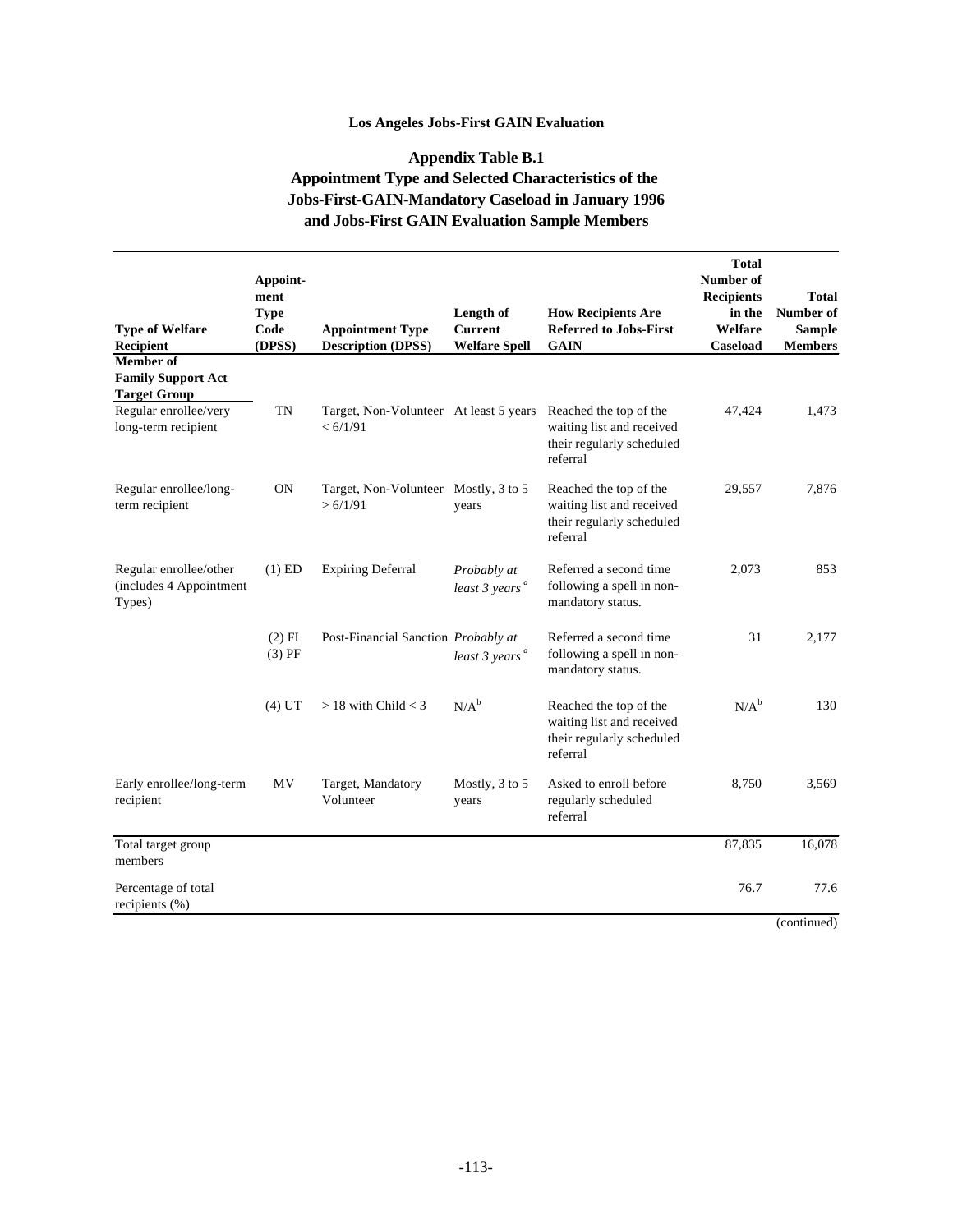**Los Angeles Jobs-First GAIN Evaluation**

## Appendix Table B.1
## Appointment Type and Selected Characteristics of the Jobs-First-GAIN-Mandatory Caseload in January 1996 and Jobs-First GAIN Evaluation Sample Members

| Type of Welfare Recipient | Appoint-ment Type Code (DPSS) | Appointment Type Description (DPSS) | Length of Current Welfare Spell | How Recipients Are Referred to Jobs-First GAIN | Total Number of Recipients in the Welfare Caseload | Total Number of Sample Members |
|---|---|---|---|---|---|---|
| **Member of Family Support Act Target Group** | | | | | | |
| Regular enrollee/very long-term recipient | TN | Target, Non-Volunteer < 6/1/91 | At least 5 years | Reached the top of the waiting list and received their regularly scheduled referral | 47,424 | 1,473 |
| Regular enrollee/long-term recipient | ON | Target, Non-Volunteer > 6/1/91 | Mostly, 3 to 5 years | Reached the top of the waiting list and received their regularly scheduled referral | 29,557 | 7,876 |
| Regular enrollee/other (includes 4 Appointment Types) | (1) ED | Expiring Deferral | *Probably at least 3 years* [a] | Referred a second time following a spell in non-mandatory status. | 2,073 | 853 |
| | (2) FI (3) PF | Post-Financial Sanction | *Probably at least 3 years* [a] | Referred a second time following a spell in non-mandatory status. | 31 | 2,177 |
| | (4) UT | > 18 with Child < 3 | N/A[b] | Reached the top of the waiting list and received their regularly scheduled referral | N/A[b] | 130 |
| Early enrollee/long-term recipient | MV | Target, Mandatory Volunteer | Mostly, 3 to 5 years | Asked to enroll before regularly scheduled referral | 8,750 | 3,569 |
| Total target group members | | | | | 87,835 | 16,078 |
| Percentage of total recipients (%) | | | | | 76.7 | 77.6 |

(continued)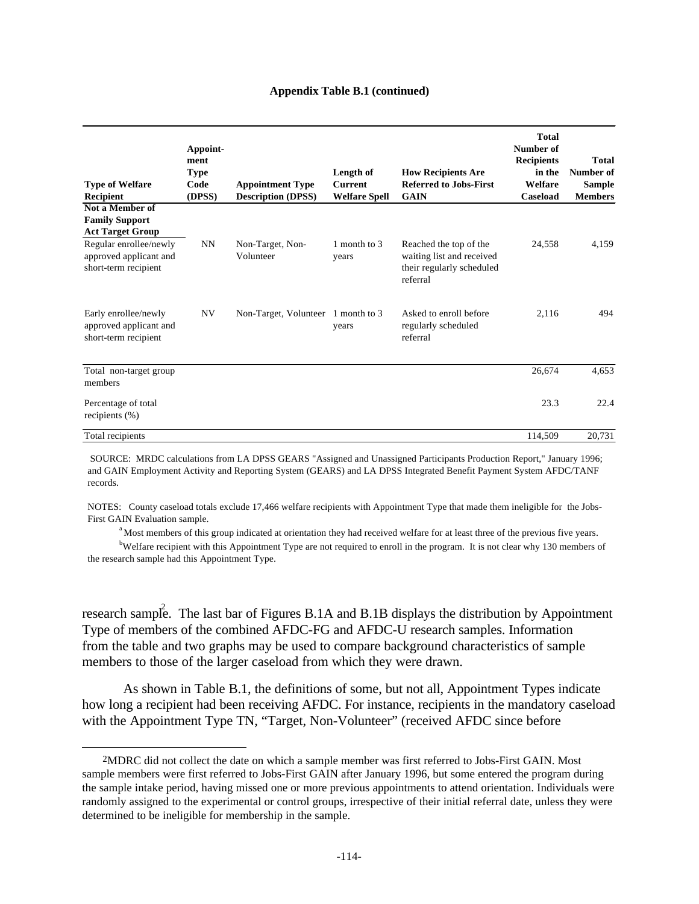**Appendix Table B.1 (continued)**

| Type of Welfare Recipient | Appoint-ment Type Code (DPSS) | Appointment Type Description (DPSS) | Length of Current Welfare Spell | How Recipients Are Referred to Jobs-First GAIN | Total Number of Recipients in the Welfare Caseload | Total Number of Sample Members |
|---|---|---|---|---|---|---|
| **Not a Member of Family Support Act Target Group** | | | | | | |
| Regular enrollee/newly approved applicant and short-term recipient | NN | Non-Target, Non-Volunteer | 1 month to 3 years | Reached the top of the waiting list and received their regularly scheduled referral | 24,558 | 4,159 |
| Early enrollee/newly approved applicant and short-term recipient | NV | Non-Target, Volunteer | 1 month to 3 years | Asked to enroll before regularly scheduled referral | 2,116 | 494 |
| Total non-target group members | | | | | 26,674 | 4,653 |
| Percentage of total recipients (%) | | | | | 23.3 | 22.4 |
| Total recipients | | | | | 114,509 | 20,731 |

SOURCE: MRDC calculations from LA DPSS GEARS "Assigned and Unassigned Participants Production Report," January 1996; and GAIN Employment Activity and Reporting System (GEARS) and LA DPSS Integrated Benefit Payment System AFDC/TANF records.

NOTES: County caseload totals exclude 17,466 welfare recipients with Appointment Type that made them ineligible for the Jobs-First GAIN Evaluation sample.

[a] Most members of this group indicated at orientation they had received welfare for at least three of the previous five years.

[b] Welfare recipient with this Appointment Type are not required to enroll in the program. It is not clear why 130 members of the research sample had this Appointment Type.

research sample[2]. The last bar of Figures B.1A and B.1B displays the distribution by Appointment Type of members of the combined AFDC-FG and AFDC-U research samples. Information from the table and two graphs may be used to compare background characteristics of sample members to those of the larger caseload from which they were drawn.

As shown in Table B.1, the definitions of some, but not all, Appointment Types indicate how long a recipient had been receiving AFDC. For instance, recipients in the mandatory caseload with the Appointment Type TN, "Target, Non-Volunteer" (received AFDC since before

[2] MDRC did not collect the date on which a sample member was first referred to Jobs-First GAIN. Most sample members were first referred to Jobs-First GAIN after January 1996, but some entered the program during the sample intake period, having missed one or more previous appointments to attend orientation. Individuals were randomly assigned to the experimental or control groups, irrespective of their initial referral date, unless they were determined to be ineligible for membership in the sample.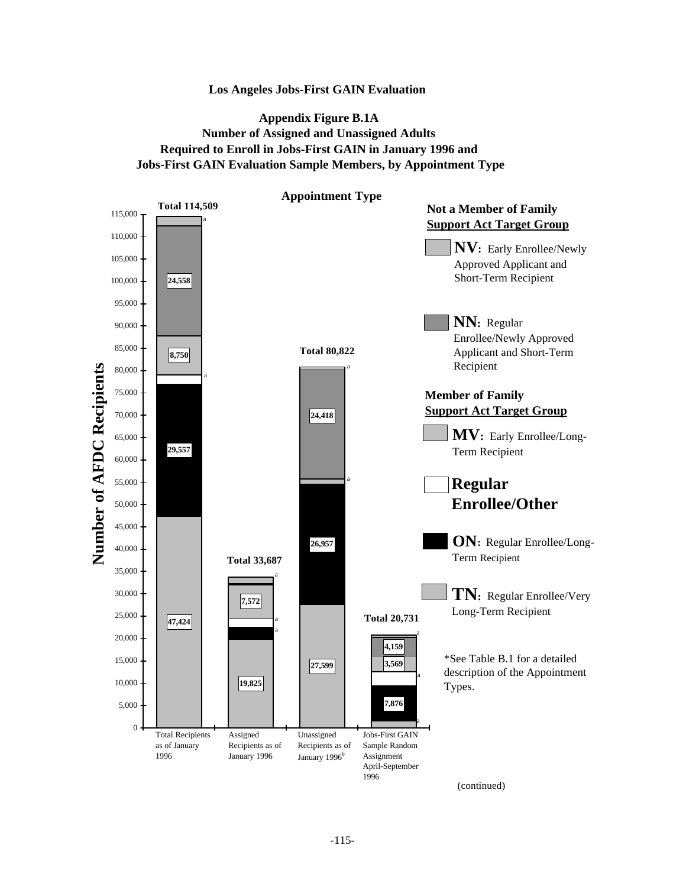**Los Angeles Jobs-First GAIN Evaluation**

**Appendix Figure B.1A**
**Number of Assigned and Unassigned Adults Required to Enroll in Jobs-First GAIN in January 1996 and Jobs-First GAIN Evaluation Sample Members, by Appointment Type**

**Appointment Type**

Number of AFDC Recipients

| | Total Recipients as of January 1996 | Assigned Recipients as of January 1996 | Unassigned Recipients as of January 1996[b] | Jobs-First GAIN Sample Random Assignment April-September 1996 |
|---|---|---|---|---|
| Total | 114,509 | 33,687 | 80,822 | 20,731 |
| NV | a | a | a | a |
| NN | 24,558 | | 24,418 | 4,159 |
| MV | 8,750 | 7,572 | a | 3,569 |
| Regular Enrollee/Other | a | a | | a |
| ON | 29,557 | a | 26,957 | 7,876 |
| TN | 47,424 | 19,825 | 27,599 | a |

**Not a Member of Family Support Act Target Group**

**NV**: Early Enrollee/Newly Approved Applicant and Short-Term Recipient

**NN**: Regular Enrollee/Newly Approved Applicant and Short-Term Recipient

**Member of Family Support Act Target Group**

**MV**: Early Enrollee/Long-Term Recipient

**Regular Enrollee/Other**

**ON**: Regular Enrollee/Long-Term Recipient

**TN**: Regular Enrollee/Very Long-Term Recipient

*See Table B.1 for a detailed description of the Appointment Types.

(continued)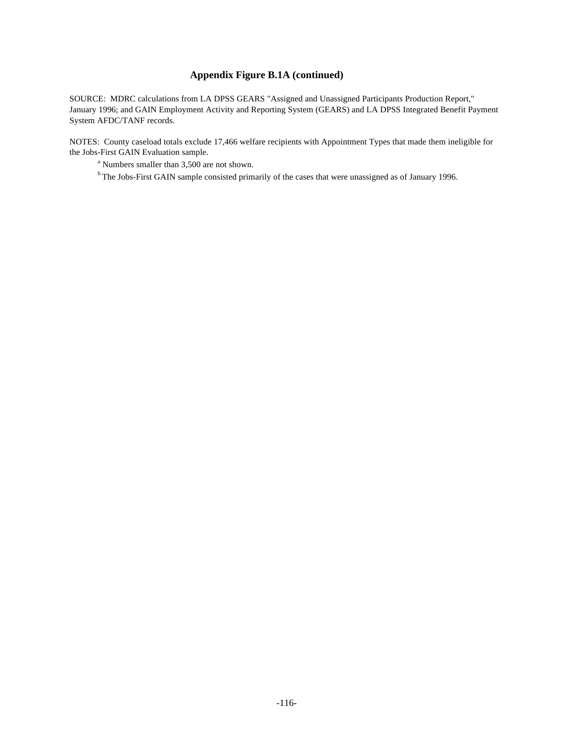### Appendix Figure B.1A (continued)

SOURCE: MDRC calculations from LA DPSS GEARS "Assigned and Unassigned Participants Production Report," January 1996; and GAIN Employment Activity and Reporting System (GEARS) and LA DPSS Integrated Benefit Payment System AFDC/TANF records.

NOTES: County caseload totals exclude 17,466 welfare recipients with Appointment Types that made them ineligible for the Jobs-First GAIN Evaluation sample.

[a] Numbers smaller than 3,500 are not shown.

[b] The Jobs-First GAIN sample consisted primarily of the cases that were unassigned as of January 1996.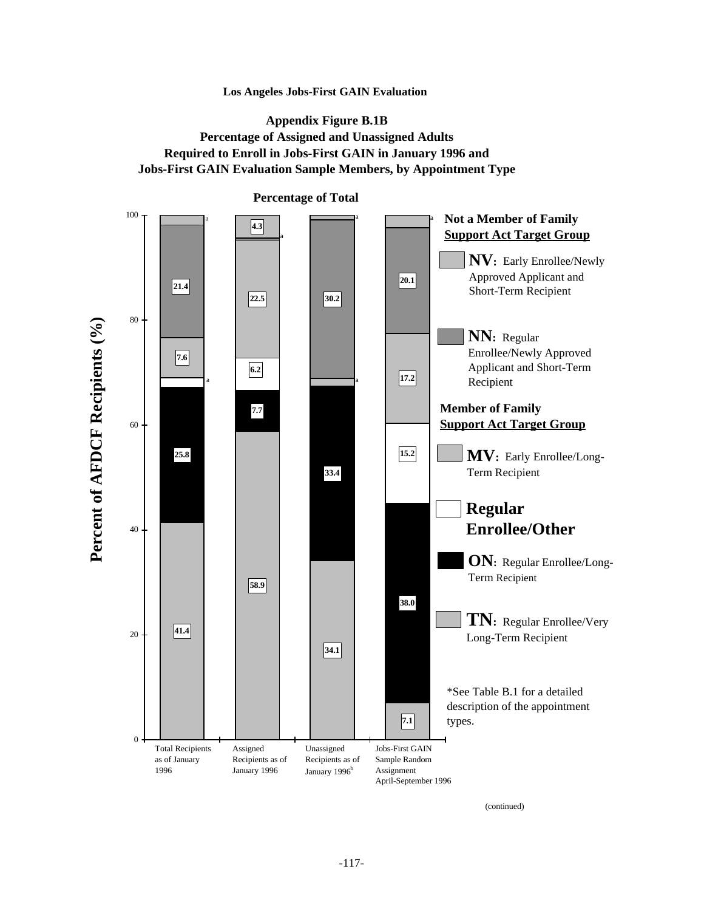**Los Angeles Jobs-First GAIN Evaluation**

**Appendix Figure B.1B**
**Percentage of Assigned and Unassigned Adults Required to Enroll in Jobs-First GAIN in January 1996 and Jobs-First GAIN Evaluation Sample Members, by Appointment Type**

**Percentage of Total**

Percent of AFDCF Recipients (%)

| Appointment type | Total Recipients as of January 1996 | Assigned Recipients as of January 1996 | Unassigned Recipients as of January 1996[b] | Jobs-First GAIN Sample Random Assignment April-September 1996 |
|---|---|---|---|---|
| NV: Early Enrollee/Newly Approved Applicant and Short-Term Recipient | a | 4.3 | a | a |
| NN: Regular Enrollee/Newly Approved Applicant and Short-Term Recipient | 21.4 | a | 30.2 | 20.1 |
| MV: Early Enrollee/Long-Term Recipient | 7.6 | 22.5 | a | 17.2 |
| Regular Enrollee/Other | a | 6.2 | | 15.2 |
| ON: Regular Enrollee/Long-Term Recipient | 25.8 | 7.7 | 33.4 | 38.0 |
| TN: Regular Enrollee/Very Long-Term Recipient | 41.4 | 58.9 | 34.1 | 7.1 |

**Not a Member of Family Support Act Target Group**

- **NV**: Early Enrollee/Newly Approved Applicant and Short-Term Recipient
- **NN**: Regular Enrollee/Newly Approved Applicant and Short-Term Recipient

**Member of Family Support Act Target Group**

- **MV**: Early Enrollee/Long-Term Recipient
- **Regular Enrollee/Other**
- **ON**: Regular Enrollee/Long-Term Recipient
- **TN**: Regular Enrollee/Very Long-Term Recipient

*See Table B.1 for a detailed description of the appointment types.

(continued)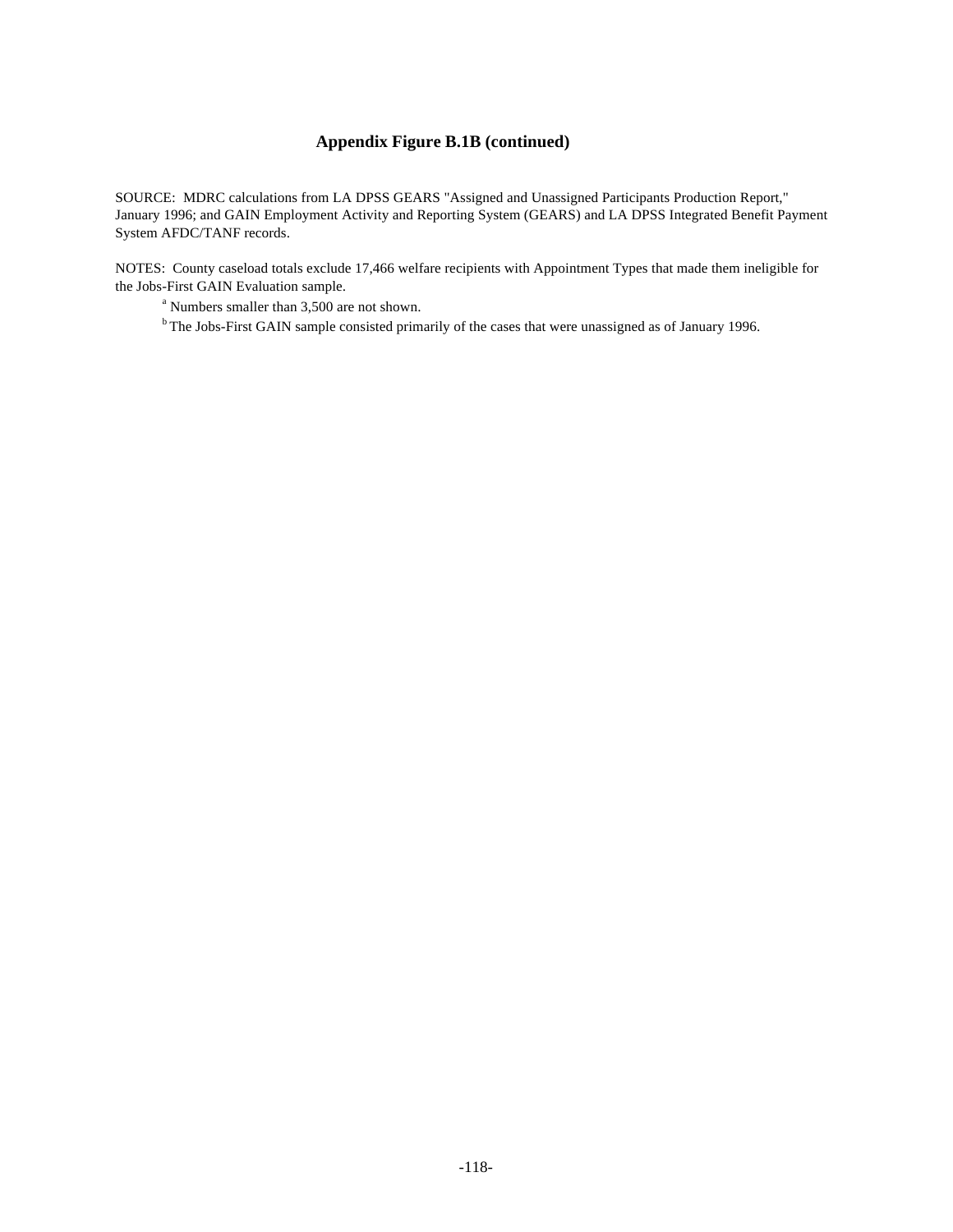### Appendix Figure B.1B (continued)

SOURCE: MDRC calculations from LA DPSS GEARS "Assigned and Unassigned Participants Production Report," January 1996; and GAIN Employment Activity and Reporting System (GEARS) and LA DPSS Integrated Benefit Payment System AFDC/TANF records.

NOTES: County caseload totals exclude 17,466 welfare recipients with Appointment Types that made them ineligible for the Jobs-First GAIN Evaluation sample.

[a] Numbers smaller than 3,500 are not shown.

[b] The Jobs-First GAIN sample consisted primarily of the cases that were unassigned as of January 1996.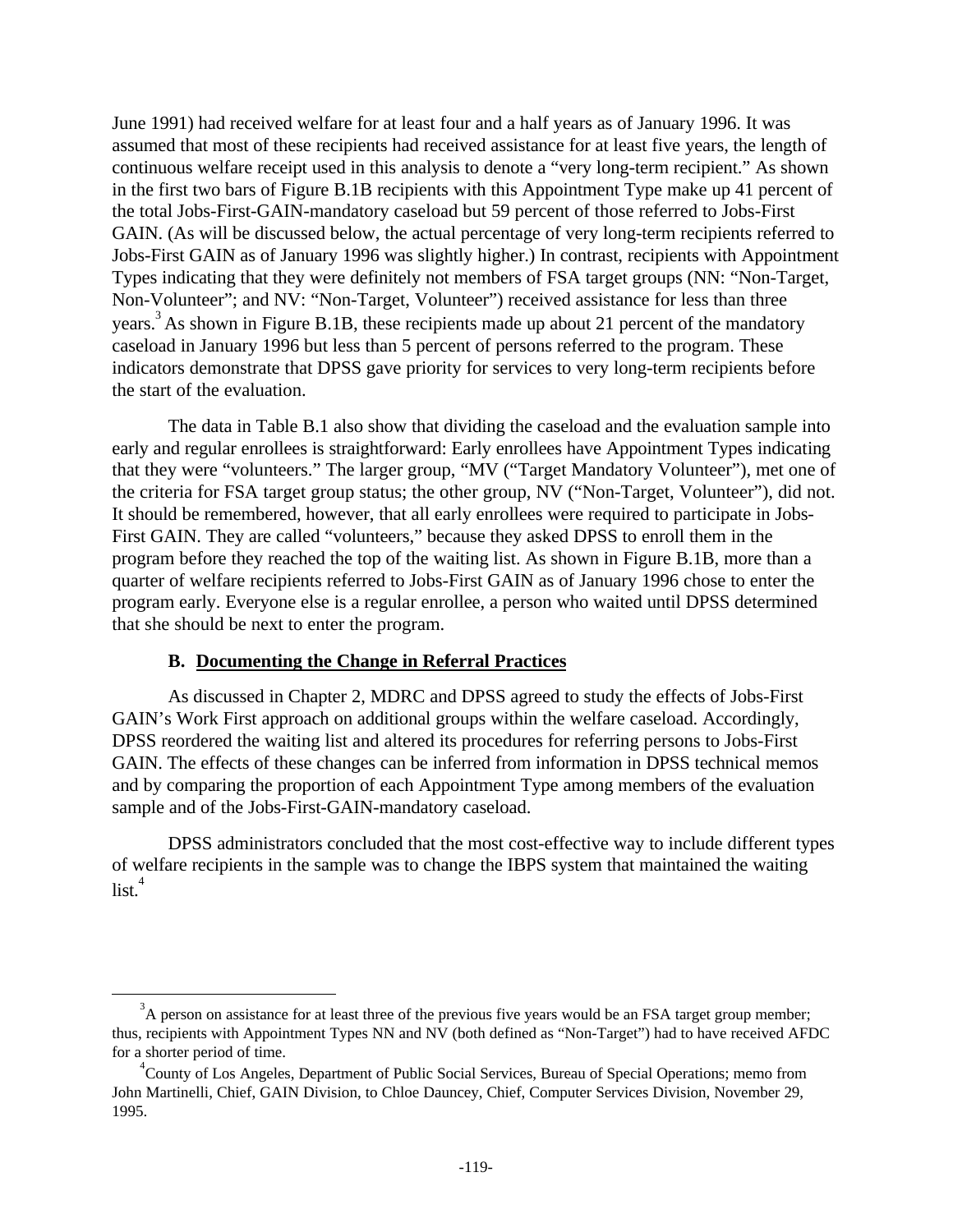June 1991) had received welfare for at least four and a half years as of January 1996. It was assumed that most of these recipients had received assistance for at least five years, the length of continuous welfare receipt used in this analysis to denote a "very long-term recipient." As shown in the first two bars of Figure B.1B recipients with this Appointment Type make up 41 percent of the total Jobs-First-GAIN-mandatory caseload but 59 percent of those referred to Jobs-First GAIN. (As will be discussed below, the actual percentage of very long-term recipients referred to Jobs-First GAIN as of January 1996 was slightly higher.) In contrast, recipients with Appointment Types indicating that they were definitely not members of FSA target groups (NN: "Non-Target, Non-Volunteer"; and NV: "Non-Target, Volunteer") received assistance for less than three years.[3] As shown in Figure B.1B, these recipients made up about 21 percent of the mandatory caseload in January 1996 but less than 5 percent of persons referred to the program. These indicators demonstrate that DPSS gave priority for services to very long-term recipients before the start of the evaluation.

The data in Table B.1 also show that dividing the caseload and the evaluation sample into early and regular enrollees is straightforward: Early enrollees have Appointment Types indicating that they were "volunteers." The larger group, "MV ("Target Mandatory Volunteer"), met one of the criteria for FSA target group status; the other group, NV ("Non-Target, Volunteer"), did not. It should be remembered, however, that all early enrollees were required to participate in Jobs-First GAIN. They are called "volunteers," because they asked DPSS to enroll them in the program before they reached the top of the waiting list. As shown in Figure B.1B, more than a quarter of welfare recipients referred to Jobs-First GAIN as of January 1996 chose to enter the program early. Everyone else is a regular enrollee, a person who waited until DPSS determined that she should be next to enter the program.

### B. Documenting the Change in Referral Practices

As discussed in Chapter 2, MDRC and DPSS agreed to study the effects of Jobs-First GAIN's Work First approach on additional groups within the welfare caseload. Accordingly, DPSS reordered the waiting list and altered its procedures for referring persons to Jobs-First GAIN. The effects of these changes can be inferred from information in DPSS technical memos and by comparing the proportion of each Appointment Type among members of the evaluation sample and of the Jobs-First-GAIN-mandatory caseload.

DPSS administrators concluded that the most cost-effective way to include different types of welfare recipients in the sample was to change the IBPS system that maintained the waiting list.[4]

---

[3] A person on assistance for at least three of the previous five years would be an FSA target group member; thus, recipients with Appointment Types NN and NV (both defined as "Non-Target") had to have received AFDC for a shorter period of time.

[4] County of Los Angeles, Department of Public Social Services, Bureau of Special Operations; memo from John Martinelli, Chief, GAIN Division, to Chloe Dauncey, Chief, Computer Services Division, November 29, 1995.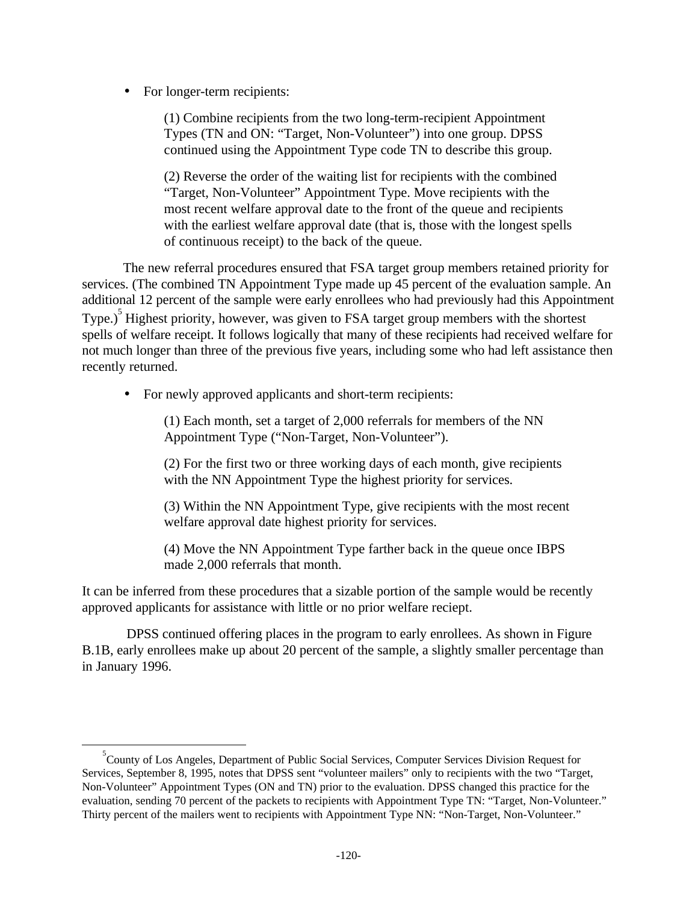- For longer-term recipients:

  (1) Combine recipients from the two long-term-recipient Appointment Types (TN and ON: "Target, Non-Volunteer") into one group. DPSS continued using the Appointment Type code TN to describe this group.

  (2) Reverse the order of the waiting list for recipients with the combined "Target, Non-Volunteer" Appointment Type. Move recipients with the most recent welfare approval date to the front of the queue and recipients with the earliest welfare approval date (that is, those with the longest spells of continuous receipt) to the back of the queue.

The new referral procedures ensured that FSA target group members retained priority for services. (The combined TN Appointment Type made up 45 percent of the evaluation sample. An additional 12 percent of the sample were early enrollees who had previously had this Appointment Type.)[5] Highest priority, however, was given to FSA target group members with the shortest spells of welfare receipt. It follows logically that many of these recipients had received welfare for not much longer than three of the previous five years, including some who had left assistance then recently returned.

- For newly approved applicants and short-term recipients:

  (1) Each month, set a target of 2,000 referrals for members of the NN Appointment Type ("Non-Target, Non-Volunteer").

  (2) For the first two or three working days of each month, give recipients with the NN Appointment Type the highest priority for services.

  (3) Within the NN Appointment Type, give recipients with the most recent welfare approval date highest priority for services.

  (4) Move the NN Appointment Type farther back in the queue once IBPS made 2,000 referrals that month.

It can be inferred from these procedures that a sizable portion of the sample would be recently approved applicants for assistance with little or no prior welfare reciept.

DPSS continued offering places in the program to early enrollees. As shown in Figure B.1B, early enrollees make up about 20 percent of the sample, a slightly smaller percentage than in January 1996.

---

[5] County of Los Angeles, Department of Public Social Services, Computer Services Division Request for Services, September 8, 1995, notes that DPSS sent "volunteer mailers" only to recipients with the two "Target, Non-Volunteer" Appointment Types (ON and TN) prior to the evaluation. DPSS changed this practice for the evaluation, sending 70 percent of the packets to recipients with Appointment Type TN: "Target, Non-Volunteer." Thirty percent of the mailers went to recipients with Appointment Type NN: "Non-Target, Non-Volunteer."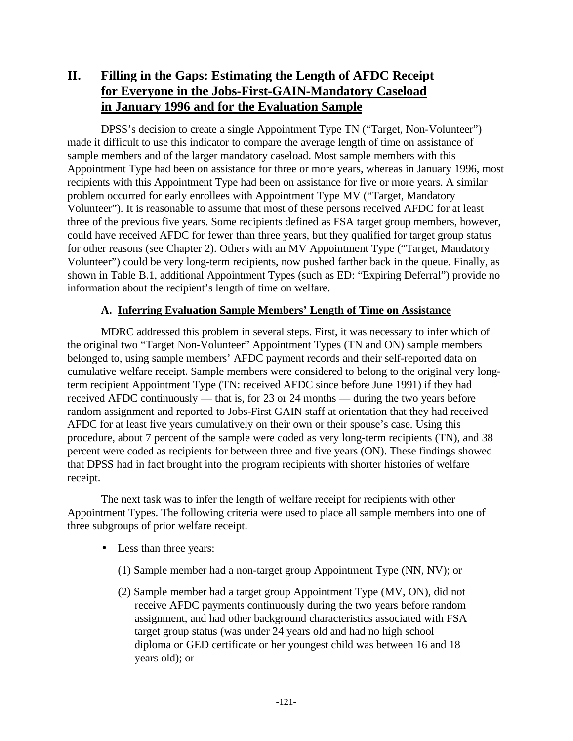## II. Filling in the Gaps: Estimating the Length of AFDC Receipt for Everyone in the Jobs-First-GAIN-Mandatory Caseload in January 1996 and for the Evaluation Sample

DPSS's decision to create a single Appointment Type TN ("Target, Non-Volunteer") made it difficult to use this indicator to compare the average length of time on assistance of sample members and of the larger mandatory caseload. Most sample members with this Appointment Type had been on assistance for three or more years, whereas in January 1996, most recipients with this Appointment Type had been on assistance for five or more years. A similar problem occurred for early enrollees with Appointment Type MV ("Target, Mandatory Volunteer"). It is reasonable to assume that most of these persons received AFDC for at least three of the previous five years. Some recipients defined as FSA target group members, however, could have received AFDC for fewer than three years, but they qualified for target group status for other reasons (see Chapter 2). Others with an MV Appointment Type ("Target, Mandatory Volunteer") could be very long-term recipients, now pushed farther back in the queue. Finally, as shown in Table B.1, additional Appointment Types (such as ED: "Expiring Deferral") provide no information about the recipient's length of time on welfare.

### A. Inferring Evaluation Sample Members' Length of Time on Assistance

MDRC addressed this problem in several steps. First, it was necessary to infer which of the original two "Target Non-Volunteer" Appointment Types (TN and ON) sample members belonged to, using sample members' AFDC payment records and their self-reported data on cumulative welfare receipt. Sample members were considered to belong to the original very long-term recipient Appointment Type (TN: received AFDC since before June 1991) if they had received AFDC continuously — that is, for 23 or 24 months — during the two years before random assignment and reported to Jobs-First GAIN staff at orientation that they had received AFDC for at least five years cumulatively on their own or their spouse's case. Using this procedure, about 7 percent of the sample were coded as very long-term recipients (TN), and 38 percent were coded as recipients for between three and five years (ON). These findings showed that DPSS had in fact brought into the program recipients with shorter histories of welfare receipt.

The next task was to infer the length of welfare receipt for recipients with other Appointment Types. The following criteria were used to place all sample members into one of three subgroups of prior welfare receipt.

- Less than three years:
  - (1) Sample member had a non-target group Appointment Type (NN, NV); or
  - (2) Sample member had a target group Appointment Type (MV, ON), did not receive AFDC payments continuously during the two years before random assignment, and had other background characteristics associated with FSA target group status (was under 24 years old and had no high school diploma or GED certificate or her youngest child was between 16 and 18 years old); or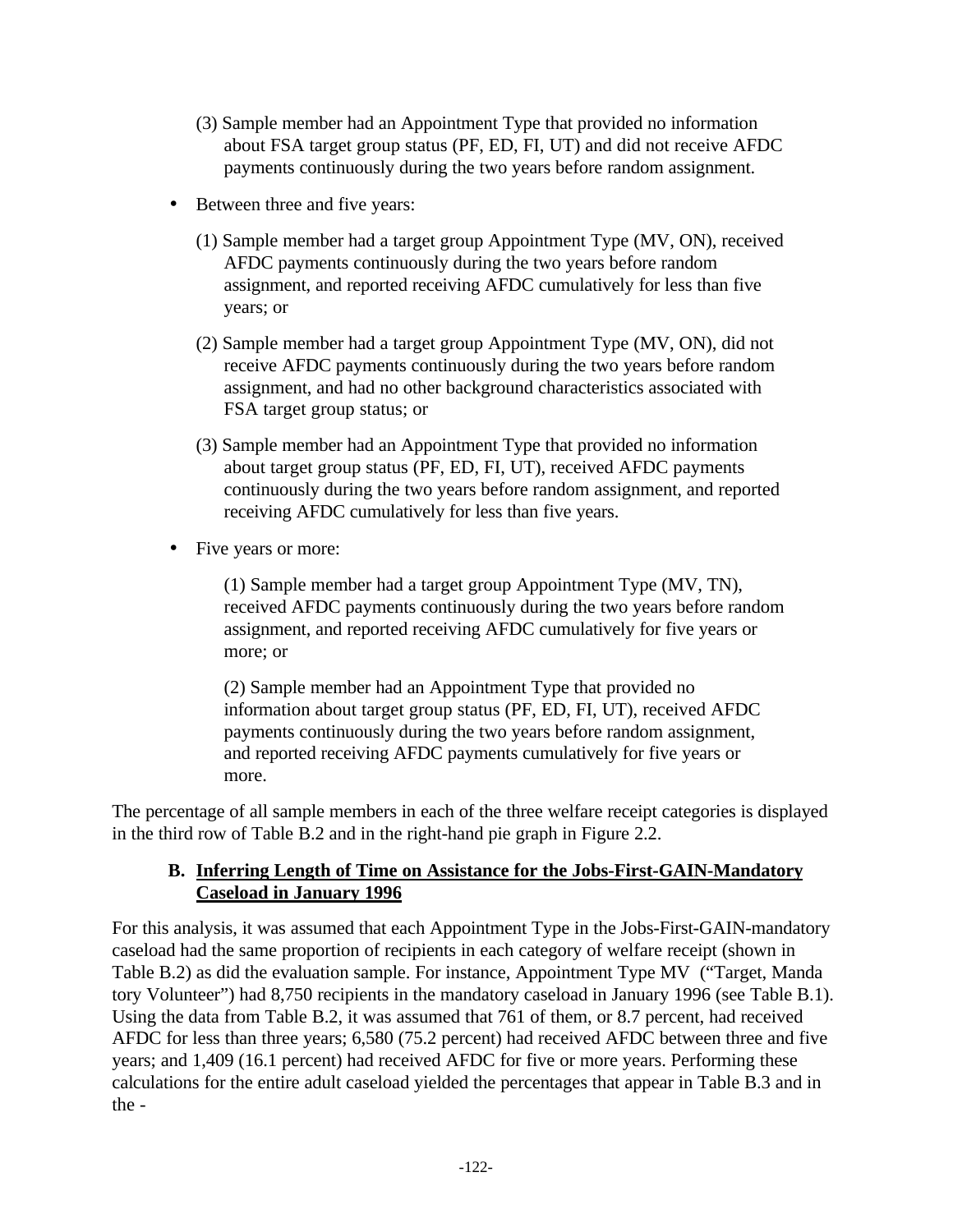(3) Sample member had an Appointment Type that provided no information about FSA target group status (PF, ED, FI, UT) and did not receive AFDC payments continuously during the two years before random assignment.

- Between three and five years:

  (1) Sample member had a target group Appointment Type (MV, ON), received AFDC payments continuously during the two years before random assignment, and reported receiving AFDC cumulatively for less than five years; or

  (2) Sample member had a target group Appointment Type (MV, ON), did not receive AFDC payments continuously during the two years before random assignment, and had no other background characteristics associated with FSA target group status; or

  (3) Sample member had an Appointment Type that provided no information about target group status (PF, ED, FI, UT), received AFDC payments continuously during the two years before random assignment, and reported receiving AFDC cumulatively for less than five years.

- Five years or more:

  (1) Sample member had a target group Appointment Type (MV, TN), received AFDC payments continuously during the two years before random assignment, and reported receiving AFDC cumulatively for five years or more; or

  (2) Sample member had an Appointment Type that provided no information about target group status (PF, ED, FI, UT), received AFDC payments continuously during the two years before random assignment, and reported receiving AFDC payments cumulatively for five years or more.

The percentage of all sample members in each of the three welfare receipt categories is displayed in the third row of Table B.2 and in the right-hand pie graph in Figure 2.2.

### B. Inferring Length of Time on Assistance for the Jobs-First-GAIN-Mandatory Caseload in January 1996

For this analysis, it was assumed that each Appointment Type in the Jobs-First-GAIN-mandatory caseload had the same proportion of recipients in each category of welfare receipt (shown in Table B.2) as did the evaluation sample. For instance, Appointment Type MV ("Target, Manda tory Volunteer") had 8,750 recipients in the mandatory caseload in January 1996 (see Table B.1). Using the data from Table B.2, it was assumed that 761 of them, or 8.7 percent, had received AFDC for less than three years; 6,580 (75.2 percent) had received AFDC between three and five years; and 1,409 (16.1 percent) had received AFDC for five or more years. Performing these calculations for the entire adult caseload yielded the percentages that appear in Table B.3 and in the -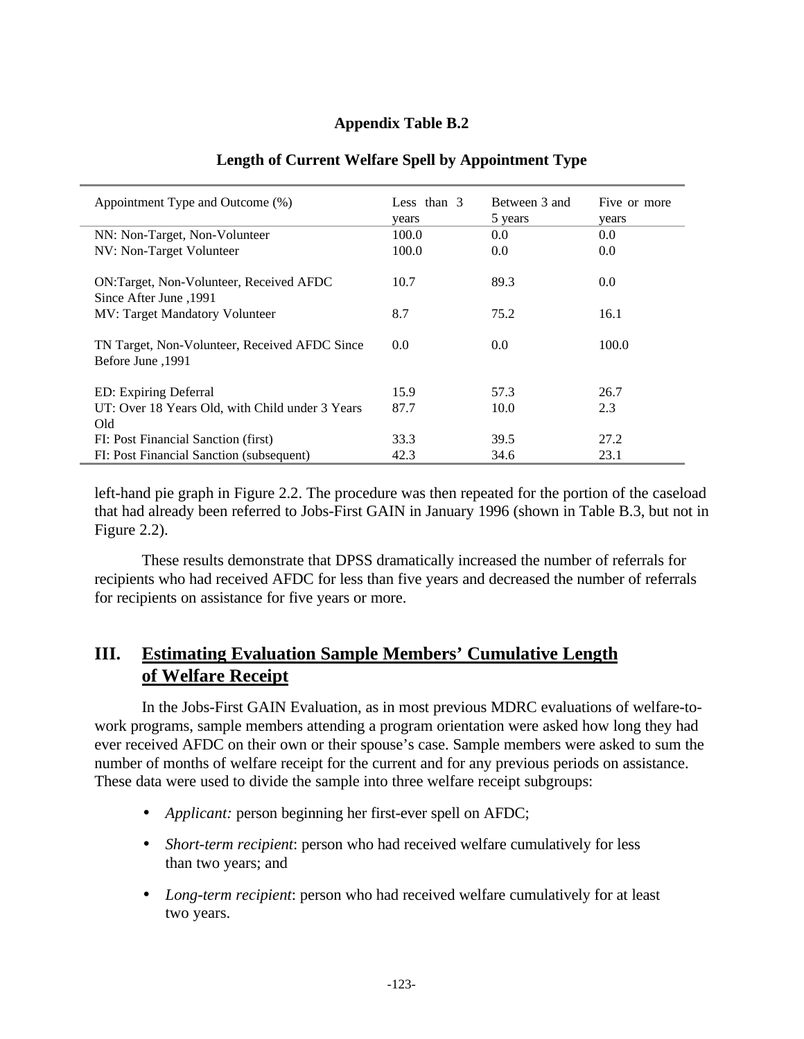**Appendix Table B.2**

**Length of Current Welfare Spell by Appointment Type**

| Appointment Type and Outcome (%) | Less than 3 years | Between 3 and 5 years | Five or more years |
|---|---|---|---|
| NN: Non-Target, Non-Volunteer | 100.0 | 0.0 | 0.0 |
| NV: Non-Target Volunteer | 100.0 | 0.0 | 0.0 |
| ON:Target, Non-Volunteer, Received AFDC Since After June ,1991 | 10.7 | 89.3 | 0.0 |
| MV: Target Mandatory Volunteer | 8.7 | 75.2 | 16.1 |
| TN Target, Non-Volunteer, Received AFDC Since Before June ,1991 | 0.0 | 0.0 | 100.0 |
| ED: Expiring Deferral | 15.9 | 57.3 | 26.7 |
| UT: Over 18 Years Old, with Child under 3 Years Old | 87.7 | 10.0 | 2.3 |
| FI: Post Financial Sanction (first) | 33.3 | 39.5 | 27.2 |
| FI: Post Financial Sanction (subsequent) | 42.3 | 34.6 | 23.1 |

left-hand pie graph in Figure 2.2. The procedure was then repeated for the portion of the caseload that had already been referred to Jobs-First GAIN in January 1996 (shown in Table B.3, but not in Figure 2.2).

These results demonstrate that DPSS dramatically increased the number of referrals for recipients who had received AFDC for less than five years and decreased the number of referrals for recipients on assistance for five years or more.

## III. Estimating Evaluation Sample Members' Cumulative Length of Welfare Receipt

In the Jobs-First GAIN Evaluation, as in most previous MDRC evaluations of welfare-to-work programs, sample members attending a program orientation were asked how long they had ever received AFDC on their own or their spouse's case. Sample members were asked to sum the number of months of welfare receipt for the current and for any previous periods on assistance. These data were used to divide the sample into three welfare receipt subgroups:

- *Applicant:* person beginning her first-ever spell on AFDC;
- *Short-term recipient*: person who had received welfare cumulatively for less than two years; and
- *Long-term recipient*: person who had received welfare cumulatively for at least two years.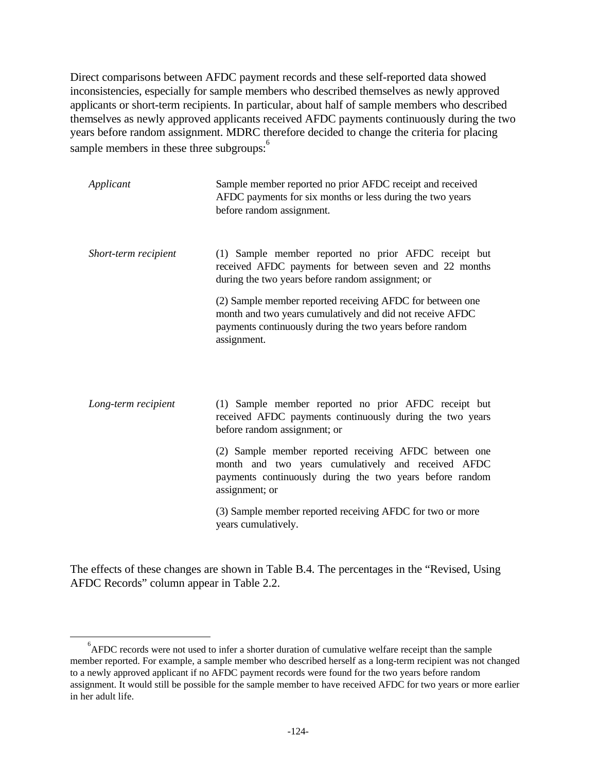Direct comparisons between AFDC payment records and these self-reported data showed inconsistencies, especially for sample members who described themselves as newly approved applicants or short-term recipients. In particular, about half of sample members who described themselves as newly approved applicants received AFDC payments continuously during the two years before random assignment. MDRC therefore decided to change the criteria for placing sample members in these three subgroups:[6]

| | |
|---|---|
| *Applicant* | Sample member reported no prior AFDC receipt and received AFDC payments for six months or less during the two years before random assignment. |
| *Short-term recipient* | (1) Sample member reported no prior AFDC receipt but received AFDC payments for between seven and 22 months during the two years before random assignment; or<br><br>(2) Sample member reported receiving AFDC for between one month and two years cumulatively and did not receive AFDC payments continuously during the two years before random assignment. |
| *Long-term recipient* | (1) Sample member reported no prior AFDC receipt but received AFDC payments continuously during the two years before random assignment; or<br><br>(2) Sample member reported receiving AFDC between one month and two years cumulatively and received AFDC payments continuously during the two years before random assignment; or<br><br>(3) Sample member reported receiving AFDC for two or more years cumulatively. |

The effects of these changes are shown in Table B.4. The percentages in the "Revised, Using AFDC Records" column appear in Table 2.2.

---

[6] AFDC records were not used to infer a shorter duration of cumulative welfare receipt than the sample member reported. For example, a sample member who described herself as a long-term recipient was not changed to a newly approved applicant if no AFDC payment records were found for the two years before random assignment. It would still be possible for the sample member to have received AFDC for two years or more earlier in her adult life.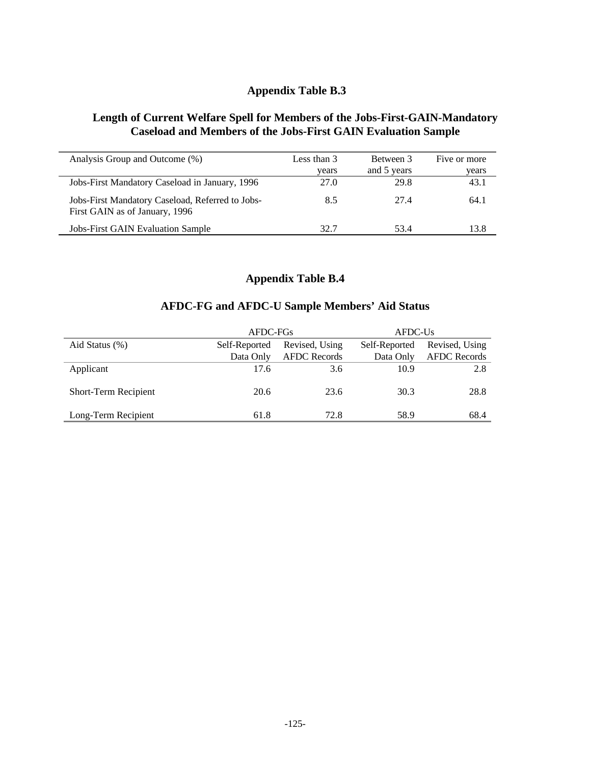## Appendix Table B.3

### Length of Current Welfare Spell for Members of the Jobs-First-GAIN-Mandatory Caseload and Members of the Jobs-First GAIN Evaluation Sample

| Analysis Group and Outcome (%) | Less than 3 years | Between 3 and 5 years | Five or more years |
|---|---|---|---|
| Jobs-First Mandatory Caseload in January, 1996 | 27.0 | 29.8 | 43.1 |
| Jobs-First Mandatory Caseload, Referred to Jobs-First GAIN as of January, 1996 | 8.5 | 27.4 | 64.1 |
| Jobs-First GAIN Evaluation Sample | 32.7 | 53.4 | 13.8 |

## Appendix Table B.4

### AFDC-FG and AFDC-U Sample Members' Aid Status

| | AFDC-FGs | | AFDC-Us | |
|---|---|---|---|---|
| Aid Status (%) | Self-Reported Data Only | Revised, Using AFDC Records | Self-Reported Data Only | Revised, Using AFDC Records |
| Applicant | 17.6 | 3.6 | 10.9 | 2.8 |
| Short-Term Recipient | 20.6 | 23.6 | 30.3 | 28.8 |
| Long-Term Recipient | 61.8 | 72.8 | 58.9 | 68.4 |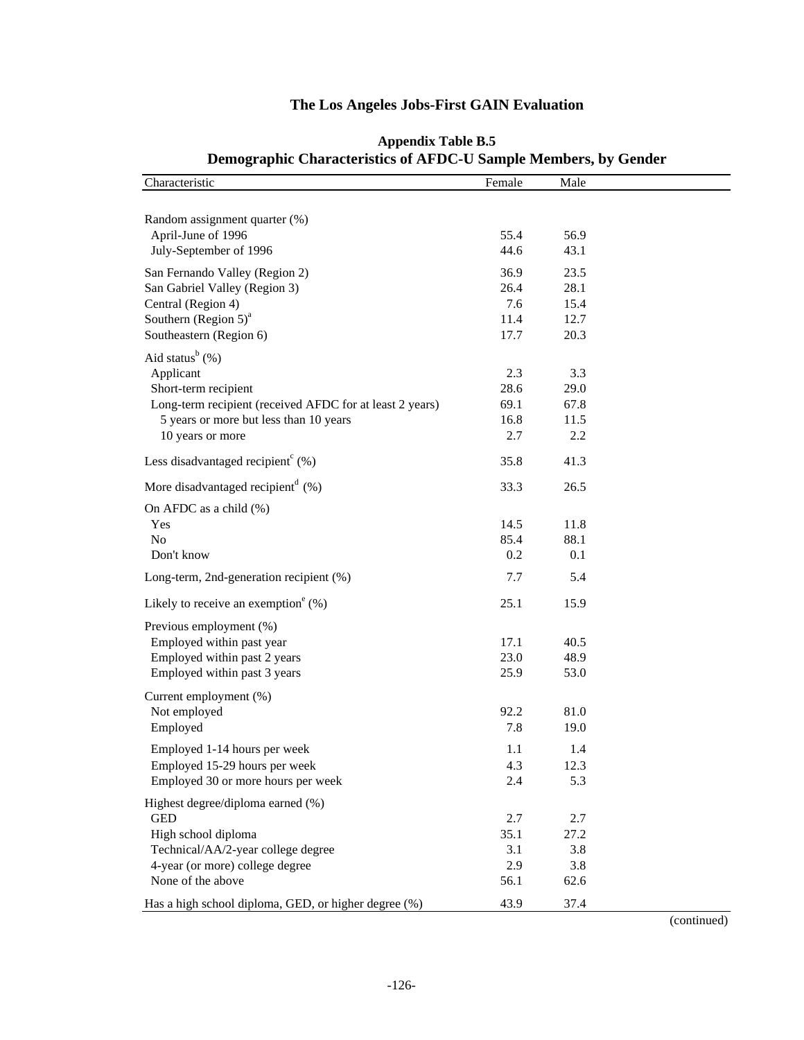## The Los Angeles Jobs-First GAIN Evaluation

### Appendix Table B.5
### Demographic Characteristics of AFDC-U Sample Members, by Gender

| Characteristic | Female | Male |
|---|---|---|
| Random assignment quarter (%) | | |
| April-June of 1996 | 55.4 | 56.9 |
| July-September of 1996 | 44.6 | 43.1 |
| San Fernando Valley (Region 2) | 36.9 | 23.5 |
| San Gabriel Valley (Region 3) | 26.4 | 28.1 |
| Central (Region 4) | 7.6 | 15.4 |
| Southern (Region 5)[a] | 11.4 | 12.7 |
| Southeastern (Region 6) | 17.7 | 20.3 |
| Aid status[b] (%) | | |
| Applicant | 2.3 | 3.3 |
| Short-term recipient | 28.6 | 29.0 |
| Long-term recipient (received AFDC for at least 2 years) | 69.1 | 67.8 |
| 5 years or more but less than 10 years | 16.8 | 11.5 |
| 10 years or more | 2.7 | 2.2 |
| Less disadvantaged recipient[c] (%) | 35.8 | 41.3 |
| More disadvantaged recipient[d] (%) | 33.3 | 26.5 |
| On AFDC as a child (%) | | |
| Yes | 14.5 | 11.8 |
| No | 85.4 | 88.1 |
| Don't know | 0.2 | 0.1 |
| Long-term, 2nd-generation recipient (%) | 7.7 | 5.4 |
| Likely to receive an exemption[e] (%) | 25.1 | 15.9 |
| Previous employment (%) | | |
| Employed within past year | 17.1 | 40.5 |
| Employed within past 2 years | 23.0 | 48.9 |
| Employed within past 3 years | 25.9 | 53.0 |
| Current employment (%) | | |
| Not employed | 92.2 | 81.0 |
| Employed | 7.8 | 19.0 |
| Employed 1-14 hours per week | 1.1 | 1.4 |
| Employed 15-29 hours per week | 4.3 | 12.3 |
| Employed 30 or more hours per week | 2.4 | 5.3 |
| Highest degree/diploma earned (%) | | |
| GED | 2.7 | 2.7 |
| High school diploma | 35.1 | 27.2 |
| Technical/AA/2-year college degree | 3.1 | 3.8 |
| 4-year (or more) college degree | 2.9 | 3.8 |
| None of the above | 56.1 | 62.6 |
| Has a high school diploma, GED, or higher degree (%) | 43.9 | 37.4 |

(continued)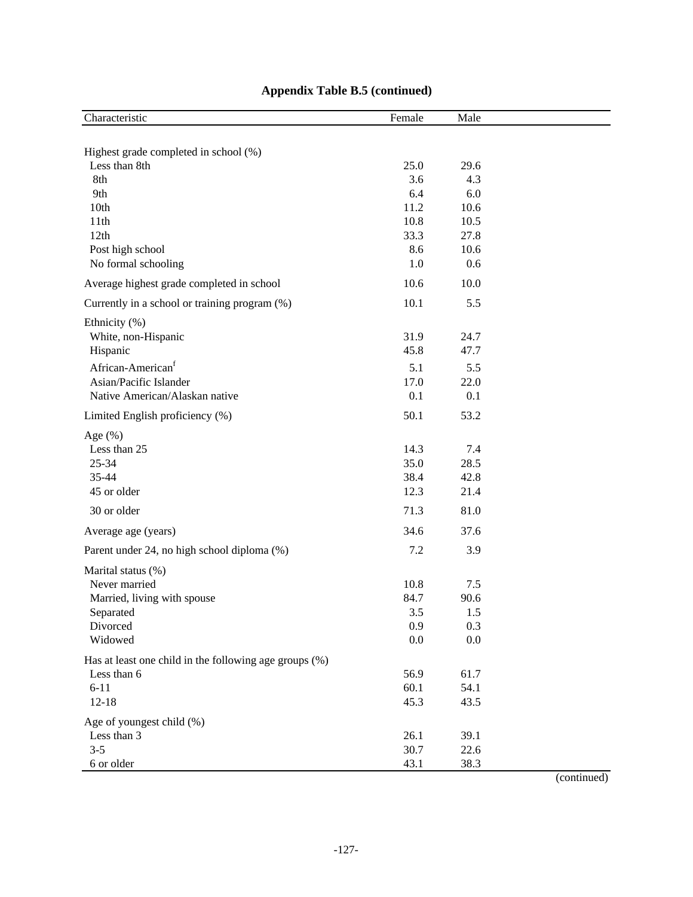## Appendix Table B.5 (continued)

| Characteristic | Female | Male |
|---|---|---|
| Highest grade completed in school (%) | | |
| Less than 8th | 25.0 | 29.6 |
| 8th | 3.6 | 4.3 |
| 9th | 6.4 | 6.0 |
| 10th | 11.2 | 10.6 |
| 11th | 10.8 | 10.5 |
| 12th | 33.3 | 27.8 |
| Post high school | 8.6 | 10.6 |
| No formal schooling | 1.0 | 0.6 |
| Average highest grade completed in school | 10.6 | 10.0 |
| Currently in a school or training program (%) | 10.1 | 5.5 |
| Ethnicity (%) | | |
| White, non-Hispanic | 31.9 | 24.7 |
| Hispanic | 45.8 | 47.7 |
| African-American[f] | 5.1 | 5.5 |
| Asian/Pacific Islander | 17.0 | 22.0 |
| Native American/Alaskan native | 0.1 | 0.1 |
| Limited English proficiency (%) | 50.1 | 53.2 |
| Age (%) | | |
| Less than 25 | 14.3 | 7.4 |
| 25-34 | 35.0 | 28.5 |
| 35-44 | 38.4 | 42.8 |
| 45 or older | 12.3 | 21.4 |
| 30 or older | 71.3 | 81.0 |
| Average age (years) | 34.6 | 37.6 |
| Parent under 24, no high school diploma (%) | 7.2 | 3.9 |
| Marital status (%) | | |
| Never married | 10.8 | 7.5 |
| Married, living with spouse | 84.7 | 90.6 |
| Separated | 3.5 | 1.5 |
| Divorced | 0.9 | 0.3 |
| Widowed | 0.0 | 0.0 |
| Has at least one child in the following age groups (%) | | |
| Less than 6 | 56.9 | 61.7 |
| 6-11 | 60.1 | 54.1 |
| 12-18 | 45.3 | 43.5 |
| Age of youngest child (%) | | |
| Less than 3 | 26.1 | 39.1 |
| 3-5 | 30.7 | 22.6 |
| 6 or older | 43.1 | 38.3 |

(continued)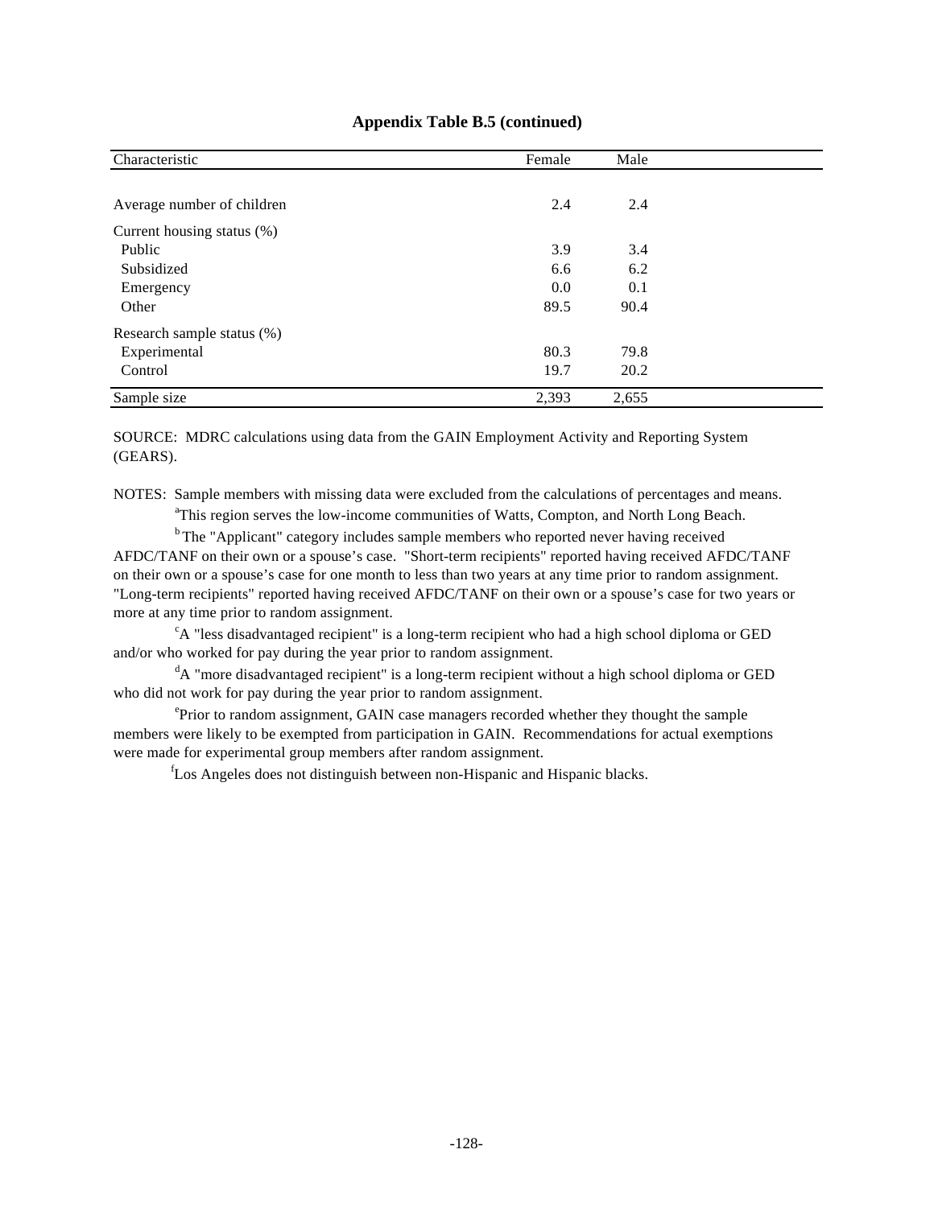**Appendix Table B.5 (continued)**

| Characteristic | Female | Male |
|---|---|---|
| Average number of children | 2.4 | 2.4 |
| Current housing status (%) | | |
| Public | 3.9 | 3.4 |
| Subsidized | 6.6 | 6.2 |
| Emergency | 0.0 | 0.1 |
| Other | 89.5 | 90.4 |
| Research sample status (%) | | |
| Experimental | 80.3 | 79.8 |
| Control | 19.7 | 20.2 |
| Sample size | 2,393 | 2,655 |

SOURCE: MDRC calculations using data from the GAIN Employment Activity and Reporting System (GEARS).

NOTES: Sample members with missing data were excluded from the calculations of percentages and means.

[a]This region serves the low-income communities of Watts, Compton, and North Long Beach.

[b]The "Applicant" category includes sample members who reported never having received AFDC/TANF on their own or a spouse's case. "Short-term recipients" reported having received AFDC/TANF on their own or a spouse's case for one month to less than two years at any time prior to random assignment. "Long-term recipients" reported having received AFDC/TANF on their own or a spouse's case for two years or more at any time prior to random assignment.

[c]A "less disadvantaged recipient" is a long-term recipient who had a high school diploma or GED and/or who worked for pay during the year prior to random assignment.

[d]A "more disadvantaged recipient" is a long-term recipient without a high school diploma or GED who did not work for pay during the year prior to random assignment.

[e]Prior to random assignment, GAIN case managers recorded whether they thought the sample members were likely to be exempted from participation in GAIN. Recommendations for actual exemptions were made for experimental group members after random assignment.

[f]Los Angeles does not distinguish between non-Hispanic and Hispanic blacks.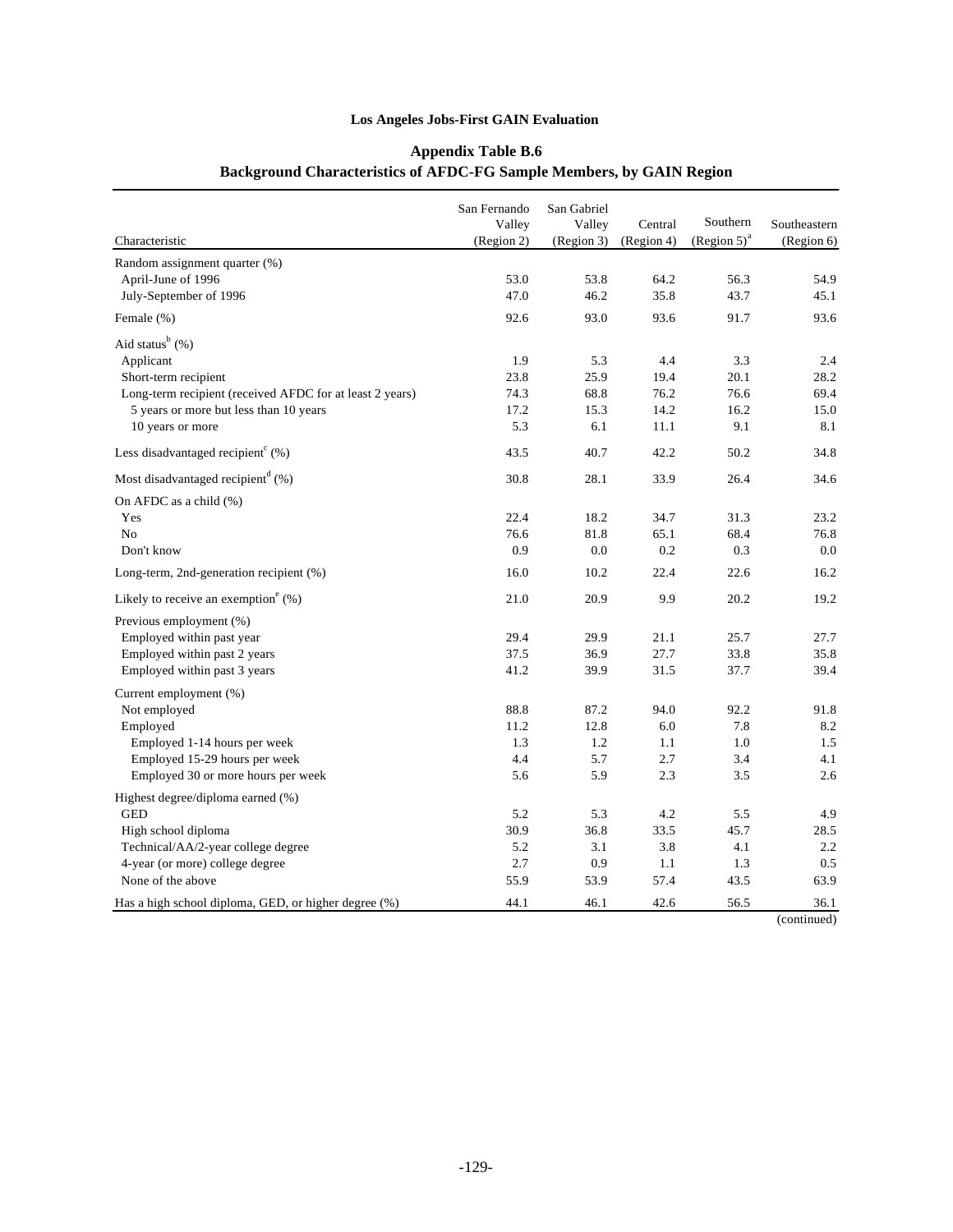Los Angeles Jobs-First GAIN Evaluation

## Appendix Table B.6
## Background Characteristics of AFDC-FG Sample Members, by GAIN Region

| Characteristic | San Fernando Valley (Region 2) | San Gabriel Valley (Region 3) | Central (Region 4) | Southern (Region 5)[a] | Southeastern (Region 6) |
|---|---|---|---|---|---|
| Random assignment quarter (%) | | | | | |
| April-June of 1996 | 53.0 | 53.8 | 64.2 | 56.3 | 54.9 |
| July-September of 1996 | 47.0 | 46.2 | 35.8 | 43.7 | 45.1 |
| Female (%) | 92.6 | 93.0 | 93.6 | 91.7 | 93.6 |
| Aid status[b] (%) | | | | | |
| Applicant | 1.9 | 5.3 | 4.4 | 3.3 | 2.4 |
| Short-term recipient | 23.8 | 25.9 | 19.4 | 20.1 | 28.2 |
| Long-term recipient (received AFDC for at least 2 years) | 74.3 | 68.8 | 76.2 | 76.6 | 69.4 |
| 5 years or more but less than 10 years | 17.2 | 15.3 | 14.2 | 16.2 | 15.0 |
| 10 years or more | 5.3 | 6.1 | 11.1 | 9.1 | 8.1 |
| Less disadvantaged recipient[c] (%) | 43.5 | 40.7 | 42.2 | 50.2 | 34.8 |
| Most disadvantaged recipient[d] (%) | 30.8 | 28.1 | 33.9 | 26.4 | 34.6 |
| On AFDC as a child (%) | | | | | |
| Yes | 22.4 | 18.2 | 34.7 | 31.3 | 23.2 |
| No | 76.6 | 81.8 | 65.1 | 68.4 | 76.8 |
| Don't know | 0.9 | 0.0 | 0.2 | 0.3 | 0.0 |
| Long-term, 2nd-generation recipient (%) | 16.0 | 10.2 | 22.4 | 22.6 | 16.2 |
| Likely to receive an exemption[e] (%) | 21.0 | 20.9 | 9.9 | 20.2 | 19.2 |
| Previous employment (%) | | | | | |
| Employed within past year | 29.4 | 29.9 | 21.1 | 25.7 | 27.7 |
| Employed within past 2 years | 37.5 | 36.9 | 27.7 | 33.8 | 35.8 |
| Employed within past 3 years | 41.2 | 39.9 | 31.5 | 37.7 | 39.4 |
| Current employment (%) | | | | | |
| Not employed | 88.8 | 87.2 | 94.0 | 92.2 | 91.8 |
| Employed | 11.2 | 12.8 | 6.0 | 7.8 | 8.2 |
| Employed 1-14 hours per week | 1.3 | 1.2 | 1.1 | 1.0 | 1.5 |
| Employed 15-29 hours per week | 4.4 | 5.7 | 2.7 | 3.4 | 4.1 |
| Employed 30 or more hours per week | 5.6 | 5.9 | 2.3 | 3.5 | 2.6 |
| Highest degree/diploma earned (%) | | | | | |
| GED | 5.2 | 5.3 | 4.2 | 5.5 | 4.9 |
| High school diploma | 30.9 | 36.8 | 33.5 | 45.7 | 28.5 |
| Technical/AA/2-year college degree | 5.2 | 3.1 | 3.8 | 4.1 | 2.2 |
| 4-year (or more) college degree | 2.7 | 0.9 | 1.1 | 1.3 | 0.5 |
| None of the above | 55.9 | 53.9 | 57.4 | 43.5 | 63.9 |
| Has a high school diploma, GED, or higher degree (%) | 44.1 | 46.1 | 42.6 | 56.5 | 36.1 |

(continued)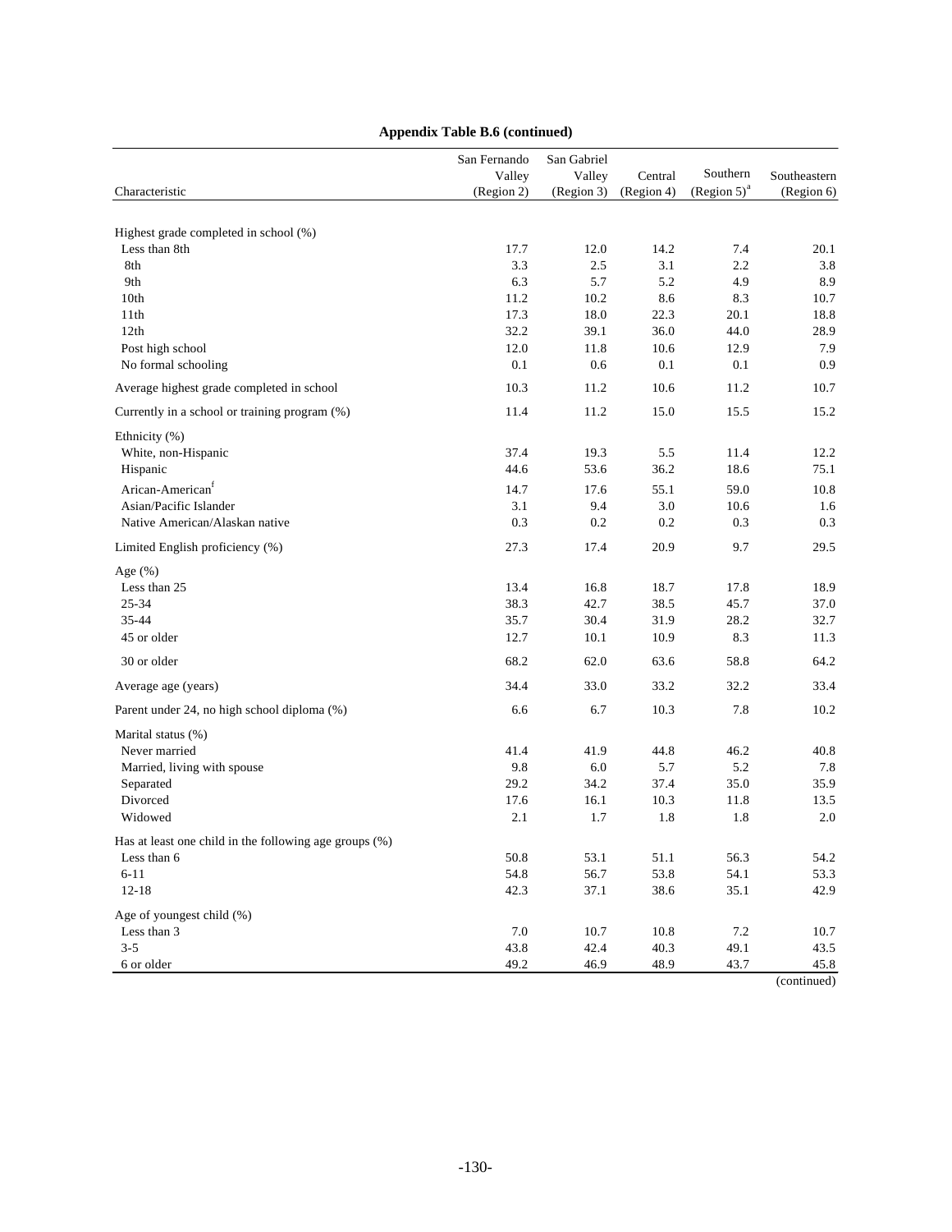**Appendix Table B.6 (continued)**

| Characteristic | San Fernando Valley (Region 2) | San Gabriel Valley (Region 3) | Central (Region 4) | Southern (Region 5)[a] | Southeastern (Region 6) |
|---|---|---|---|---|---|
| Highest grade completed in school (%) | | | | | |
| Less than 8th | 17.7 | 12.0 | 14.2 | 7.4 | 20.1 |
| 8th | 3.3 | 2.5 | 3.1 | 2.2 | 3.8 |
| 9th | 6.3 | 5.7 | 5.2 | 4.9 | 8.9 |
| 10th | 11.2 | 10.2 | 8.6 | 8.3 | 10.7 |
| 11th | 17.3 | 18.0 | 22.3 | 20.1 | 18.8 |
| 12th | 32.2 | 39.1 | 36.0 | 44.0 | 28.9 |
| Post high school | 12.0 | 11.8 | 10.6 | 12.9 | 7.9 |
| No formal schooling | 0.1 | 0.6 | 0.1 | 0.1 | 0.9 |
| Average highest grade completed in school | 10.3 | 11.2 | 10.6 | 11.2 | 10.7 |
| Currently in a school or training program (%) | 11.4 | 11.2 | 15.0 | 15.5 | 15.2 |
| Ethnicity (%) | | | | | |
| White, non-Hispanic | 37.4 | 19.3 | 5.5 | 11.4 | 12.2 |
| Hispanic | 44.6 | 53.6 | 36.2 | 18.6 | 75.1 |
| Arican-American[f] | 14.7 | 17.6 | 55.1 | 59.0 | 10.8 |
| Asian/Pacific Islander | 3.1 | 9.4 | 3.0 | 10.6 | 1.6 |
| Native American/Alaskan native | 0.3 | 0.2 | 0.2 | 0.3 | 0.3 |
| Limited English proficiency (%) | 27.3 | 17.4 | 20.9 | 9.7 | 29.5 |
| Age (%) | | | | | |
| Less than 25 | 13.4 | 16.8 | 18.7 | 17.8 | 18.9 |
| 25-34 | 38.3 | 42.7 | 38.5 | 45.7 | 37.0 |
| 35-44 | 35.7 | 30.4 | 31.9 | 28.2 | 32.7 |
| 45 or older | 12.7 | 10.1 | 10.9 | 8.3 | 11.3 |
| 30 or older | 68.2 | 62.0 | 63.6 | 58.8 | 64.2 |
| Average age (years) | 34.4 | 33.0 | 33.2 | 32.2 | 33.4 |
| Parent under 24, no high school diploma (%) | 6.6 | 6.7 | 10.3 | 7.8 | 10.2 |
| Marital status (%) | | | | | |
| Never married | 41.4 | 41.9 | 44.8 | 46.2 | 40.8 |
| Married, living with spouse | 9.8 | 6.0 | 5.7 | 5.2 | 7.8 |
| Separated | 29.2 | 34.2 | 37.4 | 35.0 | 35.9 |
| Divorced | 17.6 | 16.1 | 10.3 | 11.8 | 13.5 |
| Widowed | 2.1 | 1.7 | 1.8 | 1.8 | 2.0 |
| Has at least one child in the following age groups (%) | | | | | |
| Less than 6 | 50.8 | 53.1 | 51.1 | 56.3 | 54.2 |
| 6-11 | 54.8 | 56.7 | 53.8 | 54.1 | 53.3 |
| 12-18 | 42.3 | 37.1 | 38.6 | 35.1 | 42.9 |
| Age of youngest child (%) | | | | | |
| Less than 3 | 7.0 | 10.7 | 10.8 | 7.2 | 10.7 |
| 3-5 | 43.8 | 42.4 | 40.3 | 49.1 | 43.5 |
| 6 or older | 49.2 | 46.9 | 48.9 | 43.7 | 45.8 |

(continued)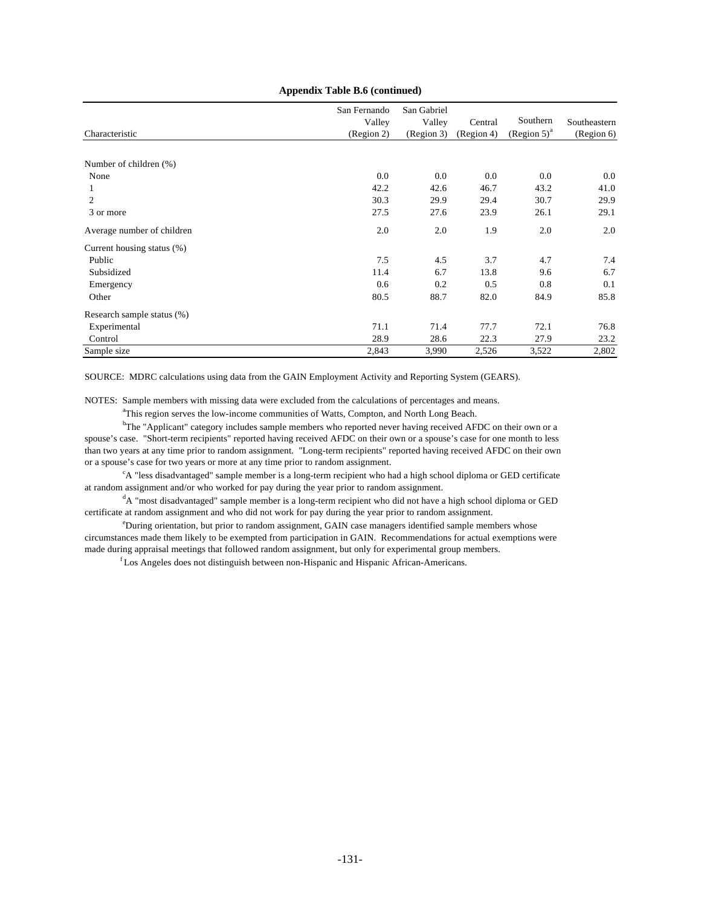**Appendix Table B.6 (continued)**

| Characteristic | San Fernando Valley (Region 2) | San Gabriel Valley (Region 3) | Central (Region 4) | Southern (Region 5)[a] | Southeastern (Region 6) |
|---|---|---|---|---|---|
| Number of children (%) | | | | | |
| None | 0.0 | 0.0 | 0.0 | 0.0 | 0.0 |
| 1 | 42.2 | 42.6 | 46.7 | 43.2 | 41.0 |
| 2 | 30.3 | 29.9 | 29.4 | 30.7 | 29.9 |
| 3 or more | 27.5 | 27.6 | 23.9 | 26.1 | 29.1 |
| Average number of children | 2.0 | 2.0 | 1.9 | 2.0 | 2.0 |
| Current housing status (%) | | | | | |
| Public | 7.5 | 4.5 | 3.7 | 4.7 | 7.4 |
| Subsidized | 11.4 | 6.7 | 13.8 | 9.6 | 6.7 |
| Emergency | 0.6 | 0.2 | 0.5 | 0.8 | 0.1 |
| Other | 80.5 | 88.7 | 82.0 | 84.9 | 85.8 |
| Research sample status (%) | | | | | |
| Experimental | 71.1 | 71.4 | 77.7 | 72.1 | 76.8 |
| Control | 28.9 | 28.6 | 22.3 | 27.9 | 23.2 |
| Sample size | 2,843 | 3,990 | 2,526 | 3,522 | 2,802 |

SOURCE: MDRC calculations using data from the GAIN Employment Activity and Reporting System (GEARS).

NOTES: Sample members with missing data were excluded from the calculations of percentages and means.

[a]This region serves the low-income communities of Watts, Compton, and North Long Beach.

[b]The "Applicant" category includes sample members who reported never having received AFDC on their own or a spouse's case. "Short-term recipients" reported having received AFDC on their own or a spouse's case for one month to less than two years at any time prior to random assignment. "Long-term recipients" reported having received AFDC on their own or a spouse's case for two years or more at any time prior to random assignment.

[c]A "less disadvantaged" sample member is a long-term recipient who had a high school diploma or GED certificate at random assignment and/or who worked for pay during the year prior to random assignment.

[d]A "most disadvantaged" sample member is a long-term recipient who did not have a high school diploma or GED certificate at random assignment and who did not work for pay during the year prior to random assignment.

[e]During orientation, but prior to random assignment, GAIN case managers identified sample members whose circumstances made them likely to be exempted from participation in GAIN. Recommendations for actual exemptions were made during appraisal meetings that followed random assignment, but only for experimental group members.

[f]Los Angeles does not distinguish between non-Hispanic and Hispanic African-Americans.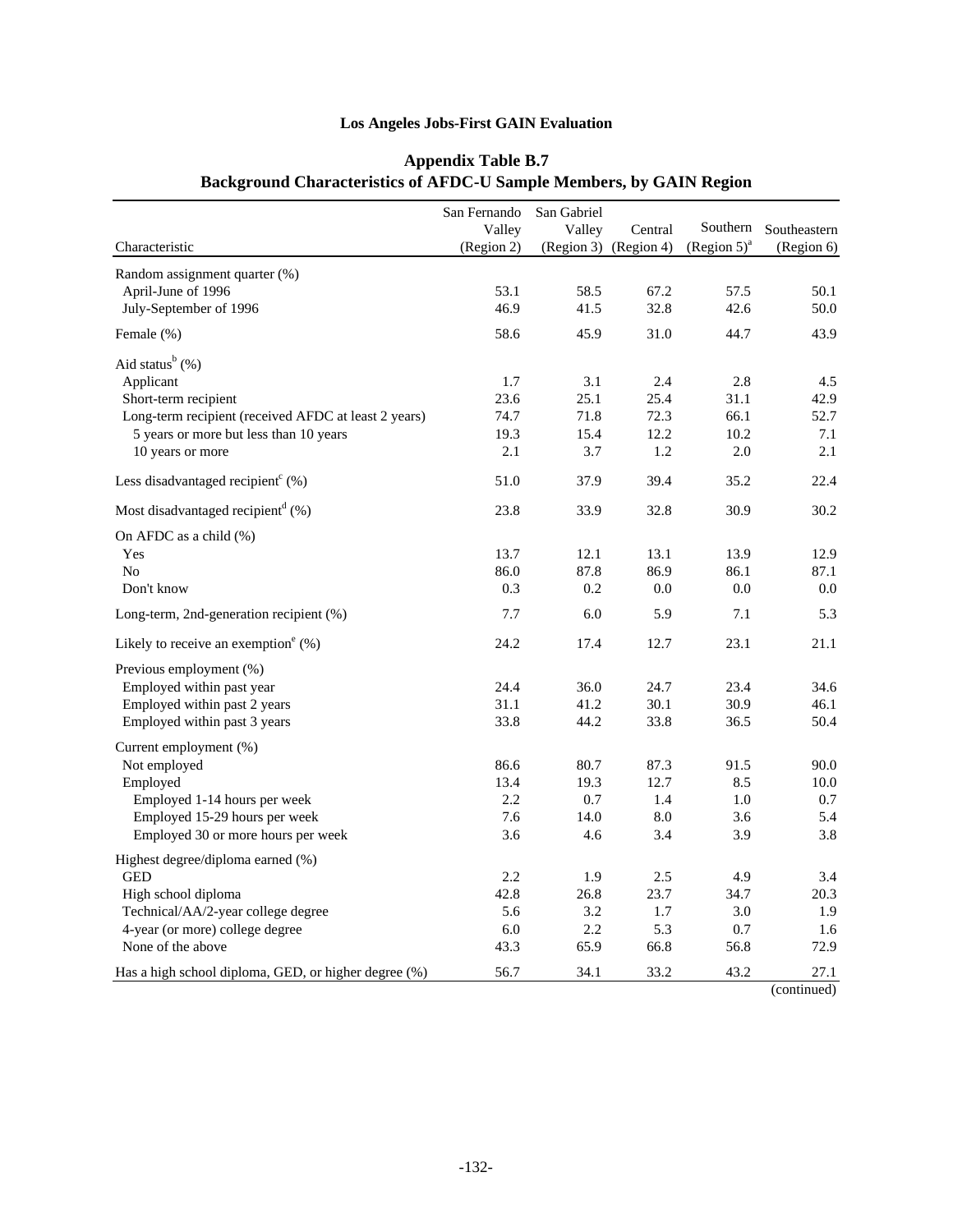**Los Angeles Jobs-First GAIN Evaluation**

## Appendix Table B.7
## Background Characteristics of AFDC-U Sample Members, by GAIN Region

| Characteristic | San Fernando Valley (Region 2) | San Gabriel Valley (Region 3) | Central (Region 4) | Southern (Region 5)[a] | Southeastern (Region 6) |
|---|---|---|---|---|---|
| Random assignment quarter (%) | | | | | |
| April-June of 1996 | 53.1 | 58.5 | 67.2 | 57.5 | 50.1 |
| July-September of 1996 | 46.9 | 41.5 | 32.8 | 42.6 | 50.0 |
| Female (%) | 58.6 | 45.9 | 31.0 | 44.7 | 43.9 |
| Aid status[b] (%) | | | | | |
| Applicant | 1.7 | 3.1 | 2.4 | 2.8 | 4.5 |
| Short-term recipient | 23.6 | 25.1 | 25.4 | 31.1 | 42.9 |
| Long-term recipient (received AFDC at least 2 years) | 74.7 | 71.8 | 72.3 | 66.1 | 52.7 |
| 5 years or more but less than 10 years | 19.3 | 15.4 | 12.2 | 10.2 | 7.1 |
| 10 years or more | 2.1 | 3.7 | 1.2 | 2.0 | 2.1 |
| Less disadvantaged recipient[c] (%) | 51.0 | 37.9 | 39.4 | 35.2 | 22.4 |
| Most disadvantaged recipient[d] (%) | 23.8 | 33.9 | 32.8 | 30.9 | 30.2 |
| On AFDC as a child (%) | | | | | |
| Yes | 13.7 | 12.1 | 13.1 | 13.9 | 12.9 |
| No | 86.0 | 87.8 | 86.9 | 86.1 | 87.1 |
| Don't know | 0.3 | 0.2 | 0.0 | 0.0 | 0.0 |
| Long-term, 2nd-generation recipient (%) | 7.7 | 6.0 | 5.9 | 7.1 | 5.3 |
| Likely to receive an exemption[e] (%) | 24.2 | 17.4 | 12.7 | 23.1 | 21.1 |
| Previous employment (%) | | | | | |
| Employed within past year | 24.4 | 36.0 | 24.7 | 23.4 | 34.6 |
| Employed within past 2 years | 31.1 | 41.2 | 30.1 | 30.9 | 46.1 |
| Employed within past 3 years | 33.8 | 44.2 | 33.8 | 36.5 | 50.4 |
| Current employment (%) | | | | | |
| Not employed | 86.6 | 80.7 | 87.3 | 91.5 | 90.0 |
| Employed | 13.4 | 19.3 | 12.7 | 8.5 | 10.0 |
| Employed 1-14 hours per week | 2.2 | 0.7 | 1.4 | 1.0 | 0.7 |
| Employed 15-29 hours per week | 7.6 | 14.0 | 8.0 | 3.6 | 5.4 |
| Employed 30 or more hours per week | 3.6 | 4.6 | 3.4 | 3.9 | 3.8 |
| Highest degree/diploma earned (%) | | | | | |
| GED | 2.2 | 1.9 | 2.5 | 4.9 | 3.4 |
| High school diploma | 42.8 | 26.8 | 23.7 | 34.7 | 20.3 |
| Technical/AA/2-year college degree | 5.6 | 3.2 | 1.7 | 3.0 | 1.9 |
| 4-year (or more) college degree | 6.0 | 2.2 | 5.3 | 0.7 | 1.6 |
| None of the above | 43.3 | 65.9 | 66.8 | 56.8 | 72.9 |
| Has a high school diploma, GED, or higher degree (%) | 56.7 | 34.1 | 33.2 | 43.2 | 27.1 |

(continued)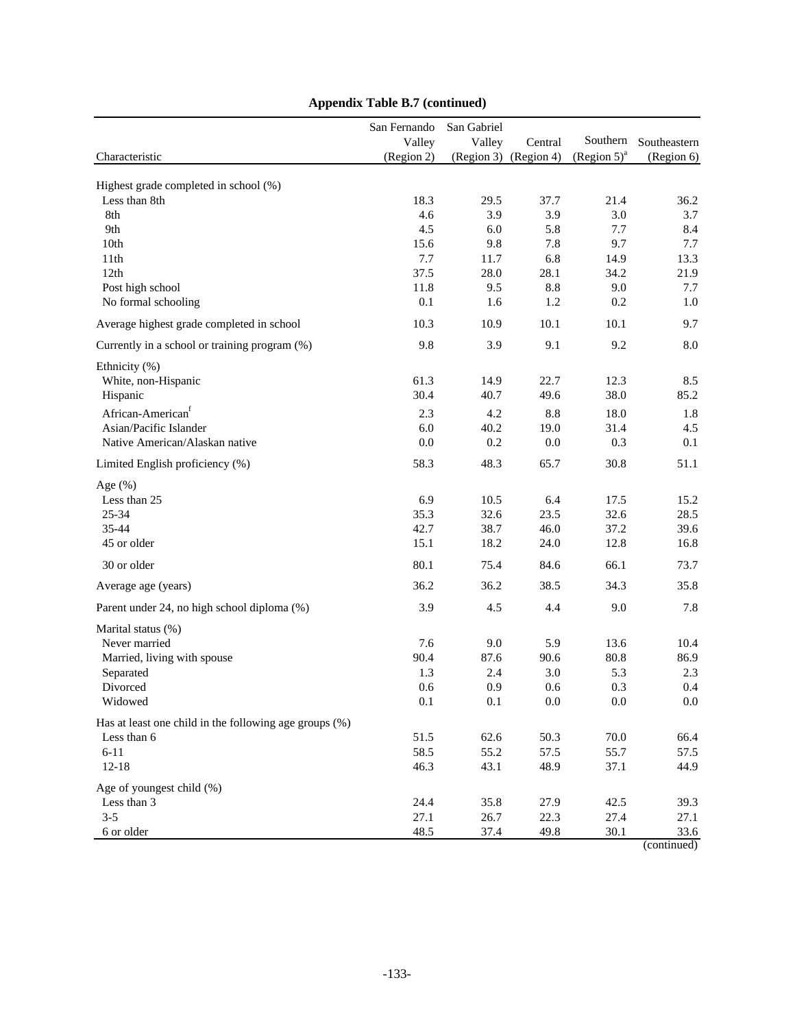**Appendix Table B.7 (continued)**

| Characteristic | San Fernando Valley (Region 2) | San Gabriel Valley (Region 3) | Central (Region 4) | Southern (Region 5)[a] | Southeastern (Region 6) |
|---|---|---|---|---|---|
| Highest grade completed in school (%) | | | | | |
| Less than 8th | 18.3 | 29.5 | 37.7 | 21.4 | 36.2 |
| 8th | 4.6 | 3.9 | 3.9 | 3.0 | 3.7 |
| 9th | 4.5 | 6.0 | 5.8 | 7.7 | 8.4 |
| 10th | 15.6 | 9.8 | 7.8 | 9.7 | 7.7 |
| 11th | 7.7 | 11.7 | 6.8 | 14.9 | 13.3 |
| 12th | 37.5 | 28.0 | 28.1 | 34.2 | 21.9 |
| Post high school | 11.8 | 9.5 | 8.8 | 9.0 | 7.7 |
| No formal schooling | 0.1 | 1.6 | 1.2 | 0.2 | 1.0 |
| Average highest grade completed in school | 10.3 | 10.9 | 10.1 | 10.1 | 9.7 |
| Currently in a school or training program (%) | 9.8 | 3.9 | 9.1 | 9.2 | 8.0 |
| Ethnicity (%) | | | | | |
| White, non-Hispanic | 61.3 | 14.9 | 22.7 | 12.3 | 8.5 |
| Hispanic | 30.4 | 40.7 | 49.6 | 38.0 | 85.2 |
| African-American[f] | 2.3 | 4.2 | 8.8 | 18.0 | 1.8 |
| Asian/Pacific Islander | 6.0 | 40.2 | 19.0 | 31.4 | 4.5 |
| Native American/Alaskan native | 0.0 | 0.2 | 0.0 | 0.3 | 0.1 |
| Limited English proficiency (%) | 58.3 | 48.3 | 65.7 | 30.8 | 51.1 |
| Age (%) | | | | | |
| Less than 25 | 6.9 | 10.5 | 6.4 | 17.5 | 15.2 |
| 25-34 | 35.3 | 32.6 | 23.5 | 32.6 | 28.5 |
| 35-44 | 42.7 | 38.7 | 46.0 | 37.2 | 39.6 |
| 45 or older | 15.1 | 18.2 | 24.0 | 12.8 | 16.8 |
| 30 or older | 80.1 | 75.4 | 84.6 | 66.1 | 73.7 |
| Average age (years) | 36.2 | 36.2 | 38.5 | 34.3 | 35.8 |
| Parent under 24, no high school diploma (%) | 3.9 | 4.5 | 4.4 | 9.0 | 7.8 |
| Marital status (%) | | | | | |
| Never married | 7.6 | 9.0 | 5.9 | 13.6 | 10.4 |
| Married, living with spouse | 90.4 | 87.6 | 90.6 | 80.8 | 86.9 |
| Separated | 1.3 | 2.4 | 3.0 | 5.3 | 2.3 |
| Divorced | 0.6 | 0.9 | 0.6 | 0.3 | 0.4 |
| Widowed | 0.1 | 0.1 | 0.0 | 0.0 | 0.0 |
| Has at least one child in the following age groups (%) | | | | | |
| Less than 6 | 51.5 | 62.6 | 50.3 | 70.0 | 66.4 |
| 6-11 | 58.5 | 55.2 | 57.5 | 55.7 | 57.5 |
| 12-18 | 46.3 | 43.1 | 48.9 | 37.1 | 44.9 |
| Age of youngest child (%) | | | | | |
| Less than 3 | 24.4 | 35.8 | 27.9 | 42.5 | 39.3 |
| 3-5 | 27.1 | 26.7 | 22.3 | 27.4 | 27.1 |
| 6 or older | 48.5 | 37.4 | 49.8 | 30.1 | 33.6 |

(continued)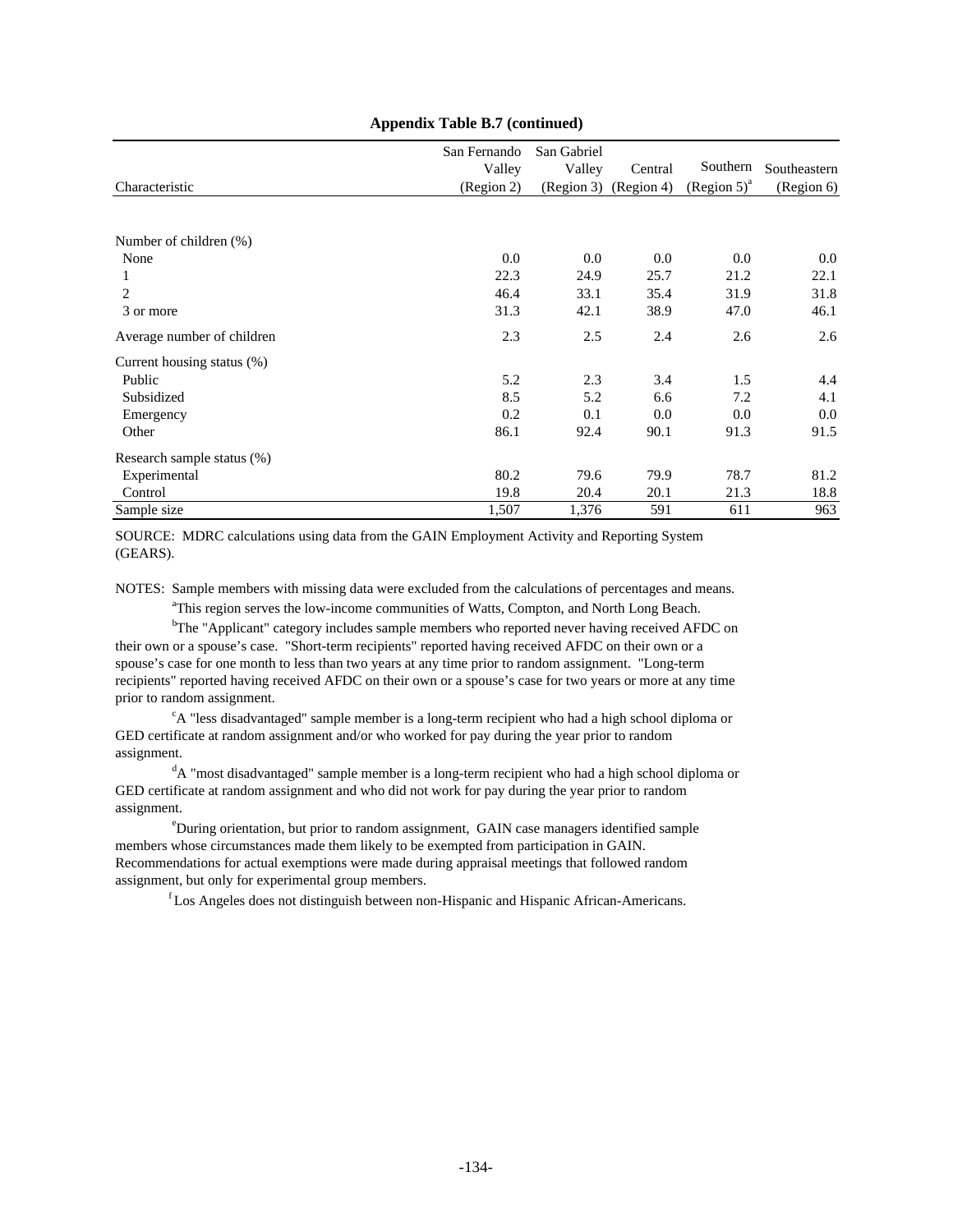**Appendix Table B.7 (continued)**

| Characteristic | San Fernando Valley (Region 2) | San Gabriel Valley (Region 3) | Central (Region 4) | Southern (Region 5)[a] | Southeastern (Region 6) |
|---|---|---|---|---|---|
| Number of children (%) | | | | | |
| None | 0.0 | 0.0 | 0.0 | 0.0 | 0.0 |
| 1 | 22.3 | 24.9 | 25.7 | 21.2 | 22.1 |
| 2 | 46.4 | 33.1 | 35.4 | 31.9 | 31.8 |
| 3 or more | 31.3 | 42.1 | 38.9 | 47.0 | 46.1 |
| Average number of children | 2.3 | 2.5 | 2.4 | 2.6 | 2.6 |
| Current housing status (%) | | | | | |
| Public | 5.2 | 2.3 | 3.4 | 1.5 | 4.4 |
| Subsidized | 8.5 | 5.2 | 6.6 | 7.2 | 4.1 |
| Emergency | 0.2 | 0.1 | 0.0 | 0.0 | 0.0 |
| Other | 86.1 | 92.4 | 90.1 | 91.3 | 91.5 |
| Research sample status (%) | | | | | |
| Experimental | 80.2 | 79.6 | 79.9 | 78.7 | 81.2 |
| Control | 19.8 | 20.4 | 20.1 | 21.3 | 18.8 |
| Sample size | 1,507 | 1,376 | 591 | 611 | 963 |

SOURCE: MDRC calculations using data from the GAIN Employment Activity and Reporting System (GEARS).

NOTES: Sample members with missing data were excluded from the calculations of percentages and means.

[a]This region serves the low-income communities of Watts, Compton, and North Long Beach.

[b]The "Applicant" category includes sample members who reported never having received AFDC on their own or a spouse's case. "Short-term recipients" reported having received AFDC on their own or a spouse's case for one month to less than two years at any time prior to random assignment. "Long-term recipients" reported having received AFDC on their own or a spouse's case for two years or more at any time prior to random assignment.

[c]A "less disadvantaged" sample member is a long-term recipient who had a high school diploma or GED certificate at random assignment and/or who worked for pay during the year prior to random assignment.

[d]A "most disadvantaged" sample member is a long-term recipient who had a high school diploma or GED certificate at random assignment and who did not work for pay during the year prior to random assignment.

[e]During orientation, but prior to random assignment, GAIN case managers identified sample members whose circumstances made them likely to be exempted from participation in GAIN. Recommendations for actual exemptions were made during appraisal meetings that followed random assignment, but only for experimental group members.

[f]Los Angeles does not distinguish between non-Hispanic and Hispanic African-Americans.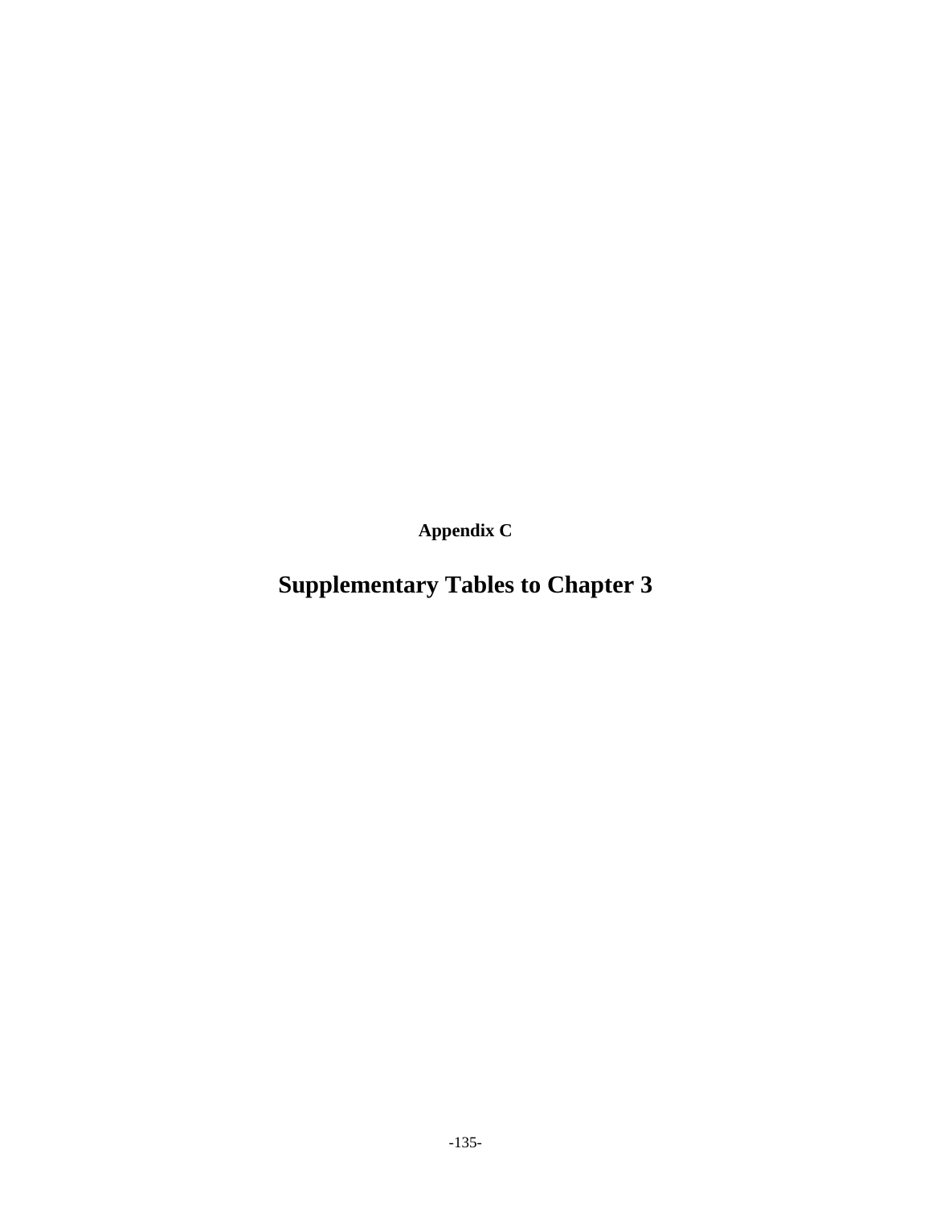**Appendix C**

# Supplementary Tables to Chapter 3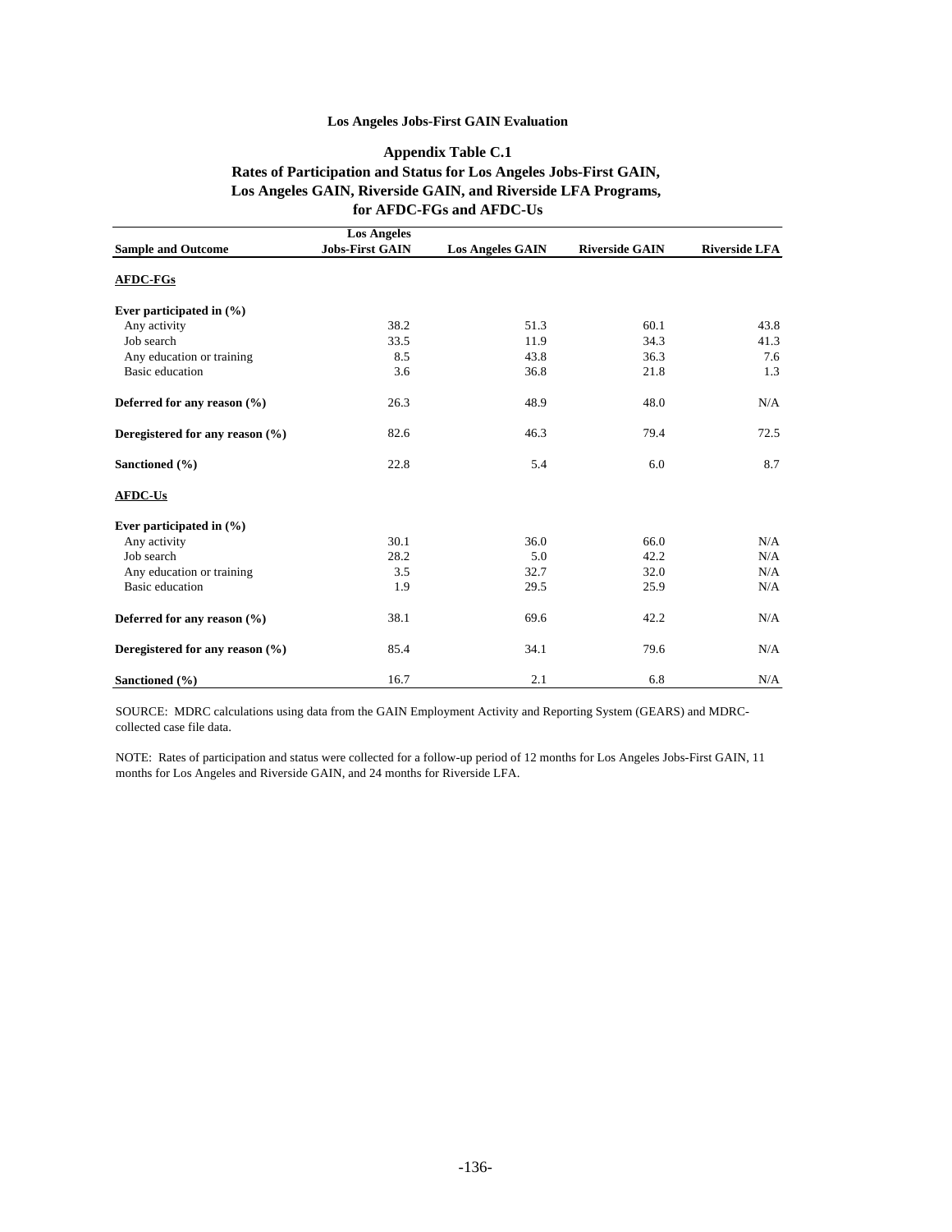**Los Angeles Jobs-First GAIN Evaluation**

**Appendix Table C.1**
**Rates of Participation and Status for Los Angeles Jobs-First GAIN, Los Angeles GAIN, Riverside GAIN, and Riverside LFA Programs, for AFDC-FGs and AFDC-Us**

| Sample and Outcome | Los Angeles Jobs-First GAIN | Los Angeles GAIN | Riverside GAIN | Riverside LFA |
|---|---|---|---|---|
| **AFDC-FGs** | | | | |
| **Ever participated in (%)** | | | | |
| Any activity | 38.2 | 51.3 | 60.1 | 43.8 |
| Job search | 33.5 | 11.9 | 34.3 | 41.3 |
| Any education or training | 8.5 | 43.8 | 36.3 | 7.6 |
| Basic education | 3.6 | 36.8 | 21.8 | 1.3 |
| **Deferred for any reason (%)** | 26.3 | 48.9 | 48.0 | N/A |
| **Deregistered for any reason (%)** | 82.6 | 46.3 | 79.4 | 72.5 |
| **Sanctioned (%)** | 22.8 | 5.4 | 6.0 | 8.7 |
| **AFDC-Us** | | | | |
| **Ever participated in (%)** | | | | |
| Any activity | 30.1 | 36.0 | 66.0 | N/A |
| Job search | 28.2 | 5.0 | 42.2 | N/A |
| Any education or training | 3.5 | 32.7 | 32.0 | N/A |
| Basic education | 1.9 | 29.5 | 25.9 | N/A |
| **Deferred for any reason (%)** | 38.1 | 69.6 | 42.2 | N/A |
| **Deregistered for any reason (%)** | 85.4 | 34.1 | 79.6 | N/A |
| **Sanctioned (%)** | 16.7 | 2.1 | 6.8 | N/A |

SOURCE: MDRC calculations using data from the GAIN Employment Activity and Reporting System (GEARS) and MDRC-collected case file data.

NOTE: Rates of participation and status were collected for a follow-up period of 12 months for Los Angeles Jobs-First GAIN, 11 months for Los Angeles and Riverside GAIN, and 24 months for Riverside LFA.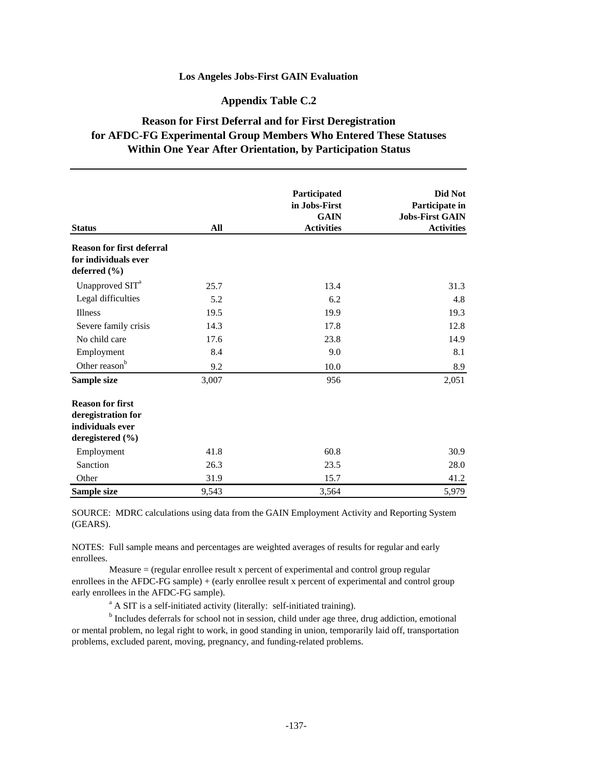**Los Angeles Jobs-First GAIN Evaluation**

**Appendix Table C.2**

**Reason for First Deferral and for First Deregistration for AFDC-FG Experimental Group Members Who Entered These Statuses Within One Year After Orientation, by Participation Status**

| Status | All | Participated in Jobs-First GAIN Activities | Did Not Participate in Jobs-First GAIN Activities |
|---|---|---|---|
| **Reason for first deferral for individuals ever deferred (%)** | | | |
| Unapproved SIT[a] | 25.7 | 13.4 | 31.3 |
| Legal difficulties | 5.2 | 6.2 | 4.8 |
| Illness | 19.5 | 19.9 | 19.3 |
| Severe family crisis | 14.3 | 17.8 | 12.8 |
| No child care | 17.6 | 23.8 | 14.9 |
| Employment | 8.4 | 9.0 | 8.1 |
| Other reason[b] | 9.2 | 10.0 | 8.9 |
| **Sample size** | 3,007 | 956 | 2,051 |
| **Reason for first deregistration for individuals ever deregistered (%)** | | | |
| Employment | 41.8 | 60.8 | 30.9 |
| Sanction | 26.3 | 23.5 | 28.0 |
| Other | 31.9 | 15.7 | 41.2 |
| **Sample size** | 9,543 | 3,564 | 5,979 |

SOURCE: MDRC calculations using data from the GAIN Employment Activity and Reporting System (GEARS).

NOTES: Full sample means and percentages are weighted averages of results for regular and early enrollees.

Measure = (regular enrollee result x percent of experimental and control group regular enrollees in the AFDC-FG sample) + (early enrollee result x percent of experimental and control group early enrollees in the AFDC-FG sample).

[a] A SIT is a self-initiated activity (literally: self-initiated training).

[b] Includes deferrals for school not in session, child under age three, drug addiction, emotional or mental problem, no legal right to work, in good standing in union, temporarily laid off, transportation problems, excluded parent, moving, pregnancy, and funding-related problems.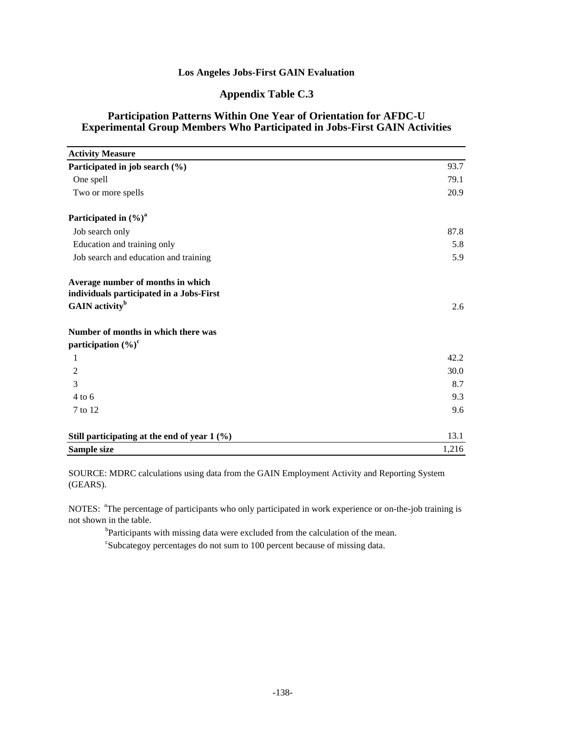**Los Angeles Jobs-First GAIN Evaluation**

## Appendix Table C.3

## Participation Patterns Within One Year of Orientation for AFDC-U Experimental Group Members Who Participated in Jobs-First GAIN Activities

| Activity Measure | |
|---|---|
| **Participated in job search (%)** | 93.7 |
| One spell | 79.1 |
| Two or more spells | 20.9 |
| | |
| **Participated in (%)[a]** | |
| Job search only | 87.8 |
| Education and training only | 5.8 |
| Job search and education and training | 5.9 |
| | |
| **Average number of months in which individuals participated in a Jobs-First GAIN activity[b]** | 2.6 |
| | |
| **Number of months in which there was participation (%)[c]** | |
| 1 | 42.2 |
| 2 | 30.0 |
| 3 | 8.7 |
| 4 to 6 | 9.3 |
| 7 to 12 | 9.6 |
| | |
| **Still participating at the end of year 1 (%)** | 13.1 |
| **Sample size** | 1,216 |

SOURCE: MDRC calculations using data from the GAIN Employment Activity and Reporting System (GEARS).

NOTES: [a]The percentage of participants who only participated in work experience or on-the-job training is not shown in the table.

[b]Participants with missing data were excluded from the calculation of the mean.

[c]Subcategoy percentages do not sum to 100 percent because of missing data.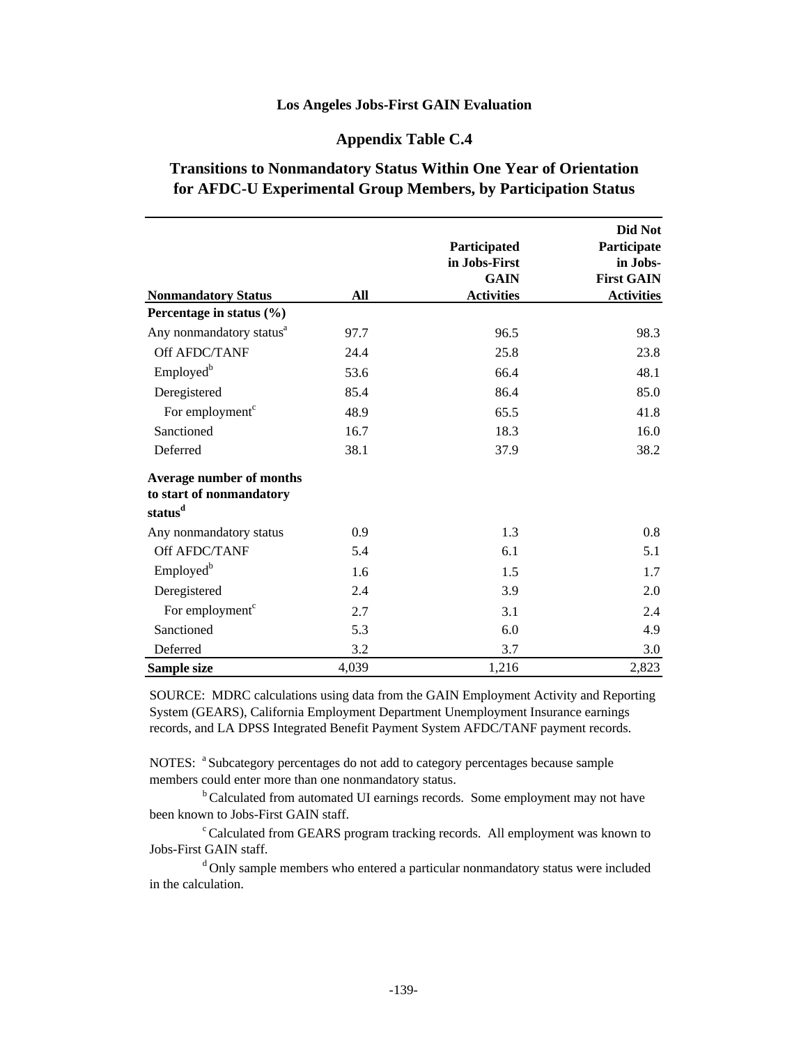**Los Angeles Jobs-First GAIN Evaluation**

**Appendix Table C.4**

**Transitions to Nonmandatory Status Within One Year of Orientation for AFDC-U Experimental Group Members, by Participation Status**

| Nonmandatory Status | All | Participated in Jobs-First GAIN Activities | Did Not Participate in Jobs-First GAIN Activities |
|---|---|---|---|
| **Percentage in status (%)** | | | |
| Any nonmandatory status[a] | 97.7 | 96.5 | 98.3 |
| Off AFDC/TANF | 24.4 | 25.8 | 23.8 |
| Employed[b] | 53.6 | 66.4 | 48.1 |
| Deregistered | 85.4 | 86.4 | 85.0 |
| For employment[c] | 48.9 | 65.5 | 41.8 |
| Sanctioned | 16.7 | 18.3 | 16.0 |
| Deferred | 38.1 | 37.9 | 38.2 |
| **Average number of months to start of nonmandatory status[d]** | | | |
| Any nonmandatory status | 0.9 | 1.3 | 0.8 |
| Off AFDC/TANF | 5.4 | 6.1 | 5.1 |
| Employed[b] | 1.6 | 1.5 | 1.7 |
| Deregistered | 2.4 | 3.9 | 2.0 |
| For employment[c] | 2.7 | 3.1 | 2.4 |
| Sanctioned | 5.3 | 6.0 | 4.9 |
| Deferred | 3.2 | 3.7 | 3.0 |
| **Sample size** | 4,039 | 1,216 | 2,823 |

SOURCE: MDRC calculations using data from the GAIN Employment Activity and Reporting System (GEARS), California Employment Department Unemployment Insurance earnings records, and LA DPSS Integrated Benefit Payment System AFDC/TANF payment records.

NOTES: [a] Subcategory percentages do not add to category percentages because sample members could enter more than one nonmandatory status.

[b] Calculated from automated UI earnings records. Some employment may not have been known to Jobs-First GAIN staff.

[c] Calculated from GEARS program tracking records. All employment was known to Jobs-First GAIN staff.

[d] Only sample members who entered a particular nonmandatory status were included in the calculation.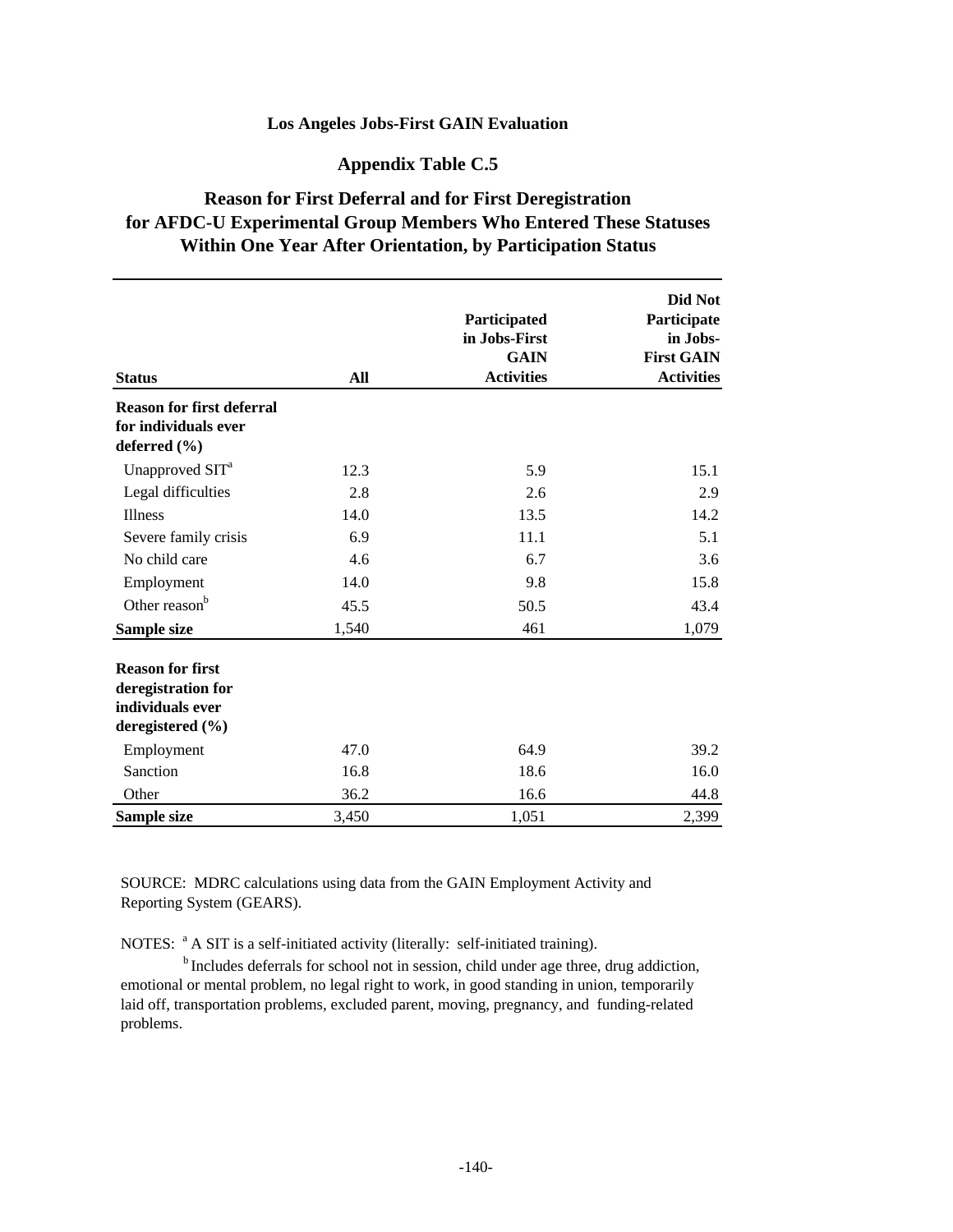**Los Angeles Jobs-First GAIN Evaluation**

**Appendix Table C.5**

**Reason for First Deferral and for First Deregistration for AFDC-U Experimental Group Members Who Entered These Statuses Within One Year After Orientation, by Participation Status**

| Status | All | Participated in Jobs-First GAIN Activities | Did Not Participate in Jobs-First GAIN Activities |
|---|---|---|---|
| **Reason for first deferral for individuals ever deferred (%)** | | | |
| Unapproved SIT[a] | 12.3 | 5.9 | 15.1 |
| Legal difficulties | 2.8 | 2.6 | 2.9 |
| Illness | 14.0 | 13.5 | 14.2 |
| Severe family crisis | 6.9 | 11.1 | 5.1 |
| No child care | 4.6 | 6.7 | 3.6 |
| Employment | 14.0 | 9.8 | 15.8 |
| Other reason[b] | 45.5 | 50.5 | 43.4 |
| **Sample size** | 1,540 | 461 | 1,079 |
| **Reason for first deregistration for individuals ever deregistered (%)** | | | |
| Employment | 47.0 | 64.9 | 39.2 |
| Sanction | 16.8 | 18.6 | 16.0 |
| Other | 36.2 | 16.6 | 44.8 |
| **Sample size** | 3,450 | 1,051 | 2,399 |

SOURCE: MDRC calculations using data from the GAIN Employment Activity and Reporting System (GEARS).

NOTES: [a] A SIT is a self-initiated activity (literally: self-initiated training).

[b] Includes deferrals for school not in session, child under age three, drug addiction, emotional or mental problem, no legal right to work, in good standing in union, temporarily laid off, transportation problems, excluded parent, moving, pregnancy, and funding-related problems.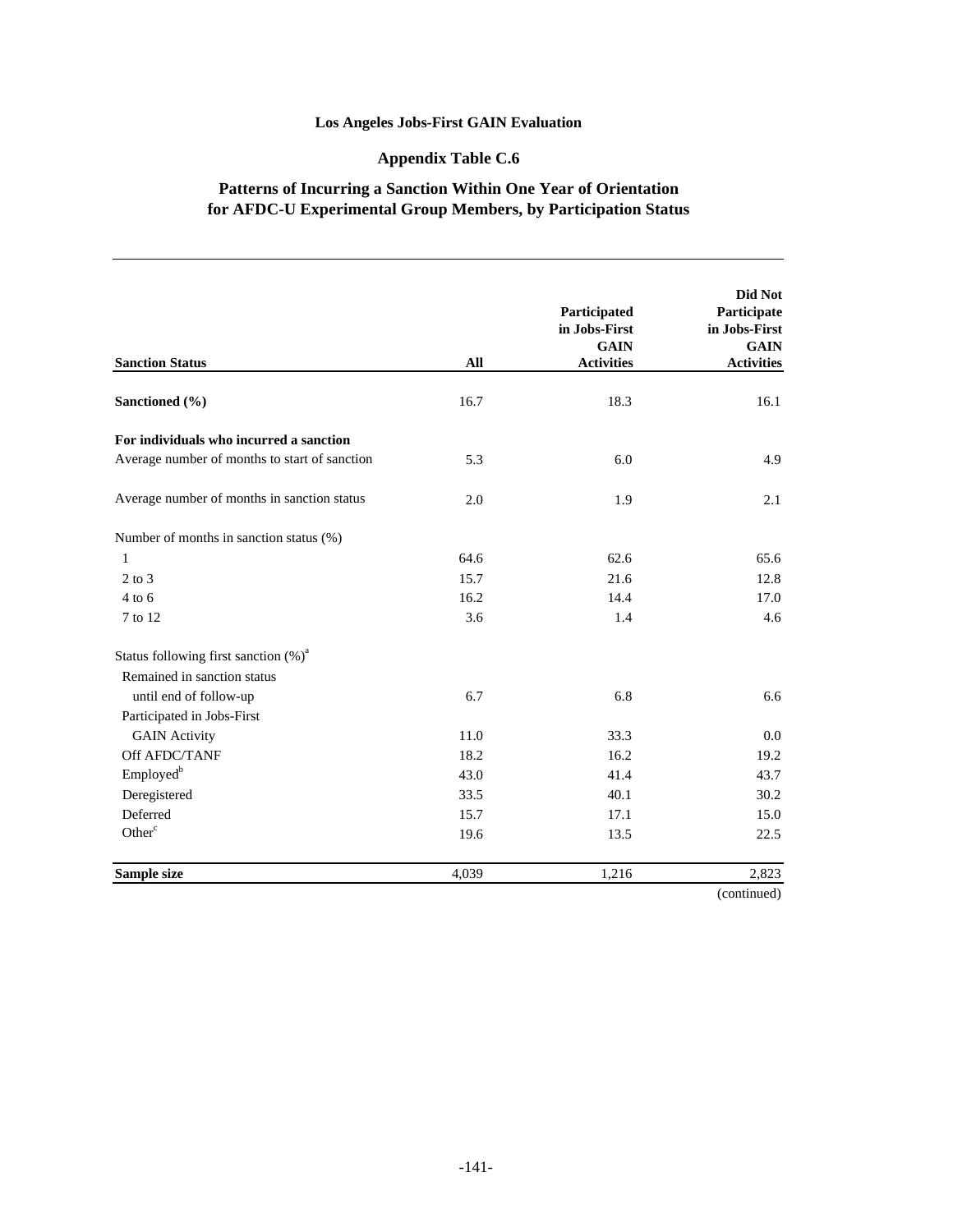**Los Angeles Jobs-First GAIN Evaluation**

**Appendix Table C.6**

**Patterns of Incurring a Sanction Within One Year of Orientation for AFDC-U Experimental Group Members, by Participation Status**

| Sanction Status | All | Participated in Jobs-First GAIN Activities | Did Not Participate in Jobs-First GAIN Activities |
|---|---|---|---|
| **Sanctioned (%)** | 16.7 | 18.3 | 16.1 |
| **For individuals who incurred a sanction** | | | |
| Average number of months to start of sanction | 5.3 | 6.0 | 4.9 |
| Average number of months in sanction status | 2.0 | 1.9 | 2.1 |
| Number of months in sanction status (%) | | | |
| 1 | 64.6 | 62.6 | 65.6 |
| 2 to 3 | 15.7 | 21.6 | 12.8 |
| 4 to 6 | 16.2 | 14.4 | 17.0 |
| 7 to 12 | 3.6 | 1.4 | 4.6 |
| Status following first sanction (%)[a] | | | |
| Remained in sanction status until end of follow-up | 6.7 | 6.8 | 6.6 |
| Participated in Jobs-First GAIN Activity | 11.0 | 33.3 | 0.0 |
| Off AFDC/TANF | 18.2 | 16.2 | 19.2 |
| Employed[b] | 43.0 | 41.4 | 43.7 |
| Deregistered | 33.5 | 40.1 | 30.2 |
| Deferred | 15.7 | 17.1 | 15.0 |
| Other[c] | 19.6 | 13.5 | 22.5 |
| **Sample size** | 4,039 | 1,216 | 2,823 |

(continued)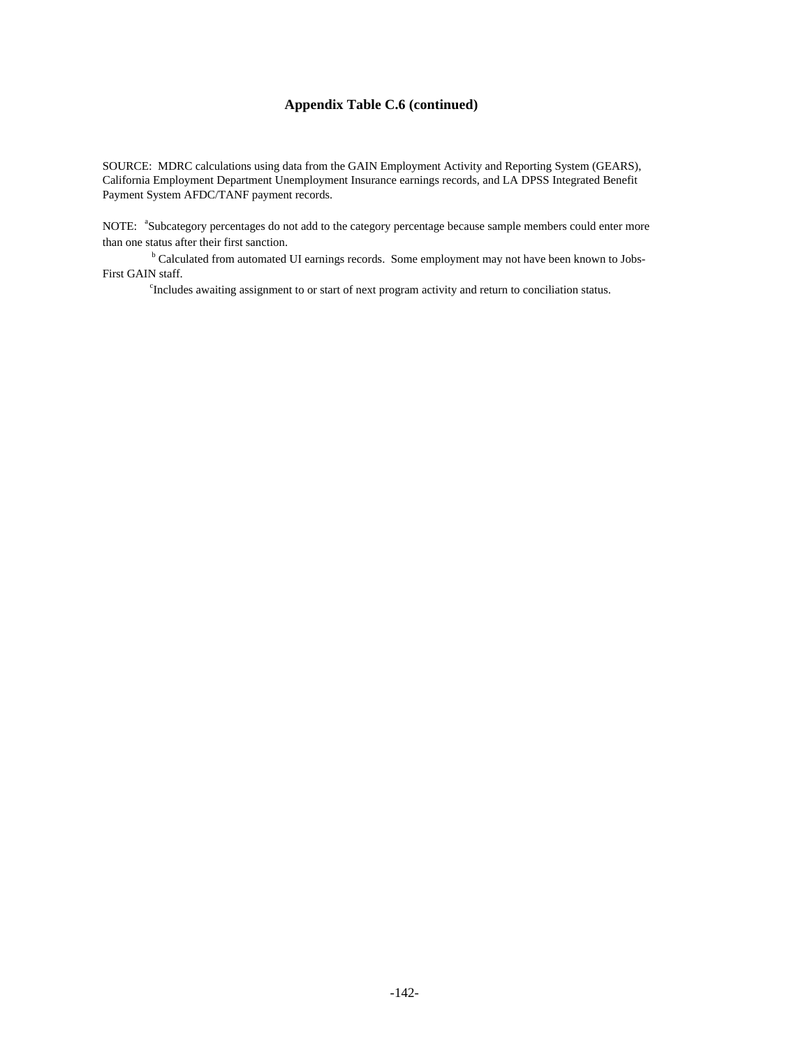### Appendix Table C.6 (continued)

SOURCE: MDRC calculations using data from the GAIN Employment Activity and Reporting System (GEARS), California Employment Department Unemployment Insurance earnings records, and LA DPSS Integrated Benefit Payment System AFDC/TANF payment records.

NOTE: [a]Subcategory percentages do not add to the category percentage because sample members could enter more than one status after their first sanction.

[b] Calculated from automated UI earnings records. Some employment may not have been known to Jobs-First GAIN staff.

[c]Includes awaiting assignment to or start of next program activity and return to conciliation status.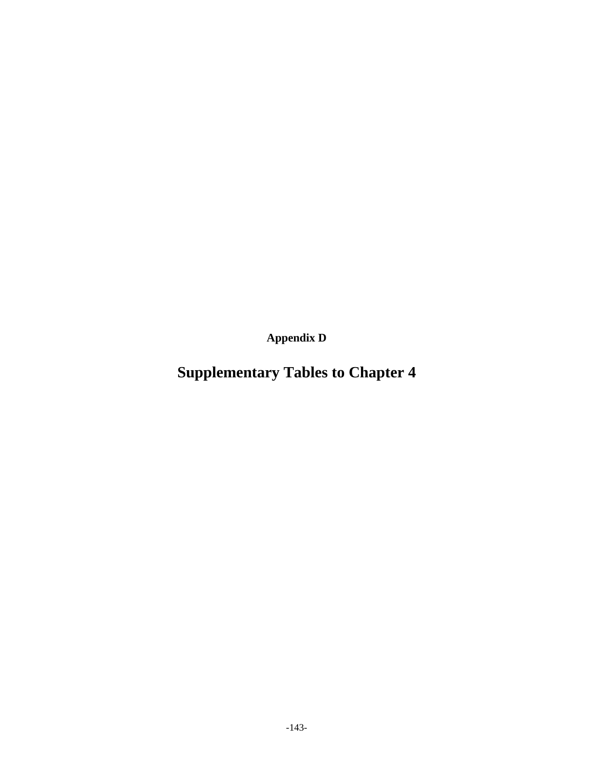**Appendix D**

# Supplementary Tables to Chapter 4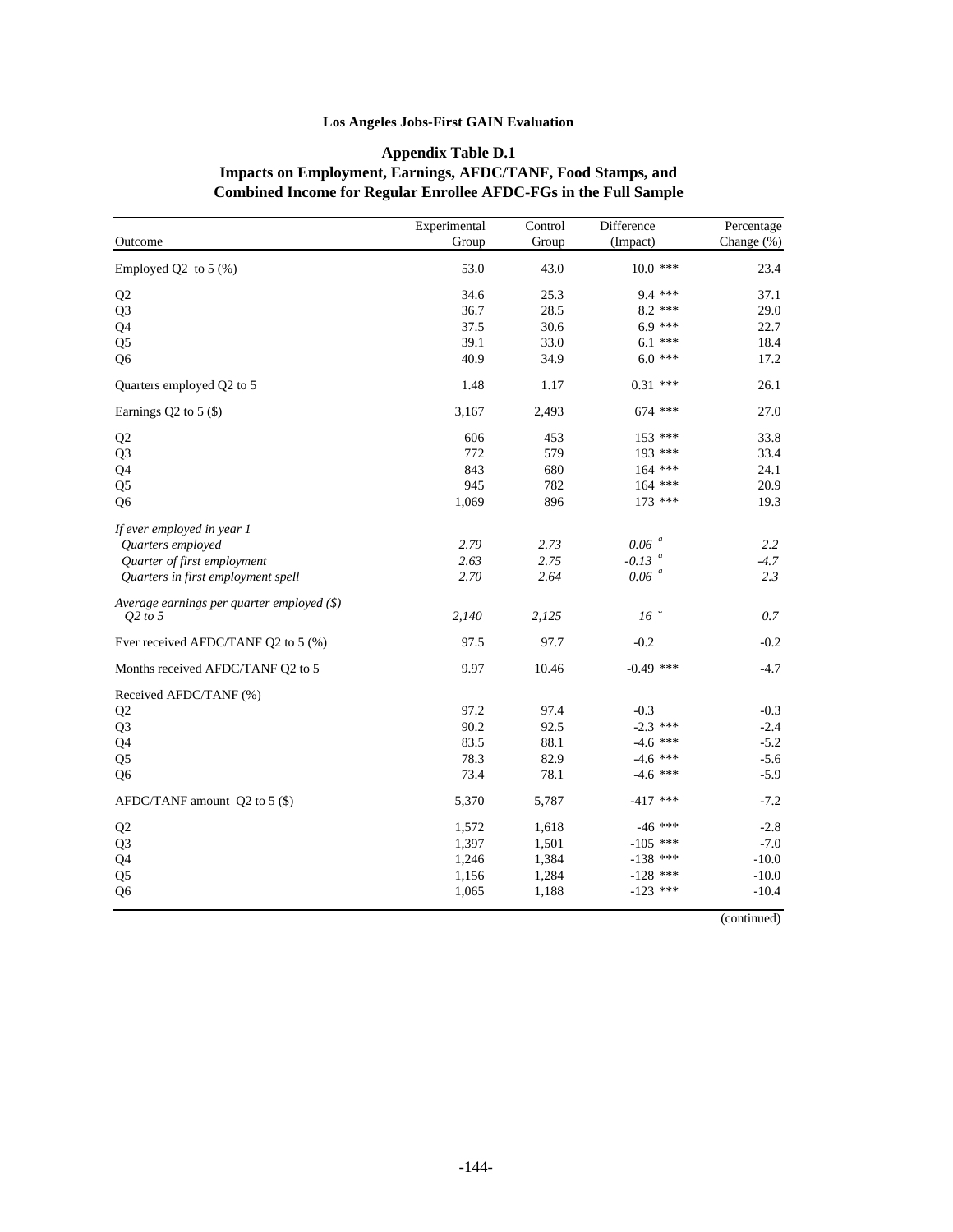**Los Angeles Jobs-First GAIN Evaluation**

**Appendix Table D.1**
**Impacts on Employment, Earnings, AFDC/TANF, Food Stamps, and Combined Income for Regular Enrollee AFDC-FGs in the Full Sample**

| Outcome | Experimental Group | Control Group | Difference (Impact) | Percentage Change (%) |
|---|---|---|---|---|
| Employed Q2 to 5 (%) | 53.0 | 43.0 | 10.0 *** | 23.4 |
| Q2 | 34.6 | 25.3 | 9.4 *** | 37.1 |
| Q3 | 36.7 | 28.5 | 8.2 *** | 29.0 |
| Q4 | 37.5 | 30.6 | 6.9 *** | 22.7 |
| Q5 | 39.1 | 33.0 | 6.1 *** | 18.4 |
| Q6 | 40.9 | 34.9 | 6.0 *** | 17.2 |
| Quarters employed Q2 to 5 | 1.48 | 1.17 | 0.31 *** | 26.1 |
| Earnings Q2 to 5 ($) | 3,167 | 2,493 | 674 *** | 27.0 |
| Q2 | 606 | 453 | 153 *** | 33.8 |
| Q3 | 772 | 579 | 193 *** | 33.4 |
| Q4 | 843 | 680 | 164 *** | 24.1 |
| Q5 | 945 | 782 | 164 *** | 20.9 |
| Q6 | 1,069 | 896 | 173 *** | 19.3 |
| *If ever employed in year 1* | | | | |
| *Quarters employed* | *2.79* | *2.73* | *0.06* [a] | *2.2* |
| *Quarter of first employment* | *2.63* | *2.75* | *-0.13* [a] | *-4.7* |
| *Quarters in first employment spell* | *2.70* | *2.64* | *0.06* [a] | *2.3* |
| *Average earnings per quarter employed ($) Q2 to 5* | *2,140* | *2,125* | *16* ˜ | *0.7* |
| Ever received AFDC/TANF Q2 to 5 (%) | 97.5 | 97.7 | -0.2 | -0.2 |
| Months received AFDC/TANF Q2 to 5 | 9.97 | 10.46 | -0.49 *** | -4.7 |
| Received AFDC/TANF (%) | | | | |
| Q2 | 97.2 | 97.4 | -0.3 | -0.3 |
| Q3 | 90.2 | 92.5 | -2.3 *** | -2.4 |
| Q4 | 83.5 | 88.1 | -4.6 *** | -5.2 |
| Q5 | 78.3 | 82.9 | -4.6 *** | -5.6 |
| Q6 | 73.4 | 78.1 | -4.6 *** | -5.9 |
| AFDC/TANF amount Q2 to 5 ($) | 5,370 | 5,787 | -417 *** | -7.2 |
| Q2 | 1,572 | 1,618 | -46 *** | -2.8 |
| Q3 | 1,397 | 1,501 | -105 *** | -7.0 |
| Q4 | 1,246 | 1,384 | -138 *** | -10.0 |
| Q5 | 1,156 | 1,284 | -128 *** | -10.0 |
| Q6 | 1,065 | 1,188 | -123 *** | -10.4 |

(continued)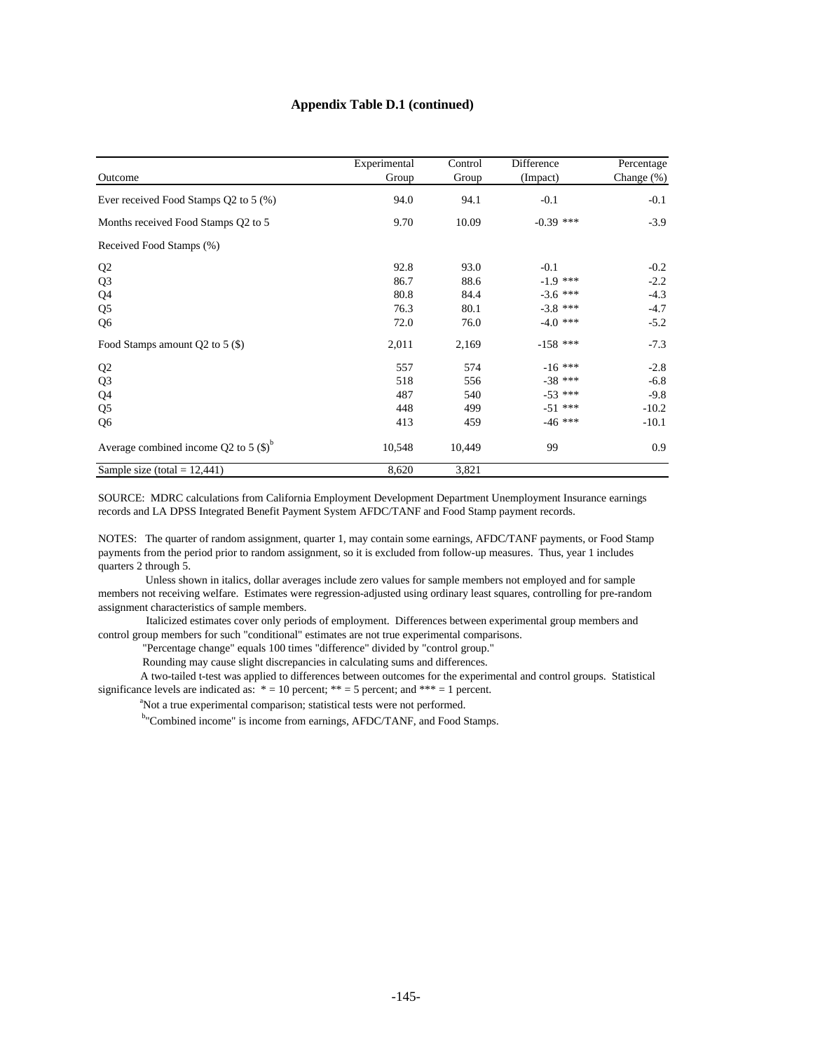**Appendix Table D.1 (continued)**

| Outcome | Experimental Group | Control Group | Difference (Impact) | Percentage Change (%) |
|---|---|---|---|---|
| Ever received Food Stamps Q2 to 5 (%) | 94.0 | 94.1 | -0.1 | -0.1 |
| Months received Food Stamps Q2 to 5 | 9.70 | 10.09 | -0.39 *** | -3.9 |
| Received Food Stamps (%) | | | | |
| Q2 | 92.8 | 93.0 | -0.1 | -0.2 |
| Q3 | 86.7 | 88.6 | -1.9 *** | -2.2 |
| Q4 | 80.8 | 84.4 | -3.6 *** | -4.3 |
| Q5 | 76.3 | 80.1 | -3.8 *** | -4.7 |
| Q6 | 72.0 | 76.0 | -4.0 *** | -5.2 |
| Food Stamps amount Q2 to 5 ($) | 2,011 | 2,169 | -158 *** | -7.3 |
| Q2 | 557 | 574 | -16 *** | -2.8 |
| Q3 | 518 | 556 | -38 *** | -6.8 |
| Q4 | 487 | 540 | -53 *** | -9.8 |
| Q5 | 448 | 499 | -51 *** | -10.2 |
| Q6 | 413 | 459 | -46 *** | -10.1 |
| Average combined income Q2 to 5 ($)[b] | 10,548 | 10,449 | 99 | 0.9 |
| Sample size (total = 12,441) | 8,620 | 3,821 | | |

SOURCE: MDRC calculations from California Employment Development Department Unemployment Insurance earnings records and LA DPSS Integrated Benefit Payment System AFDC/TANF and Food Stamp payment records.

NOTES: The quarter of random assignment, quarter 1, may contain some earnings, AFDC/TANF payments, or Food Stamp payments from the period prior to random assignment, so it is excluded from follow-up measures. Thus, year 1 includes quarters 2 through 5.

Unless shown in italics, dollar averages include zero values for sample members not employed and for sample members not receiving welfare. Estimates were regression-adjusted using ordinary least squares, controlling for pre-random assignment characteristics of sample members.

Italicized estimates cover only periods of employment. Differences between experimental group members and control group members for such "conditional" estimates are not true experimental comparisons.

"Percentage change" equals 100 times "difference" divided by "control group."

Rounding may cause slight discrepancies in calculating sums and differences.

A two-tailed t-test was applied to differences between outcomes for the experimental and control groups. Statistical significance levels are indicated as: * = 10 percent; ** = 5 percent; and *** = 1 percent.

[a]Not a true experimental comparison; statistical tests were not performed.

[b]"Combined income" is income from earnings, AFDC/TANF, and Food Stamps.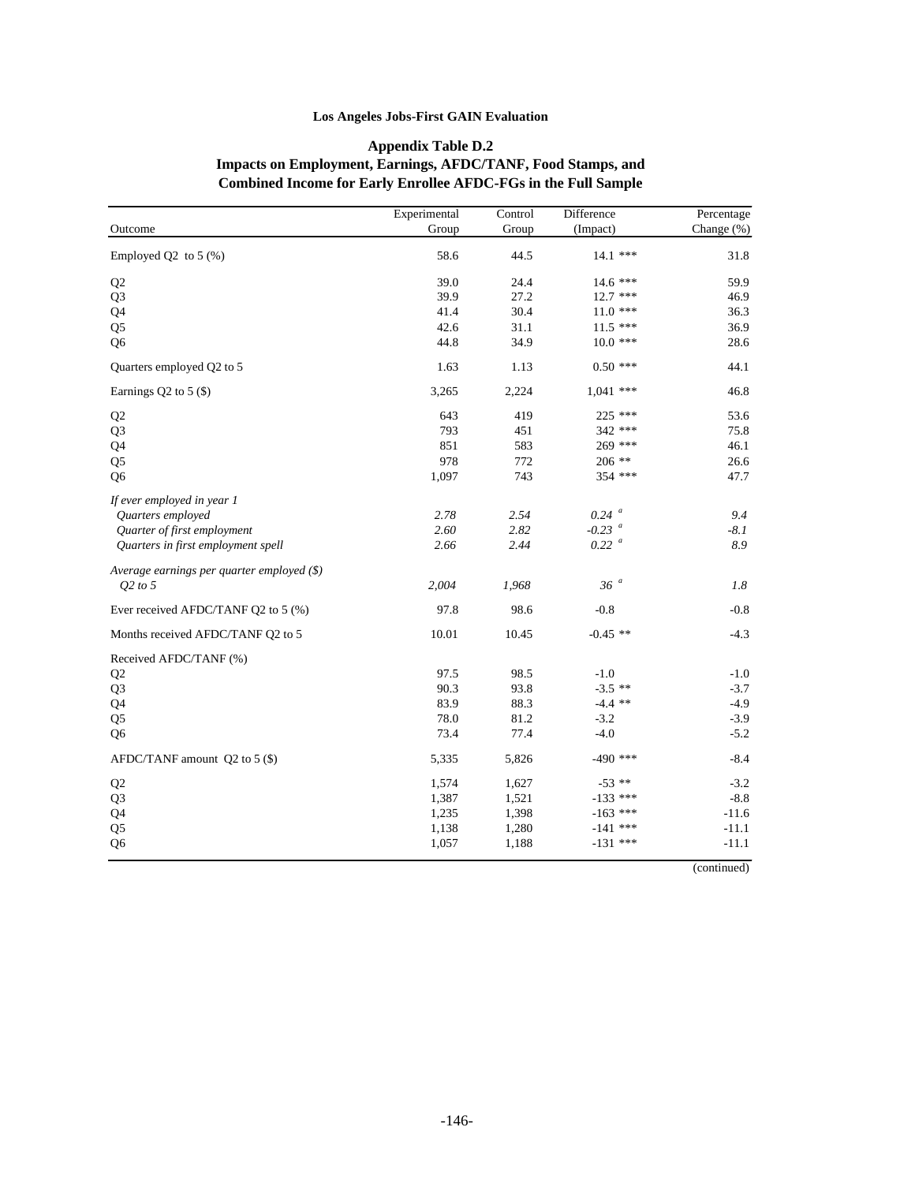**Los Angeles Jobs-First GAIN Evaluation**

**Appendix Table D.2**
**Impacts on Employment, Earnings, AFDC/TANF, Food Stamps, and Combined Income for Early Enrollee AFDC-FGs in the Full Sample**

| Outcome | Experimental Group | Control Group | Difference (Impact) | Percentage Change (%) |
|---|---|---|---|---|
| Employed Q2 to 5 (%) | 58.6 | 44.5 | 14.1 *** | 31.8 |
| Q2 | 39.0 | 24.4 | 14.6 *** | 59.9 |
| Q3 | 39.9 | 27.2 | 12.7 *** | 46.9 |
| Q4 | 41.4 | 30.4 | 11.0 *** | 36.3 |
| Q5 | 42.6 | 31.1 | 11.5 *** | 36.9 |
| Q6 | 44.8 | 34.9 | 10.0 *** | 28.6 |
| Quarters employed Q2 to 5 | 1.63 | 1.13 | 0.50 *** | 44.1 |
| Earnings Q2 to 5 ($) | 3,265 | 2,224 | 1,041 *** | 46.8 |
| Q2 | 643 | 419 | 225 *** | 53.6 |
| Q3 | 793 | 451 | 342 *** | 75.8 |
| Q4 | 851 | 583 | 269 *** | 46.1 |
| Q5 | 978 | 772 | 206 ** | 26.6 |
| Q6 | 1,097 | 743 | 354 *** | 47.7 |
| *If ever employed in year 1* | | | | |
| *Quarters employed* | *2.78* | *2.54* | *0.24* [a] | *9.4* |
| *Quarter of first employment* | *2.60* | *2.82* | *-0.23* [a] | *-8.1* |
| *Quarters in first employment spell* | *2.66* | *2.44* | *0.22* [a] | *8.9* |
| *Average earnings per quarter employed ($)* | | | | |
| *Q2 to 5* | *2,004* | *1,968* | *36* [a] | *1.8* |
| Ever received AFDC/TANF Q2 to 5 (%) | 97.8 | 98.6 | -0.8 | -0.8 |
| Months received AFDC/TANF Q2 to 5 | 10.01 | 10.45 | -0.45 ** | -4.3 |
| Received AFDC/TANF (%) | | | | |
| Q2 | 97.5 | 98.5 | -1.0 | -1.0 |
| Q3 | 90.3 | 93.8 | -3.5 ** | -3.7 |
| Q4 | 83.9 | 88.3 | -4.4 ** | -4.9 |
| Q5 | 78.0 | 81.2 | -3.2 | -3.9 |
| Q6 | 73.4 | 77.4 | -4.0 | -5.2 |
| AFDC/TANF amount Q2 to 5 ($) | 5,335 | 5,826 | -490 *** | -8.4 |
| Q2 | 1,574 | 1,627 | -53 ** | -3.2 |
| Q3 | 1,387 | 1,521 | -133 *** | -8.8 |
| Q4 | 1,235 | 1,398 | -163 *** | -11.6 |
| Q5 | 1,138 | 1,280 | -141 *** | -11.1 |
| Q6 | 1,057 | 1,188 | -131 *** | -11.1 |

(continued)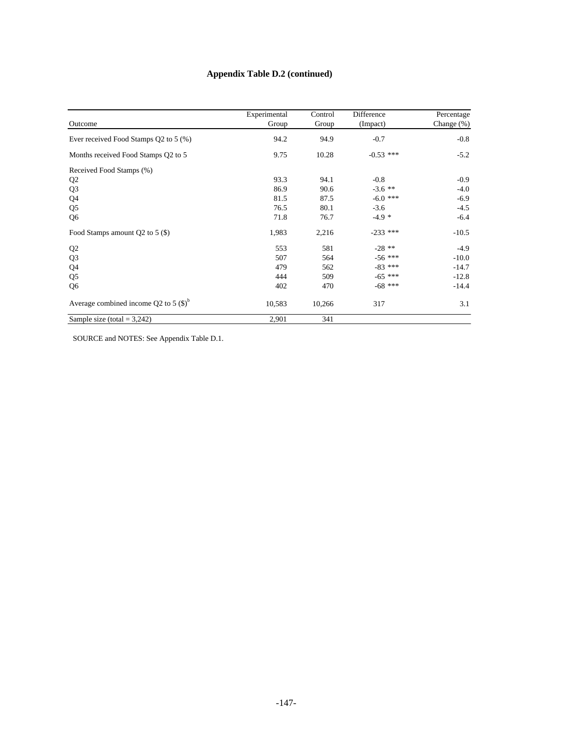**Appendix Table D.2 (continued)**

| Outcome | Experimental Group | Control Group | Difference (Impact) | Percentage Change (%) |
|---|---|---|---|---|
| Ever received Food Stamps Q2 to 5 (%) | 94.2 | 94.9 | -0.7 | -0.8 |
| Months received Food Stamps Q2 to 5 | 9.75 | 10.28 | -0.53 *** | -5.2 |
| Received Food Stamps (%) | | | | |
| Q2 | 93.3 | 94.1 | -0.8 | -0.9 |
| Q3 | 86.9 | 90.6 | -3.6 ** | -4.0 |
| Q4 | 81.5 | 87.5 | -6.0 *** | -6.9 |
| Q5 | 76.5 | 80.1 | -3.6 | -4.5 |
| Q6 | 71.8 | 76.7 | -4.9 * | -6.4 |
| Food Stamps amount Q2 to 5 ($) | 1,983 | 2,216 | -233 *** | -10.5 |
| Q2 | 553 | 581 | -28 ** | -4.9 |
| Q3 | 507 | 564 | -56 *** | -10.0 |
| Q4 | 479 | 562 | -83 *** | -14.7 |
| Q5 | 444 | 509 | -65 *** | -12.8 |
| Q6 | 402 | 470 | -68 *** | -14.4 |
| Average combined income Q2 to 5 ($)[b] | 10,583 | 10,266 | 317 | 3.1 |
| Sample size (total = 3,242) | 2,901 | 341 | | |

SOURCE and NOTES: See Appendix Table D.1.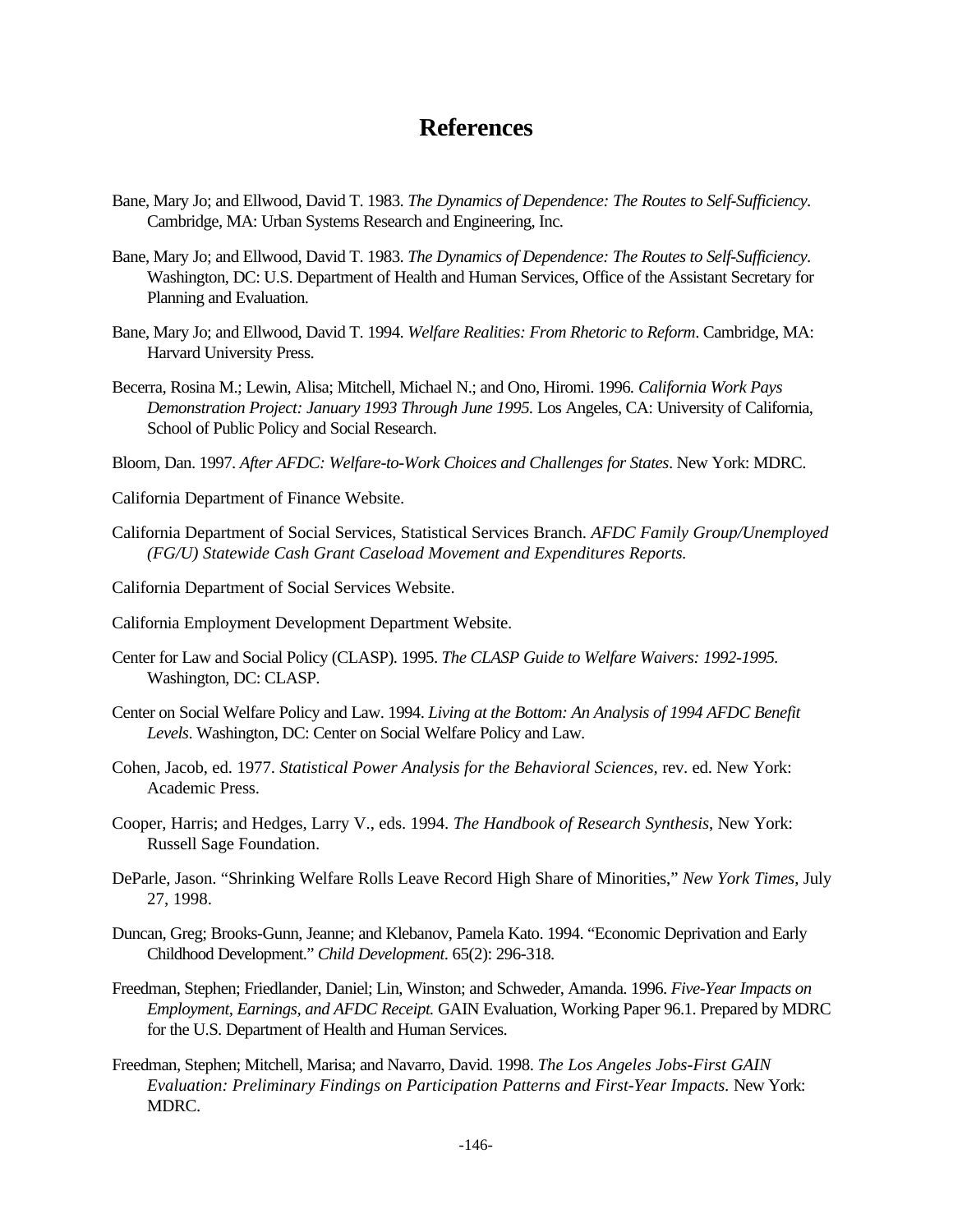# References

Bane, Mary Jo; and Ellwood, David T. 1983. *The Dynamics of Dependence: The Routes to Self-Sufficiency*. Cambridge, MA: Urban Systems Research and Engineering, Inc.

Bane, Mary Jo; and Ellwood, David T. 1983. *The Dynamics of Dependence: The Routes to Self-Sufficiency*. Washington, DC: U.S. Department of Health and Human Services, Office of the Assistant Secretary for Planning and Evaluation.

Bane, Mary Jo; and Ellwood, David T. 1994. *Welfare Realities: From Rhetoric to Reform*. Cambridge, MA: Harvard University Press.

Becerra, Rosina M.; Lewin, Alisa; Mitchell, Michael N.; and Ono, Hiromi. 1996. *California Work Pays Demonstration Project: January 1993 Through June 1995.* Los Angeles, CA: University of California, School of Public Policy and Social Research.

Bloom, Dan. 1997. *After AFDC: Welfare-to-Work Choices and Challenges for States*. New York: MDRC.

California Department of Finance Website.

California Department of Social Services, Statistical Services Branch. *AFDC Family Group/Unemployed (FG/U) Statewide Cash Grant Caseload Movement and Expenditures Reports.*

California Department of Social Services Website.

California Employment Development Department Website.

Center for Law and Social Policy (CLASP). 1995. *The CLASP Guide to Welfare Waivers: 1992-1995.* Washington, DC: CLASP.

Center on Social Welfare Policy and Law. 1994. *Living at the Bottom: An Analysis of 1994 AFDC Benefit Levels*. Washington, DC: Center on Social Welfare Policy and Law.

Cohen, Jacob, ed. 1977. *Statistical Power Analysis for the Behavioral Sciences,* rev. ed. New York: Academic Press.

Cooper, Harris; and Hedges, Larry V., eds. 1994. *The Handbook of Research Synthesis*, New York: Russell Sage Foundation.

DeParle, Jason. "Shrinking Welfare Rolls Leave Record High Share of Minorities," *New York Times*, July 27, 1998.

Duncan, Greg; Brooks-Gunn, Jeanne; and Klebanov, Pamela Kato. 1994. "Economic Deprivation and Early Childhood Development." *Child Development*. 65(2): 296-318.

Freedman, Stephen; Friedlander, Daniel; Lin, Winston; and Schweder, Amanda. 1996. *Five-Year Impacts on Employment, Earnings, and AFDC Receipt.* GAIN Evaluation, Working Paper 96.1. Prepared by MDRC for the U.S. Department of Health and Human Services.

Freedman, Stephen; Mitchell, Marisa; and Navarro, David. 1998. *The Los Angeles Jobs-First GAIN Evaluation: Preliminary Findings on Participation Patterns and First-Year Impacts.* New York: MDRC.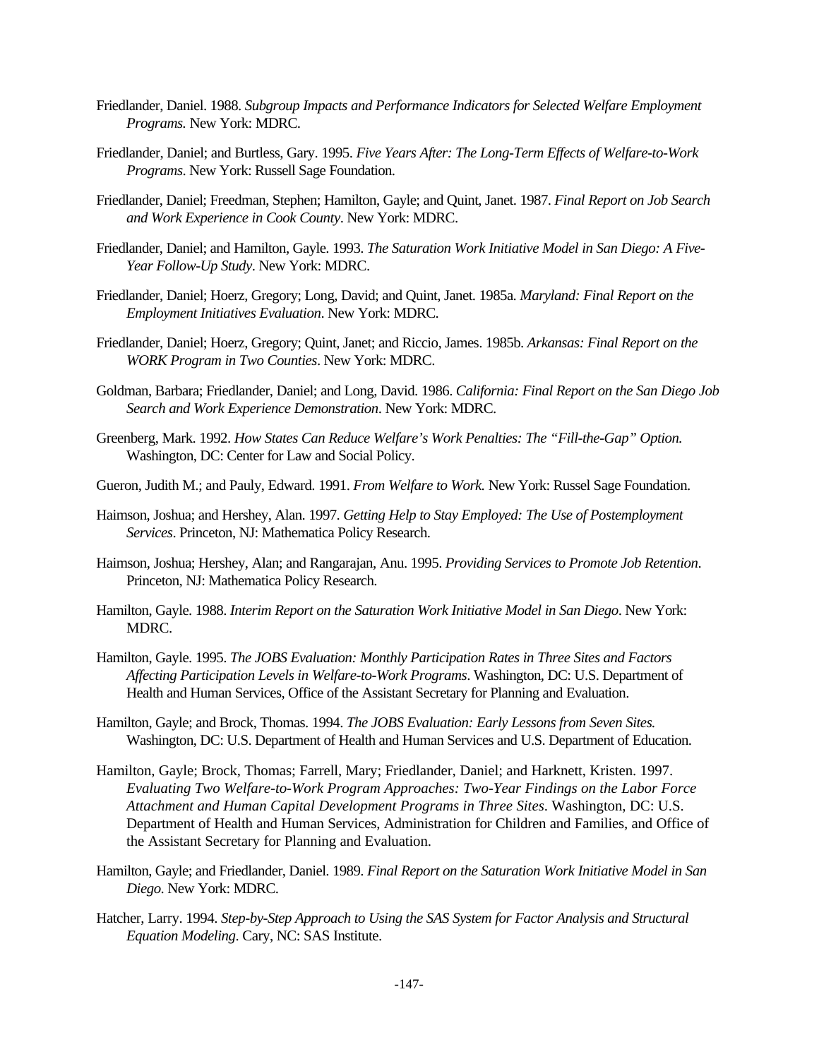Friedlander, Daniel. 1988. *Subgroup Impacts and Performance Indicators for Selected Welfare Employment Programs.* New York: MDRC.

Friedlander, Daniel; and Burtless, Gary. 1995. *Five Years After: The Long-Term Effects of Welfare-to-Work Programs*. New York: Russell Sage Foundation.

Friedlander, Daniel; Freedman, Stephen; Hamilton, Gayle; and Quint, Janet. 1987. *Final Report on Job Search and Work Experience in Cook County*. New York: MDRC.

Friedlander, Daniel; and Hamilton, Gayle. 1993. *The Saturation Work Initiative Model in San Diego: A Five-Year Follow-Up Study*. New York: MDRC.

Friedlander, Daniel; Hoerz, Gregory; Long, David; and Quint, Janet. 1985a. *Maryland: Final Report on the Employment Initiatives Evaluation*. New York: MDRC.

Friedlander, Daniel; Hoerz, Gregory; Quint, Janet; and Riccio, James. 1985b. *Arkansas: Final Report on the WORK Program in Two Counties*. New York: MDRC.

Goldman, Barbara; Friedlander, Daniel; and Long, David. 1986. *California: Final Report on the San Diego Job Search and Work Experience Demonstration*. New York: MDRC.

Greenberg, Mark. 1992. *How States Can Reduce Welfare's Work Penalties: The "Fill-the-Gap" Option.* Washington, DC: Center for Law and Social Policy.

Gueron, Judith M.; and Pauly, Edward. 1991. *From Welfare to Work.* New York: Russel Sage Foundation.

Haimson, Joshua; and Hershey, Alan. 1997. *Getting Help to Stay Employed: The Use of Postemployment Services*. Princeton, NJ: Mathematica Policy Research.

Haimson, Joshua; Hershey, Alan; and Rangarajan, Anu. 1995. *Providing Services to Promote Job Retention*. Princeton, NJ: Mathematica Policy Research.

Hamilton, Gayle. 1988. *Interim Report on the Saturation Work Initiative Model in San Diego*. New York: MDRC.

Hamilton, Gayle. 1995. *The JOBS Evaluation: Monthly Participation Rates in Three Sites and Factors Affecting Participation Levels in Welfare-to-Work Programs*. Washington, DC: U.S. Department of Health and Human Services, Office of the Assistant Secretary for Planning and Evaluation.

Hamilton, Gayle; and Brock, Thomas. 1994. *The JOBS Evaluation: Early Lessons from Seven Sites.* Washington, DC: U.S. Department of Health and Human Services and U.S. Department of Education.

Hamilton, Gayle; Brock, Thomas; Farrell, Mary; Friedlander, Daniel; and Harknett, Kristen. 1997. *Evaluating Two Welfare-to-Work Program Approaches: Two-Year Findings on the Labor Force Attachment and Human Capital Development Programs in Three Sites*. Washington, DC: U.S. Department of Health and Human Services, Administration for Children and Families, and Office of the Assistant Secretary for Planning and Evaluation.

Hamilton, Gayle; and Friedlander, Daniel. 1989. *Final Report on the Saturation Work Initiative Model in San Diego.* New York: MDRC.

Hatcher, Larry. 1994. *Step-by-Step Approach to Using the SAS System for Factor Analysis and Structural Equation Modeling*. Cary, NC: SAS Institute.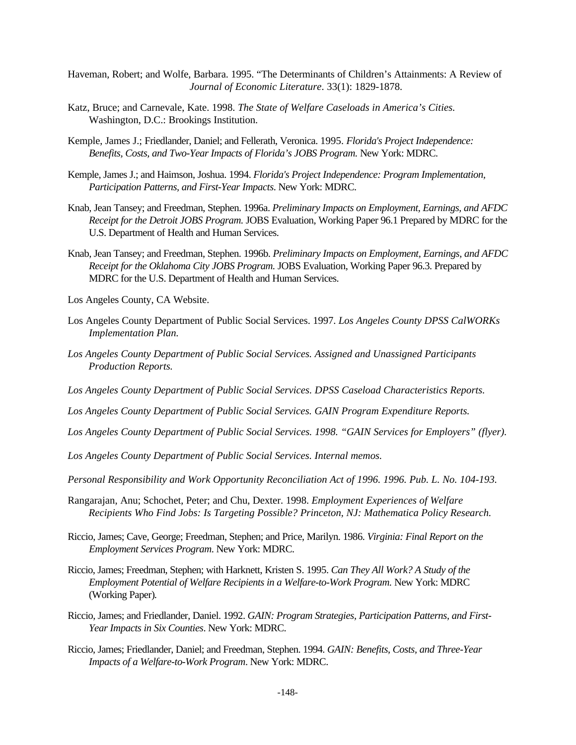Haveman, Robert; and Wolfe, Barbara. 1995. "The Determinants of Children's Attainments: A Review of *Journal of Economic Literature*. 33(1): 1829-1878.

Katz, Bruce; and Carnevale, Kate. 1998. *The State of Welfare Caseloads in America's Cities*. Washington, D.C.: Brookings Institution.

Kemple, James J.; Friedlander, Daniel; and Fellerath, Veronica. 1995. *Florida's Project Independence: Benefits, Costs, and Two-Year Impacts of Florida's JOBS Program.* New York: MDRC.

Kemple, James J.; and Haimson, Joshua. 1994. *Florida's Project Independence: Program Implementation, Participation Patterns, and First-Year Impacts*. New York: MDRC.

Knab, Jean Tansey; and Freedman, Stephen. 1996a. *Preliminary Impacts on Employment, Earnings, and AFDC Receipt for the Detroit JOBS Program.* JOBS Evaluation, Working Paper 96.1 Prepared by MDRC for the U.S. Department of Health and Human Services.

Knab, Jean Tansey; and Freedman, Stephen. 1996b. *Preliminary Impacts on Employment, Earnings, and AFDC Receipt for the Oklahoma City JOBS Program.* JOBS Evaluation, Working Paper 96.3. Prepared by MDRC for the U.S. Department of Health and Human Services.

Los Angeles County, CA Website.

Los Angeles County Department of Public Social Services. 1997. *Los Angeles County DPSS CalWORKs Implementation Plan.*

*Los Angeles County Department of Public Social Services. Assigned and Unassigned Participants Production Reports.*

*Los Angeles County Department of Public Social Services. DPSS Caseload Characteristics Reports.*

*Los Angeles County Department of Public Social Services. GAIN Program Expenditure Reports.*

*Los Angeles County Department of Public Social Services. 1998. "GAIN Services for Employers" (flyer).*

*Los Angeles County Department of Public Social Services. Internal memos.*

*Personal Responsibility and Work Opportunity Reconciliation Act of 1996. 1996. Pub. L. No. 104-193.*

Rangarajan, Anu; Schochet, Peter; and Chu, Dexter. 1998. *Employment Experiences of Welfare Recipients Who Find Jobs: Is Targeting Possible? Princeton, NJ: Mathematica Policy Research.*

Riccio, James; Cave, George; Freedman, Stephen; and Price, Marilyn. 1986. *Virginia: Final Report on the Employment Services Program*. New York: MDRC.

Riccio, James; Freedman, Stephen; with Harknett, Kristen S. 1995. *Can They All Work? A Study of the Employment Potential of Welfare Recipients in a Welfare-to-Work Program.* New York: MDRC (Working Paper).

Riccio, James; and Friedlander, Daniel. 1992. *GAIN: Program Strategies, Participation Patterns, and First-Year Impacts in Six Counties*. New York: MDRC.

Riccio, James; Friedlander, Daniel; and Freedman, Stephen. 1994. *GAIN: Benefits, Costs, and Three-Year Impacts of a Welfare-to-Work Program*. New York: MDRC.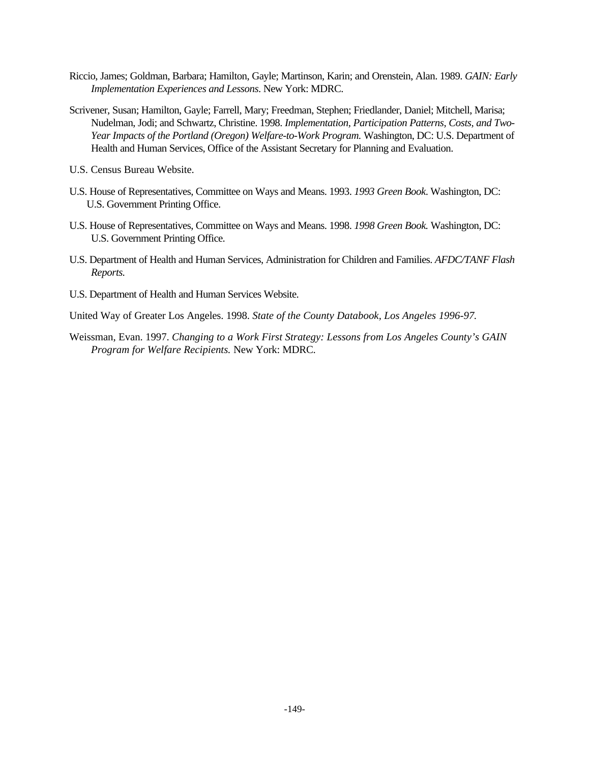Riccio, James; Goldman, Barbara; Hamilton, Gayle; Martinson, Karin; and Orenstein, Alan. 1989. *GAIN: Early Implementation Experiences and Lessons*. New York: MDRC.

Scrivener, Susan; Hamilton, Gayle; Farrell, Mary; Freedman, Stephen; Friedlander, Daniel; Mitchell, Marisa; Nudelman, Jodi; and Schwartz, Christine. 1998. *Implementation, Participation Patterns, Costs, and Two-Year Impacts of the Portland (Oregon) Welfare-to-Work Program.* Washington, DC: U.S. Department of Health and Human Services, Office of the Assistant Secretary for Planning and Evaluation.

U.S. Census Bureau Website.

U.S. House of Representatives, Committee on Ways and Means. 1993. *1993 Green Book*. Washington, DC: U.S. Government Printing Office.

U.S. House of Representatives, Committee on Ways and Means. 1998. *1998 Green Book.* Washington, DC: U.S. Government Printing Office.

U.S. Department of Health and Human Services, Administration for Children and Families. *AFDC/TANF Flash Reports.*

U.S. Department of Health and Human Services Website.

United Way of Greater Los Angeles. 1998. *State of the County Databook, Los Angeles 1996-97.*

Weissman, Evan. 1997. *Changing to a Work First Strategy: Lessons from Los Angeles County's GAIN Program for Welfare Recipients.* New York: MDRC.